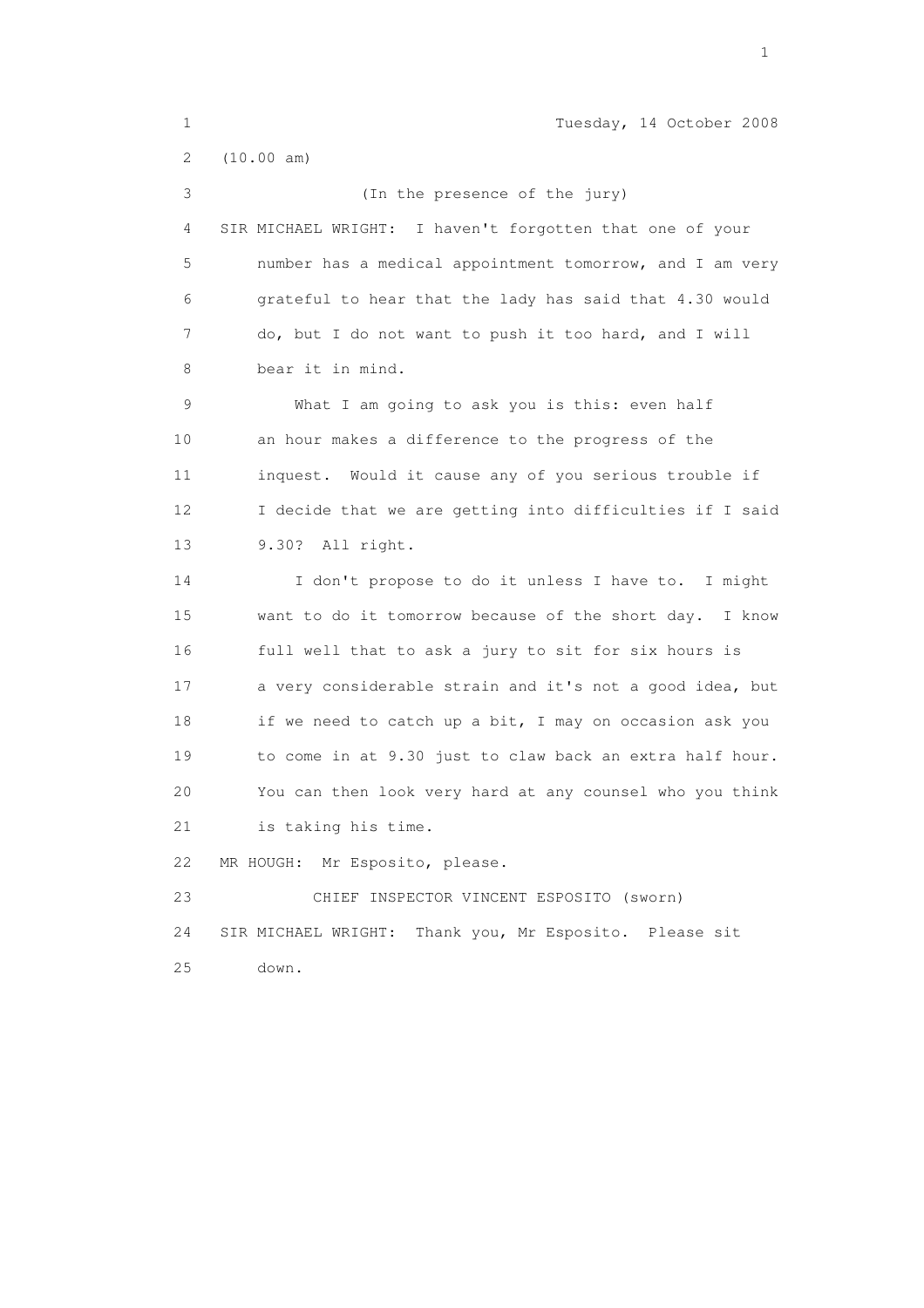Tuesday, 14 October 2008

(10.00 am)

(In the presence of the jury)

SIR MICHAEL WRIGHT: I haven't forgotten that one of your number has a medical appointment tomorrow, and I am very grateful to hear that the lady has said that 4.30 would do, but I do not want to push it too hard, and I will bear it in mind.

What I am going to ask you is this: even half an hour makes a difference to the progress of the inquest. Would it cause any of you serious trouble if I decide that we are getting into difficulties if I said 9.30? All right.

I don't propose to do it unless I have to. I might want to do it tomorrow because of the short day. I know full well that to ask a jury to sit for six hours is a very considerable strain and it's not a good idea, but if we need to catch up a bit, I may on occasion ask you to come in at 9.30 just to claw back an extra half hour. You can then look very hard at any counsel who you think is taking his time.

MR HOUGH: Mr Esposito, please.

CHIEF INSPECTOR VINCENT ESPOSITO (sworn)

SIR MICHAEL WRIGHT: Thank you, Mr Esposito. Please sit down.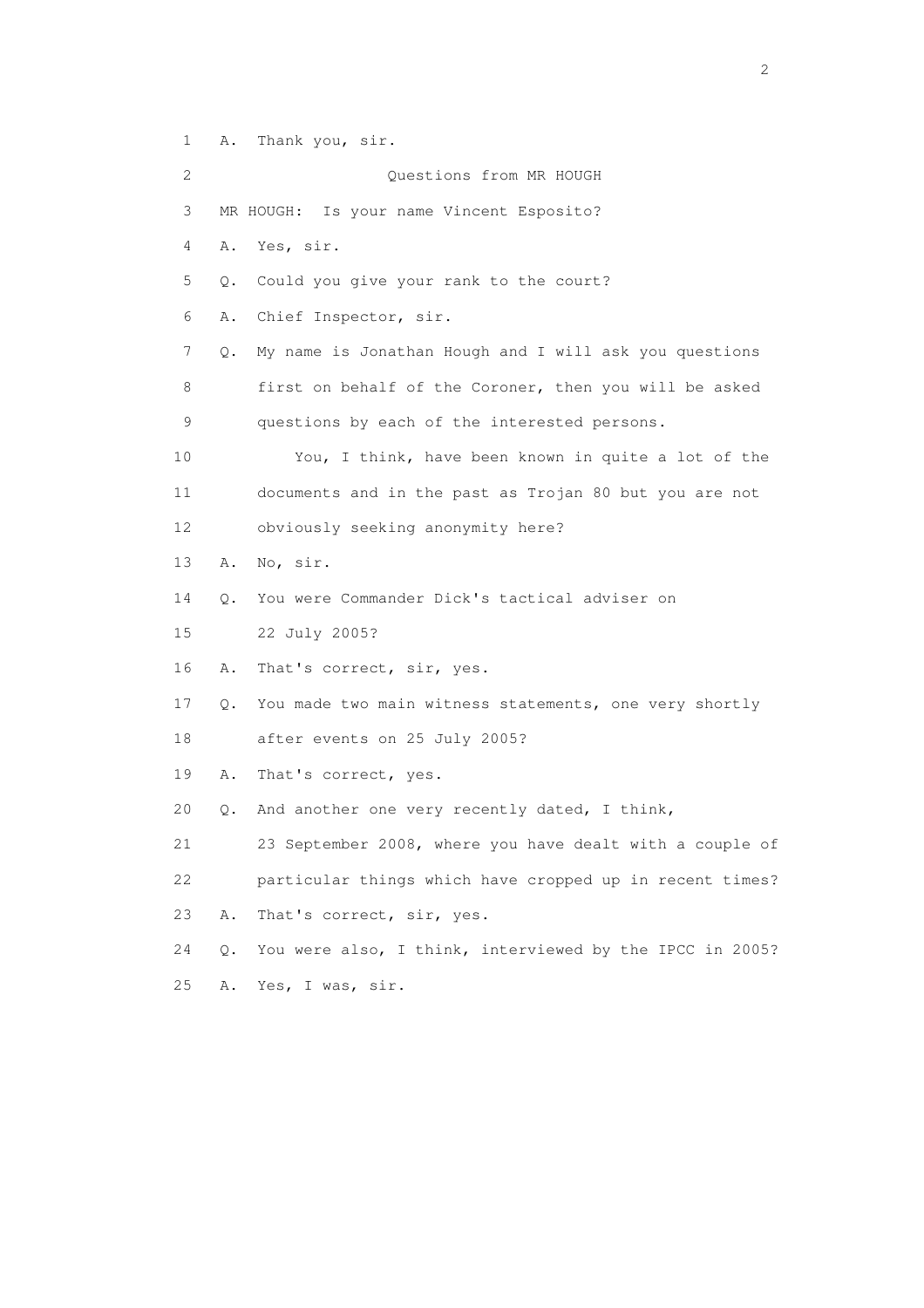1 A. Thank you, sir.

2 Questions from MR HOUGH

3 MR HOUGH: Is your name Vincent Esposito?

4 A. Yes, sir.

5 Q. Could you give your rank to the court?

6 A. Chief Inspector, sir.

7 Q. My name is Jonathan Hough and I will ask you questions

8 first on behalf of the Coroner, then you will be asked

9 questions by each of the interested persons.

10 You, I think, have been known in quite a lot of the

11 documents and in the past as Trojan 80 but you are not

12 obviously seeking anonymity here?

13 A. No, sir.

14 Q. You were Commander Dick's tactical adviser on

15 22 July 2005?

16 A. That's correct, sir, yes.

17 Q. You made two main witness statements, one very shortly

18 after events on 25 July 2005?

19 A. That's correct, yes.

20 Q. And another one very recently dated, I think,

21 23 September 2008, where you have dealt with a couple of

22 particular things which have cropped up in recent times?

23 A. That's correct, sir, yes.

24 Q. You were also, I think, interviewed by the IPCC in 2005?

25 A. Yes, I was, sir.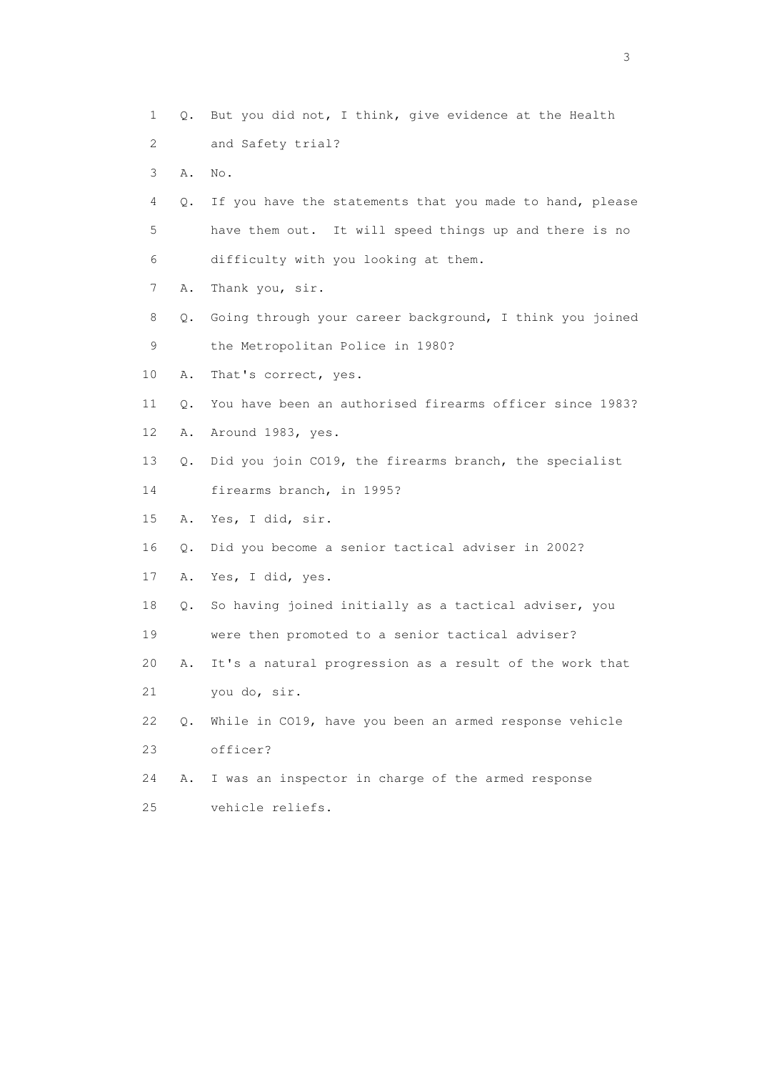1 Q. But you did not, I think, give evidence at the Health
2 and Safety trial?
3 A. No.
4 Q. If you have the statements that you made to hand, please
5 have them out. It will speed things up and there is no
6 difficulty with you looking at them.
7 A. Thank you, sir.
8 Q. Going through your career background, I think you joined
9 the Metropolitan Police in 1980?
10 A. That's correct, yes.
11 Q. You have been an authorised firearms officer since 1983?
12 A. Around 1983, yes.
13 Q. Did you join CO19, the firearms branch, the specialist
14 firearms branch, in 1995?
15 A. Yes, I did, sir.
16 Q. Did you become a senior tactical adviser in 2002?
17 A. Yes, I did, yes.
18 Q. So having joined initially as a tactical adviser, you
19 were then promoted to a senior tactical adviser?
20 A. It's a natural progression as a result of the work that
21 you do, sir.
22 Q. While in CO19, have you been an armed response vehicle
23 officer?
24 A. I was an inspector in charge of the armed response
25 vehicle reliefs.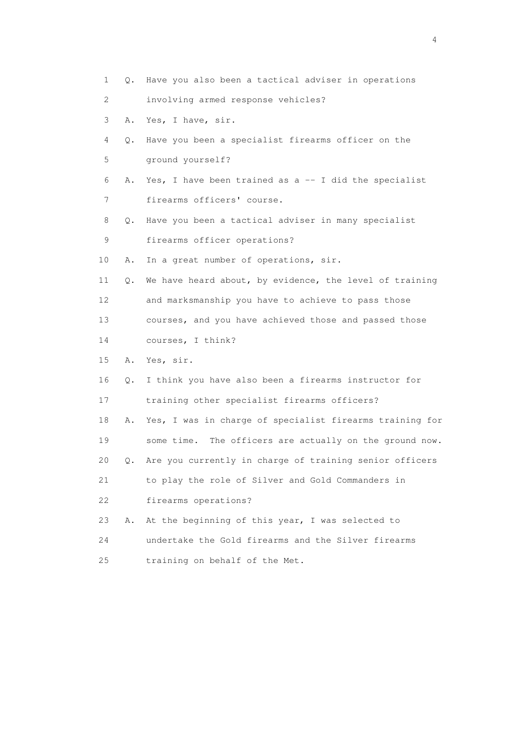1 Q. Have you also been a tactical adviser in operations
2 involving armed response vehicles?
3 A. Yes, I have, sir.
4 Q. Have you been a specialist firearms officer on the
5 ground yourself?
6 A. Yes, I have been trained as a -- I did the specialist
7 firearms officers' course.
8 Q. Have you been a tactical adviser in many specialist
9 firearms officer operations?
10 A. In a great number of operations, sir.
11 Q. We have heard about, by evidence, the level of training
12 and marksmanship you have to achieve to pass those
13 courses, and you have achieved those and passed those
14 courses, I think?
15 A. Yes, sir.
16 Q. I think you have also been a firearms instructor for
17 training other specialist firearms officers?
18 A. Yes, I was in charge of specialist firearms training for
19 some time. The officers are actually on the ground now.
20 Q. Are you currently in charge of training senior officers
21 to play the role of Silver and Gold Commanders in
22 firearms operations?
23 A. At the beginning of this year, I was selected to
24 undertake the Gold firearms and the Silver firearms
25 training on behalf of the Met.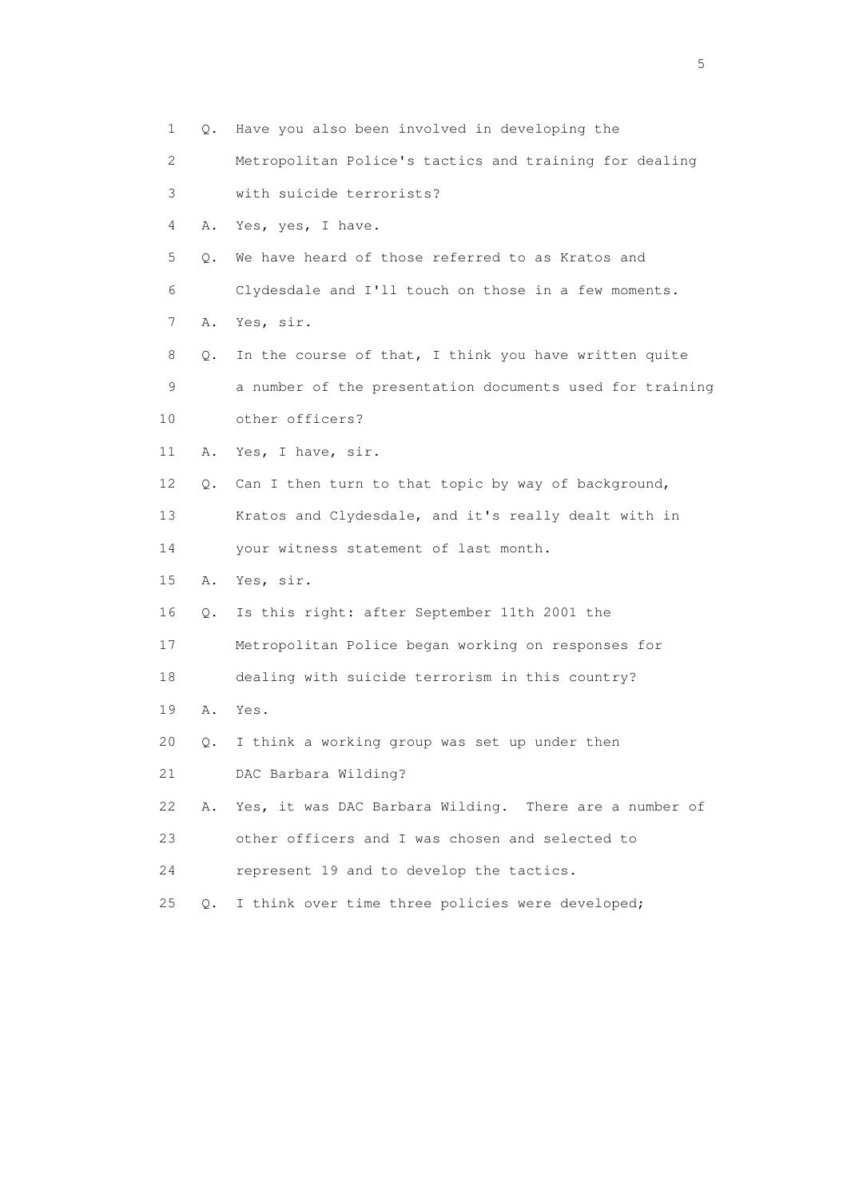1 Q. Have you also been involved in developing the
2 Metropolitan Police's tactics and training for dealing
3 with suicide terrorists?
4 A. Yes, yes, I have.
5 Q. We have heard of those referred to as Kratos and
6 Clydesdale and I'll touch on those in a few moments.
7 A. Yes, sir.
8 Q. In the course of that, I think you have written quite
9 a number of the presentation documents used for training
10 other officers?
11 A. Yes, I have, sir.
12 Q. Can I then turn to that topic by way of background,
13 Kratos and Clydesdale, and it's really dealt with in
14 your witness statement of last month.
15 A. Yes, sir.
16 Q. Is this right: after September 11th 2001 the
17 Metropolitan Police began working on responses for
18 dealing with suicide terrorism in this country?
19 A. Yes.
20 Q. I think a working group was set up under then
21 DAC Barbara Wilding?
22 A. Yes, it was DAC Barbara Wilding. There are a number of
23 other officers and I was chosen and selected to
24 represent 19 and to develop the tactics.
25 Q. I think over time three policies were developed;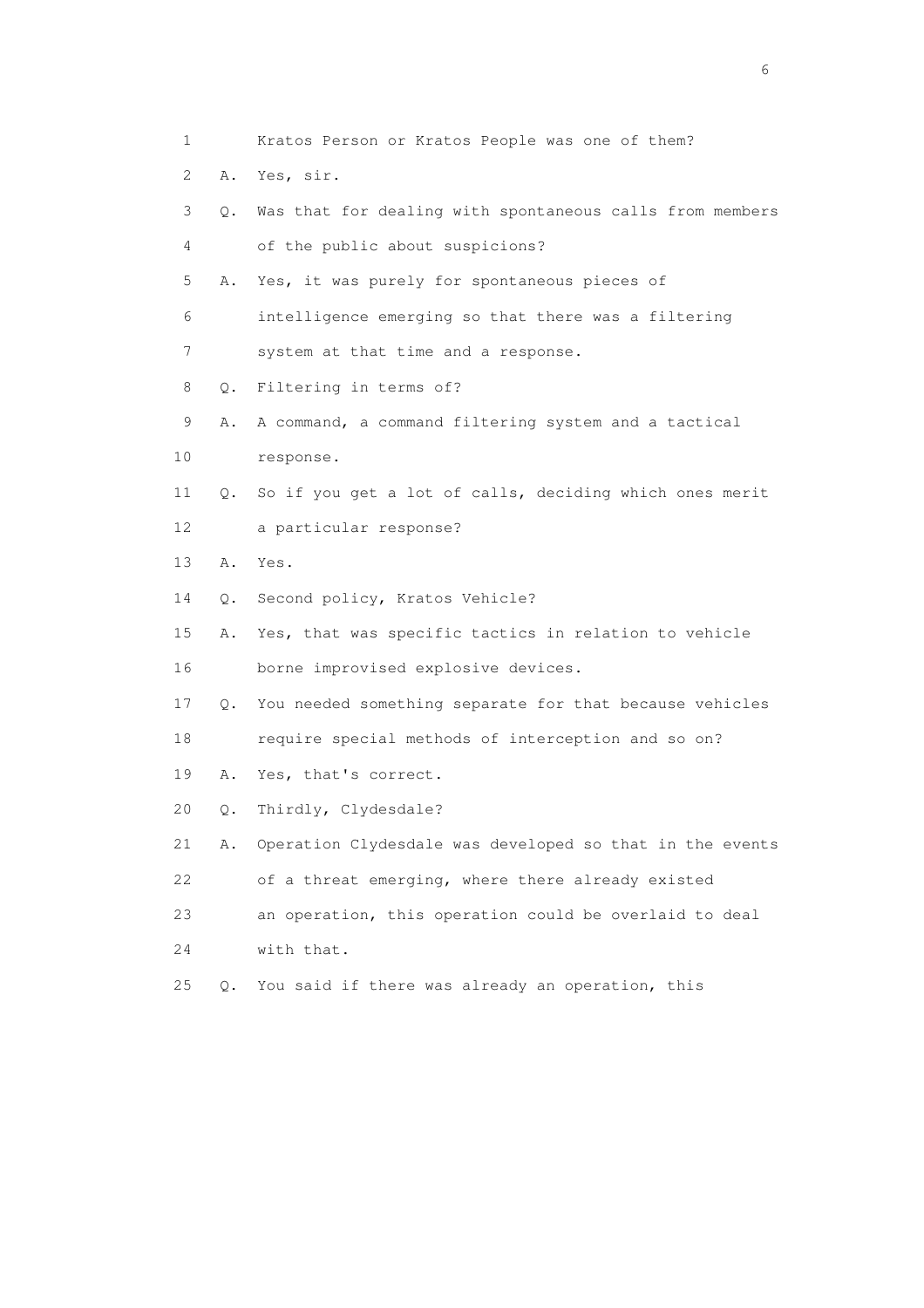1        Kratos Person or Kratos People was one of them?

2    A.  Yes, sir.

3    Q.  Was that for dealing with spontaneous calls from members

4        of the public about suspicions?

5    A.  Yes, it was purely for spontaneous pieces of

6        intelligence emerging so that there was a filtering

7        system at that time and a response.

8    Q.  Filtering in terms of?

9    A.  A command, a command filtering system and a tactical

10       response.

11   Q.  So if you get a lot of calls, deciding which ones merit

12       a particular response?

13   A.  Yes.

14   Q.  Second policy, Kratos Vehicle?

15   A.  Yes, that was specific tactics in relation to vehicle

16       borne improvised explosive devices.

17   Q.  You needed something separate for that because vehicles

18       require special methods of interception and so on?

19   A.  Yes, that's correct.

20   Q.  Thirdly, Clydesdale?

21   A.  Operation Clydesdale was developed so that in the events

22       of a threat emerging, where there already existed

23       an operation, this operation could be overlaid to deal

24       with that.

25   Q.  You said if there was already an operation, this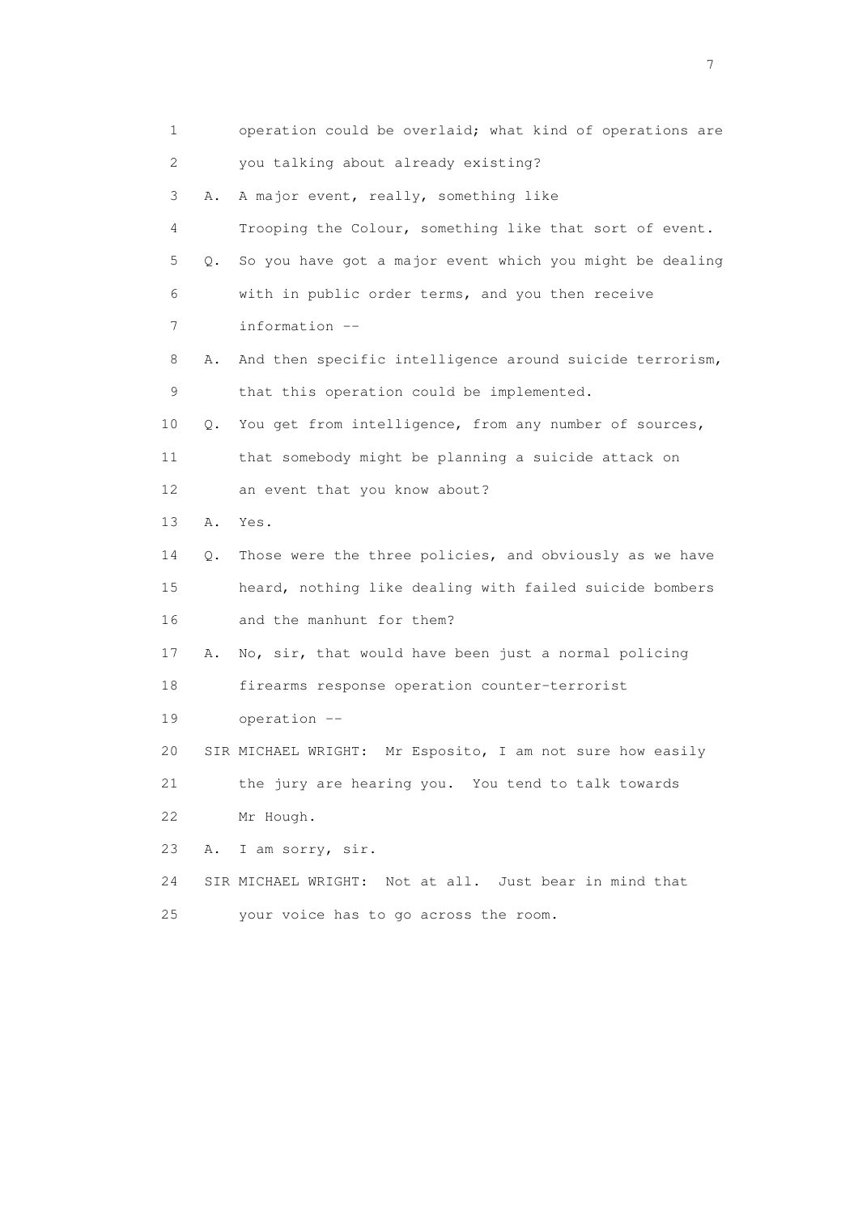1 operation could be overlaid; what kind of operations are
2 you talking about already existing?
3 A. A major event, really, something like
4 Trooping the Colour, something like that sort of event.
5 Q. So you have got a major event which you might be dealing
6 with in public order terms, and you then receive
7 information --
8 A. And then specific intelligence around suicide terrorism,
9 that this operation could be implemented.
10 Q. You get from intelligence, from any number of sources,
11 that somebody might be planning a suicide attack on
12 an event that you know about?
13 A. Yes.
14 Q. Those were the three policies, and obviously as we have
15 heard, nothing like dealing with failed suicide bombers
16 and the manhunt for them?
17 A. No, sir, that would have been just a normal policing
18 firearms response operation counter-terrorist
19 operation --
20 SIR MICHAEL WRIGHT: Mr Esposito, I am not sure how easily
21 the jury are hearing you. You tend to talk towards
22 Mr Hough.
23 A. I am sorry, sir.
24 SIR MICHAEL WRIGHT: Not at all. Just bear in mind that
25 your voice has to go across the room.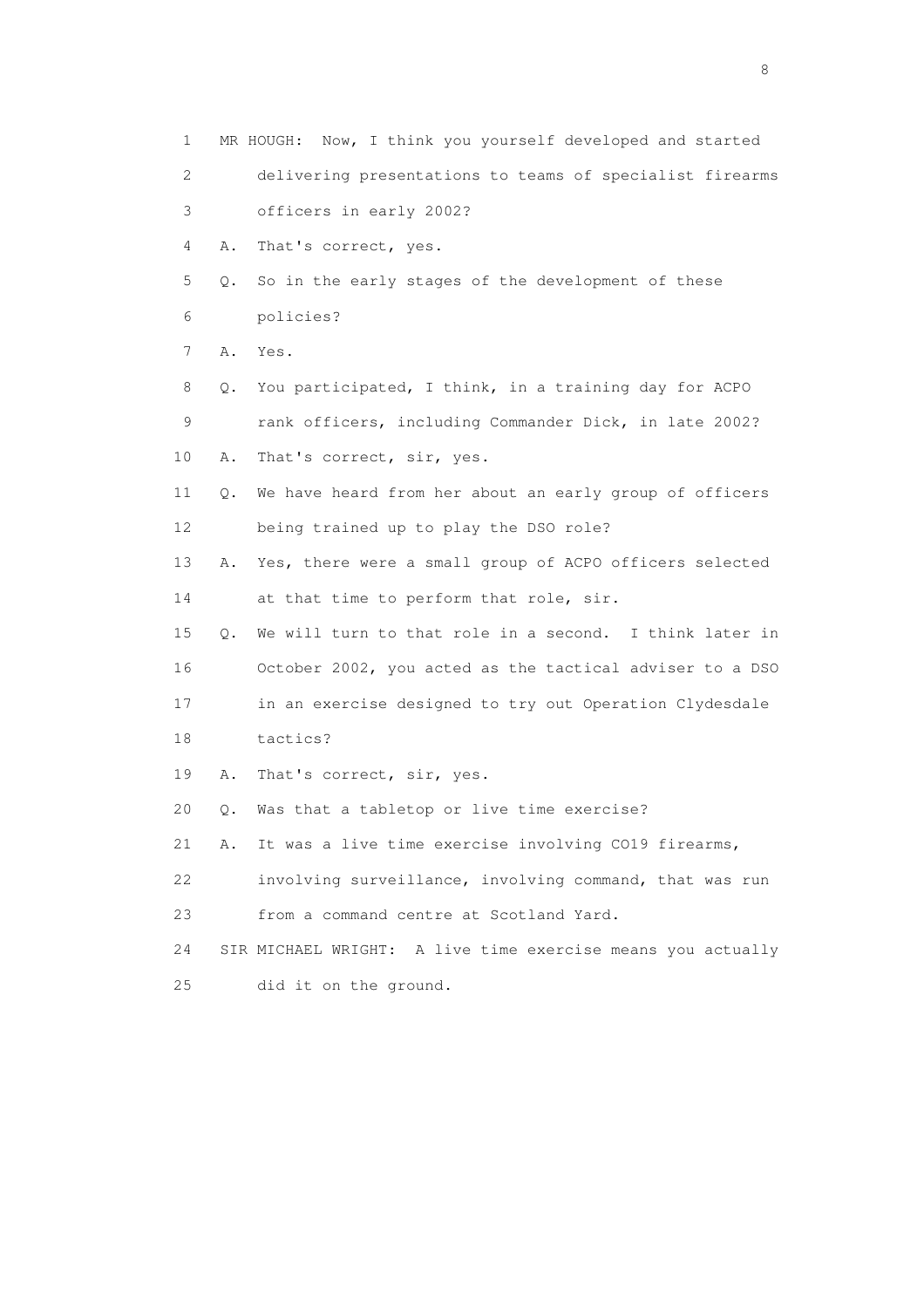1 MR HOUGH: Now, I think you yourself developed and started
2 delivering presentations to teams of specialist firearms
3 officers in early 2002?
4 A. That's correct, yes.
5 Q. So in the early stages of the development of these
6 policies?
7 A. Yes.
8 Q. You participated, I think, in a training day for ACPO
9 rank officers, including Commander Dick, in late 2002?
10 A. That's correct, sir, yes.
11 Q. We have heard from her about an early group of officers
12 being trained up to play the DSO role?
13 A. Yes, there were a small group of ACPO officers selected
14 at that time to perform that role, sir.
15 Q. We will turn to that role in a second. I think later in
16 October 2002, you acted as the tactical adviser to a DSO
17 in an exercise designed to try out Operation Clydesdale
18 tactics?
19 A. That's correct, sir, yes.
20 Q. Was that a tabletop or live time exercise?
21 A. It was a live time exercise involving CO19 firearms,
22 involving surveillance, involving command, that was run
23 from a command centre at Scotland Yard.
24 SIR MICHAEL WRIGHT: A live time exercise means you actually
25 did it on the ground.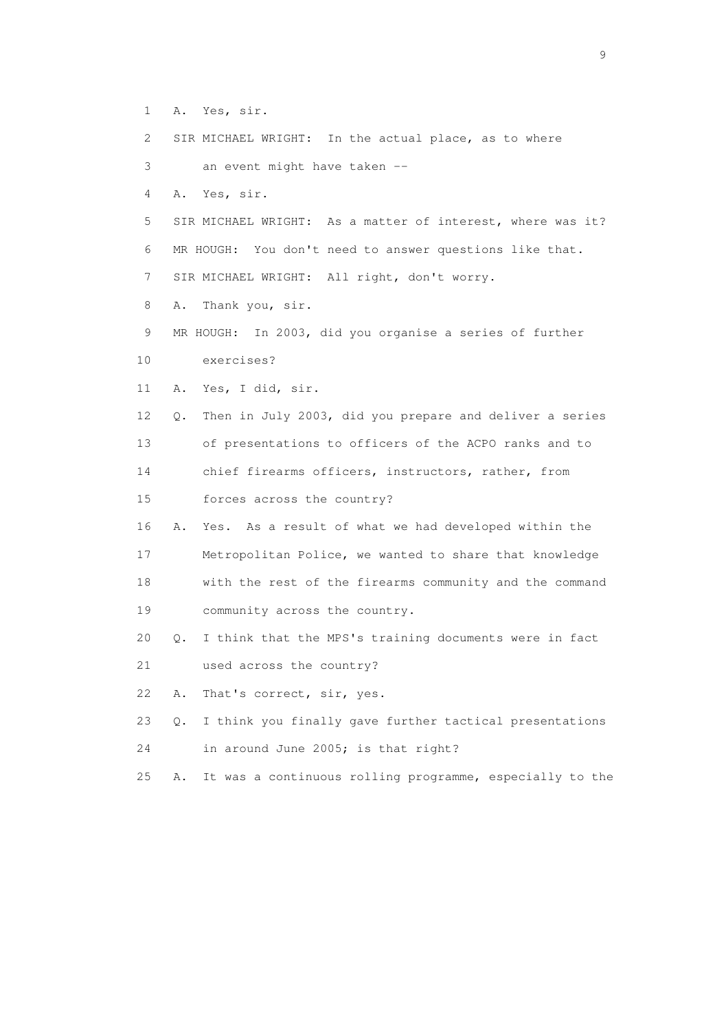1 A. Yes, sir.

2 SIR MICHAEL WRIGHT: In the actual place, as to where

3 an event might have taken --

4 A. Yes, sir.

5 SIR MICHAEL WRIGHT: As a matter of interest, where was it?

6 MR HOUGH: You don't need to answer questions like that.

7 SIR MICHAEL WRIGHT: All right, don't worry.

8 A. Thank you, sir.

9 MR HOUGH: In 2003, did you organise a series of further

10 exercises?

11 A. Yes, I did, sir.

12 Q. Then in July 2003, did you prepare and deliver a series

13 of presentations to officers of the ACPO ranks and to

14 chief firearms officers, instructors, rather, from

15 forces across the country?

16 A. Yes. As a result of what we had developed within the

17 Metropolitan Police, we wanted to share that knowledge

18 with the rest of the firearms community and the command

19 community across the country.

20 Q. I think that the MPS's training documents were in fact

21 used across the country?

22 A. That's correct, sir, yes.

23 Q. I think you finally gave further tactical presentations

24 in around June 2005; is that right?

25 A. It was a continuous rolling programme, especially to the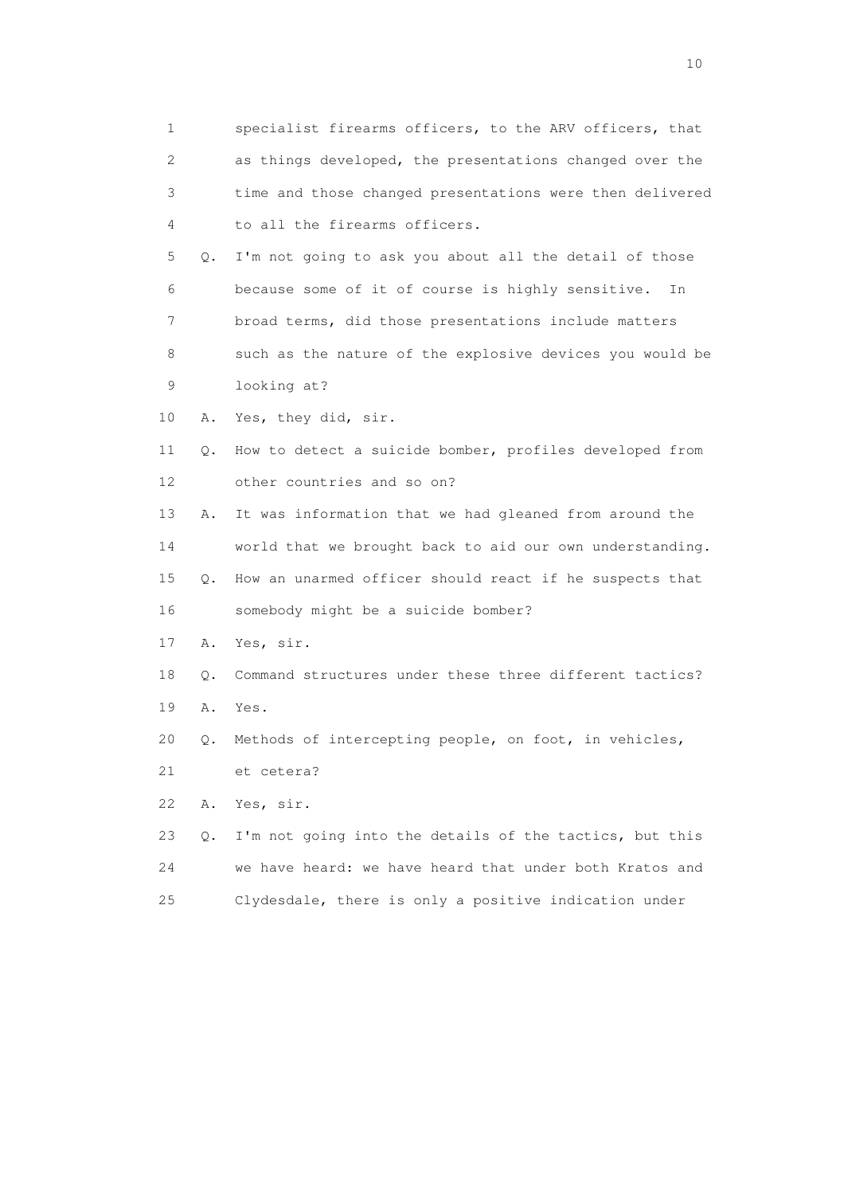1 specialist firearms officers, to the ARV officers, that
2 as things developed, the presentations changed over the
3 time and those changed presentations were then delivered
4 to all the firearms officers.

5 Q. I'm not going to ask you about all the detail of those
6 because some of it of course is highly sensitive. In
7 broad terms, did those presentations include matters
8 such as the nature of the explosive devices you would be
9 looking at?

10 A. Yes, they did, sir.

11 Q. How to detect a suicide bomber, profiles developed from
12 other countries and so on?

13 A. It was information that we had gleaned from around the
14 world that we brought back to aid our own understanding.

15 Q. How an unarmed officer should react if he suspects that
16 somebody might be a suicide bomber?

17 A. Yes, sir.

18 Q. Command structures under these three different tactics?

19 A. Yes.

20 Q. Methods of intercepting people, on foot, in vehicles,
21 et cetera?

22 A. Yes, sir.

23 Q. I'm not going into the details of the tactics, but this
24 we have heard: we have heard that under both Kratos and
25 Clydesdale, there is only a positive indication under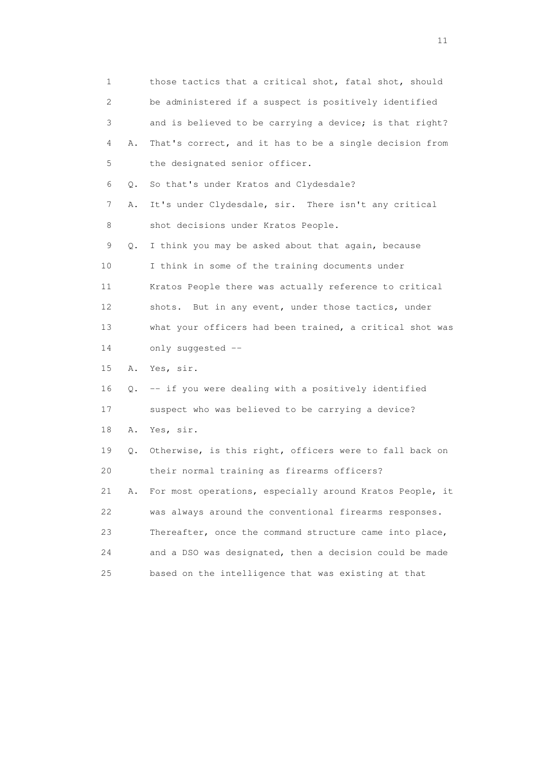1 those tactics that a critical shot, fatal shot, should
2 be administered if a suspect is positively identified
3 and is believed to be carrying a device; is that right?
4 A. That's correct, and it has to be a single decision from
5 the designated senior officer.
6 Q. So that's under Kratos and Clydesdale?
7 A. It's under Clydesdale, sir. There isn't any critical
8 shot decisions under Kratos People.
9 Q. I think you may be asked about that again, because
10 I think in some of the training documents under
11 Kratos People there was actually reference to critical
12 shots. But in any event, under those tactics, under
13 what your officers had been trained, a critical shot was
14 only suggested --
15 A. Yes, sir.
16 Q. -- if you were dealing with a positively identified
17 suspect who was believed to be carrying a device?
18 A. Yes, sir.
19 Q. Otherwise, is this right, officers were to fall back on
20 their normal training as firearms officers?
21 A. For most operations, especially around Kratos People, it
22 was always around the conventional firearms responses.
23 Thereafter, once the command structure came into place,
24 and a DSO was designated, then a decision could be made
25 based on the intelligence that was existing at that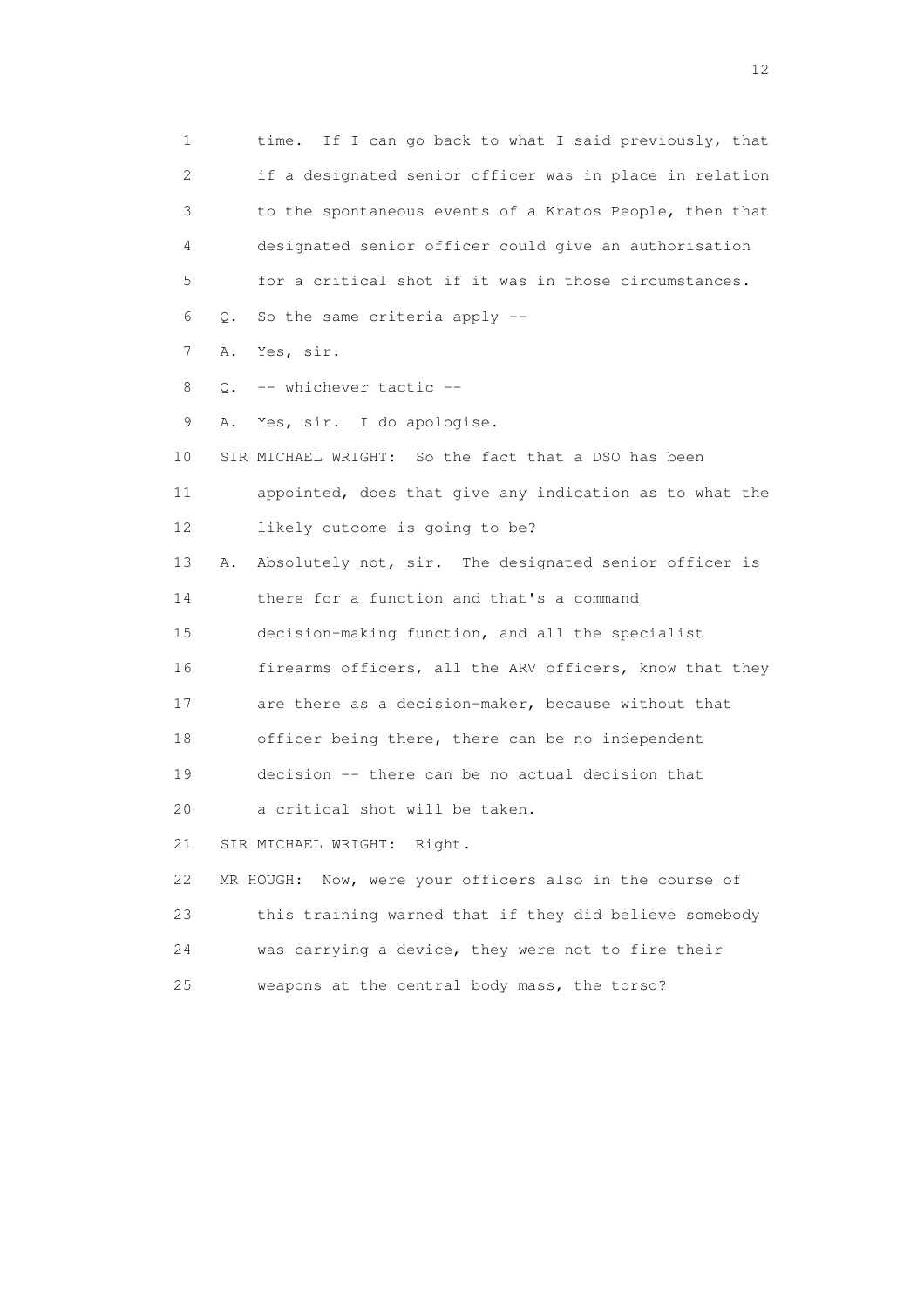1 time. If I can go back to what I said previously, that
2 if a designated senior officer was in place in relation
3 to the spontaneous events of a Kratos People, then that
4 designated senior officer could give an authorisation
5 for a critical shot if it was in those circumstances.
6 Q. So the same criteria apply --
7 A. Yes, sir.
8 Q. -- whichever tactic --
9 A. Yes, sir. I do apologise.
10 SIR MICHAEL WRIGHT: So the fact that a DSO has been
11 appointed, does that give any indication as to what the
12 likely outcome is going to be?
13 A. Absolutely not, sir. The designated senior officer is
14 there for a function and that's a command
15 decision-making function, and all the specialist
16 firearms officers, all the ARV officers, know that they
17 are there as a decision-maker, because without that
18 officer being there, there can be no independent
19 decision -- there can be no actual decision that
20 a critical shot will be taken.
21 SIR MICHAEL WRIGHT: Right.
22 MR HOUGH: Now, were your officers also in the course of
23 this training warned that if they did believe somebody
24 was carrying a device, they were not to fire their
25 weapons at the central body mass, the torso?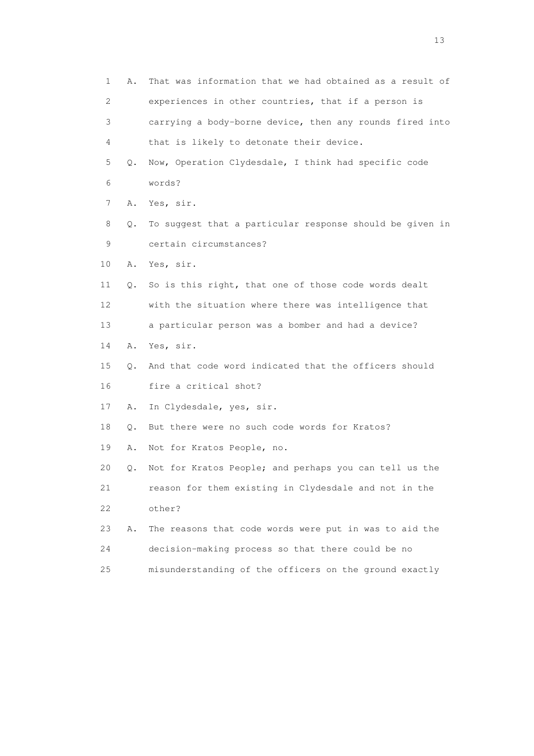1 A. That was information that we had obtained as a result of
2 experiences in other countries, that if a person is
3 carrying a body-borne device, then any rounds fired into
4 that is likely to detonate their device.
5 Q. Now, Operation Clydesdale, I think had specific code
6 words?
7 A. Yes, sir.
8 Q. To suggest that a particular response should be given in
9 certain circumstances?
10 A. Yes, sir.
11 Q. So is this right, that one of those code words dealt
12 with the situation where there was intelligence that
13 a particular person was a bomber and had a device?
14 A. Yes, sir.
15 Q. And that code word indicated that the officers should
16 fire a critical shot?
17 A. In Clydesdale, yes, sir.
18 Q. But there were no such code words for Kratos?
19 A. Not for Kratos People, no.
20 Q. Not for Kratos People; and perhaps you can tell us the
21 reason for them existing in Clydesdale and not in the
22 other?
23 A. The reasons that code words were put in was to aid the
24 decision-making process so that there could be no
25 misunderstanding of the officers on the ground exactly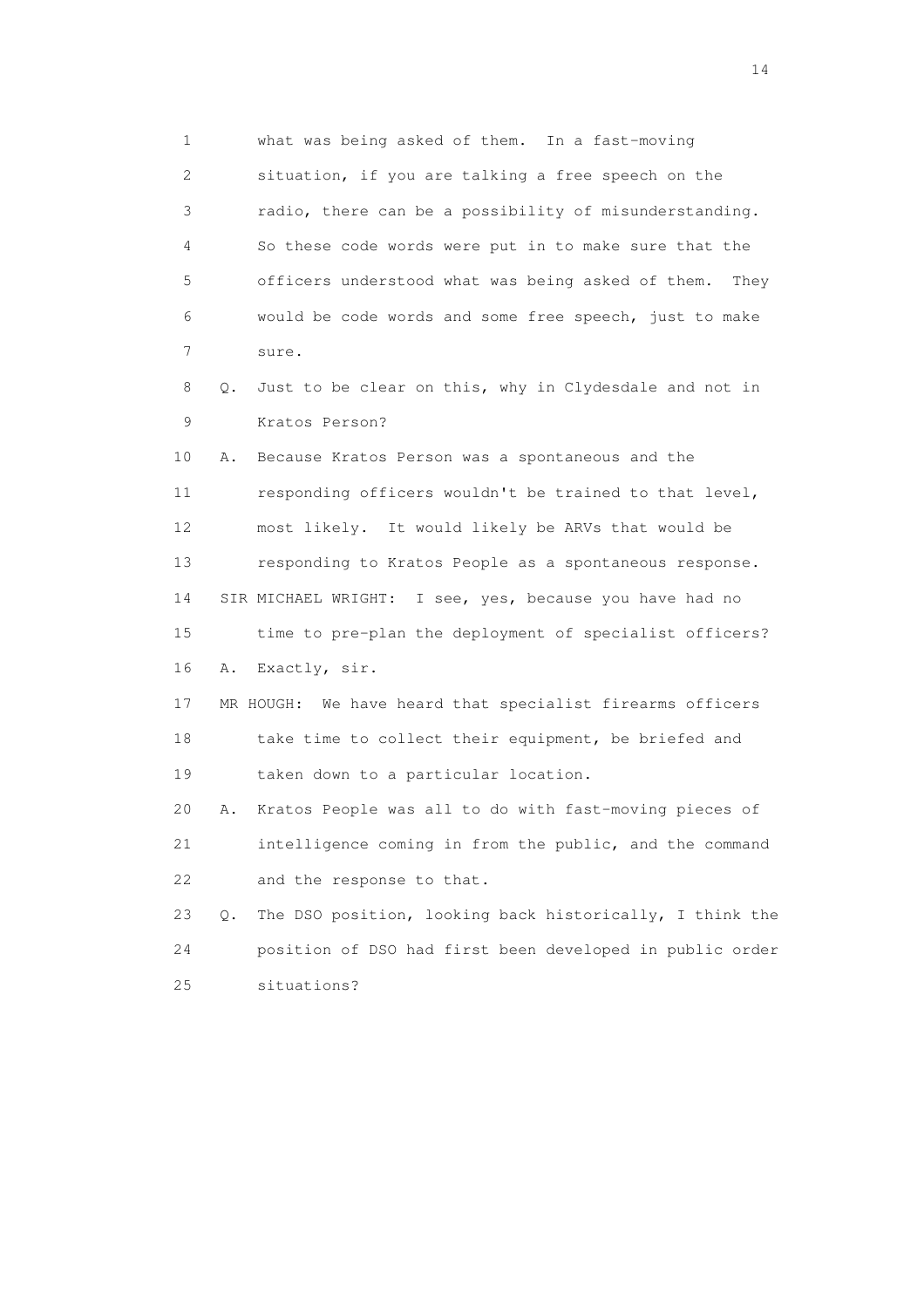1 what was being asked of them. In a fast-moving
2 situation, if you are talking a free speech on the
3 radio, there can be a possibility of misunderstanding.
4 So these code words were put in to make sure that the
5 officers understood what was being asked of them. They
6 would be code words and some free speech, just to make
7 sure.

8 Q. Just to be clear on this, why in Clydesdale and not in
9 Kratos Person?

10 A. Because Kratos Person was a spontaneous and the
11 responding officers wouldn't be trained to that level,
12 most likely. It would likely be ARVs that would be
13 responding to Kratos People as a spontaneous response.

14 SIR MICHAEL WRIGHT: I see, yes, because you have had no
15 time to pre-plan the deployment of specialist officers?

16 A. Exactly, sir.

17 MR HOUGH: We have heard that specialist firearms officers
18 take time to collect their equipment, be briefed and
19 taken down to a particular location.

20 A. Kratos People was all to do with fast-moving pieces of
21 intelligence coming in from the public, and the command
22 and the response to that.

23 Q. The DSO position, looking back historically, I think the
24 position of DSO had first been developed in public order
25 situations?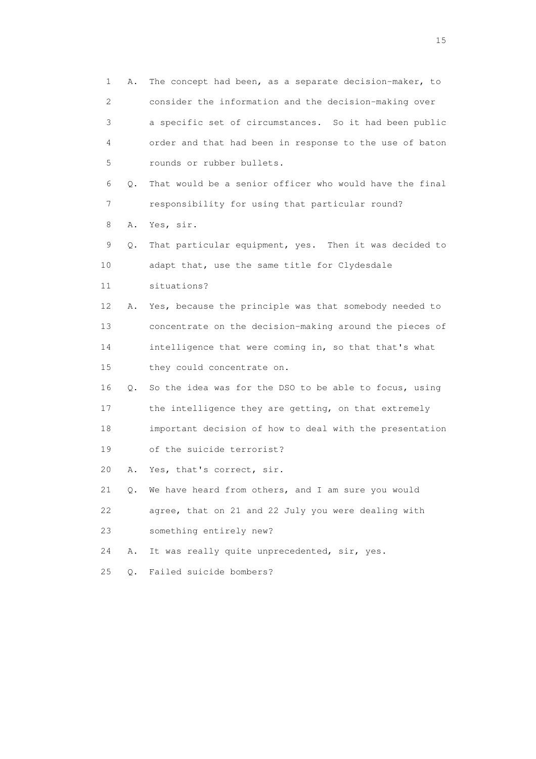1 A. The concept had been, as a separate decision-maker, to
2 consider the information and the decision-making over
3 a specific set of circumstances. So it had been public
4 order and that had been in response to the use of baton
5 rounds or rubber bullets.
6 Q. That would be a senior officer who would have the final
7 responsibility for using that particular round?
8 A. Yes, sir.
9 Q. That particular equipment, yes. Then it was decided to
10 adapt that, use the same title for Clydesdale
11 situations?
12 A. Yes, because the principle was that somebody needed to
13 concentrate on the decision-making around the pieces of
14 intelligence that were coming in, so that that's what
15 they could concentrate on.
16 Q. So the idea was for the DSO to be able to focus, using
17 the intelligence they are getting, on that extremely
18 important decision of how to deal with the presentation
19 of the suicide terrorist?
20 A. Yes, that's correct, sir.
21 Q. We have heard from others, and I am sure you would
22 agree, that on 21 and 22 July you were dealing with
23 something entirely new?
24 A. It was really quite unprecedented, sir, yes.
25 Q. Failed suicide bombers?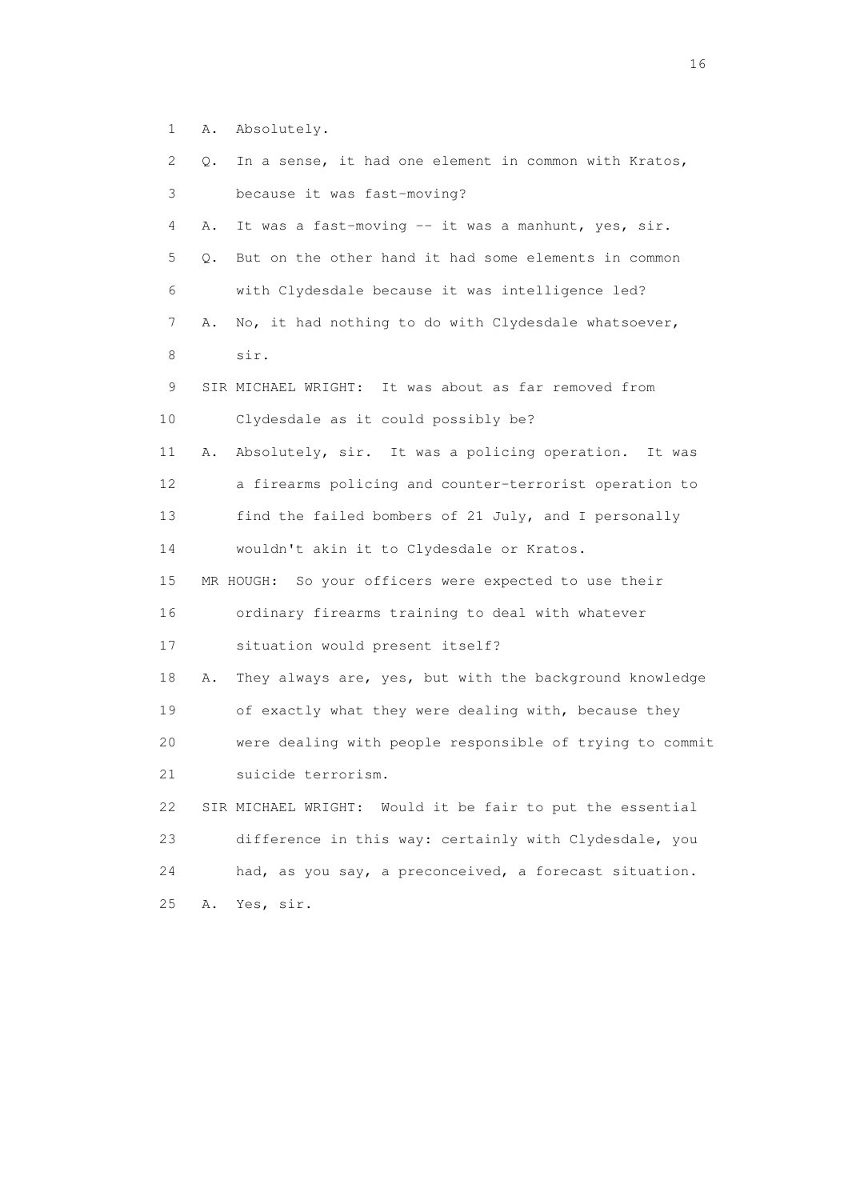1 A. Absolutely.

2 Q. In a sense, it had one element in common with Kratos,

3 because it was fast-moving?

4 A. It was a fast-moving -- it was a manhunt, yes, sir.

5 Q. But on the other hand it had some elements in common

6 with Clydesdale because it was intelligence led?

7 A. No, it had nothing to do with Clydesdale whatsoever,

8 sir.

9 SIR MICHAEL WRIGHT: It was about as far removed from

10 Clydesdale as it could possibly be?

11 A. Absolutely, sir. It was a policing operation. It was

12 a firearms policing and counter-terrorist operation to

13 find the failed bombers of 21 July, and I personally

14 wouldn't akin it to Clydesdale or Kratos.

15 MR HOUGH: So your officers were expected to use their

16 ordinary firearms training to deal with whatever

17 situation would present itself?

18 A. They always are, yes, but with the background knowledge

19 of exactly what they were dealing with, because they

20 were dealing with people responsible of trying to commit

21 suicide terrorism.

22 SIR MICHAEL WRIGHT: Would it be fair to put the essential

23 difference in this way: certainly with Clydesdale, you

24 had, as you say, a preconceived, a forecast situation.

25 A. Yes, sir.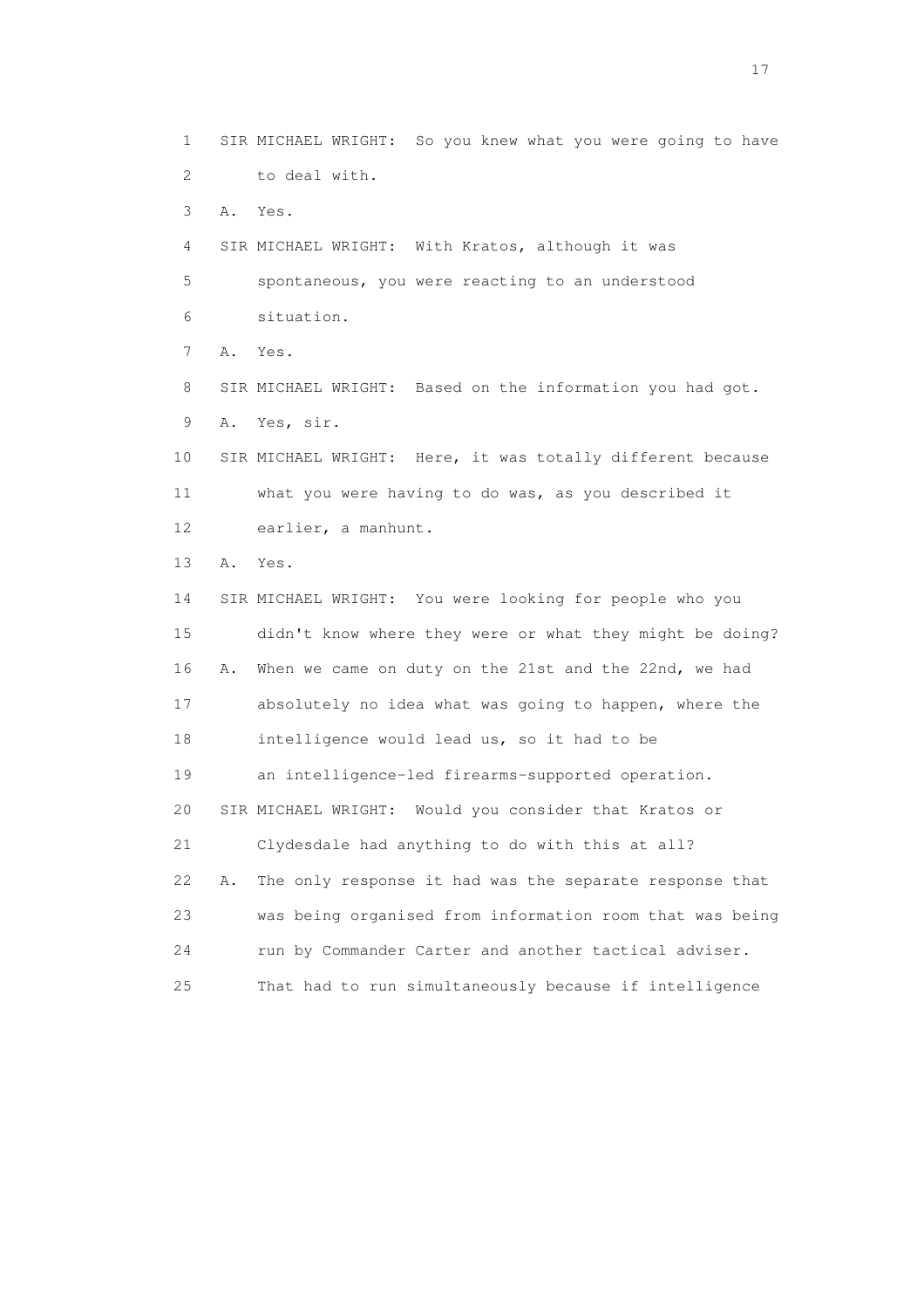SIR MICHAEL WRIGHT: So you knew what you were going to have to deal with.

A. Yes.

SIR MICHAEL WRIGHT: With Kratos, although it was spontaneous, you were reacting to an understood situation.

A. Yes.

SIR MICHAEL WRIGHT: Based on the information you had got.

A. Yes, sir.

SIR MICHAEL WRIGHT: Here, it was totally different because what you were having to do was, as you described it earlier, a manhunt.

A. Yes.

SIR MICHAEL WRIGHT: You were looking for people who you didn't know where they were or what they might be doing?

A. When we came on duty on the 21st and the 22nd, we had absolutely no idea what was going to happen, where the intelligence would lead us, so it had to be an intelligence-led firearms-supported operation.

SIR MICHAEL WRIGHT: Would you consider that Kratos or Clydesdale had anything to do with this at all?

A. The only response it had was the separate response that was being organised from information room that was being run by Commander Carter and another tactical adviser. That had to run simultaneously because if intelligence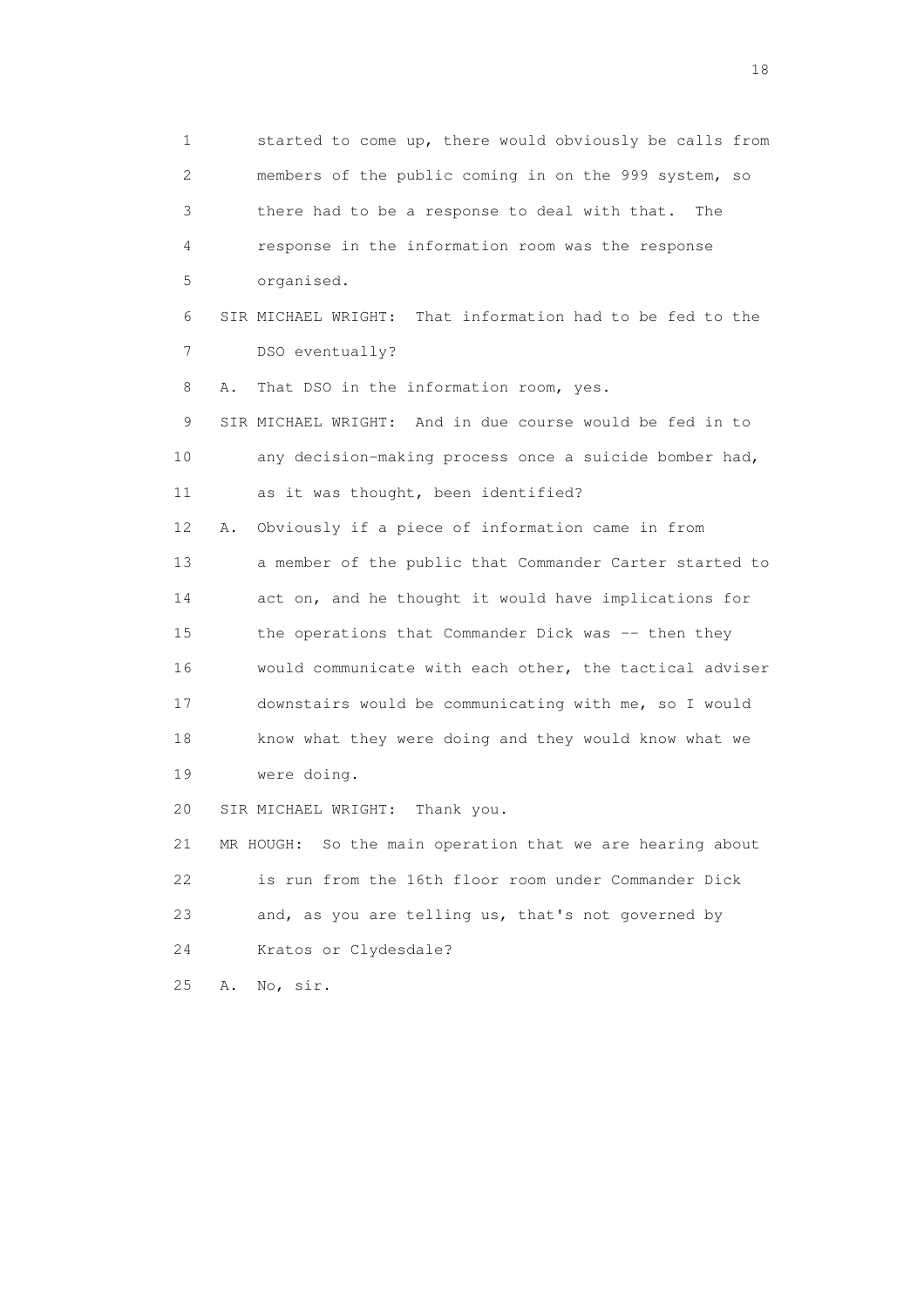1 started to come up, there would obviously be calls from
2 members of the public coming in on the 999 system, so
3 there had to be a response to deal with that. The
4 response in the information room was the response
5 organised.

6 SIR MICHAEL WRIGHT: That information had to be fed to the
7 DSO eventually?

8 A. That DSO in the information room, yes.

9 SIR MICHAEL WRIGHT: And in due course would be fed in to
10 any decision-making process once a suicide bomber had,
11 as it was thought, been identified?

12 A. Obviously if a piece of information came in from
13 a member of the public that Commander Carter started to
14 act on, and he thought it would have implications for
15 the operations that Commander Dick was -- then they
16 would communicate with each other, the tactical adviser
17 downstairs would be communicating with me, so I would
18 know what they were doing and they would know what we
19 were doing.

20 SIR MICHAEL WRIGHT: Thank you.

21 MR HOUGH: So the main operation that we are hearing about
22 is run from the 16th floor room under Commander Dick
23 and, as you are telling us, that's not governed by
24 Kratos or Clydesdale?

25 A. No, sir.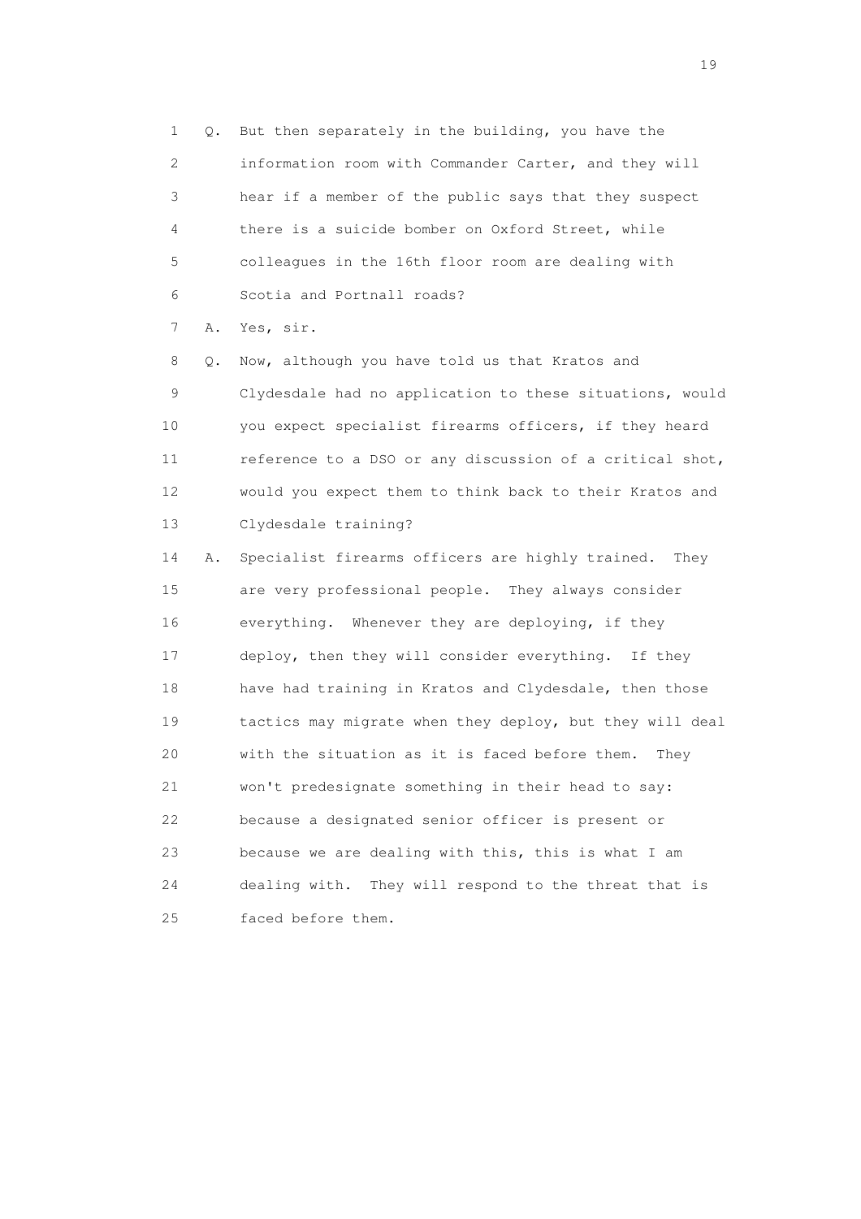1 Q. But then separately in the building, you have the
2 information room with Commander Carter, and they will
3 hear if a member of the public says that they suspect
4 there is a suicide bomber on Oxford Street, while
5 colleagues in the 16th floor room are dealing with
6 Scotia and Portnall roads?

7 A. Yes, sir.

8 Q. Now, although you have told us that Kratos and
9 Clydesdale had no application to these situations, would
10 you expect specialist firearms officers, if they heard
11 reference to a DSO or any discussion of a critical shot,
12 would you expect them to think back to their Kratos and
13 Clydesdale training?

14 A. Specialist firearms officers are highly trained. They
15 are very professional people. They always consider
16 everything. Whenever they are deploying, if they
17 deploy, then they will consider everything. If they
18 have had training in Kratos and Clydesdale, then those
19 tactics may migrate when they deploy, but they will deal
20 with the situation as it is faced before them. They
21 won't predesignate something in their head to say:
22 because a designated senior officer is present or
23 because we are dealing with this, this is what I am
24 dealing with. They will respond to the threat that is
25 faced before them.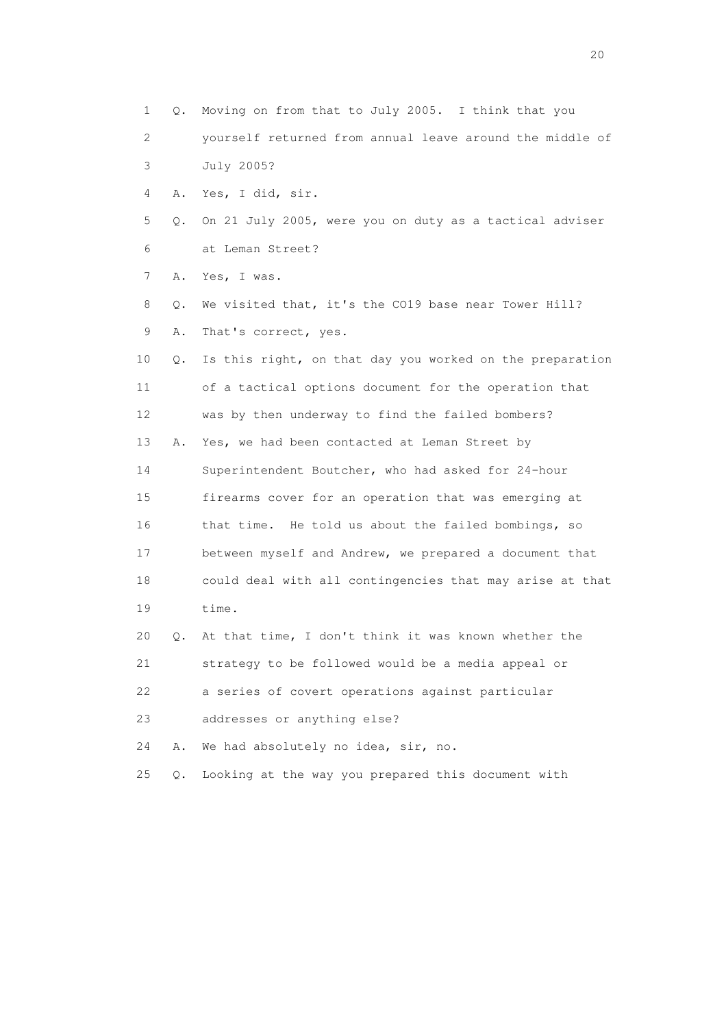1 Q. Moving on from that to July 2005. I think that you
2 yourself returned from annual leave around the middle of
3 July 2005?
4 A. Yes, I did, sir.
5 Q. On 21 July 2005, were you on duty as a tactical adviser
6 at Leman Street?
7 A. Yes, I was.
8 Q. We visited that, it's the CO19 base near Tower Hill?
9 A. That's correct, yes.
10 Q. Is this right, on that day you worked on the preparation
11 of a tactical options document for the operation that
12 was by then underway to find the failed bombers?
13 A. Yes, we had been contacted at Leman Street by
14 Superintendent Boutcher, who had asked for 24-hour
15 firearms cover for an operation that was emerging at
16 that time. He told us about the failed bombings, so
17 between myself and Andrew, we prepared a document that
18 could deal with all contingencies that may arise at that
19 time.
20 Q. At that time, I don't think it was known whether the
21 strategy to be followed would be a media appeal or
22 a series of covert operations against particular
23 addresses or anything else?
24 A. We had absolutely no idea, sir, no.
25 Q. Looking at the way you prepared this document with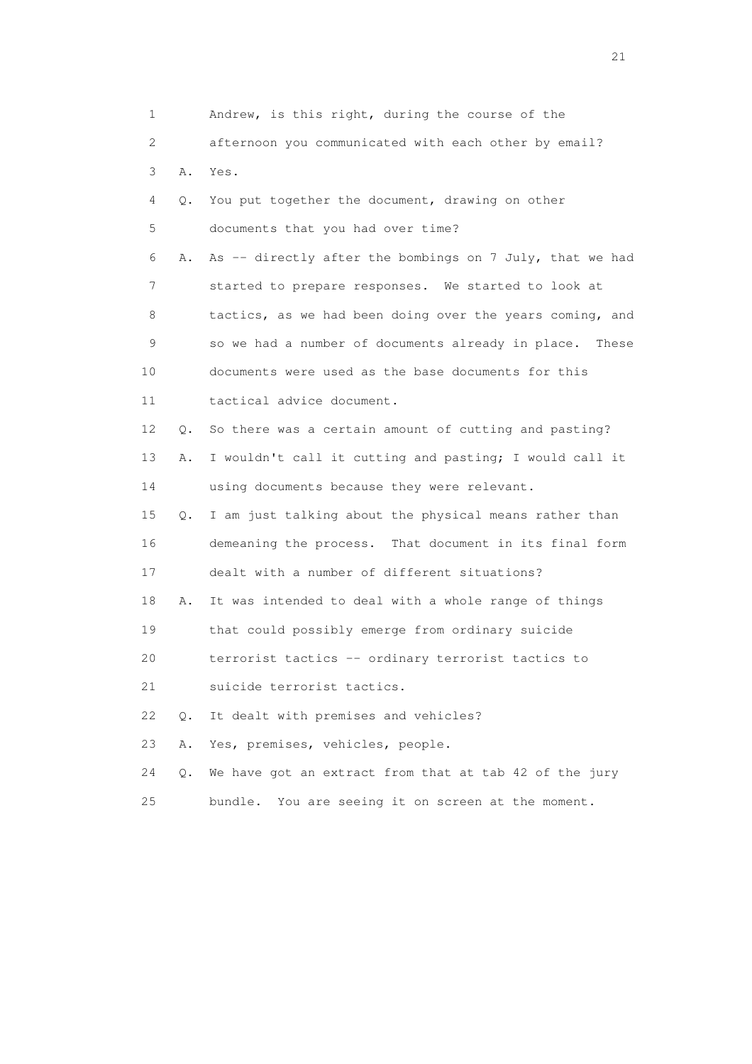1 Andrew, is this right, during the course of the
2 afternoon you communicated with each other by email?
3 A. Yes.
4 Q. You put together the document, drawing on other
5 documents that you had over time?
6 A. As -- directly after the bombings on 7 July, that we had
7 started to prepare responses. We started to look at
8 tactics, as we had been doing over the years coming, and
9 so we had a number of documents already in place. These
10 documents were used as the base documents for this
11 tactical advice document.
12 Q. So there was a certain amount of cutting and pasting?
13 A. I wouldn't call it cutting and pasting; I would call it
14 using documents because they were relevant.
15 Q. I am just talking about the physical means rather than
16 demeaning the process. That document in its final form
17 dealt with a number of different situations?
18 A. It was intended to deal with a whole range of things
19 that could possibly emerge from ordinary suicide
20 terrorist tactics -- ordinary terrorist tactics to
21 suicide terrorist tactics.
22 Q. It dealt with premises and vehicles?
23 A. Yes, premises, vehicles, people.
24 Q. We have got an extract from that at tab 42 of the jury
25 bundle. You are seeing it on screen at the moment.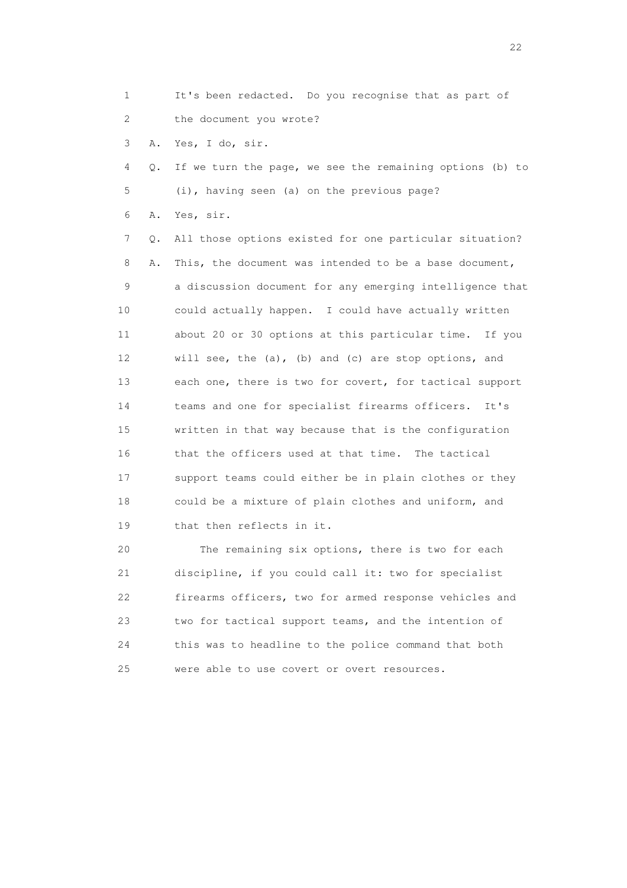1 It's been redacted. Do you recognise that as part of
2 the document you wrote?
3 A. Yes, I do, sir.
4 Q. If we turn the page, we see the remaining options (b) to
5 (i), having seen (a) on the previous page?
6 A. Yes, sir.
7 Q. All those options existed for one particular situation?
8 A. This, the document was intended to be a base document,
9 a discussion document for any emerging intelligence that
10 could actually happen. I could have actually written
11 about 20 or 30 options at this particular time. If you
12 will see, the (a), (b) and (c) are stop options, and
13 each one, there is two for covert, for tactical support
14 teams and one for specialist firearms officers. It's
15 written in that way because that is the configuration
16 that the officers used at that time. The tactical
17 support teams could either be in plain clothes or they
18 could be a mixture of plain clothes and uniform, and
19 that then reflects in it.
20 The remaining six options, there is two for each
21 discipline, if you could call it: two for specialist
22 firearms officers, two for armed response vehicles and
23 two for tactical support teams, and the intention of
24 this was to headline to the police command that both
25 were able to use covert or overt resources.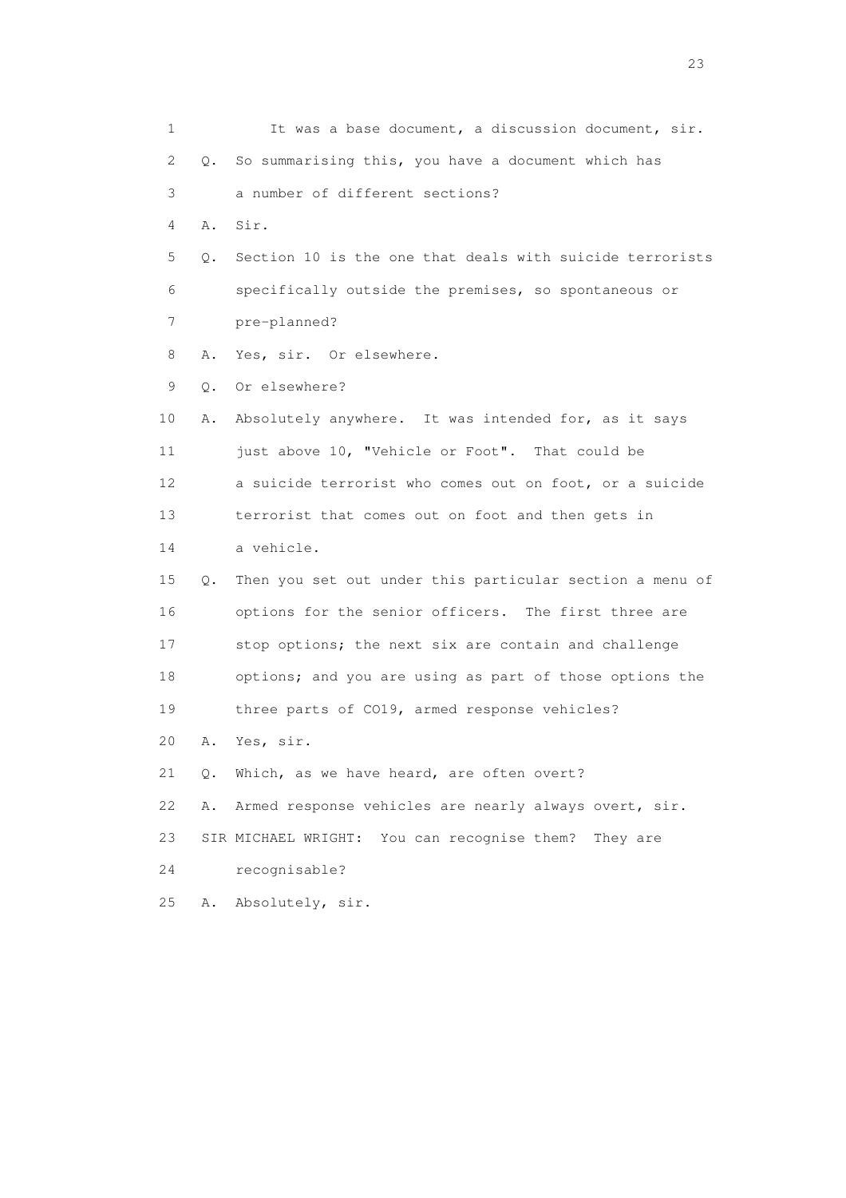1 It was a base document, a discussion document, sir.

2 Q. So summarising this, you have a document which has

3 a number of different sections?

4 A. Sir.

5 Q. Section 10 is the one that deals with suicide terrorists

6 specifically outside the premises, so spontaneous or

7 pre-planned?

8 A. Yes, sir. Or elsewhere.

9 Q. Or elsewhere?

10 A. Absolutely anywhere. It was intended for, as it says

11 just above 10, "Vehicle or Foot". That could be

12 a suicide terrorist who comes out on foot, or a suicide

13 terrorist that comes out on foot and then gets in

14 a vehicle.

15 Q. Then you set out under this particular section a menu of

16 options for the senior officers. The first three are

17 stop options; the next six are contain and challenge

18 options; and you are using as part of those options the

19 three parts of CO19, armed response vehicles?

20 A. Yes, sir.

21 Q. Which, as we have heard, are often overt?

22 A. Armed response vehicles are nearly always overt, sir.

23 SIR MICHAEL WRIGHT: You can recognise them? They are

24 recognisable?

25 A. Absolutely, sir.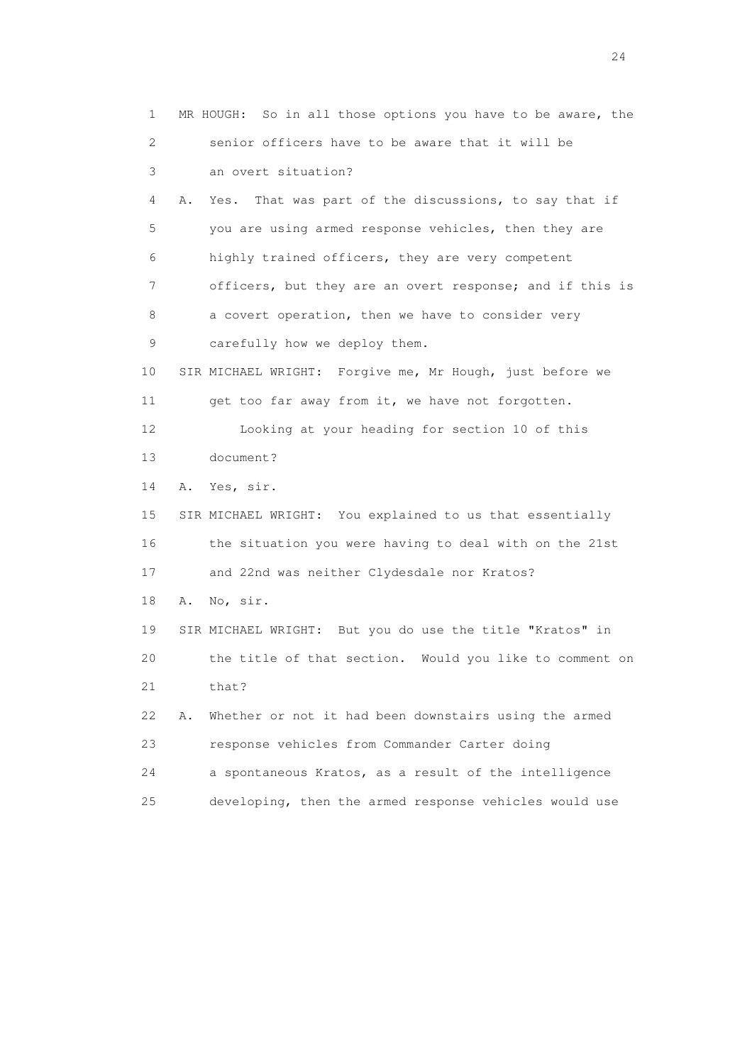1 MR HOUGH: So in all those options you have to be aware, the
2 senior officers have to be aware that it will be
3 an overt situation?

4 A. Yes. That was part of the discussions, to say that if
5 you are using armed response vehicles, then they are
6 highly trained officers, they are very competent
7 officers, but they are an overt response; and if this is
8 a covert operation, then we have to consider very
9 carefully how we deploy them.

10 SIR MICHAEL WRIGHT: Forgive me, Mr Hough, just before we
11 get too far away from it, we have not forgotten.

12 Looking at your heading for section 10 of this
13 document?

14 A. Yes, sir.

15 SIR MICHAEL WRIGHT: You explained to us that essentially
16 the situation you were having to deal with on the 21st
17 and 22nd was neither Clydesdale nor Kratos?

18 A. No, sir.

19 SIR MICHAEL WRIGHT: But you do use the title "Kratos" in
20 the title of that section. Would you like to comment on
21 that?

22 A. Whether or not it had been downstairs using the armed
23 response vehicles from Commander Carter doing
24 a spontaneous Kratos, as a result of the intelligence
25 developing, then the armed response vehicles would use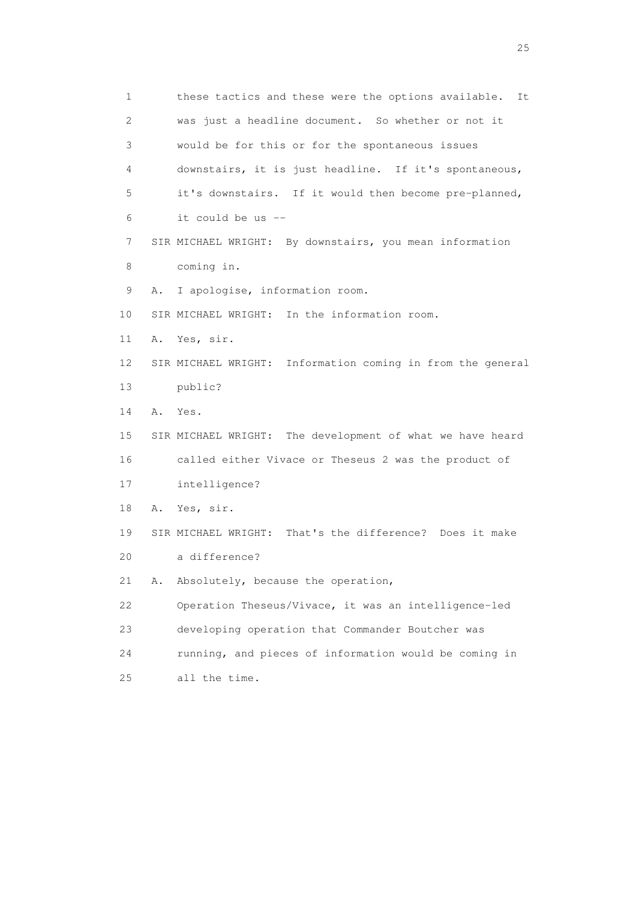these tactics and these were the options available. It was just a headline document. So whether or not it would be for this or for the spontaneous issues downstairs, it is just headline. If it's spontaneous, it's downstairs. If it would then become pre-planned, it could be us --

SIR MICHAEL WRIGHT: By downstairs, you mean information coming in.

A. I apologise, information room.

SIR MICHAEL WRIGHT: In the information room.

A. Yes, sir.

SIR MICHAEL WRIGHT: Information coming in from the general public?

A. Yes.

SIR MICHAEL WRIGHT: The development of what we have heard called either Vivace or Theseus 2 was the product of intelligence?

A. Yes, sir.

SIR MICHAEL WRIGHT: That's the difference? Does it make a difference?

A. Absolutely, because the operation, Operation Theseus/Vivace, it was an intelligence-led developing operation that Commander Boutcher was running, and pieces of information would be coming in all the time.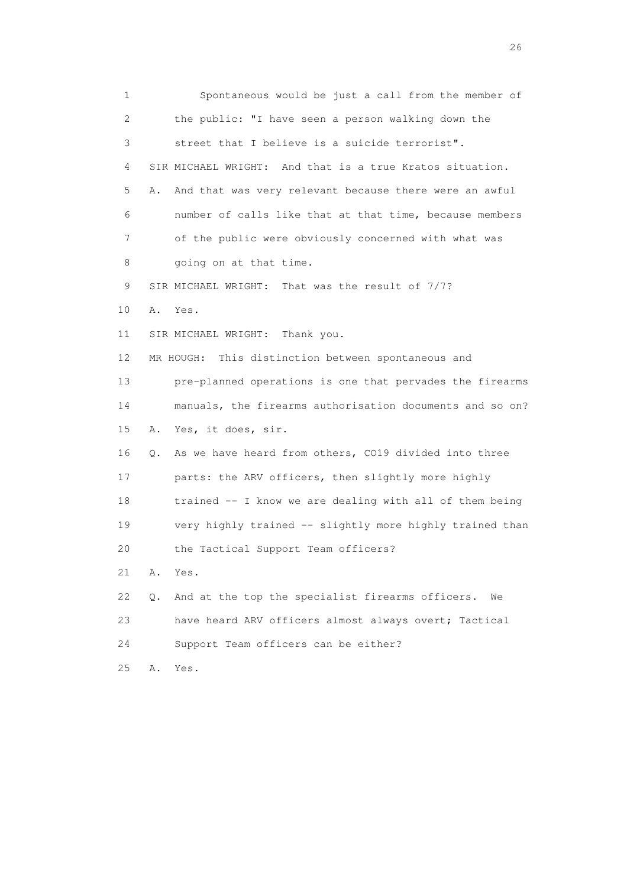1 Spontaneous would be just a call from the member of
2 the public: "I have seen a person walking down the
3 street that I believe is a suicide terrorist".
4 SIR MICHAEL WRIGHT: And that is a true Kratos situation.
5 A. And that was very relevant because there were an awful
6 number of calls like that at that time, because members
7 of the public were obviously concerned with what was
8 going on at that time.
9 SIR MICHAEL WRIGHT: That was the result of 7/7?
10 A. Yes.
11 SIR MICHAEL WRIGHT: Thank you.
12 MR HOUGH: This distinction between spontaneous and
13 pre-planned operations is one that pervades the firearms
14 manuals, the firearms authorisation documents and so on?
15 A. Yes, it does, sir.
16 Q. As we have heard from others, CO19 divided into three
17 parts: the ARV officers, then slightly more highly
18 trained -- I know we are dealing with all of them being
19 very highly trained -- slightly more highly trained than
20 the Tactical Support Team officers?
21 A. Yes.
22 Q. And at the top the specialist firearms officers. We
23 have heard ARV officers almost always overt; Tactical
24 Support Team officers can be either?
25 A. Yes.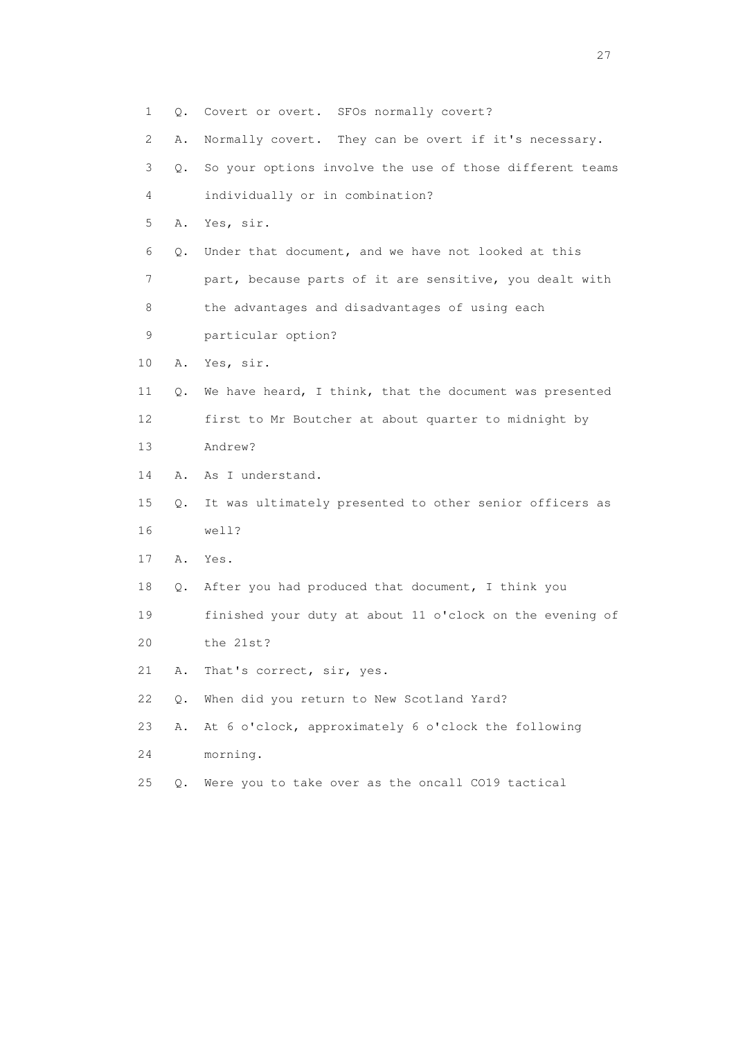1 Q. Covert or overt. SFOs normally covert?

2 A. Normally covert. They can be overt if it's necessary.

3 Q. So your options involve the use of those different teams

4 individually or in combination?

5 A. Yes, sir.

6 Q. Under that document, and we have not looked at this

7 part, because parts of it are sensitive, you dealt with

8 the advantages and disadvantages of using each

9 particular option?

10 A. Yes, sir.

11 Q. We have heard, I think, that the document was presented

12 first to Mr Boutcher at about quarter to midnight by

13 Andrew?

14 A. As I understand.

15 Q. It was ultimately presented to other senior officers as

16 well?

17 A. Yes.

18 Q. After you had produced that document, I think you

19 finished your duty at about 11 o'clock on the evening of

20 the 21st?

21 A. That's correct, sir, yes.

22 Q. When did you return to New Scotland Yard?

23 A. At 6 o'clock, approximately 6 o'clock the following

24 morning.

25 Q. Were you to take over as the oncall CO19 tactical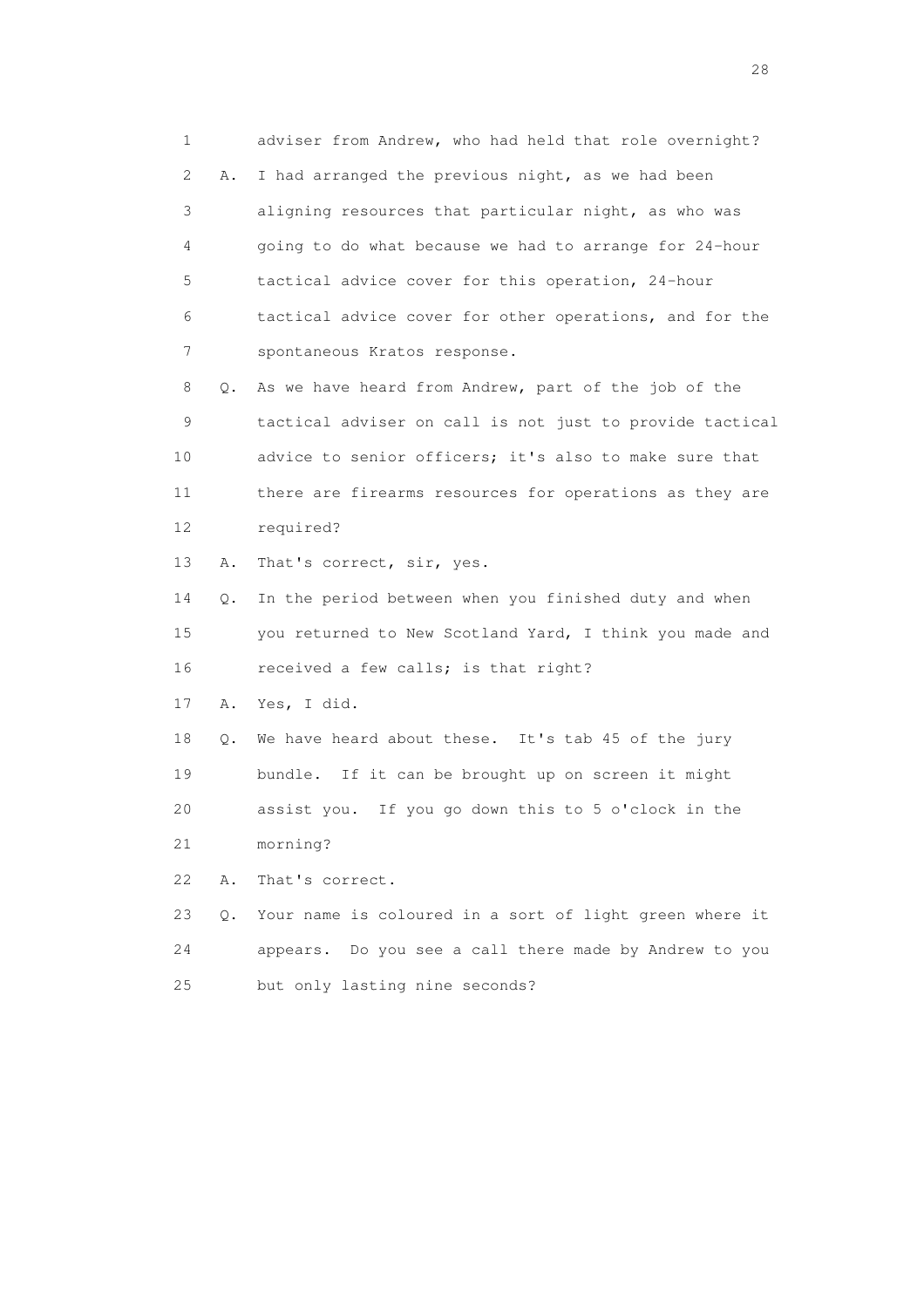1 adviser from Andrew, who had held that role overnight?

2 A. I had arranged the previous night, as we had been

3 aligning resources that particular night, as who was

4 going to do what because we had to arrange for 24-hour

5 tactical advice cover for this operation, 24-hour

6 tactical advice cover for other operations, and for the

7 spontaneous Kratos response.

8 Q. As we have heard from Andrew, part of the job of the

9 tactical adviser on call is not just to provide tactical

10 advice to senior officers; it's also to make sure that

11 there are firearms resources for operations as they are

12 required?

13 A. That's correct, sir, yes.

14 Q. In the period between when you finished duty and when

15 you returned to New Scotland Yard, I think you made and

16 received a few calls; is that right?

17 A. Yes, I did.

18 Q. We have heard about these. It's tab 45 of the jury

19 bundle. If it can be brought up on screen it might

20 assist you. If you go down this to 5 o'clock in the

21 morning?

22 A. That's correct.

23 Q. Your name is coloured in a sort of light green where it

24 appears. Do you see a call there made by Andrew to you

25 but only lasting nine seconds?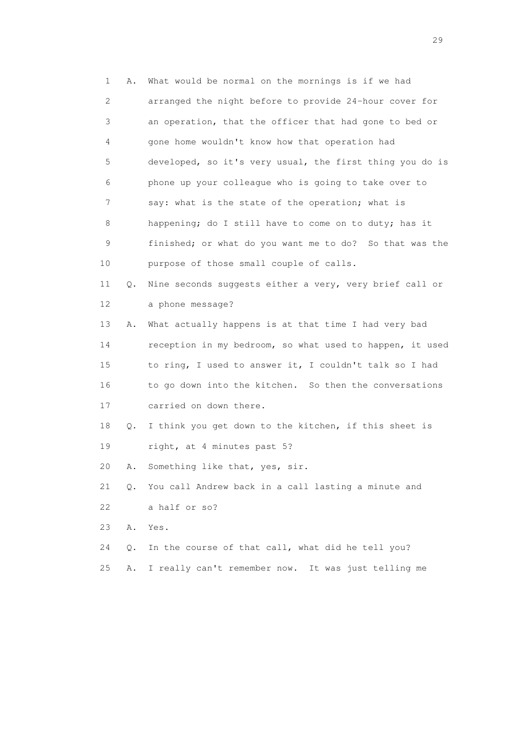1 A. What would be normal on the mornings is if we had
2 arranged the night before to provide 24-hour cover for
3 an operation, that the officer that had gone to bed or
4 gone home wouldn't know how that operation had
5 developed, so it's very usual, the first thing you do is
6 phone up your colleague who is going to take over to
7 say: what is the state of the operation; what is
8 happening; do I still have to come on to duty; has it
9 finished; or what do you want me to do? So that was the
10 purpose of those small couple of calls.

11 Q. Nine seconds suggests either a very, very brief call or
12 a phone message?

13 A. What actually happens is at that time I had very bad
14 reception in my bedroom, so what used to happen, it used
15 to ring, I used to answer it, I couldn't talk so I had
16 to go down into the kitchen. So then the conversations
17 carried on down there.

18 Q. I think you get down to the kitchen, if this sheet is
19 right, at 4 minutes past 5?

20 A. Something like that, yes, sir.

21 Q. You call Andrew back in a call lasting a minute and
22 a half or so?

23 A. Yes.

24 Q. In the course of that call, what did he tell you?

25 A. I really can't remember now. It was just telling me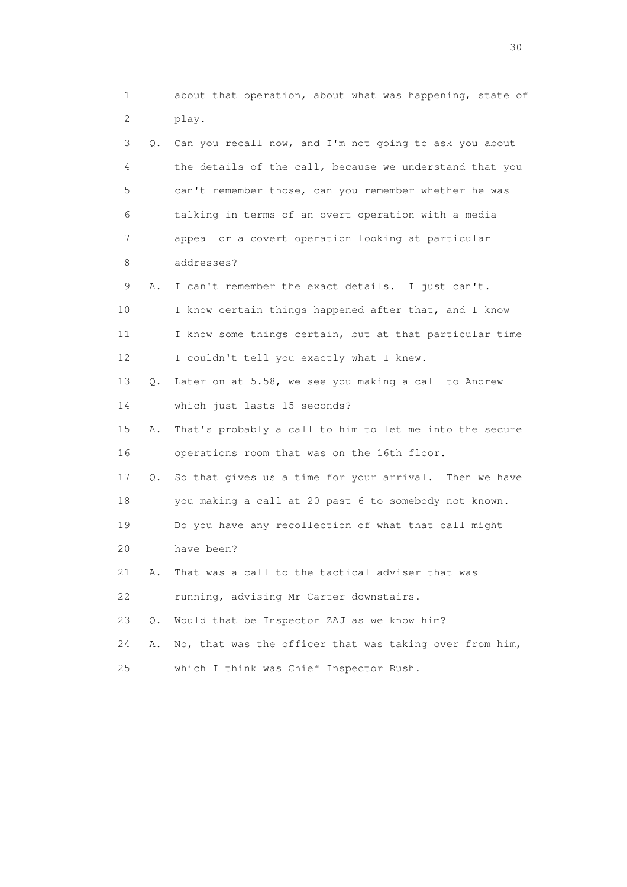1 about that operation, about what was happening, state of
2 play.

3 Q. Can you recall now, and I'm not going to ask you about
4 the details of the call, because we understand that you
5 can't remember those, can you remember whether he was
6 talking in terms of an overt operation with a media
7 appeal or a covert operation looking at particular
8 addresses?

9 A. I can't remember the exact details. I just can't.
10 I know certain things happened after that, and I know
11 I know some things certain, but at that particular time
12 I couldn't tell you exactly what I knew.

13 Q. Later on at 5.58, we see you making a call to Andrew
14 which just lasts 15 seconds?

15 A. That's probably a call to him to let me into the secure
16 operations room that was on the 16th floor.

17 Q. So that gives us a time for your arrival. Then we have
18 you making a call at 20 past 6 to somebody not known.
19 Do you have any recollection of what that call might
20 have been?

21 A. That was a call to the tactical adviser that was
22 running, advising Mr Carter downstairs.

23 Q. Would that be Inspector ZAJ as we know him?

24 A. No, that was the officer that was taking over from him,
25 which I think was Chief Inspector Rush.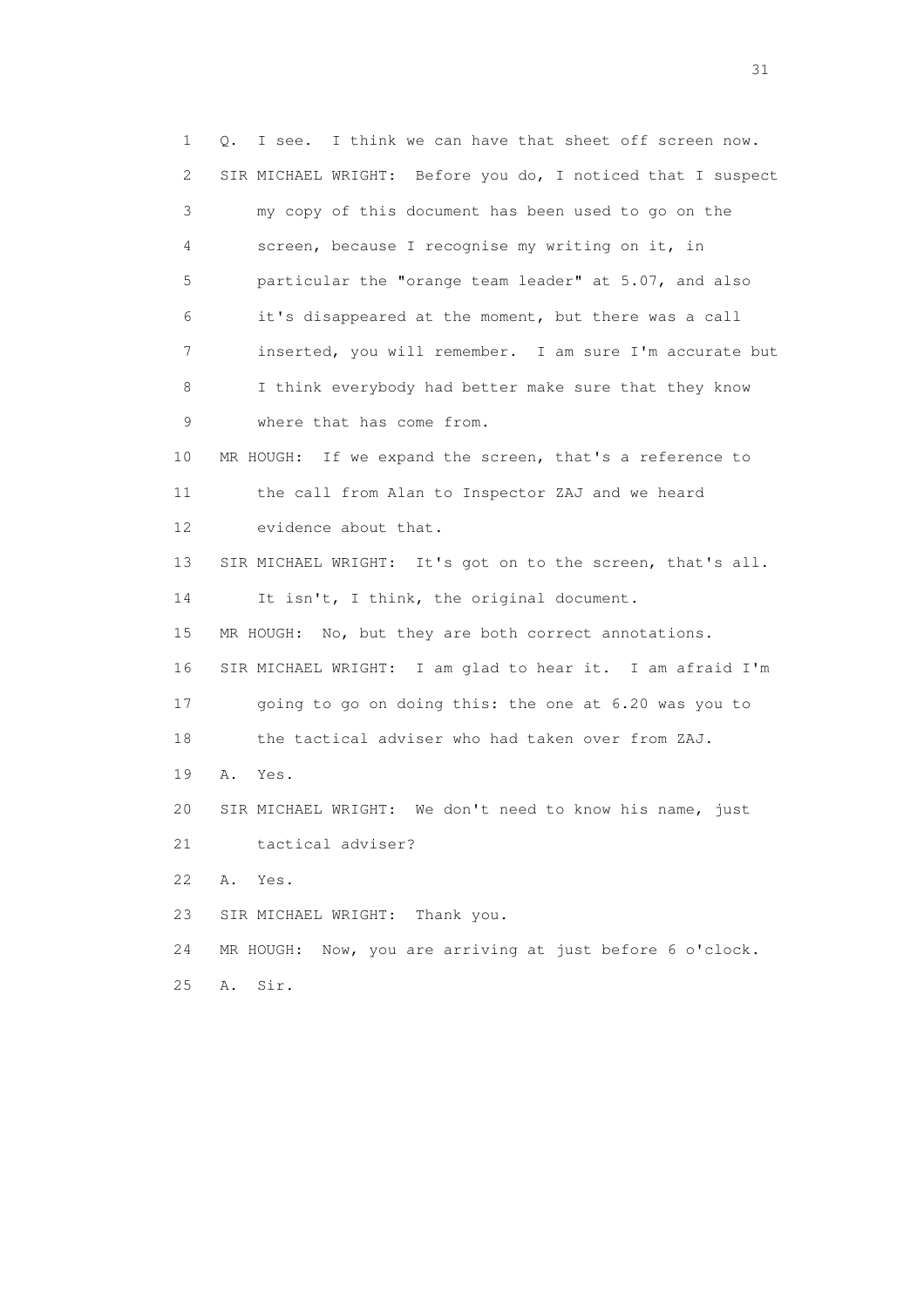1 Q. I see. I think we can have that sheet off screen now.
2 SIR MICHAEL WRIGHT: Before you do, I noticed that I suspect
3 my copy of this document has been used to go on the
4 screen, because I recognise my writing on it, in
5 particular the "orange team leader" at 5.07, and also
6 it's disappeared at the moment, but there was a call
7 inserted, you will remember. I am sure I'm accurate but
8 I think everybody had better make sure that they know
9 where that has come from.
10 MR HOUGH: If we expand the screen, that's a reference to
11 the call from Alan to Inspector ZAJ and we heard
12 evidence about that.
13 SIR MICHAEL WRIGHT: It's got on to the screen, that's all.
14 It isn't, I think, the original document.
15 MR HOUGH: No, but they are both correct annotations.
16 SIR MICHAEL WRIGHT: I am glad to hear it. I am afraid I'm
17 going to go on doing this: the one at 6.20 was you to
18 the tactical adviser who had taken over from ZAJ.
19 A. Yes.
20 SIR MICHAEL WRIGHT: We don't need to know his name, just
21 tactical adviser?
22 A. Yes.
23 SIR MICHAEL WRIGHT: Thank you.
24 MR HOUGH: Now, you are arriving at just before 6 o'clock.
25 A. Sir.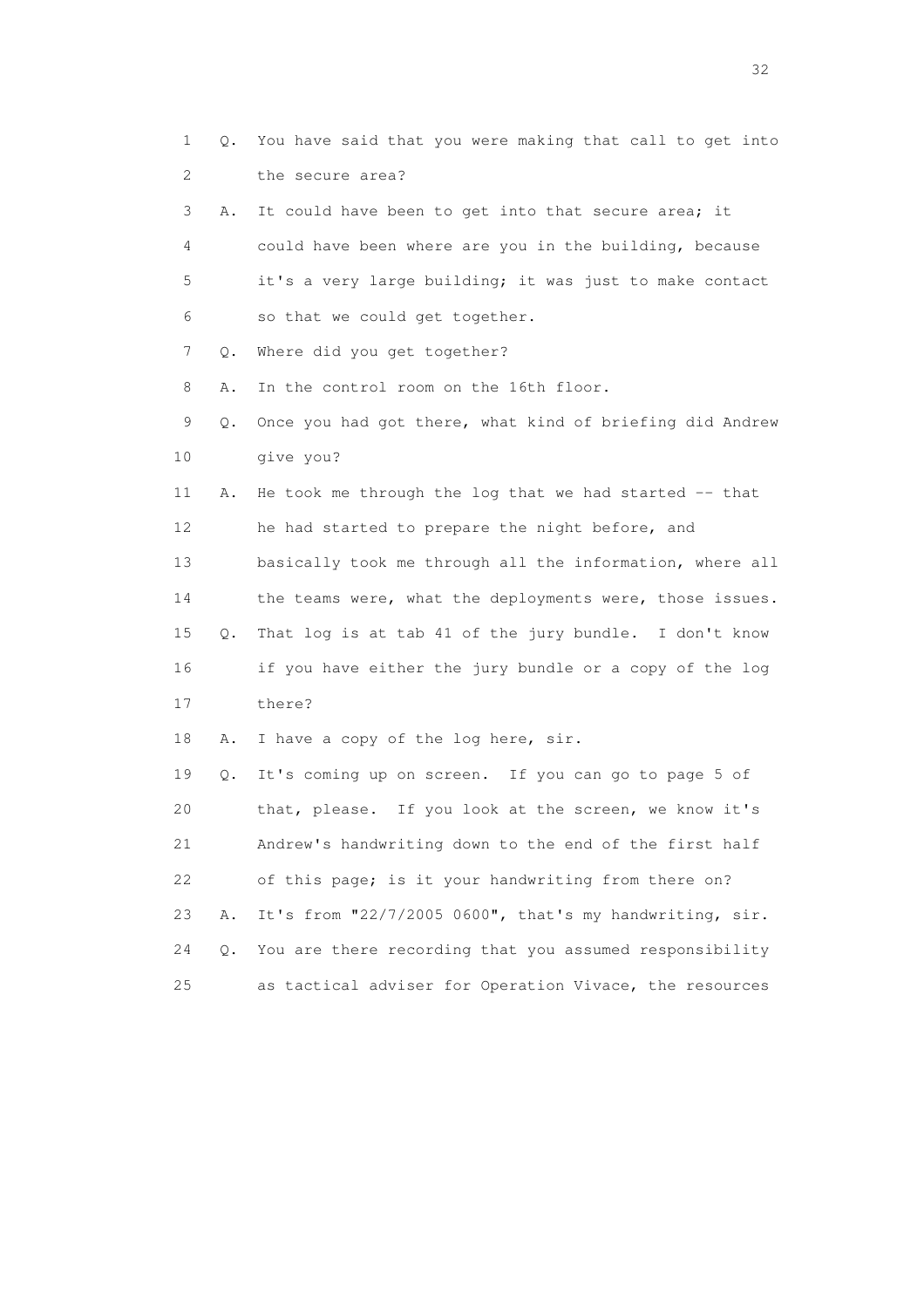1 Q. You have said that you were making that call to get into
2 the secure area?
3 A. It could have been to get into that secure area; it
4 could have been where are you in the building, because
5 it's a very large building; it was just to make contact
6 so that we could get together.
7 Q. Where did you get together?
8 A. In the control room on the 16th floor.
9 Q. Once you had got there, what kind of briefing did Andrew
10 give you?
11 A. He took me through the log that we had started -- that
12 he had started to prepare the night before, and
13 basically took me through all the information, where all
14 the teams were, what the deployments were, those issues.
15 Q. That log is at tab 41 of the jury bundle. I don't know
16 if you have either the jury bundle or a copy of the log
17 there?
18 A. I have a copy of the log here, sir.
19 Q. It's coming up on screen. If you can go to page 5 of
20 that, please. If you look at the screen, we know it's
21 Andrew's handwriting down to the end of the first half
22 of this page; is it your handwriting from there on?
23 A. It's from "22/7/2005 0600", that's my handwriting, sir.
24 Q. You are there recording that you assumed responsibility
25 as tactical adviser for Operation Vivace, the resources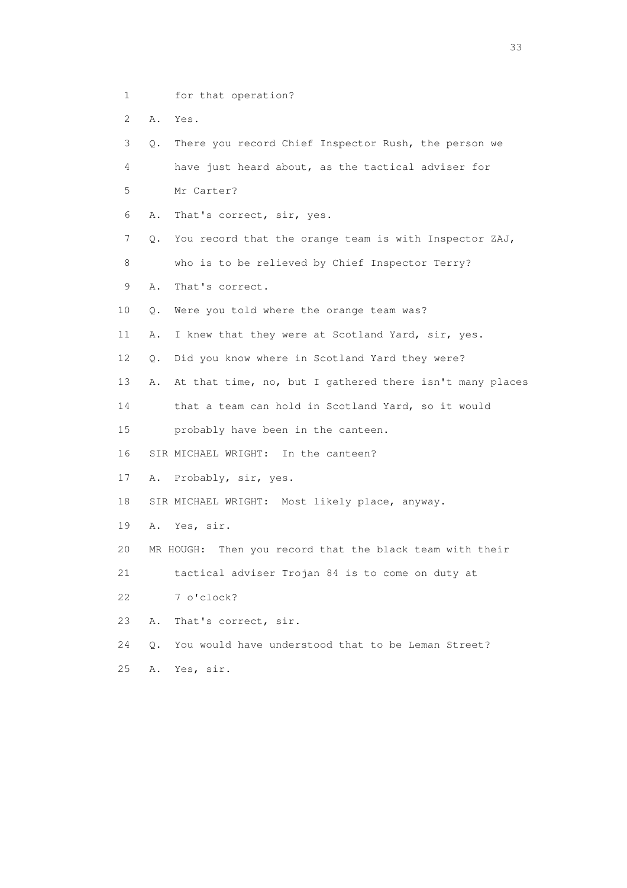1 for that operation?

2 A. Yes.

3 Q. There you record Chief Inspector Rush, the person we

4 have just heard about, as the tactical adviser for

5 Mr Carter?

6 A. That's correct, sir, yes.

7 Q. You record that the orange team is with Inspector ZAJ,

8 who is to be relieved by Chief Inspector Terry?

9 A. That's correct.

10 Q. Were you told where the orange team was?

11 A. I knew that they were at Scotland Yard, sir, yes.

12 Q. Did you know where in Scotland Yard they were?

13 A. At that time, no, but I gathered there isn't many places

14 that a team can hold in Scotland Yard, so it would

15 probably have been in the canteen.

16 SIR MICHAEL WRIGHT: In the canteen?

17 A. Probably, sir, yes.

18 SIR MICHAEL WRIGHT: Most likely place, anyway.

19 A. Yes, sir.

20 MR HOUGH: Then you record that the black team with their

21 tactical adviser Trojan 84 is to come on duty at

22 7 o'clock?

23 A. That's correct, sir.

24 Q. You would have understood that to be Leman Street?

25 A. Yes, sir.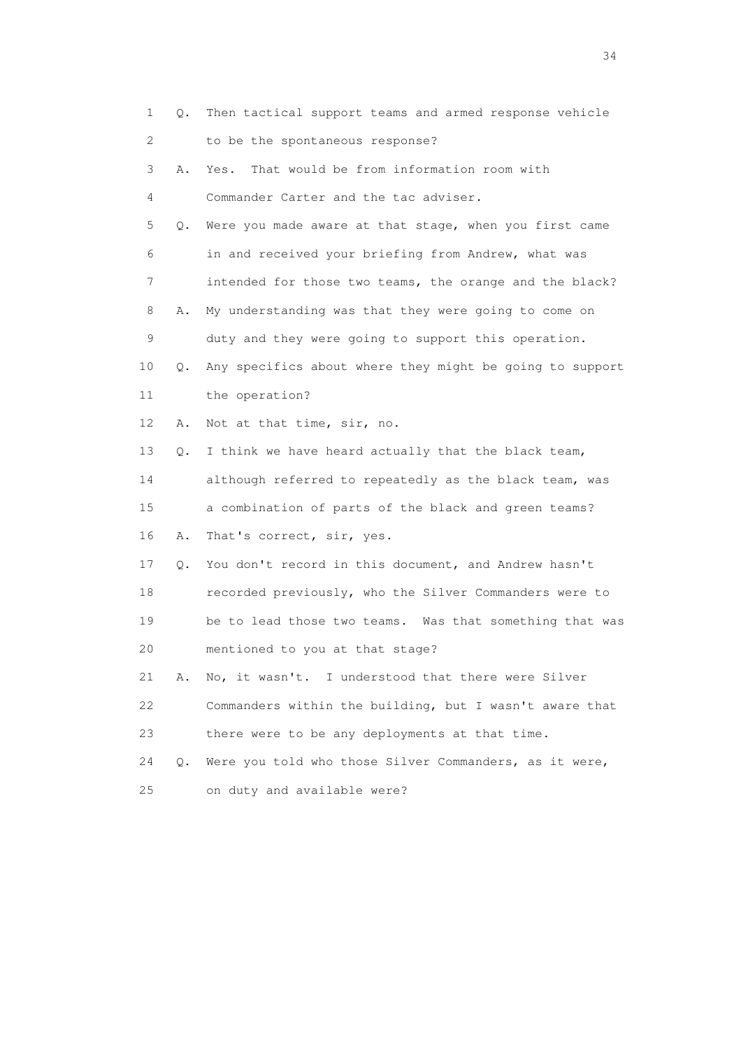1 Q. Then tactical support teams and armed response vehicle
2 to be the spontaneous response?
3 A. Yes. That would be from information room with
4 Commander Carter and the tac adviser.
5 Q. Were you made aware at that stage, when you first came
6 in and received your briefing from Andrew, what was
7 intended for those two teams, the orange and the black?
8 A. My understanding was that they were going to come on
9 duty and they were going to support this operation.
10 Q. Any specifics about where they might be going to support
11 the operation?
12 A. Not at that time, sir, no.
13 Q. I think we have heard actually that the black team,
14 although referred to repeatedly as the black team, was
15 a combination of parts of the black and green teams?
16 A. That's correct, sir, yes.
17 Q. You don't record in this document, and Andrew hasn't
18 recorded previously, who the Silver Commanders were to
19 be to lead those two teams. Was that something that was
20 mentioned to you at that stage?
21 A. No, it wasn't. I understood that there were Silver
22 Commanders within the building, but I wasn't aware that
23 there were to be any deployments at that time.
24 Q. Were you told who those Silver Commanders, as it were,
25 on duty and available were?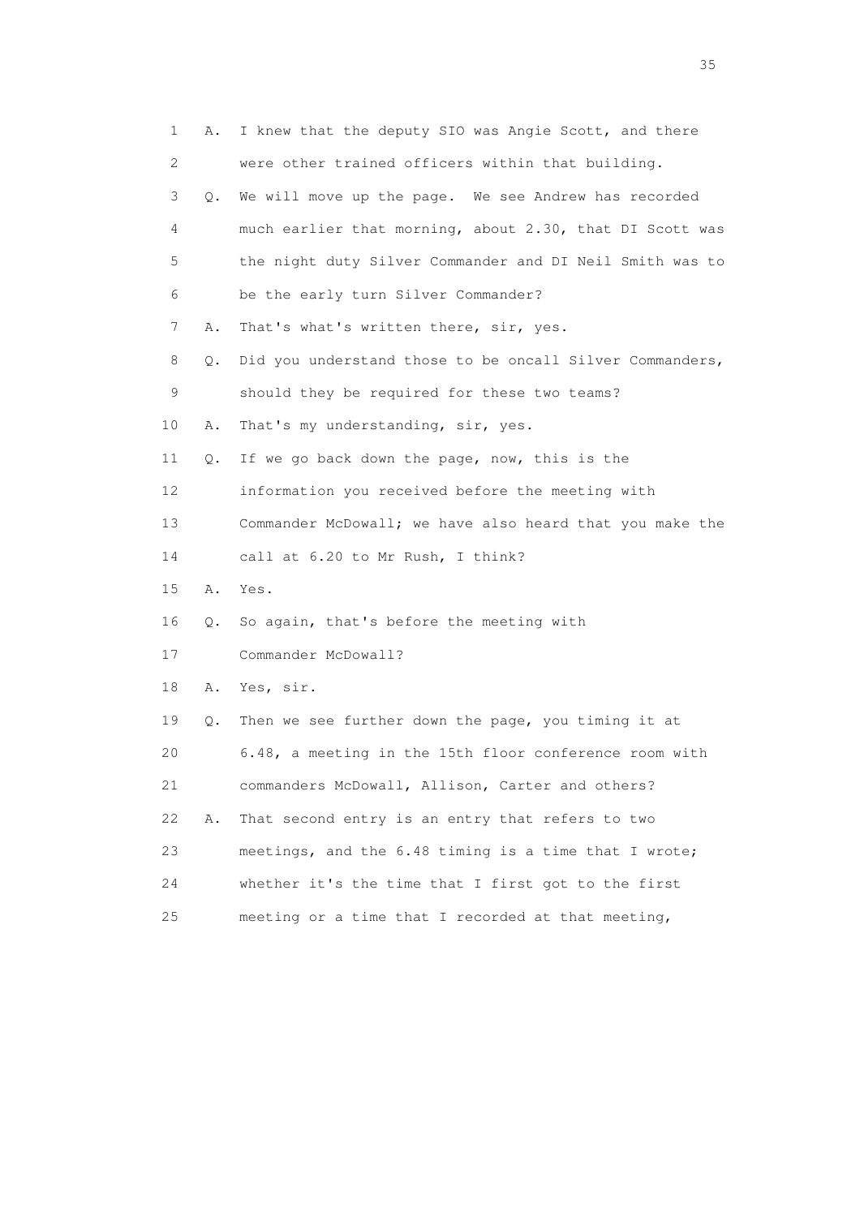1 A. I knew that the deputy SIO was Angie Scott, and there
2 were other trained officers within that building.
3 Q. We will move up the page. We see Andrew has recorded
4 much earlier that morning, about 2.30, that DI Scott was
5 the night duty Silver Commander and DI Neil Smith was to
6 be the early turn Silver Commander?
7 A. That's what's written there, sir, yes.
8 Q. Did you understand those to be oncall Silver Commanders,
9 should they be required for these two teams?
10 A. That's my understanding, sir, yes.
11 Q. If we go back down the page, now, this is the
12 information you received before the meeting with
13 Commander McDowall; we have also heard that you make the
14 call at 6.20 to Mr Rush, I think?
15 A. Yes.
16 Q. So again, that's before the meeting with
17 Commander McDowall?
18 A. Yes, sir.
19 Q. Then we see further down the page, you timing it at
20 6.48, a meeting in the 15th floor conference room with
21 commanders McDowall, Allison, Carter and others?
22 A. That second entry is an entry that refers to two
23 meetings, and the 6.48 timing is a time that I wrote;
24 whether it's the time that I first got to the first
25 meeting or a time that I recorded at that meeting,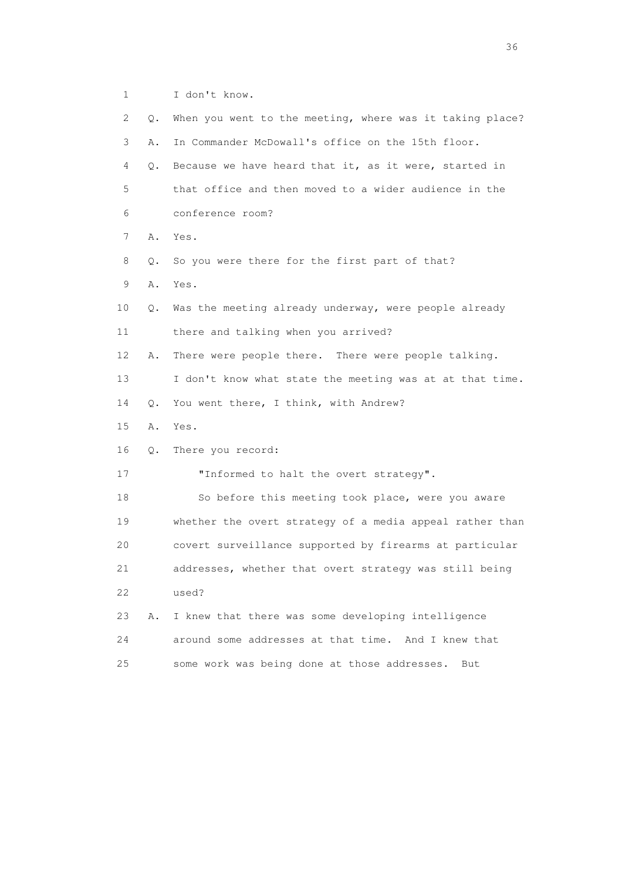1 I don't know.

2 Q. When you went to the meeting, where was it taking place?

3 A. In Commander McDowall's office on the 15th floor.

4 Q. Because we have heard that it, as it were, started in

5 that office and then moved to a wider audience in the

6 conference room?

7 A. Yes.

8 Q. So you were there for the first part of that?

9 A. Yes.

10 Q. Was the meeting already underway, were people already

11 there and talking when you arrived?

12 A. There were people there. There were people talking.

13 I don't know what state the meeting was at at that time.

14 Q. You went there, I think, with Andrew?

15 A. Yes.

16 Q. There you record:

17 "Informed to halt the overt strategy".

18 So before this meeting took place, were you aware

19 whether the overt strategy of a media appeal rather than

20 covert surveillance supported by firearms at particular

21 addresses, whether that overt strategy was still being

22 used?

23 A. I knew that there was some developing intelligence

24 around some addresses at that time. And I knew that

25 some work was being done at those addresses. But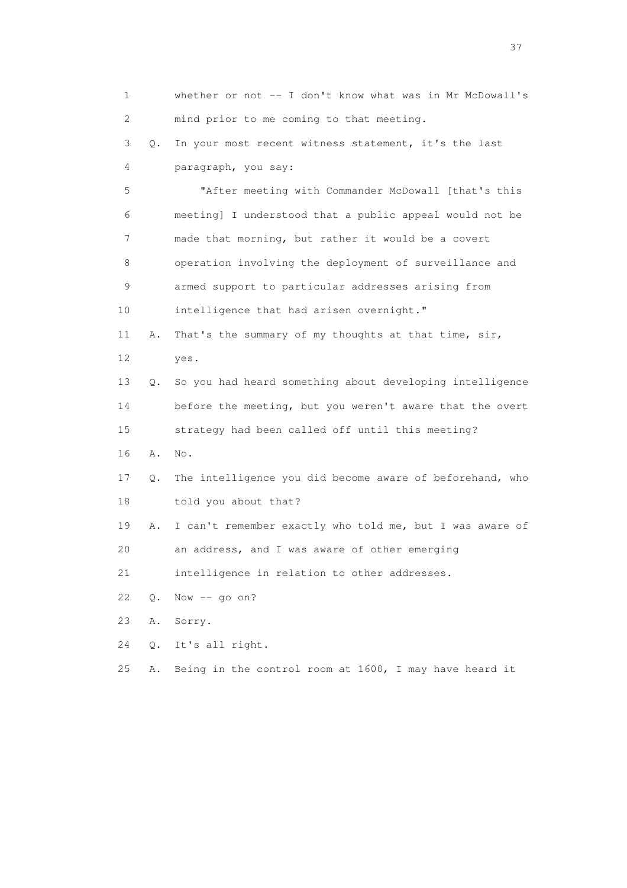1 whether or not -- I don't know what was in Mr McDowall's
2 mind prior to me coming to that meeting.
3 Q. In your most recent witness statement, it's the last
4 paragraph, you say:
5 "After meeting with Commander McDowall [that's this
6 meeting] I understood that a public appeal would not be
7 made that morning, but rather it would be a covert
8 operation involving the deployment of surveillance and
9 armed support to particular addresses arising from
10 intelligence that had arisen overnight."
11 A. That's the summary of my thoughts at that time, sir,
12 yes.
13 Q. So you had heard something about developing intelligence
14 before the meeting, but you weren't aware that the overt
15 strategy had been called off until this meeting?
16 A. No.
17 Q. The intelligence you did become aware of beforehand, who
18 told you about that?
19 A. I can't remember exactly who told me, but I was aware of
20 an address, and I was aware of other emerging
21 intelligence in relation to other addresses.
22 Q. Now -- go on?
23 A. Sorry.
24 Q. It's all right.
25 A. Being in the control room at 1600, I may have heard it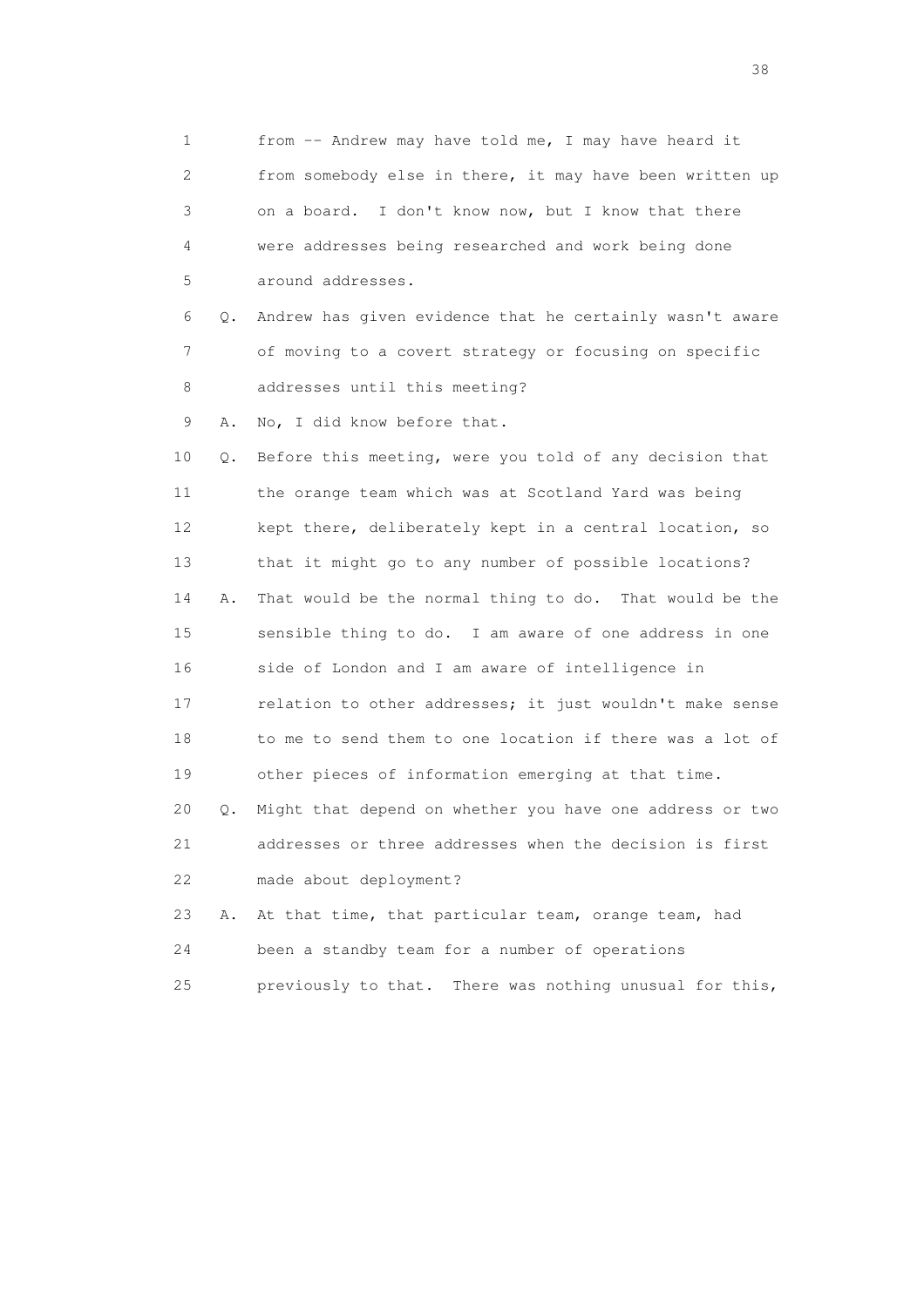1 from -- Andrew may have told me, I may have heard it
2 from somebody else in there, it may have been written up
3 on a board. I don't know now, but I know that there
4 were addresses being researched and work being done
5 around addresses.

6 Q. Andrew has given evidence that he certainly wasn't aware
7 of moving to a covert strategy or focusing on specific
8 addresses until this meeting?

9 A. No, I did know before that.

10 Q. Before this meeting, were you told of any decision that
11 the orange team which was at Scotland Yard was being
12 kept there, deliberately kept in a central location, so
13 that it might go to any number of possible locations?

14 A. That would be the normal thing to do. That would be the
15 sensible thing to do. I am aware of one address in one
16 side of London and I am aware of intelligence in
17 relation to other addresses; it just wouldn't make sense
18 to me to send them to one location if there was a lot of
19 other pieces of information emerging at that time.

20 Q. Might that depend on whether you have one address or two
21 addresses or three addresses when the decision is first
22 made about deployment?

23 A. At that time, that particular team, orange team, had
24 been a standby team for a number of operations
25 previously to that. There was nothing unusual for this,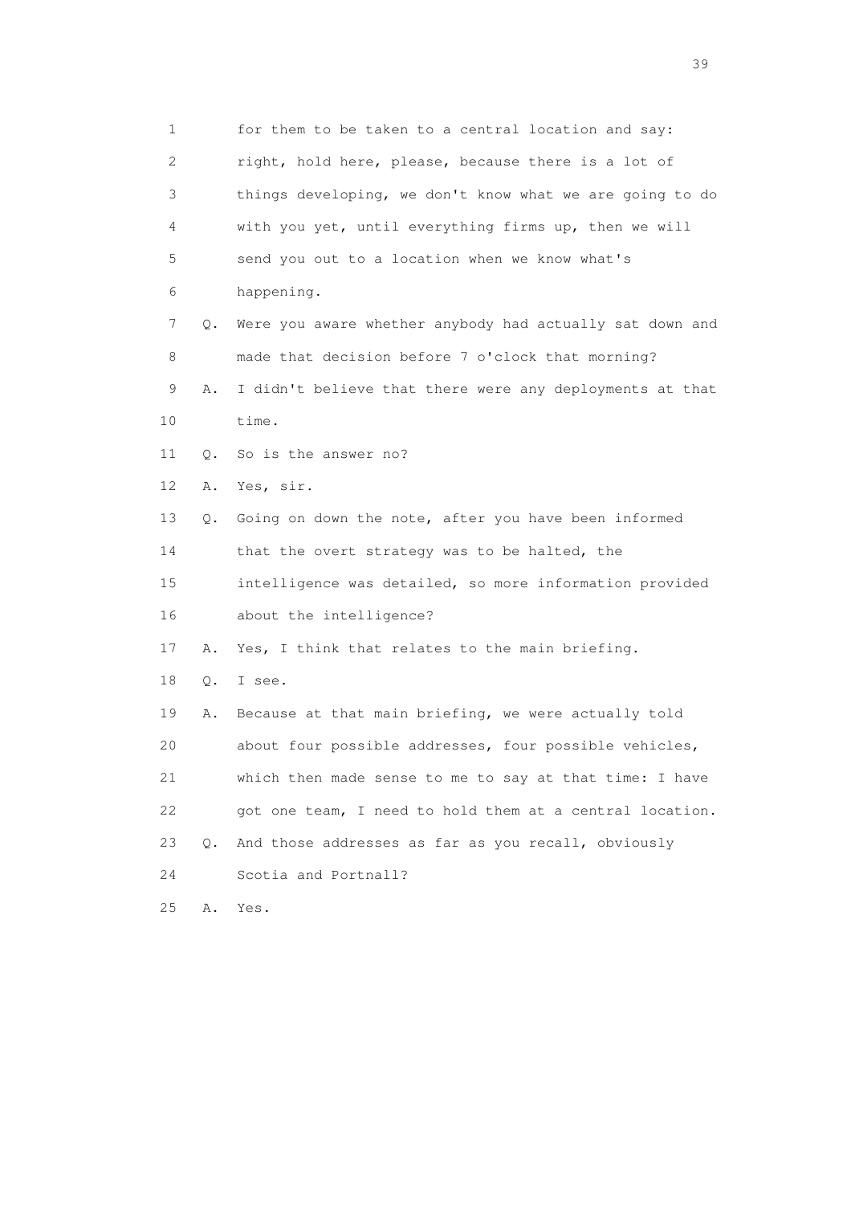1 for them to be taken to a central location and say:
2 right, hold here, please, because there is a lot of
3 things developing, we don't know what we are going to do
4 with you yet, until everything firms up, then we will
5 send you out to a location when we know what's
6 happening.

7 Q. Were you aware whether anybody had actually sat down and
8 made that decision before 7 o'clock that morning?

9 A. I didn't believe that there were any deployments at that
10 time.

11 Q. So is the answer no?

12 A. Yes, sir.

13 Q. Going on down the note, after you have been informed
14 that the overt strategy was to be halted, the
15 intelligence was detailed, so more information provided
16 about the intelligence?

17 A. Yes, I think that relates to the main briefing.

18 Q. I see.

19 A. Because at that main briefing, we were actually told
20 about four possible addresses, four possible vehicles,
21 which then made sense to me to say at that time: I have
22 got one team, I need to hold them at a central location.

23 Q. And those addresses as far as you recall, obviously
24 Scotia and Portnall?

25 A. Yes.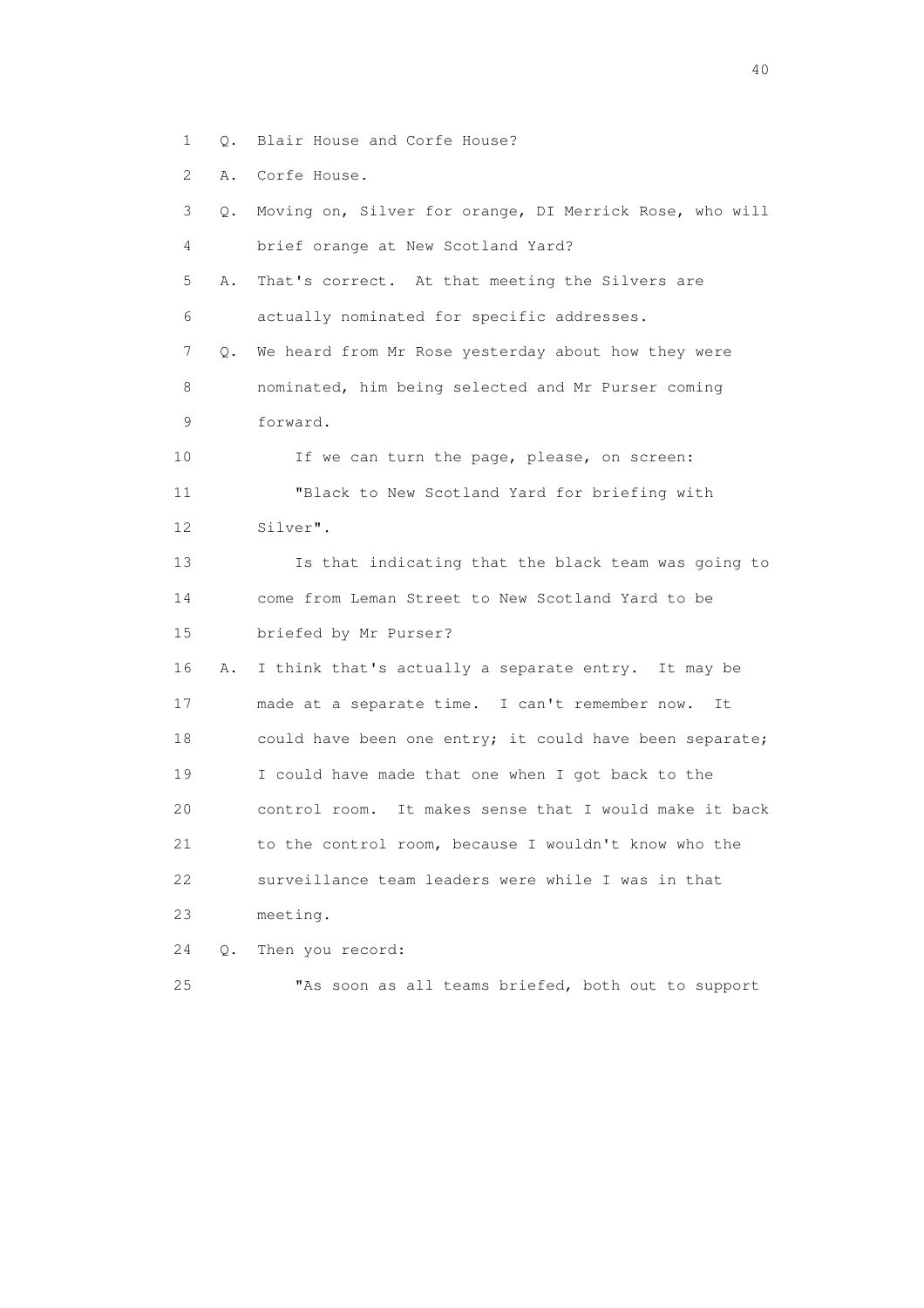1 Q. Blair House and Corfe House?

2 A. Corfe House.

3 Q. Moving on, Silver for orange, DI Merrick Rose, who will

4 brief orange at New Scotland Yard?

5 A. That's correct. At that meeting the Silvers are

6 actually nominated for specific addresses.

7 Q. We heard from Mr Rose yesterday about how they were

8 nominated, him being selected and Mr Purser coming

9 forward.

10 If we can turn the page, please, on screen:

11 "Black to New Scotland Yard for briefing with

12 Silver".

13 Is that indicating that the black team was going to

14 come from Leman Street to New Scotland Yard to be

15 briefed by Mr Purser?

16 A. I think that's actually a separate entry. It may be

17 made at a separate time. I can't remember now. It

18 could have been one entry; it could have been separate;

19 I could have made that one when I got back to the

20 control room. It makes sense that I would make it back

21 to the control room, because I wouldn't know who the

22 surveillance team leaders were while I was in that

23 meeting.

24 Q. Then you record:

25 "As soon as all teams briefed, both out to support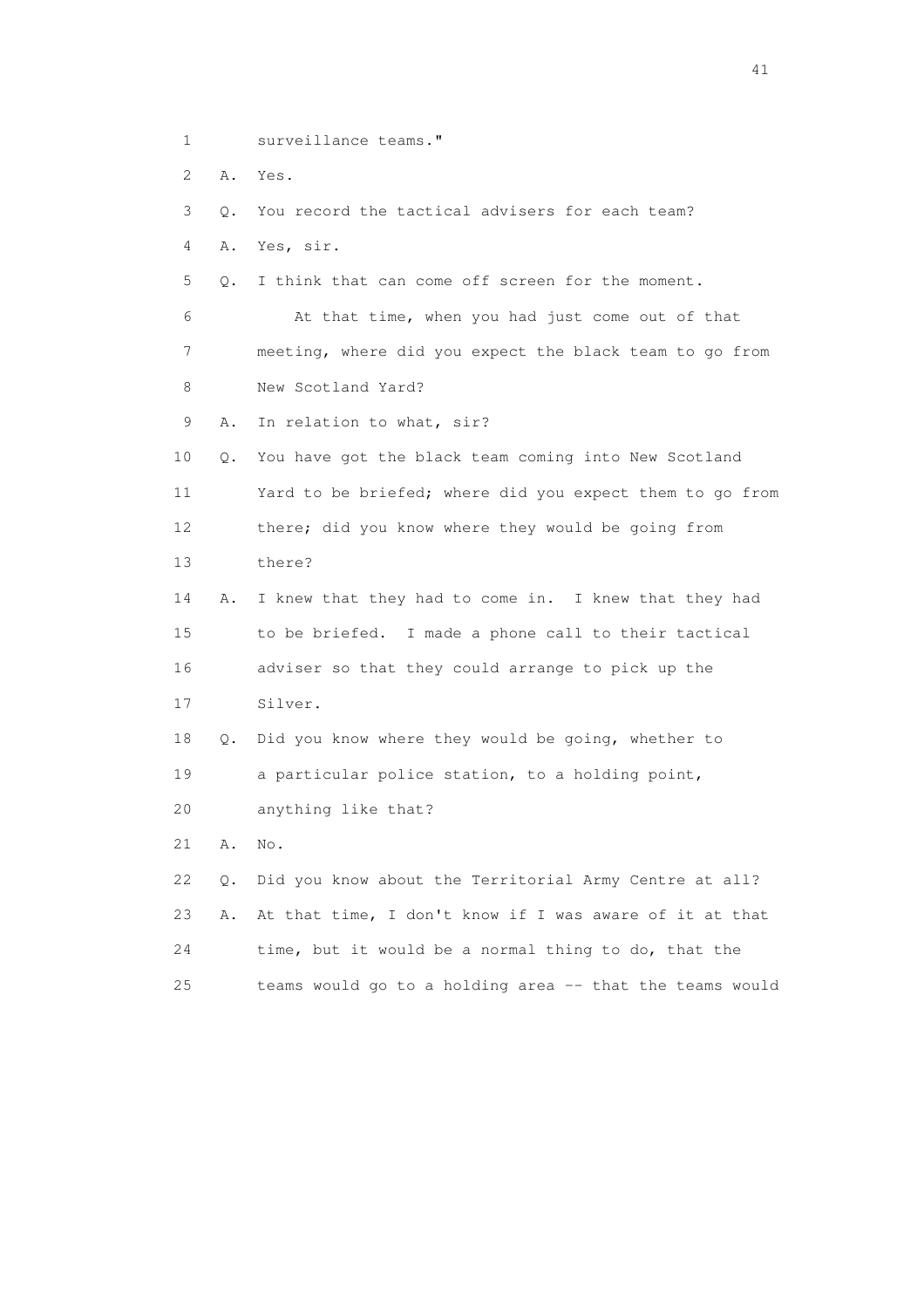1 surveillance teams."

2 A. Yes.

3 Q. You record the tactical advisers for each team?

4 A. Yes, sir.

5 Q. I think that can come off screen for the moment.

6 At that time, when you had just come out of that

7 meeting, where did you expect the black team to go from

8 New Scotland Yard?

9 A. In relation to what, sir?

10 Q. You have got the black team coming into New Scotland

11 Yard to be briefed; where did you expect them to go from

12 there; did you know where they would be going from

13 there?

14 A. I knew that they had to come in. I knew that they had

15 to be briefed. I made a phone call to their tactical

16 adviser so that they could arrange to pick up the

17 Silver.

18 Q. Did you know where they would be going, whether to

19 a particular police station, to a holding point,

20 anything like that?

21 A. No.

22 Q. Did you know about the Territorial Army Centre at all?

23 A. At that time, I don't know if I was aware of it at that

24 time, but it would be a normal thing to do, that the

25 teams would go to a holding area -- that the teams would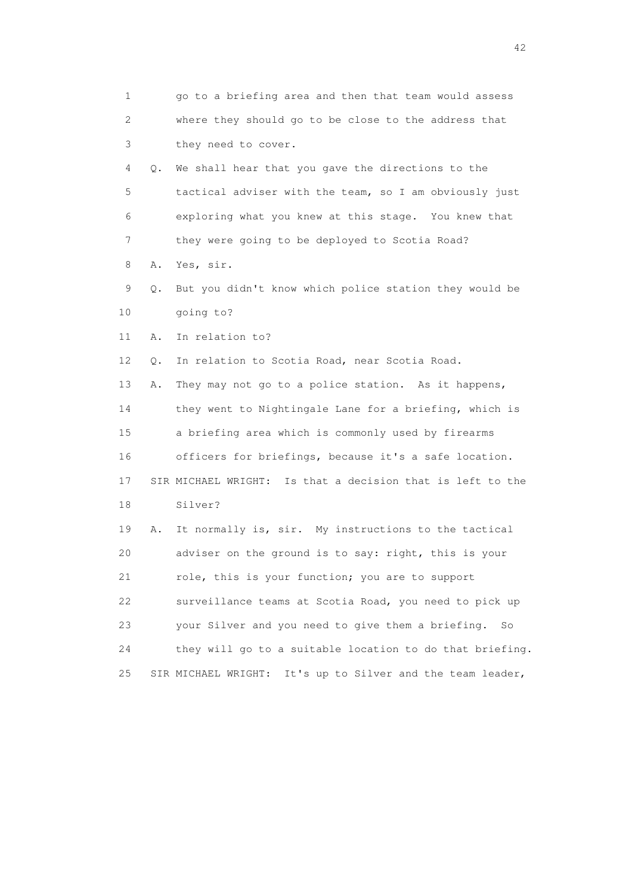1 go to a briefing area and then that team would assess
2 where they should go to be close to the address that
3 they need to cover.
4 Q. We shall hear that you gave the directions to the
5 tactical adviser with the team, so I am obviously just
6 exploring what you knew at this stage. You knew that
7 they were going to be deployed to Scotia Road?
8 A. Yes, sir.
9 Q. But you didn't know which police station they would be
10 going to?
11 A. In relation to?
12 Q. In relation to Scotia Road, near Scotia Road.
13 A. They may not go to a police station. As it happens,
14 they went to Nightingale Lane for a briefing, which is
15 a briefing area which is commonly used by firearms
16 officers for briefings, because it's a safe location.
17 SIR MICHAEL WRIGHT: Is that a decision that is left to the
18 Silver?
19 A. It normally is, sir. My instructions to the tactical
20 adviser on the ground is to say: right, this is your
21 role, this is your function; you are to support
22 surveillance teams at Scotia Road, you need to pick up
23 your Silver and you need to give them a briefing. So
24 they will go to a suitable location to do that briefing.
25 SIR MICHAEL WRIGHT: It's up to Silver and the team leader,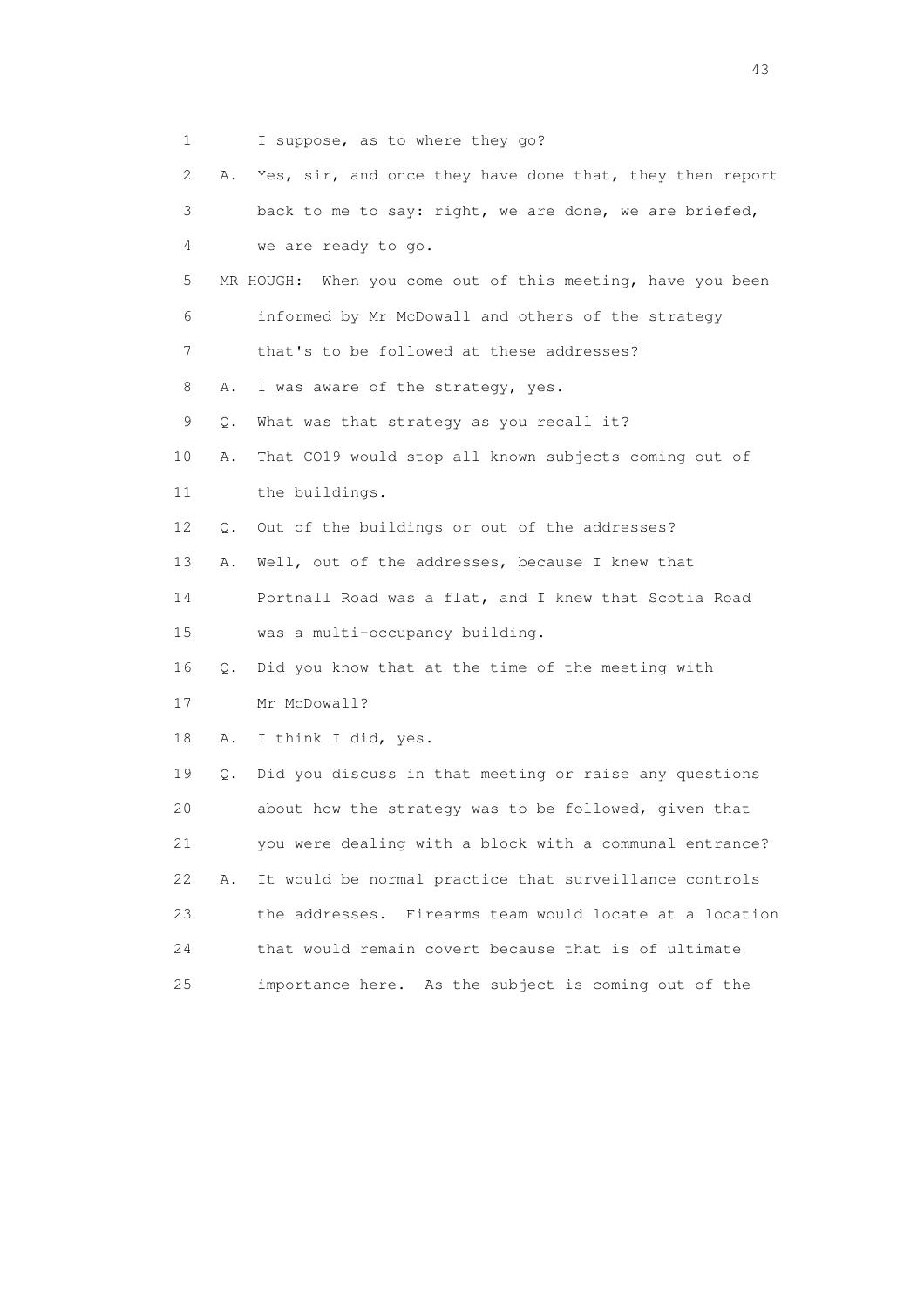1 I suppose, as to where they go?

2 A. Yes, sir, and once they have done that, they then report

3 back to me to say: right, we are done, we are briefed,

4 we are ready to go.

5 MR HOUGH: When you come out of this meeting, have you been

6 informed by Mr McDowall and others of the strategy

7 that's to be followed at these addresses?

8 A. I was aware of the strategy, yes.

9 Q. What was that strategy as you recall it?

10 A. That CO19 would stop all known subjects coming out of

11 the buildings.

12 Q. Out of the buildings or out of the addresses?

13 A. Well, out of the addresses, because I knew that

14 Portnall Road was a flat, and I knew that Scotia Road

15 was a multi-occupancy building.

16 Q. Did you know that at the time of the meeting with

17 Mr McDowall?

18 A. I think I did, yes.

19 Q. Did you discuss in that meeting or raise any questions

20 about how the strategy was to be followed, given that

21 you were dealing with a block with a communal entrance?

22 A. It would be normal practice that surveillance controls

23 the addresses. Firearms team would locate at a location

24 that would remain covert because that is of ultimate

25 importance here. As the subject is coming out of the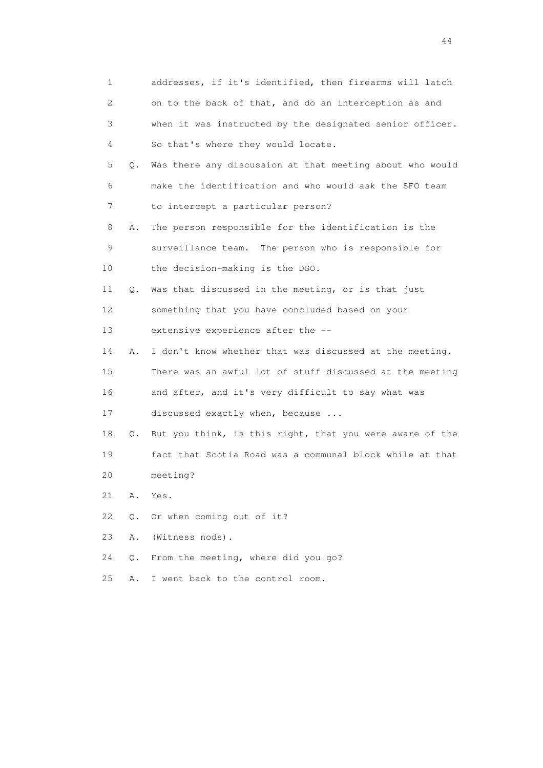1 addresses, if it's identified, then firearms will latch
2 on to the back of that, and do an interception as and
3 when it was instructed by the designated senior officer.
4 So that's where they would locate.

5 Q. Was there any discussion at that meeting about who would
6 make the identification and who would ask the SFO team
7 to intercept a particular person?

8 A. The person responsible for the identification is the
9 surveillance team. The person who is responsible for
10 the decision-making is the DSO.

11 Q. Was that discussed in the meeting, or is that just
12 something that you have concluded based on your
13 extensive experience after the --

14 A. I don't know whether that was discussed at the meeting.
15 There was an awful lot of stuff discussed at the meeting
16 and after, and it's very difficult to say what was
17 discussed exactly when, because ...

18 Q. But you think, is this right, that you were aware of the
19 fact that Scotia Road was a communal block while at that
20 meeting?

21 A. Yes.

22 Q. Or when coming out of it?

23 A. (Witness nods).

24 Q. From the meeting, where did you go?

25 A. I went back to the control room.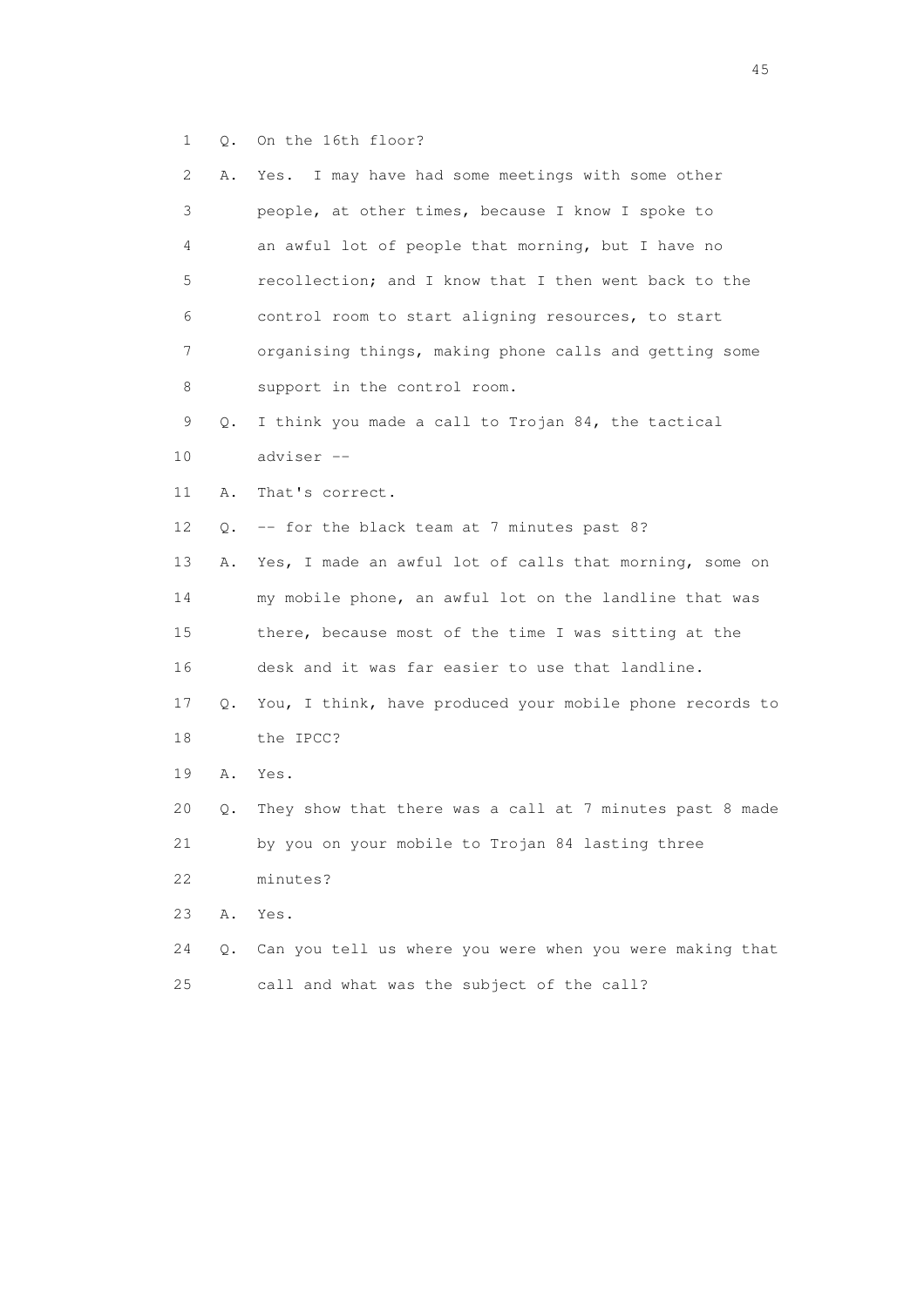1 Q. On the 16th floor?

2 A. Yes. I may have had some meetings with some other
3 people, at other times, because I know I spoke to
4 an awful lot of people that morning, but I have no
5 recollection; and I know that I then went back to the
6 control room to start aligning resources, to start
7 organising things, making phone calls and getting some
8 support in the control room.

9 Q. I think you made a call to Trojan 84, the tactical
10 adviser --

11 A. That's correct.

12 Q. -- for the black team at 7 minutes past 8?

13 A. Yes, I made an awful lot of calls that morning, some on
14 my mobile phone, an awful lot on the landline that was
15 there, because most of the time I was sitting at the
16 desk and it was far easier to use that landline.

17 Q. You, I think, have produced your mobile phone records to
18 the IPCC?

19 A. Yes.

20 Q. They show that there was a call at 7 minutes past 8 made
21 by you on your mobile to Trojan 84 lasting three
22 minutes?

23 A. Yes.

24 Q. Can you tell us where you were when you were making that
25 call and what was the subject of the call?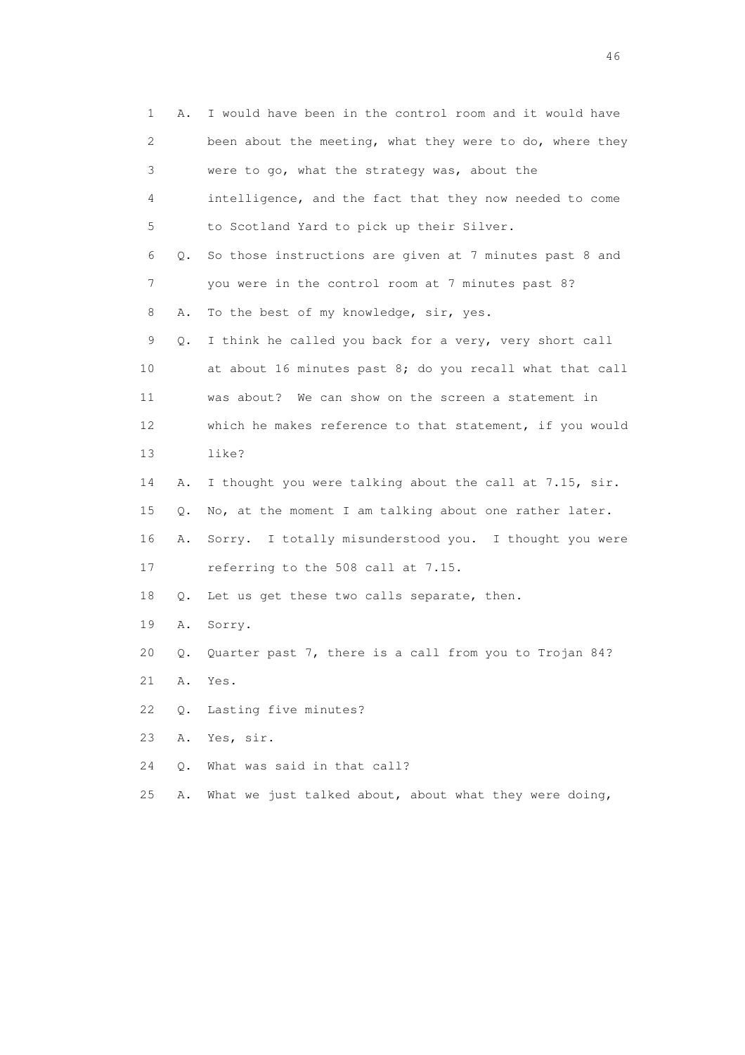1 A. I would have been in the control room and it would have
2 been about the meeting, what they were to do, where they
3 were to go, what the strategy was, about the
4 intelligence, and the fact that they now needed to come
5 to Scotland Yard to pick up their Silver.
6 Q. So those instructions are given at 7 minutes past 8 and
7 you were in the control room at 7 minutes past 8?
8 A. To the best of my knowledge, sir, yes.
9 Q. I think he called you back for a very, very short call
10 at about 16 minutes past 8; do you recall what that call
11 was about? We can show on the screen a statement in
12 which he makes reference to that statement, if you would
13 like?
14 A. I thought you were talking about the call at 7.15, sir.
15 Q. No, at the moment I am talking about one rather later.
16 A. Sorry. I totally misunderstood you. I thought you were
17 referring to the 508 call at 7.15.
18 Q. Let us get these two calls separate, then.
19 A. Sorry.
20 Q. Quarter past 7, there is a call from you to Trojan 84?
21 A. Yes.
22 Q. Lasting five minutes?
23 A. Yes, sir.
24 Q. What was said in that call?
25 A. What we just talked about, about what they were doing,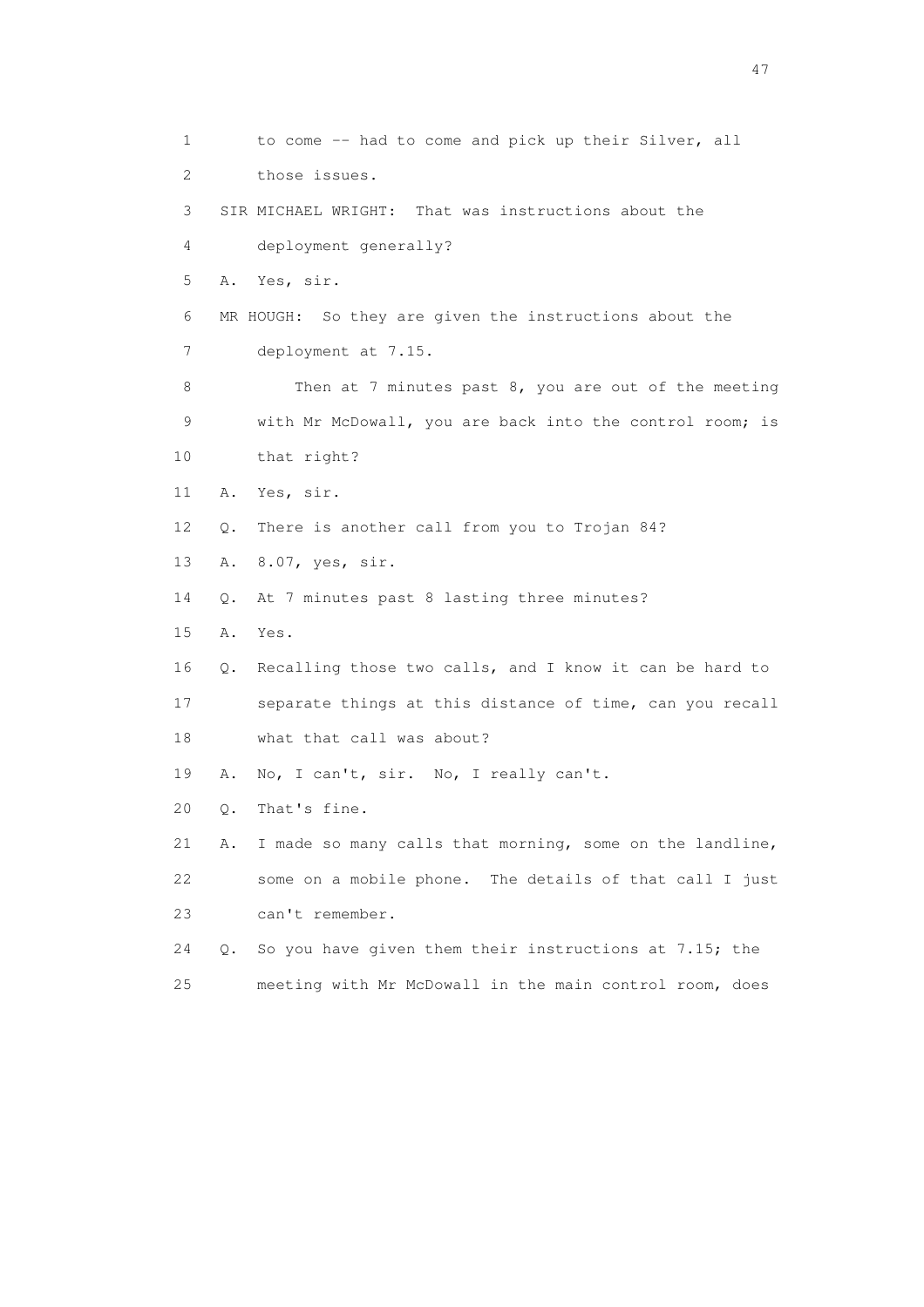1 to come -- had to come and pick up their Silver, all

2 those issues.

3 SIR MICHAEL WRIGHT: That was instructions about the

4 deployment generally?

5 A. Yes, sir.

6 MR HOUGH: So they are given the instructions about the

7 deployment at 7.15.

8 Then at 7 minutes past 8, you are out of the meeting

9 with Mr McDowall, you are back into the control room; is

10 that right?

11 A. Yes, sir.

12 Q. There is another call from you to Trojan 84?

13 A. 8.07, yes, sir.

14 Q. At 7 minutes past 8 lasting three minutes?

15 A. Yes.

16 Q. Recalling those two calls, and I know it can be hard to

17 separate things at this distance of time, can you recall

18 what that call was about?

19 A. No, I can't, sir. No, I really can't.

20 Q. That's fine.

21 A. I made so many calls that morning, some on the landline,

22 some on a mobile phone. The details of that call I just

23 can't remember.

24 Q. So you have given them their instructions at 7.15; the

25 meeting with Mr McDowall in the main control room, does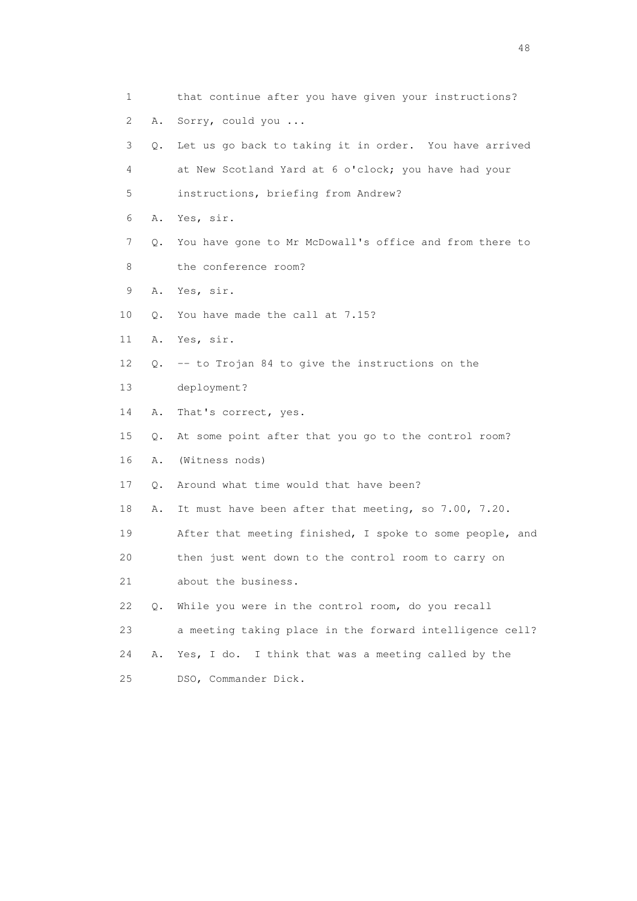1 that continue after you have given your instructions?

2 A. Sorry, could you ...

3 Q. Let us go back to taking it in order. You have arrived

4 at New Scotland Yard at 6 o'clock; you have had your

5 instructions, briefing from Andrew?

6 A. Yes, sir.

7 Q. You have gone to Mr McDowall's office and from there to

8 the conference room?

9 A. Yes, sir.

10 Q. You have made the call at 7.15?

11 A. Yes, sir.

12 Q. -- to Trojan 84 to give the instructions on the

13 deployment?

14 A. That's correct, yes.

15 Q. At some point after that you go to the control room?

16 A. (Witness nods)

17 Q. Around what time would that have been?

18 A. It must have been after that meeting, so 7.00, 7.20.

19 After that meeting finished, I spoke to some people, and

20 then just went down to the control room to carry on

21 about the business.

22 Q. While you were in the control room, do you recall

23 a meeting taking place in the forward intelligence cell?

24 A. Yes, I do. I think that was a meeting called by the

25 DSO, Commander Dick.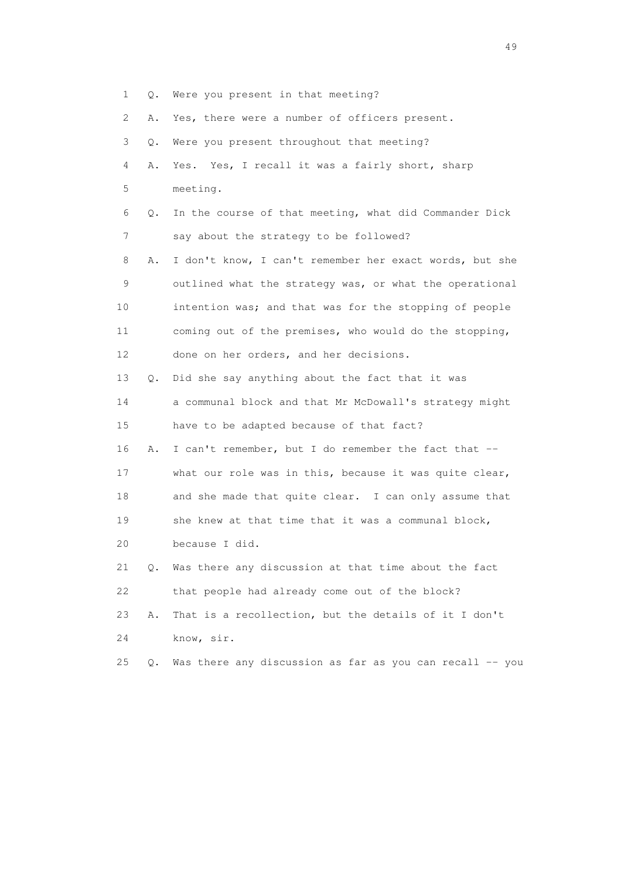1 Q. Were you present in that meeting?

2 A. Yes, there were a number of officers present.

3 Q. Were you present throughout that meeting?

4 A. Yes. Yes, I recall it was a fairly short, sharp

5 meeting.

6 Q. In the course of that meeting, what did Commander Dick

7 say about the strategy to be followed?

8 A. I don't know, I can't remember her exact words, but she

9 outlined what the strategy was, or what the operational

10 intention was; and that was for the stopping of people

11 coming out of the premises, who would do the stopping,

12 done on her orders, and her decisions.

13 Q. Did she say anything about the fact that it was

14 a communal block and that Mr McDowall's strategy might

15 have to be adapted because of that fact?

16 A. I can't remember, but I do remember the fact that --

17 what our role was in this, because it was quite clear,

18 and she made that quite clear. I can only assume that

19 she knew at that time that it was a communal block,

20 because I did.

21 Q. Was there any discussion at that time about the fact

22 that people had already come out of the block?

23 A. That is a recollection, but the details of it I don't

24 know, sir.

25 Q. Was there any discussion as far as you can recall -- you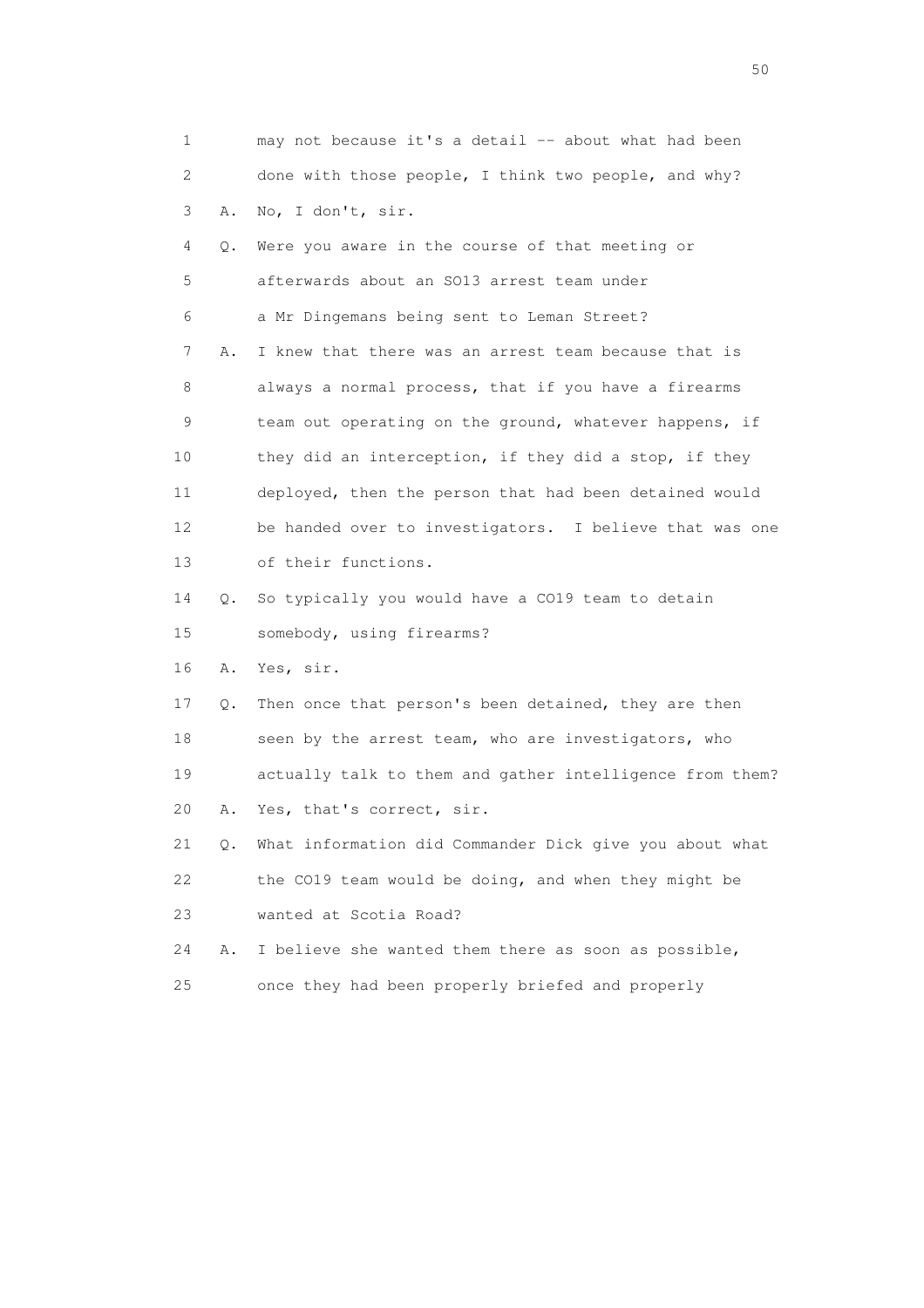1 may not because it's a detail -- about what had been
2 done with those people, I think two people, and why?
3 A. No, I don't, sir.
4 Q. Were you aware in the course of that meeting or
5 afterwards about an SO13 arrest team under
6 a Mr Dingemans being sent to Leman Street?
7 A. I knew that there was an arrest team because that is
8 always a normal process, that if you have a firearms
9 team out operating on the ground, whatever happens, if
10 they did an interception, if they did a stop, if they
11 deployed, then the person that had been detained would
12 be handed over to investigators. I believe that was one
13 of their functions.
14 Q. So typically you would have a CO19 team to detain
15 somebody, using firearms?
16 A. Yes, sir.
17 Q. Then once that person's been detained, they are then
18 seen by the arrest team, who are investigators, who
19 actually talk to them and gather intelligence from them?
20 A. Yes, that's correct, sir.
21 Q. What information did Commander Dick give you about what
22 the CO19 team would be doing, and when they might be
23 wanted at Scotia Road?
24 A. I believe she wanted them there as soon as possible,
25 once they had been properly briefed and properly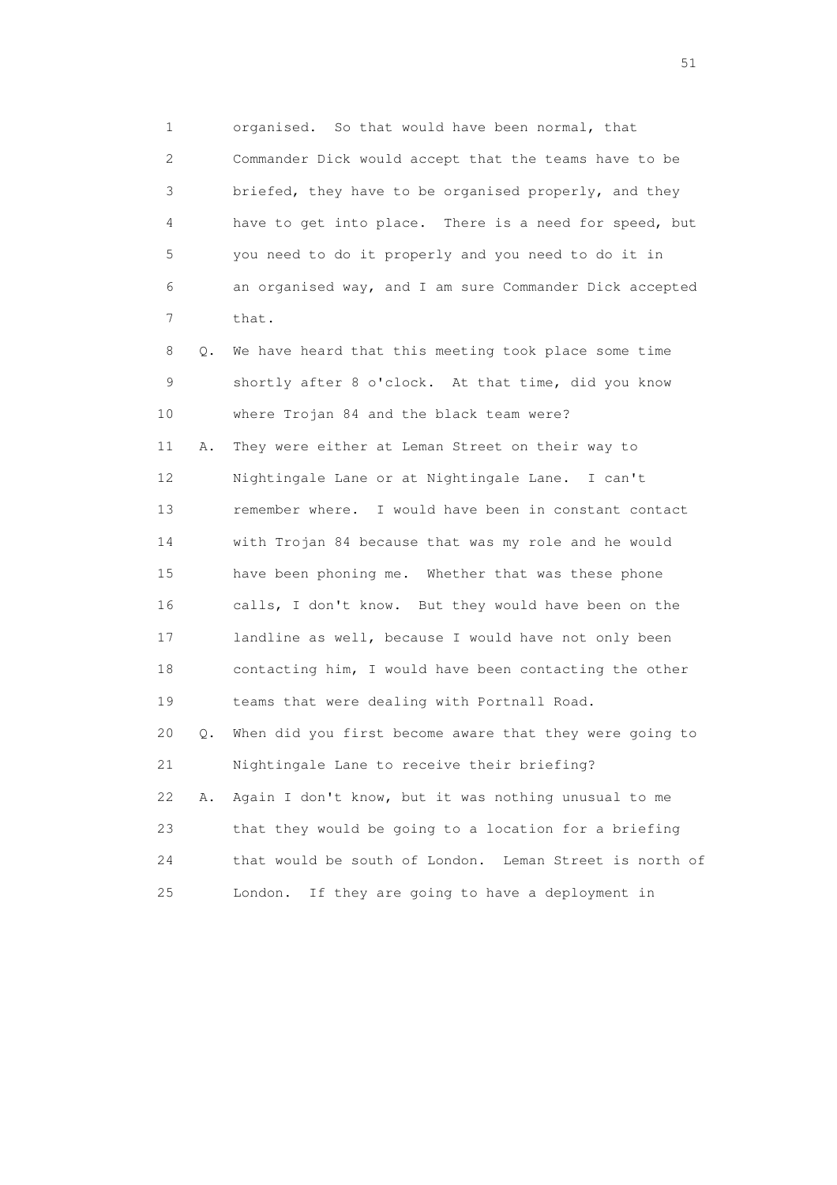1 organised. So that would have been normal, that
2 Commander Dick would accept that the teams have to be
3 briefed, they have to be organised properly, and they
4 have to get into place. There is a need for speed, but
5 you need to do it properly and you need to do it in
6 an organised way, and I am sure Commander Dick accepted
7 that.

8 Q. We have heard that this meeting took place some time
9 shortly after 8 o'clock. At that time, did you know
10 where Trojan 84 and the black team were?

11 A. They were either at Leman Street on their way to
12 Nightingale Lane or at Nightingale Lane. I can't
13 remember where. I would have been in constant contact
14 with Trojan 84 because that was my role and he would
15 have been phoning me. Whether that was these phone
16 calls, I don't know. But they would have been on the
17 landline as well, because I would have not only been
18 contacting him, I would have been contacting the other
19 teams that were dealing with Portnall Road.

20 Q. When did you first become aware that they were going to
21 Nightingale Lane to receive their briefing?

22 A. Again I don't know, but it was nothing unusual to me
23 that they would be going to a location for a briefing
24 that would be south of London. Leman Street is north of
25 London. If they are going to have a deployment in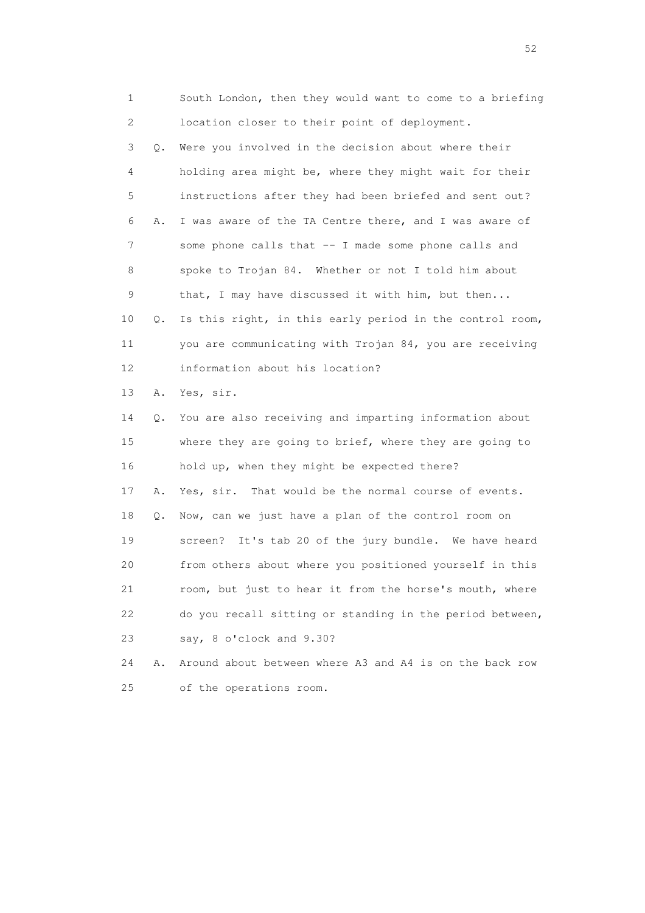1 South London, then they would want to come to a briefing
2 location closer to their point of deployment.
3 Q. Were you involved in the decision about where their
4 holding area might be, where they might wait for their
5 instructions after they had been briefed and sent out?
6 A. I was aware of the TA Centre there, and I was aware of
7 some phone calls that -- I made some phone calls and
8 spoke to Trojan 84. Whether or not I told him about
9 that, I may have discussed it with him, but then...
10 Q. Is this right, in this early period in the control room,
11 you are communicating with Trojan 84, you are receiving
12 information about his location?
13 A. Yes, sir.
14 Q. You are also receiving and imparting information about
15 where they are going to brief, where they are going to
16 hold up, when they might be expected there?
17 A. Yes, sir. That would be the normal course of events.
18 Q. Now, can we just have a plan of the control room on
19 screen? It's tab 20 of the jury bundle. We have heard
20 from others about where you positioned yourself in this
21 room, but just to hear it from the horse's mouth, where
22 do you recall sitting or standing in the period between,
23 say, 8 o'clock and 9.30?
24 A. Around about between where A3 and A4 is on the back row
25 of the operations room.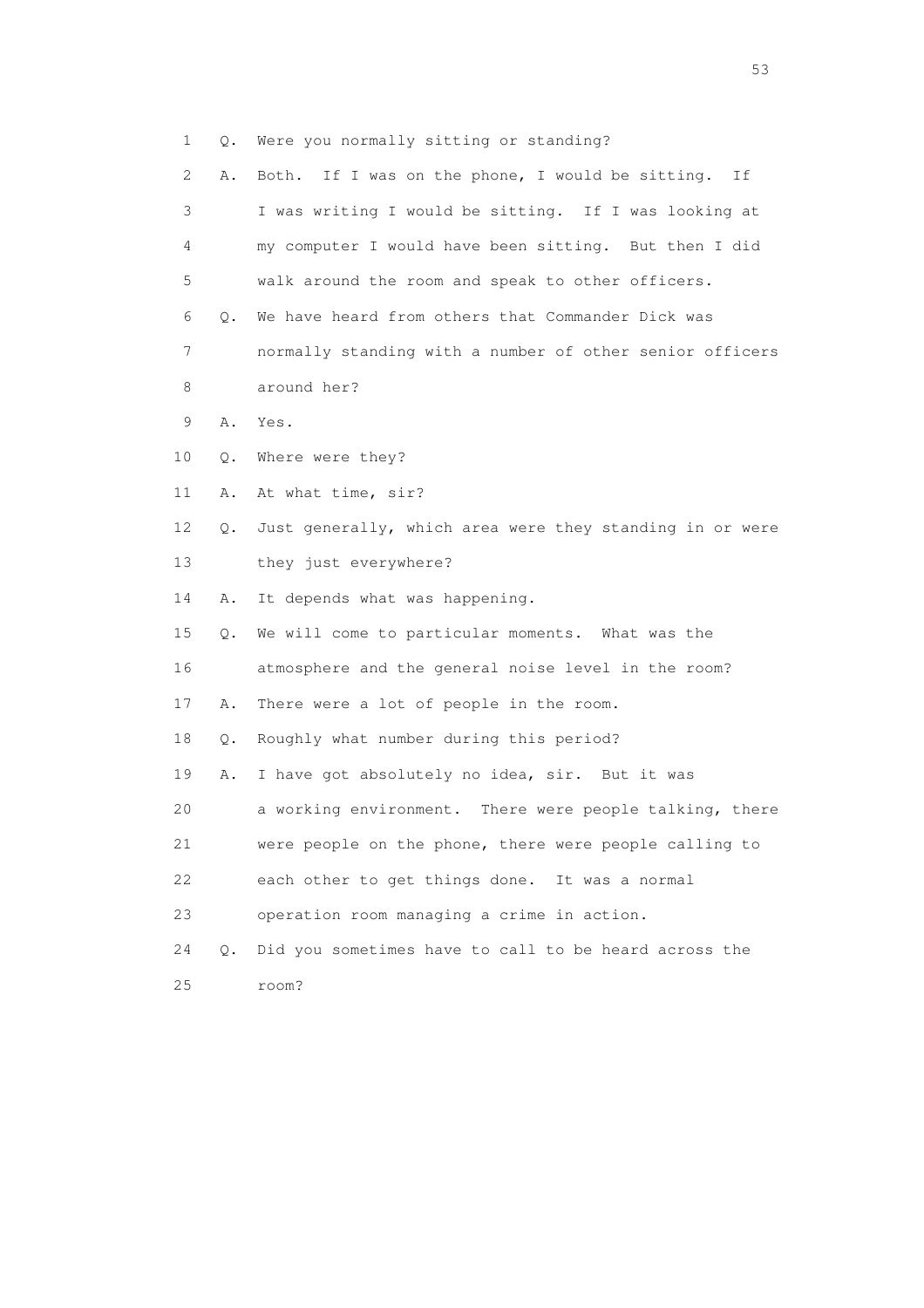1 Q. Were you normally sitting or standing?

2 A. Both. If I was on the phone, I would be sitting. If

3 I was writing I would be sitting. If I was looking at

4 my computer I would have been sitting. But then I did

5 walk around the room and speak to other officers.

6 Q. We have heard from others that Commander Dick was

7 normally standing with a number of other senior officers

8 around her?

9 A. Yes.

10 Q. Where were they?

11 A. At what time, sir?

12 Q. Just generally, which area were they standing in or were

13 they just everywhere?

14 A. It depends what was happening.

15 Q. We will come to particular moments. What was the

16 atmosphere and the general noise level in the room?

17 A. There were a lot of people in the room.

18 Q. Roughly what number during this period?

19 A. I have got absolutely no idea, sir. But it was

20 a working environment. There were people talking, there

21 were people on the phone, there were people calling to

22 each other to get things done. It was a normal

23 operation room managing a crime in action.

24 Q. Did you sometimes have to call to be heard across the

25 room?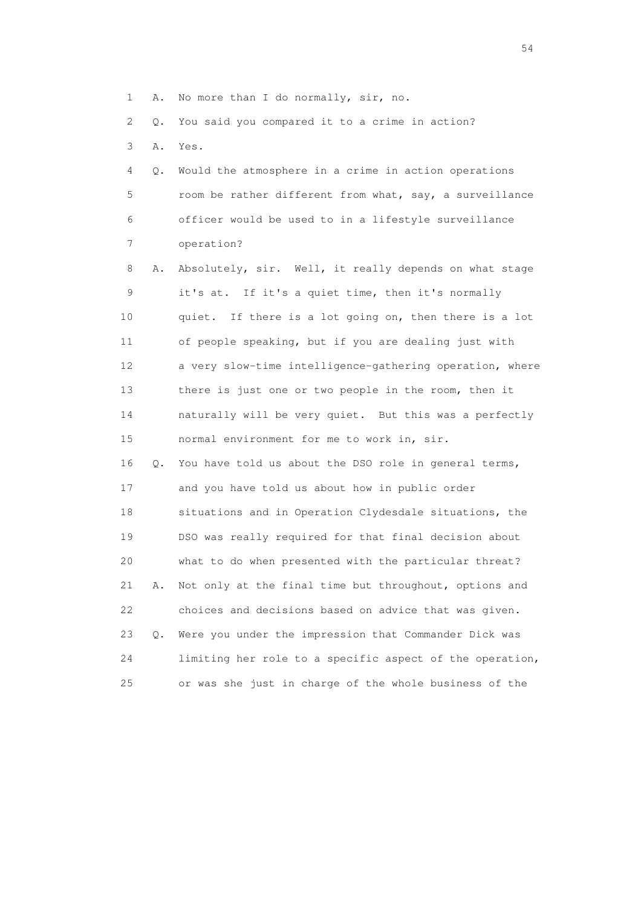1 A. No more than I do normally, sir, no.

2 Q. You said you compared it to a crime in action?

3 A. Yes.

4 Q. Would the atmosphere in a crime in action operations
5 room be rather different from what, say, a surveillance
6 officer would be used to in a lifestyle surveillance
7 operation?

8 A. Absolutely, sir. Well, it really depends on what stage
9 it's at. If it's a quiet time, then it's normally
10 quiet. If there is a lot going on, then there is a lot
11 of people speaking, but if you are dealing just with
12 a very slow-time intelligence-gathering operation, where
13 there is just one or two people in the room, then it
14 naturally will be very quiet. But this was a perfectly
15 normal environment for me to work in, sir.

16 Q. You have told us about the DSO role in general terms,
17 and you have told us about how in public order
18 situations and in Operation Clydesdale situations, the
19 DSO was really required for that final decision about
20 what to do when presented with the particular threat?

21 A. Not only at the final time but throughout, options and
22 choices and decisions based on advice that was given.

23 Q. Were you under the impression that Commander Dick was
24 limiting her role to a specific aspect of the operation,
25 or was she just in charge of the whole business of the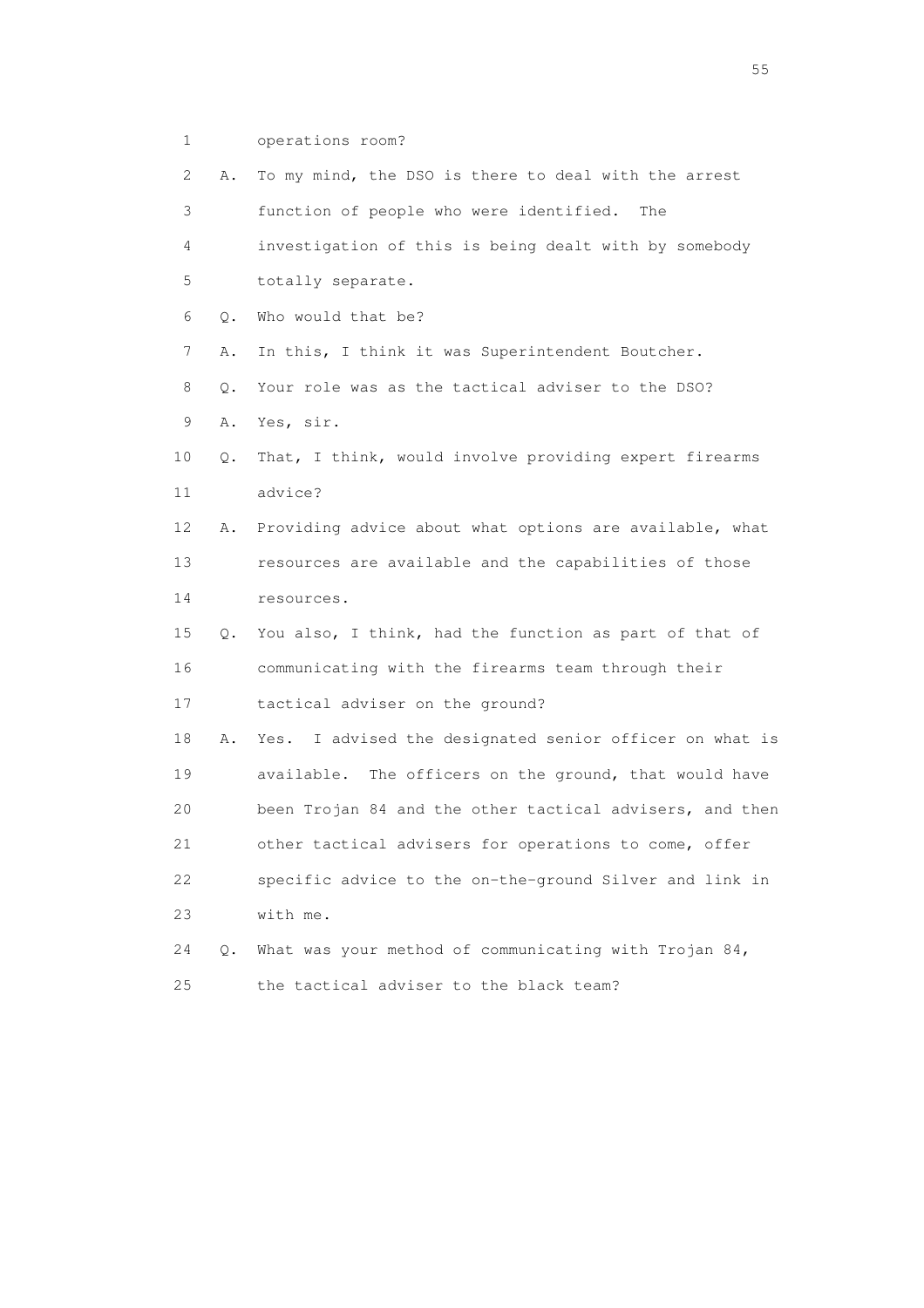1 operations room?

2 A. To my mind, the DSO is there to deal with the arrest

3 function of people who were identified. The

4 investigation of this is being dealt with by somebody

5 totally separate.

6 Q. Who would that be?

7 A. In this, I think it was Superintendent Boutcher.

8 Q. Your role was as the tactical adviser to the DSO?

9 A. Yes, sir.

10 Q. That, I think, would involve providing expert firearms

11 advice?

12 A. Providing advice about what options are available, what

13 resources are available and the capabilities of those

14 resources.

15 Q. You also, I think, had the function as part of that of

16 communicating with the firearms team through their

17 tactical adviser on the ground?

18 A. Yes. I advised the designated senior officer on what is

19 available. The officers on the ground, that would have

20 been Trojan 84 and the other tactical advisers, and then

21 other tactical advisers for operations to come, offer

22 specific advice to the on-the-ground Silver and link in

23 with me.

24 Q. What was your method of communicating with Trojan 84,

25 the tactical adviser to the black team?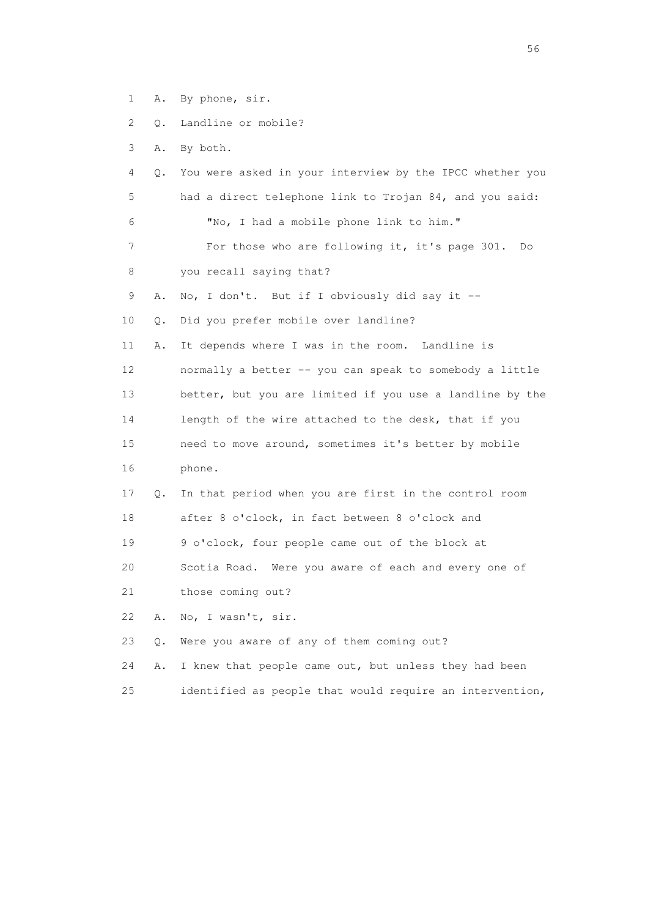1 A. By phone, sir.

2 Q. Landline or mobile?

3 A. By both.

4 Q. You were asked in your interview by the IPCC whether you

5 had a direct telephone link to Trojan 84, and you said:

6 "No, I had a mobile phone link to him."

7 For those who are following it, it's page 301. Do

8 you recall saying that?

9 A. No, I don't. But if I obviously did say it --

10 Q. Did you prefer mobile over landline?

11 A. It depends where I was in the room. Landline is

12 normally a better -- you can speak to somebody a little

13 better, but you are limited if you use a landline by the

14 length of the wire attached to the desk, that if you

15 need to move around, sometimes it's better by mobile

16 phone.

17 Q. In that period when you are first in the control room

18 after 8 o'clock, in fact between 8 o'clock and

19 9 o'clock, four people came out of the block at

20 Scotia Road. Were you aware of each and every one of

21 those coming out?

22 A. No, I wasn't, sir.

23 Q. Were you aware of any of them coming out?

24 A. I knew that people came out, but unless they had been

25 identified as people that would require an intervention,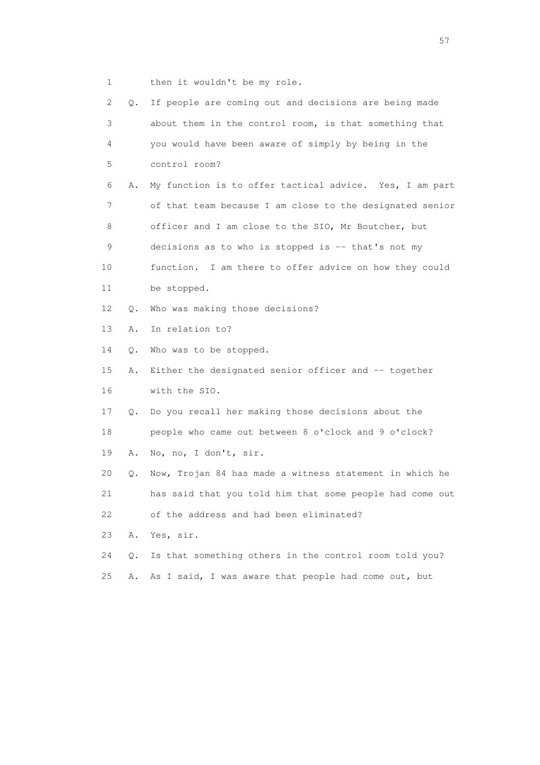1 then it wouldn't be my role.

2 Q. If people are coming out and decisions are being made

3 about them in the control room, is that something that

4 you would have been aware of simply by being in the

5 control room?

6 A. My function is to offer tactical advice. Yes, I am part

7 of that team because I am close to the designated senior

8 officer and I am close to the SIO, Mr Boutcher, but

9 decisions as to who is stopped is -- that's not my

10 function. I am there to offer advice on how they could

11 be stopped.

12 Q. Who was making those decisions?

13 A. In relation to?

14 Q. Who was to be stopped.

15 A. Either the designated senior officer and -- together

16 with the SIO.

17 Q. Do you recall her making those decisions about the

18 people who came out between 8 o'clock and 9 o'clock?

19 A. No, no, I don't, sir.

20 Q. Now, Trojan 84 has made a witness statement in which he

21 has said that you told him that some people had come out

22 of the address and had been eliminated?

23 A. Yes, sir.

24 Q. Is that something others in the control room told you?

25 A. As I said, I was aware that people had come out, but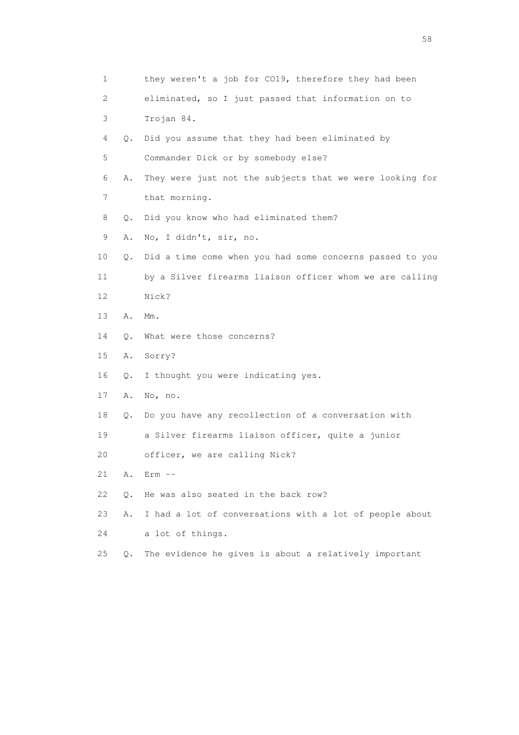1 they weren't a job for CO19, therefore they had been
2 eliminated, so I just passed that information on to
3 Trojan 84.
4 Q. Did you assume that they had been eliminated by
5 Commander Dick or by somebody else?
6 A. They were just not the subjects that we were looking for
7 that morning.
8 Q. Did you know who had eliminated them?
9 A. No, I didn't, sir, no.
10 Q. Did a time come when you had some concerns passed to you
11 by a Silver firearms liaison officer whom we are calling
12 Nick?
13 A. Mm.
14 Q. What were those concerns?
15 A. Sorry?
16 Q. I thought you were indicating yes.
17 A. No, no.
18 Q. Do you have any recollection of a conversation with
19 a Silver firearms liaison officer, quite a junior
20 officer, we are calling Nick?
21 A. Erm --
22 Q. He was also seated in the back row?
23 A. I had a lot of conversations with a lot of people about
24 a lot of things.
25 Q. The evidence he gives is about a relatively important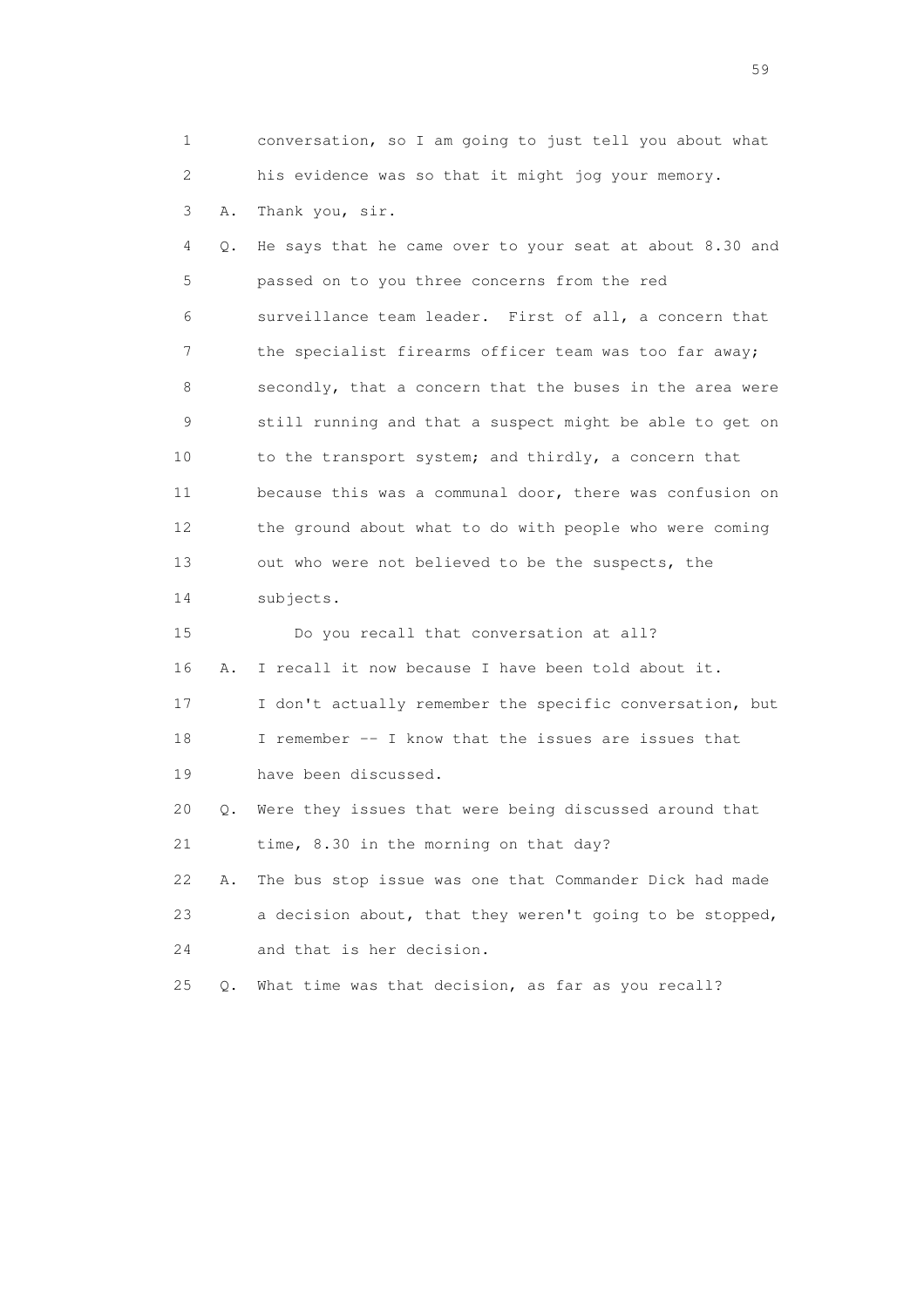1 conversation, so I am going to just tell you about what
2 his evidence was so that it might jog your memory.
3 A. Thank you, sir.
4 Q. He says that he came over to your seat at about 8.30 and
5 passed on to you three concerns from the red
6 surveillance team leader. First of all, a concern that
7 the specialist firearms officer team was too far away;
8 secondly, that a concern that the buses in the area were
9 still running and that a suspect might be able to get on
10 to the transport system; and thirdly, a concern that
11 because this was a communal door, there was confusion on
12 the ground about what to do with people who were coming
13 out who were not believed to be the suspects, the
14 subjects.
15 Do you recall that conversation at all?
16 A. I recall it now because I have been told about it.
17 I don't actually remember the specific conversation, but
18 I remember -- I know that the issues are issues that
19 have been discussed.
20 Q. Were they issues that were being discussed around that
21 time, 8.30 in the morning on that day?
22 A. The bus stop issue was one that Commander Dick had made
23 a decision about, that they weren't going to be stopped,
24 and that is her decision.
25 Q. What time was that decision, as far as you recall?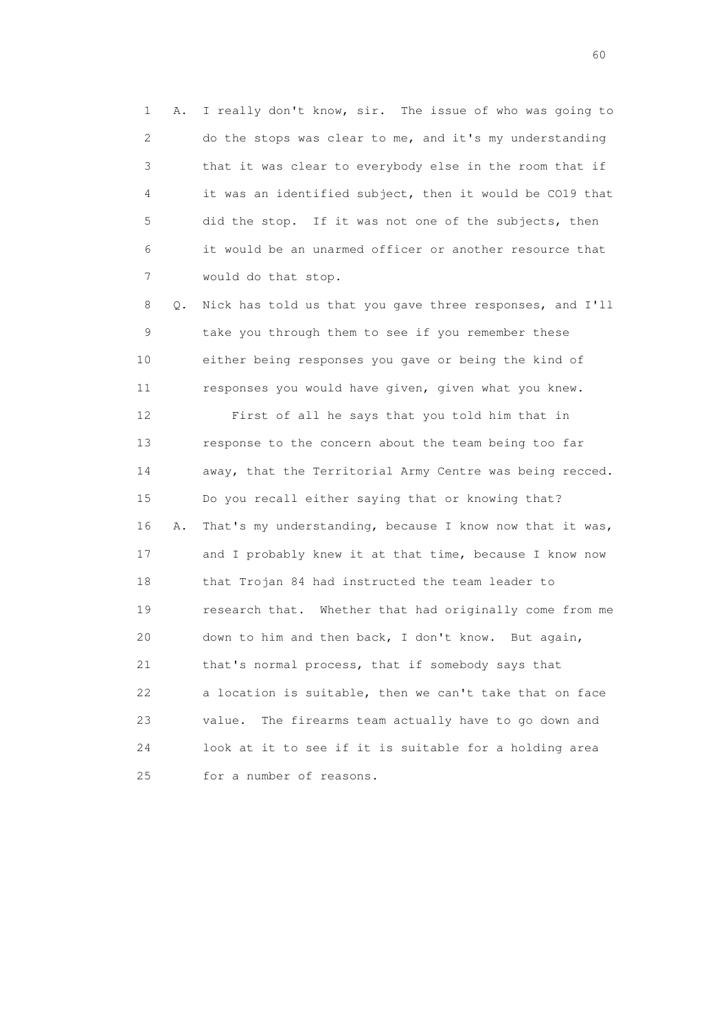1 A. I really don't know, sir. The issue of who was going to
2 do the stops was clear to me, and it's my understanding
3 that it was clear to everybody else in the room that if
4 it was an identified subject, then it would be CO19 that
5 did the stop. If it was not one of the subjects, then
6 it would be an unarmed officer or another resource that
7 would do that stop.

8 Q. Nick has told us that you gave three responses, and I'll
9 take you through them to see if you remember these
10 either being responses you gave or being the kind of
11 responses you would have given, given what you knew.

12 First of all he says that you told him that in
13 response to the concern about the team being too far
14 away, that the Territorial Army Centre was being recced.
15 Do you recall either saying that or knowing that?

16 A. That's my understanding, because I know now that it was,
17 and I probably knew it at that time, because I know now
18 that Trojan 84 had instructed the team leader to
19 research that. Whether that had originally come from me
20 down to him and then back, I don't know. But again,
21 that's normal process, that if somebody says that
22 a location is suitable, then we can't take that on face
23 value. The firearms team actually have to go down and
24 look at it to see if it is suitable for a holding area
25 for a number of reasons.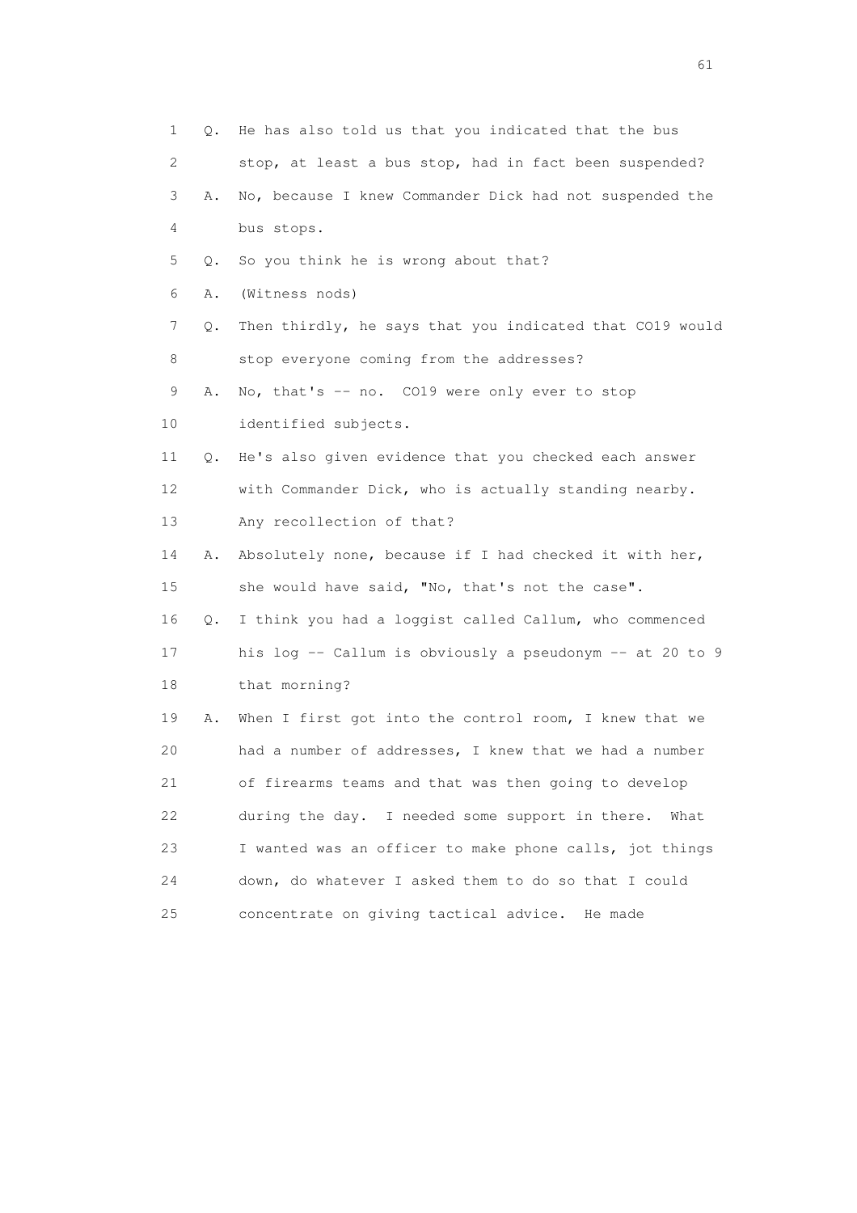1 Q. He has also told us that you indicated that the bus
2 stop, at least a bus stop, had in fact been suspended?
3 A. No, because I knew Commander Dick had not suspended the
4 bus stops.
5 Q. So you think he is wrong about that?
6 A. (Witness nods)
7 Q. Then thirdly, he says that you indicated that CO19 would
8 stop everyone coming from the addresses?
9 A. No, that's -- no. CO19 were only ever to stop
10 identified subjects.
11 Q. He's also given evidence that you checked each answer
12 with Commander Dick, who is actually standing nearby.
13 Any recollection of that?
14 A. Absolutely none, because if I had checked it with her,
15 she would have said, "No, that's not the case".
16 Q. I think you had a loggist called Callum, who commenced
17 his log -- Callum is obviously a pseudonym -- at 20 to 9
18 that morning?
19 A. When I first got into the control room, I knew that we
20 had a number of addresses, I knew that we had a number
21 of firearms teams and that was then going to develop
22 during the day. I needed some support in there. What
23 I wanted was an officer to make phone calls, jot things
24 down, do whatever I asked them to do so that I could
25 concentrate on giving tactical advice. He made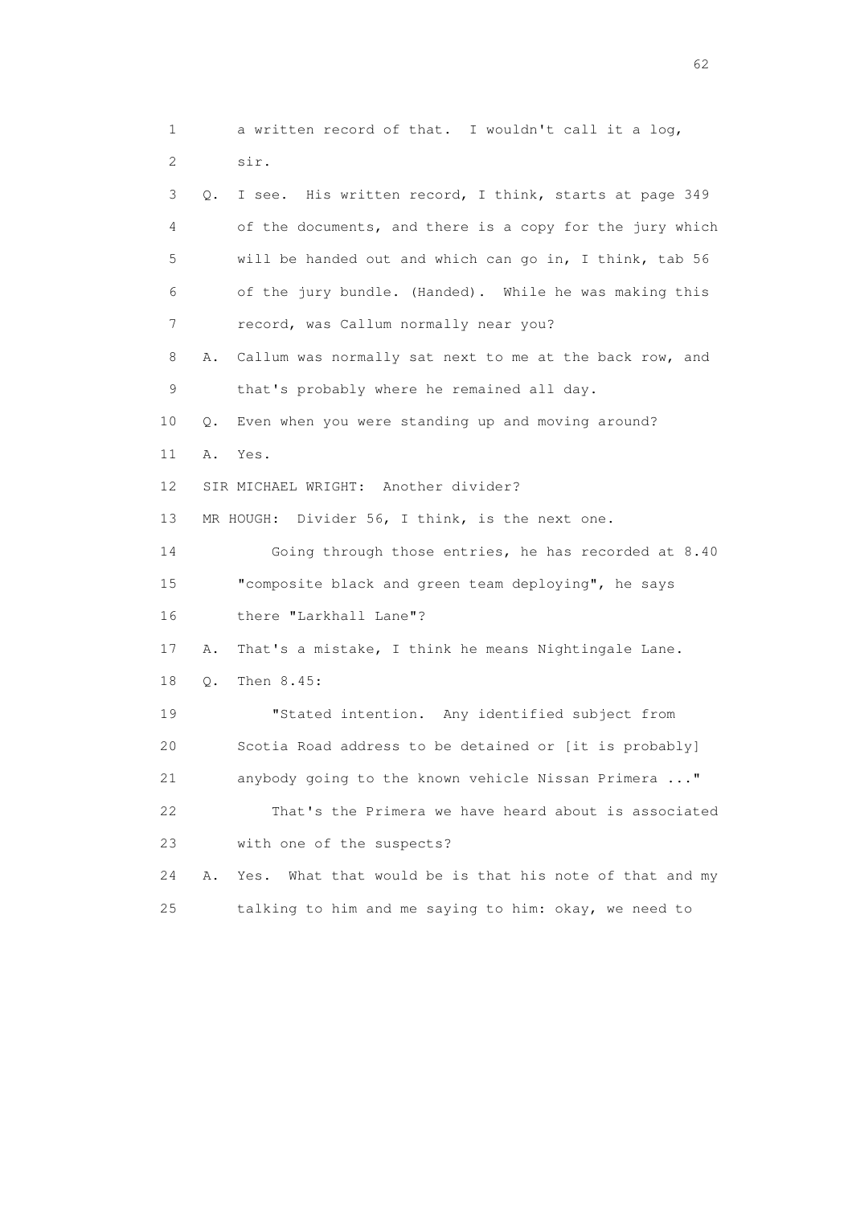1 a written record of that. I wouldn't call it a log,

2 sir.

3 Q. I see. His written record, I think, starts at page 349

4 of the documents, and there is a copy for the jury which

5 will be handed out and which can go in, I think, tab 56

6 of the jury bundle. (Handed). While he was making this

7 record, was Callum normally near you?

8 A. Callum was normally sat next to me at the back row, and

9 that's probably where he remained all day.

10 Q. Even when you were standing up and moving around?

11 A. Yes.

12 SIR MICHAEL WRIGHT: Another divider?

13 MR HOUGH: Divider 56, I think, is the next one.

14 Going through those entries, he has recorded at 8.40

15 "composite black and green team deploying", he says

16 there "Larkhall Lane"?

17 A. That's a mistake, I think he means Nightingale Lane.

18 Q. Then 8.45:

19 "Stated intention. Any identified subject from

20 Scotia Road address to be detained or [it is probably]

21 anybody going to the known vehicle Nissan Primera ..."

22 That's the Primera we have heard about is associated

23 with one of the suspects?

24 A. Yes. What that would be is that his note of that and my

25 talking to him and me saying to him: okay, we need to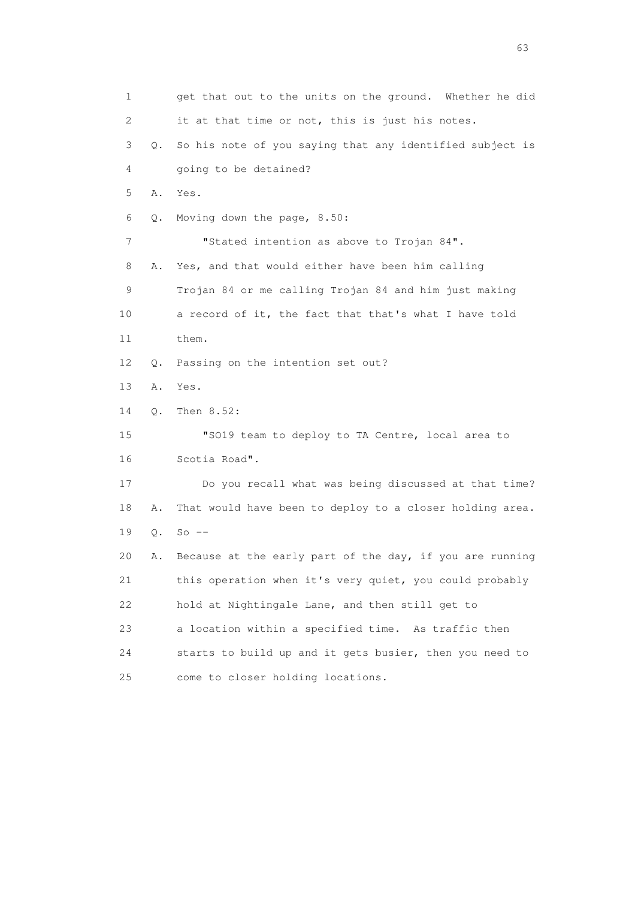1 get that out to the units on the ground. Whether he did
2 it at that time or not, this is just his notes.
3 Q. So his note of you saying that any identified subject is
4 going to be detained?
5 A. Yes.
6 Q. Moving down the page, 8.50:
7 "Stated intention as above to Trojan 84".
8 A. Yes, and that would either have been him calling
9 Trojan 84 or me calling Trojan 84 and him just making
10 a record of it, the fact that that's what I have told
11 them.
12 Q. Passing on the intention set out?
13 A. Yes.
14 Q. Then 8.52:
15 "SO19 team to deploy to TA Centre, local area to
16 Scotia Road".
17 Do you recall what was being discussed at that time?
18 A. That would have been to deploy to a closer holding area.
19 Q. So --
20 A. Because at the early part of the day, if you are running
21 this operation when it's very quiet, you could probably
22 hold at Nightingale Lane, and then still get to
23 a location within a specified time. As traffic then
24 starts to build up and it gets busier, then you need to
25 come to closer holding locations.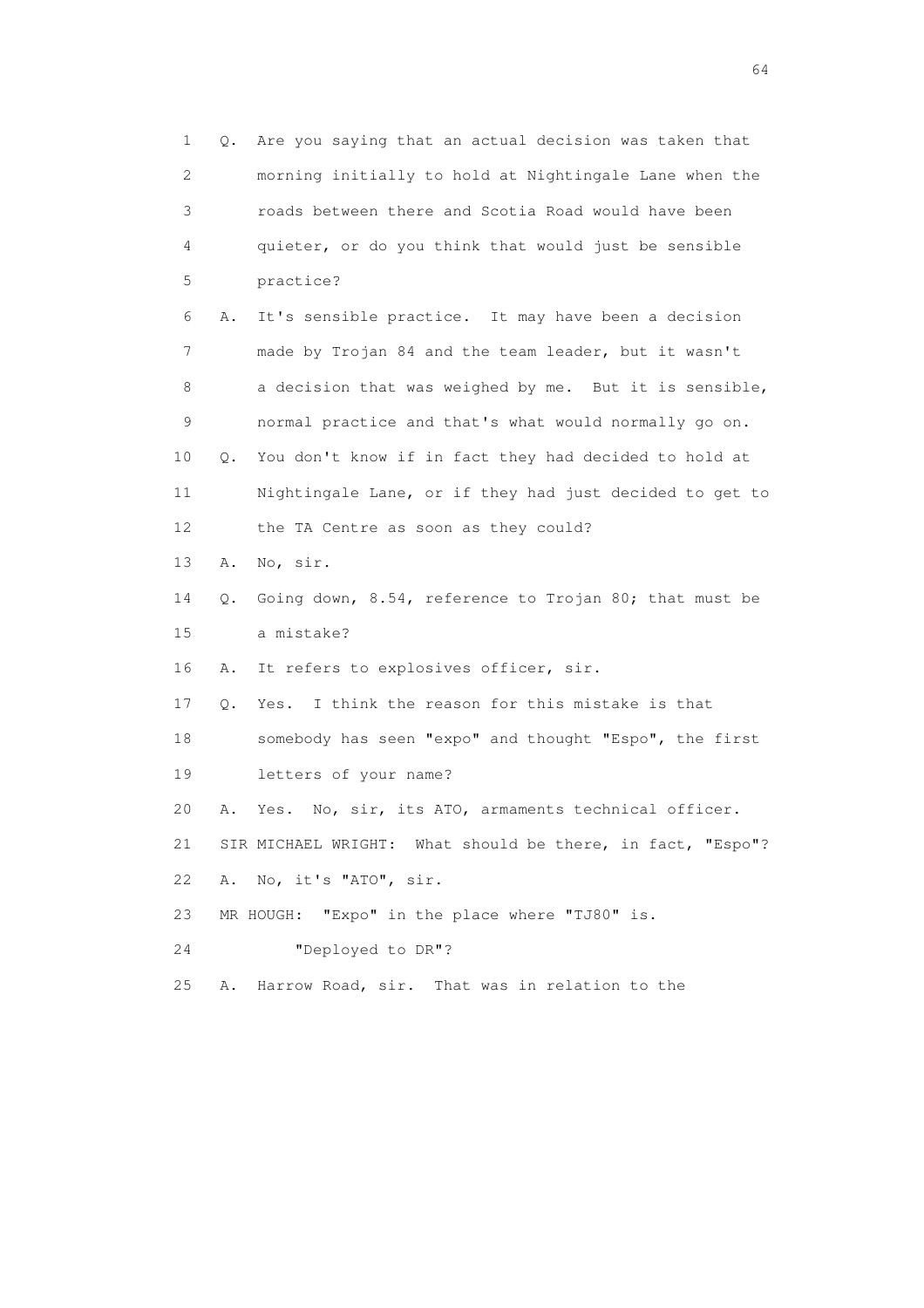1 Q. Are you saying that an actual decision was taken that
2 morning initially to hold at Nightingale Lane when the
3 roads between there and Scotia Road would have been
4 quieter, or do you think that would just be sensible
5 practice?

6 A. It's sensible practice. It may have been a decision
7 made by Trojan 84 and the team leader, but it wasn't
8 a decision that was weighed by me. But it is sensible,
9 normal practice and that's what would normally go on.

10 Q. You don't know if in fact they had decided to hold at
11 Nightingale Lane, or if they had just decided to get to
12 the TA Centre as soon as they could?

13 A. No, sir.

14 Q. Going down, 8.54, reference to Trojan 80; that must be
15 a mistake?

16 A. It refers to explosives officer, sir.

17 Q. Yes. I think the reason for this mistake is that
18 somebody has seen "expo" and thought "Espo", the first
19 letters of your name?

20 A. Yes. No, sir, its ATO, armaments technical officer.

21 SIR MICHAEL WRIGHT: What should be there, in fact, "Espo"?

22 A. No, it's "ATO", sir.

23 MR HOUGH: "Expo" in the place where "TJ80" is.

24 "Deployed to DR"?

25 A. Harrow Road, sir. That was in relation to the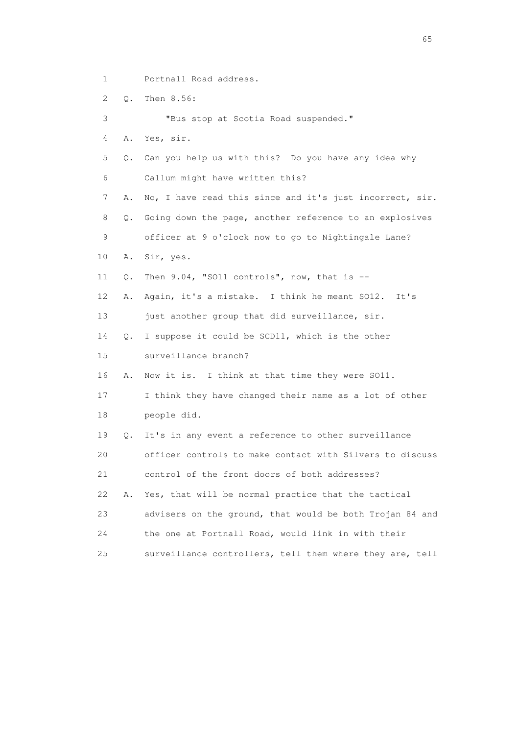1 Portnall Road address.

2 Q. Then 8.56:

3 "Bus stop at Scotia Road suspended."

4 A. Yes, sir.

5 Q. Can you help us with this? Do you have any idea why

6 Callum might have written this?

7 A. No, I have read this since and it's just incorrect, sir.

8 Q. Going down the page, another reference to an explosives

9 officer at 9 o'clock now to go to Nightingale Lane?

10 A. Sir, yes.

11 Q. Then 9.04, "SO11 controls", now, that is --

12 A. Again, it's a mistake. I think he meant SO12. It's

13 just another group that did surveillance, sir.

14 Q. I suppose it could be SCD11, which is the other

15 surveillance branch?

16 A. Now it is. I think at that time they were SO11.

17 I think they have changed their name as a lot of other

18 people did.

19 Q. It's in any event a reference to other surveillance

20 officer controls to make contact with Silvers to discuss

21 control of the front doors of both addresses?

22 A. Yes, that will be normal practice that the tactical

23 advisers on the ground, that would be both Trojan 84 and

24 the one at Portnall Road, would link in with their

25 surveillance controllers, tell them where they are, tell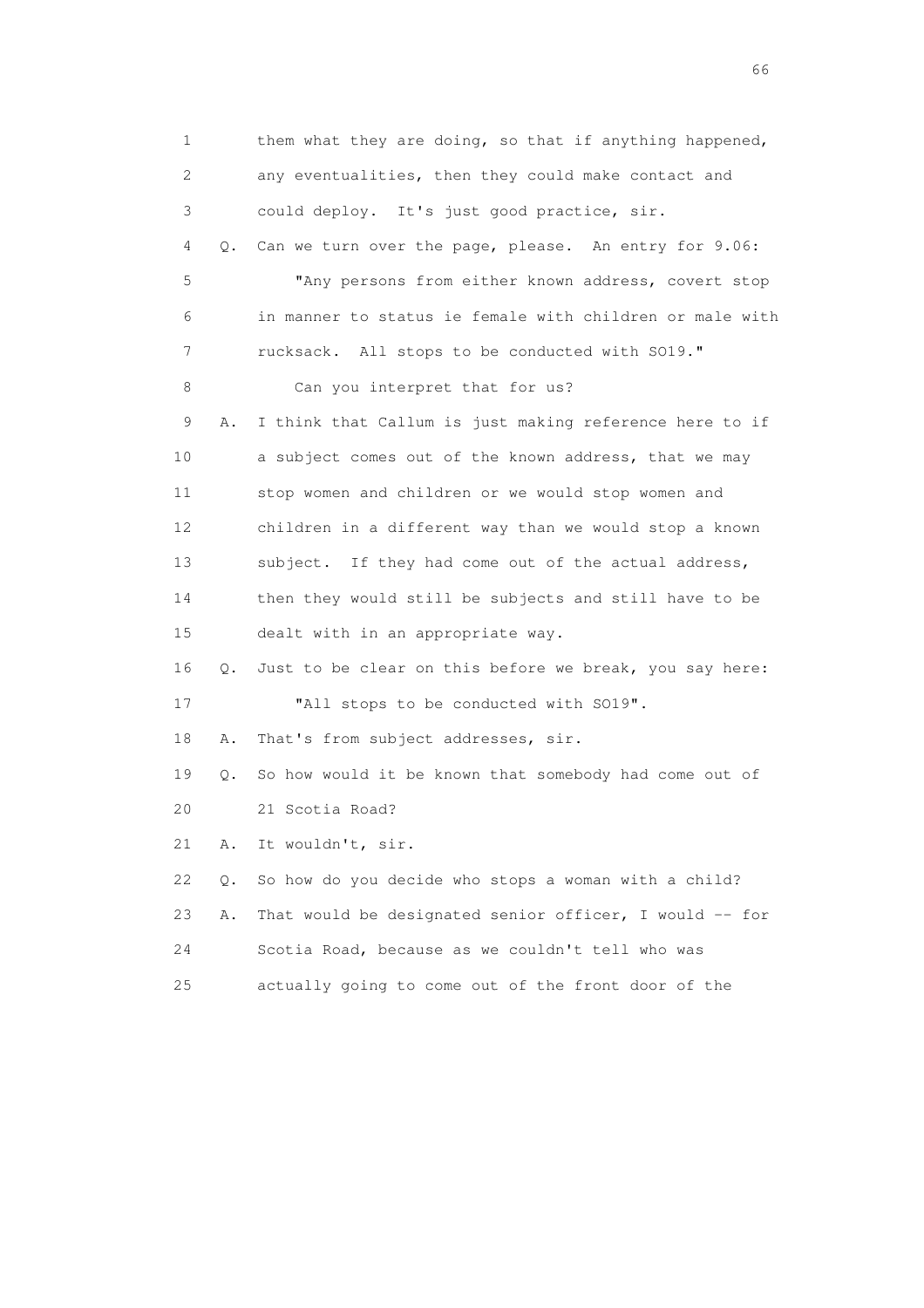1 them what they are doing, so that if anything happened,
2 any eventualities, then they could make contact and
3 could deploy. It's just good practice, sir.
4 Q. Can we turn over the page, please. An entry for 9.06:
5 "Any persons from either known address, covert stop
6 in manner to status ie female with children or male with
7 rucksack. All stops to be conducted with SO19."
8 Can you interpret that for us?
9 A. I think that Callum is just making reference here to if
10 a subject comes out of the known address, that we may
11 stop women and children or we would stop women and
12 children in a different way than we would stop a known
13 subject. If they had come out of the actual address,
14 then they would still be subjects and still have to be
15 dealt with in an appropriate way.
16 Q. Just to be clear on this before we break, you say here:
17 "All stops to be conducted with SO19".
18 A. That's from subject addresses, sir.
19 Q. So how would it be known that somebody had come out of
20 21 Scotia Road?
21 A. It wouldn't, sir.
22 Q. So how do you decide who stops a woman with a child?
23 A. That would be designated senior officer, I would -- for
24 Scotia Road, because as we couldn't tell who was
25 actually going to come out of the front door of the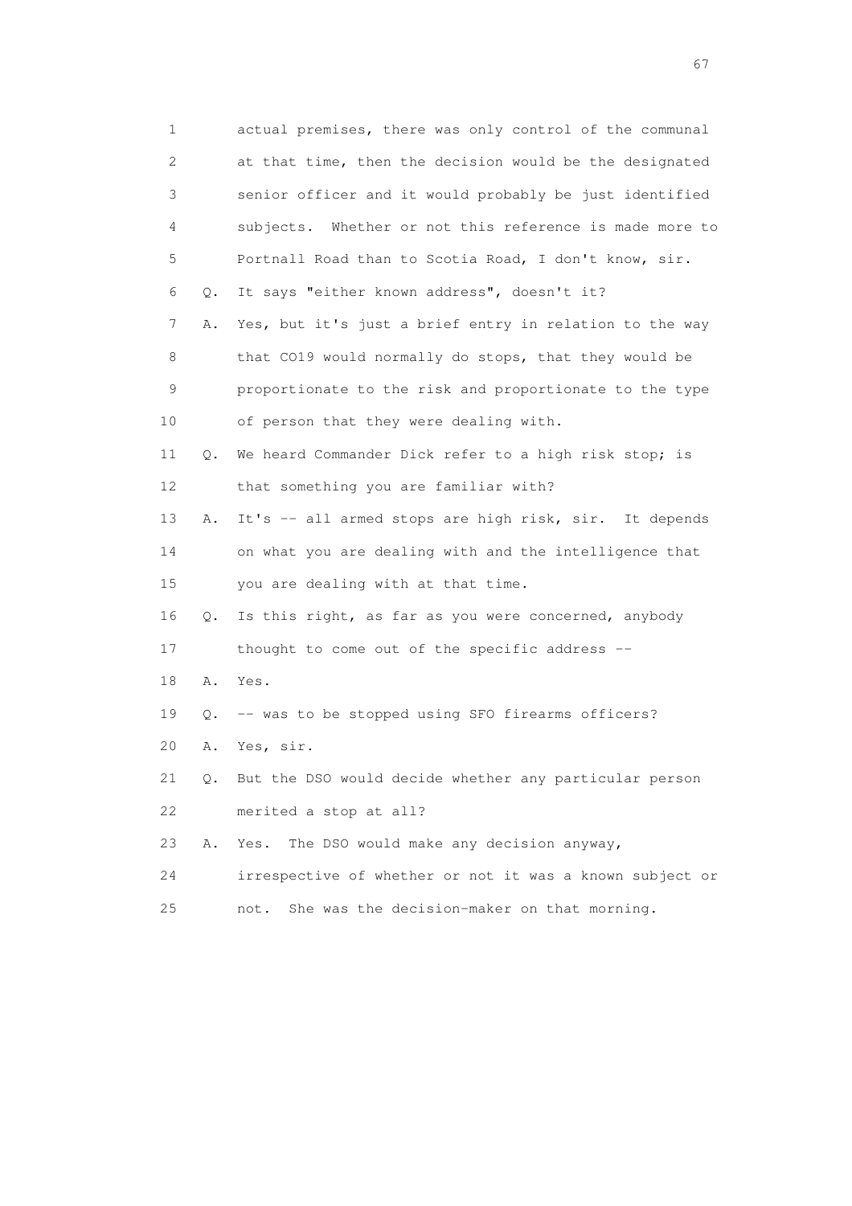1 actual premises, there was only control of the communal
2 at that time, then the decision would be the designated
3 senior officer and it would probably be just identified
4 subjects. Whether or not this reference is made more to
5 Portnall Road than to Scotia Road, I don't know, sir.
6 Q. It says "either known address", doesn't it?
7 A. Yes, but it's just a brief entry in relation to the way
8 that CO19 would normally do stops, that they would be
9 proportionate to the risk and proportionate to the type
10 of person that they were dealing with.
11 Q. We heard Commander Dick refer to a high risk stop; is
12 that something you are familiar with?
13 A. It's -- all armed stops are high risk, sir. It depends
14 on what you are dealing with and the intelligence that
15 you are dealing with at that time.
16 Q. Is this right, as far as you were concerned, anybody
17 thought to come out of the specific address --
18 A. Yes.
19 Q. -- was to be stopped using SFO firearms officers?
20 A. Yes, sir.
21 Q. But the DSO would decide whether any particular person
22 merited a stop at all?
23 A. Yes. The DSO would make any decision anyway,
24 irrespective of whether or not it was a known subject or
25 not. She was the decision-maker on that morning.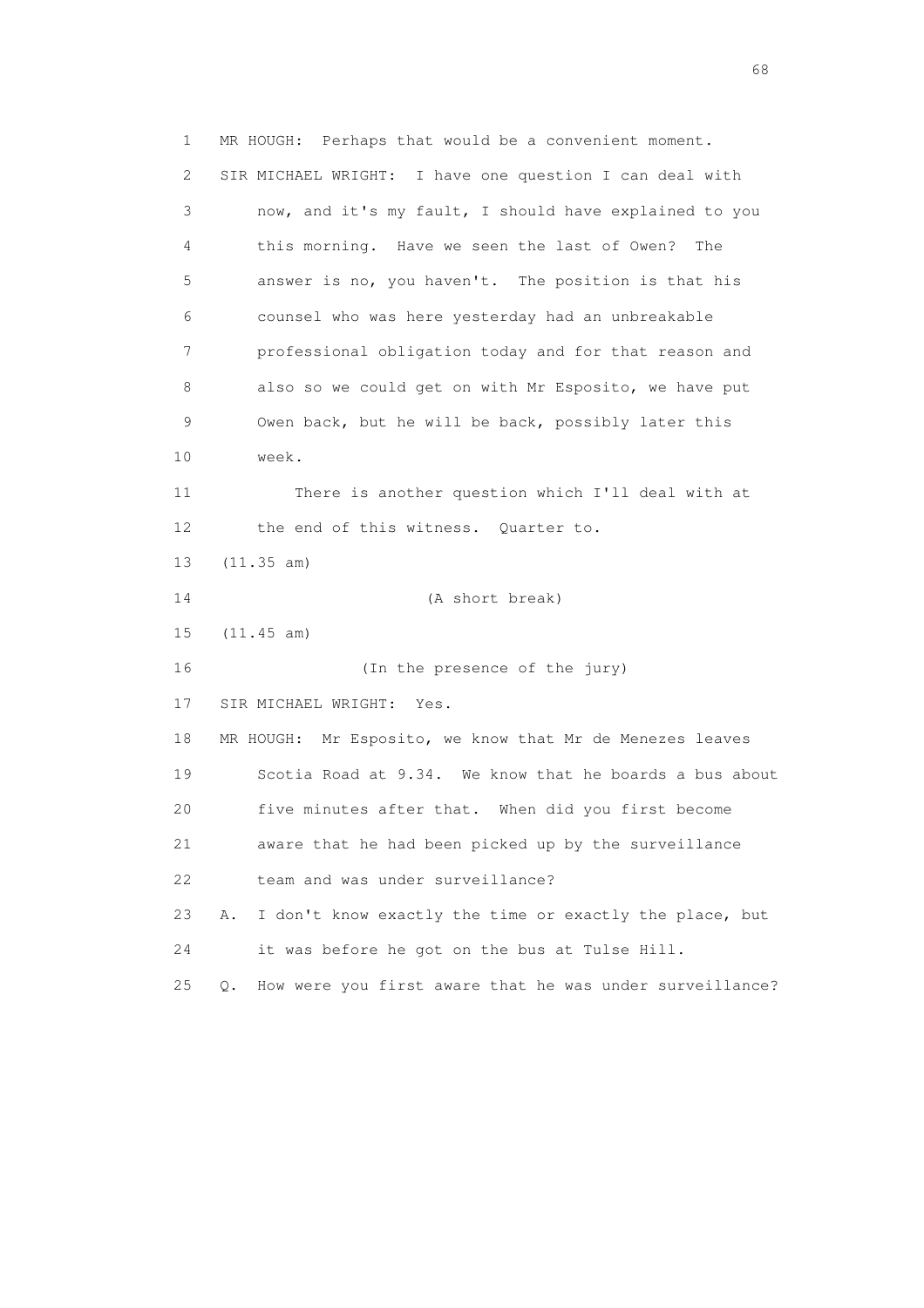1 MR HOUGH: Perhaps that would be a convenient moment.

2 SIR MICHAEL WRIGHT: I have one question I can deal with

3 now, and it's my fault, I should have explained to you

4 this morning. Have we seen the last of Owen? The

5 answer is no, you haven't. The position is that his

6 counsel who was here yesterday had an unbreakable

7 professional obligation today and for that reason and

8 also so we could get on with Mr Esposito, we have put

9 Owen back, but he will be back, possibly later this

10 week.

11 There is another question which I'll deal with at

12 the end of this witness. Quarter to.

13 (11.35 am)

14 (A short break)

15 (11.45 am)

16 (In the presence of the jury)

17 SIR MICHAEL WRIGHT: Yes.

18 MR HOUGH: Mr Esposito, we know that Mr de Menezes leaves

19 Scotia Road at 9.34. We know that he boards a bus about

20 five minutes after that. When did you first become

21 aware that he had been picked up by the surveillance

22 team and was under surveillance?

23 A. I don't know exactly the time or exactly the place, but

24 it was before he got on the bus at Tulse Hill.

25 Q. How were you first aware that he was under surveillance?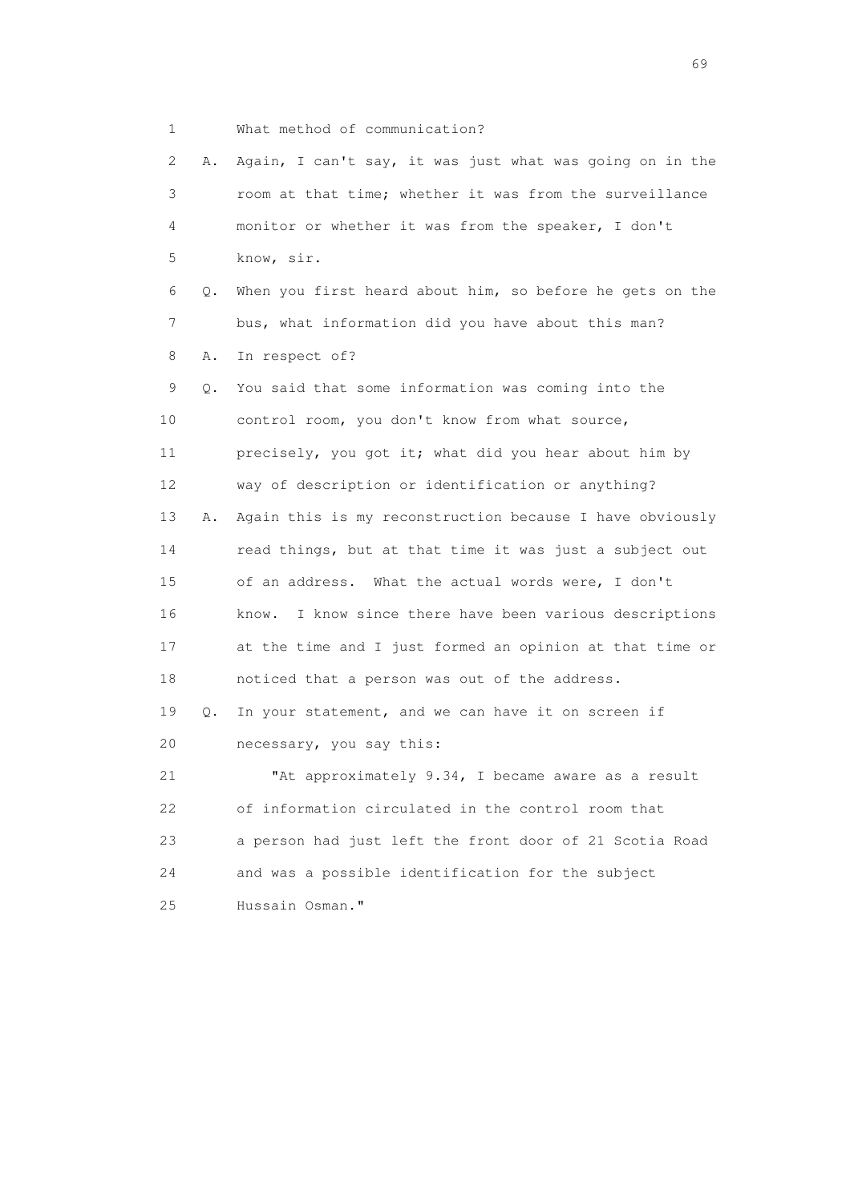1 What method of communication?

2 A. Again, I can't say, it was just what was going on in the
3 room at that time; whether it was from the surveillance
4 monitor or whether it was from the speaker, I don't
5 know, sir.

6 Q. When you first heard about him, so before he gets on the
7 bus, what information did you have about this man?

8 A. In respect of?

9 Q. You said that some information was coming into the
10 control room, you don't know from what source,
11 precisely, you got it; what did you hear about him by
12 way of description or identification or anything?

13 A. Again this is my reconstruction because I have obviously
14 read things, but at that time it was just a subject out
15 of an address. What the actual words were, I don't
16 know. I know since there have been various descriptions
17 at the time and I just formed an opinion at that time or
18 noticed that a person was out of the address.

19 Q. In your statement, and we can have it on screen if
20 necessary, you say this:

21 "At approximately 9.34, I became aware as a result
22 of information circulated in the control room that
23 a person had just left the front door of 21 Scotia Road
24 and was a possible identification for the subject
25 Hussain Osman."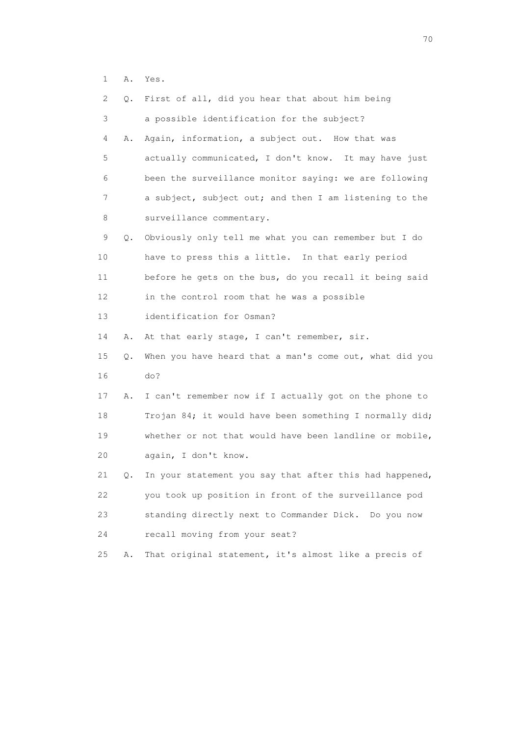1 A. Yes.

2 Q. First of all, did you hear that about him being

3 a possible identification for the subject?

4 A. Again, information, a subject out. How that was

5 actually communicated, I don't know. It may have just

6 been the surveillance monitor saying: we are following

7 a subject, subject out; and then I am listening to the

8 surveillance commentary.

9 Q. Obviously only tell me what you can remember but I do

10 have to press this a little. In that early period

11 before he gets on the bus, do you recall it being said

12 in the control room that he was a possible

13 identification for Osman?

14 A. At that early stage, I can't remember, sir.

15 Q. When you have heard that a man's come out, what did you

16 do?

17 A. I can't remember now if I actually got on the phone to

18 Trojan 84; it would have been something I normally did;

19 whether or not that would have been landline or mobile,

20 again, I don't know.

21 Q. In your statement you say that after this had happened,

22 you took up position in front of the surveillance pod

23 standing directly next to Commander Dick. Do you now

24 recall moving from your seat?

25 A. That original statement, it's almost like a precis of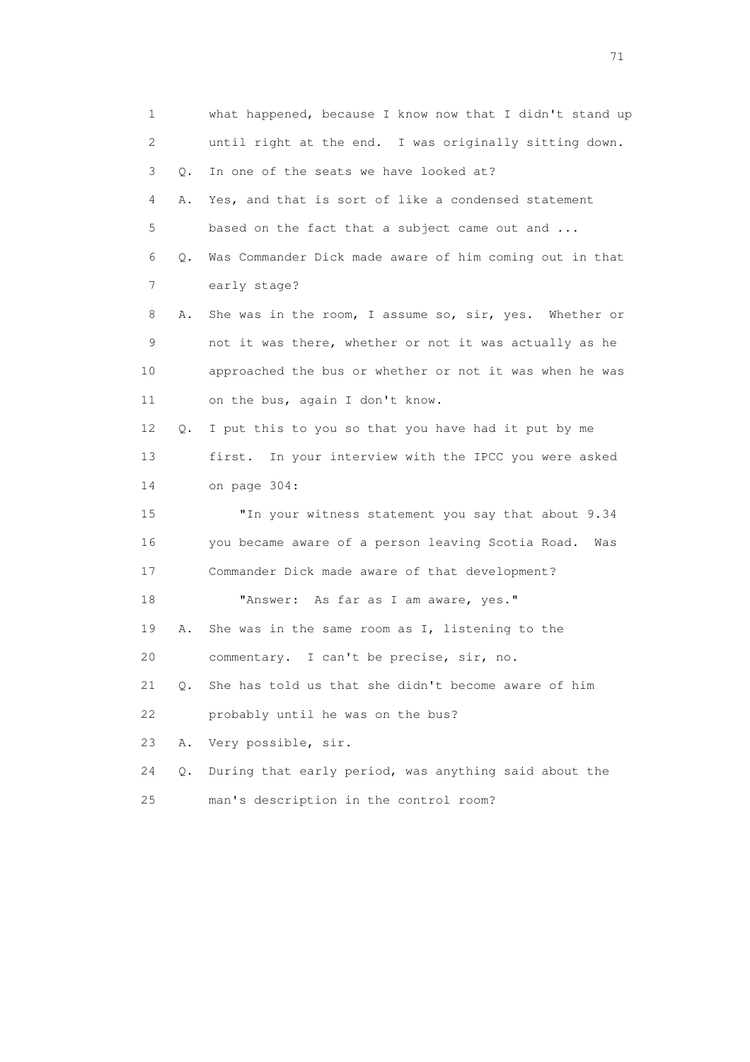1 what happened, because I know now that I didn't stand up
2 until right at the end. I was originally sitting down.
3 Q. In one of the seats we have looked at?
4 A. Yes, and that is sort of like a condensed statement
5 based on the fact that a subject came out and ...
6 Q. Was Commander Dick made aware of him coming out in that
7 early stage?
8 A. She was in the room, I assume so, sir, yes. Whether or
9 not it was there, whether or not it was actually as he
10 approached the bus or whether or not it was when he was
11 on the bus, again I don't know.
12 Q. I put this to you so that you have had it put by me
13 first. In your interview with the IPCC you were asked
14 on page 304:
15 "In your witness statement you say that about 9.34
16 you became aware of a person leaving Scotia Road. Was
17 Commander Dick made aware of that development?
18 "Answer: As far as I am aware, yes."
19 A. She was in the same room as I, listening to the
20 commentary. I can't be precise, sir, no.
21 Q. She has told us that she didn't become aware of him
22 probably until he was on the bus?
23 A. Very possible, sir.
24 Q. During that early period, was anything said about the
25 man's description in the control room?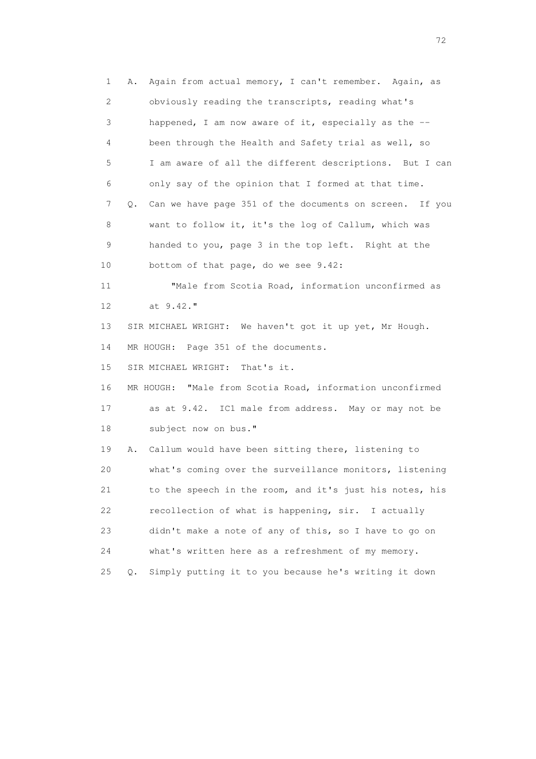1 A. Again from actual memory, I can't remember. Again, as
2 obviously reading the transcripts, reading what's
3 happened, I am now aware of it, especially as the --
4 been through the Health and Safety trial as well, so
5 I am aware of all the different descriptions. But I can
6 only say of the opinion that I formed at that time.
7 Q. Can we have page 351 of the documents on screen. If you
8 want to follow it, it's the log of Callum, which was
9 handed to you, page 3 in the top left. Right at the
10 bottom of that page, do we see 9.42:
11 "Male from Scotia Road, information unconfirmed as
12 at 9.42."
13 SIR MICHAEL WRIGHT: We haven't got it up yet, Mr Hough.
14 MR HOUGH: Page 351 of the documents.
15 SIR MICHAEL WRIGHT: That's it.
16 MR HOUGH: "Male from Scotia Road, information unconfirmed
17 as at 9.42. IC1 male from address. May or may not be
18 subject now on bus."
19 A. Callum would have been sitting there, listening to
20 what's coming over the surveillance monitors, listening
21 to the speech in the room, and it's just his notes, his
22 recollection of what is happening, sir. I actually
23 didn't make a note of any of this, so I have to go on
24 what's written here as a refreshment of my memory.
25 Q. Simply putting it to you because he's writing it down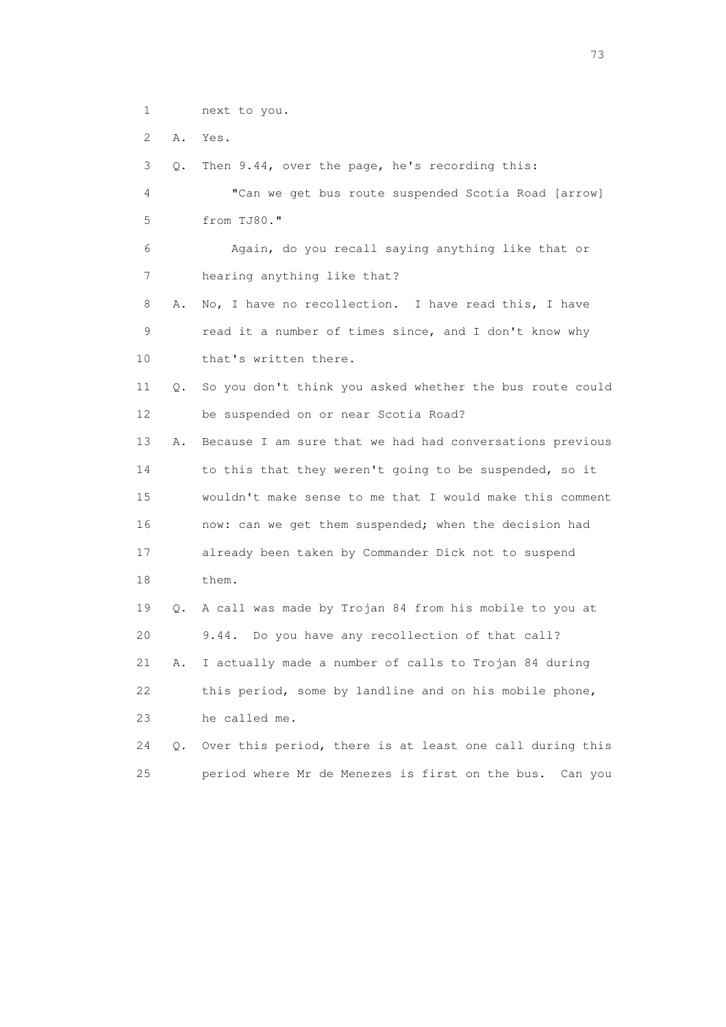1 next to you.

2 A. Yes.

3 Q. Then 9.44, over the page, he's recording this:

4 "Can we get bus route suspended Scotia Road [arrow]

5 from TJ80."

6 Again, do you recall saying anything like that or

7 hearing anything like that?

8 A. No, I have no recollection. I have read this, I have

9 read it a number of times since, and I don't know why

10 that's written there.

11 Q. So you don't think you asked whether the bus route could

12 be suspended on or near Scotia Road?

13 A. Because I am sure that we had had conversations previous

14 to this that they weren't going to be suspended, so it

15 wouldn't make sense to me that I would make this comment

16 now: can we get them suspended; when the decision had

17 already been taken by Commander Dick not to suspend

18 them.

19 Q. A call was made by Trojan 84 from his mobile to you at

20 9.44. Do you have any recollection of that call?

21 A. I actually made a number of calls to Trojan 84 during

22 this period, some by landline and on his mobile phone,

23 he called me.

24 Q. Over this period, there is at least one call during this

25 period where Mr de Menezes is first on the bus. Can you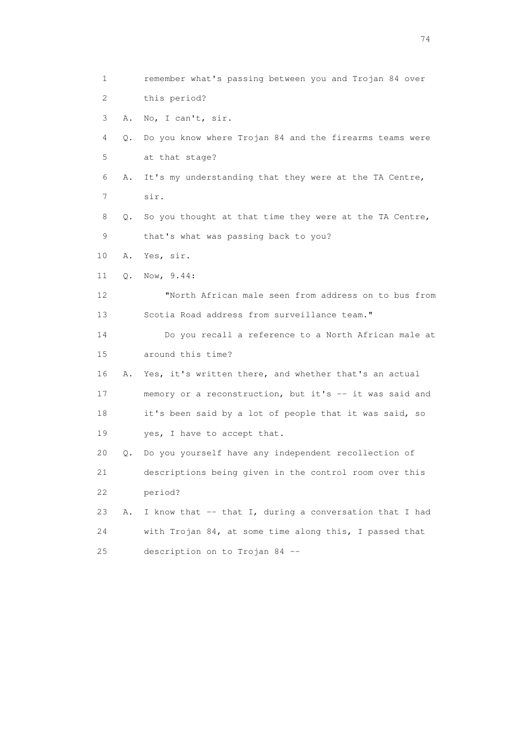1 remember what's passing between you and Trojan 84 over
2 this period?
3 A. No, I can't, sir.
4 Q. Do you know where Trojan 84 and the firearms teams were
5 at that stage?
6 A. It's my understanding that they were at the TA Centre,
7 sir.
8 Q. So you thought at that time they were at the TA Centre,
9 that's what was passing back to you?
10 A. Yes, sir.
11 Q. Now, 9.44:
12 "North African male seen from address on to bus from
13 Scotia Road address from surveillance team."
14 Do you recall a reference to a North African male at
15 around this time?
16 A. Yes, it's written there, and whether that's an actual
17 memory or a reconstruction, but it's -- it was said and
18 it's been said by a lot of people that it was said, so
19 yes, I have to accept that.
20 Q. Do you yourself have any independent recollection of
21 descriptions being given in the control room over this
22 period?
23 A. I know that -- that I, during a conversation that I had
24 with Trojan 84, at some time along this, I passed that
25 description on to Trojan 84 --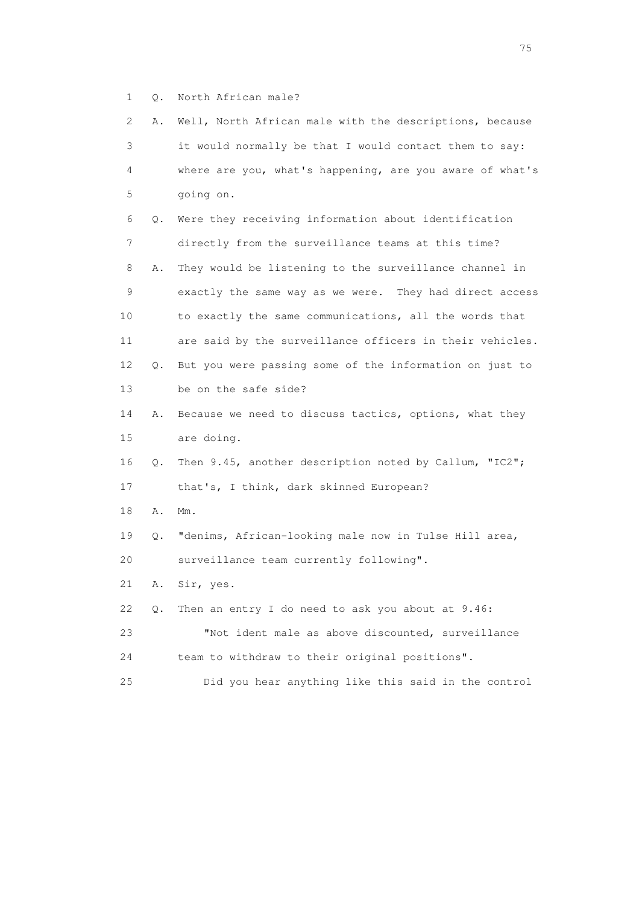1 Q. North African male?

2 A. Well, North African male with the descriptions, because
3 it would normally be that I would contact them to say:
4 where are you, what's happening, are you aware of what's
5 going on.

6 Q. Were they receiving information about identification
7 directly from the surveillance teams at this time?

8 A. They would be listening to the surveillance channel in
9 exactly the same way as we were. They had direct access
10 to exactly the same communications, all the words that
11 are said by the surveillance officers in their vehicles.

12 Q. But you were passing some of the information on just to
13 be on the safe side?

14 A. Because we need to discuss tactics, options, what they
15 are doing.

16 Q. Then 9.45, another description noted by Callum, "IC2";
17 that's, I think, dark skinned European?

18 A. Mm.

19 Q. "denims, African-looking male now in Tulse Hill area,
20 surveillance team currently following".

21 A. Sir, yes.

22 Q. Then an entry I do need to ask you about at 9.46:

23 "Not ident male as above discounted, surveillance
24 team to withdraw to their original positions".

25 Did you hear anything like this said in the control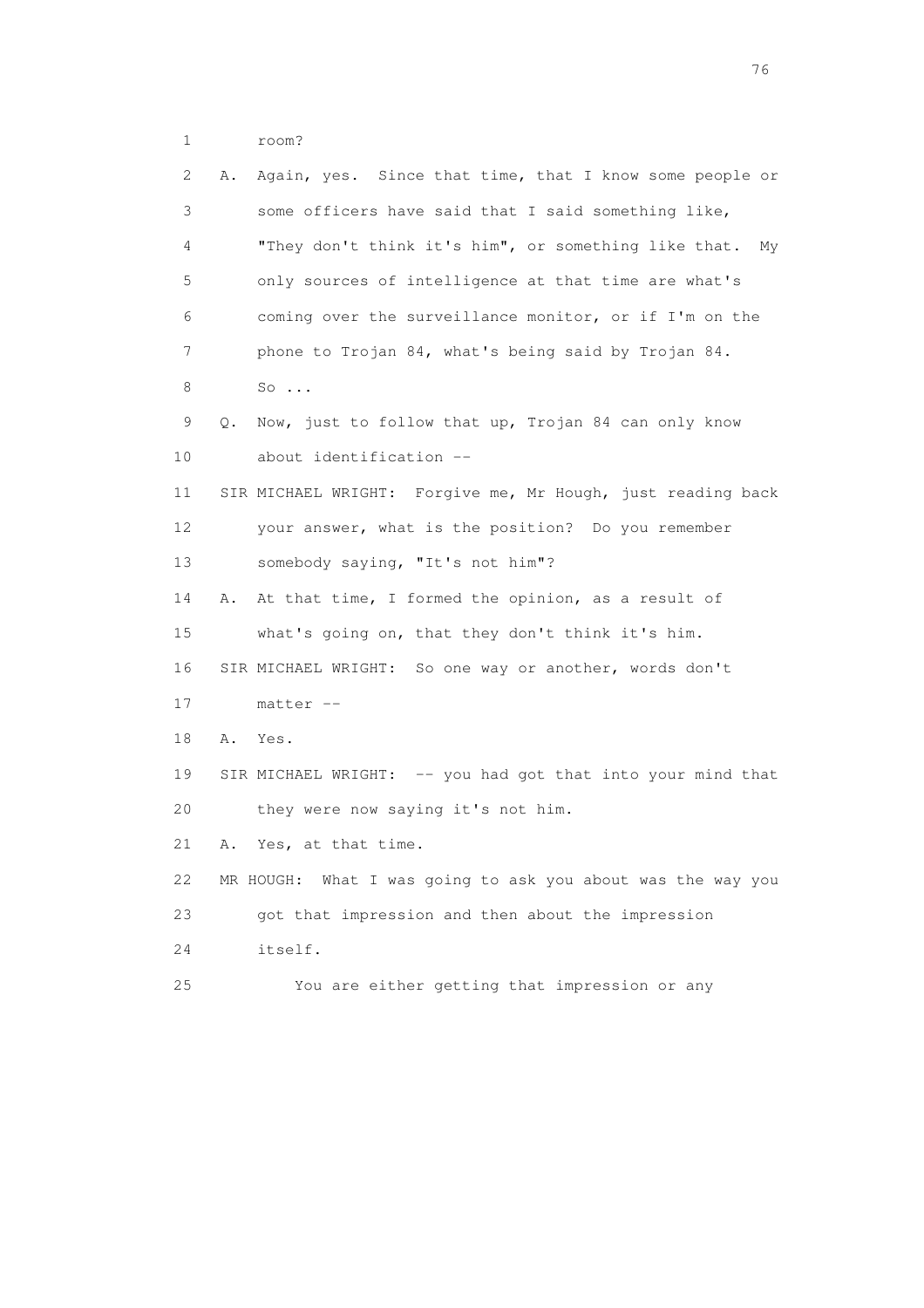1 room?

2 A. Again, yes. Since that time, that I know some people or

3 some officers have said that I said something like,

4 "They don't think it's him", or something like that. My

5 only sources of intelligence at that time are what's

6 coming over the surveillance monitor, or if I'm on the

7 phone to Trojan 84, what's being said by Trojan 84.

8 So ...

9 Q. Now, just to follow that up, Trojan 84 can only know

10 about identification --

11 SIR MICHAEL WRIGHT: Forgive me, Mr Hough, just reading back

12 your answer, what is the position? Do you remember

13 somebody saying, "It's not him"?

14 A. At that time, I formed the opinion, as a result of

15 what's going on, that they don't think it's him.

16 SIR MICHAEL WRIGHT: So one way or another, words don't

17 matter --

18 A. Yes.

19 SIR MICHAEL WRIGHT: -- you had got that into your mind that

20 they were now saying it's not him.

21 A. Yes, at that time.

22 MR HOUGH: What I was going to ask you about was the way you

23 got that impression and then about the impression

24 itself.

25 You are either getting that impression or any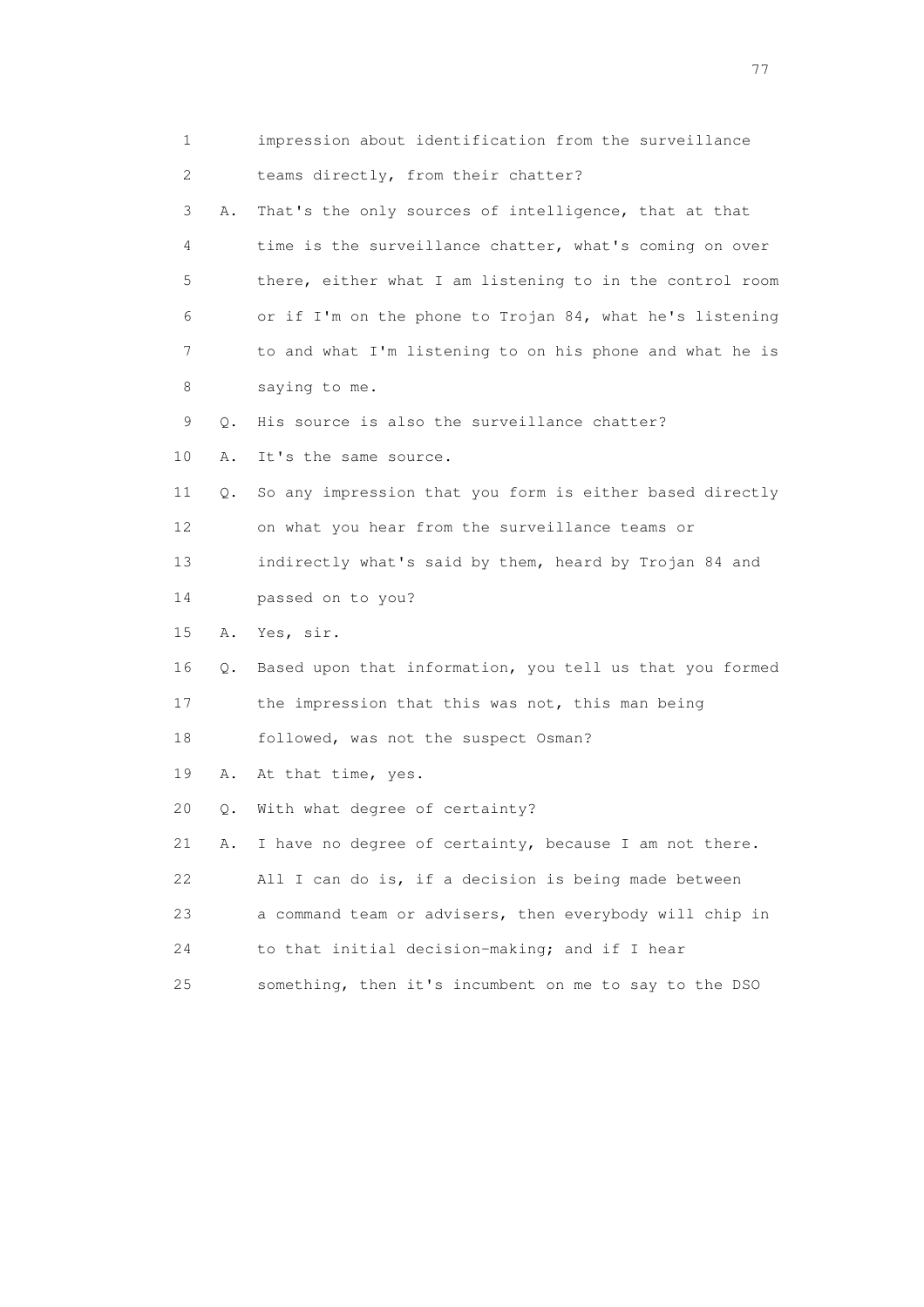1 impression about identification from the surveillance
2 teams directly, from their chatter?
3 A. That's the only sources of intelligence, that at that
4 time is the surveillance chatter, what's coming on over
5 there, either what I am listening to in the control room
6 or if I'm on the phone to Trojan 84, what he's listening
7 to and what I'm listening to on his phone and what he is
8 saying to me.
9 Q. His source is also the surveillance chatter?
10 A. It's the same source.
11 Q. So any impression that you form is either based directly
12 on what you hear from the surveillance teams or
13 indirectly what's said by them, heard by Trojan 84 and
14 passed on to you?
15 A. Yes, sir.
16 Q. Based upon that information, you tell us that you formed
17 the impression that this was not, this man being
18 followed, was not the suspect Osman?
19 A. At that time, yes.
20 Q. With what degree of certainty?
21 A. I have no degree of certainty, because I am not there.
22 All I can do is, if a decision is being made between
23 a command team or advisers, then everybody will chip in
24 to that initial decision-making; and if I hear
25 something, then it's incumbent on me to say to the DSO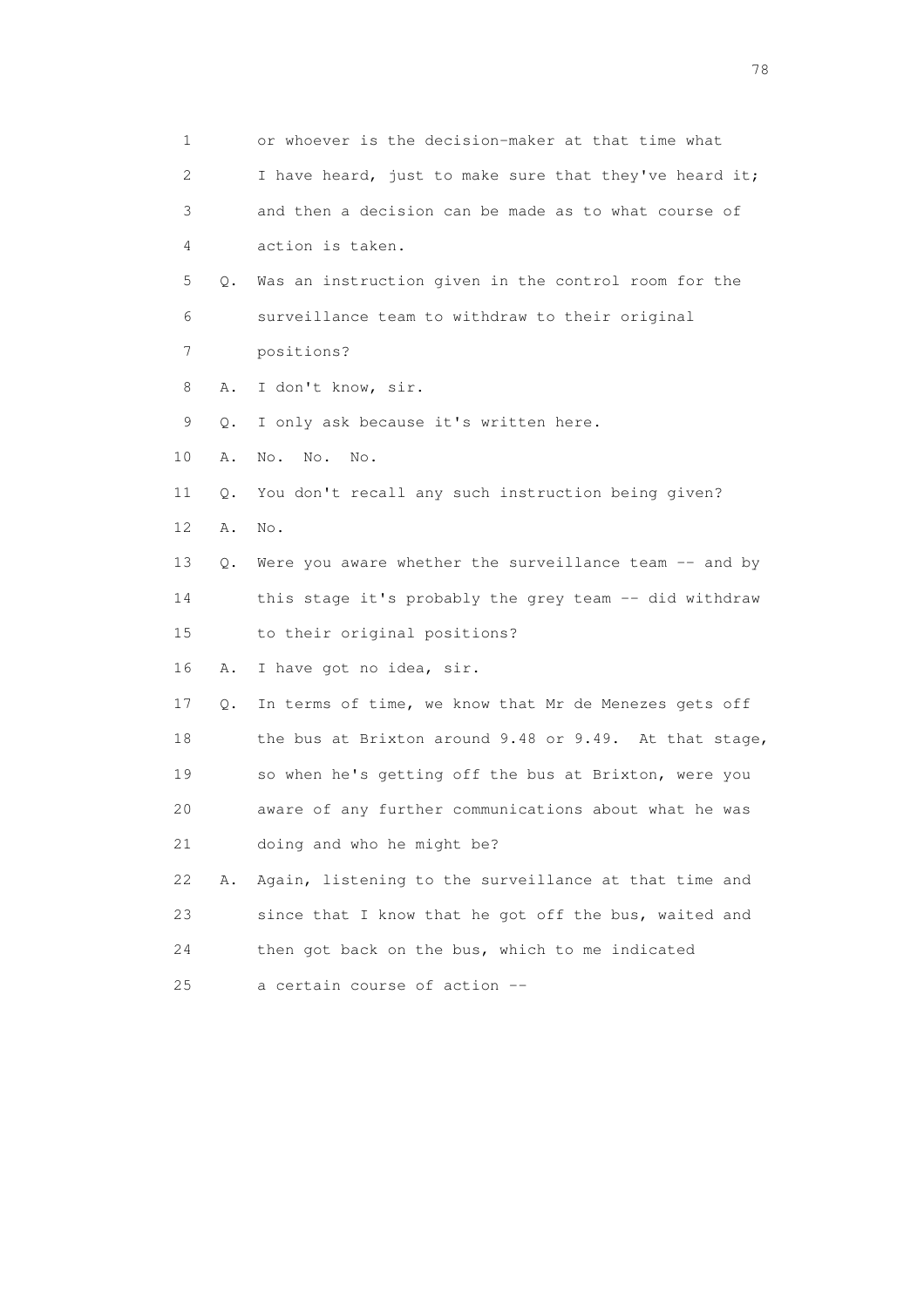1 or whoever is the decision-maker at that time what
2 I have heard, just to make sure that they've heard it;
3 and then a decision can be made as to what course of
4 action is taken.

5 Q. Was an instruction given in the control room for the
6 surveillance team to withdraw to their original
7 positions?

8 A. I don't know, sir.

9 Q. I only ask because it's written here.

10 A. No. No. No.

11 Q. You don't recall any such instruction being given?

12 A. No.

13 Q. Were you aware whether the surveillance team -- and by
14 this stage it's probably the grey team -- did withdraw
15 to their original positions?

16 A. I have got no idea, sir.

17 Q. In terms of time, we know that Mr de Menezes gets off
18 the bus at Brixton around 9.48 or 9.49. At that stage,
19 so when he's getting off the bus at Brixton, were you
20 aware of any further communications about what he was
21 doing and who he might be?

22 A. Again, listening to the surveillance at that time and
23 since that I know that he got off the bus, waited and
24 then got back on the bus, which to me indicated
25 a certain course of action --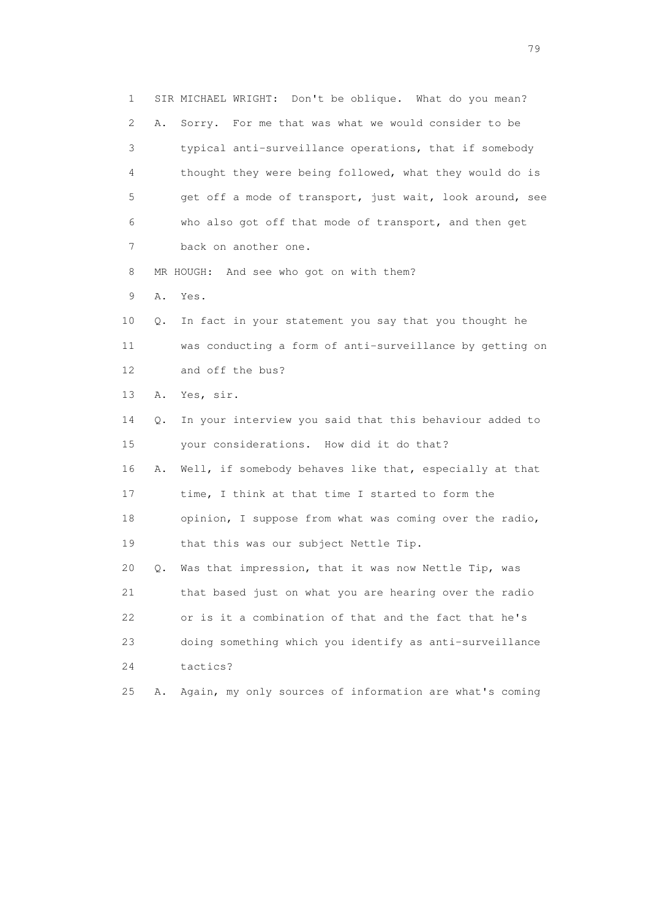1 SIR MICHAEL WRIGHT: Don't be oblique. What do you mean?

2 A. Sorry. For me that was what we would consider to be

3 typical anti-surveillance operations, that if somebody

4 thought they were being followed, what they would do is

5 get off a mode of transport, just wait, look around, see

6 who also got off that mode of transport, and then get

7 back on another one.

8 MR HOUGH: And see who got on with them?

9 A. Yes.

10 Q. In fact in your statement you say that you thought he

11 was conducting a form of anti-surveillance by getting on

12 and off the bus?

13 A. Yes, sir.

14 Q. In your interview you said that this behaviour added to

15 your considerations. How did it do that?

16 A. Well, if somebody behaves like that, especially at that

17 time, I think at that time I started to form the

18 opinion, I suppose from what was coming over the radio,

19 that this was our subject Nettle Tip.

20 Q. Was that impression, that it was now Nettle Tip, was

21 that based just on what you are hearing over the radio

22 or is it a combination of that and the fact that he's

23 doing something which you identify as anti-surveillance

24 tactics?

25 A. Again, my only sources of information are what's coming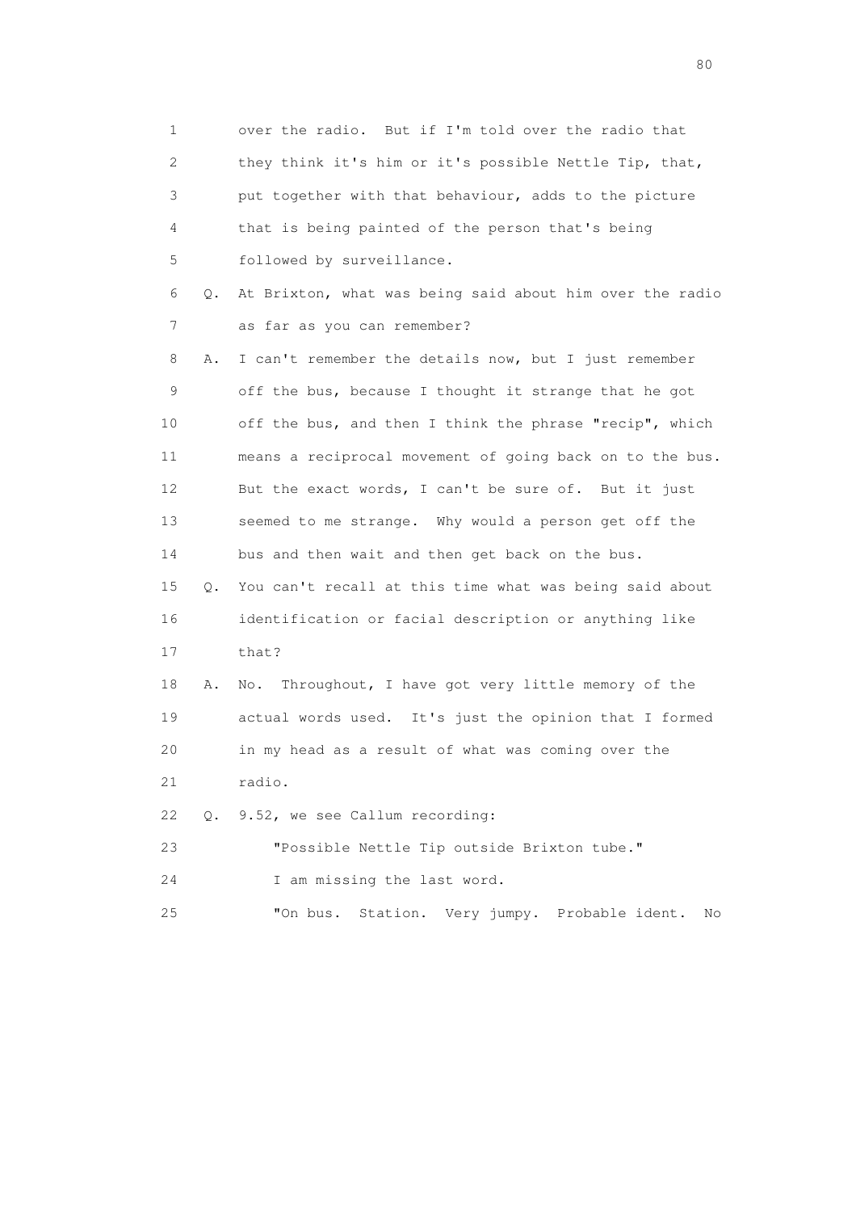1 over the radio. But if I'm told over the radio that
2 they think it's him or it's possible Nettle Tip, that,
3 put together with that behaviour, adds to the picture
4 that is being painted of the person that's being
5 followed by surveillance.

6 Q. At Brixton, what was being said about him over the radio
7 as far as you can remember?

8 A. I can't remember the details now, but I just remember
9 off the bus, because I thought it strange that he got
10 off the bus, and then I think the phrase "recip", which
11 means a reciprocal movement of going back on to the bus.
12 But the exact words, I can't be sure of. But it just
13 seemed to me strange. Why would a person get off the
14 bus and then wait and then get back on the bus.

15 Q. You can't recall at this time what was being said about
16 identification or facial description or anything like
17 that?

18 A. No. Throughout, I have got very little memory of the
19 actual words used. It's just the opinion that I formed
20 in my head as a result of what was coming over the
21 radio.

22 Q. 9.52, we see Callum recording:

23 "Possible Nettle Tip outside Brixton tube."

24 I am missing the last word.

25 "On bus. Station. Very jumpy. Probable ident. No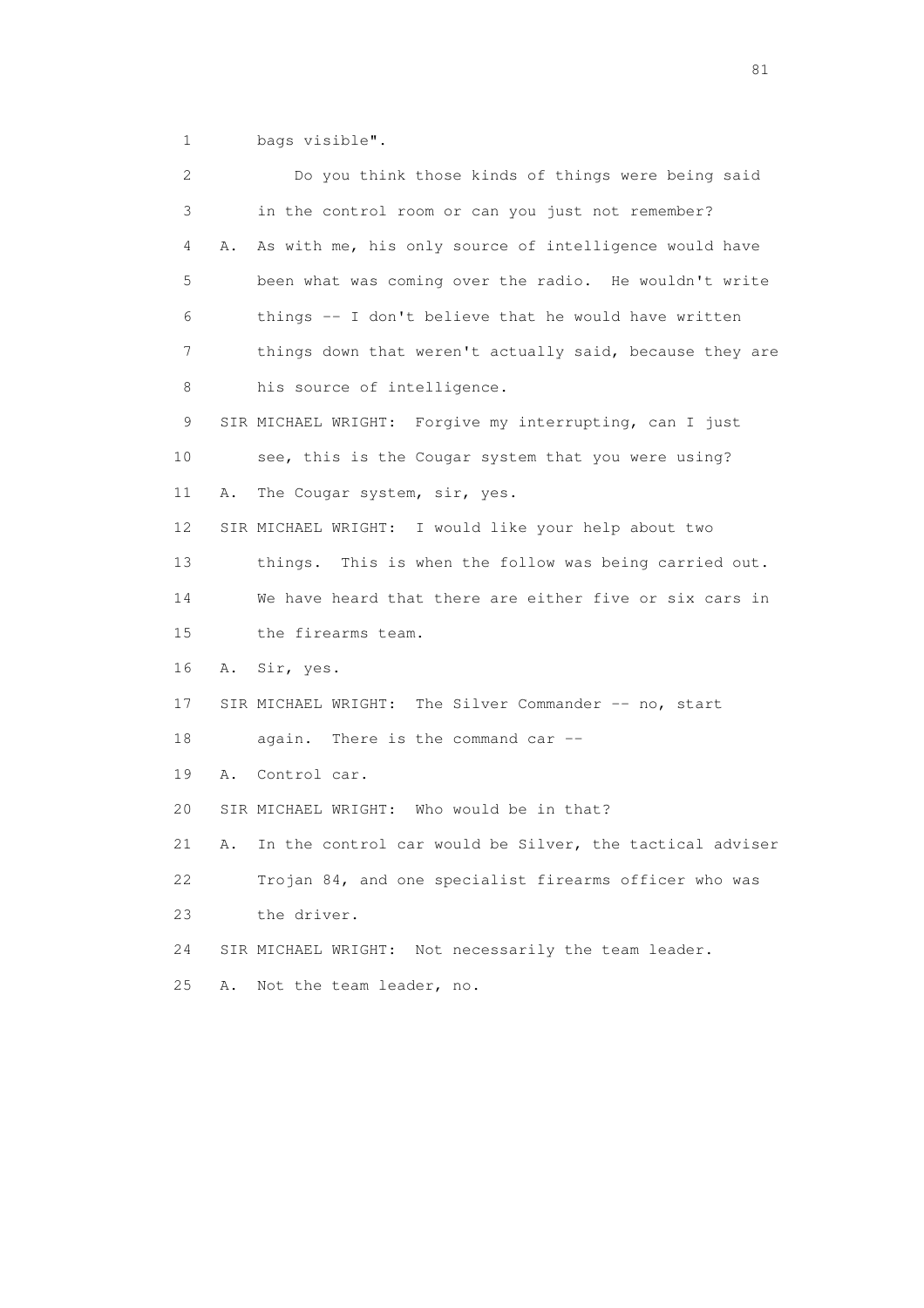1 bags visible".

2 Do you think those kinds of things were being said

3 in the control room or can you just not remember?

4 A. As with me, his only source of intelligence would have

5 been what was coming over the radio. He wouldn't write

6 things -- I don't believe that he would have written

7 things down that weren't actually said, because they are

8 his source of intelligence.

9 SIR MICHAEL WRIGHT: Forgive my interrupting, can I just

10 see, this is the Cougar system that you were using?

11 A. The Cougar system, sir, yes.

12 SIR MICHAEL WRIGHT: I would like your help about two

13 things. This is when the follow was being carried out.

14 We have heard that there are either five or six cars in

15 the firearms team.

16 A. Sir, yes.

17 SIR MICHAEL WRIGHT: The Silver Commander -- no, start

18 again. There is the command car --

19 A. Control car.

20 SIR MICHAEL WRIGHT: Who would be in that?

21 A. In the control car would be Silver, the tactical adviser

22 Trojan 84, and one specialist firearms officer who was

23 the driver.

24 SIR MICHAEL WRIGHT: Not necessarily the team leader.

25 A. Not the team leader, no.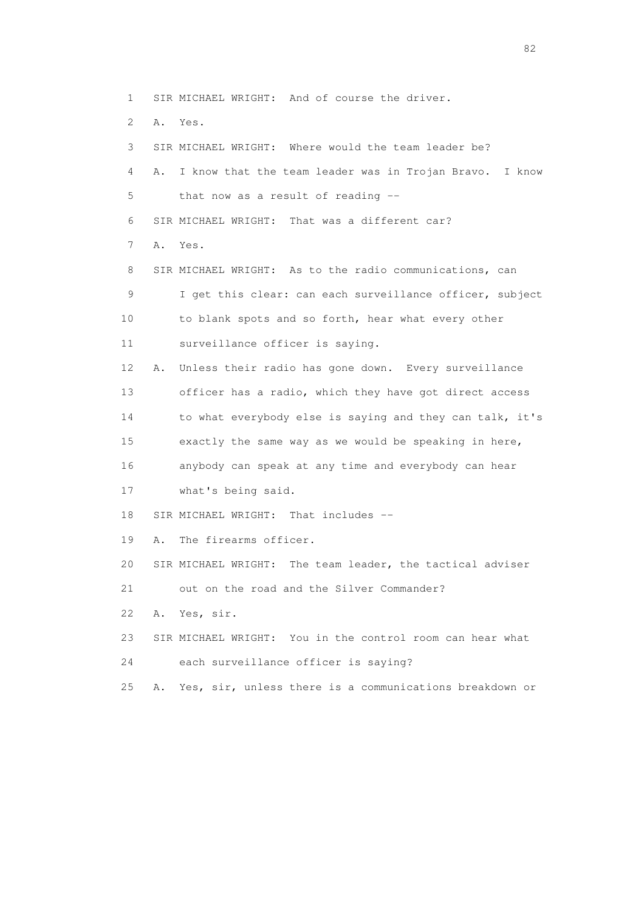1 SIR MICHAEL WRIGHT: And of course the driver.

2 A. Yes.

3 SIR MICHAEL WRIGHT: Where would the team leader be?

4 A. I know that the team leader was in Trojan Bravo. I know

5 that now as a result of reading --

6 SIR MICHAEL WRIGHT: That was a different car?

7 A. Yes.

8 SIR MICHAEL WRIGHT: As to the radio communications, can

9 I get this clear: can each surveillance officer, subject

10 to blank spots and so forth, hear what every other

11 surveillance officer is saying.

12 A. Unless their radio has gone down. Every surveillance

13 officer has a radio, which they have got direct access

14 to what everybody else is saying and they can talk, it's

15 exactly the same way as we would be speaking in here,

16 anybody can speak at any time and everybody can hear

17 what's being said.

18 SIR MICHAEL WRIGHT: That includes --

19 A. The firearms officer.

20 SIR MICHAEL WRIGHT: The team leader, the tactical adviser

21 out on the road and the Silver Commander?

22 A. Yes, sir.

23 SIR MICHAEL WRIGHT: You in the control room can hear what

24 each surveillance officer is saying?

25 A. Yes, sir, unless there is a communications breakdown or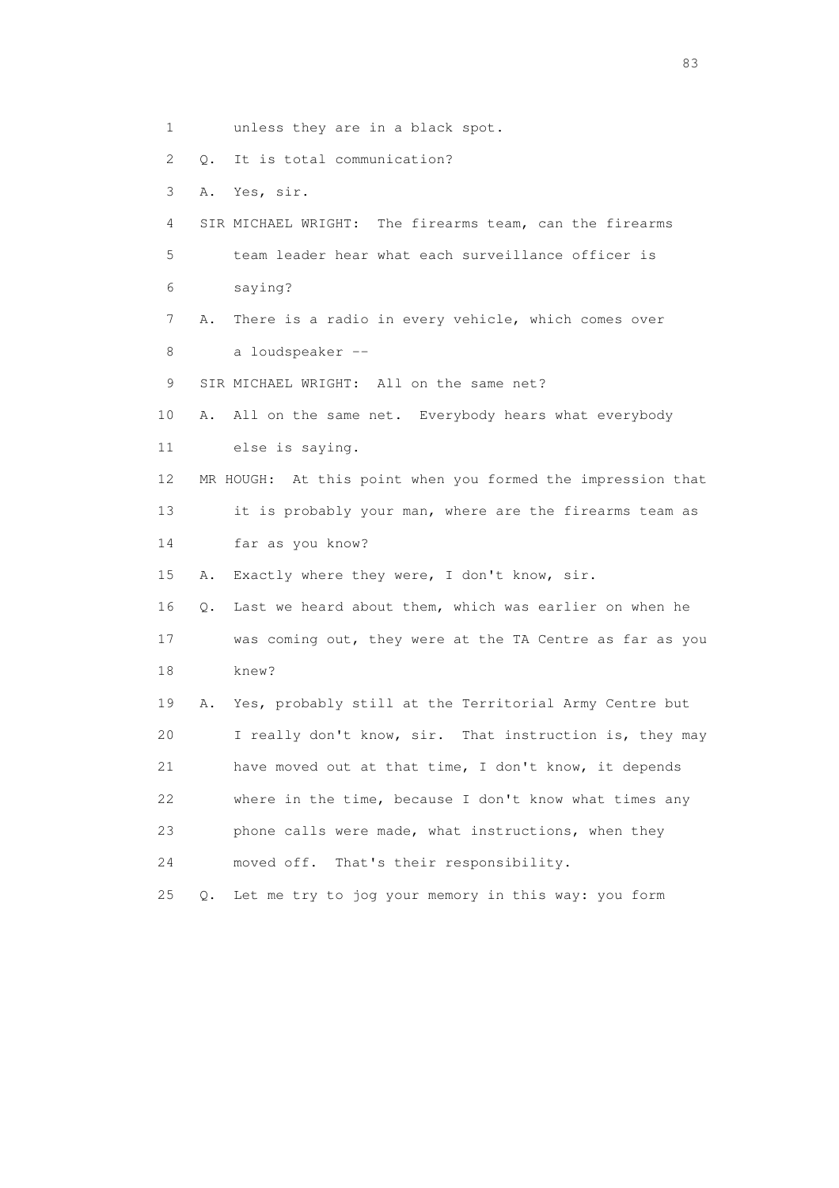1 unless they are in a black spot.

2 Q. It is total communication?

3 A. Yes, sir.

4 SIR MICHAEL WRIGHT: The firearms team, can the firearms

5 team leader hear what each surveillance officer is

6 saying?

7 A. There is a radio in every vehicle, which comes over

8 a loudspeaker --

9 SIR MICHAEL WRIGHT: All on the same net?

10 A. All on the same net. Everybody hears what everybody

11 else is saying.

12 MR HOUGH: At this point when you formed the impression that

13 it is probably your man, where are the firearms team as

14 far as you know?

15 A. Exactly where they were, I don't know, sir.

16 Q. Last we heard about them, which was earlier on when he

17 was coming out, they were at the TA Centre as far as you

18 knew?

19 A. Yes, probably still at the Territorial Army Centre but

20 I really don't know, sir. That instruction is, they may

21 have moved out at that time, I don't know, it depends

22 where in the time, because I don't know what times any

23 phone calls were made, what instructions, when they

24 moved off. That's their responsibility.

25 Q. Let me try to jog your memory in this way: you form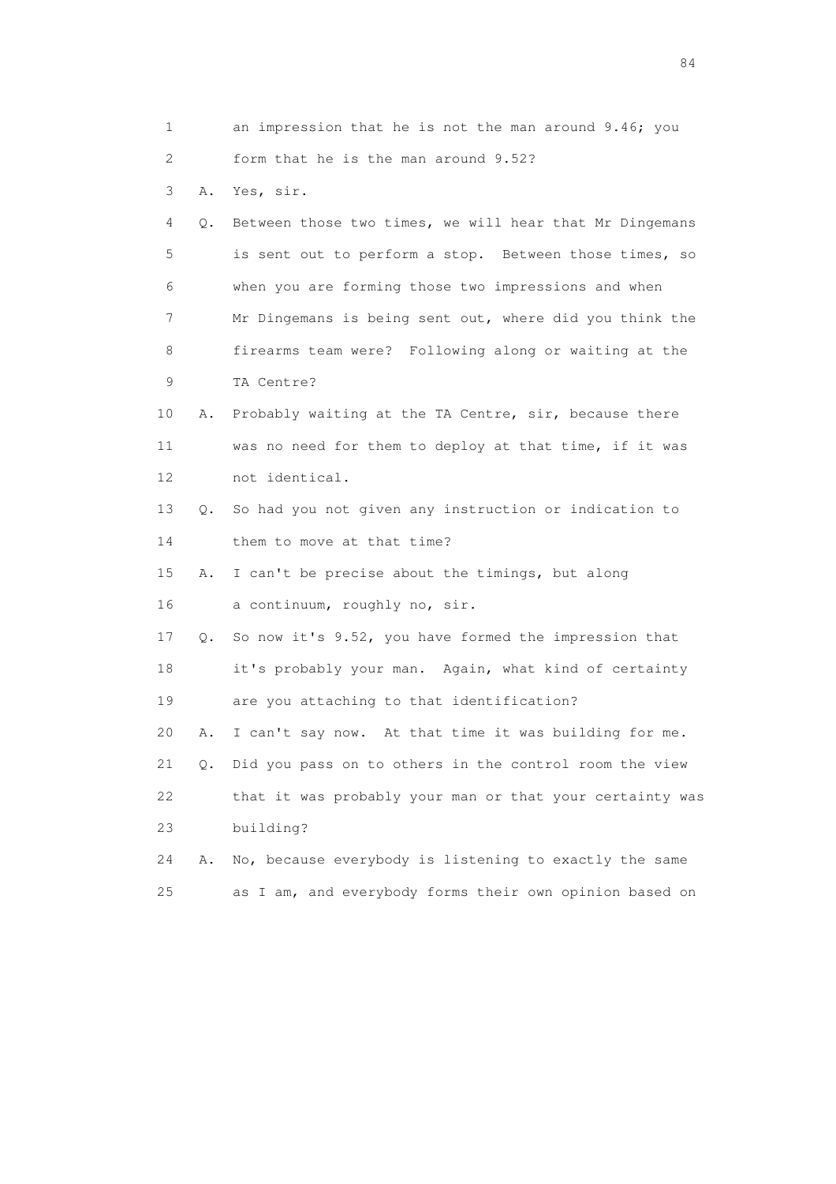1 an impression that he is not the man around 9.46; you
2 form that he is the man around 9.52?

3 A. Yes, sir.

4 Q. Between those two times, we will hear that Mr Dingemans
5 is sent out to perform a stop. Between those times, so
6 when you are forming those two impressions and when
7 Mr Dingemans is being sent out, where did you think the
8 firearms team were? Following along or waiting at the
9 TA Centre?

10 A. Probably waiting at the TA Centre, sir, because there
11 was no need for them to deploy at that time, if it was
12 not identical.

13 Q. So had you not given any instruction or indication to
14 them to move at that time?

15 A. I can't be precise about the timings, but along
16 a continuum, roughly no, sir.

17 Q. So now it's 9.52, you have formed the impression that
18 it's probably your man. Again, what kind of certainty
19 are you attaching to that identification?

20 A. I can't say now. At that time it was building for me.

21 Q. Did you pass on to others in the control room the view
22 that it was probably your man or that your certainty was
23 building?

24 A. No, because everybody is listening to exactly the same
25 as I am, and everybody forms their own opinion based on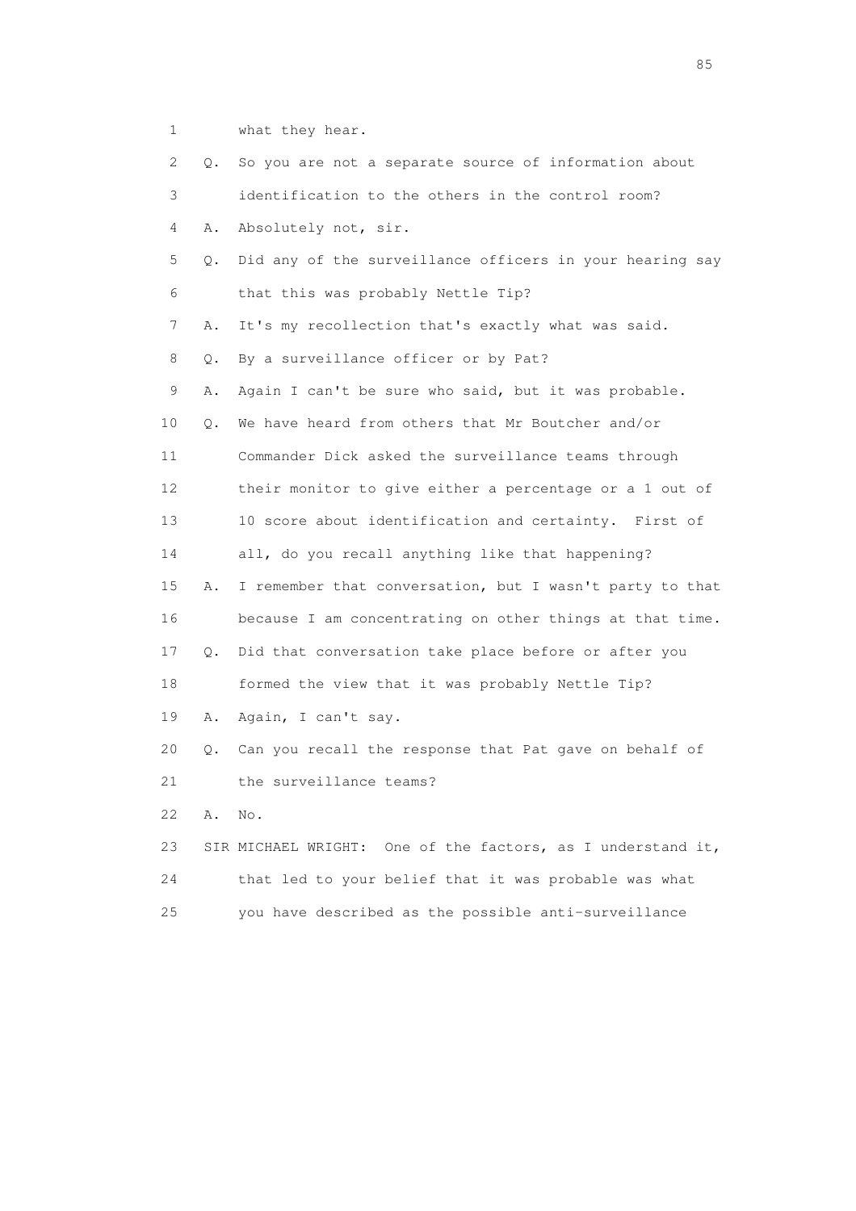1 what they hear.

2 Q. So you are not a separate source of information about

3 identification to the others in the control room?

4 A. Absolutely not, sir.

5 Q. Did any of the surveillance officers in your hearing say

6 that this was probably Nettle Tip?

7 A. It's my recollection that's exactly what was said.

8 Q. By a surveillance officer or by Pat?

9 A. Again I can't be sure who said, but it was probable.

10 Q. We have heard from others that Mr Boutcher and/or

11 Commander Dick asked the surveillance teams through

12 their monitor to give either a percentage or a 1 out of

13 10 score about identification and certainty. First of

14 all, do you recall anything like that happening?

15 A. I remember that conversation, but I wasn't party to that

16 because I am concentrating on other things at that time.

17 Q. Did that conversation take place before or after you

18 formed the view that it was probably Nettle Tip?

19 A. Again, I can't say.

20 Q. Can you recall the response that Pat gave on behalf of

21 the surveillance teams?

22 A. No.

23 SIR MICHAEL WRIGHT: One of the factors, as I understand it,

24 that led to your belief that it was probable was what

25 you have described as the possible anti-surveillance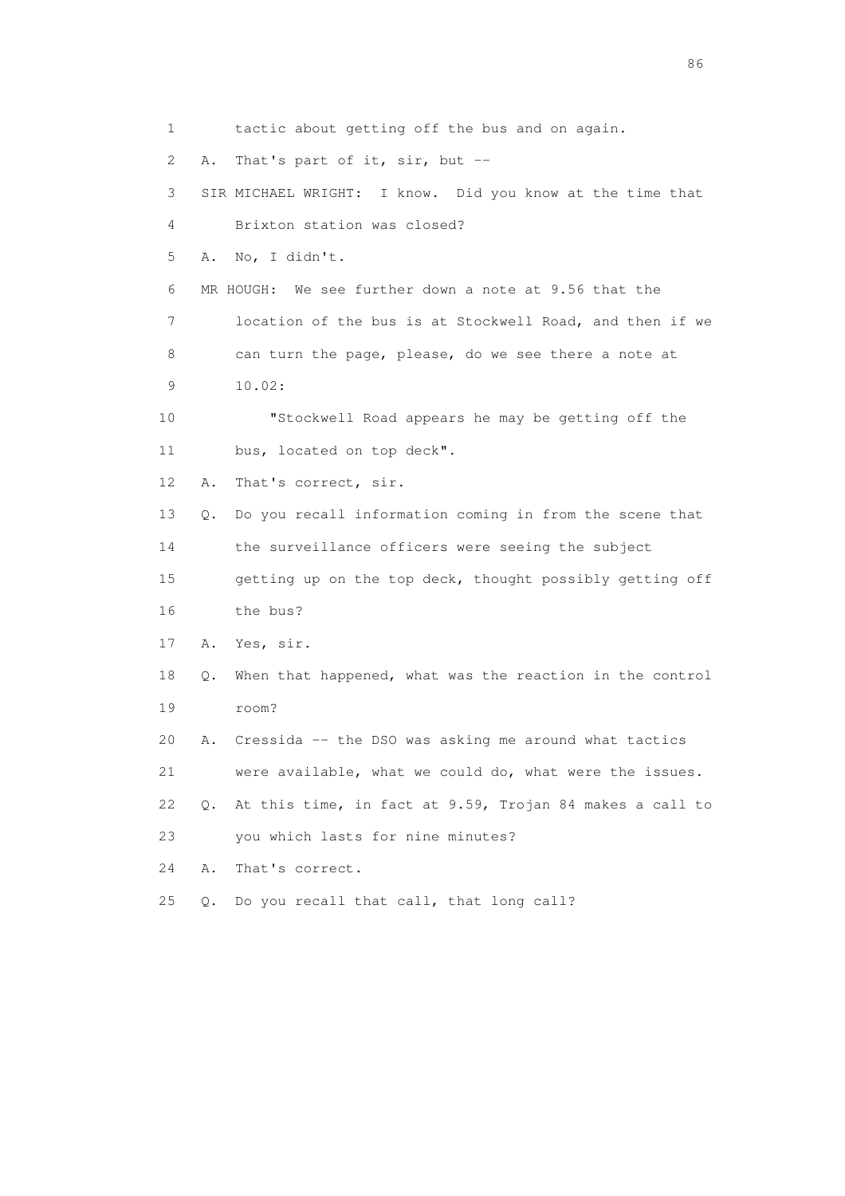1 tactic about getting off the bus and on again.

2 A. That's part of it, sir, but --

3 SIR MICHAEL WRIGHT: I know. Did you know at the time that

4 Brixton station was closed?

5 A. No, I didn't.

6 MR HOUGH: We see further down a note at 9.56 that the

7 location of the bus is at Stockwell Road, and then if we

8 can turn the page, please, do we see there a note at

9 10.02:

10 "Stockwell Road appears he may be getting off the

11 bus, located on top deck".

12 A. That's correct, sir.

13 Q. Do you recall information coming in from the scene that

14 the surveillance officers were seeing the subject

15 getting up on the top deck, thought possibly getting off

16 the bus?

17 A. Yes, sir.

18 Q. When that happened, what was the reaction in the control

19 room?

20 A. Cressida -- the DSO was asking me around what tactics

21 were available, what we could do, what were the issues.

22 Q. At this time, in fact at 9.59, Trojan 84 makes a call to

23 you which lasts for nine minutes?

24 A. That's correct.

25 Q. Do you recall that call, that long call?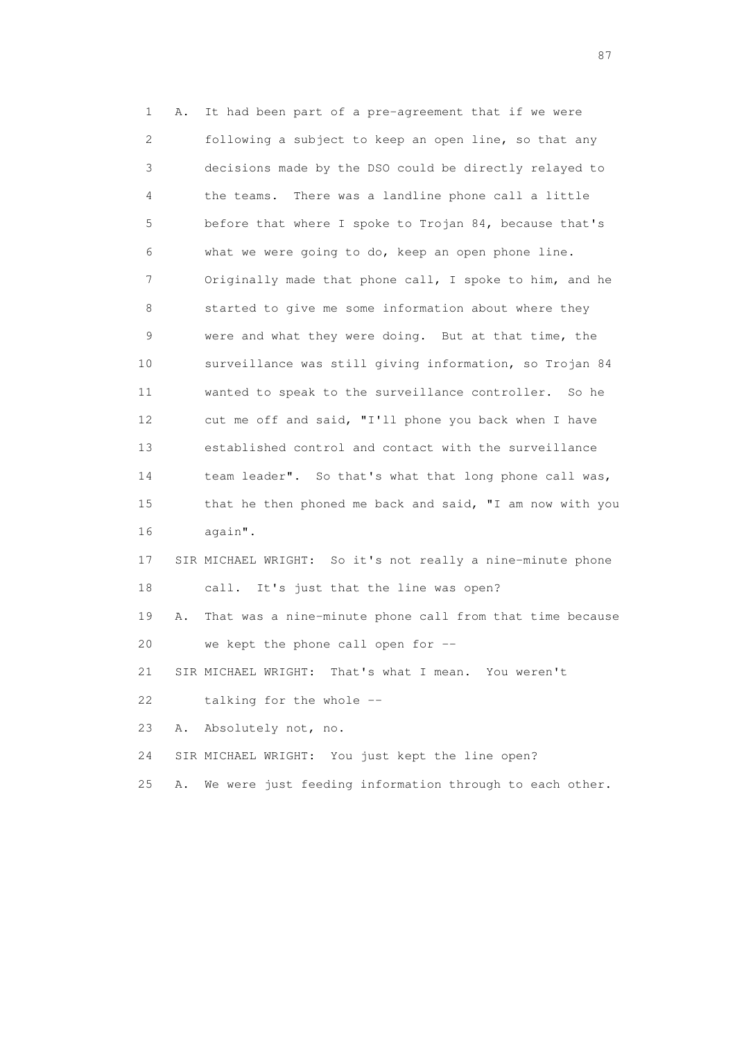1 A. It had been part of a pre-agreement that if we were
2 following a subject to keep an open line, so that any
3 decisions made by the DSO could be directly relayed to
4 the teams. There was a landline phone call a little
5 before that where I spoke to Trojan 84, because that's
6 what we were going to do, keep an open phone line.
7 Originally made that phone call, I spoke to him, and he
8 started to give me some information about where they
9 were and what they were doing. But at that time, the
10 surveillance was still giving information, so Trojan 84
11 wanted to speak to the surveillance controller. So he
12 cut me off and said, "I'll phone you back when I have
13 established control and contact with the surveillance
14 team leader". So that's what that long phone call was,
15 that he then phoned me back and said, "I am now with you
16 again".

17 SIR MICHAEL WRIGHT: So it's not really a nine-minute phone
18 call. It's just that the line was open?

19 A. That was a nine-minute phone call from that time because
20 we kept the phone call open for --

21 SIR MICHAEL WRIGHT: That's what I mean. You weren't
22 talking for the whole --

23 A. Absolutely not, no.

24 SIR MICHAEL WRIGHT: You just kept the line open?

25 A. We were just feeding information through to each other.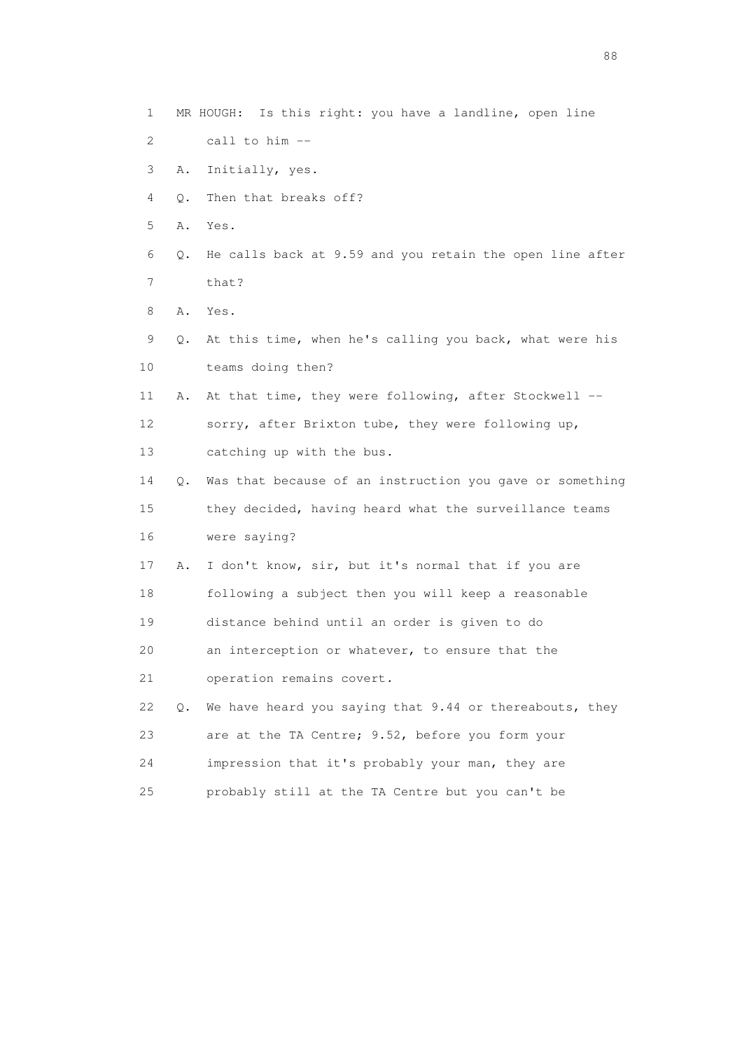1 MR HOUGH: Is this right: you have a landline, open line
2 call to him --
3 A. Initially, yes.
4 Q. Then that breaks off?
5 A. Yes.
6 Q. He calls back at 9.59 and you retain the open line after
7 that?
8 A. Yes.
9 Q. At this time, when he's calling you back, what were his
10 teams doing then?
11 A. At that time, they were following, after Stockwell --
12 sorry, after Brixton tube, they were following up,
13 catching up with the bus.
14 Q. Was that because of an instruction you gave or something
15 they decided, having heard what the surveillance teams
16 were saying?
17 A. I don't know, sir, but it's normal that if you are
18 following a subject then you will keep a reasonable
19 distance behind until an order is given to do
20 an interception or whatever, to ensure that the
21 operation remains covert.
22 Q. We have heard you saying that 9.44 or thereabouts, they
23 are at the TA Centre; 9.52, before you form your
24 impression that it's probably your man, they are
25 probably still at the TA Centre but you can't be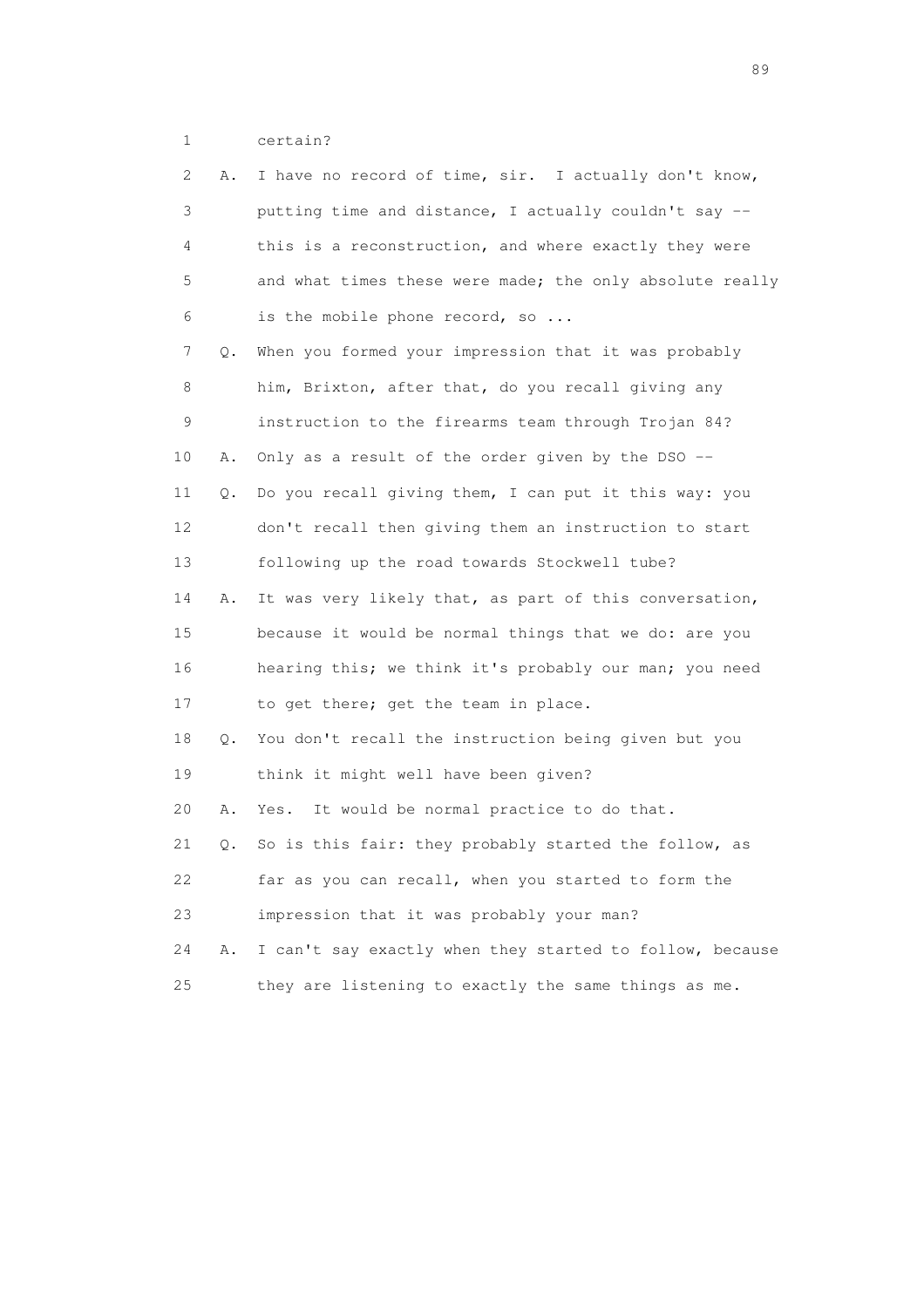1 certain?

2 A. I have no record of time, sir. I actually don't know,

3 putting time and distance, I actually couldn't say --

4 this is a reconstruction, and where exactly they were

5 and what times these were made; the only absolute really

6 is the mobile phone record, so ...

7 Q. When you formed your impression that it was probably

8 him, Brixton, after that, do you recall giving any

9 instruction to the firearms team through Trojan 84?

10 A. Only as a result of the order given by the DSO --

11 Q. Do you recall giving them, I can put it this way: you

12 don't recall then giving them an instruction to start

13 following up the road towards Stockwell tube?

14 A. It was very likely that, as part of this conversation,

15 because it would be normal things that we do: are you

16 hearing this; we think it's probably our man; you need

17 to get there; get the team in place.

18 Q. You don't recall the instruction being given but you

19 think it might well have been given?

20 A. Yes. It would be normal practice to do that.

21 Q. So is this fair: they probably started the follow, as

22 far as you can recall, when you started to form the

23 impression that it was probably your man?

24 A. I can't say exactly when they started to follow, because

25 they are listening to exactly the same things as me.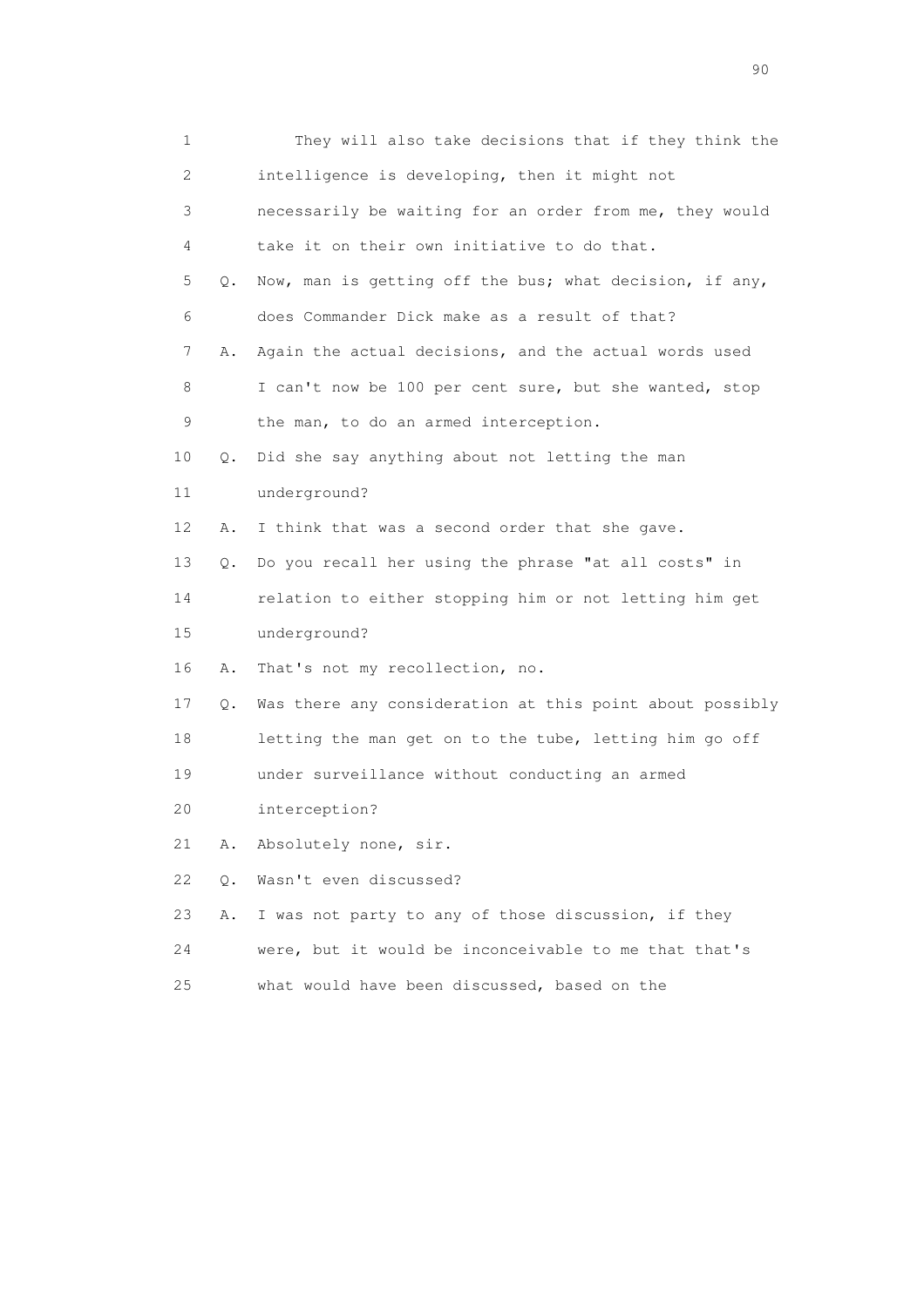1 They will also take decisions that if they think the
2 intelligence is developing, then it might not
3 necessarily be waiting for an order from me, they would
4 take it on their own initiative to do that.

5 Q. Now, man is getting off the bus; what decision, if any,
6 does Commander Dick make as a result of that?

7 A. Again the actual decisions, and the actual words used
8 I can't now be 100 per cent sure, but she wanted, stop
9 the man, to do an armed interception.

10 Q. Did she say anything about not letting the man
11 underground?

12 A. I think that was a second order that she gave.

13 Q. Do you recall her using the phrase "at all costs" in
14 relation to either stopping him or not letting him get
15 underground?

16 A. That's not my recollection, no.

17 Q. Was there any consideration at this point about possibly
18 letting the man get on to the tube, letting him go off
19 under surveillance without conducting an armed
20 interception?

21 A. Absolutely none, sir.

22 Q. Wasn't even discussed?

23 A. I was not party to any of those discussion, if they
24 were, but it would be inconceivable to me that that's
25 what would have been discussed, based on the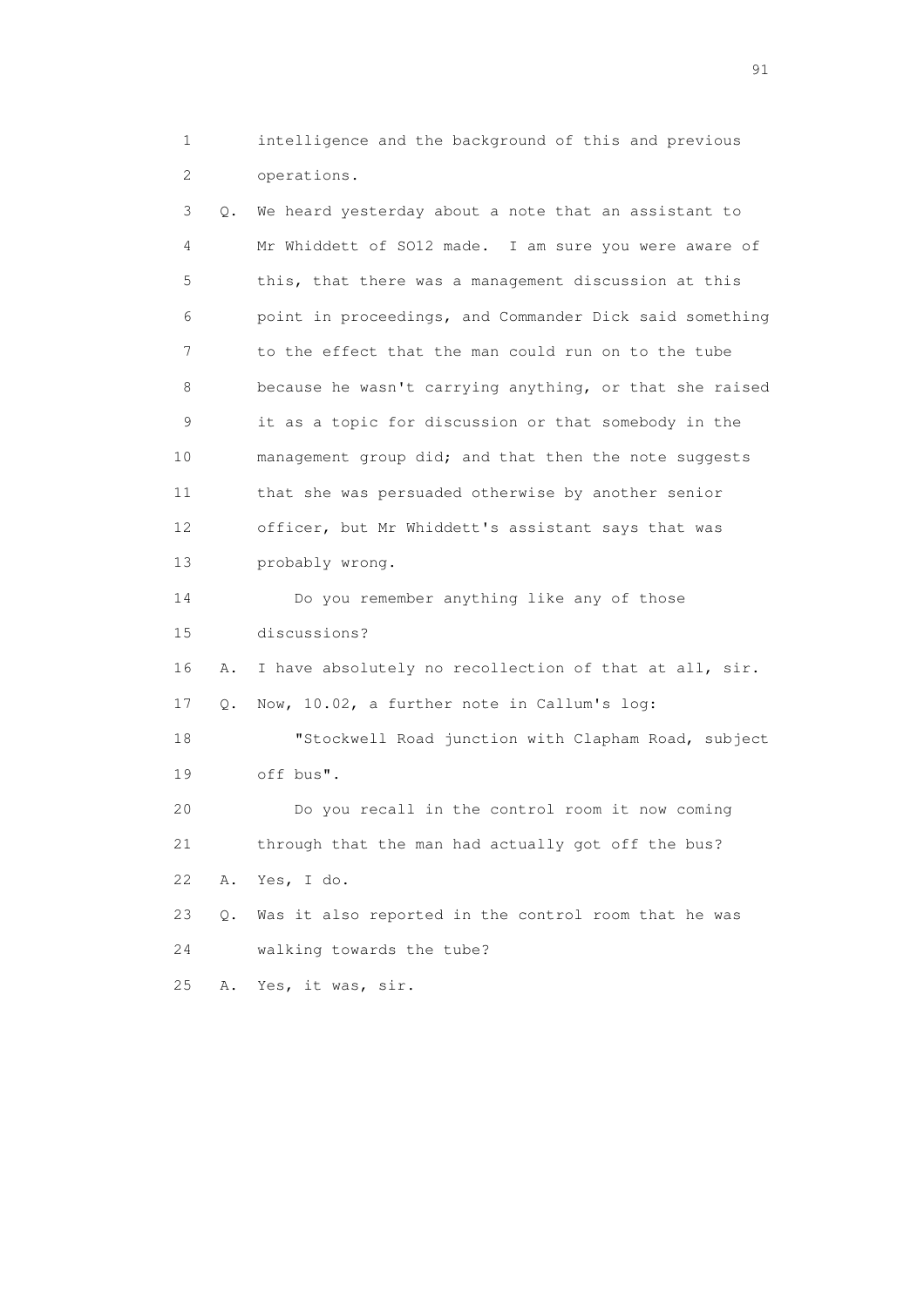1 intelligence and the background of this and previous
2 operations.

3 Q. We heard yesterday about a note that an assistant to
4 Mr Whiddett of SO12 made. I am sure you were aware of
5 this, that there was a management discussion at this
6 point in proceedings, and Commander Dick said something
7 to the effect that the man could run on to the tube
8 because he wasn't carrying anything, or that she raised
9 it as a topic for discussion or that somebody in the
10 management group did; and that then the note suggests
11 that she was persuaded otherwise by another senior
12 officer, but Mr Whiddett's assistant says that was
13 probably wrong.

14 Do you remember anything like any of those
15 discussions?

16 A. I have absolutely no recollection of that at all, sir.

17 Q. Now, 10.02, a further note in Callum's log:

18 "Stockwell Road junction with Clapham Road, subject
19 off bus".

20 Do you recall in the control room it now coming
21 through that the man had actually got off the bus?

22 A. Yes, I do.

23 Q. Was it also reported in the control room that he was
24 walking towards the tube?

25 A. Yes, it was, sir.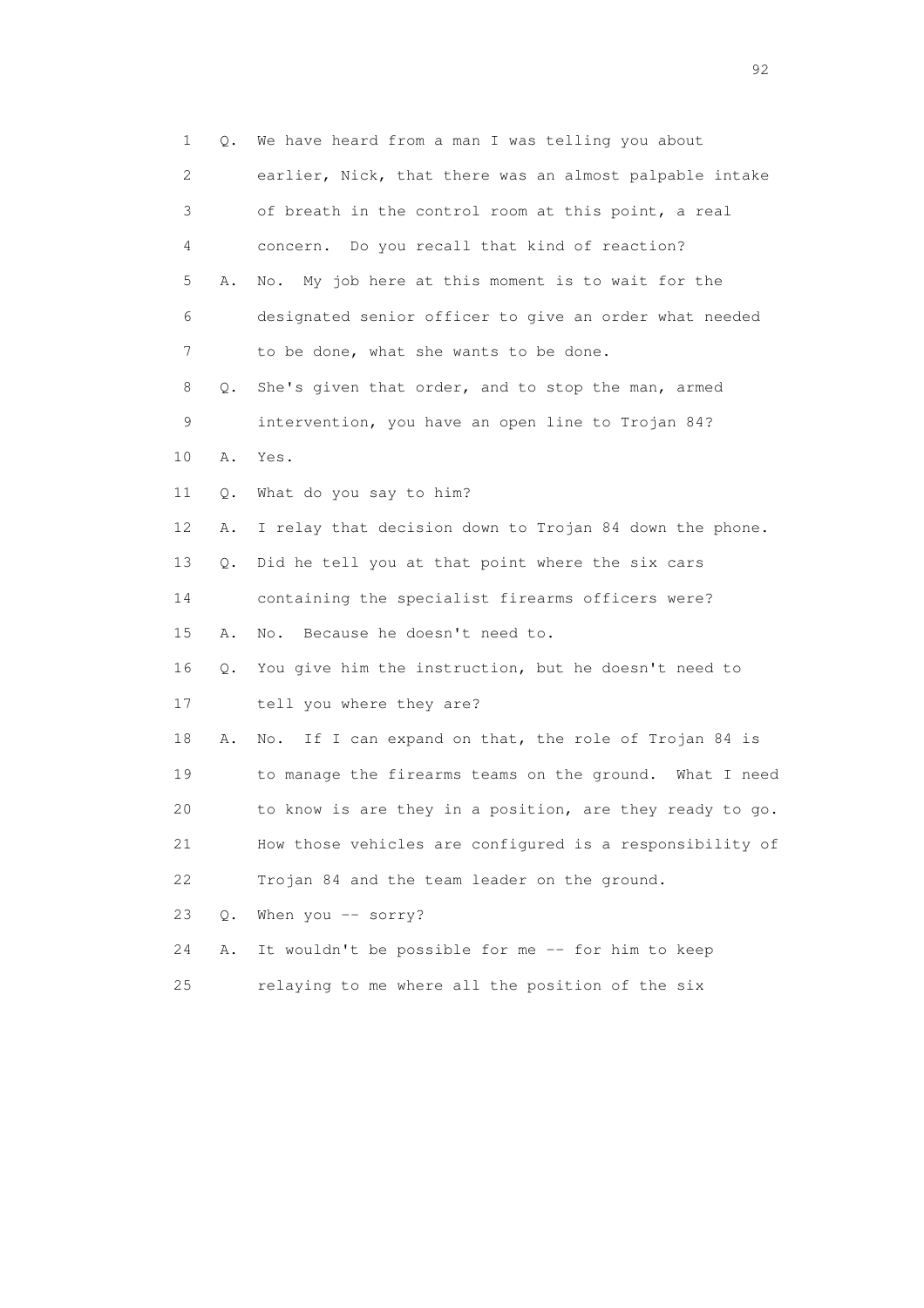1 Q. We have heard from a man I was telling you about
2 earlier, Nick, that there was an almost palpable intake
3 of breath in the control room at this point, a real
4 concern. Do you recall that kind of reaction?
5 A. No. My job here at this moment is to wait for the
6 designated senior officer to give an order what needed
7 to be done, what she wants to be done.
8 Q. She's given that order, and to stop the man, armed
9 intervention, you have an open line to Trojan 84?
10 A. Yes.
11 Q. What do you say to him?
12 A. I relay that decision down to Trojan 84 down the phone.
13 Q. Did he tell you at that point where the six cars
14 containing the specialist firearms officers were?
15 A. No. Because he doesn't need to.
16 Q. You give him the instruction, but he doesn't need to
17 tell you where they are?
18 A. No. If I can expand on that, the role of Trojan 84 is
19 to manage the firearms teams on the ground. What I need
20 to know is are they in a position, are they ready to go.
21 How those vehicles are configured is a responsibility of
22 Trojan 84 and the team leader on the ground.
23 Q. When you -- sorry?
24 A. It wouldn't be possible for me -- for him to keep
25 relaying to me where all the position of the six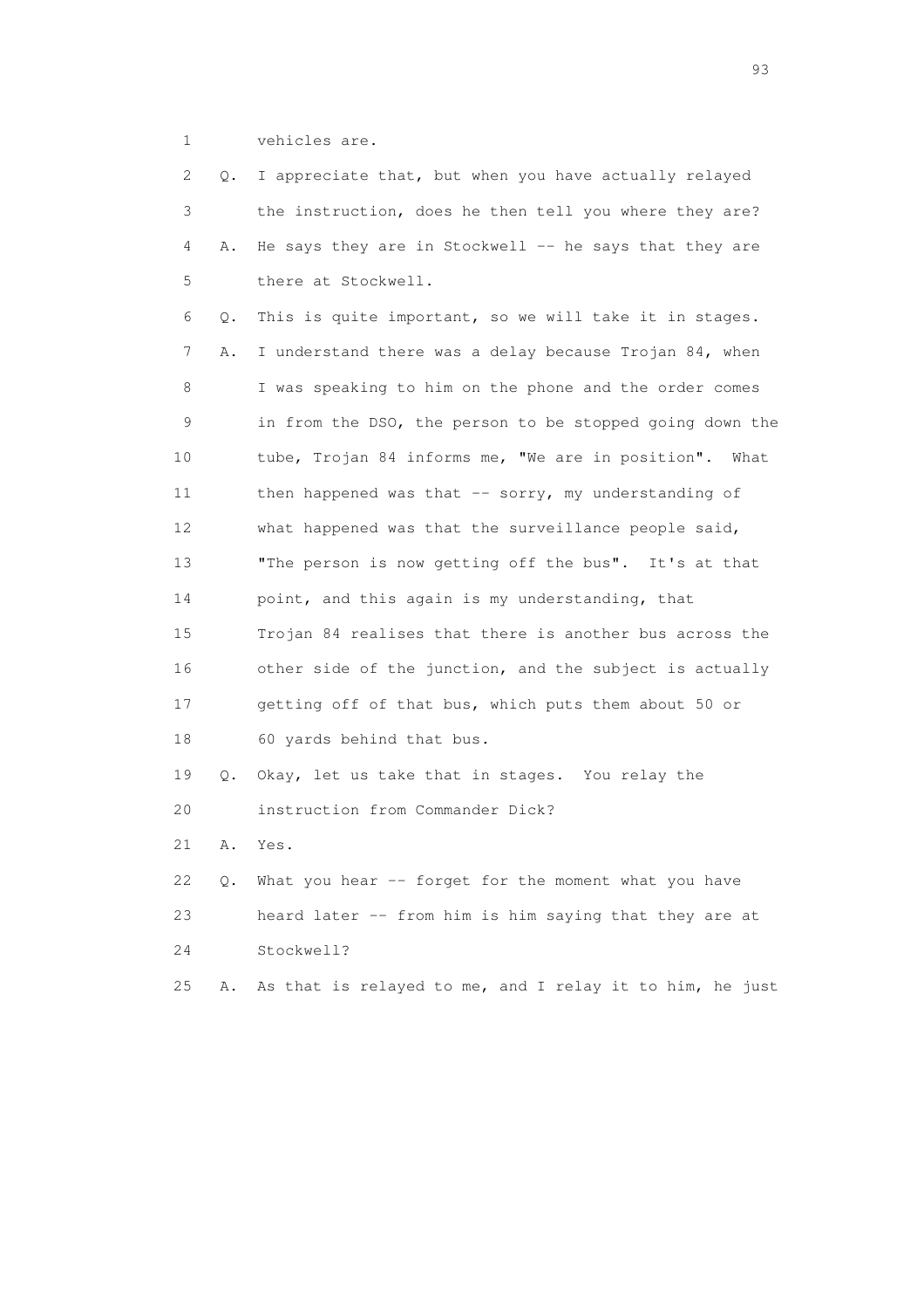1 vehicles are.

2 Q. I appreciate that, but when you have actually relayed

3 the instruction, does he then tell you where they are?

4 A. He says they are in Stockwell -- he says that they are

5 there at Stockwell.

6 Q. This is quite important, so we will take it in stages.

7 A. I understand there was a delay because Trojan 84, when

8 I was speaking to him on the phone and the order comes

9 in from the DSO, the person to be stopped going down the

10 tube, Trojan 84 informs me, "We are in position". What

11 then happened was that -- sorry, my understanding of

12 what happened was that the surveillance people said,

13 "The person is now getting off the bus". It's at that

14 point, and this again is my understanding, that

15 Trojan 84 realises that there is another bus across the

16 other side of the junction, and the subject is actually

17 getting off of that bus, which puts them about 50 or

18 60 yards behind that bus.

19 Q. Okay, let us take that in stages. You relay the

20 instruction from Commander Dick?

21 A. Yes.

22 Q. What you hear -- forget for the moment what you have

23 heard later -- from him is him saying that they are at

24 Stockwell?

25 A. As that is relayed to me, and I relay it to him, he just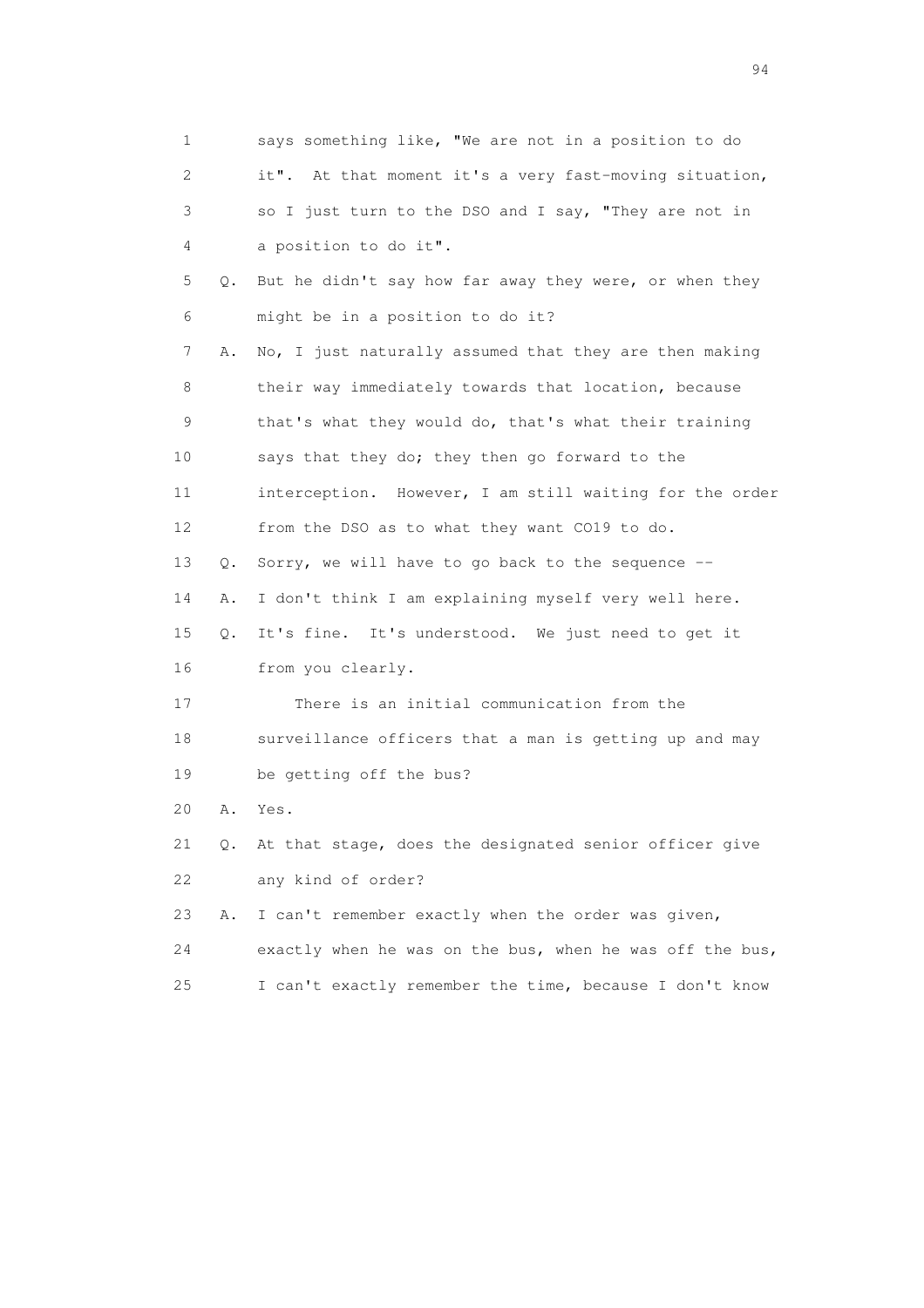1 says something like, "We are not in a position to do
2 it". At that moment it's a very fast-moving situation,
3 so I just turn to the DSO and I say, "They are not in
4 a position to do it".

5 Q. But he didn't say how far away they were, or when they
6 might be in a position to do it?

7 A. No, I just naturally assumed that they are then making
8 their way immediately towards that location, because
9 that's what they would do, that's what their training
10 says that they do; they then go forward to the
11 interception. However, I am still waiting for the order
12 from the DSO as to what they want CO19 to do.

13 Q. Sorry, we will have to go back to the sequence --

14 A. I don't think I am explaining myself very well here.

15 Q. It's fine. It's understood. We just need to get it
16 from you clearly.

17 There is an initial communication from the
18 surveillance officers that a man is getting up and may
19 be getting off the bus?

20 A. Yes.

21 Q. At that stage, does the designated senior officer give
22 any kind of order?

23 A. I can't remember exactly when the order was given,
24 exactly when he was on the bus, when he was off the bus,
25 I can't exactly remember the time, because I don't know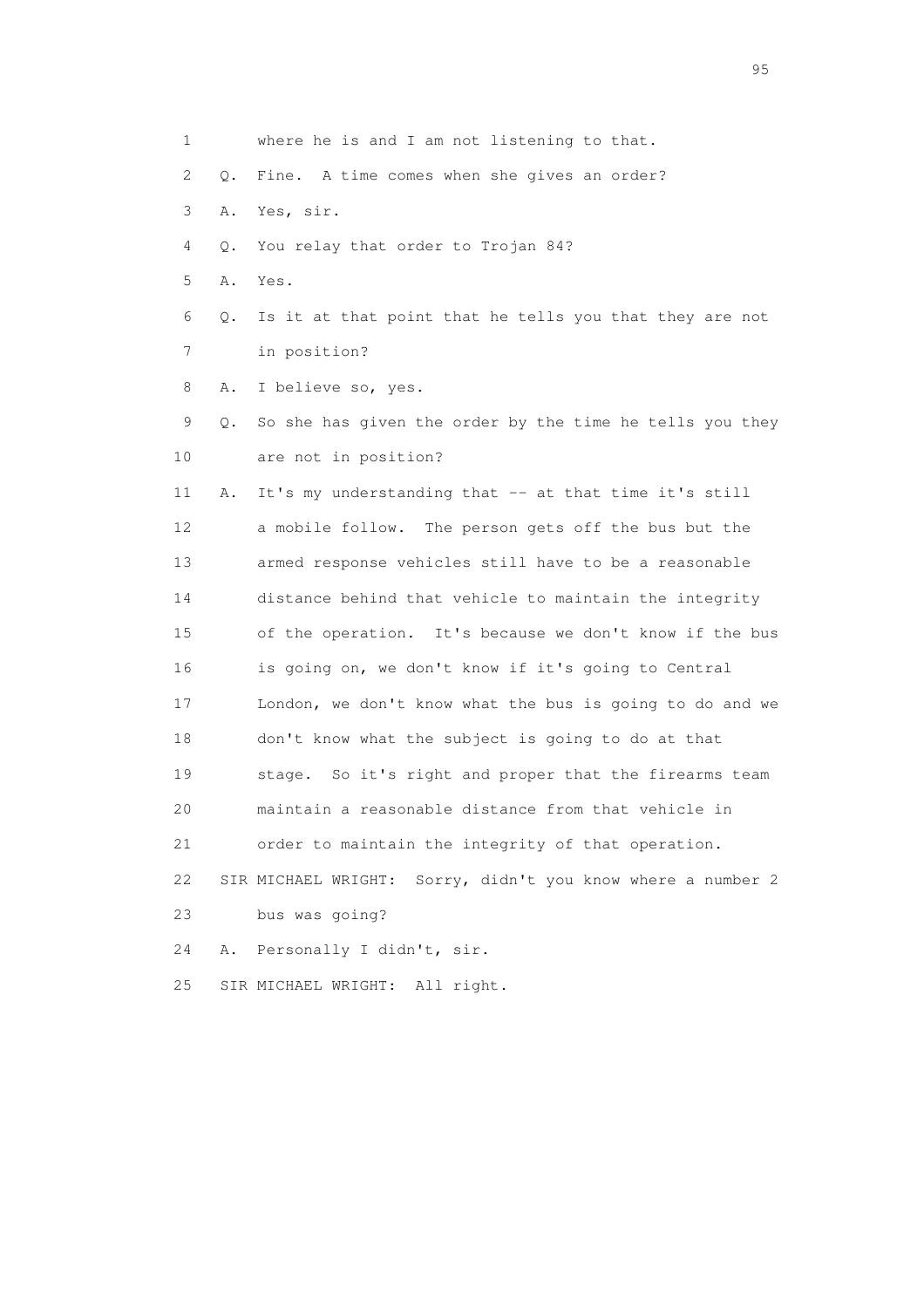1 where he is and I am not listening to that.

2 Q. Fine. A time comes when she gives an order?

3 A. Yes, sir.

4 Q. You relay that order to Trojan 84?

5 A. Yes.

6 Q. Is it at that point that he tells you that they are not

7 in position?

8 A. I believe so, yes.

9 Q. So she has given the order by the time he tells you they

10 are not in position?

11 A. It's my understanding that -- at that time it's still

12 a mobile follow. The person gets off the bus but the

13 armed response vehicles still have to be a reasonable

14 distance behind that vehicle to maintain the integrity

15 of the operation. It's because we don't know if the bus

16 is going on, we don't know if it's going to Central

17 London, we don't know what the bus is going to do and we

18 don't know what the subject is going to do at that

19 stage. So it's right and proper that the firearms team

20 maintain a reasonable distance from that vehicle in

21 order to maintain the integrity of that operation.

22 SIR MICHAEL WRIGHT: Sorry, didn't you know where a number 2

23 bus was going?

24 A. Personally I didn't, sir.

25 SIR MICHAEL WRIGHT: All right.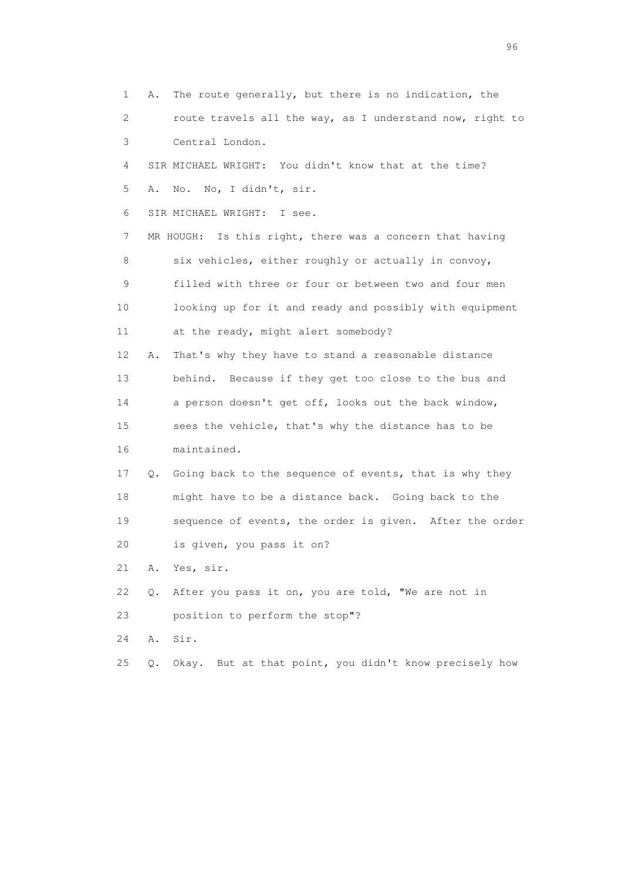1 A. The route generally, but there is no indication, the
2 route travels all the way, as I understand now, right to
3 Central London.
4 SIR MICHAEL WRIGHT: You didn't know that at the time?
5 A. No. No, I didn't, sir.
6 SIR MICHAEL WRIGHT: I see.
7 MR HOUGH: Is this right, there was a concern that having
8 six vehicles, either roughly or actually in convoy,
9 filled with three or four or between two and four men
10 looking up for it and ready and possibly with equipment
11 at the ready, might alert somebody?
12 A. That's why they have to stand a reasonable distance
13 behind. Because if they get too close to the bus and
14 a person doesn't get off, looks out the back window,
15 sees the vehicle, that's why the distance has to be
16 maintained.
17 Q. Going back to the sequence of events, that is why they
18 might have to be a distance back. Going back to the
19 sequence of events, the order is given. After the order
20 is given, you pass it on?
21 A. Yes, sir.
22 Q. After you pass it on, you are told, "We are not in
23 position to perform the stop"?
24 A. Sir.
25 Q. Okay. But at that point, you didn't know precisely how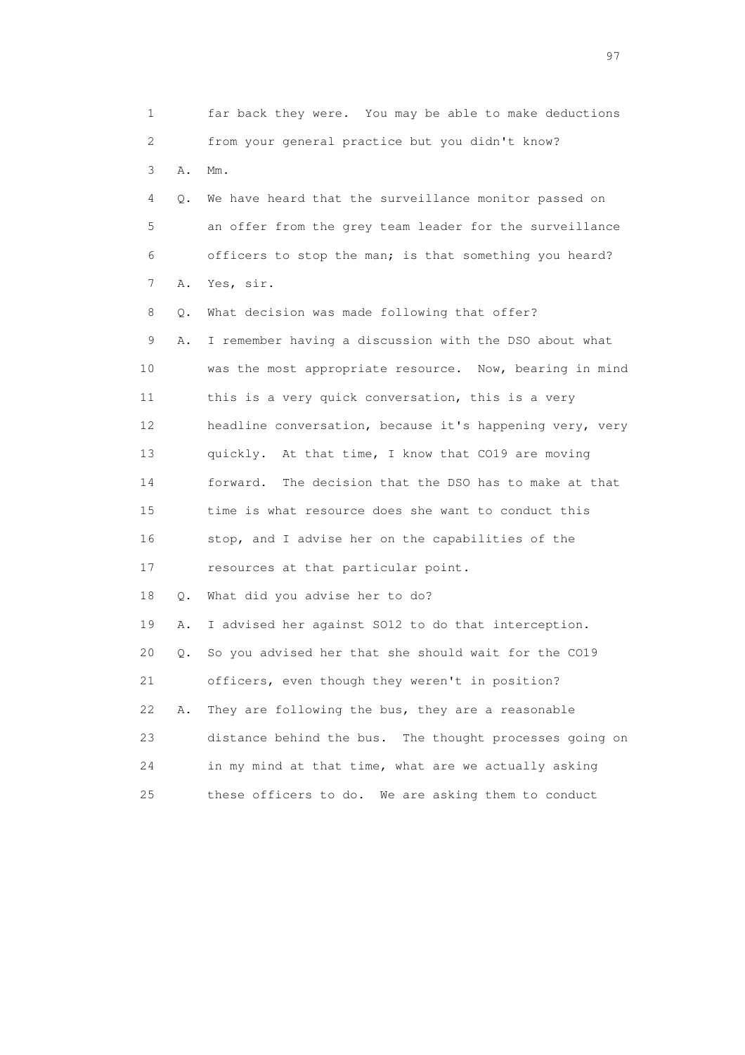1 far back they were. You may be able to make deductions
2 from your general practice but you didn't know?
3 A. Mm.
4 Q. We have heard that the surveillance monitor passed on
5 an offer from the grey team leader for the surveillance
6 officers to stop the man; is that something you heard?
7 A. Yes, sir.
8 Q. What decision was made following that offer?
9 A. I remember having a discussion with the DSO about what
10 was the most appropriate resource. Now, bearing in mind
11 this is a very quick conversation, this is a very
12 headline conversation, because it's happening very, very
13 quickly. At that time, I know that CO19 are moving
14 forward. The decision that the DSO has to make at that
15 time is what resource does she want to conduct this
16 stop, and I advise her on the capabilities of the
17 resources at that particular point.
18 Q. What did you advise her to do?
19 A. I advised her against SO12 to do that interception.
20 Q. So you advised her that she should wait for the CO19
21 officers, even though they weren't in position?
22 A. They are following the bus, they are a reasonable
23 distance behind the bus. The thought processes going on
24 in my mind at that time, what are we actually asking
25 these officers to do. We are asking them to conduct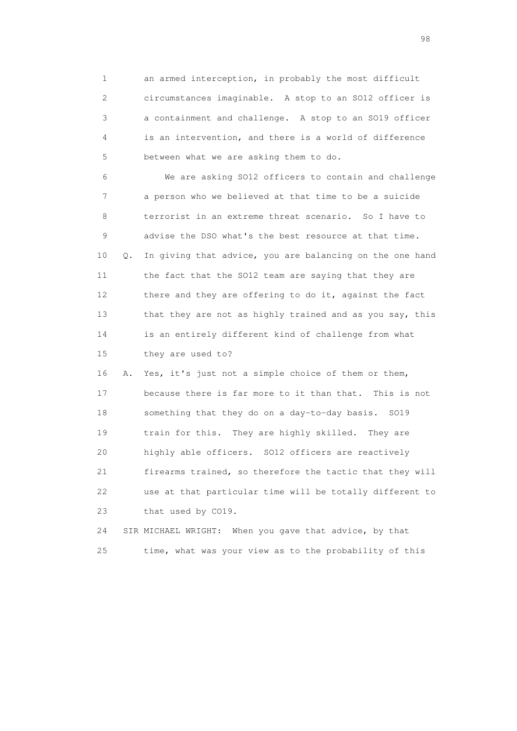1 an armed interception, in probably the most difficult
2 circumstances imaginable. A stop to an SO12 officer is
3 a containment and challenge. A stop to an SO19 officer
4 is an intervention, and there is a world of difference
5 between what we are asking them to do.

6 We are asking SO12 officers to contain and challenge
7 a person who we believed at that time to be a suicide
8 terrorist in an extreme threat scenario. So I have to
9 advise the DSO what's the best resource at that time.

10 Q. In giving that advice, you are balancing on the one hand
11 the fact that the SO12 team are saying that they are
12 there and they are offering to do it, against the fact
13 that they are not as highly trained and as you say, this
14 is an entirely different kind of challenge from what
15 they are used to?

16 A. Yes, it's just not a simple choice of them or them,
17 because there is far more to it than that. This is not
18 something that they do on a day-to-day basis. SO19
19 train for this. They are highly skilled. They are
20 highly able officers. SO12 officers are reactively
21 firearms trained, so therefore the tactic that they will
22 use at that particular time will be totally different to
23 that used by CO19.

24 SIR MICHAEL WRIGHT: When you gave that advice, by that
25 time, what was your view as to the probability of this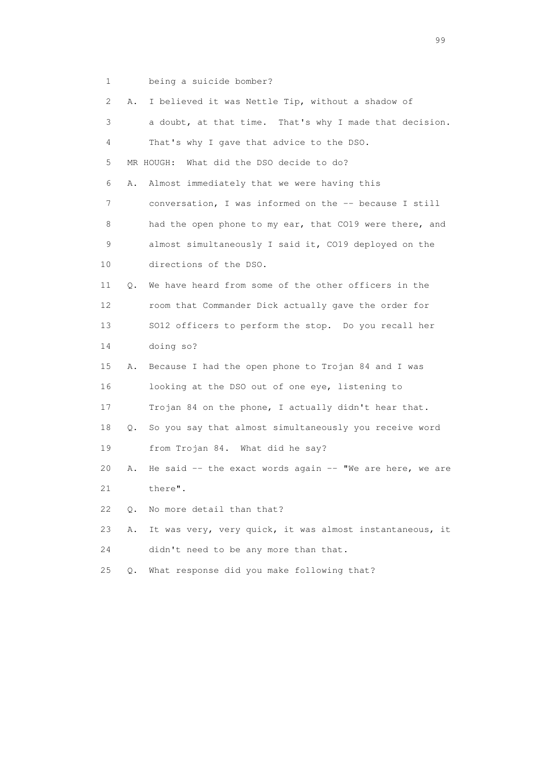1 being a suicide bomber?

2 A. I believed it was Nettle Tip, without a shadow of

3 a doubt, at that time. That's why I made that decision.

4 That's why I gave that advice to the DSO.

5 MR HOUGH: What did the DSO decide to do?

6 A. Almost immediately that we were having this

7 conversation, I was informed on the -- because I still

8 had the open phone to my ear, that CO19 were there, and

9 almost simultaneously I said it, CO19 deployed on the

10 directions of the DSO.

11 Q. We have heard from some of the other officers in the

12 room that Commander Dick actually gave the order for

13 SO12 officers to perform the stop. Do you recall her

14 doing so?

15 A. Because I had the open phone to Trojan 84 and I was

16 looking at the DSO out of one eye, listening to

17 Trojan 84 on the phone, I actually didn't hear that.

18 Q. So you say that almost simultaneously you receive word

19 from Trojan 84. What did he say?

20 A. He said -- the exact words again -- "We are here, we are

21 there".

22 Q. No more detail than that?

23 A. It was very, very quick, it was almost instantaneous, it

24 didn't need to be any more than that.

25 Q. What response did you make following that?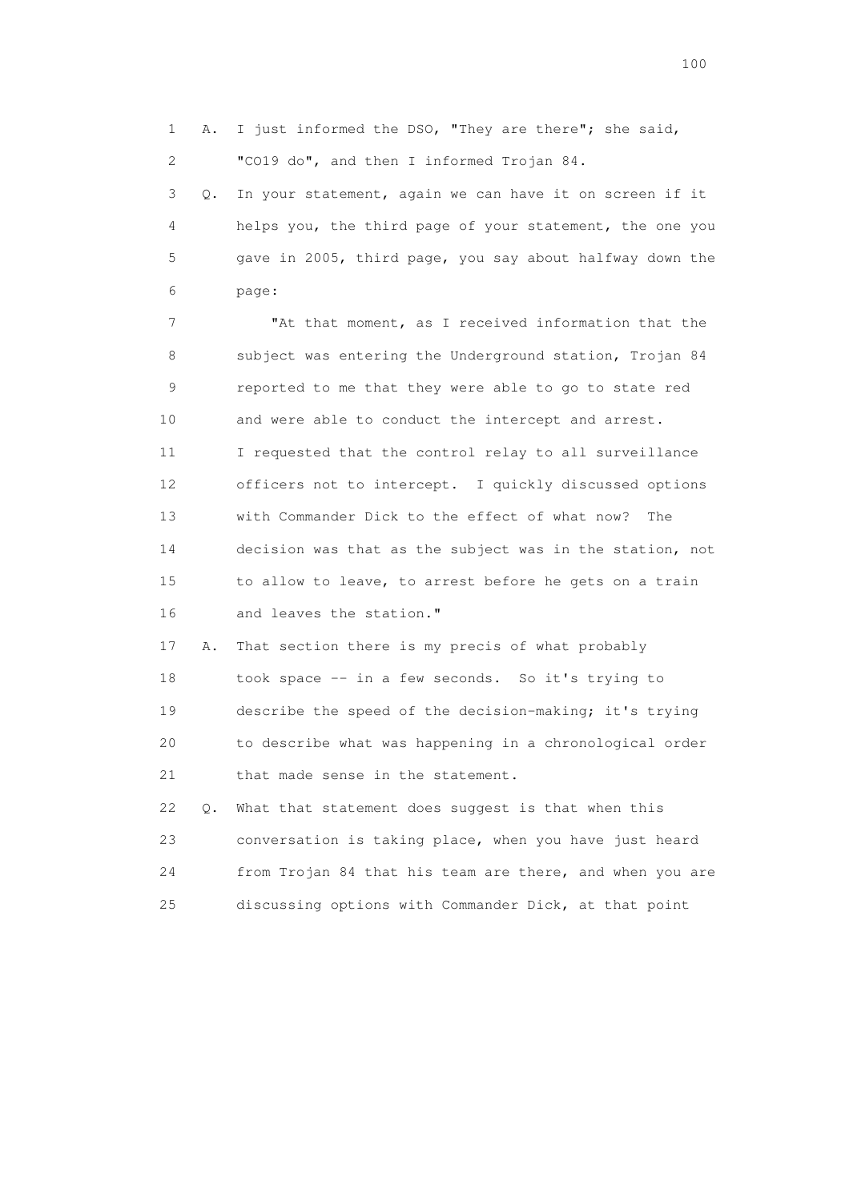1 A. I just informed the DSO, "They are there"; she said,
2 "CO19 do", and then I informed Trojan 84.
3 Q. In your statement, again we can have it on screen if it
4 helps you, the third page of your statement, the one you
5 gave in 2005, third page, you say about halfway down the
6 page:
7 "At that moment, as I received information that the
8 subject was entering the Underground station, Trojan 84
9 reported to me that they were able to go to state red
10 and were able to conduct the intercept and arrest.
11 I requested that the control relay to all surveillance
12 officers not to intercept. I quickly discussed options
13 with Commander Dick to the effect of what now? The
14 decision was that as the subject was in the station, not
15 to allow to leave, to arrest before he gets on a train
16 and leaves the station."
17 A. That section there is my precis of what probably
18 took space -- in a few seconds. So it's trying to
19 describe the speed of the decision-making; it's trying
20 to describe what was happening in a chronological order
21 that made sense in the statement.
22 Q. What that statement does suggest is that when this
23 conversation is taking place, when you have just heard
24 from Trojan 84 that his team are there, and when you are
25 discussing options with Commander Dick, at that point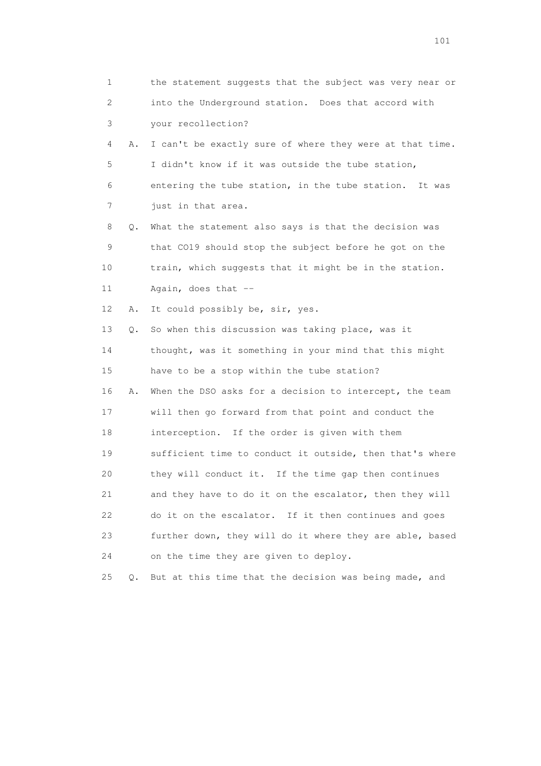1 the statement suggests that the subject was very near or
2 into the Underground station. Does that accord with
3 your recollection?

4 A. I can't be exactly sure of where they were at that time.
5 I didn't know if it was outside the tube station,
6 entering the tube station, in the tube station. It was
7 just in that area.

8 Q. What the statement also says is that the decision was
9 that CO19 should stop the subject before he got on the
10 train, which suggests that it might be in the station.
11 Again, does that --

12 A. It could possibly be, sir, yes.

13 Q. So when this discussion was taking place, was it
14 thought, was it something in your mind that this might
15 have to be a stop within the tube station?

16 A. When the DSO asks for a decision to intercept, the team
17 will then go forward from that point and conduct the
18 interception. If the order is given with them
19 sufficient time to conduct it outside, then that's where
20 they will conduct it. If the time gap then continues
21 and they have to do it on the escalator, then they will
22 do it on the escalator. If it then continues and goes
23 further down, they will do it where they are able, based
24 on the time they are given to deploy.

25 Q. But at this time that the decision was being made, and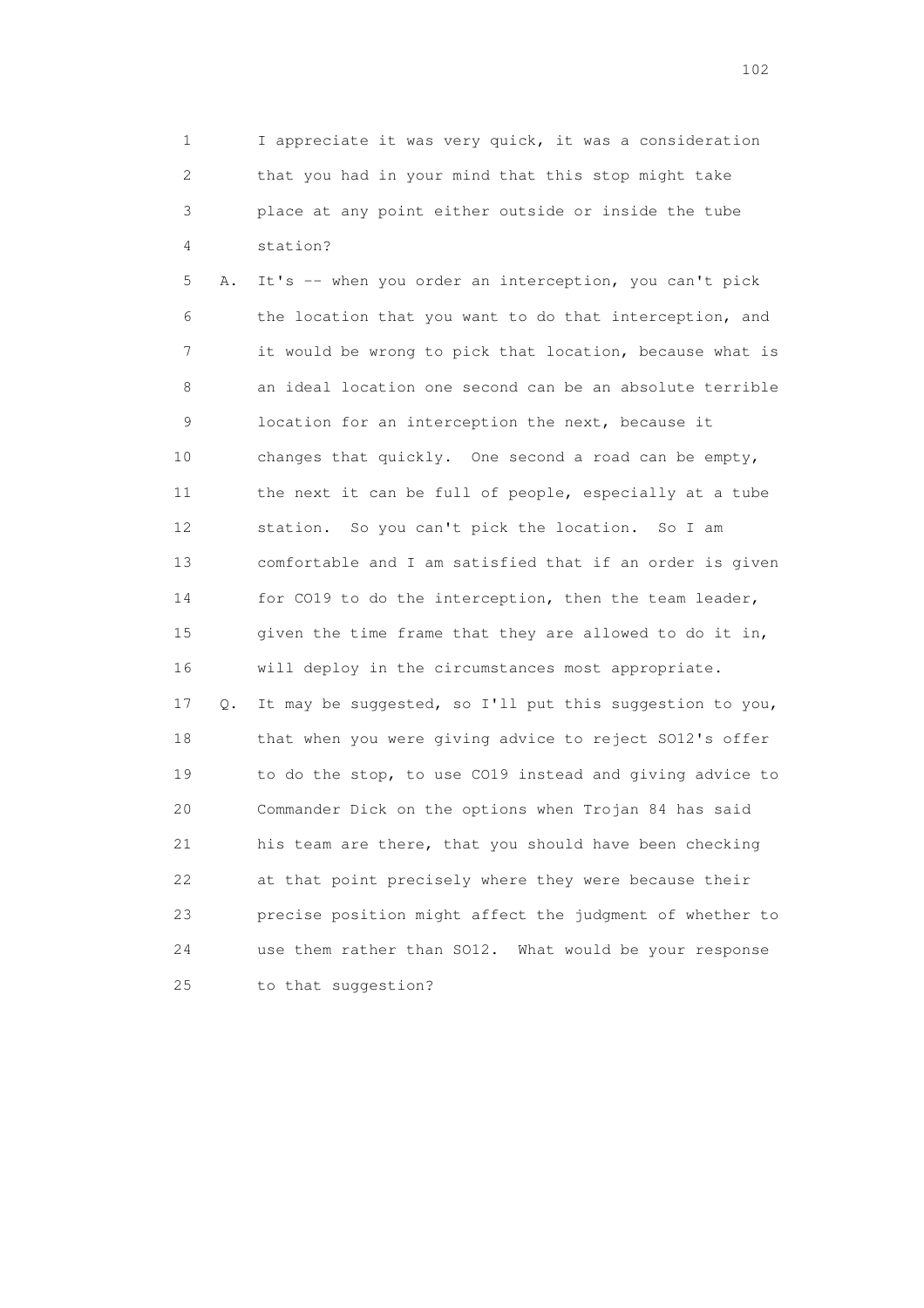1 I appreciate it was very quick, it was a consideration
2 that you had in your mind that this stop might take
3 place at any point either outside or inside the tube
4 station?

5 A. It's -- when you order an interception, you can't pick
6 the location that you want to do that interception, and
7 it would be wrong to pick that location, because what is
8 an ideal location one second can be an absolute terrible
9 location for an interception the next, because it
10 changes that quickly. One second a road can be empty,
11 the next it can be full of people, especially at a tube
12 station. So you can't pick the location. So I am
13 comfortable and I am satisfied that if an order is given
14 for CO19 to do the interception, then the team leader,
15 given the time frame that they are allowed to do it in,
16 will deploy in the circumstances most appropriate.

17 Q. It may be suggested, so I'll put this suggestion to you,
18 that when you were giving advice to reject SO12's offer
19 to do the stop, to use CO19 instead and giving advice to
20 Commander Dick on the options when Trojan 84 has said
21 his team are there, that you should have been checking
22 at that point precisely where they were because their
23 precise position might affect the judgment of whether to
24 use them rather than SO12. What would be your response
25 to that suggestion?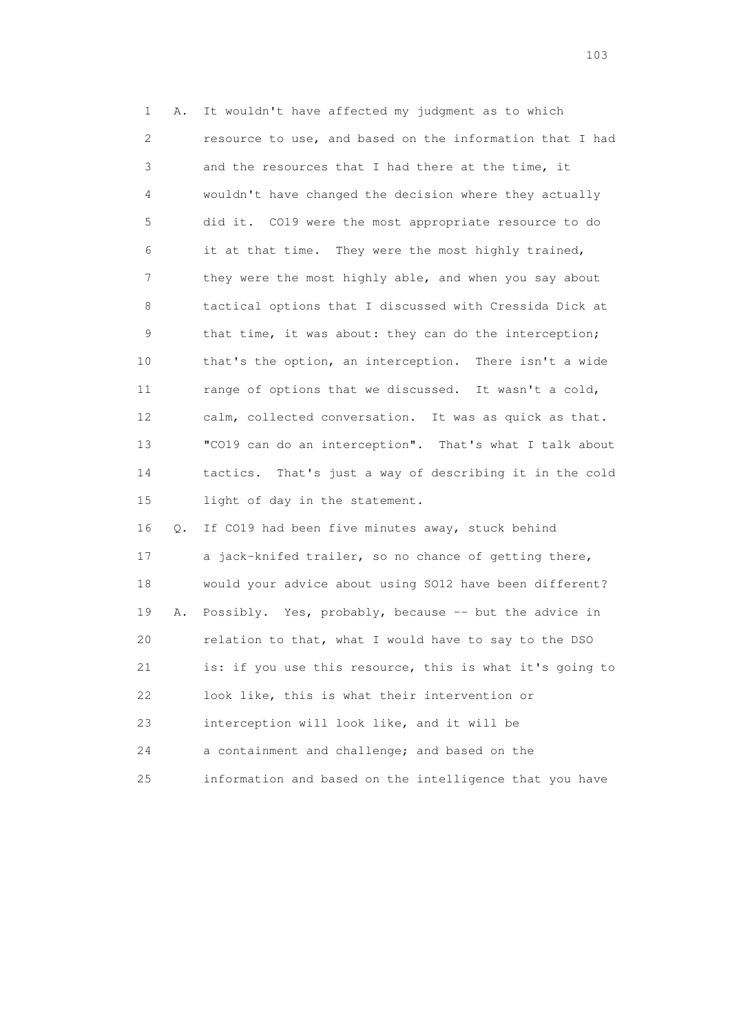1 A. It wouldn't have affected my judgment as to which
2 resource to use, and based on the information that I had
3 and the resources that I had there at the time, it
4 wouldn't have changed the decision where they actually
5 did it. CO19 were the most appropriate resource to do
6 it at that time. They were the most highly trained,
7 they were the most highly able, and when you say about
8 tactical options that I discussed with Cressida Dick at
9 that time, it was about: they can do the interception;
10 that's the option, an interception. There isn't a wide
11 range of options that we discussed. It wasn't a cold,
12 calm, collected conversation. It was as quick as that.
13 "CO19 can do an interception". That's what I talk about
14 tactics. That's just a way of describing it in the cold
15 light of day in the statement.
16 Q. If CO19 had been five minutes away, stuck behind
17 a jack-knifed trailer, so no chance of getting there,
18 would your advice about using SO12 have been different?
19 A. Possibly. Yes, probably, because -- but the advice in
20 relation to that, what I would have to say to the DSO
21 is: if you use this resource, this is what it's going to
22 look like, this is what their intervention or
23 interception will look like, and it will be
24 a containment and challenge; and based on the
25 information and based on the intelligence that you have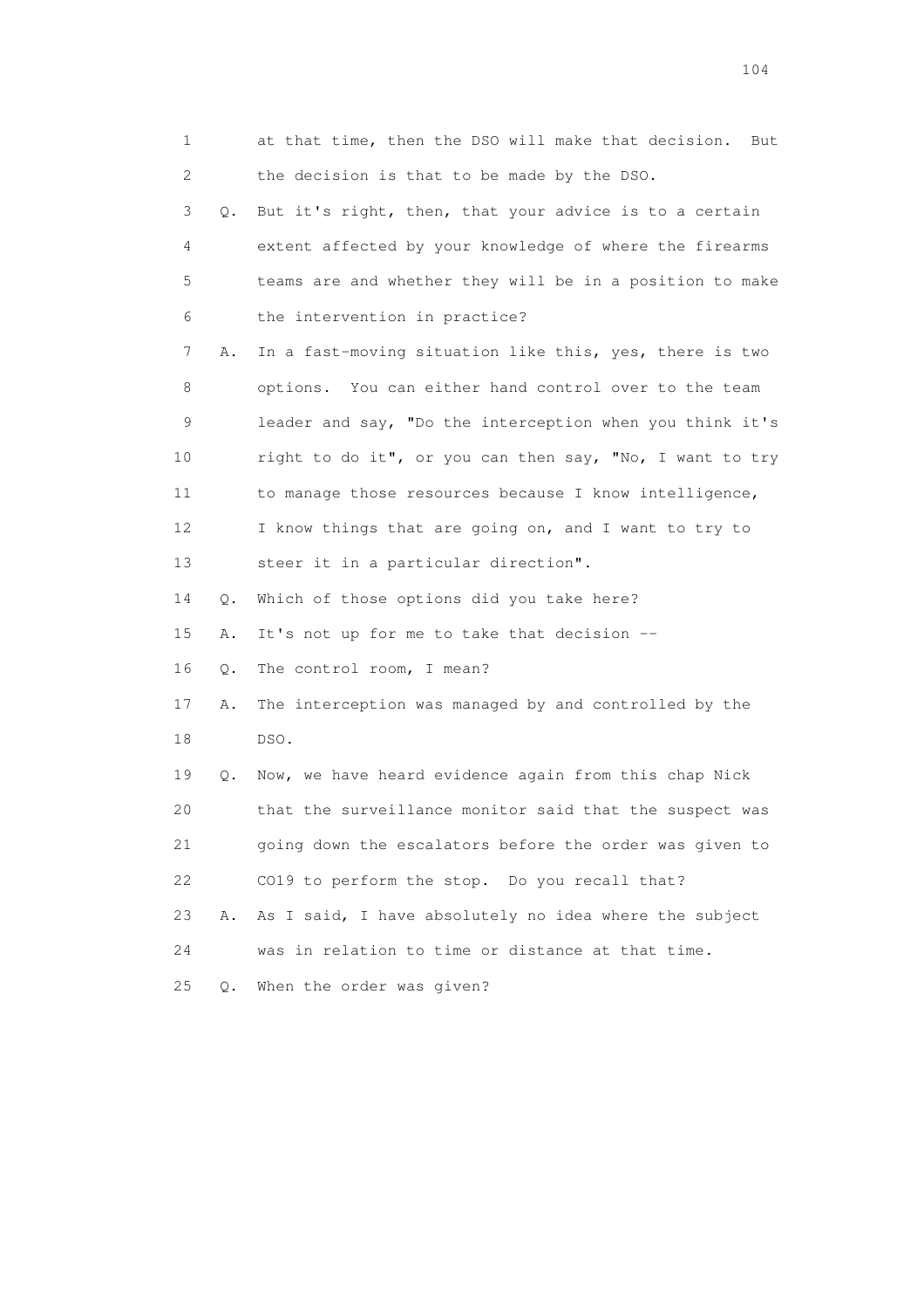1 at that time, then the DSO will make that decision. But
2 the decision is that to be made by the DSO.
3 Q. But it's right, then, that your advice is to a certain
4 extent affected by your knowledge of where the firearms
5 teams are and whether they will be in a position to make
6 the intervention in practice?
7 A. In a fast-moving situation like this, yes, there is two
8 options. You can either hand control over to the team
9 leader and say, "Do the interception when you think it's
10 right to do it", or you can then say, "No, I want to try
11 to manage those resources because I know intelligence,
12 I know things that are going on, and I want to try to
13 steer it in a particular direction".
14 Q. Which of those options did you take here?
15 A. It's not up for me to take that decision --
16 Q. The control room, I mean?
17 A. The interception was managed by and controlled by the
18 DSO.
19 Q. Now, we have heard evidence again from this chap Nick
20 that the surveillance monitor said that the suspect was
21 going down the escalators before the order was given to
22 CO19 to perform the stop. Do you recall that?
23 A. As I said, I have absolutely no idea where the subject
24 was in relation to time or distance at that time.
25 Q. When the order was given?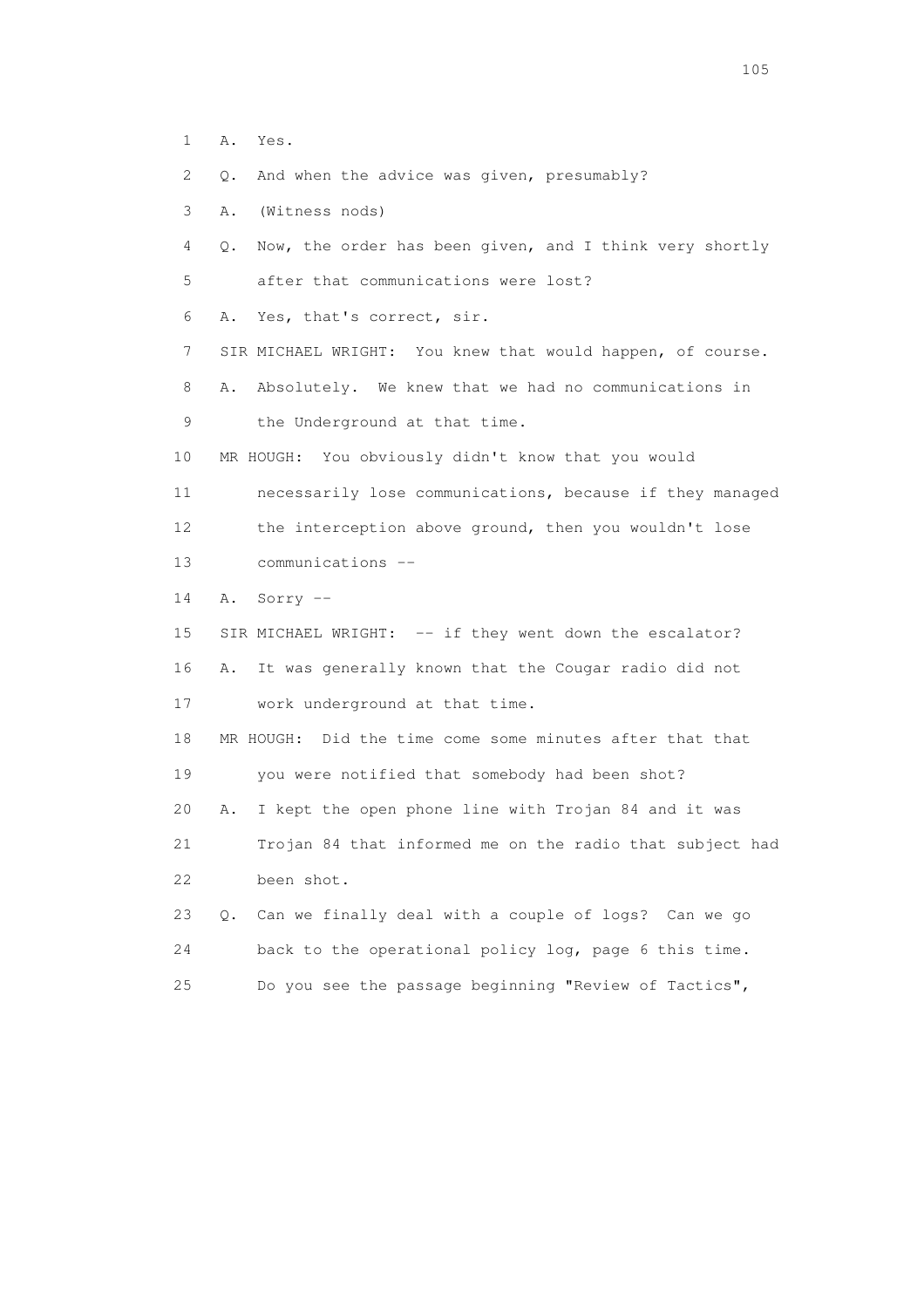1 A. Yes.

2 Q. And when the advice was given, presumably?

3 A. (Witness nods)

4 Q. Now, the order has been given, and I think very shortly

5 after that communications were lost?

6 A. Yes, that's correct, sir.

7 SIR MICHAEL WRIGHT: You knew that would happen, of course.

8 A. Absolutely. We knew that we had no communications in

9 the Underground at that time.

10 MR HOUGH: You obviously didn't know that you would

11 necessarily lose communications, because if they managed

12 the interception above ground, then you wouldn't lose

13 communications --

14 A. Sorry --

15 SIR MICHAEL WRIGHT: -- if they went down the escalator?

16 A. It was generally known that the Cougar radio did not

17 work underground at that time.

18 MR HOUGH: Did the time come some minutes after that that

19 you were notified that somebody had been shot?

20 A. I kept the open phone line with Trojan 84 and it was

21 Trojan 84 that informed me on the radio that subject had

22 been shot.

23 Q. Can we finally deal with a couple of logs? Can we go

24 back to the operational policy log, page 6 this time.

25 Do you see the passage beginning "Review of Tactics",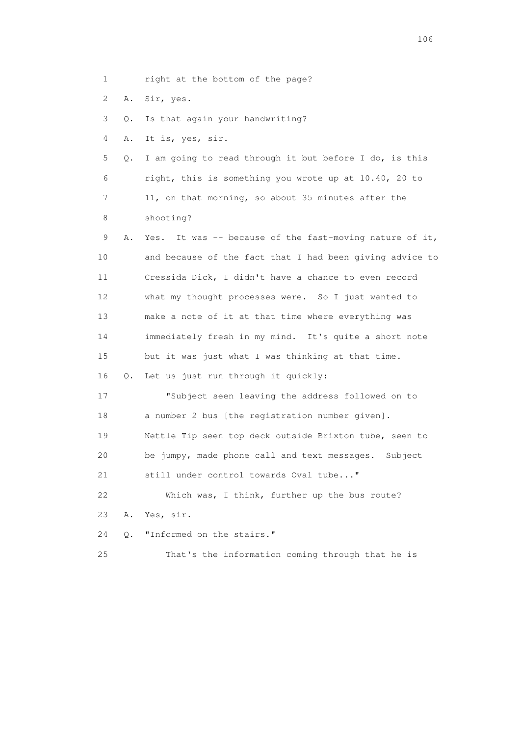1 right at the bottom of the page?

2 A. Sir, yes.

3 Q. Is that again your handwriting?

4 A. It is, yes, sir.

5 Q. I am going to read through it but before I do, is this

6 right, this is something you wrote up at 10.40, 20 to

7 11, on that morning, so about 35 minutes after the

8 shooting?

9 A. Yes. It was -- because of the fast-moving nature of it,

10 and because of the fact that I had been giving advice to

11 Cressida Dick, I didn't have a chance to even record

12 what my thought processes were. So I just wanted to

13 make a note of it at that time where everything was

14 immediately fresh in my mind. It's quite a short note

15 but it was just what I was thinking at that time.

16 Q. Let us just run through it quickly:

17 "Subject seen leaving the address followed on to

18 a number 2 bus [the registration number given].

19 Nettle Tip seen top deck outside Brixton tube, seen to

20 be jumpy, made phone call and text messages. Subject

21 still under control towards Oval tube..."

22 Which was, I think, further up the bus route?

23 A. Yes, sir.

24 Q. "Informed on the stairs."

25 That's the information coming through that he is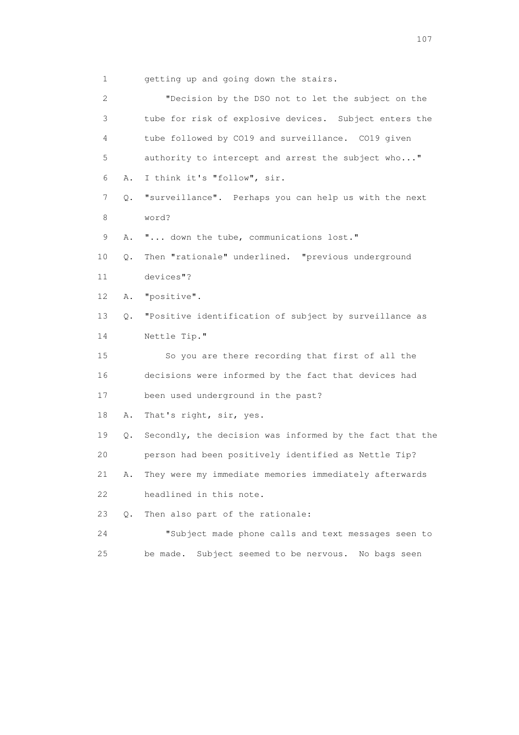1 getting up and going down the stairs.

2 "Decision by the DSO not to let the subject on the

3 tube for risk of explosive devices. Subject enters the

4 tube followed by CO19 and surveillance. CO19 given

5 authority to intercept and arrest the subject who..."

6 A. I think it's "follow", sir.

7 Q. "surveillance". Perhaps you can help us with the next

8 word?

9 A. "... down the tube, communications lost."

10 Q. Then "rationale" underlined. "previous underground

11 devices"?

12 A. "positive".

13 Q. "Positive identification of subject by surveillance as

14 Nettle Tip."

15 So you are there recording that first of all the

16 decisions were informed by the fact that devices had

17 been used underground in the past?

18 A. That's right, sir, yes.

19 Q. Secondly, the decision was informed by the fact that the

20 person had been positively identified as Nettle Tip?

21 A. They were my immediate memories immediately afterwards

22 headlined in this note.

23 Q. Then also part of the rationale:

24 "Subject made phone calls and text messages seen to

25 be made. Subject seemed to be nervous. No bags seen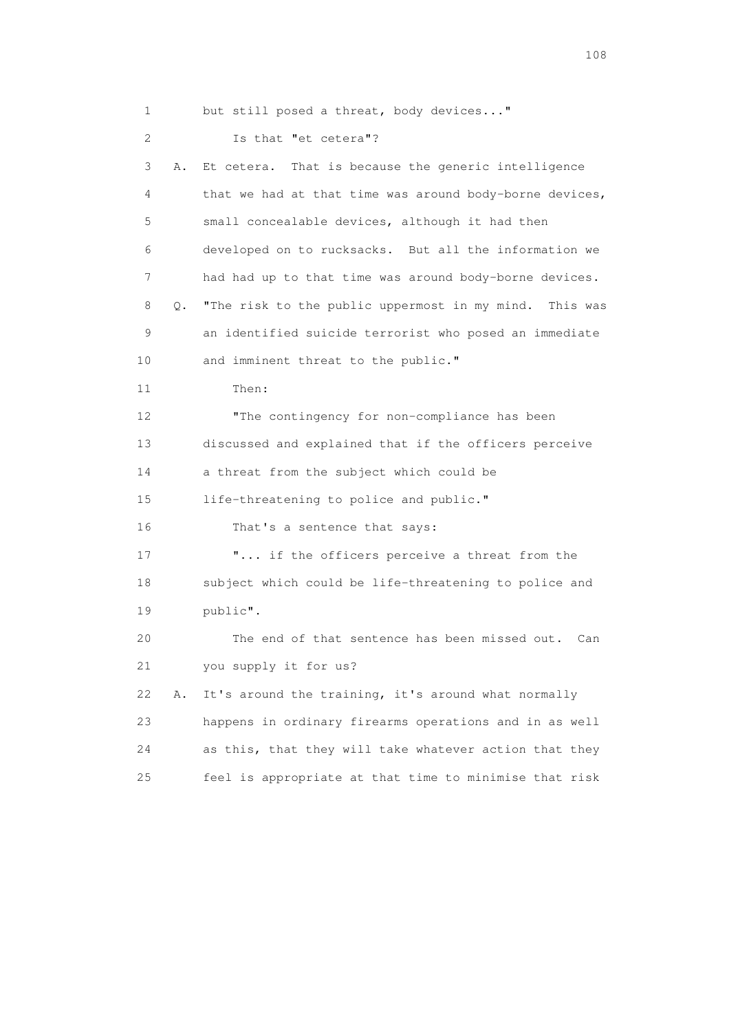1 but still posed a threat, body devices..."

2 Is that "et cetera"?

3 A. Et cetera. That is because the generic intelligence

4 that we had at that time was around body-borne devices,

5 small concealable devices, although it had then

6 developed on to rucksacks. But all the information we

7 had had up to that time was around body-borne devices.

8 Q. "The risk to the public uppermost in my mind. This was

9 an identified suicide terrorist who posed an immediate

10 and imminent threat to the public."

11 Then:

12 "The contingency for non-compliance has been

13 discussed and explained that if the officers perceive

14 a threat from the subject which could be

15 life-threatening to police and public."

16 That's a sentence that says:

17 "... if the officers perceive a threat from the

18 subject which could be life-threatening to police and

19 public".

20 The end of that sentence has been missed out. Can

21 you supply it for us?

22 A. It's around the training, it's around what normally

23 happens in ordinary firearms operations and in as well

24 as this, that they will take whatever action that they

25 feel is appropriate at that time to minimise that risk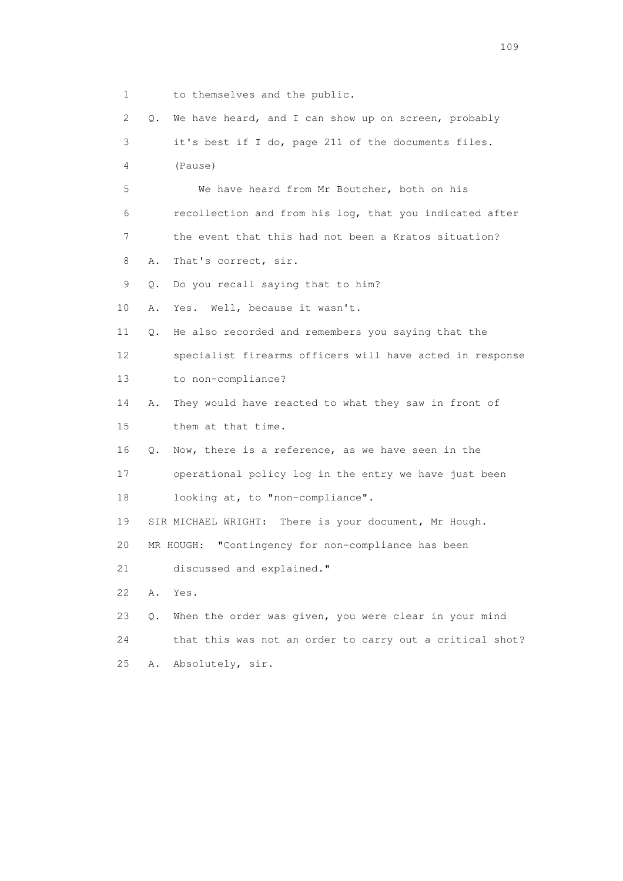1 to themselves and the public.

2 Q. We have heard, and I can show up on screen, probably

3 it's best if I do, page 211 of the documents files.

4 (Pause)

5 We have heard from Mr Boutcher, both on his

6 recollection and from his log, that you indicated after

7 the event that this had not been a Kratos situation?

8 A. That's correct, sir.

9 Q. Do you recall saying that to him?

10 A. Yes. Well, because it wasn't.

11 Q. He also recorded and remembers you saying that the

12 specialist firearms officers will have acted in response

13 to non-compliance?

14 A. They would have reacted to what they saw in front of

15 them at that time.

16 Q. Now, there is a reference, as we have seen in the

17 operational policy log in the entry we have just been

18 looking at, to "non-compliance".

19 SIR MICHAEL WRIGHT: There is your document, Mr Hough.

20 MR HOUGH: "Contingency for non-compliance has been

21 discussed and explained."

22 A. Yes.

23 Q. When the order was given, you were clear in your mind

24 that this was not an order to carry out a critical shot?

25 A. Absolutely, sir.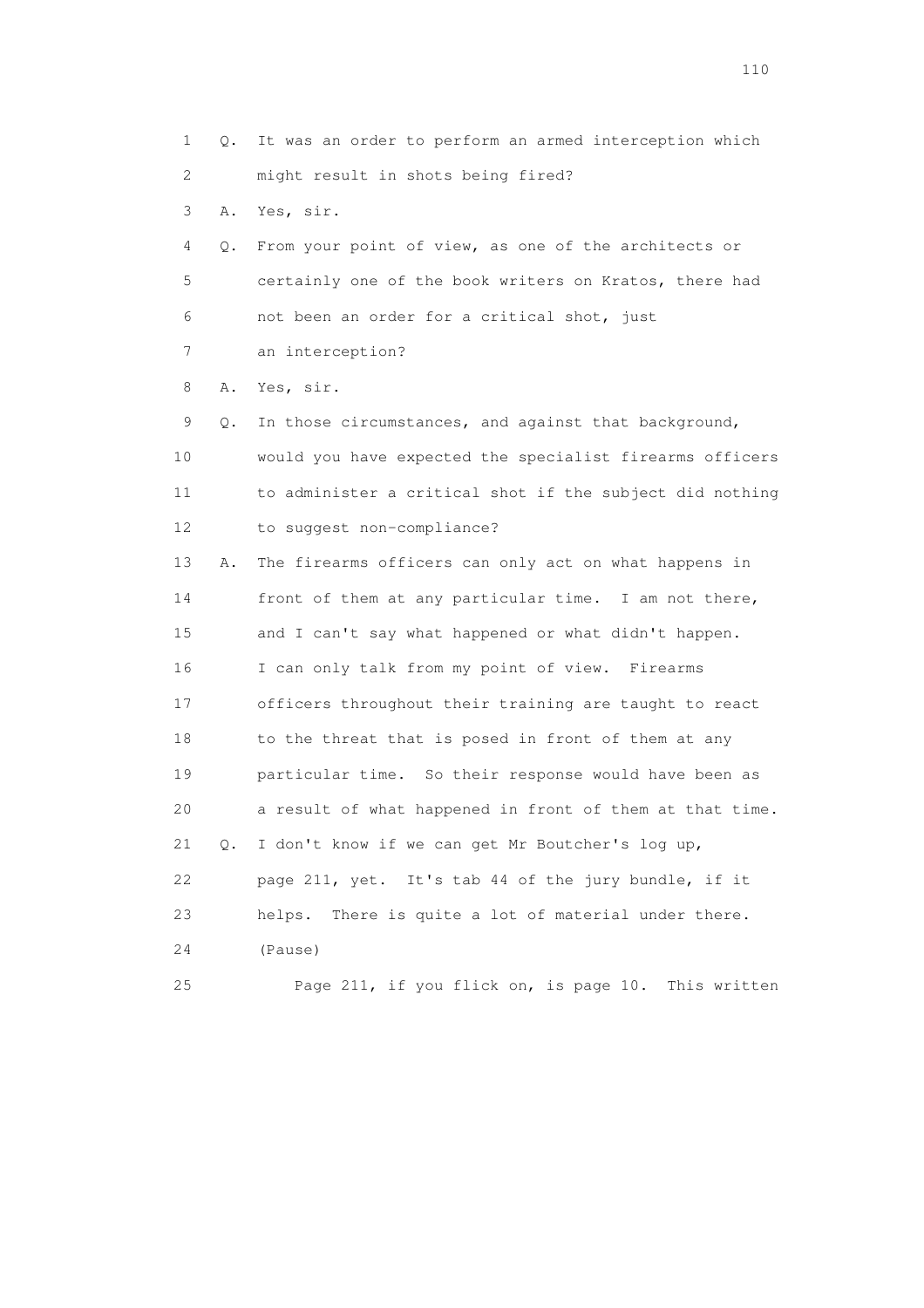1 Q. It was an order to perform an armed interception which
2 might result in shots being fired?
3 A. Yes, sir.
4 Q. From your point of view, as one of the architects or
5 certainly one of the book writers on Kratos, there had
6 not been an order for a critical shot, just
7 an interception?
8 A. Yes, sir.
9 Q. In those circumstances, and against that background,
10 would you have expected the specialist firearms officers
11 to administer a critical shot if the subject did nothing
12 to suggest non-compliance?
13 A. The firearms officers can only act on what happens in
14 front of them at any particular time. I am not there,
15 and I can't say what happened or what didn't happen.
16 I can only talk from my point of view. Firearms
17 officers throughout their training are taught to react
18 to the threat that is posed in front of them at any
19 particular time. So their response would have been as
20 a result of what happened in front of them at that time.
21 Q. I don't know if we can get Mr Boutcher's log up,
22 page 211, yet. It's tab 44 of the jury bundle, if it
23 helps. There is quite a lot of material under there.
24 (Pause)
25 Page 211, if you flick on, is page 10. This written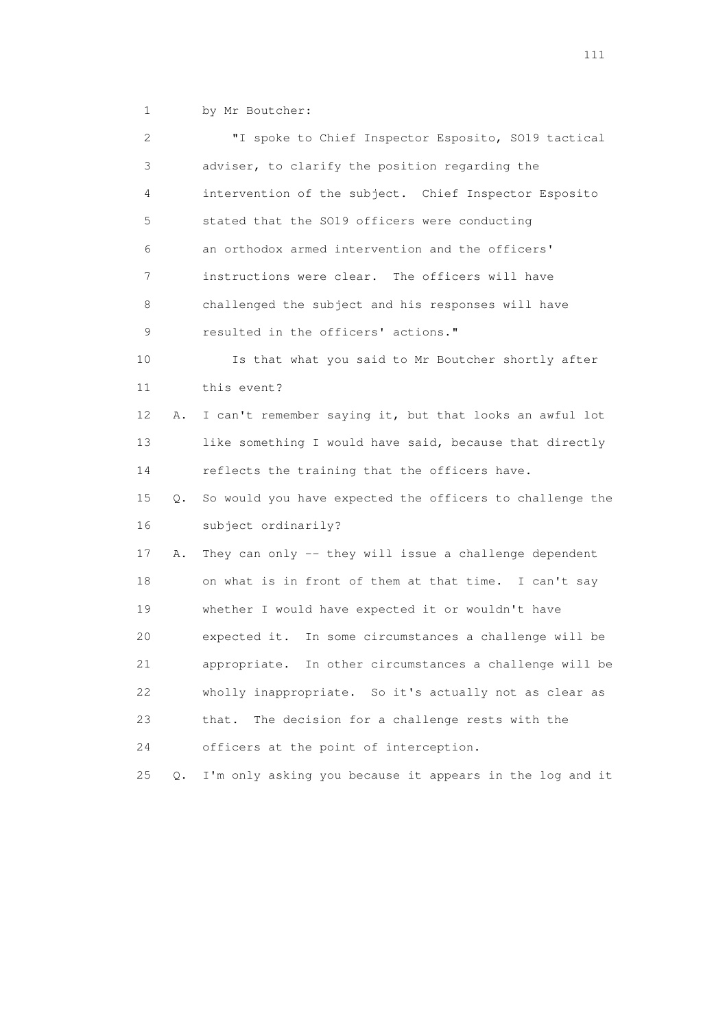1 by Mr Boutcher:

2 "I spoke to Chief Inspector Esposito, SO19 tactical

3 adviser, to clarify the position regarding the

4 intervention of the subject. Chief Inspector Esposito

5 stated that the SO19 officers were conducting

6 an orthodox armed intervention and the officers'

7 instructions were clear. The officers will have

8 challenged the subject and his responses will have

9 resulted in the officers' actions."

10 Is that what you said to Mr Boutcher shortly after

11 this event?

12 A. I can't remember saying it, but that looks an awful lot

13 like something I would have said, because that directly

14 reflects the training that the officers have.

15 Q. So would you have expected the officers to challenge the

16 subject ordinarily?

17 A. They can only -- they will issue a challenge dependent

18 on what is in front of them at that time. I can't say

19 whether I would have expected it or wouldn't have

20 expected it. In some circumstances a challenge will be

21 appropriate. In other circumstances a challenge will be

22 wholly inappropriate. So it's actually not as clear as

23 that. The decision for a challenge rests with the

24 officers at the point of interception.

25 Q. I'm only asking you because it appears in the log and it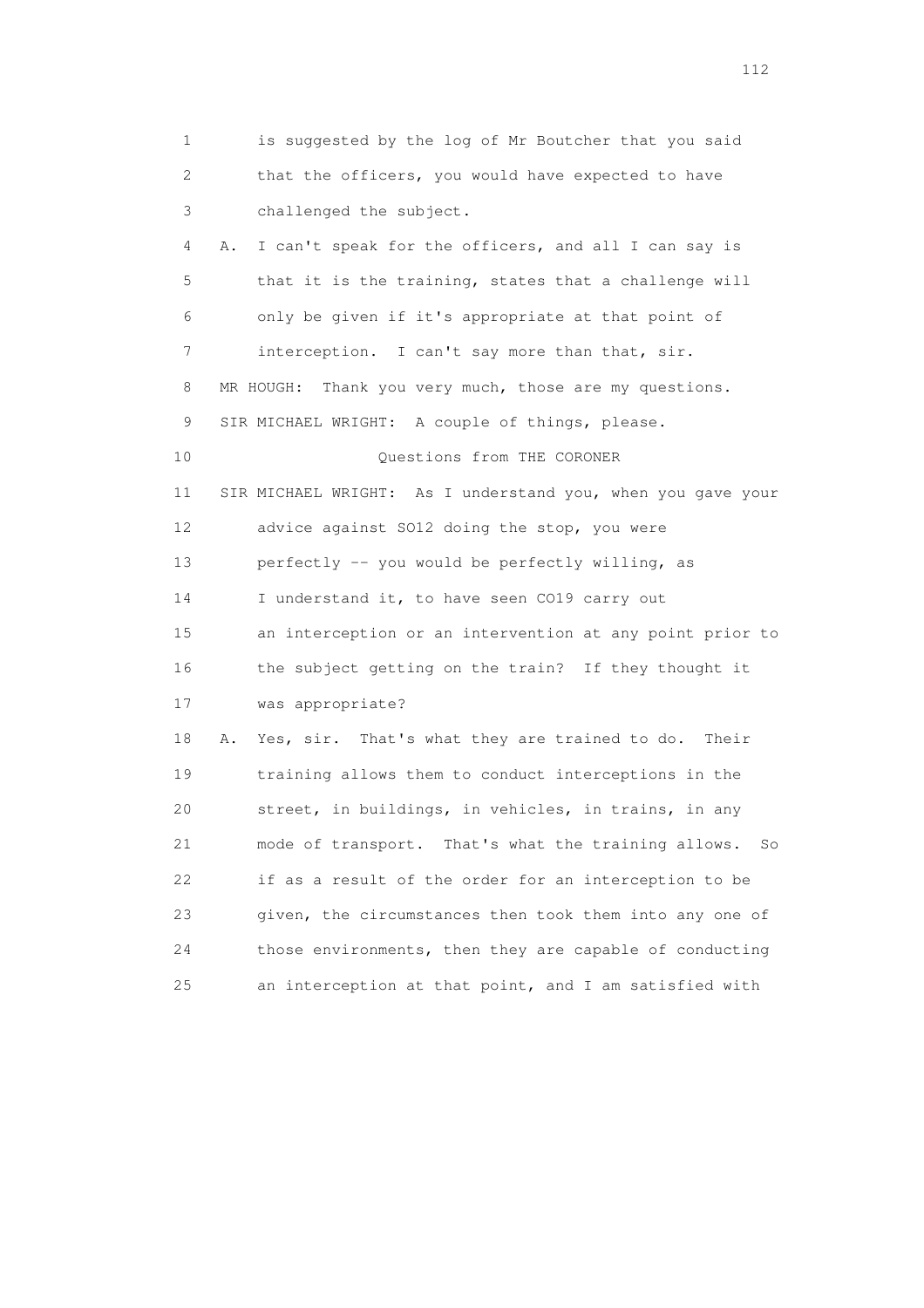1 is suggested by the log of Mr Boutcher that you said
2 that the officers, you would have expected to have
3 challenged the subject.
4 A. I can't speak for the officers, and all I can say is
5 that it is the training, states that a challenge will
6 only be given if it's appropriate at that point of
7 interception. I can't say more than that, sir.
8 MR HOUGH: Thank you very much, those are my questions.
9 SIR MICHAEL WRIGHT: A couple of things, please.
10 Questions from THE CORONER
11 SIR MICHAEL WRIGHT: As I understand you, when you gave your
12 advice against SO12 doing the stop, you were
13 perfectly -- you would be perfectly willing, as
14 I understand it, to have seen CO19 carry out
15 an interception or an intervention at any point prior to
16 the subject getting on the train? If they thought it
17 was appropriate?
18 A. Yes, sir. That's what they are trained to do. Their
19 training allows them to conduct interceptions in the
20 street, in buildings, in vehicles, in trains, in any
21 mode of transport. That's what the training allows. So
22 if as a result of the order for an interception to be
23 given, the circumstances then took them into any one of
24 those environments, then they are capable of conducting
25 an interception at that point, and I am satisfied with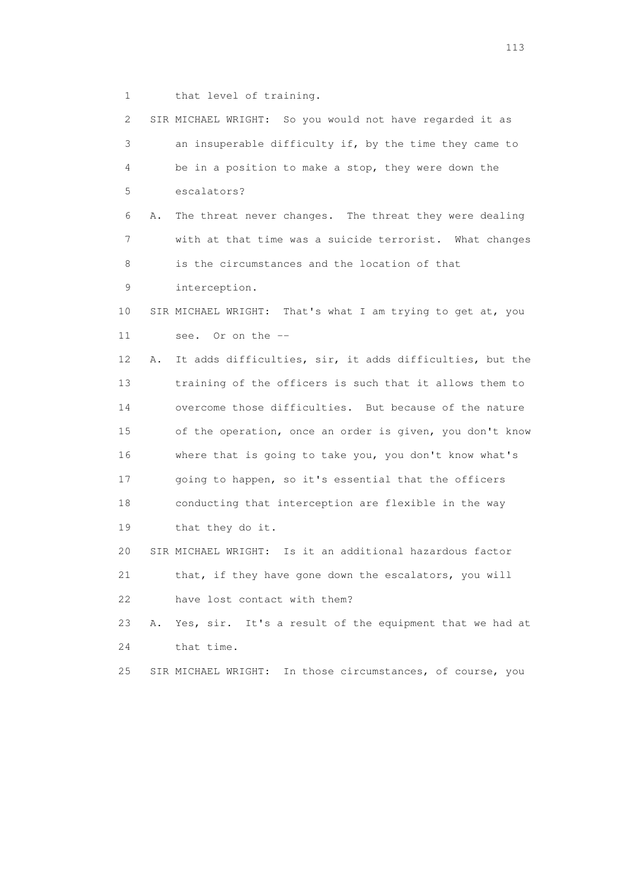1 that level of training.

2 SIR MICHAEL WRIGHT: So you would not have regarded it as

3 an insuperable difficulty if, by the time they came to

4 be in a position to make a stop, they were down the

5 escalators?

6 A. The threat never changes. The threat they were dealing

7 with at that time was a suicide terrorist. What changes

8 is the circumstances and the location of that

9 interception.

10 SIR MICHAEL WRIGHT: That's what I am trying to get at, you

11 see. Or on the --

12 A. It adds difficulties, sir, it adds difficulties, but the

13 training of the officers is such that it allows them to

14 overcome those difficulties. But because of the nature

15 of the operation, once an order is given, you don't know

16 where that is going to take you, you don't know what's

17 going to happen, so it's essential that the officers

18 conducting that interception are flexible in the way

19 that they do it.

20 SIR MICHAEL WRIGHT: Is it an additional hazardous factor

21 that, if they have gone down the escalators, you will

22 have lost contact with them?

23 A. Yes, sir. It's a result of the equipment that we had at

24 that time.

25 SIR MICHAEL WRIGHT: In those circumstances, of course, you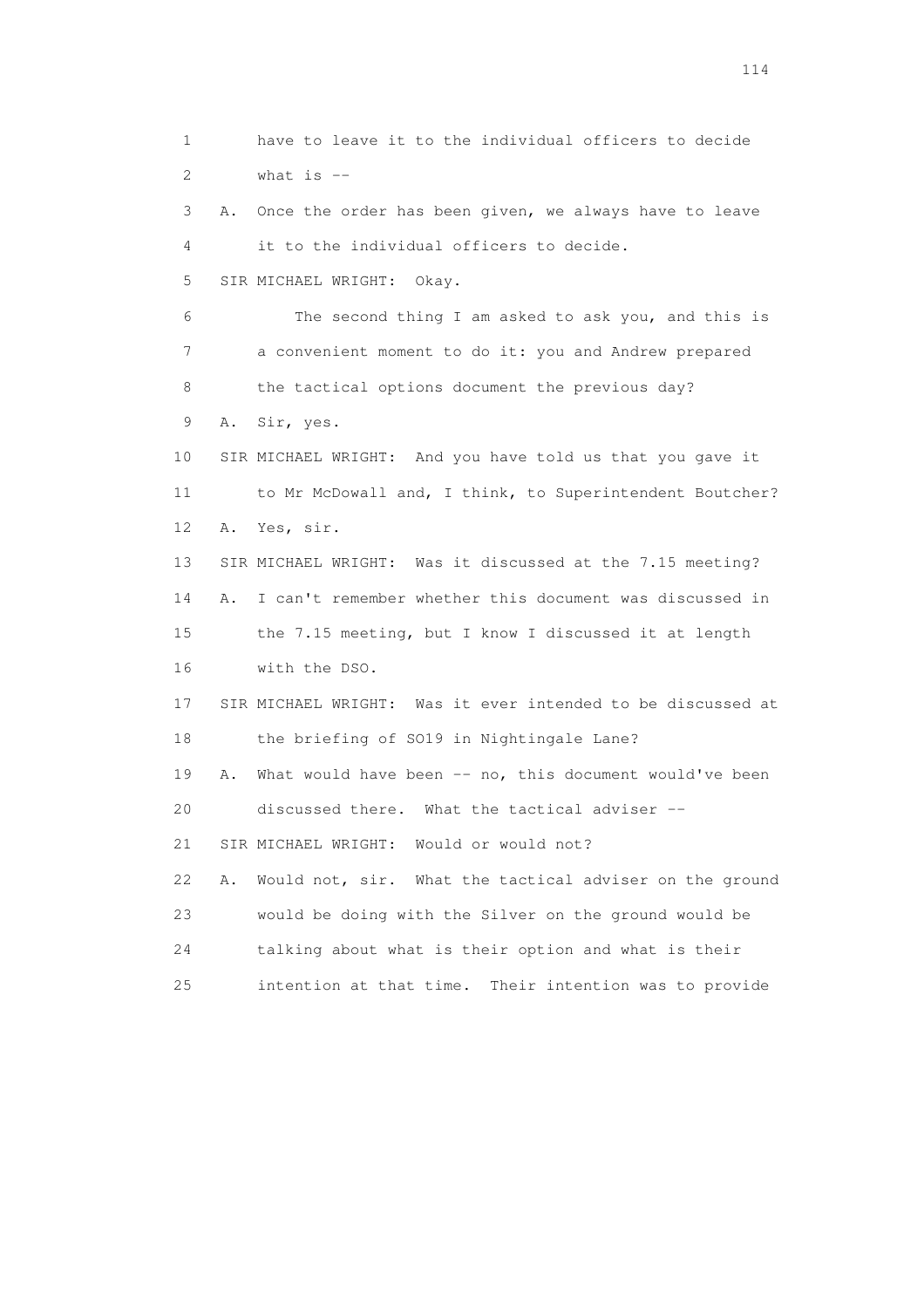1 have to leave it to the individual officers to decide
2 what is --
3 A. Once the order has been given, we always have to leave
4 it to the individual officers to decide.
5 SIR MICHAEL WRIGHT: Okay.
6 The second thing I am asked to ask you, and this is
7 a convenient moment to do it: you and Andrew prepared
8 the tactical options document the previous day?
9 A. Sir, yes.
10 SIR MICHAEL WRIGHT: And you have told us that you gave it
11 to Mr McDowall and, I think, to Superintendent Boutcher?
12 A. Yes, sir.
13 SIR MICHAEL WRIGHT: Was it discussed at the 7.15 meeting?
14 A. I can't remember whether this document was discussed in
15 the 7.15 meeting, but I know I discussed it at length
16 with the DSO.
17 SIR MICHAEL WRIGHT: Was it ever intended to be discussed at
18 the briefing of SO19 in Nightingale Lane?
19 A. What would have been -- no, this document would've been
20 discussed there. What the tactical adviser --
21 SIR MICHAEL WRIGHT: Would or would not?
22 A. Would not, sir. What the tactical adviser on the ground
23 would be doing with the Silver on the ground would be
24 talking about what is their option and what is their
25 intention at that time. Their intention was to provide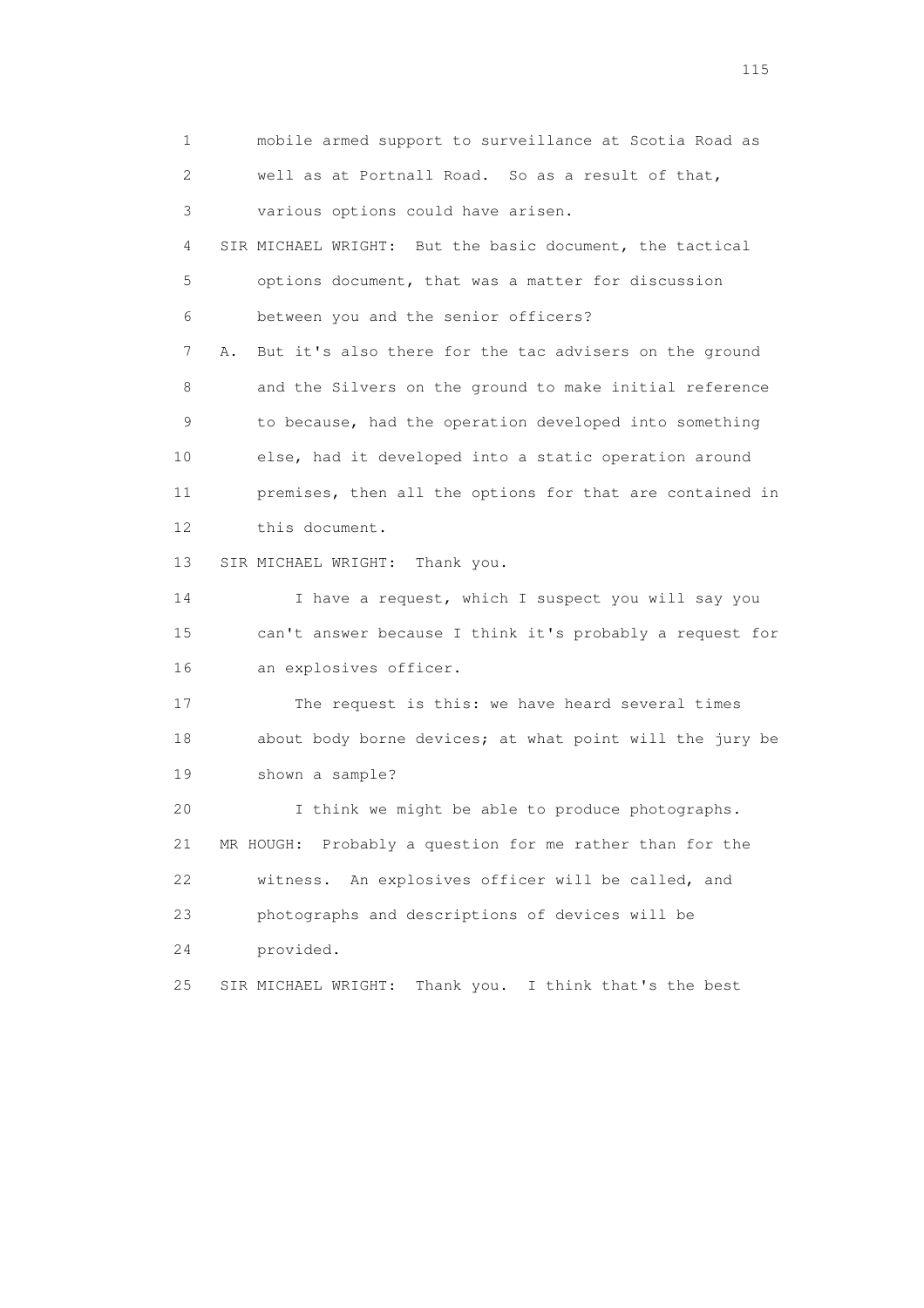1 mobile armed support to surveillance at Scotia Road as
2 well as at Portnall Road. So as a result of that,
3 various options could have arisen.

4 SIR MICHAEL WRIGHT: But the basic document, the tactical
5 options document, that was a matter for discussion
6 between you and the senior officers?

7 A. But it's also there for the tac advisers on the ground
8 and the Silvers on the ground to make initial reference
9 to because, had the operation developed into something
10 else, had it developed into a static operation around
11 premises, then all the options for that are contained in
12 this document.

13 SIR MICHAEL WRIGHT: Thank you.

14 I have a request, which I suspect you will say you
15 can't answer because I think it's probably a request for
16 an explosives officer.

17 The request is this: we have heard several times
18 about body borne devices; at what point will the jury be
19 shown a sample?

20 I think we might be able to produce photographs.

21 MR HOUGH: Probably a question for me rather than for the
22 witness. An explosives officer will be called, and
23 photographs and descriptions of devices will be
24 provided.

25 SIR MICHAEL WRIGHT: Thank you. I think that's the best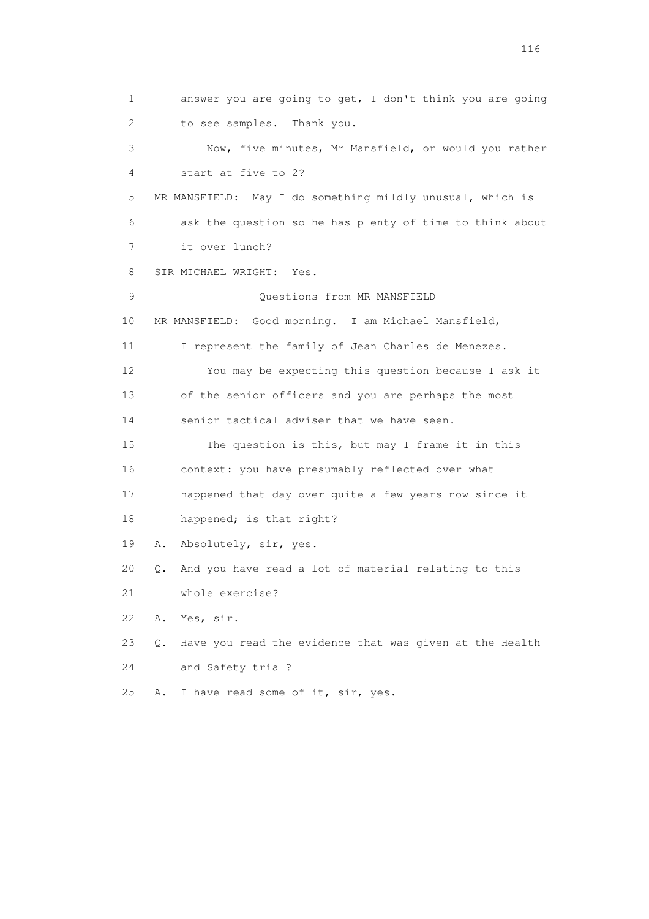1 answer you are going to get, I don't think you are going
2 to see samples. Thank you.
3 Now, five minutes, Mr Mansfield, or would you rather
4 start at five to 2?
5 MR MANSFIELD: May I do something mildly unusual, which is
6 ask the question so he has plenty of time to think about
7 it over lunch?
8 SIR MICHAEL WRIGHT: Yes.
9 Questions from MR MANSFIELD
10 MR MANSFIELD: Good morning. I am Michael Mansfield,
11 I represent the family of Jean Charles de Menezes.
12 You may be expecting this question because I ask it
13 of the senior officers and you are perhaps the most
14 senior tactical adviser that we have seen.
15 The question is this, but may I frame it in this
16 context: you have presumably reflected over what
17 happened that day over quite a few years now since it
18 happened; is that right?
19 A. Absolutely, sir, yes.
20 Q. And you have read a lot of material relating to this
21 whole exercise?
22 A. Yes, sir.
23 Q. Have you read the evidence that was given at the Health
24 and Safety trial?
25 A. I have read some of it, sir, yes.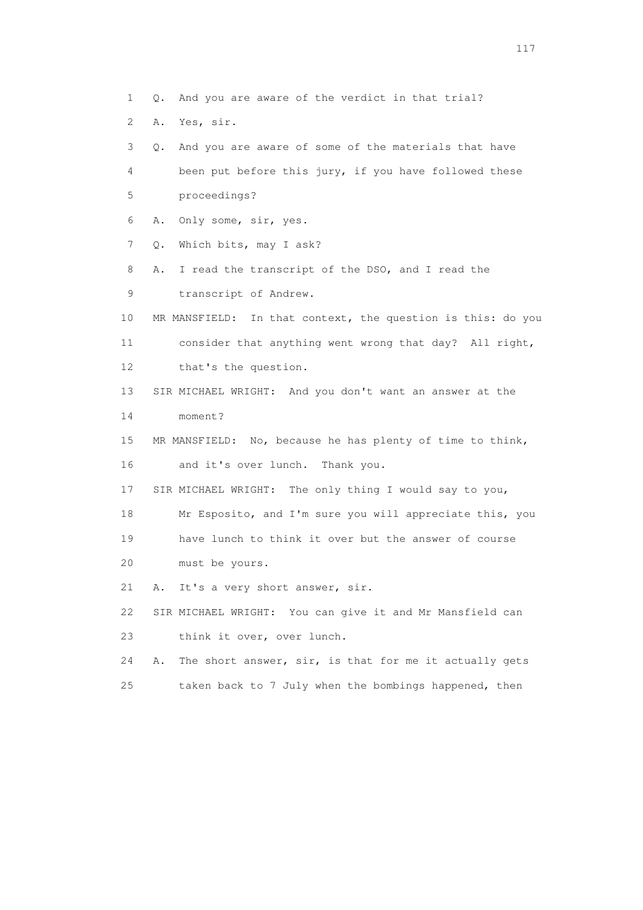1 Q. And you are aware of the verdict in that trial?

2 A. Yes, sir.

3 Q. And you are aware of some of the materials that have

4 been put before this jury, if you have followed these

5 proceedings?

6 A. Only some, sir, yes.

7 Q. Which bits, may I ask?

8 A. I read the transcript of the DSO, and I read the

9 transcript of Andrew.

10 MR MANSFIELD: In that context, the question is this: do you

11 consider that anything went wrong that day? All right,

12 that's the question.

13 SIR MICHAEL WRIGHT: And you don't want an answer at the

14 moment?

15 MR MANSFIELD: No, because he has plenty of time to think,

16 and it's over lunch. Thank you.

17 SIR MICHAEL WRIGHT: The only thing I would say to you,

18 Mr Esposito, and I'm sure you will appreciate this, you

19 have lunch to think it over but the answer of course

20 must be yours.

21 A. It's a very short answer, sir.

22 SIR MICHAEL WRIGHT: You can give it and Mr Mansfield can

23 think it over, over lunch.

24 A. The short answer, sir, is that for me it actually gets

25 taken back to 7 July when the bombings happened, then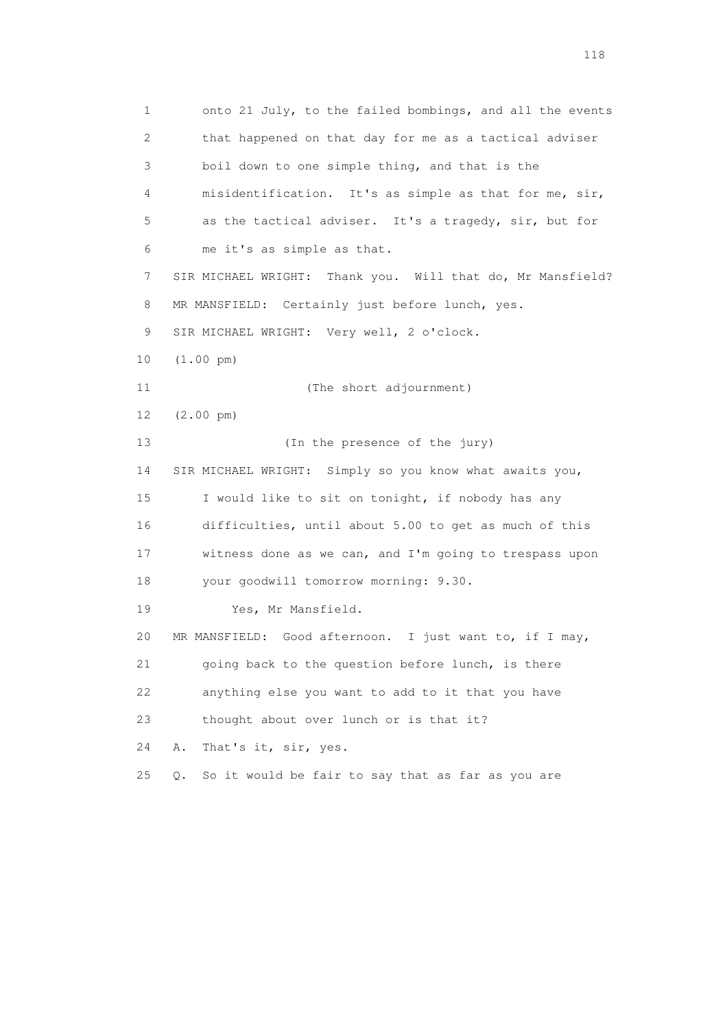1 onto 21 July, to the failed bombings, and all the events
2 that happened on that day for me as a tactical adviser
3 boil down to one simple thing, and that is the
4 misidentification. It's as simple as that for me, sir,
5 as the tactical adviser. It's a tragedy, sir, but for
6 me it's as simple as that.
7 SIR MICHAEL WRIGHT: Thank you. Will that do, Mr Mansfield?
8 MR MANSFIELD: Certainly just before lunch, yes.
9 SIR MICHAEL WRIGHT: Very well, 2 o'clock.
10 (1.00 pm)
11 (The short adjournment)
12 (2.00 pm)
13 (In the presence of the jury)
14 SIR MICHAEL WRIGHT: Simply so you know what awaits you,
15 I would like to sit on tonight, if nobody has any
16 difficulties, until about 5.00 to get as much of this
17 witness done as we can, and I'm going to trespass upon
18 your goodwill tomorrow morning: 9.30.
19 Yes, Mr Mansfield.
20 MR MANSFIELD: Good afternoon. I just want to, if I may,
21 going back to the question before lunch, is there
22 anything else you want to add to it that you have
23 thought about over lunch or is that it?
24 A. That's it, sir, yes.
25 Q. So it would be fair to say that as far as you are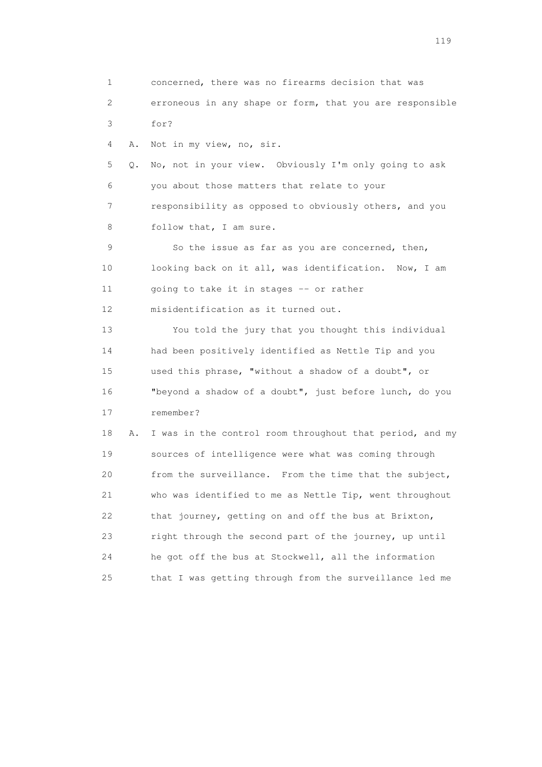1 concerned, there was no firearms decision that was
2 erroneous in any shape or form, that you are responsible
3 for?

4 A. Not in my view, no, sir.

5 Q. No, not in your view. Obviously I'm only going to ask
6 you about those matters that relate to your
7 responsibility as opposed to obviously others, and you
8 follow that, I am sure.

9 So the issue as far as you are concerned, then,
10 looking back on it all, was identification. Now, I am
11 going to take it in stages -- or rather
12 misidentification as it turned out.

13 You told the jury that you thought this individual
14 had been positively identified as Nettle Tip and you
15 used this phrase, "without a shadow of a doubt", or
16 "beyond a shadow of a doubt", just before lunch, do you
17 remember?

18 A. I was in the control room throughout that period, and my
19 sources of intelligence were what was coming through
20 from the surveillance. From the time that the subject,
21 who was identified to me as Nettle Tip, went throughout
22 that journey, getting on and off the bus at Brixton,
23 right through the second part of the journey, up until
24 he got off the bus at Stockwell, all the information
25 that I was getting through from the surveillance led me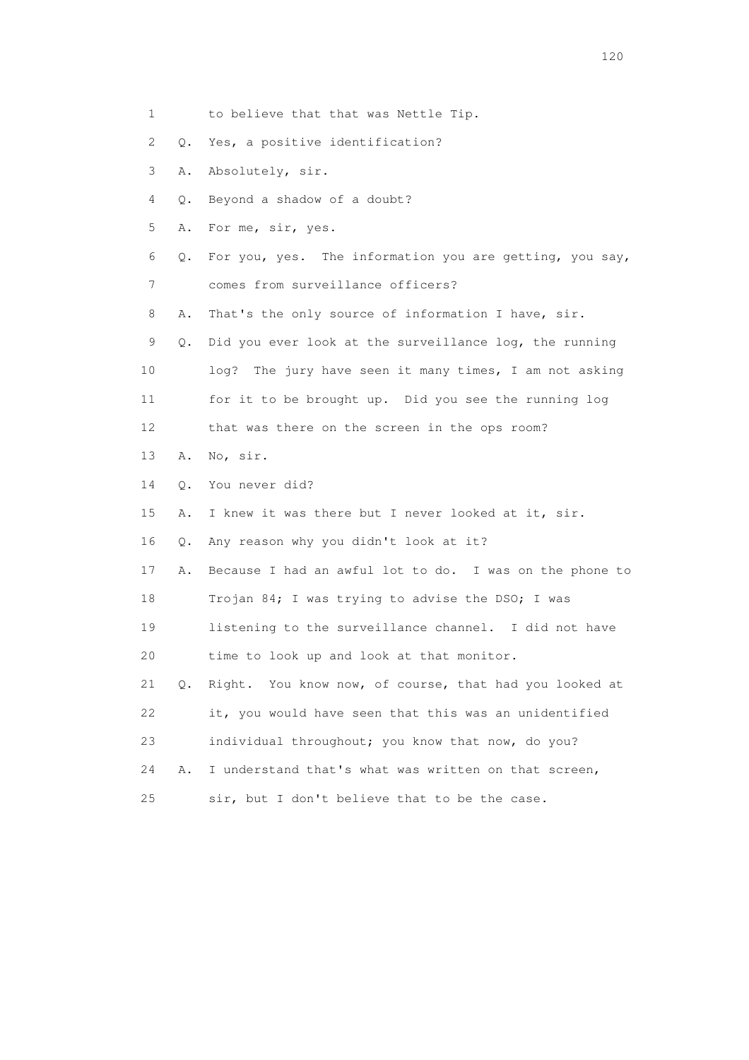1 to believe that that was Nettle Tip.

2 Q. Yes, a positive identification?

3 A. Absolutely, sir.

4 Q. Beyond a shadow of a doubt?

5 A. For me, sir, yes.

6 Q. For you, yes. The information you are getting, you say,

7 comes from surveillance officers?

8 A. That's the only source of information I have, sir.

9 Q. Did you ever look at the surveillance log, the running

10 log? The jury have seen it many times, I am not asking

11 for it to be brought up. Did you see the running log

12 that was there on the screen in the ops room?

13 A. No, sir.

14 Q. You never did?

15 A. I knew it was there but I never looked at it, sir.

16 Q. Any reason why you didn't look at it?

17 A. Because I had an awful lot to do. I was on the phone to

18 Trojan 84; I was trying to advise the DSO; I was

19 listening to the surveillance channel. I did not have

20 time to look up and look at that monitor.

21 Q. Right. You know now, of course, that had you looked at

22 it, you would have seen that this was an unidentified

23 individual throughout; you know that now, do you?

24 A. I understand that's what was written on that screen,

25 sir, but I don't believe that to be the case.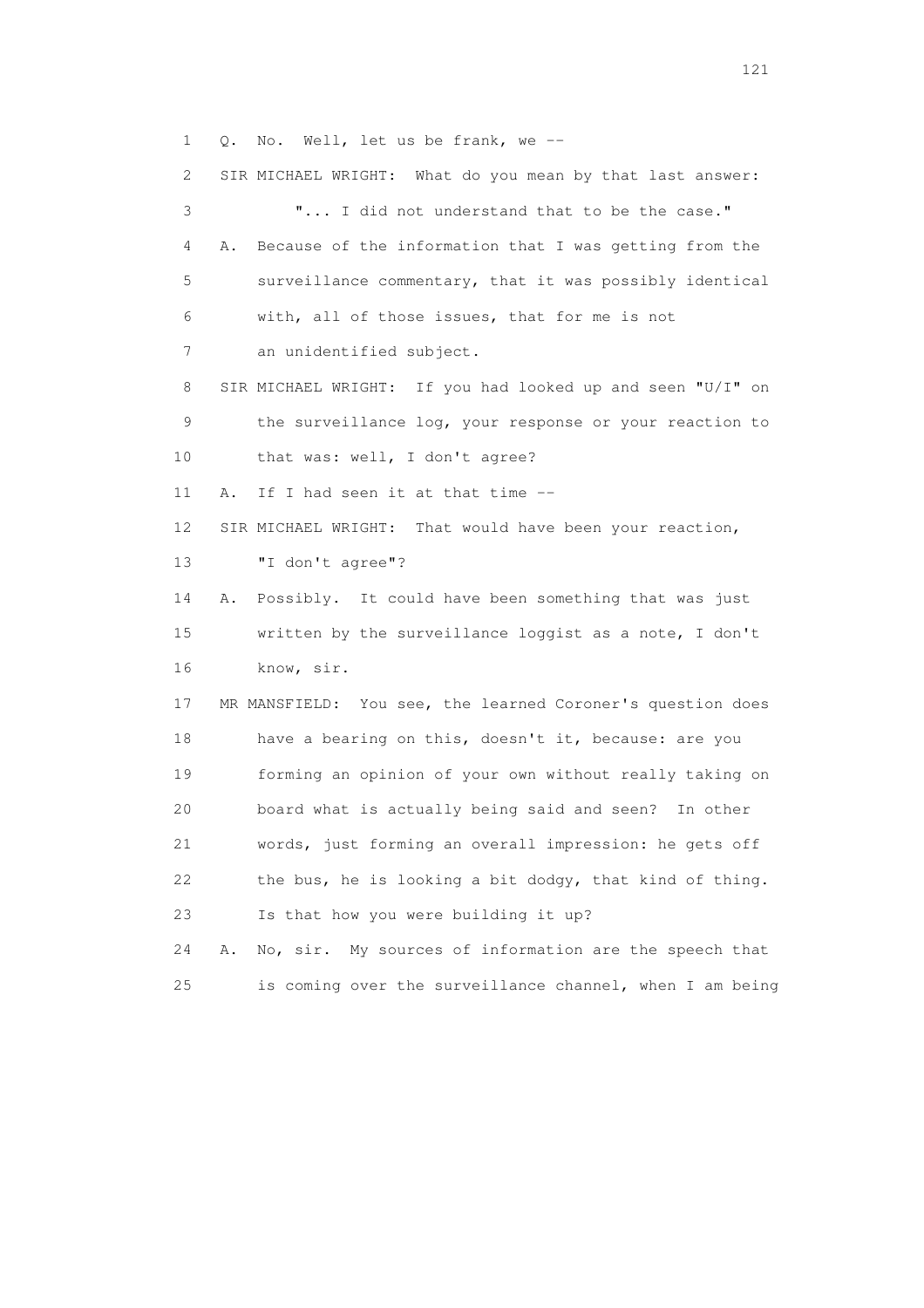1 Q. No. Well, let us be frank, we --

2 SIR MICHAEL WRIGHT: What do you mean by that last answer:

3 "... I did not understand that to be the case."

4 A. Because of the information that I was getting from the

5 surveillance commentary, that it was possibly identical

6 with, all of those issues, that for me is not

7 an unidentified subject.

8 SIR MICHAEL WRIGHT: If you had looked up and seen "U/I" on

9 the surveillance log, your response or your reaction to

10 that was: well, I don't agree?

11 A. If I had seen it at that time --

12 SIR MICHAEL WRIGHT: That would have been your reaction,

13 "I don't agree"?

14 A. Possibly. It could have been something that was just

15 written by the surveillance loggist as a note, I don't

16 know, sir.

17 MR MANSFIELD: You see, the learned Coroner's question does

18 have a bearing on this, doesn't it, because: are you

19 forming an opinion of your own without really taking on

20 board what is actually being said and seen? In other

21 words, just forming an overall impression: he gets off

22 the bus, he is looking a bit dodgy, that kind of thing.

23 Is that how you were building it up?

24 A. No, sir. My sources of information are the speech that

25 is coming over the surveillance channel, when I am being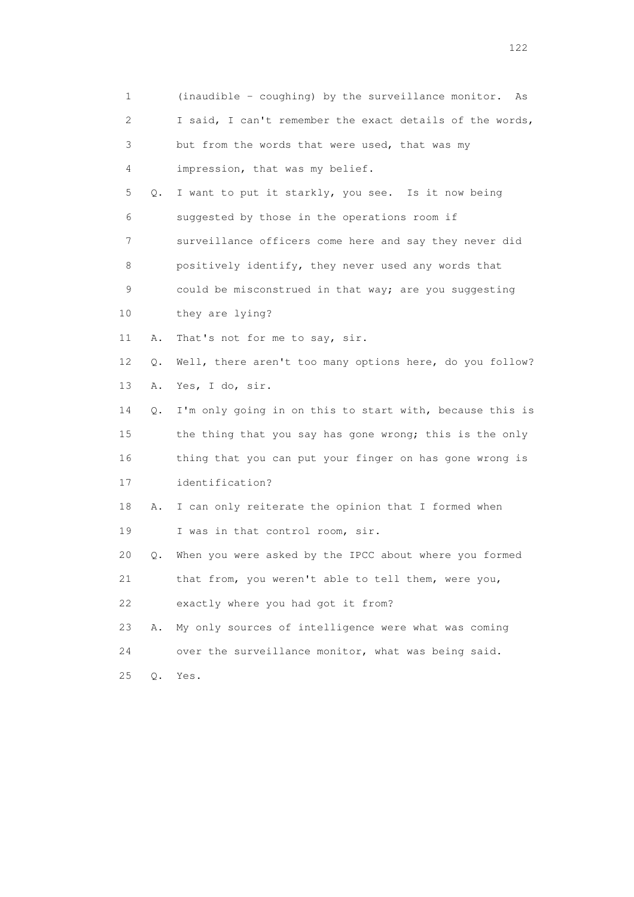1 (inaudible - coughing) by the surveillance monitor. As
2 I said, I can't remember the exact details of the words,
3 but from the words that were used, that was my
4 impression, that was my belief.

5 Q. I want to put it starkly, you see. Is it now being
6 suggested by those in the operations room if
7 surveillance officers come here and say they never did
8 positively identify, they never used any words that
9 could be misconstrued in that way; are you suggesting
10 they are lying?

11 A. That's not for me to say, sir.

12 Q. Well, there aren't too many options here, do you follow?

13 A. Yes, I do, sir.

14 Q. I'm only going in on this to start with, because this is
15 the thing that you say has gone wrong; this is the only
16 thing that you can put your finger on has gone wrong is
17 identification?

18 A. I can only reiterate the opinion that I formed when
19 I was in that control room, sir.

20 Q. When you were asked by the IPCC about where you formed
21 that from, you weren't able to tell them, were you,
22 exactly where you had got it from?

23 A. My only sources of intelligence were what was coming
24 over the surveillance monitor, what was being said.

25 Q. Yes.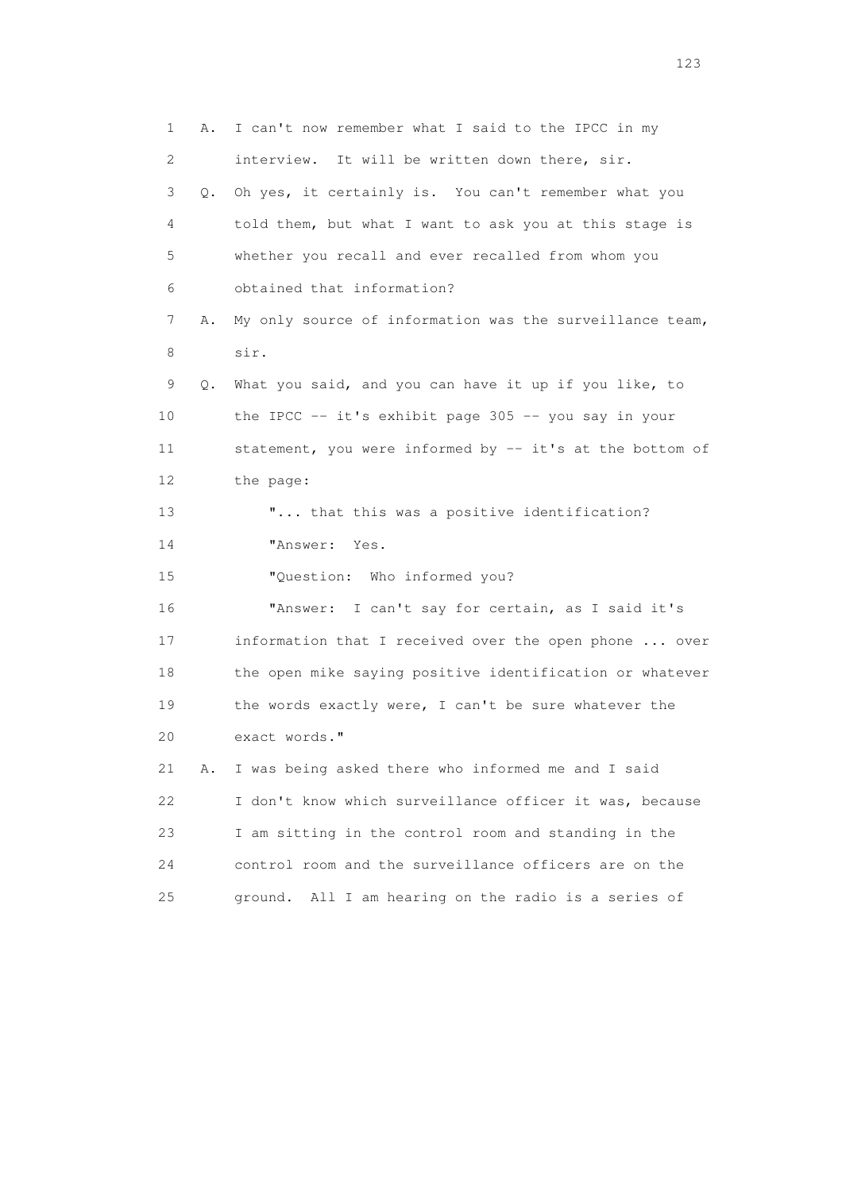1 A. I can't now remember what I said to the IPCC in my
2 interview. It will be written down there, sir.
3 Q. Oh yes, it certainly is. You can't remember what you
4 told them, but what I want to ask you at this stage is
5 whether you recall and ever recalled from whom you
6 obtained that information?
7 A. My only source of information was the surveillance team,
8 sir.
9 Q. What you said, and you can have it up if you like, to
10 the IPCC -- it's exhibit page 305 -- you say in your
11 statement, you were informed by -- it's at the bottom of
12 the page:
13 "... that this was a positive identification?
14 "Answer: Yes.
15 "Question: Who informed you?
16 "Answer: I can't say for certain, as I said it's
17 information that I received over the open phone ... over
18 the open mike saying positive identification or whatever
19 the words exactly were, I can't be sure whatever the
20 exact words."
21 A. I was being asked there who informed me and I said
22 I don't know which surveillance officer it was, because
23 I am sitting in the control room and standing in the
24 control room and the surveillance officers are on the
25 ground. All I am hearing on the radio is a series of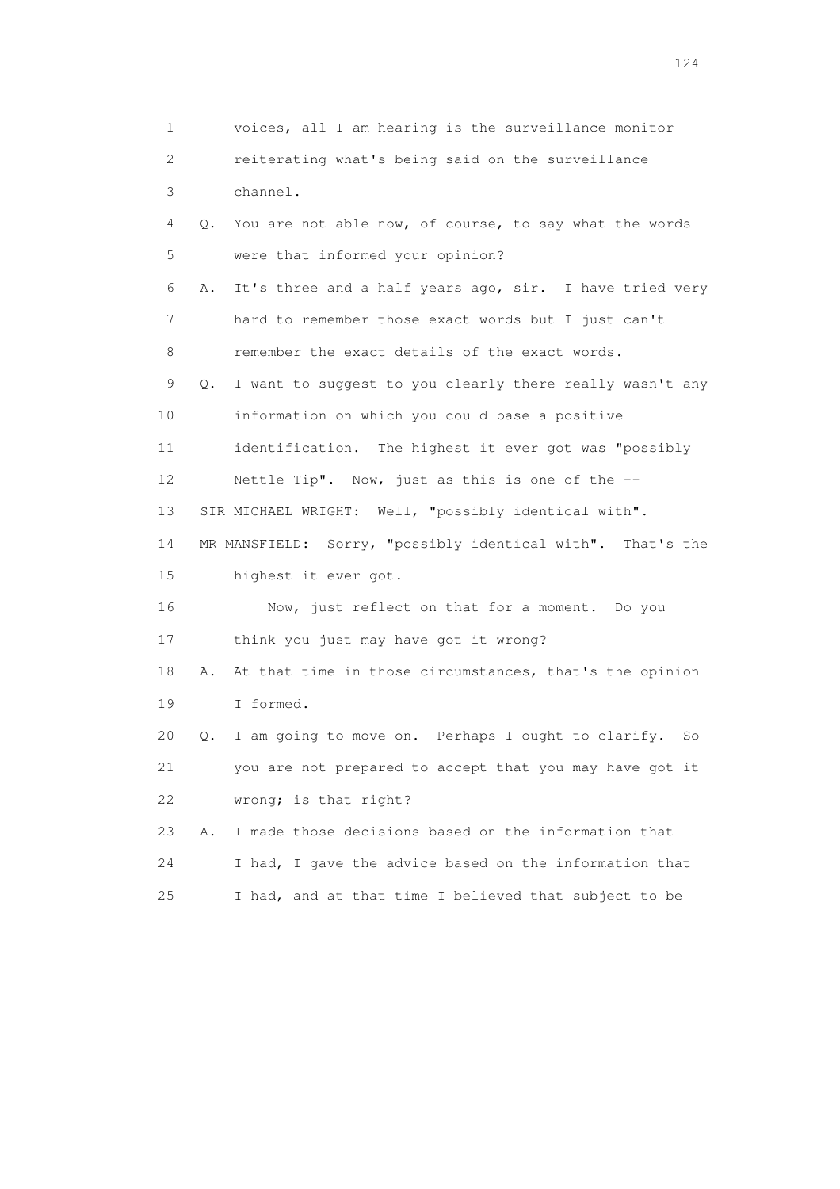1 voices, all I am hearing is the surveillance monitor
2 reiterating what's being said on the surveillance
3 channel.
4 Q. You are not able now, of course, to say what the words
5 were that informed your opinion?
6 A. It's three and a half years ago, sir. I have tried very
7 hard to remember those exact words but I just can't
8 remember the exact details of the exact words.
9 Q. I want to suggest to you clearly there really wasn't any
10 information on which you could base a positive
11 identification. The highest it ever got was "possibly
12 Nettle Tip". Now, just as this is one of the --
13 SIR MICHAEL WRIGHT: Well, "possibly identical with".
14 MR MANSFIELD: Sorry, "possibly identical with". That's the
15 highest it ever got.
16 Now, just reflect on that for a moment. Do you
17 think you just may have got it wrong?
18 A. At that time in those circumstances, that's the opinion
19 I formed.
20 Q. I am going to move on. Perhaps I ought to clarify. So
21 you are not prepared to accept that you may have got it
22 wrong; is that right?
23 A. I made those decisions based on the information that
24 I had, I gave the advice based on the information that
25 I had, and at that time I believed that subject to be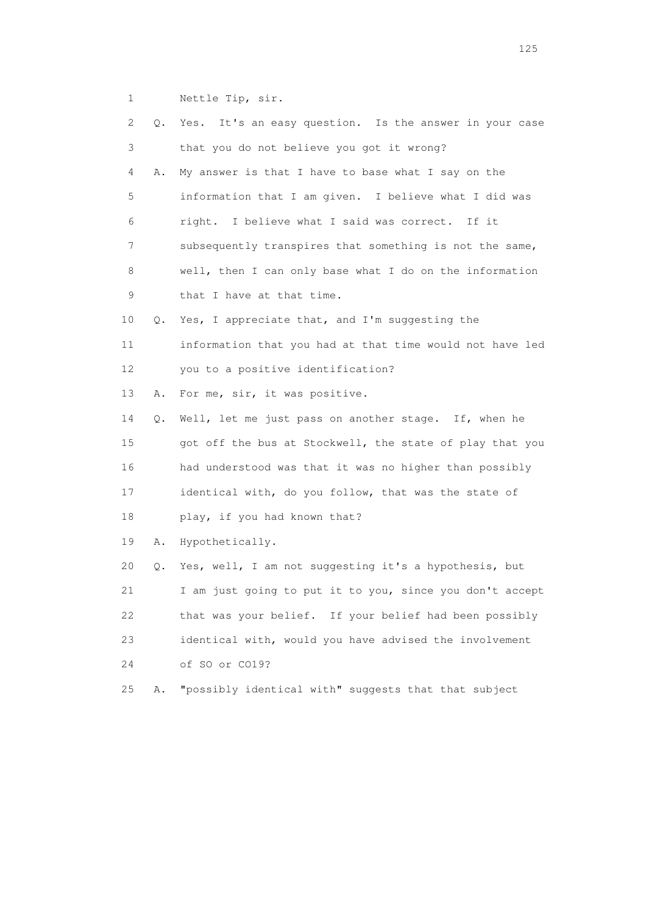1 Nettle Tip, sir.

2 Q. Yes. It's an easy question. Is the answer in your case

3 that you do not believe you got it wrong?

4 A. My answer is that I have to base what I say on the

5 information that I am given. I believe what I did was

6 right. I believe what I said was correct. If it

7 subsequently transpires that something is not the same,

8 well, then I can only base what I do on the information

9 that I have at that time.

10 Q. Yes, I appreciate that, and I'm suggesting the

11 information that you had at that time would not have led

12 you to a positive identification?

13 A. For me, sir, it was positive.

14 Q. Well, let me just pass on another stage. If, when he

15 got off the bus at Stockwell, the state of play that you

16 had understood was that it was no higher than possibly

17 identical with, do you follow, that was the state of

18 play, if you had known that?

19 A. Hypothetically.

20 Q. Yes, well, I am not suggesting it's a hypothesis, but

21 I am just going to put it to you, since you don't accept

22 that was your belief. If your belief had been possibly

23 identical with, would you have advised the involvement

24 of SO or CO19?

25 A. "possibly identical with" suggests that that subject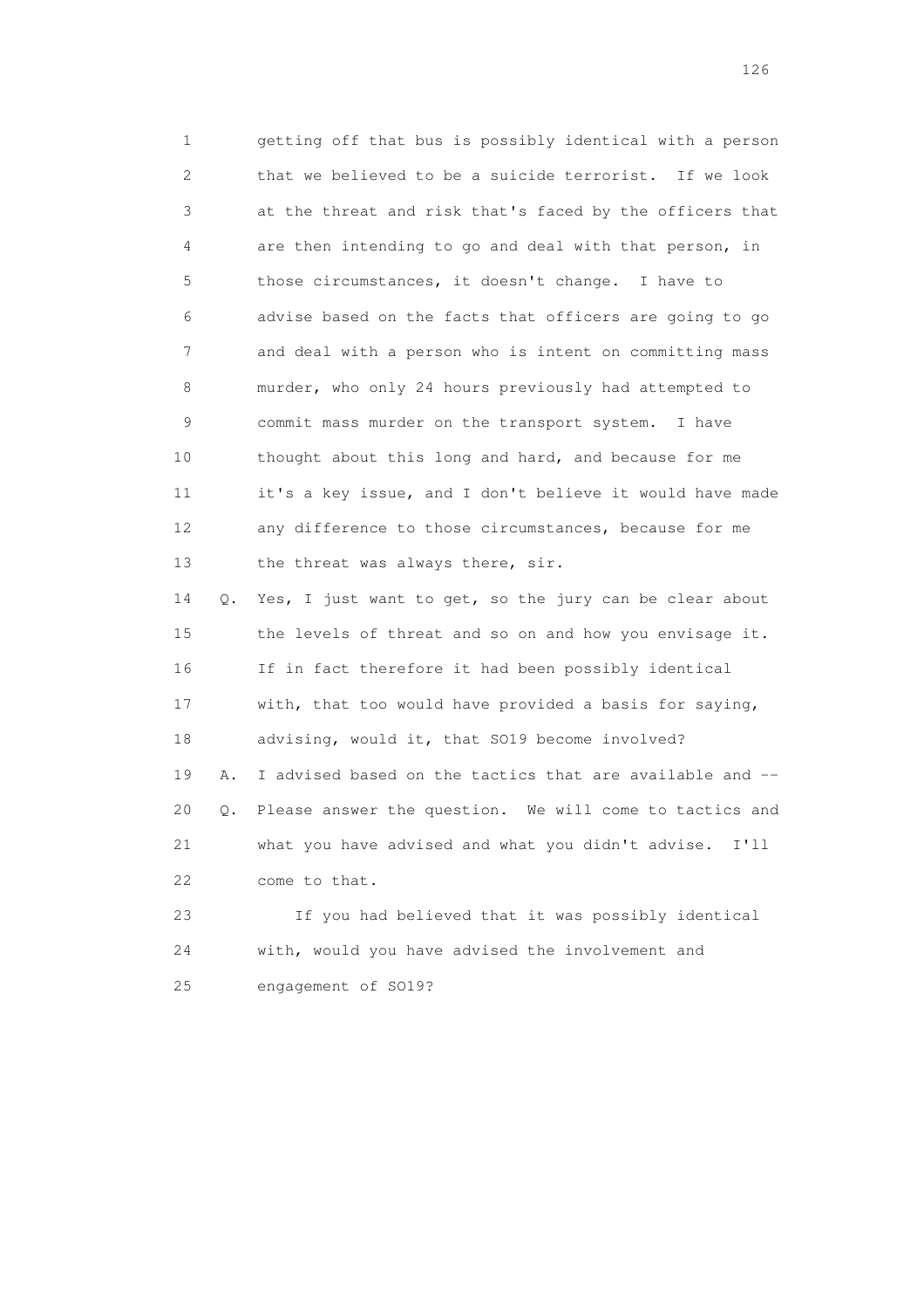1 getting off that bus is possibly identical with a person
2 that we believed to be a suicide terrorist. If we look
3 at the threat and risk that's faced by the officers that
4 are then intending to go and deal with that person, in
5 those circumstances, it doesn't change. I have to
6 advise based on the facts that officers are going to go
7 and deal with a person who is intent on committing mass
8 murder, who only 24 hours previously had attempted to
9 commit mass murder on the transport system. I have
10 thought about this long and hard, and because for me
11 it's a key issue, and I don't believe it would have made
12 any difference to those circumstances, because for me
13 the threat was always there, sir.

14 Q. Yes, I just want to get, so the jury can be clear about
15 the levels of threat and so on and how you envisage it.
16 If in fact therefore it had been possibly identical
17 with, that too would have provided a basis for saying,
18 advising, would it, that SO19 become involved?

19 A. I advised based on the tactics that are available and --

20 Q. Please answer the question. We will come to tactics and
21 what you have advised and what you didn't advise. I'll
22 come to that.

23 If you had believed that it was possibly identical
24 with, would you have advised the involvement and
25 engagement of SO19?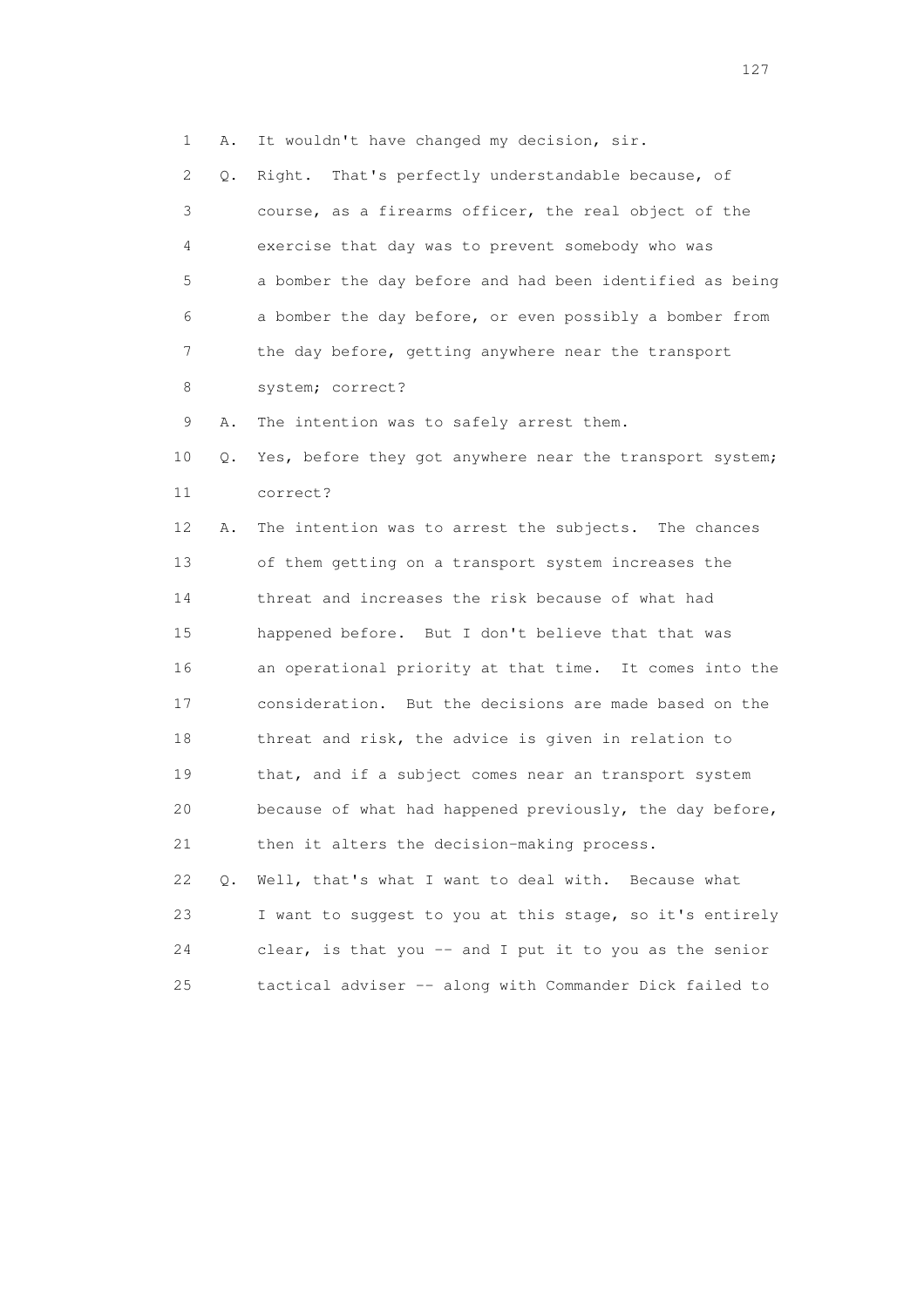1 A. It wouldn't have changed my decision, sir.

2 Q. Right. That's perfectly understandable because, of

3 course, as a firearms officer, the real object of the

4 exercise that day was to prevent somebody who was

5 a bomber the day before and had been identified as being

6 a bomber the day before, or even possibly a bomber from

7 the day before, getting anywhere near the transport

8 system; correct?

9 A. The intention was to safely arrest them.

10 Q. Yes, before they got anywhere near the transport system;

11 correct?

12 A. The intention was to arrest the subjects. The chances

13 of them getting on a transport system increases the

14 threat and increases the risk because of what had

15 happened before. But I don't believe that that was

16 an operational priority at that time. It comes into the

17 consideration. But the decisions are made based on the

18 threat and risk, the advice is given in relation to

19 that, and if a subject comes near an transport system

20 because of what had happened previously, the day before,

21 then it alters the decision-making process.

22 Q. Well, that's what I want to deal with. Because what

23 I want to suggest to you at this stage, so it's entirely

24 clear, is that you -- and I put it to you as the senior

25 tactical adviser -- along with Commander Dick failed to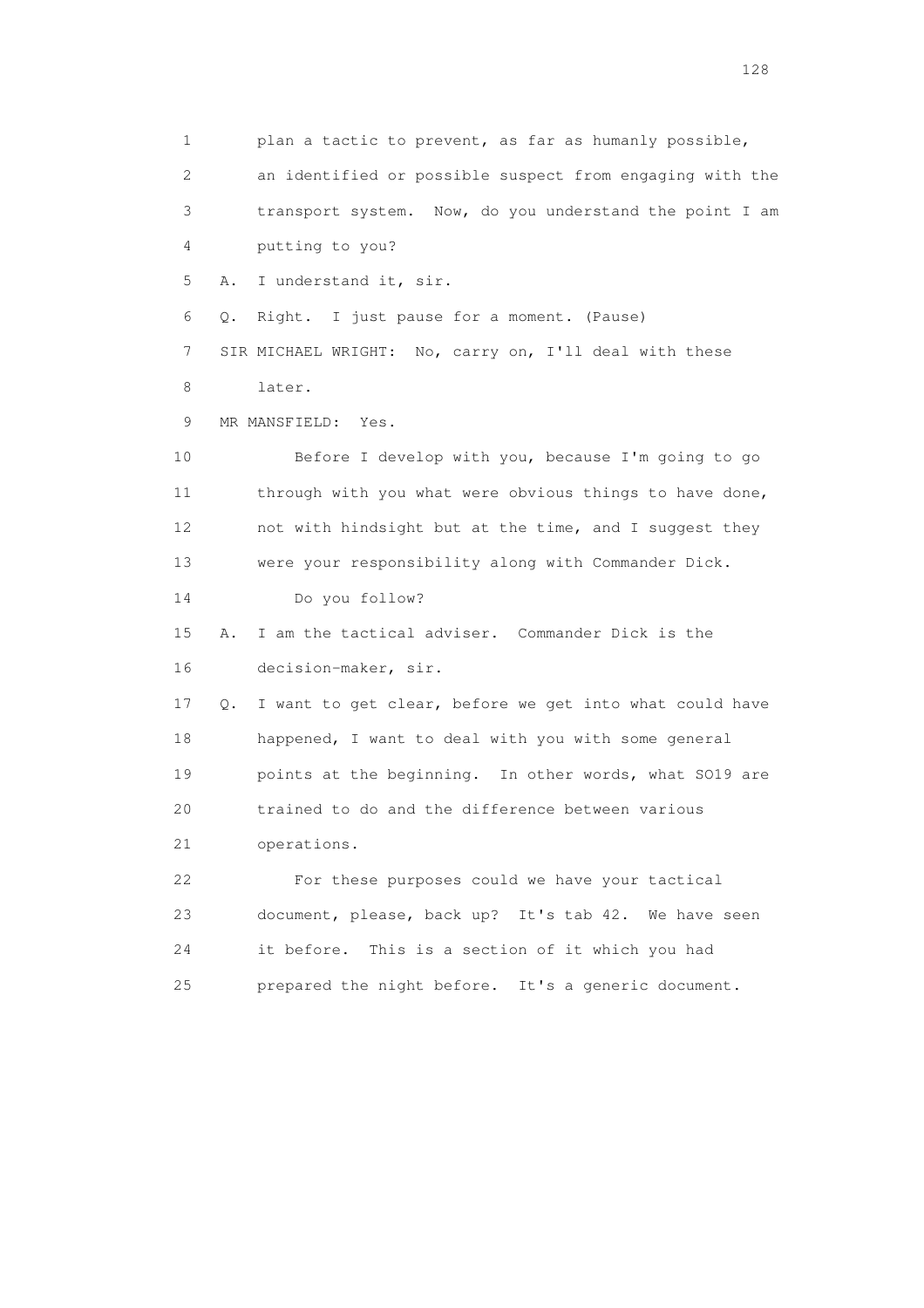1 plan a tactic to prevent, as far as humanly possible,
2 an identified or possible suspect from engaging with the
3 transport system. Now, do you understand the point I am
4 putting to you?
5 A. I understand it, sir.
6 Q. Right. I just pause for a moment. (Pause)
7 SIR MICHAEL WRIGHT: No, carry on, I'll deal with these
8 later.
9 MR MANSFIELD: Yes.
10 Before I develop with you, because I'm going to go
11 through with you what were obvious things to have done,
12 not with hindsight but at the time, and I suggest they
13 were your responsibility along with Commander Dick.
14 Do you follow?
15 A. I am the tactical adviser. Commander Dick is the
16 decision-maker, sir.
17 Q. I want to get clear, before we get into what could have
18 happened, I want to deal with you with some general
19 points at the beginning. In other words, what SO19 are
20 trained to do and the difference between various
21 operations.
22 For these purposes could we have your tactical
23 document, please, back up? It's tab 42. We have seen
24 it before. This is a section of it which you had
25 prepared the night before. It's a generic document.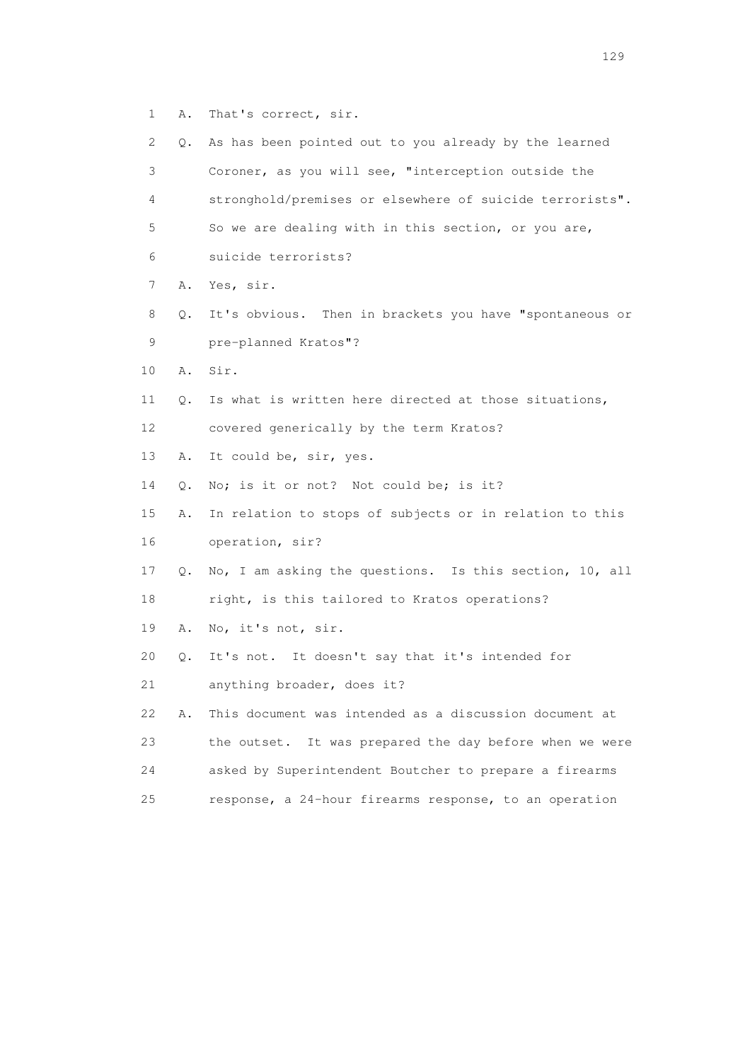1 A. That's correct, sir.

2 Q. As has been pointed out to you already by the learned

3 Coroner, as you will see, "interception outside the

4 stronghold/premises or elsewhere of suicide terrorists".

5 So we are dealing with in this section, or you are,

6 suicide terrorists?

7 A. Yes, sir.

8 Q. It's obvious. Then in brackets you have "spontaneous or

9 pre-planned Kratos"?

10 A. Sir.

11 Q. Is what is written here directed at those situations,

12 covered generically by the term Kratos?

13 A. It could be, sir, yes.

14 Q. No; is it or not? Not could be; is it?

15 A. In relation to stops of subjects or in relation to this

16 operation, sir?

17 Q. No, I am asking the questions. Is this section, 10, all

18 right, is this tailored to Kratos operations?

19 A. No, it's not, sir.

20 Q. It's not. It doesn't say that it's intended for

21 anything broader, does it?

22 A. This document was intended as a discussion document at

23 the outset. It was prepared the day before when we were

24 asked by Superintendent Boutcher to prepare a firearms

25 response, a 24-hour firearms response, to an operation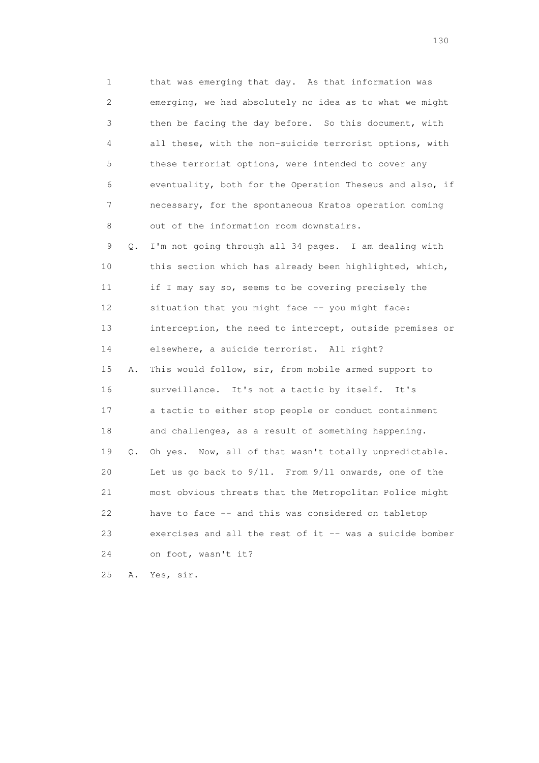1 that was emerging that day. As that information was
2 emerging, we had absolutely no idea as to what we might
3 then be facing the day before. So this document, with
4 all these, with the non-suicide terrorist options, with
5 these terrorist options, were intended to cover any
6 eventuality, both for the Operation Theseus and also, if
7 necessary, for the spontaneous Kratos operation coming
8 out of the information room downstairs.

9 Q. I'm not going through all 34 pages. I am dealing with
10 this section which has already been highlighted, which,
11 if I may say so, seems to be covering precisely the
12 situation that you might face -- you might face:
13 interception, the need to intercept, outside premises or
14 elsewhere, a suicide terrorist. All right?

15 A. This would follow, sir, from mobile armed support to
16 surveillance. It's not a tactic by itself. It's
17 a tactic to either stop people or conduct containment
18 and challenges, as a result of something happening.

19 Q. Oh yes. Now, all of that wasn't totally unpredictable.
20 Let us go back to 9/11. From 9/11 onwards, one of the
21 most obvious threats that the Metropolitan Police might
22 have to face -- and this was considered on tabletop
23 exercises and all the rest of it -- was a suicide bomber
24 on foot, wasn't it?

25 A. Yes, sir.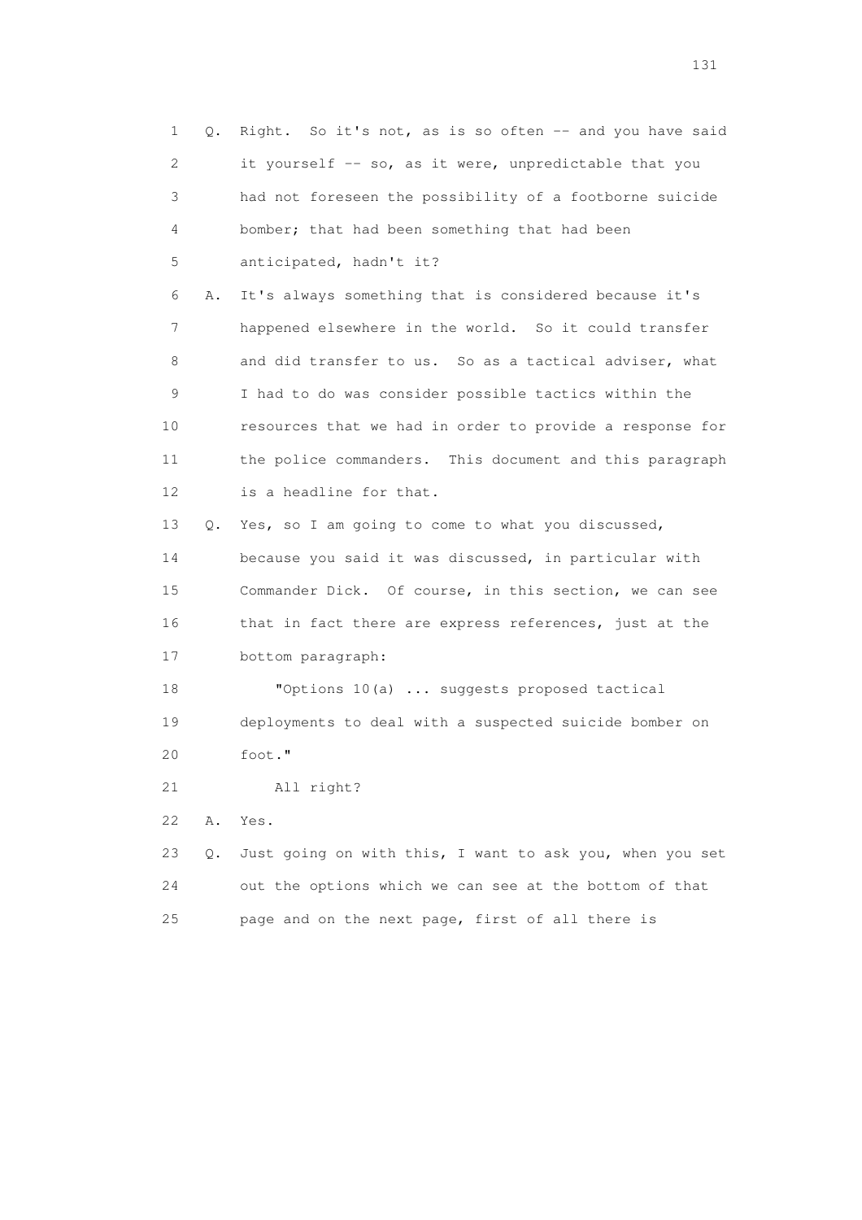1 Q. Right. So it's not, as is so often -- and you have said
2 it yourself -- so, as it were, unpredictable that you
3 had not foreseen the possibility of a footborne suicide
4 bomber; that had been something that had been
5 anticipated, hadn't it?

6 A. It's always something that is considered because it's
7 happened elsewhere in the world. So it could transfer
8 and did transfer to us. So as a tactical adviser, what
9 I had to do was consider possible tactics within the
10 resources that we had in order to provide a response for
11 the police commanders. This document and this paragraph
12 is a headline for that.

13 Q. Yes, so I am going to come to what you discussed,
14 because you said it was discussed, in particular with
15 Commander Dick. Of course, in this section, we can see
16 that in fact there are express references, just at the
17 bottom paragraph:

18 "Options 10(a) ... suggests proposed tactical
19 deployments to deal with a suspected suicide bomber on
20 foot."

21 All right?

22 A. Yes.

23 Q. Just going on with this, I want to ask you, when you set
24 out the options which we can see at the bottom of that
25 page and on the next page, first of all there is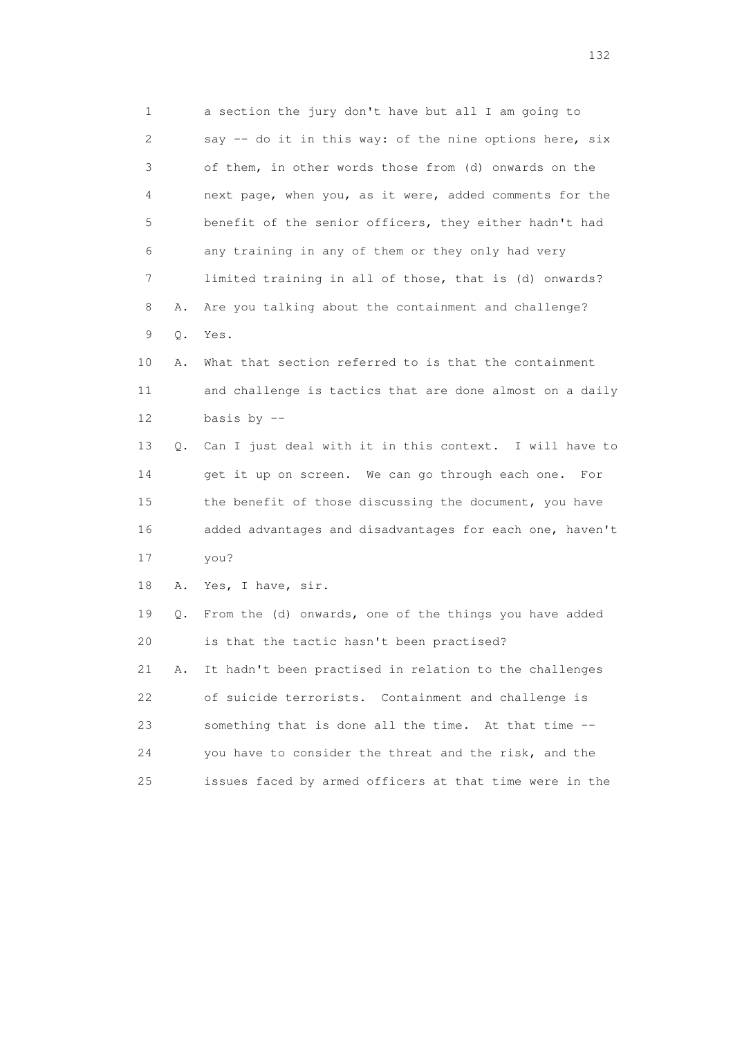1 a section the jury don't have but all I am going to
2 say -- do it in this way: of the nine options here, six
3 of them, in other words those from (d) onwards on the
4 next page, when you, as it were, added comments for the
5 benefit of the senior officers, they either hadn't had
6 any training in any of them or they only had very
7 limited training in all of those, that is (d) onwards?
8 A. Are you talking about the containment and challenge?
9 Q. Yes.
10 A. What that section referred to is that the containment
11 and challenge is tactics that are done almost on a daily
12 basis by --
13 Q. Can I just deal with it in this context. I will have to
14 get it up on screen. We can go through each one. For
15 the benefit of those discussing the document, you have
16 added advantages and disadvantages for each one, haven't
17 you?
18 A. Yes, I have, sir.
19 Q. From the (d) onwards, one of the things you have added
20 is that the tactic hasn't been practised?
21 A. It hadn't been practised in relation to the challenges
22 of suicide terrorists. Containment and challenge is
23 something that is done all the time. At that time --
24 you have to consider the threat and the risk, and the
25 issues faced by armed officers at that time were in the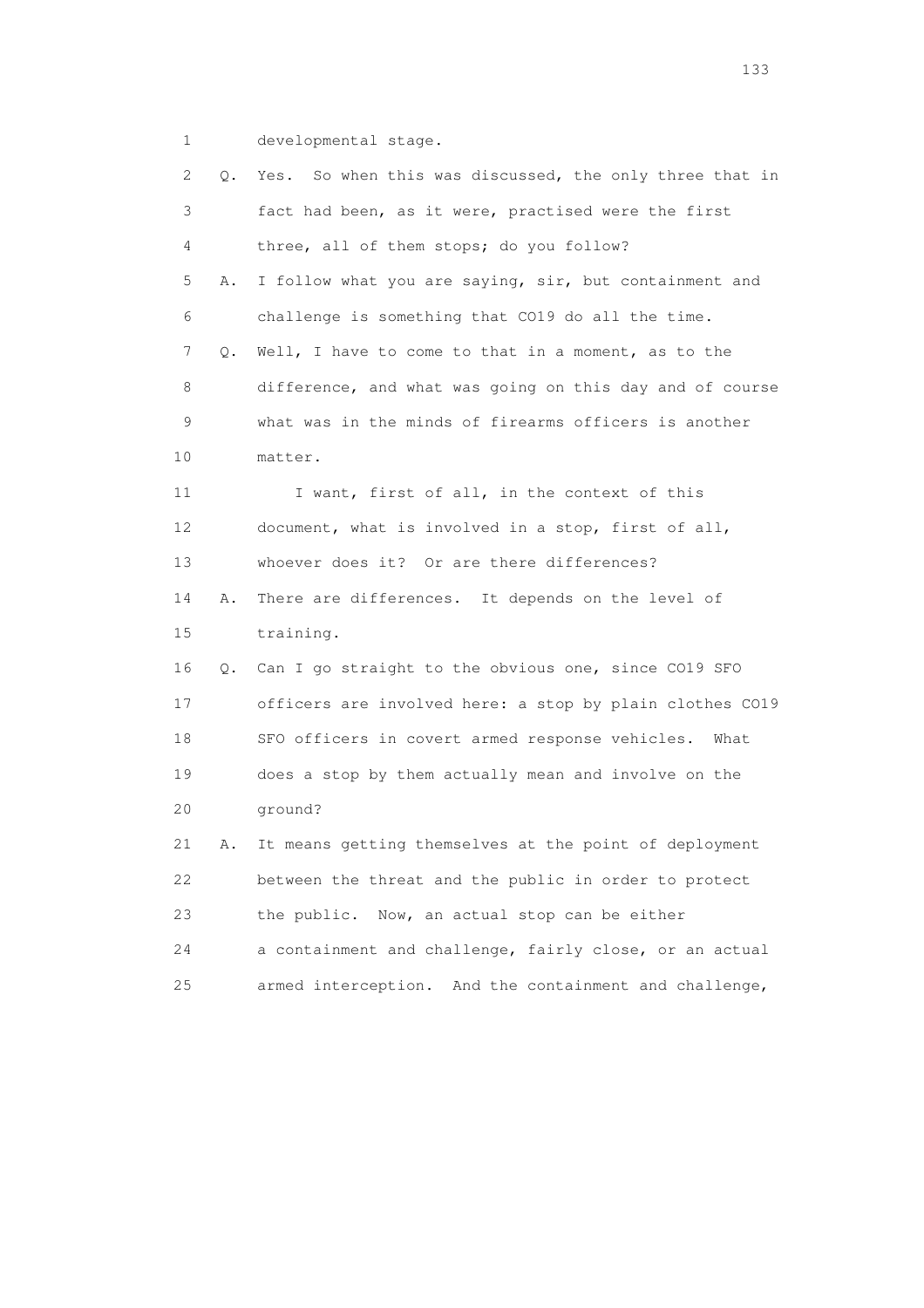1 developmental stage.

2 Q. Yes. So when this was discussed, the only three that in

3 fact had been, as it were, practised were the first

4 three, all of them stops; do you follow?

5 A. I follow what you are saying, sir, but containment and

6 challenge is something that CO19 do all the time.

7 Q. Well, I have to come to that in a moment, as to the

8 difference, and what was going on this day and of course

9 what was in the minds of firearms officers is another

10 matter.

11 I want, first of all, in the context of this

12 document, what is involved in a stop, first of all,

13 whoever does it? Or are there differences?

14 A. There are differences. It depends on the level of

15 training.

16 Q. Can I go straight to the obvious one, since CO19 SFO

17 officers are involved here: a stop by plain clothes CO19

18 SFO officers in covert armed response vehicles. What

19 does a stop by them actually mean and involve on the

20 ground?

21 A. It means getting themselves at the point of deployment

22 between the threat and the public in order to protect

23 the public. Now, an actual stop can be either

24 a containment and challenge, fairly close, or an actual

25 armed interception. And the containment and challenge,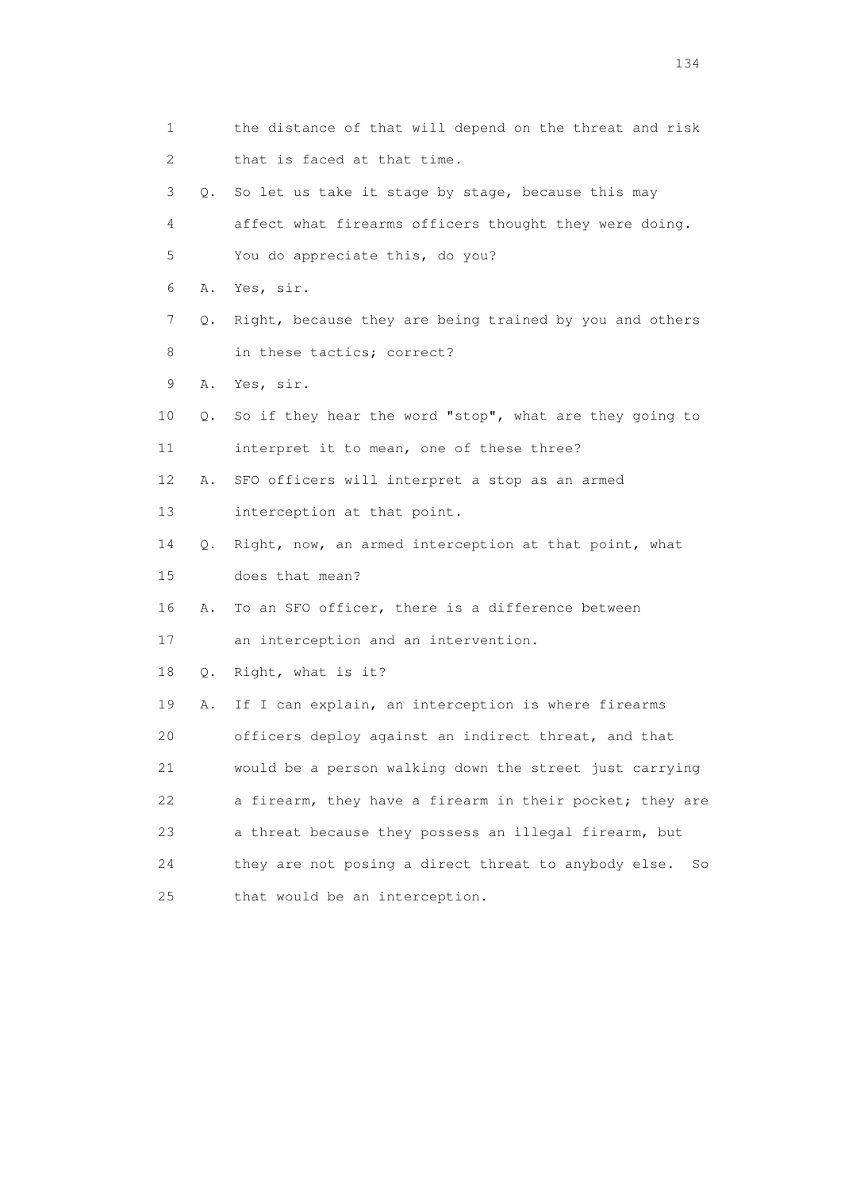1 the distance of that will depend on the threat and risk
2 that is faced at that time.
3 Q. So let us take it stage by stage, because this may
4 affect what firearms officers thought they were doing.
5 You do appreciate this, do you?
6 A. Yes, sir.
7 Q. Right, because they are being trained by you and others
8 in these tactics; correct?
9 A. Yes, sir.
10 Q. So if they hear the word "stop", what are they going to
11 interpret it to mean, one of these three?
12 A. SFO officers will interpret a stop as an armed
13 interception at that point.
14 Q. Right, now, an armed interception at that point, what
15 does that mean?
16 A. To an SFO officer, there is a difference between
17 an interception and an intervention.
18 Q. Right, what is it?
19 A. If I can explain, an interception is where firearms
20 officers deploy against an indirect threat, and that
21 would be a person walking down the street just carrying
22 a firearm, they have a firearm in their pocket; they are
23 a threat because they possess an illegal firearm, but
24 they are not posing a direct threat to anybody else. So
25 that would be an interception.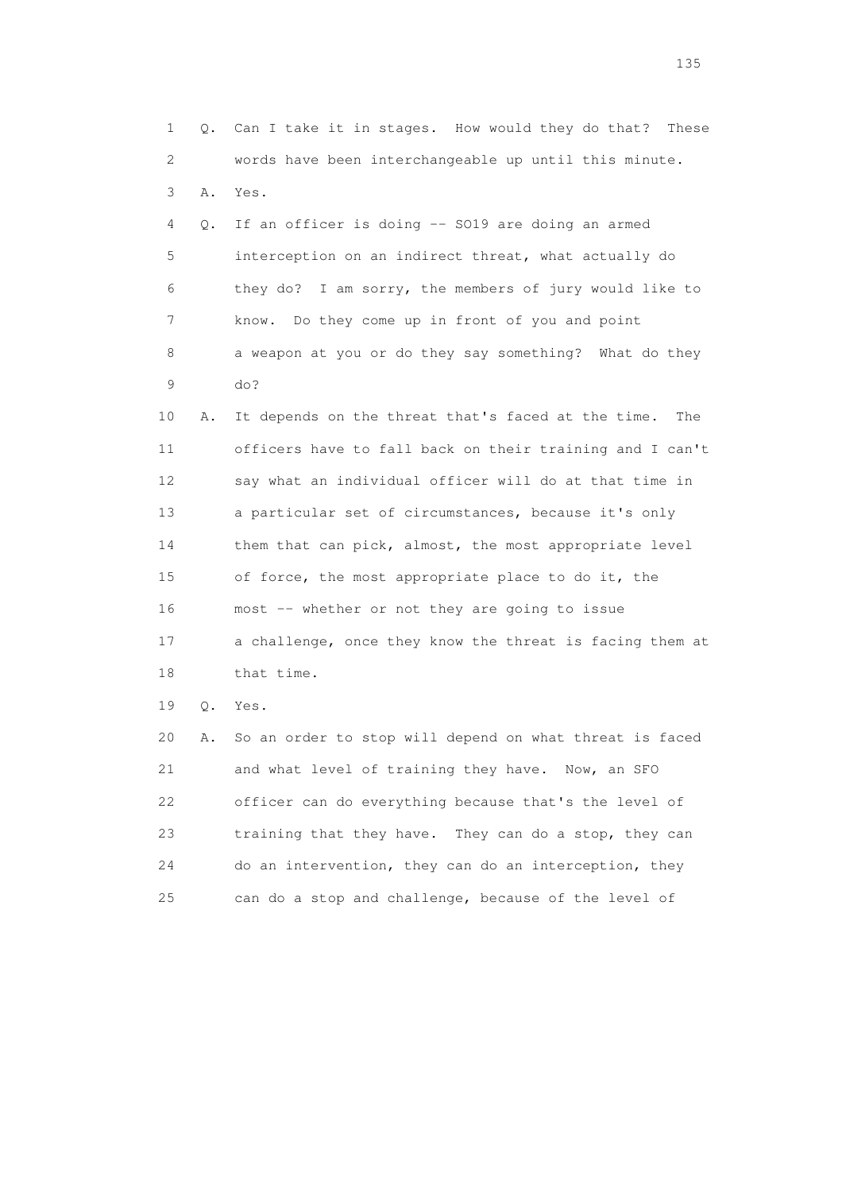1 Q. Can I take it in stages. How would they do that? These
2 words have been interchangeable up until this minute.
3 A. Yes.
4 Q. If an officer is doing -- SO19 are doing an armed
5 interception on an indirect threat, what actually do
6 they do? I am sorry, the members of jury would like to
7 know. Do they come up in front of you and point
8 a weapon at you or do they say something? What do they
9 do?
10 A. It depends on the threat that's faced at the time. The
11 officers have to fall back on their training and I can't
12 say what an individual officer will do at that time in
13 a particular set of circumstances, because it's only
14 them that can pick, almost, the most appropriate level
15 of force, the most appropriate place to do it, the
16 most -- whether or not they are going to issue
17 a challenge, once they know the threat is facing them at
18 that time.
19 Q. Yes.
20 A. So an order to stop will depend on what threat is faced
21 and what level of training they have. Now, an SFO
22 officer can do everything because that's the level of
23 training that they have. They can do a stop, they can
24 do an intervention, they can do an interception, they
25 can do a stop and challenge, because of the level of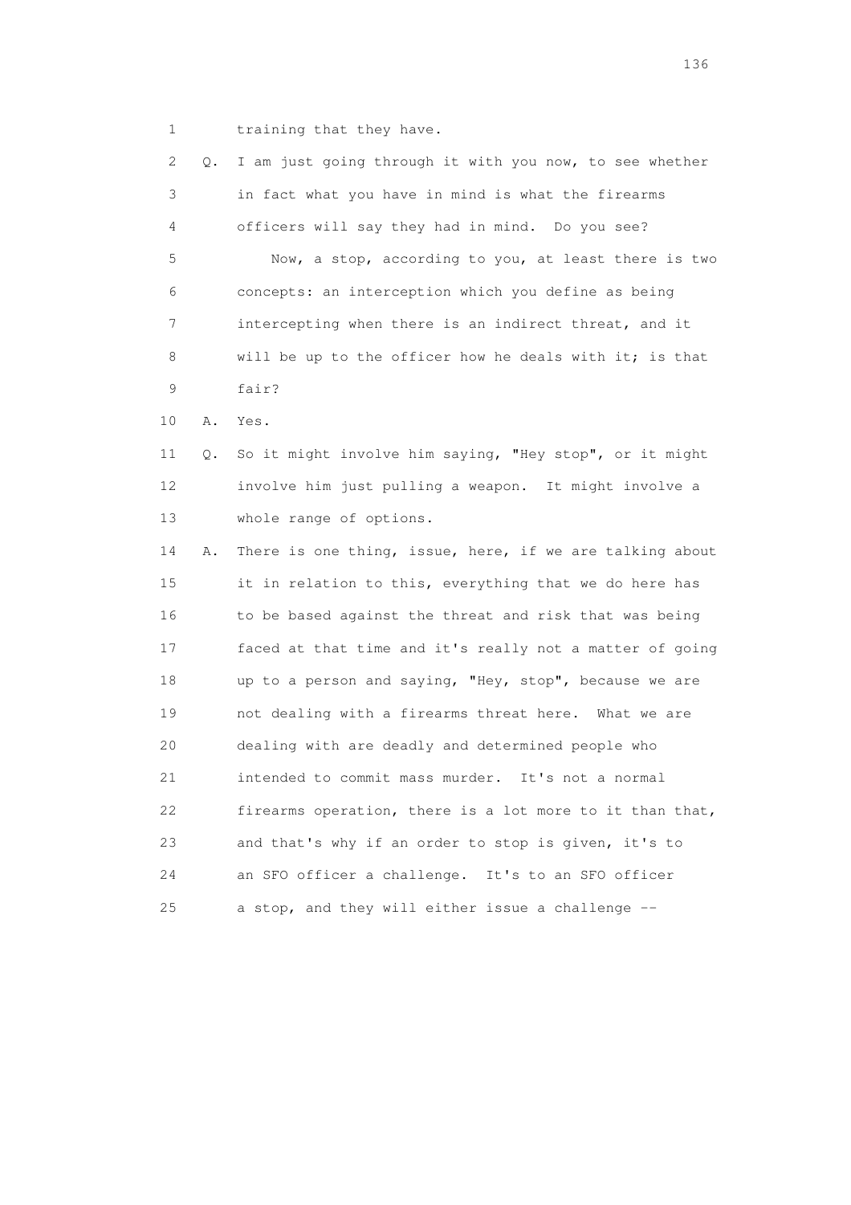1 training that they have.

2 Q. I am just going through it with you now, to see whether
3 in fact what you have in mind is what the firearms
4 officers will say they had in mind. Do you see?
5 Now, a stop, according to you, at least there is two
6 concepts: an interception which you define as being
7 intercepting when there is an indirect threat, and it
8 will be up to the officer how he deals with it; is that
9 fair?

10 A. Yes.

11 Q. So it might involve him saying, "Hey stop", or it might
12 involve him just pulling a weapon. It might involve a
13 whole range of options.

14 A. There is one thing, issue, here, if we are talking about
15 it in relation to this, everything that we do here has
16 to be based against the threat and risk that was being
17 faced at that time and it's really not a matter of going
18 up to a person and saying, "Hey, stop", because we are
19 not dealing with a firearms threat here. What we are
20 dealing with are deadly and determined people who
21 intended to commit mass murder. It's not a normal
22 firearms operation, there is a lot more to it than that,
23 and that's why if an order to stop is given, it's to
24 an SFO officer a challenge. It's to an SFO officer
25 a stop, and they will either issue a challenge --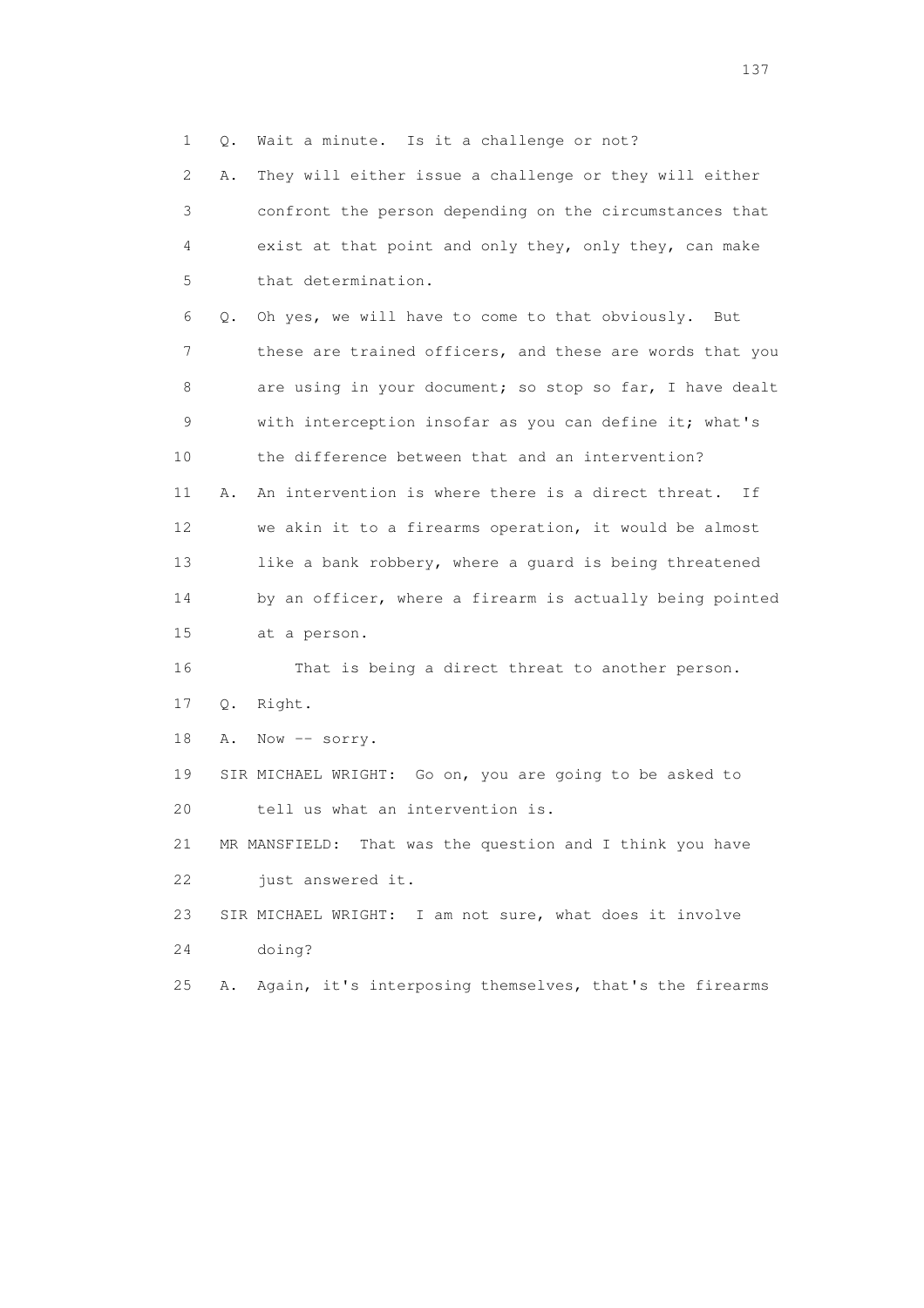1 Q. Wait a minute. Is it a challenge or not?

2 A. They will either issue a challenge or they will either

3 confront the person depending on the circumstances that

4 exist at that point and only they, only they, can make

5 that determination.

6 Q. Oh yes, we will have to come to that obviously. But

7 these are trained officers, and these are words that you

8 are using in your document; so stop so far, I have dealt

9 with interception insofar as you can define it; what's

10 the difference between that and an intervention?

11 A. An intervention is where there is a direct threat. If

12 we akin it to a firearms operation, it would be almost

13 like a bank robbery, where a guard is being threatened

14 by an officer, where a firearm is actually being pointed

15 at a person.

16 That is being a direct threat to another person.

17 Q. Right.

18 A. Now -- sorry.

19 SIR MICHAEL WRIGHT: Go on, you are going to be asked to

20 tell us what an intervention is.

21 MR MANSFIELD: That was the question and I think you have

22 just answered it.

23 SIR MICHAEL WRIGHT: I am not sure, what does it involve

24 doing?

25 A. Again, it's interposing themselves, that's the firearms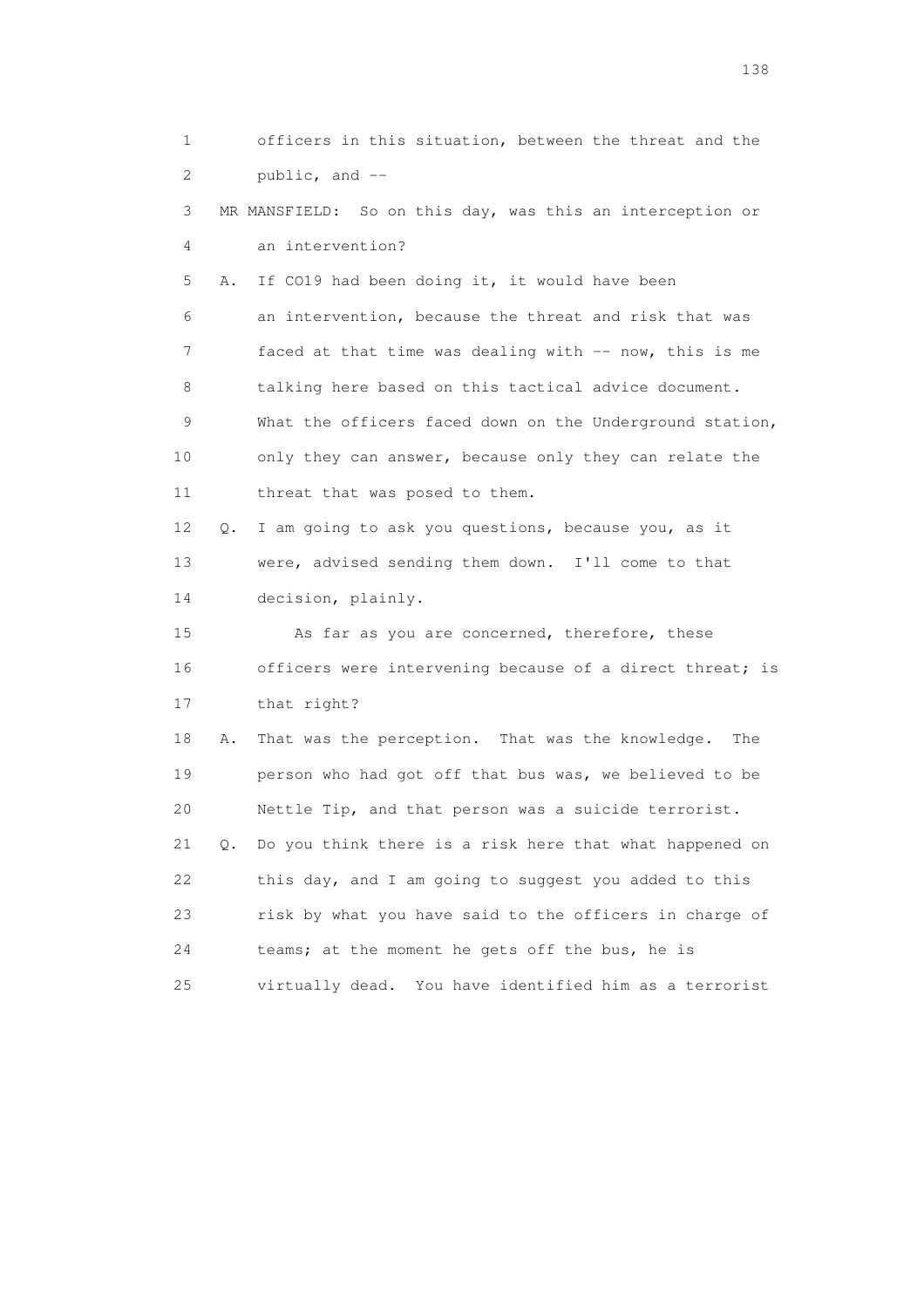1 officers in this situation, between the threat and the
2 public, and --

3 MR MANSFIELD: So on this day, was this an interception or
4 an intervention?

5 A. If CO19 had been doing it, it would have been
6 an intervention, because the threat and risk that was
7 faced at that time was dealing with -- now, this is me
8 talking here based on this tactical advice document.
9 What the officers faced down on the Underground station,
10 only they can answer, because only they can relate the
11 threat that was posed to them.

12 Q. I am going to ask you questions, because you, as it
13 were, advised sending them down. I'll come to that
14 decision, plainly.

15 As far as you are concerned, therefore, these
16 officers were intervening because of a direct threat; is
17 that right?

18 A. That was the perception. That was the knowledge. The
19 person who had got off that bus was, we believed to be
20 Nettle Tip, and that person was a suicide terrorist.

21 Q. Do you think there is a risk here that what happened on
22 this day, and I am going to suggest you added to this
23 risk by what you have said to the officers in charge of
24 teams; at the moment he gets off the bus, he is
25 virtually dead. You have identified him as a terrorist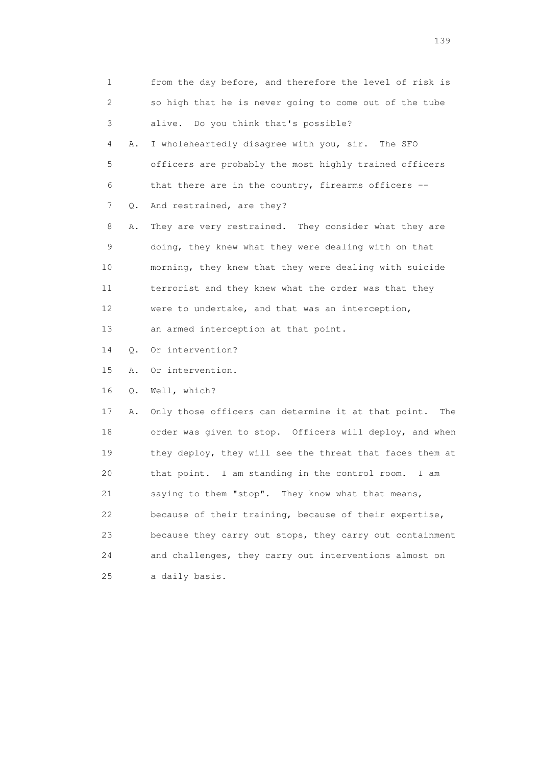1 from the day before, and therefore the level of risk is
2 so high that he is never going to come out of the tube
3 alive. Do you think that's possible?

4 A. I wholeheartedly disagree with you, sir. The SFO
5 officers are probably the most highly trained officers
6 that there are in the country, firearms officers --

7 Q. And restrained, are they?

8 A. They are very restrained. They consider what they are
9 doing, they knew what they were dealing with on that
10 morning, they knew that they were dealing with suicide
11 terrorist and they knew what the order was that they
12 were to undertake, and that was an interception,
13 an armed interception at that point.

14 Q. Or intervention?

15 A. Or intervention.

16 Q. Well, which?

17 A. Only those officers can determine it at that point. The
18 order was given to stop. Officers will deploy, and when
19 they deploy, they will see the threat that faces them at
20 that point. I am standing in the control room. I am
21 saying to them "stop". They know what that means,
22 because of their training, because of their expertise,
23 because they carry out stops, they carry out containment
24 and challenges, they carry out interventions almost on
25 a daily basis.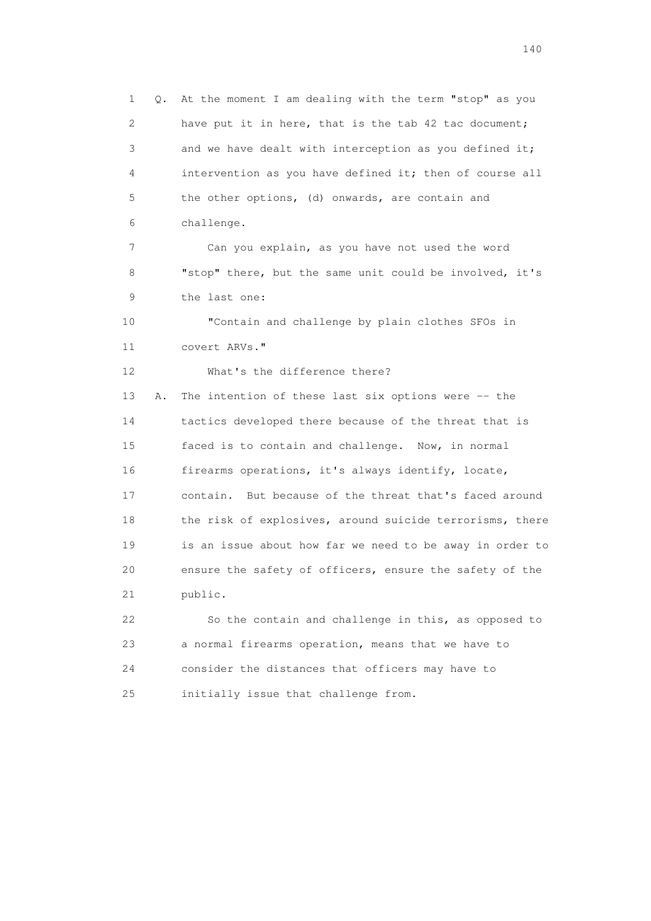1 Q. At the moment I am dealing with the term "stop" as you
2 have put it in here, that is the tab 42 tac document;
3 and we have dealt with interception as you defined it;
4 intervention as you have defined it; then of course all
5 the other options, (d) onwards, are contain and
6 challenge.

7 Can you explain, as you have not used the word
8 "stop" there, but the same unit could be involved, it's
9 the last one:

10 "Contain and challenge by plain clothes SFOs in
11 covert ARVs."

12 What's the difference there?

13 A. The intention of these last six options were -- the
14 tactics developed there because of the threat that is
15 faced is to contain and challenge. Now, in normal
16 firearms operations, it's always identify, locate,
17 contain. But because of the threat that's faced around
18 the risk of explosives, around suicide terrorisms, there
19 is an issue about how far we need to be away in order to
20 ensure the safety of officers, ensure the safety of the
21 public.

22 So the contain and challenge in this, as opposed to
23 a normal firearms operation, means that we have to
24 consider the distances that officers may have to
25 initially issue that challenge from.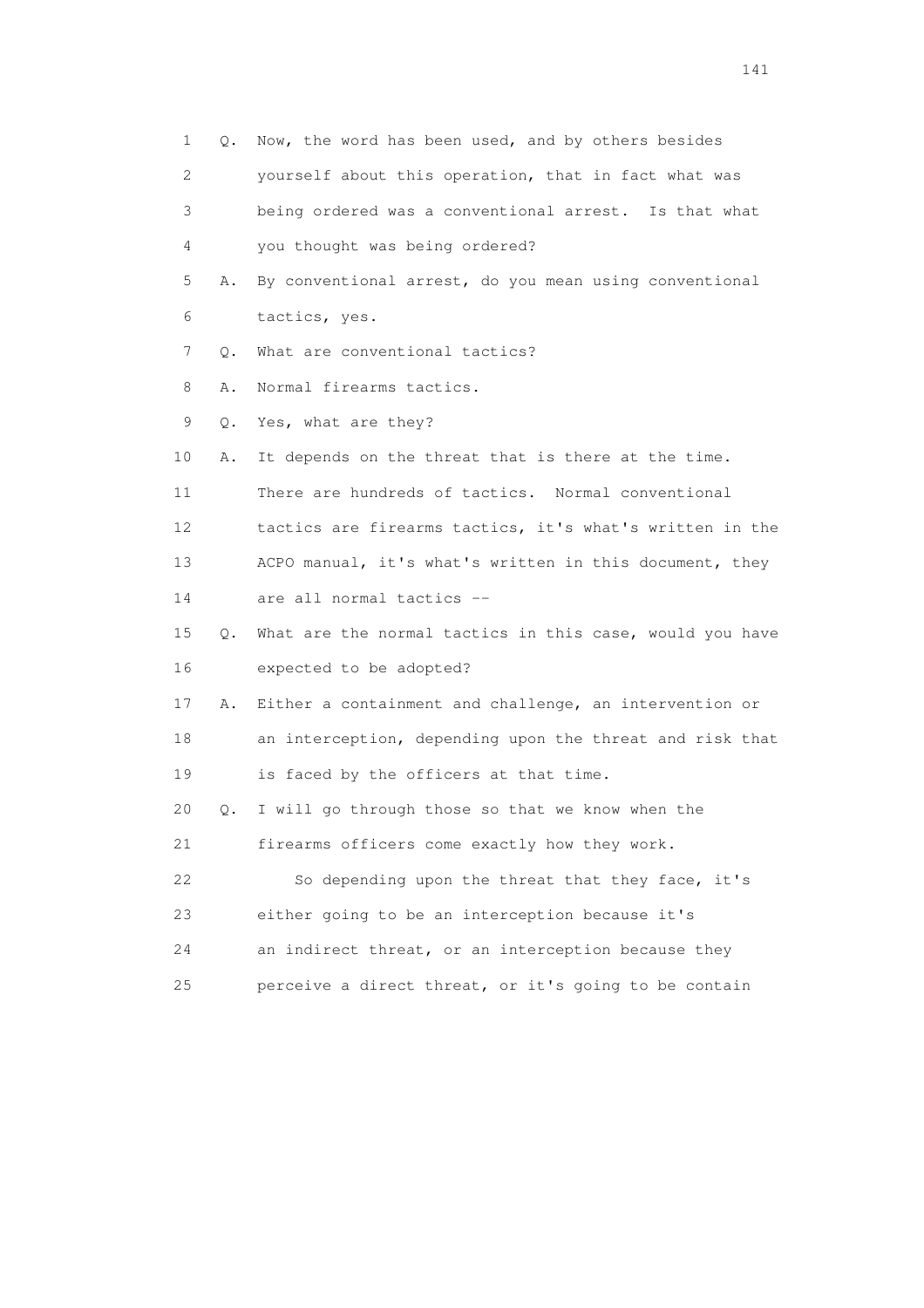1 Q. Now, the word has been used, and by others besides
2 yourself about this operation, that in fact what was
3 being ordered was a conventional arrest. Is that what
4 you thought was being ordered?
5 A. By conventional arrest, do you mean using conventional
6 tactics, yes.
7 Q. What are conventional tactics?
8 A. Normal firearms tactics.
9 Q. Yes, what are they?
10 A. It depends on the threat that is there at the time.
11 There are hundreds of tactics. Normal conventional
12 tactics are firearms tactics, it's what's written in the
13 ACPO manual, it's what's written in this document, they
14 are all normal tactics --
15 Q. What are the normal tactics in this case, would you have
16 expected to be adopted?
17 A. Either a containment and challenge, an intervention or
18 an interception, depending upon the threat and risk that
19 is faced by the officers at that time.
20 Q. I will go through those so that we know when the
21 firearms officers come exactly how they work.
22 So depending upon the threat that they face, it's
23 either going to be an interception because it's
24 an indirect threat, or an interception because they
25 perceive a direct threat, or it's going to be contain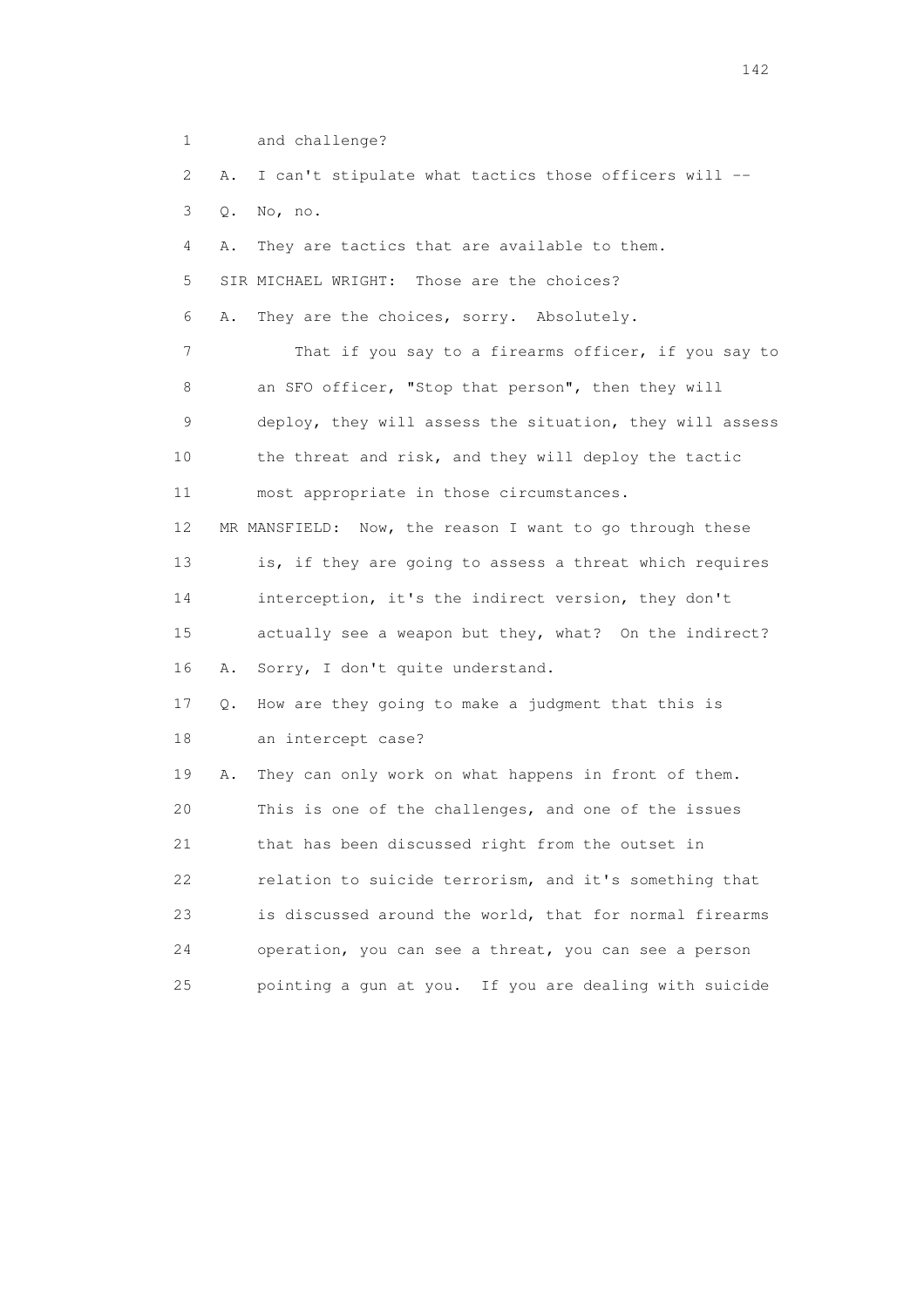1 and challenge?

2 A. I can't stipulate what tactics those officers will --

3 Q. No, no.

4 A. They are tactics that are available to them.

5 SIR MICHAEL WRIGHT: Those are the choices?

6 A. They are the choices, sorry. Absolutely.

7 That if you say to a firearms officer, if you say to

8 an SFO officer, "Stop that person", then they will

9 deploy, they will assess the situation, they will assess

10 the threat and risk, and they will deploy the tactic

11 most appropriate in those circumstances.

12 MR MANSFIELD: Now, the reason I want to go through these

13 is, if they are going to assess a threat which requires

14 interception, it's the indirect version, they don't

15 actually see a weapon but they, what? On the indirect?

16 A. Sorry, I don't quite understand.

17 Q. How are they going to make a judgment that this is

18 an intercept case?

19 A. They can only work on what happens in front of them.

20 This is one of the challenges, and one of the issues

21 that has been discussed right from the outset in

22 relation to suicide terrorism, and it's something that

23 is discussed around the world, that for normal firearms

24 operation, you can see a threat, you can see a person

25 pointing a gun at you. If you are dealing with suicide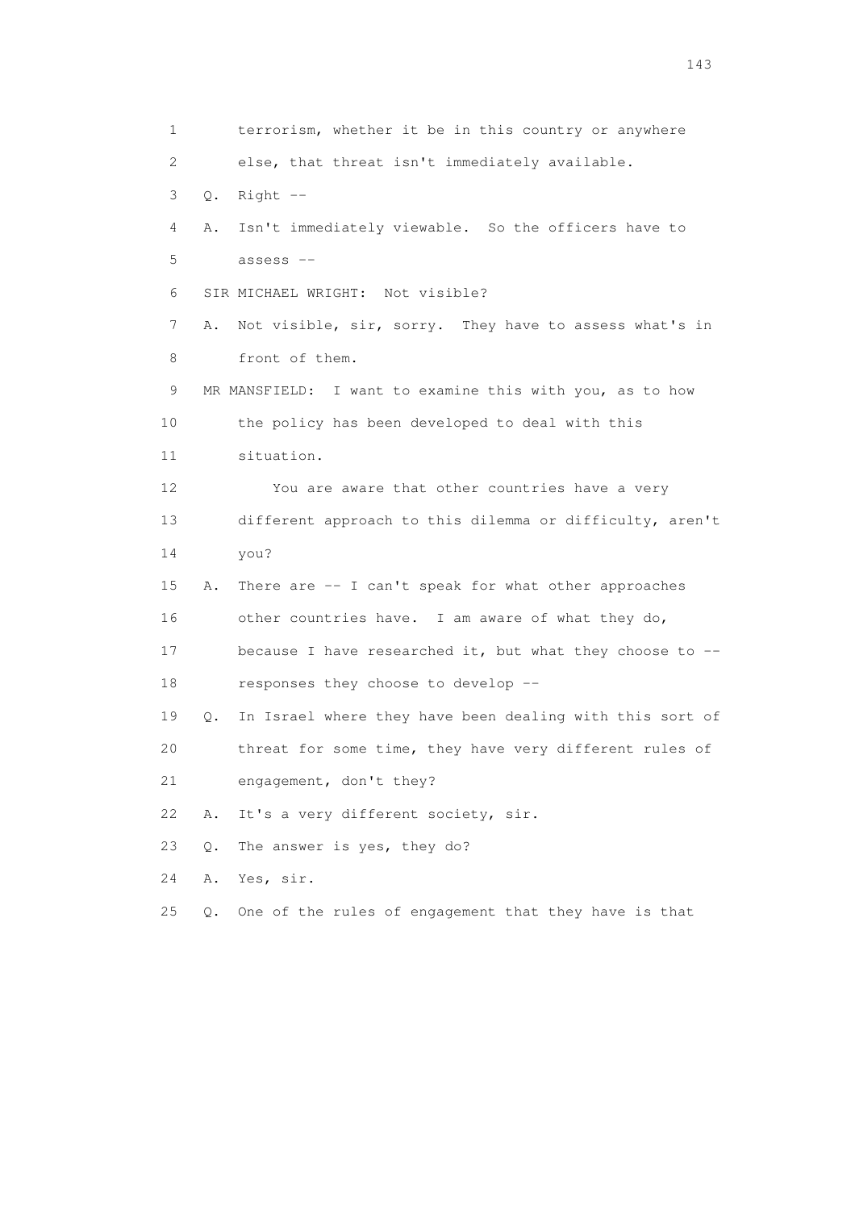1 terrorism, whether it be in this country or anywhere
2 else, that threat isn't immediately available.
3 Q. Right --
4 A. Isn't immediately viewable. So the officers have to
5 assess --
6 SIR MICHAEL WRIGHT: Not visible?
7 A. Not visible, sir, sorry. They have to assess what's in
8 front of them.
9 MR MANSFIELD: I want to examine this with you, as to how
10 the policy has been developed to deal with this
11 situation.
12 You are aware that other countries have a very
13 different approach to this dilemma or difficulty, aren't
14 you?
15 A. There are -- I can't speak for what other approaches
16 other countries have. I am aware of what they do,
17 because I have researched it, but what they choose to --
18 responses they choose to develop --
19 Q. In Israel where they have been dealing with this sort of
20 threat for some time, they have very different rules of
21 engagement, don't they?
22 A. It's a very different society, sir.
23 Q. The answer is yes, they do?
24 A. Yes, sir.
25 Q. One of the rules of engagement that they have is that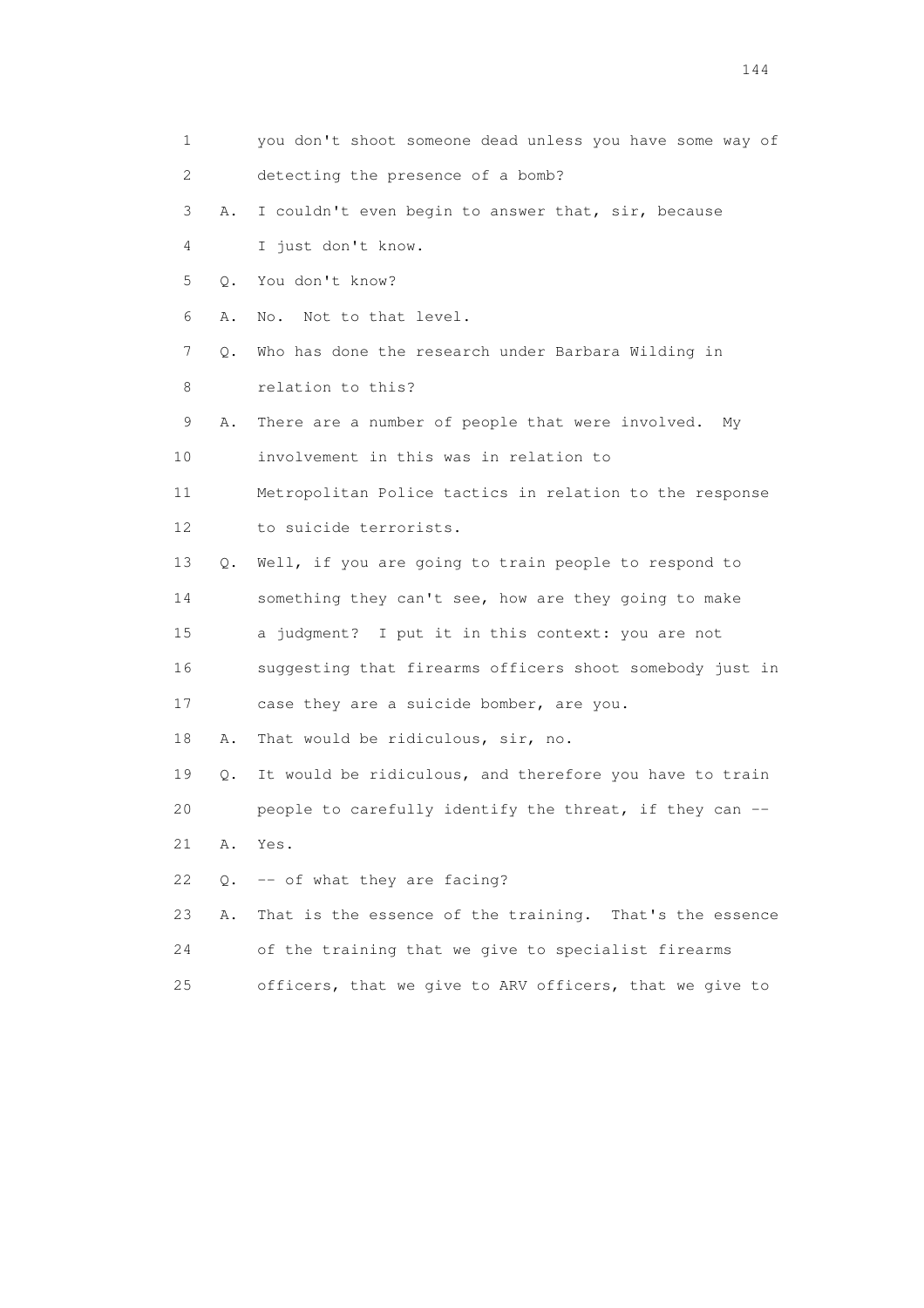1 you don't shoot someone dead unless you have some way of
2 detecting the presence of a bomb?
3 A. I couldn't even begin to answer that, sir, because
4 I just don't know.
5 Q. You don't know?
6 A. No. Not to that level.
7 Q. Who has done the research under Barbara Wilding in
8 relation to this?
9 A. There are a number of people that were involved. My
10 involvement in this was in relation to
11 Metropolitan Police tactics in relation to the response
12 to suicide terrorists.
13 Q. Well, if you are going to train people to respond to
14 something they can't see, how are they going to make
15 a judgment? I put it in this context: you are not
16 suggesting that firearms officers shoot somebody just in
17 case they are a suicide bomber, are you.
18 A. That would be ridiculous, sir, no.
19 Q. It would be ridiculous, and therefore you have to train
20 people to carefully identify the threat, if they can --
21 A. Yes.
22 Q. -- of what they are facing?
23 A. That is the essence of the training. That's the essence
24 of the training that we give to specialist firearms
25 officers, that we give to ARV officers, that we give to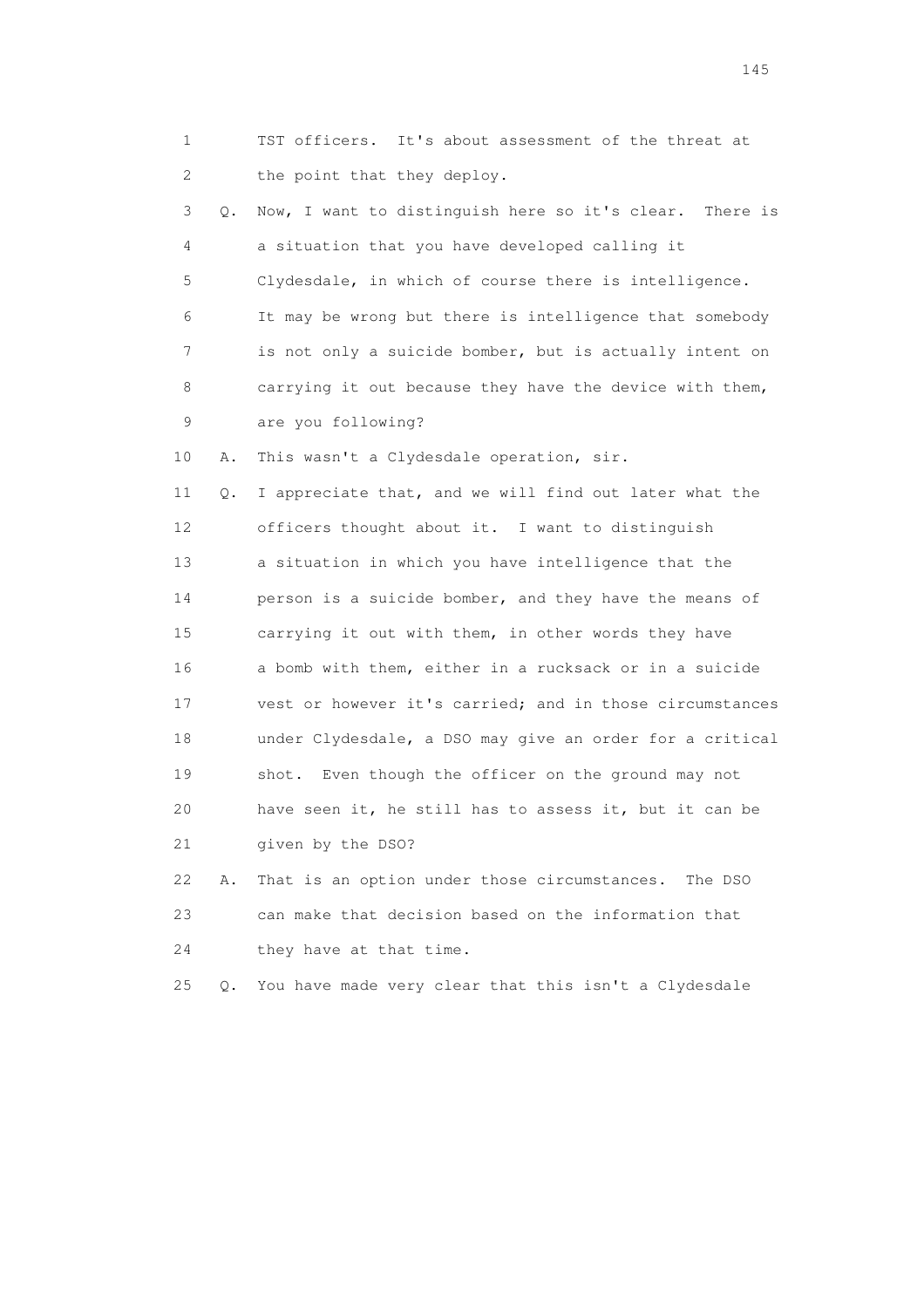1 TST officers. It's about assessment of the threat at
2 the point that they deploy.
3 Q. Now, I want to distinguish here so it's clear. There is
4 a situation that you have developed calling it
5 Clydesdale, in which of course there is intelligence.
6 It may be wrong but there is intelligence that somebody
7 is not only a suicide bomber, but is actually intent on
8 carrying it out because they have the device with them,
9 are you following?
10 A. This wasn't a Clydesdale operation, sir.
11 Q. I appreciate that, and we will find out later what the
12 officers thought about it. I want to distinguish
13 a situation in which you have intelligence that the
14 person is a suicide bomber, and they have the means of
15 carrying it out with them, in other words they have
16 a bomb with them, either in a rucksack or in a suicide
17 vest or however it's carried; and in those circumstances
18 under Clydesdale, a DSO may give an order for a critical
19 shot. Even though the officer on the ground may not
20 have seen it, he still has to assess it, but it can be
21 given by the DSO?
22 A. That is an option under those circumstances. The DSO
23 can make that decision based on the information that
24 they have at that time.
25 Q. You have made very clear that this isn't a Clydesdale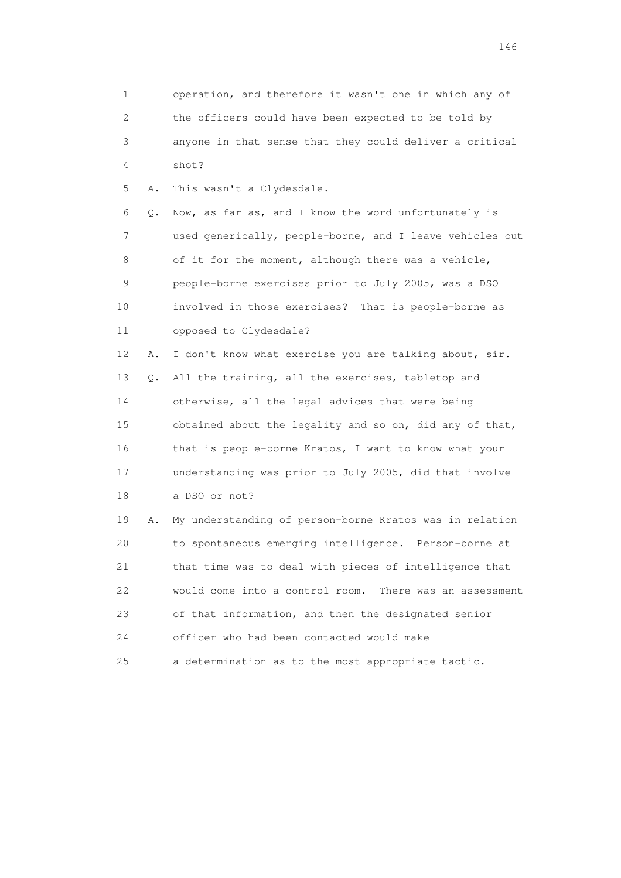1 operation, and therefore it wasn't one in which any of
2 the officers could have been expected to be told by
3 anyone in that sense that they could deliver a critical
4 shot?

5 A. This wasn't a Clydesdale.

6 Q. Now, as far as, and I know the word unfortunately is
7 used generically, people-borne, and I leave vehicles out
8 of it for the moment, although there was a vehicle,
9 people-borne exercises prior to July 2005, was a DSO
10 involved in those exercises? That is people-borne as
11 opposed to Clydesdale?

12 A. I don't know what exercise you are talking about, sir.

13 Q. All the training, all the exercises, tabletop and
14 otherwise, all the legal advices that were being
15 obtained about the legality and so on, did any of that,
16 that is people-borne Kratos, I want to know what your
17 understanding was prior to July 2005, did that involve
18 a DSO or not?

19 A. My understanding of person-borne Kratos was in relation
20 to spontaneous emerging intelligence. Person-borne at
21 that time was to deal with pieces of intelligence that
22 would come into a control room. There was an assessment
23 of that information, and then the designated senior
24 officer who had been contacted would make
25 a determination as to the most appropriate tactic.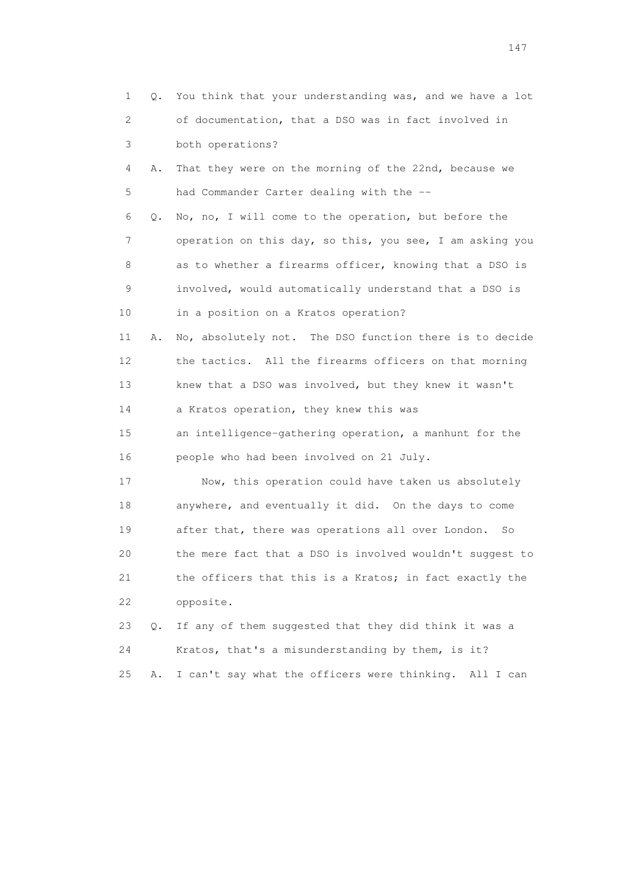1 Q. You think that your understanding was, and we have a lot
2 of documentation, that a DSO was in fact involved in
3 both operations?
4 A. That they were on the morning of the 22nd, because we
5 had Commander Carter dealing with the --
6 Q. No, no, I will come to the operation, but before the
7 operation on this day, so this, you see, I am asking you
8 as to whether a firearms officer, knowing that a DSO is
9 involved, would automatically understand that a DSO is
10 in a position on a Kratos operation?
11 A. No, absolutely not. The DSO function there is to decide
12 the tactics. All the firearms officers on that morning
13 knew that a DSO was involved, but they knew it wasn't
14 a Kratos operation, they knew this was
15 an intelligence-gathering operation, a manhunt for the
16 people who had been involved on 21 July.
17 Now, this operation could have taken us absolutely
18 anywhere, and eventually it did. On the days to come
19 after that, there was operations all over London. So
20 the mere fact that a DSO is involved wouldn't suggest to
21 the officers that this is a Kratos; in fact exactly the
22 opposite.
23 Q. If any of them suggested that they did think it was a
24 Kratos, that's a misunderstanding by them, is it?
25 A. I can't say what the officers were thinking. All I can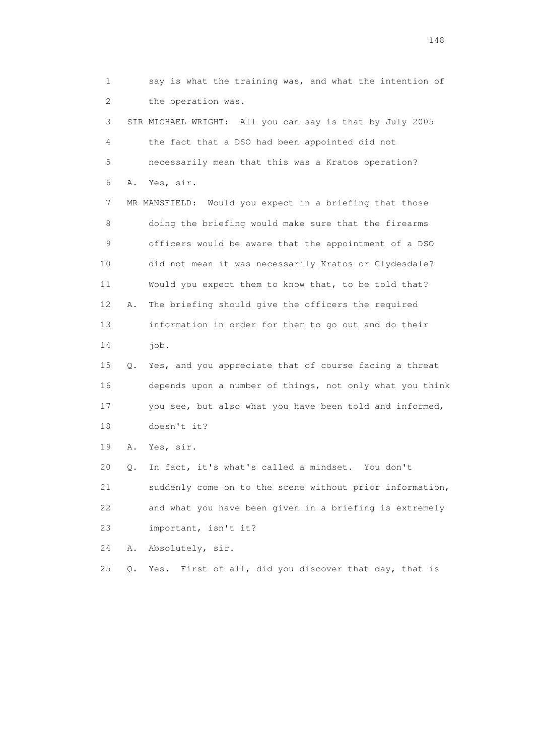1 say is what the training was, and what the intention of
2 the operation was.
3 SIR MICHAEL WRIGHT: All you can say is that by July 2005
4 the fact that a DSO had been appointed did not
5 necessarily mean that this was a Kratos operation?
6 A. Yes, sir.
7 MR MANSFIELD: Would you expect in a briefing that those
8 doing the briefing would make sure that the firearms
9 officers would be aware that the appointment of a DSO
10 did not mean it was necessarily Kratos or Clydesdale?
11 Would you expect them to know that, to be told that?
12 A. The briefing should give the officers the required
13 information in order for them to go out and do their
14 job.
15 Q. Yes, and you appreciate that of course facing a threat
16 depends upon a number of things, not only what you think
17 you see, but also what you have been told and informed,
18 doesn't it?
19 A. Yes, sir.
20 Q. In fact, it's what's called a mindset. You don't
21 suddenly come on to the scene without prior information,
22 and what you have been given in a briefing is extremely
23 important, isn't it?
24 A. Absolutely, sir.
25 Q. Yes. First of all, did you discover that day, that is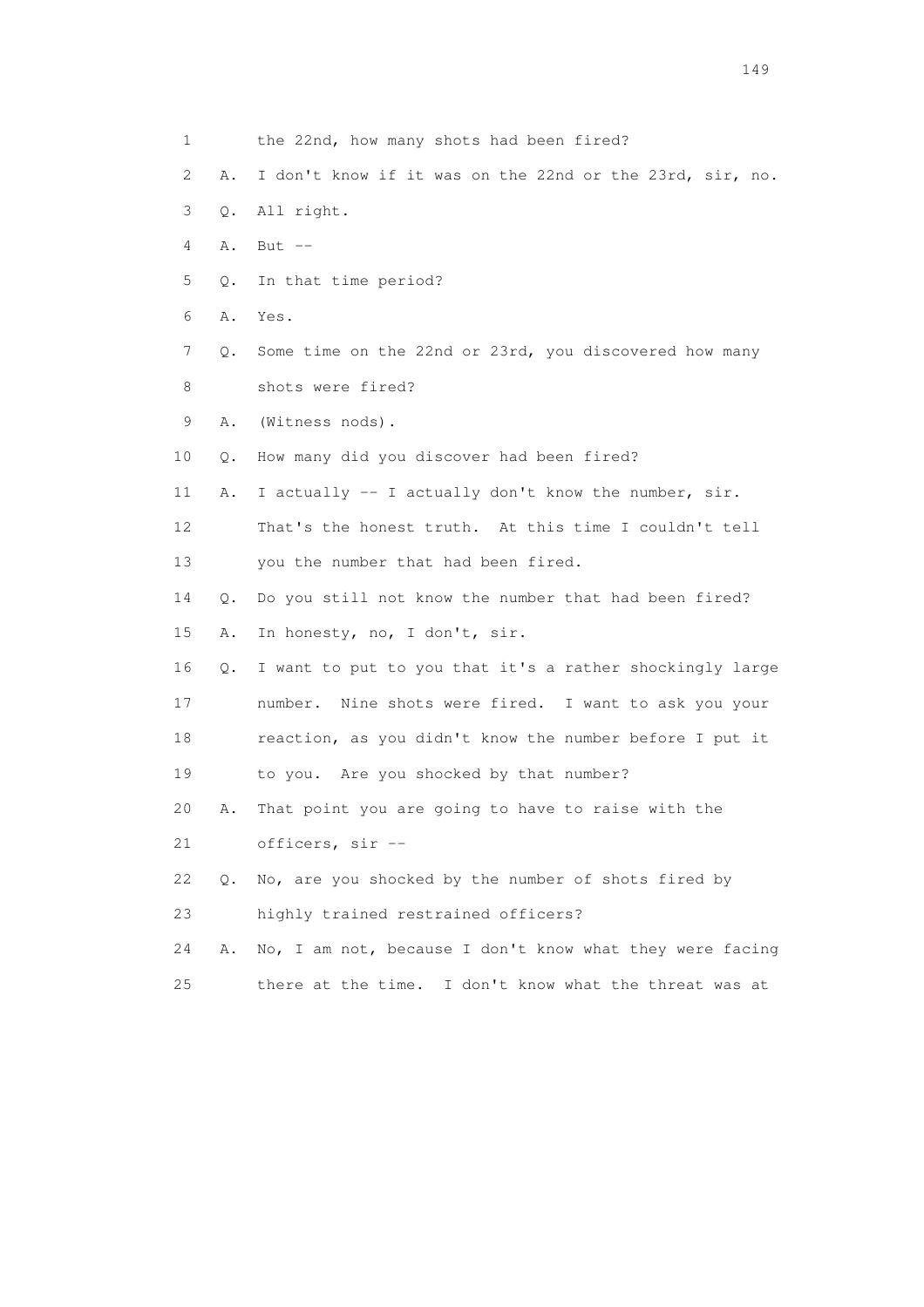1 the 22nd, how many shots had been fired?

2 A. I don't know if it was on the 22nd or the 23rd, sir, no.

3 Q. All right.

4 A. But --

5 Q. In that time period?

6 A. Yes.

7 Q. Some time on the 22nd or 23rd, you discovered how many

8 shots were fired?

9 A. (Witness nods).

10 Q. How many did you discover had been fired?

11 A. I actually -- I actually don't know the number, sir.

12 That's the honest truth. At this time I couldn't tell

13 you the number that had been fired.

14 Q. Do you still not know the number that had been fired?

15 A. In honesty, no, I don't, sir.

16 Q. I want to put to you that it's a rather shockingly large

17 number. Nine shots were fired. I want to ask you your

18 reaction, as you didn't know the number before I put it

19 to you. Are you shocked by that number?

20 A. That point you are going to have to raise with the

21 officers, sir --

22 Q. No, are you shocked by the number of shots fired by

23 highly trained restrained officers?

24 A. No, I am not, because I don't know what they were facing

25 there at the time. I don't know what the threat was at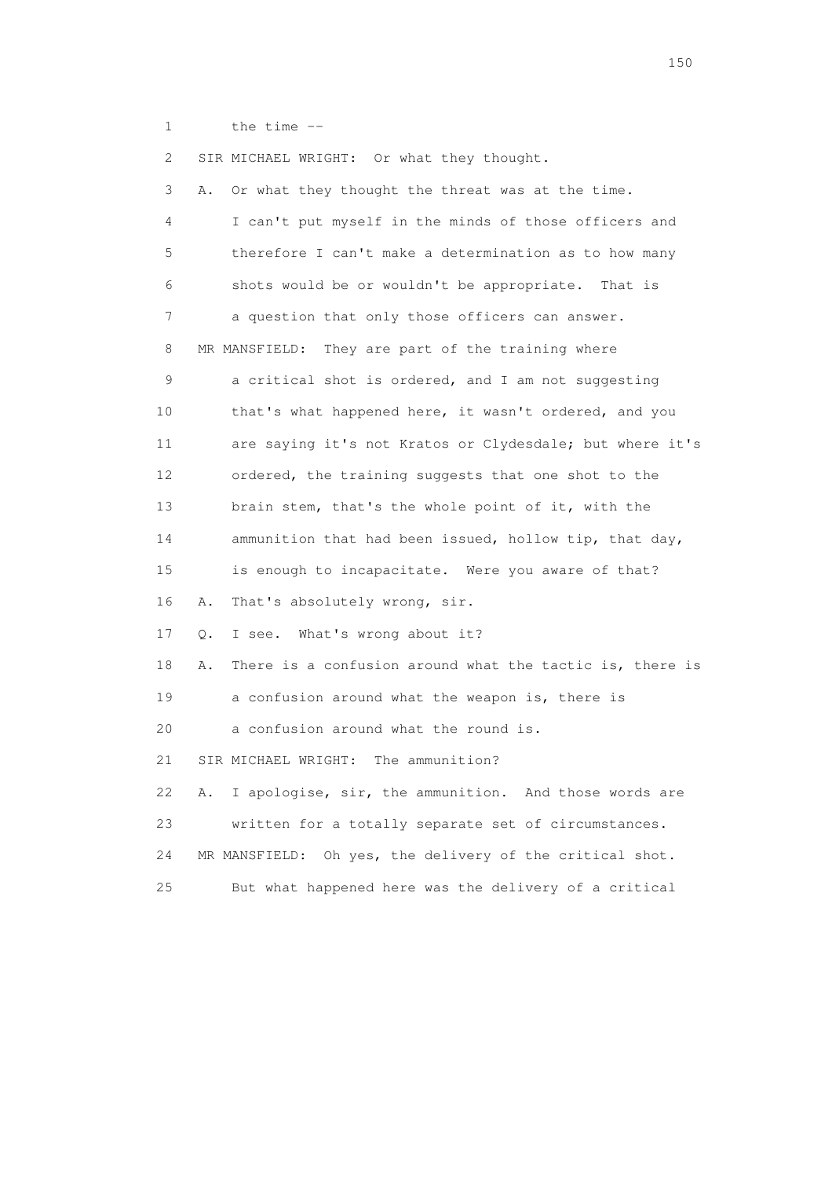1 the time --

2 SIR MICHAEL WRIGHT: Or what they thought.

3 A. Or what they thought the threat was at the time.

4 I can't put myself in the minds of those officers and

5 therefore I can't make a determination as to how many

6 shots would be or wouldn't be appropriate. That is

7 a question that only those officers can answer.

8 MR MANSFIELD: They are part of the training where

9 a critical shot is ordered, and I am not suggesting

10 that's what happened here, it wasn't ordered, and you

11 are saying it's not Kratos or Clydesdale; but where it's

12 ordered, the training suggests that one shot to the

13 brain stem, that's the whole point of it, with the

14 ammunition that had been issued, hollow tip, that day,

15 is enough to incapacitate. Were you aware of that?

16 A. That's absolutely wrong, sir.

17 Q. I see. What's wrong about it?

18 A. There is a confusion around what the tactic is, there is

19 a confusion around what the weapon is, there is

20 a confusion around what the round is.

21 SIR MICHAEL WRIGHT: The ammunition?

22 A. I apologise, sir, the ammunition. And those words are

23 written for a totally separate set of circumstances.

24 MR MANSFIELD: Oh yes, the delivery of the critical shot.

25 But what happened here was the delivery of a critical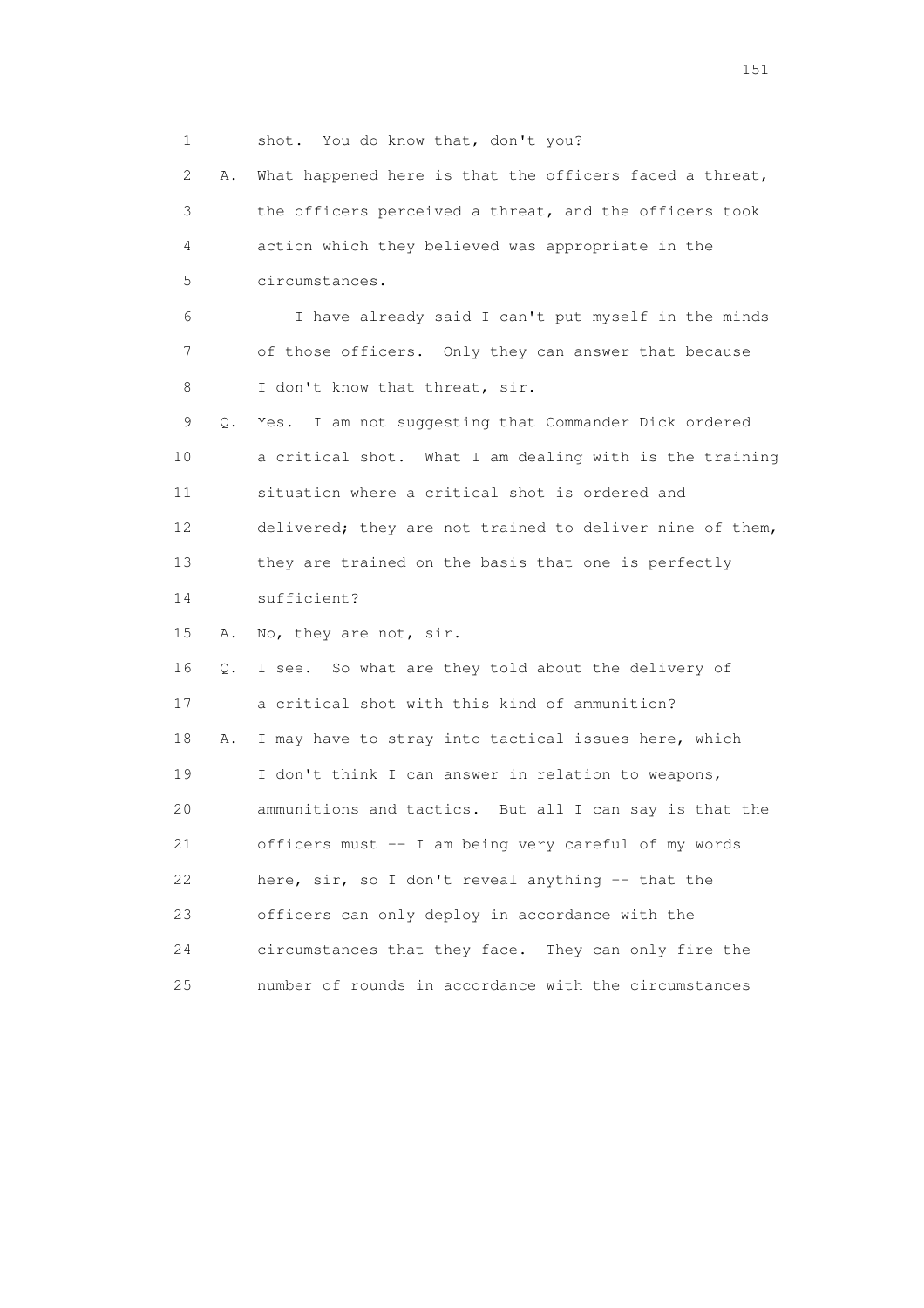1 shot. You do know that, don't you?

2 A. What happened here is that the officers faced a threat,

3 the officers perceived a threat, and the officers took

4 action which they believed was appropriate in the

5 circumstances.

6 I have already said I can't put myself in the minds

7 of those officers. Only they can answer that because

8 I don't know that threat, sir.

9 Q. Yes. I am not suggesting that Commander Dick ordered

10 a critical shot. What I am dealing with is the training

11 situation where a critical shot is ordered and

12 delivered; they are not trained to deliver nine of them,

13 they are trained on the basis that one is perfectly

14 sufficient?

15 A. No, they are not, sir.

16 Q. I see. So what are they told about the delivery of

17 a critical shot with this kind of ammunition?

18 A. I may have to stray into tactical issues here, which

19 I don't think I can answer in relation to weapons,

20 ammunitions and tactics. But all I can say is that the

21 officers must -- I am being very careful of my words

22 here, sir, so I don't reveal anything -- that the

23 officers can only deploy in accordance with the

24 circumstances that they face. They can only fire the

25 number of rounds in accordance with the circumstances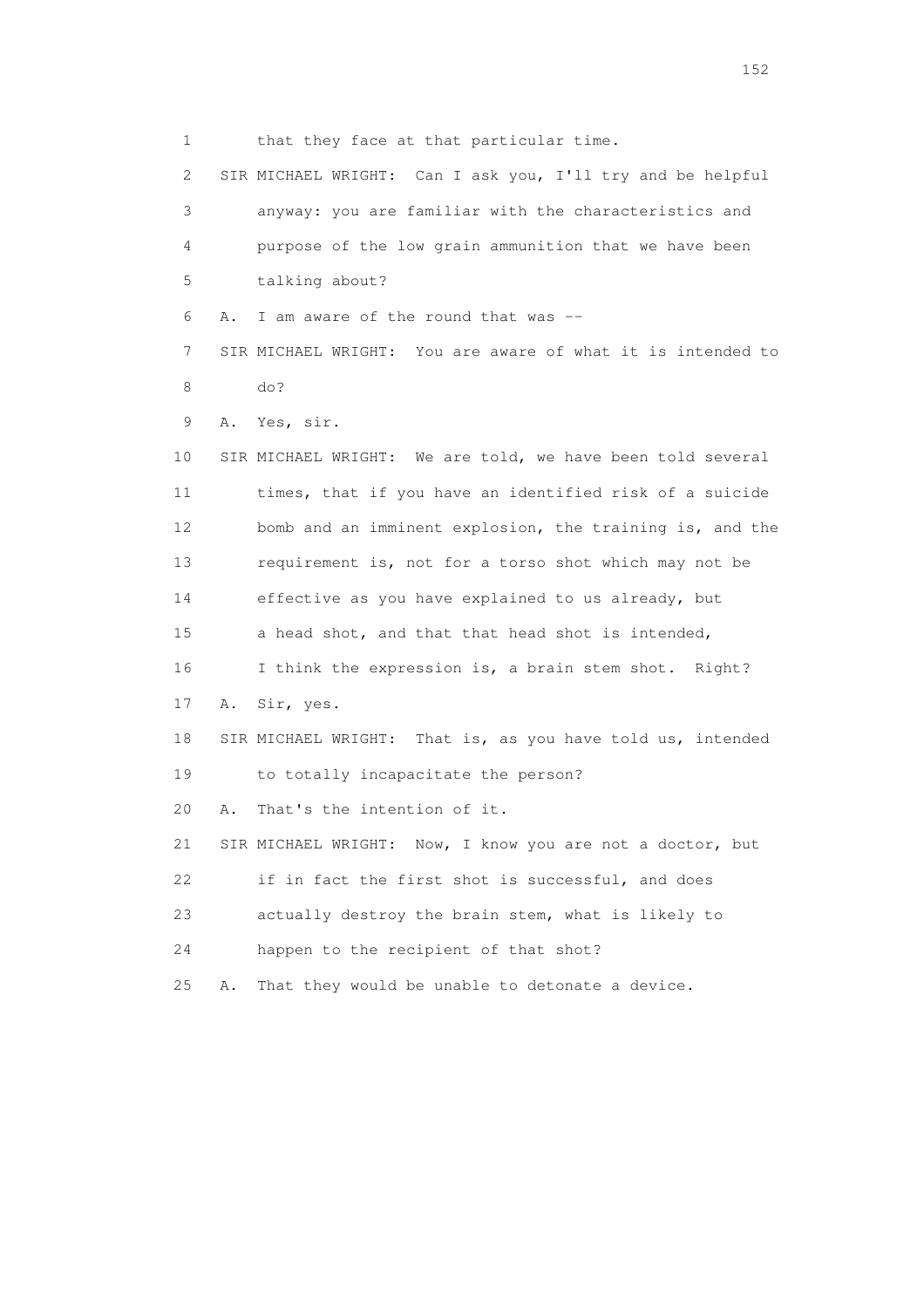1 that they face at that particular time.

2 SIR MICHAEL WRIGHT: Can I ask you, I'll try and be helpful

3 anyway: you are familiar with the characteristics and

4 purpose of the low grain ammunition that we have been

5 talking about?

6 A. I am aware of the round that was --

7 SIR MICHAEL WRIGHT: You are aware of what it is intended to

8 do?

9 A. Yes, sir.

10 SIR MICHAEL WRIGHT: We are told, we have been told several

11 times, that if you have an identified risk of a suicide

12 bomb and an imminent explosion, the training is, and the

13 requirement is, not for a torso shot which may not be

14 effective as you have explained to us already, but

15 a head shot, and that that head shot is intended,

16 I think the expression is, a brain stem shot. Right?

17 A. Sir, yes.

18 SIR MICHAEL WRIGHT: That is, as you have told us, intended

19 to totally incapacitate the person?

20 A. That's the intention of it.

21 SIR MICHAEL WRIGHT: Now, I know you are not a doctor, but

22 if in fact the first shot is successful, and does

23 actually destroy the brain stem, what is likely to

24 happen to the recipient of that shot?

25 A. That they would be unable to detonate a device.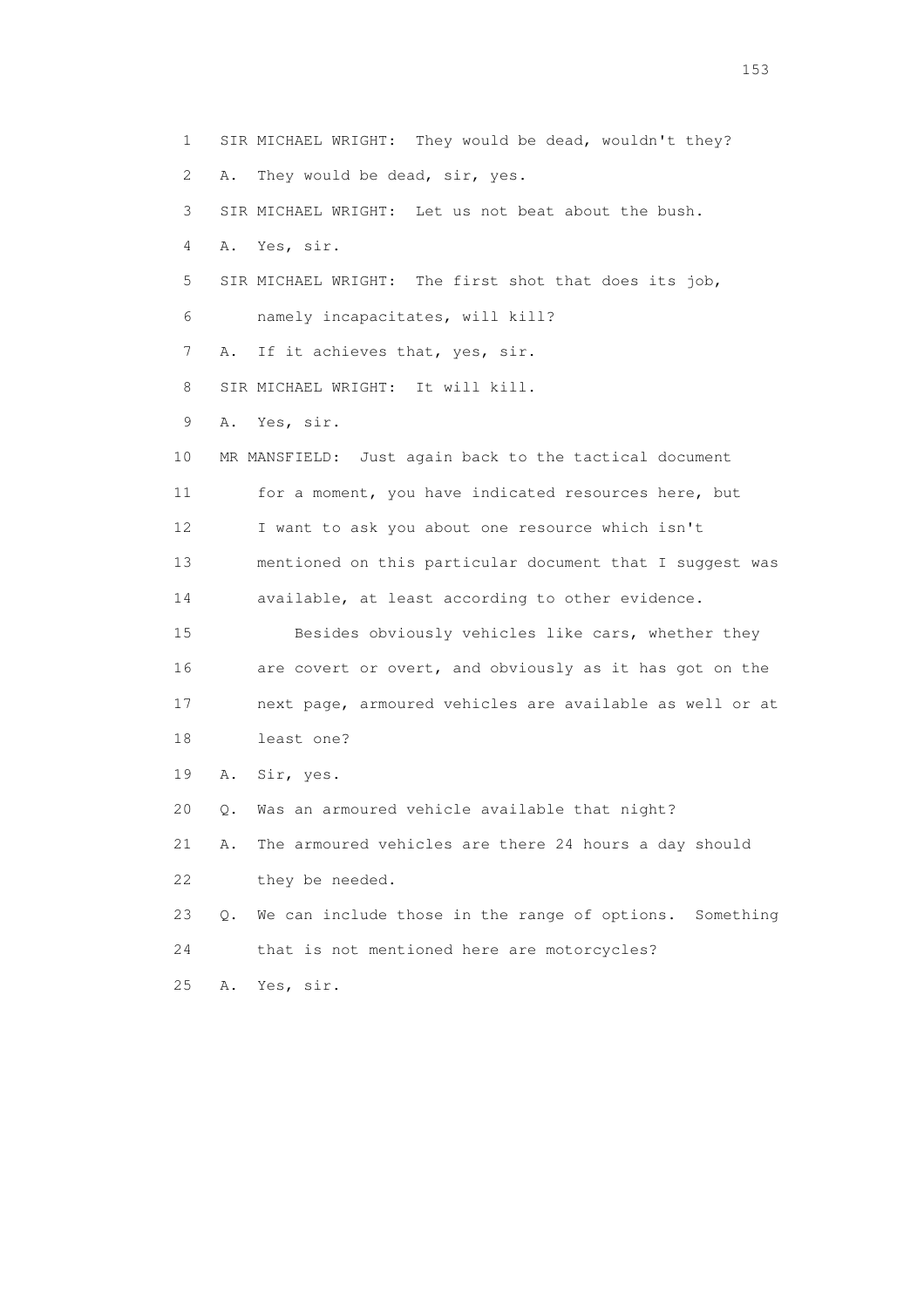1 SIR MICHAEL WRIGHT: They would be dead, wouldn't they?

2 A. They would be dead, sir, yes.

3 SIR MICHAEL WRIGHT: Let us not beat about the bush.

4 A. Yes, sir.

5 SIR MICHAEL WRIGHT: The first shot that does its job,

6 namely incapacitates, will kill?

7 A. If it achieves that, yes, sir.

8 SIR MICHAEL WRIGHT: It will kill.

9 A. Yes, sir.

10 MR MANSFIELD: Just again back to the tactical document

11 for a moment, you have indicated resources here, but

12 I want to ask you about one resource which isn't

13 mentioned on this particular document that I suggest was

14 available, at least according to other evidence.

15 Besides obviously vehicles like cars, whether they

16 are covert or overt, and obviously as it has got on the

17 next page, armoured vehicles are available as well or at

18 least one?

19 A. Sir, yes.

20 Q. Was an armoured vehicle available that night?

21 A. The armoured vehicles are there 24 hours a day should

22 they be needed.

23 Q. We can include those in the range of options. Something

24 that is not mentioned here are motorcycles?

25 A. Yes, sir.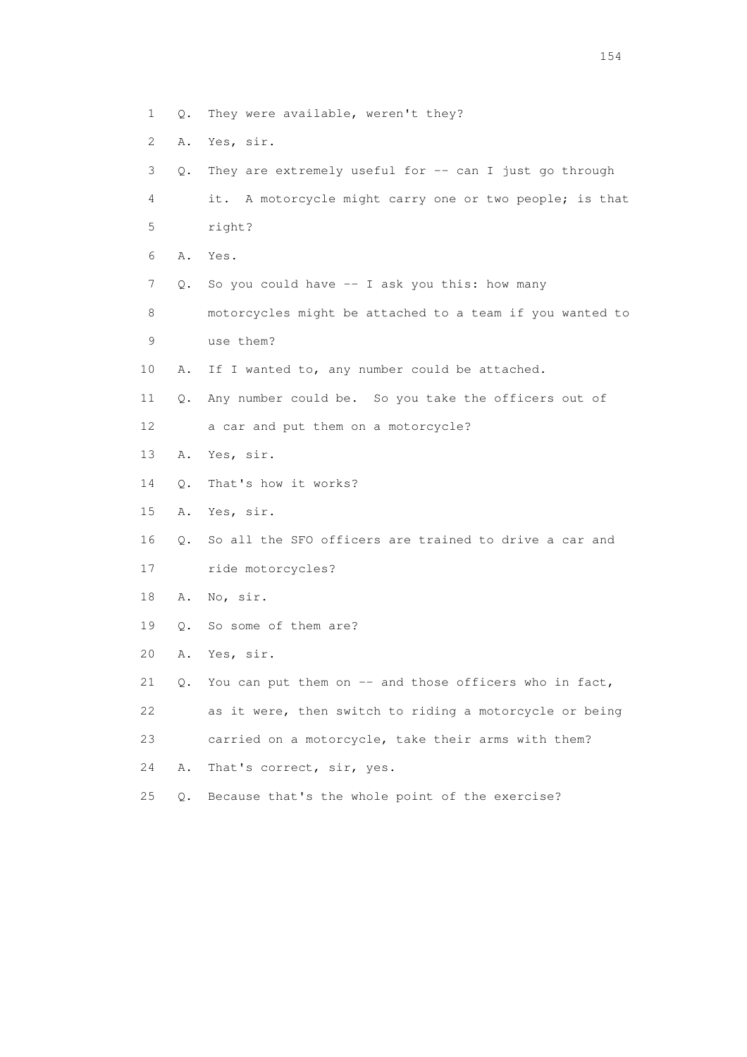1 Q. They were available, weren't they?

2 A. Yes, sir.

3 Q. They are extremely useful for -- can I just go through

4 it. A motorcycle might carry one or two people; is that

5 right?

6 A. Yes.

7 Q. So you could have -- I ask you this: how many

8 motorcycles might be attached to a team if you wanted to

9 use them?

10 A. If I wanted to, any number could be attached.

11 Q. Any number could be. So you take the officers out of

12 a car and put them on a motorcycle?

13 A. Yes, sir.

14 Q. That's how it works?

15 A. Yes, sir.

16 Q. So all the SFO officers are trained to drive a car and

17 ride motorcycles?

18 A. No, sir.

19 Q. So some of them are?

20 A. Yes, sir.

21 Q. You can put them on -- and those officers who in fact,

22 as it were, then switch to riding a motorcycle or being

23 carried on a motorcycle, take their arms with them?

24 A. That's correct, sir, yes.

25 Q. Because that's the whole point of the exercise?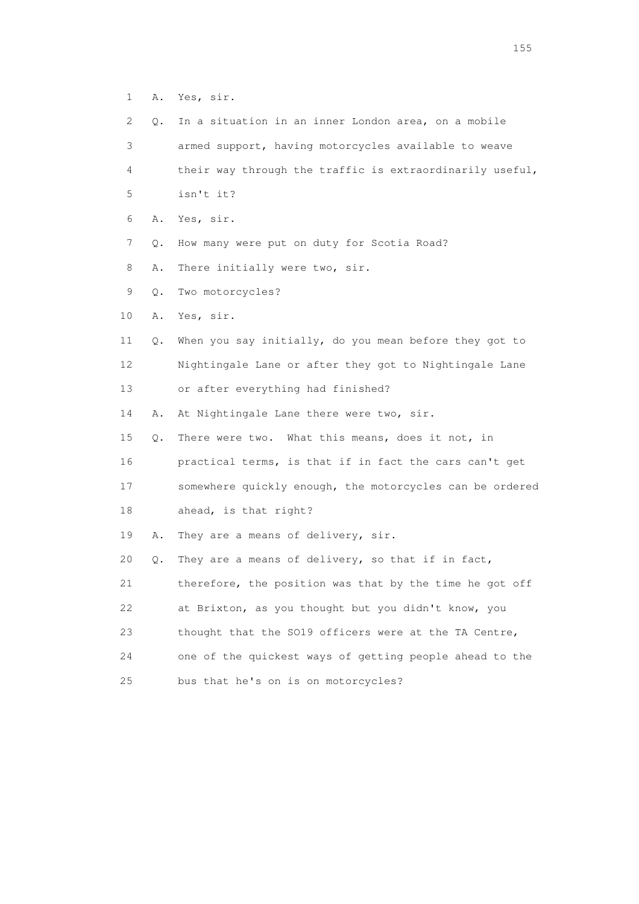1 A. Yes, sir.

2 Q. In a situation in an inner London area, on a mobile

3 armed support, having motorcycles available to weave

4 their way through the traffic is extraordinarily useful,

5 isn't it?

6 A. Yes, sir.

7 Q. How many were put on duty for Scotia Road?

8 A. There initially were two, sir.

9 Q. Two motorcycles?

10 A. Yes, sir.

11 Q. When you say initially, do you mean before they got to

12 Nightingale Lane or after they got to Nightingale Lane

13 or after everything had finished?

14 A. At Nightingale Lane there were two, sir.

15 Q. There were two. What this means, does it not, in

16 practical terms, is that if in fact the cars can't get

17 somewhere quickly enough, the motorcycles can be ordered

18 ahead, is that right?

19 A. They are a means of delivery, sir.

20 Q. They are a means of delivery, so that if in fact,

21 therefore, the position was that by the time he got off

22 at Brixton, as you thought but you didn't know, you

23 thought that the SO19 officers were at the TA Centre,

24 one of the quickest ways of getting people ahead to the

25 bus that he's on is on motorcycles?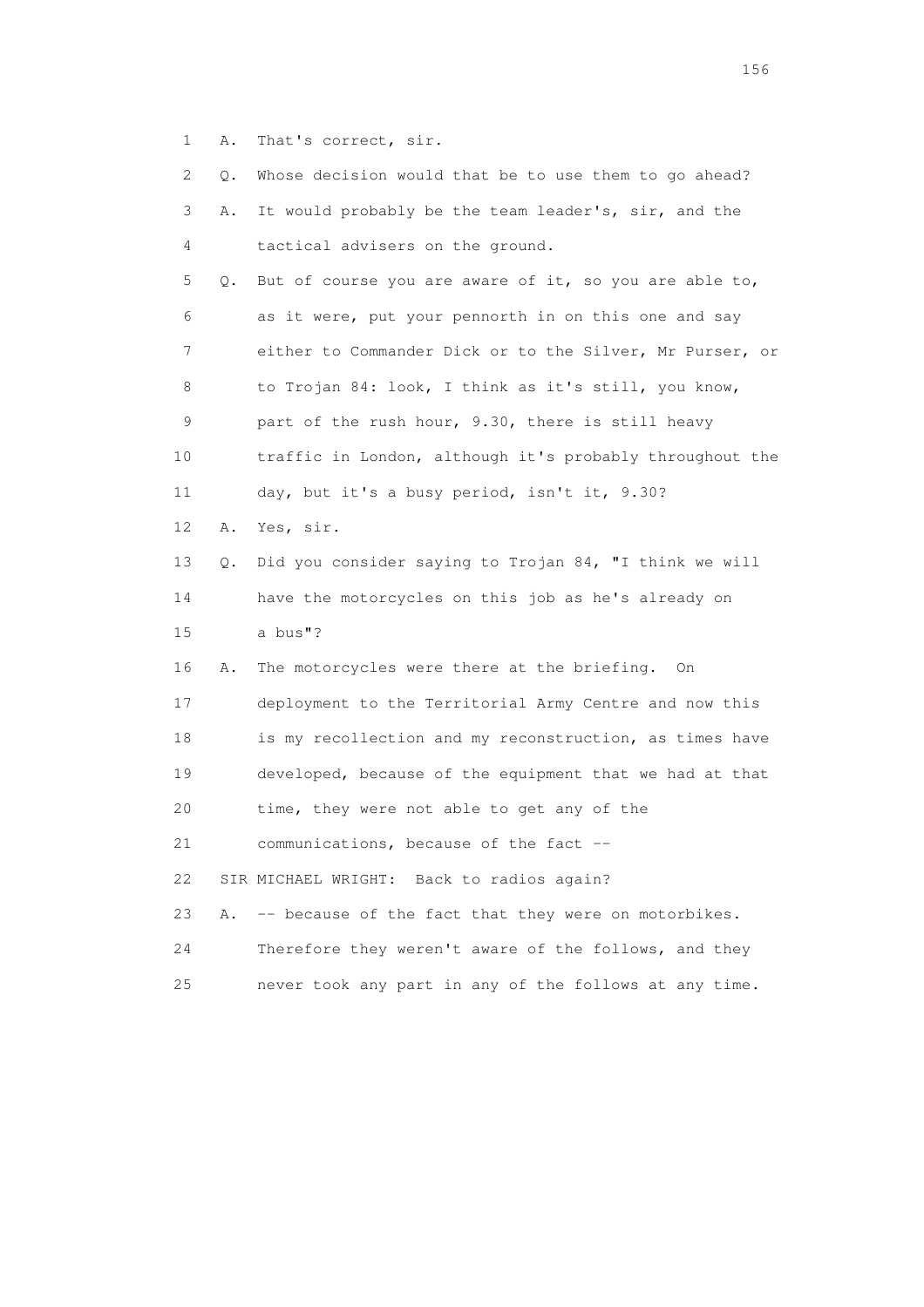1 A. That's correct, sir.

2 Q. Whose decision would that be to use them to go ahead?

3 A. It would probably be the team leader's, sir, and the

4 tactical advisers on the ground.

5 Q. But of course you are aware of it, so you are able to,

6 as it were, put your pennorth in on this one and say

7 either to Commander Dick or to the Silver, Mr Purser, or

8 to Trojan 84: look, I think as it's still, you know,

9 part of the rush hour, 9.30, there is still heavy

10 traffic in London, although it's probably throughout the

11 day, but it's a busy period, isn't it, 9.30?

12 A. Yes, sir.

13 Q. Did you consider saying to Trojan 84, "I think we will

14 have the motorcycles on this job as he's already on

15 a bus"?

16 A. The motorcycles were there at the briefing. On

17 deployment to the Territorial Army Centre and now this

18 is my recollection and my reconstruction, as times have

19 developed, because of the equipment that we had at that

20 time, they were not able to get any of the

21 communications, because of the fact --

22 SIR MICHAEL WRIGHT: Back to radios again?

23 A. -- because of the fact that they were on motorbikes.

24 Therefore they weren't aware of the follows, and they

25 never took any part in any of the follows at any time.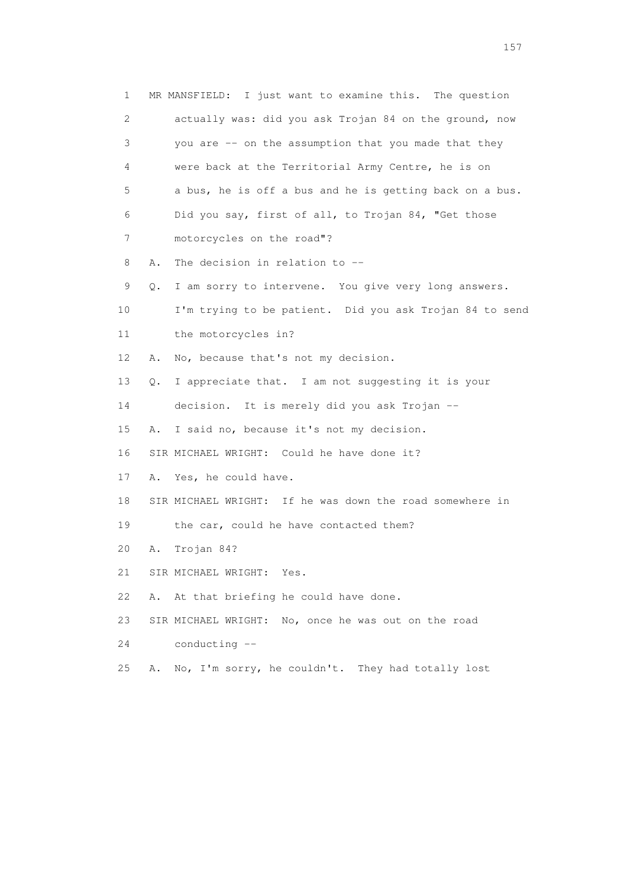1 MR MANSFIELD: I just want to examine this. The question
2 actually was: did you ask Trojan 84 on the ground, now
3 you are -- on the assumption that you made that they
4 were back at the Territorial Army Centre, he is on
5 a bus, he is off a bus and he is getting back on a bus.
6 Did you say, first of all, to Trojan 84, "Get those
7 motorcycles on the road"?
8 A. The decision in relation to --
9 Q. I am sorry to intervene. You give very long answers.
10 I'm trying to be patient. Did you ask Trojan 84 to send
11 the motorcycles in?
12 A. No, because that's not my decision.
13 Q. I appreciate that. I am not suggesting it is your
14 decision. It is merely did you ask Trojan --
15 A. I said no, because it's not my decision.
16 SIR MICHAEL WRIGHT: Could he have done it?
17 A. Yes, he could have.
18 SIR MICHAEL WRIGHT: If he was down the road somewhere in
19 the car, could he have contacted them?
20 A. Trojan 84?
21 SIR MICHAEL WRIGHT: Yes.
22 A. At that briefing he could have done.
23 SIR MICHAEL WRIGHT: No, once he was out on the road
24 conducting --
25 A. No, I'm sorry, he couldn't. They had totally lost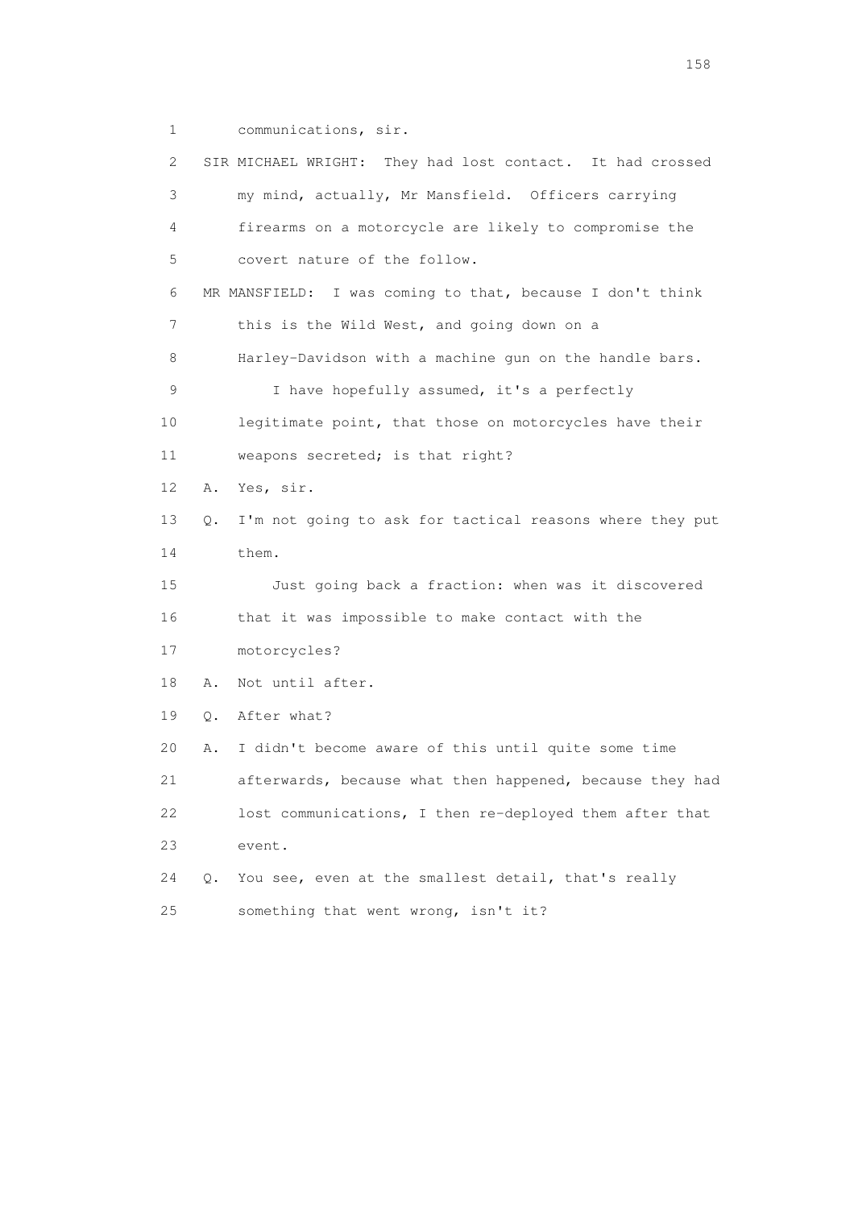1 communications, sir.

2 SIR MICHAEL WRIGHT: They had lost contact. It had crossed

3 my mind, actually, Mr Mansfield. Officers carrying

4 firearms on a motorcycle are likely to compromise the

5 covert nature of the follow.

6 MR MANSFIELD: I was coming to that, because I don't think

7 this is the Wild West, and going down on a

8 Harley-Davidson with a machine gun on the handle bars.

9 I have hopefully assumed, it's a perfectly

10 legitimate point, that those on motorcycles have their

11 weapons secreted; is that right?

12 A. Yes, sir.

13 Q. I'm not going to ask for tactical reasons where they put

14 them.

15 Just going back a fraction: when was it discovered

16 that it was impossible to make contact with the

17 motorcycles?

18 A. Not until after.

19 Q. After what?

20 A. I didn't become aware of this until quite some time

21 afterwards, because what then happened, because they had

22 lost communications, I then re-deployed them after that

23 event.

24 Q. You see, even at the smallest detail, that's really

25 something that went wrong, isn't it?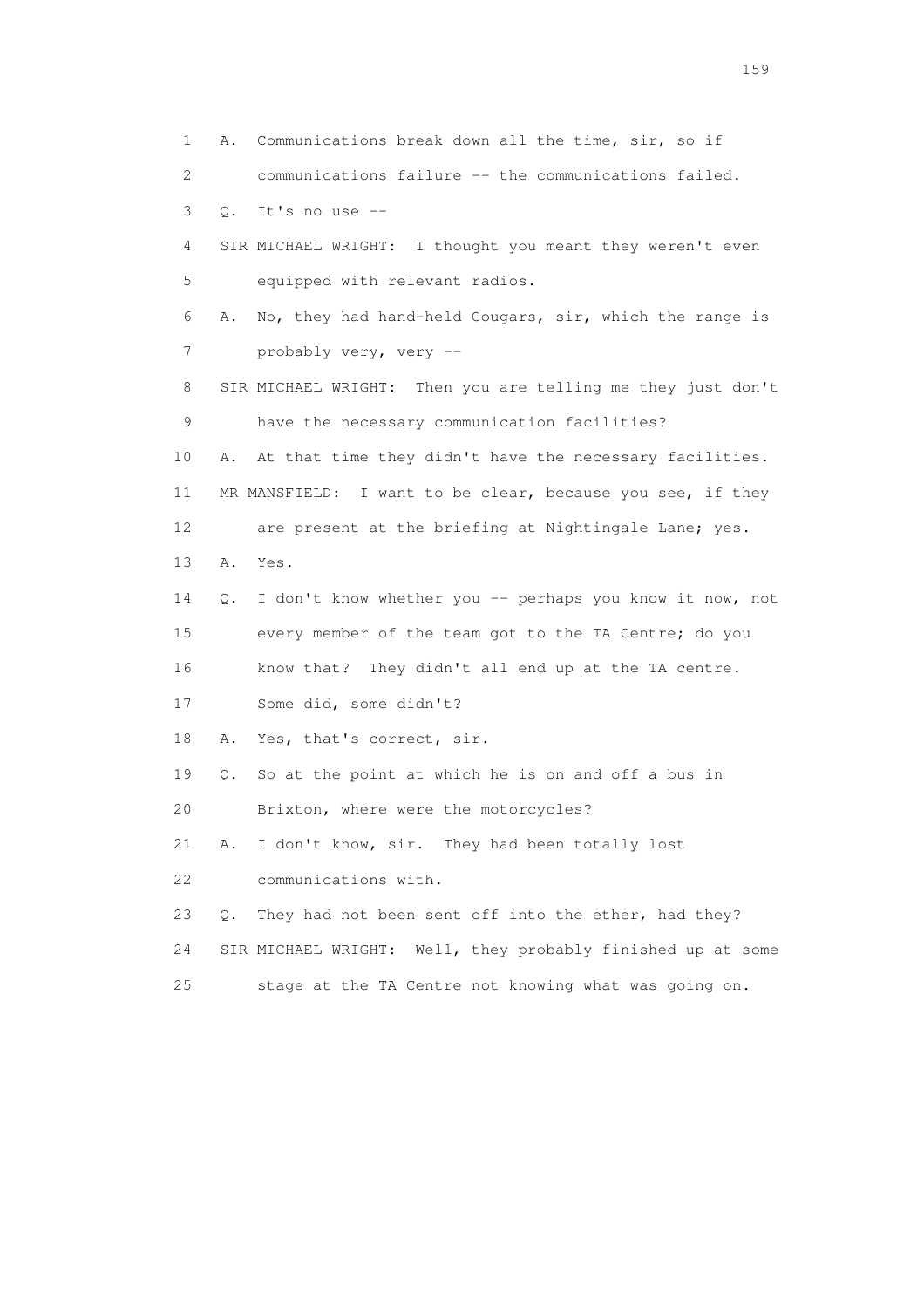1 A. Communications break down all the time, sir, so if
2 communications failure -- the communications failed.
3 Q. It's no use --
4 SIR MICHAEL WRIGHT: I thought you meant they weren't even
5 equipped with relevant radios.
6 A. No, they had hand-held Cougars, sir, which the range is
7 probably very, very --
8 SIR MICHAEL WRIGHT: Then you are telling me they just don't
9 have the necessary communication facilities?
10 A. At that time they didn't have the necessary facilities.
11 MR MANSFIELD: I want to be clear, because you see, if they
12 are present at the briefing at Nightingale Lane; yes.
13 A. Yes.
14 Q. I don't know whether you -- perhaps you know it now, not
15 every member of the team got to the TA Centre; do you
16 know that? They didn't all end up at the TA centre.
17 Some did, some didn't?
18 A. Yes, that's correct, sir.
19 Q. So at the point at which he is on and off a bus in
20 Brixton, where were the motorcycles?
21 A. I don't know, sir. They had been totally lost
22 communications with.
23 Q. They had not been sent off into the ether, had they?
24 SIR MICHAEL WRIGHT: Well, they probably finished up at some
25 stage at the TA Centre not knowing what was going on.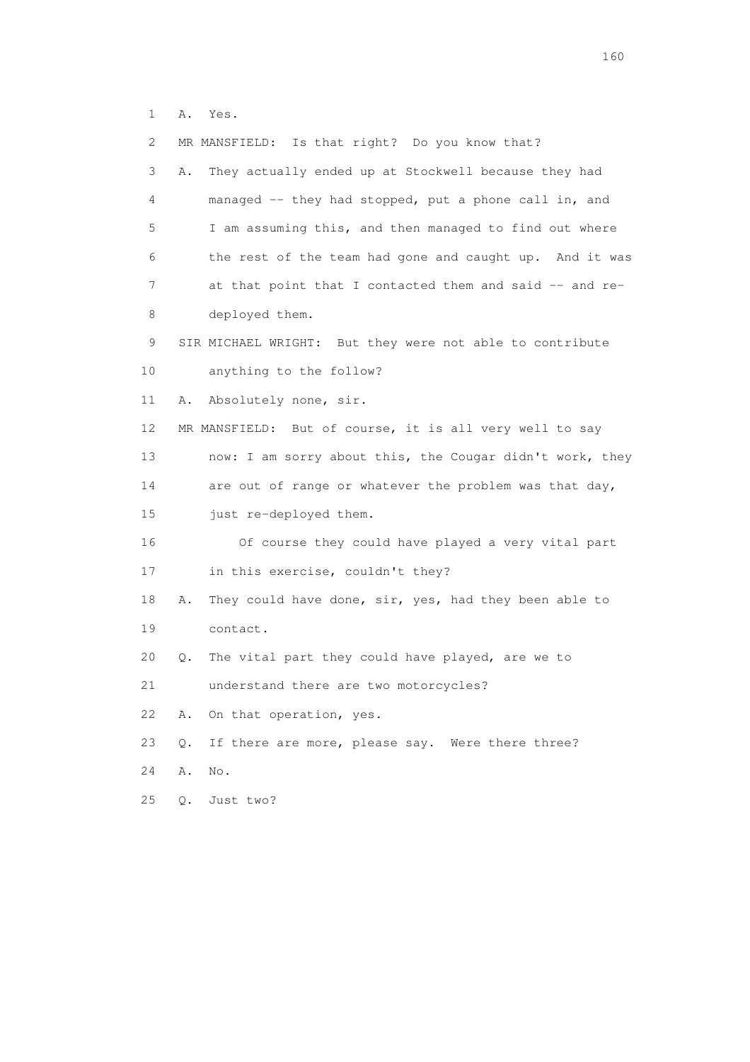1 A. Yes.

2 MR MANSFIELD: Is that right? Do you know that?

3 A. They actually ended up at Stockwell because they had

4 managed -- they had stopped, put a phone call in, and

5 I am assuming this, and then managed to find out where

6 the rest of the team had gone and caught up. And it was

7 at that point that I contacted them and said -- and re-

8 deployed them.

9 SIR MICHAEL WRIGHT: But they were not able to contribute

10 anything to the follow?

11 A. Absolutely none, sir.

12 MR MANSFIELD: But of course, it is all very well to say

13 now: I am sorry about this, the Cougar didn't work, they

14 are out of range or whatever the problem was that day,

15 just re-deployed them.

16 Of course they could have played a very vital part

17 in this exercise, couldn't they?

18 A. They could have done, sir, yes, had they been able to

19 contact.

20 Q. The vital part they could have played, are we to

21 understand there are two motorcycles?

22 A. On that operation, yes.

23 Q. If there are more, please say. Were there three?

24 A. No.

25 Q. Just two?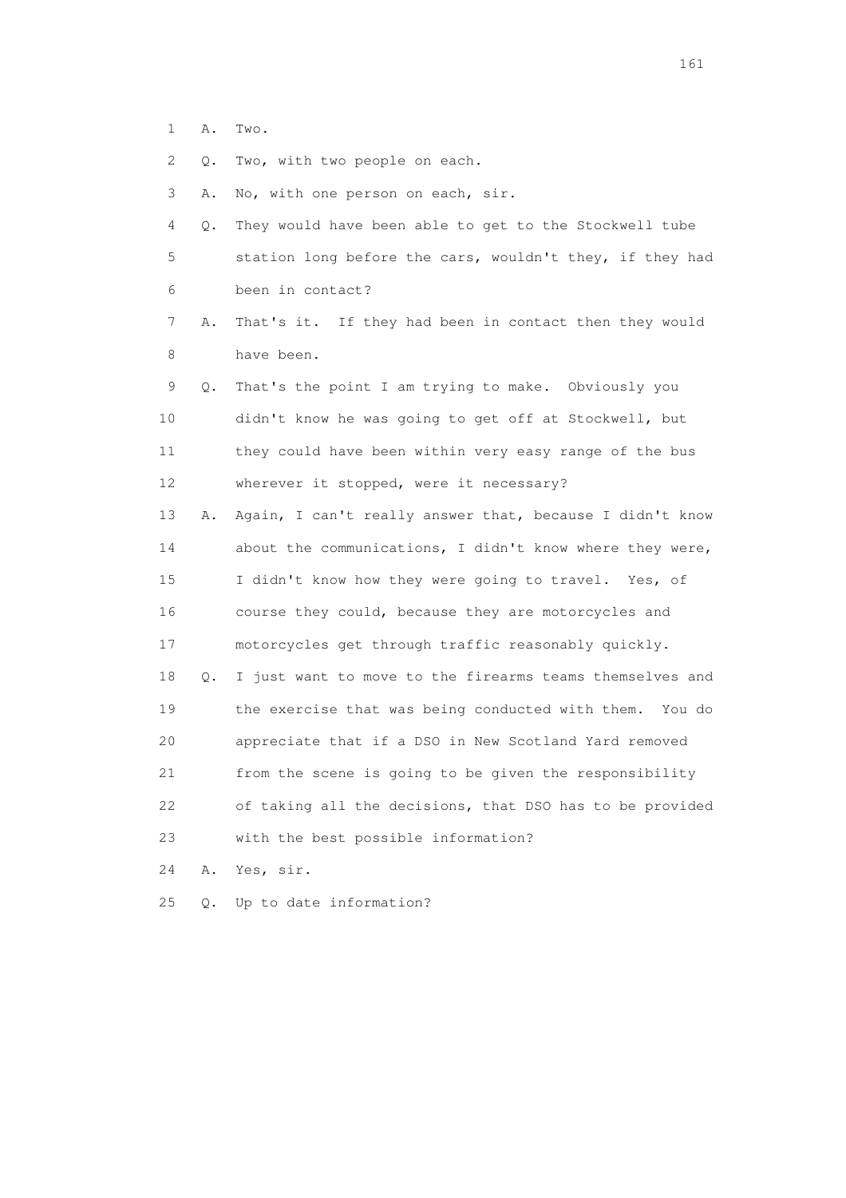1 A. Two.

2 Q. Two, with two people on each.

3 A. No, with one person on each, sir.

4 Q. They would have been able to get to the Stockwell tube
5 station long before the cars, wouldn't they, if they had
6 been in contact?

7 A. That's it. If they had been in contact then they would
8 have been.

9 Q. That's the point I am trying to make. Obviously you
10 didn't know he was going to get off at Stockwell, but
11 they could have been within very easy range of the bus
12 wherever it stopped, were it necessary?

13 A. Again, I can't really answer that, because I didn't know
14 about the communications, I didn't know where they were,
15 I didn't know how they were going to travel. Yes, of
16 course they could, because they are motorcycles and
17 motorcycles get through traffic reasonably quickly.

18 Q. I just want to move to the firearms teams themselves and
19 the exercise that was being conducted with them. You do
20 appreciate that if a DSO in New Scotland Yard removed
21 from the scene is going to be given the responsibility
22 of taking all the decisions, that DSO has to be provided
23 with the best possible information?

24 A. Yes, sir.

25 Q. Up to date information?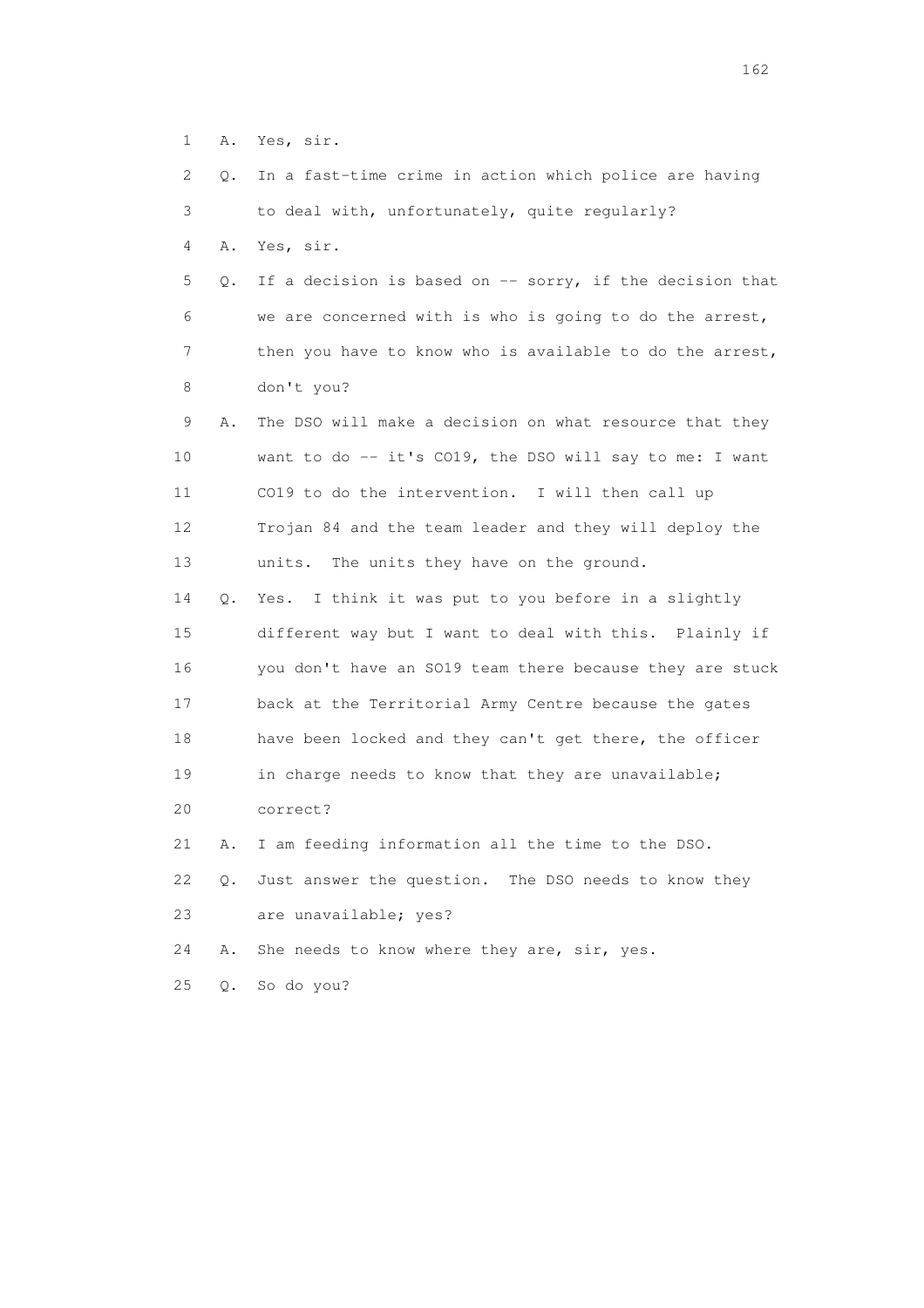1 A. Yes, sir.

2 Q. In a fast-time crime in action which police are having

3 to deal with, unfortunately, quite regularly?

4 A. Yes, sir.

5 Q. If a decision is based on -- sorry, if the decision that

6 we are concerned with is who is going to do the arrest,

7 then you have to know who is available to do the arrest,

8 don't you?

9 A. The DSO will make a decision on what resource that they

10 want to do -- it's CO19, the DSO will say to me: I want

11 CO19 to do the intervention. I will then call up

12 Trojan 84 and the team leader and they will deploy the

13 units. The units they have on the ground.

14 Q. Yes. I think it was put to you before in a slightly

15 different way but I want to deal with this. Plainly if

16 you don't have an SO19 team there because they are stuck

17 back at the Territorial Army Centre because the gates

18 have been locked and they can't get there, the officer

19 in charge needs to know that they are unavailable;

20 correct?

21 A. I am feeding information all the time to the DSO.

22 Q. Just answer the question. The DSO needs to know they

23 are unavailable; yes?

24 A. She needs to know where they are, sir, yes.

25 Q. So do you?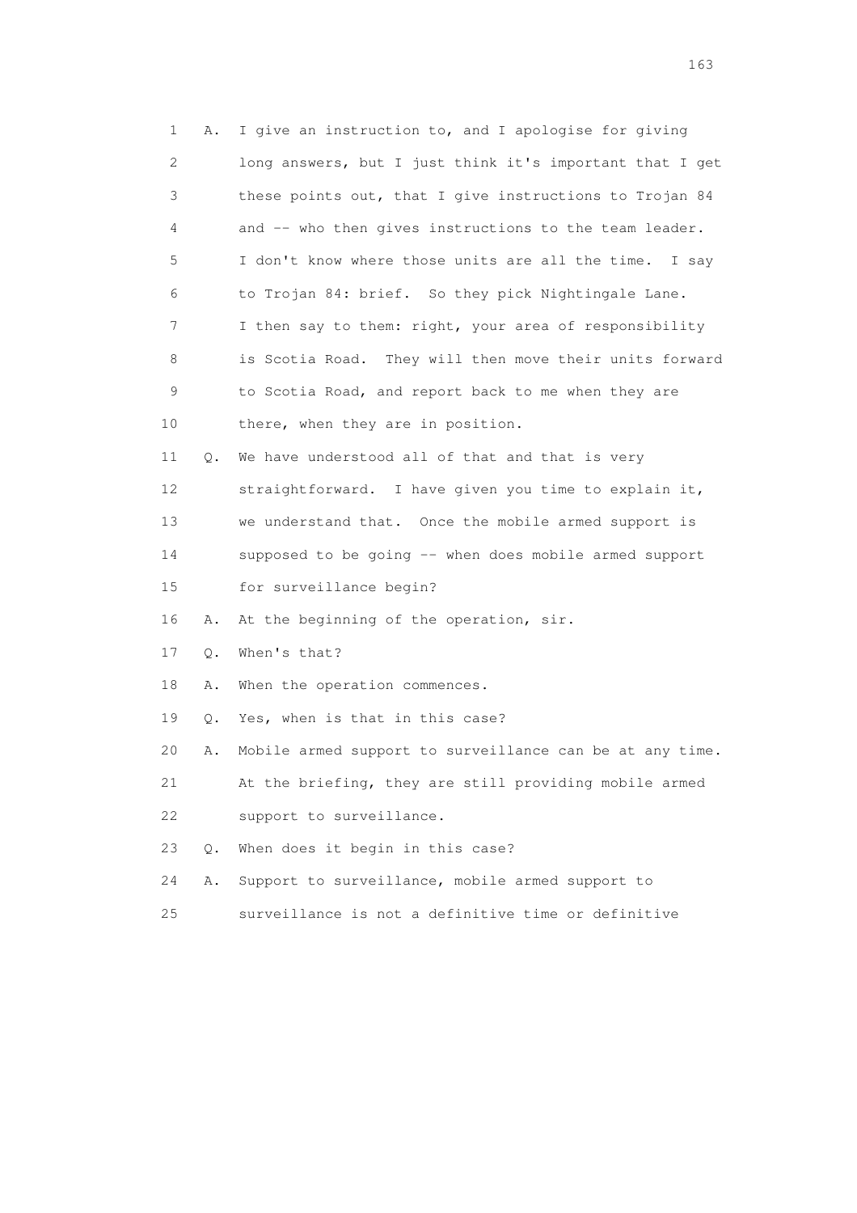1 A. I give an instruction to, and I apologise for giving
2 long answers, but I just think it's important that I get
3 these points out, that I give instructions to Trojan 84
4 and -- who then gives instructions to the team leader.
5 I don't know where those units are all the time. I say
6 to Trojan 84: brief. So they pick Nightingale Lane.
7 I then say to them: right, your area of responsibility
8 is Scotia Road. They will then move their units forward
9 to Scotia Road, and report back to me when they are
10 there, when they are in position.
11 Q. We have understood all of that and that is very
12 straightforward. I have given you time to explain it,
13 we understand that. Once the mobile armed support is
14 supposed to be going -- when does mobile armed support
15 for surveillance begin?
16 A. At the beginning of the operation, sir.
17 Q. When's that?
18 A. When the operation commences.
19 Q. Yes, when is that in this case?
20 A. Mobile armed support to surveillance can be at any time.
21 At the briefing, they are still providing mobile armed
22 support to surveillance.
23 Q. When does it begin in this case?
24 A. Support to surveillance, mobile armed support to
25 surveillance is not a definitive time or definitive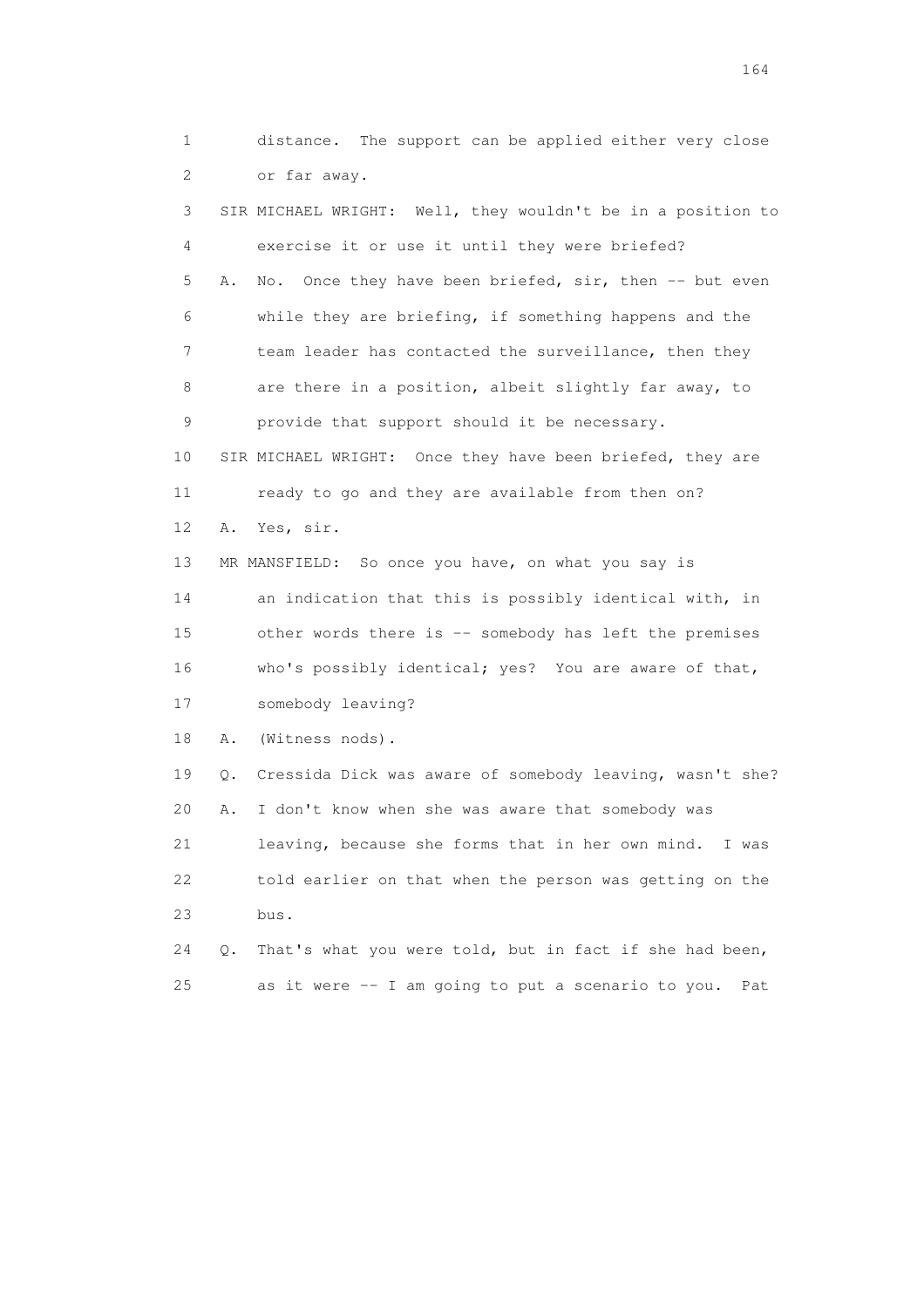1 distance. The support can be applied either very close
2 or far away.

3 SIR MICHAEL WRIGHT: Well, they wouldn't be in a position to
4 exercise it or use it until they were briefed?

5 A. No. Once they have been briefed, sir, then -- but even
6 while they are briefing, if something happens and the
7 team leader has contacted the surveillance, then they
8 are there in a position, albeit slightly far away, to
9 provide that support should it be necessary.

10 SIR MICHAEL WRIGHT: Once they have been briefed, they are
11 ready to go and they are available from then on?

12 A. Yes, sir.

13 MR MANSFIELD: So once you have, on what you say is
14 an indication that this is possibly identical with, in
15 other words there is -- somebody has left the premises
16 who's possibly identical; yes? You are aware of that,
17 somebody leaving?

18 A. (Witness nods).

19 Q. Cressida Dick was aware of somebody leaving, wasn't she?

20 A. I don't know when she was aware that somebody was
21 leaving, because she forms that in her own mind. I was
22 told earlier on that when the person was getting on the
23 bus.

24 Q. That's what you were told, but in fact if she had been,
25 as it were -- I am going to put a scenario to you. Pat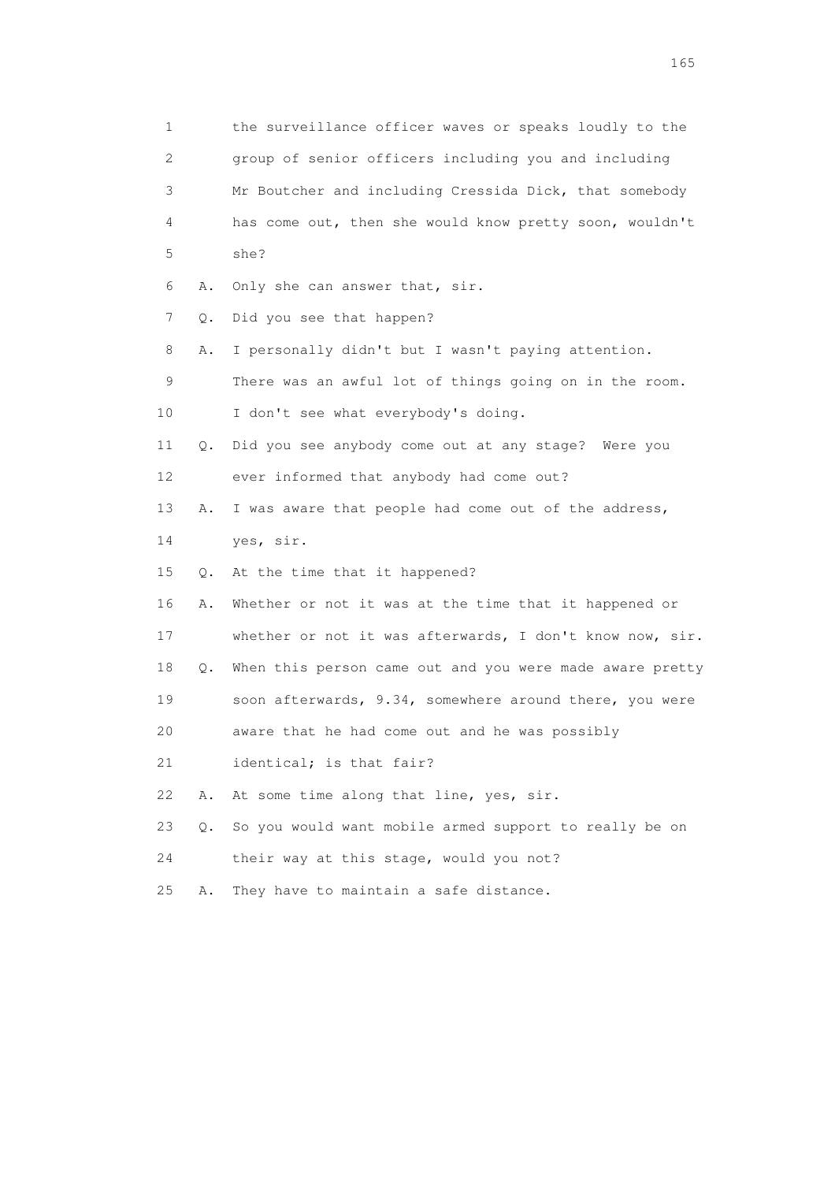1 the surveillance officer waves or speaks loudly to the
2 group of senior officers including you and including
3 Mr Boutcher and including Cressida Dick, that somebody
4 has come out, then she would know pretty soon, wouldn't
5 she?

6 A. Only she can answer that, sir.

7 Q. Did you see that happen?

8 A. I personally didn't but I wasn't paying attention.
9 There was an awful lot of things going on in the room.
10 I don't see what everybody's doing.

11 Q. Did you see anybody come out at any stage? Were you
12 ever informed that anybody had come out?

13 A. I was aware that people had come out of the address,
14 yes, sir.

15 Q. At the time that it happened?

16 A. Whether or not it was at the time that it happened or
17 whether or not it was afterwards, I don't know now, sir.

18 Q. When this person came out and you were made aware pretty
19 soon afterwards, 9.34, somewhere around there, you were
20 aware that he had come out and he was possibly
21 identical; is that fair?

22 A. At some time along that line, yes, sir.

23 Q. So you would want mobile armed support to really be on
24 their way at this stage, would you not?

25 A. They have to maintain a safe distance.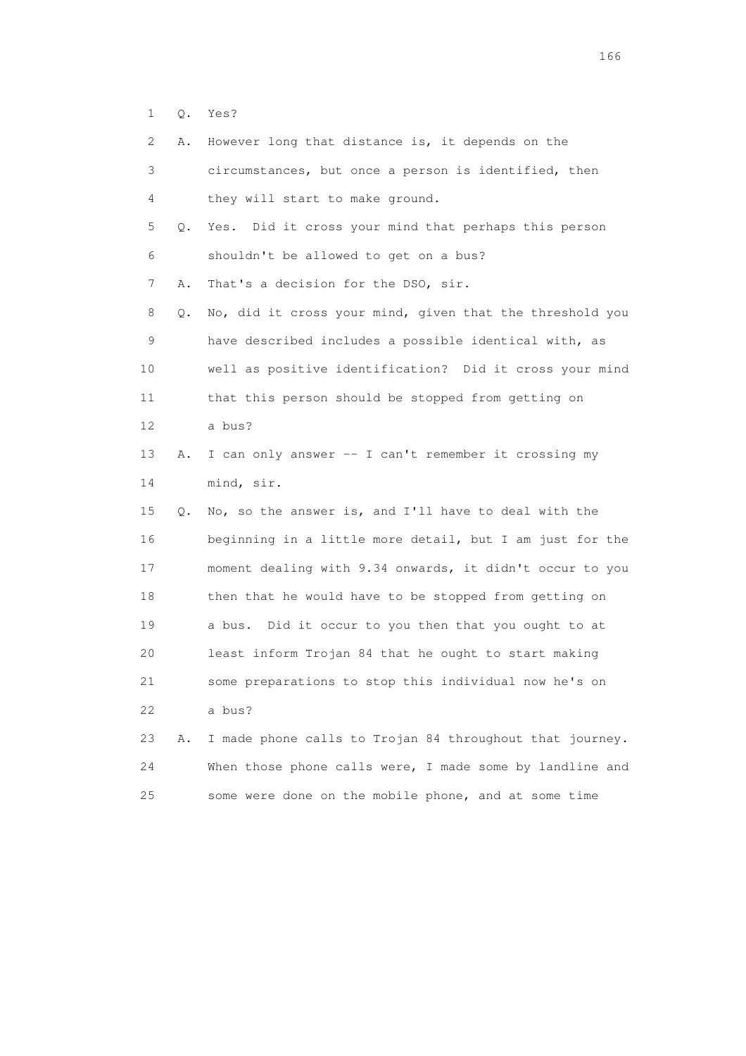1 Q. Yes?

2 A. However long that distance is, it depends on the

3 circumstances, but once a person is identified, then

4 they will start to make ground.

5 Q. Yes. Did it cross your mind that perhaps this person

6 shouldn't be allowed to get on a bus?

7 A. That's a decision for the DSO, sir.

8 Q. No, did it cross your mind, given that the threshold you

9 have described includes a possible identical with, as

10 well as positive identification? Did it cross your mind

11 that this person should be stopped from getting on

12 a bus?

13 A. I can only answer -- I can't remember it crossing my

14 mind, sir.

15 Q. No, so the answer is, and I'll have to deal with the

16 beginning in a little more detail, but I am just for the

17 moment dealing with 9.34 onwards, it didn't occur to you

18 then that he would have to be stopped from getting on

19 a bus. Did it occur to you then that you ought to at

20 least inform Trojan 84 that he ought to start making

21 some preparations to stop this individual now he's on

22 a bus?

23 A. I made phone calls to Trojan 84 throughout that journey.

24 When those phone calls were, I made some by landline and

25 some were done on the mobile phone, and at some time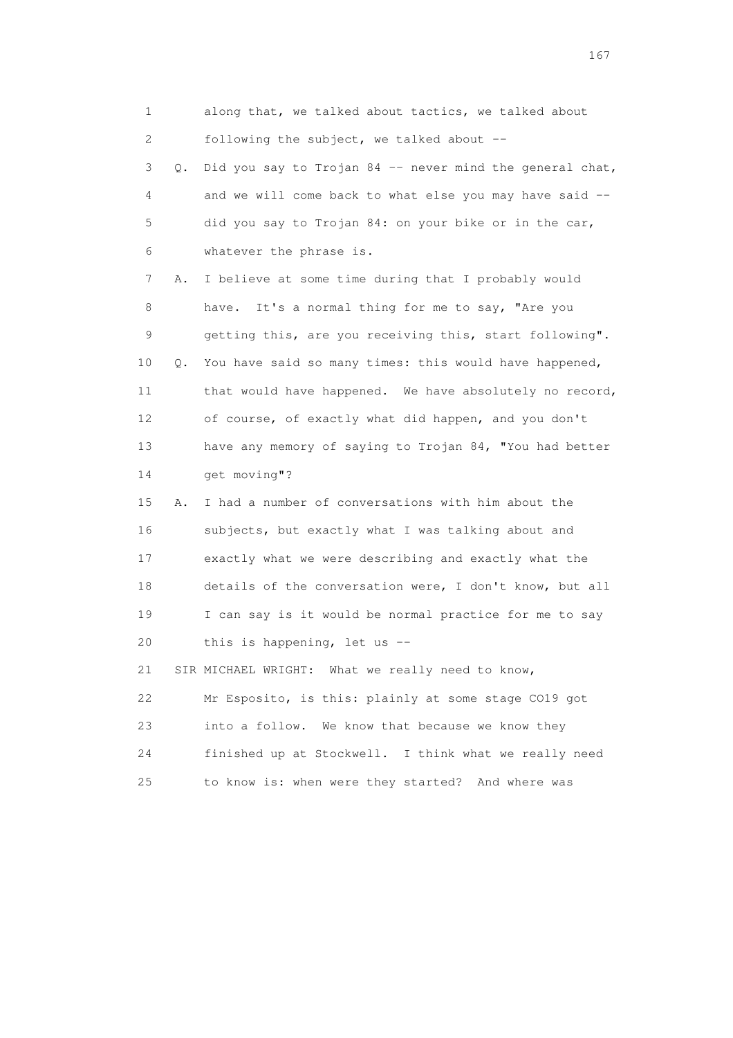1 along that, we talked about tactics, we talked about
2 following the subject, we talked about --
3 Q. Did you say to Trojan 84 -- never mind the general chat,
4 and we will come back to what else you may have said --
5 did you say to Trojan 84: on your bike or in the car,
6 whatever the phrase is.
7 A. I believe at some time during that I probably would
8 have. It's a normal thing for me to say, "Are you
9 getting this, are you receiving this, start following".
10 Q. You have said so many times: this would have happened,
11 that would have happened. We have absolutely no record,
12 of course, of exactly what did happen, and you don't
13 have any memory of saying to Trojan 84, "You had better
14 get moving"?
15 A. I had a number of conversations with him about the
16 subjects, but exactly what I was talking about and
17 exactly what we were describing and exactly what the
18 details of the conversation were, I don't know, but all
19 I can say is it would be normal practice for me to say
20 this is happening, let us --
21 SIR MICHAEL WRIGHT: What we really need to know,
22 Mr Esposito, is this: plainly at some stage CO19 got
23 into a follow. We know that because we know they
24 finished up at Stockwell. I think what we really need
25 to know is: when were they started? And where was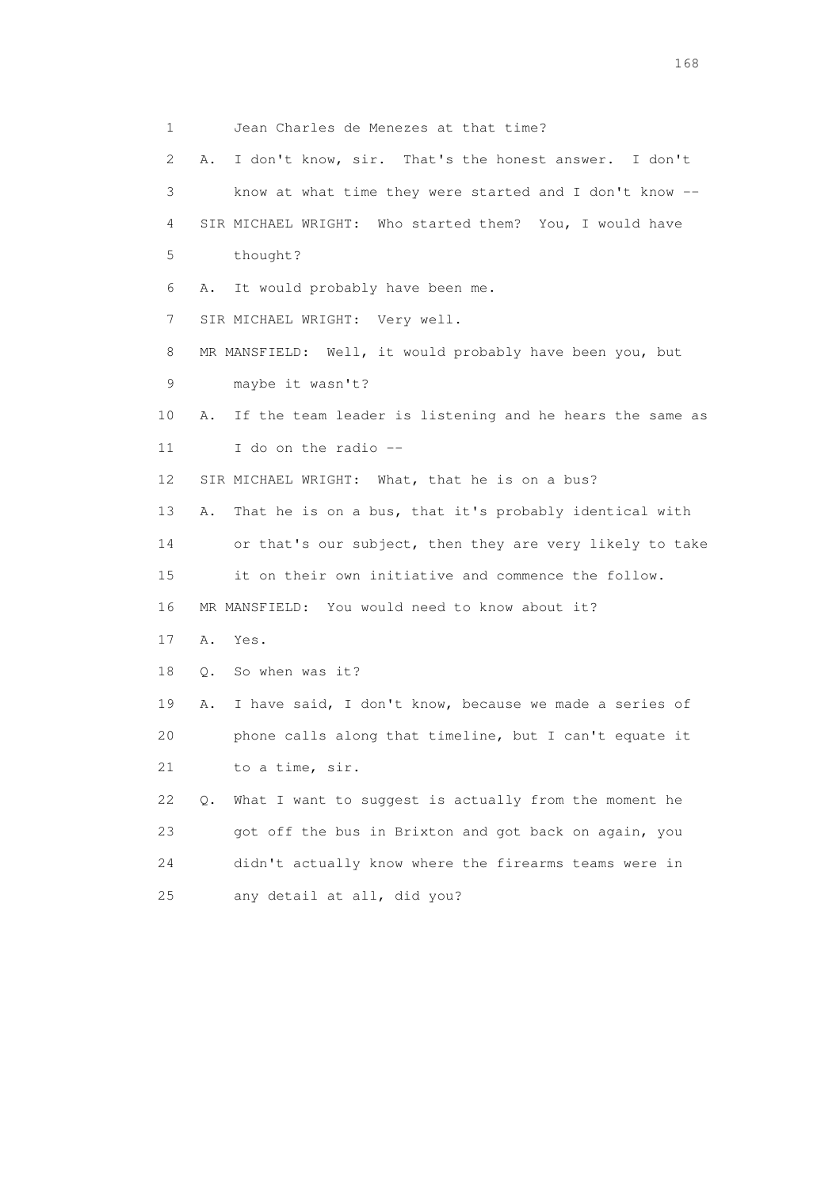1 Jean Charles de Menezes at that time?

2 A. I don't know, sir. That's the honest answer. I don't

3 know at what time they were started and I don't know --

4 SIR MICHAEL WRIGHT: Who started them? You, I would have

5 thought?

6 A. It would probably have been me.

7 SIR MICHAEL WRIGHT: Very well.

8 MR MANSFIELD: Well, it would probably have been you, but

9 maybe it wasn't?

10 A. If the team leader is listening and he hears the same as

11 I do on the radio --

12 SIR MICHAEL WRIGHT: What, that he is on a bus?

13 A. That he is on a bus, that it's probably identical with

14 or that's our subject, then they are very likely to take

15 it on their own initiative and commence the follow.

16 MR MANSFIELD: You would need to know about it?

17 A. Yes.

18 Q. So when was it?

19 A. I have said, I don't know, because we made a series of

20 phone calls along that timeline, but I can't equate it

21 to a time, sir.

22 Q. What I want to suggest is actually from the moment he

23 got off the bus in Brixton and got back on again, you

24 didn't actually know where the firearms teams were in

25 any detail at all, did you?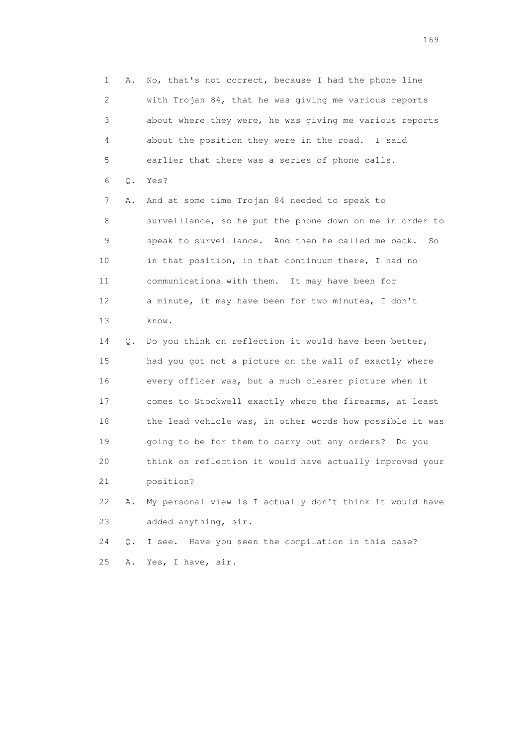1 A. No, that's not correct, because I had the phone line
2 with Trojan 84, that he was giving me various reports
3 about where they were, he was giving me various reports
4 about the position they were in the road. I said
5 earlier that there was a series of phone calls.
6 Q. Yes?
7 A. And at some time Trojan 84 needed to speak to
8 surveillance, so he put the phone down on me in order to
9 speak to surveillance. And then he called me back. So
10 in that position, in that continuum there, I had no
11 communications with them. It may have been for
12 a minute, it may have been for two minutes, I don't
13 know.
14 Q. Do you think on reflection it would have been better,
15 had you got not a picture on the wall of exactly where
16 every officer was, but a much clearer picture when it
17 comes to Stockwell exactly where the firearms, at least
18 the lead vehicle was, in other words how possible it was
19 going to be for them to carry out any orders? Do you
20 think on reflection it would have actually improved your
21 position?
22 A. My personal view is I actually don't think it would have
23 added anything, sir.
24 Q. I see. Have you seen the compilation in this case?
25 A. Yes, I have, sir.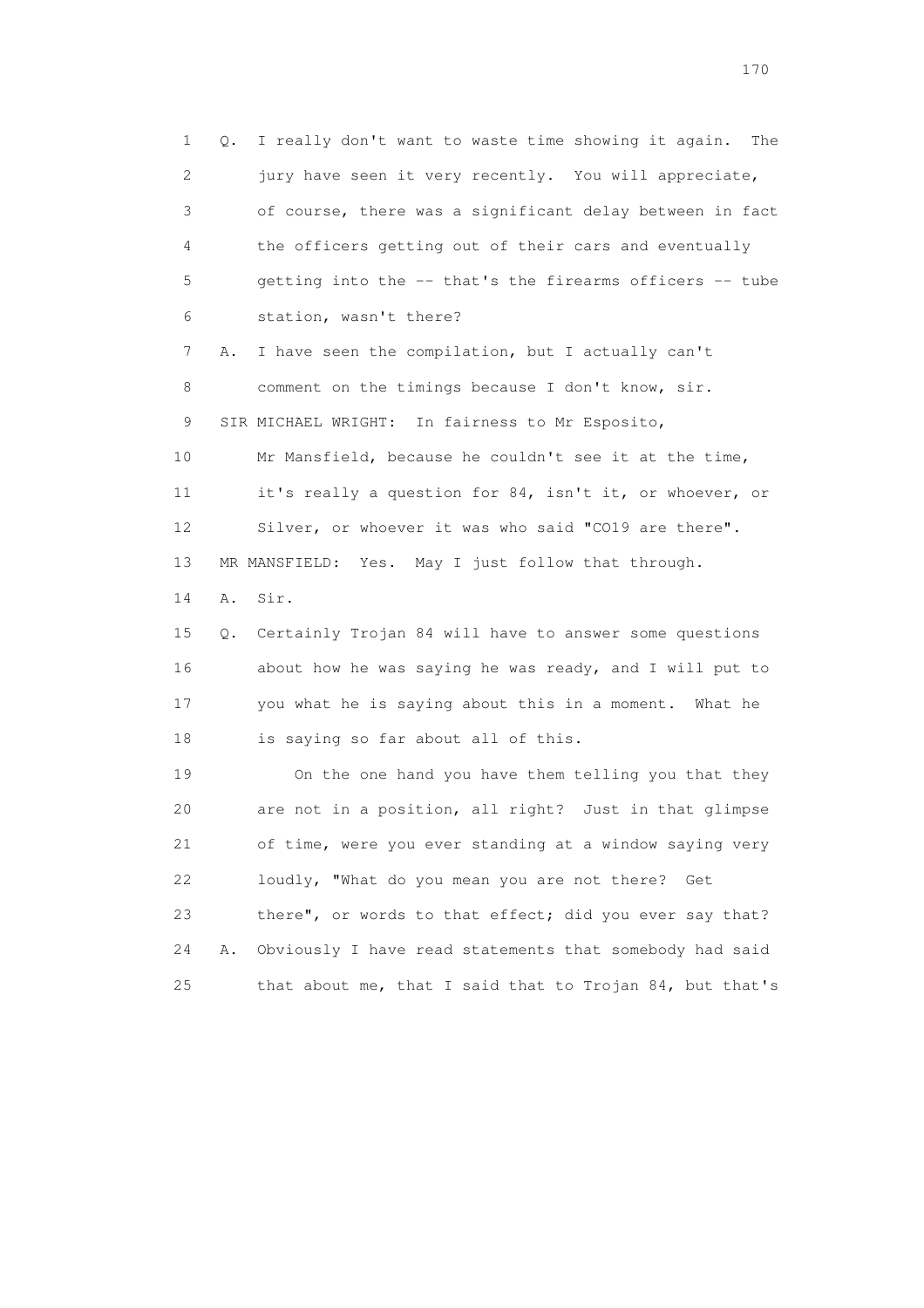1 Q. I really don't want to waste time showing it again. The
2 jury have seen it very recently. You will appreciate,
3 of course, there was a significant delay between in fact
4 the officers getting out of their cars and eventually
5 getting into the -- that's the firearms officers -- tube
6 station, wasn't there?

7 A. I have seen the compilation, but I actually can't
8 comment on the timings because I don't know, sir.

9 SIR MICHAEL WRIGHT: In fairness to Mr Esposito,
10 Mr Mansfield, because he couldn't see it at the time,
11 it's really a question for 84, isn't it, or whoever, or
12 Silver, or whoever it was who said "CO19 are there".

13 MR MANSFIELD: Yes. May I just follow that through.

14 A. Sir.

15 Q. Certainly Trojan 84 will have to answer some questions
16 about how he was saying he was ready, and I will put to
17 you what he is saying about this in a moment. What he
18 is saying so far about all of this.

19 On the one hand you have them telling you that they
20 are not in a position, all right? Just in that glimpse
21 of time, were you ever standing at a window saying very
22 loudly, "What do you mean you are not there? Get
23 there", or words to that effect; did you ever say that?

24 A. Obviously I have read statements that somebody had said
25 that about me, that I said that to Trojan 84, but that's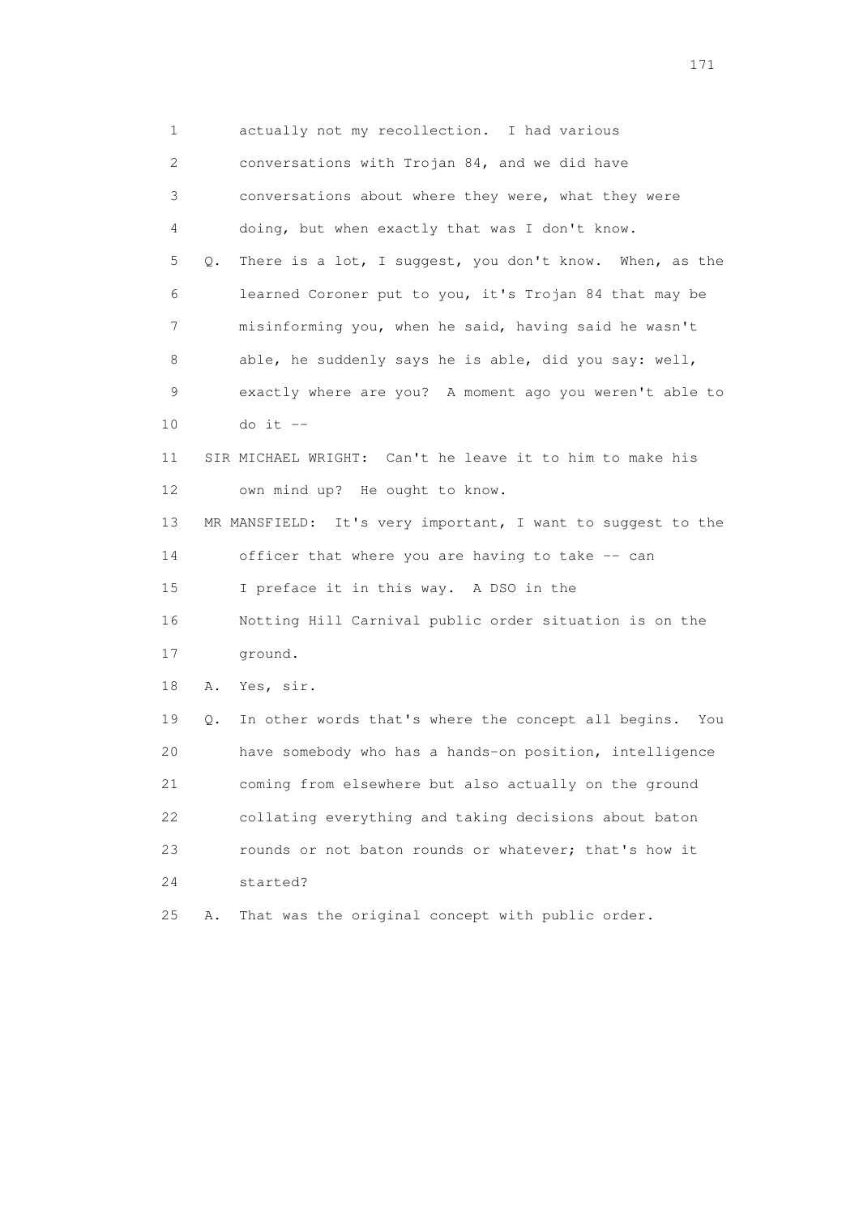1 actually not my recollection. I had various
2 conversations with Trojan 84, and we did have
3 conversations about where they were, what they were
4 doing, but when exactly that was I don't know.
5 Q. There is a lot, I suggest, you don't know. When, as the
6 learned Coroner put to you, it's Trojan 84 that may be
7 misinforming you, when he said, having said he wasn't
8 able, he suddenly says he is able, did you say: well,
9 exactly where are you? A moment ago you weren't able to
10 do it --
11 SIR MICHAEL WRIGHT: Can't he leave it to him to make his
12 own mind up? He ought to know.
13 MR MANSFIELD: It's very important, I want to suggest to the
14 officer that where you are having to take -- can
15 I preface it in this way. A DSO in the
16 Notting Hill Carnival public order situation is on the
17 ground.
18 A. Yes, sir.
19 Q. In other words that's where the concept all begins. You
20 have somebody who has a hands-on position, intelligence
21 coming from elsewhere but also actually on the ground
22 collating everything and taking decisions about baton
23 rounds or not baton rounds or whatever; that's how it
24 started?
25 A. That was the original concept with public order.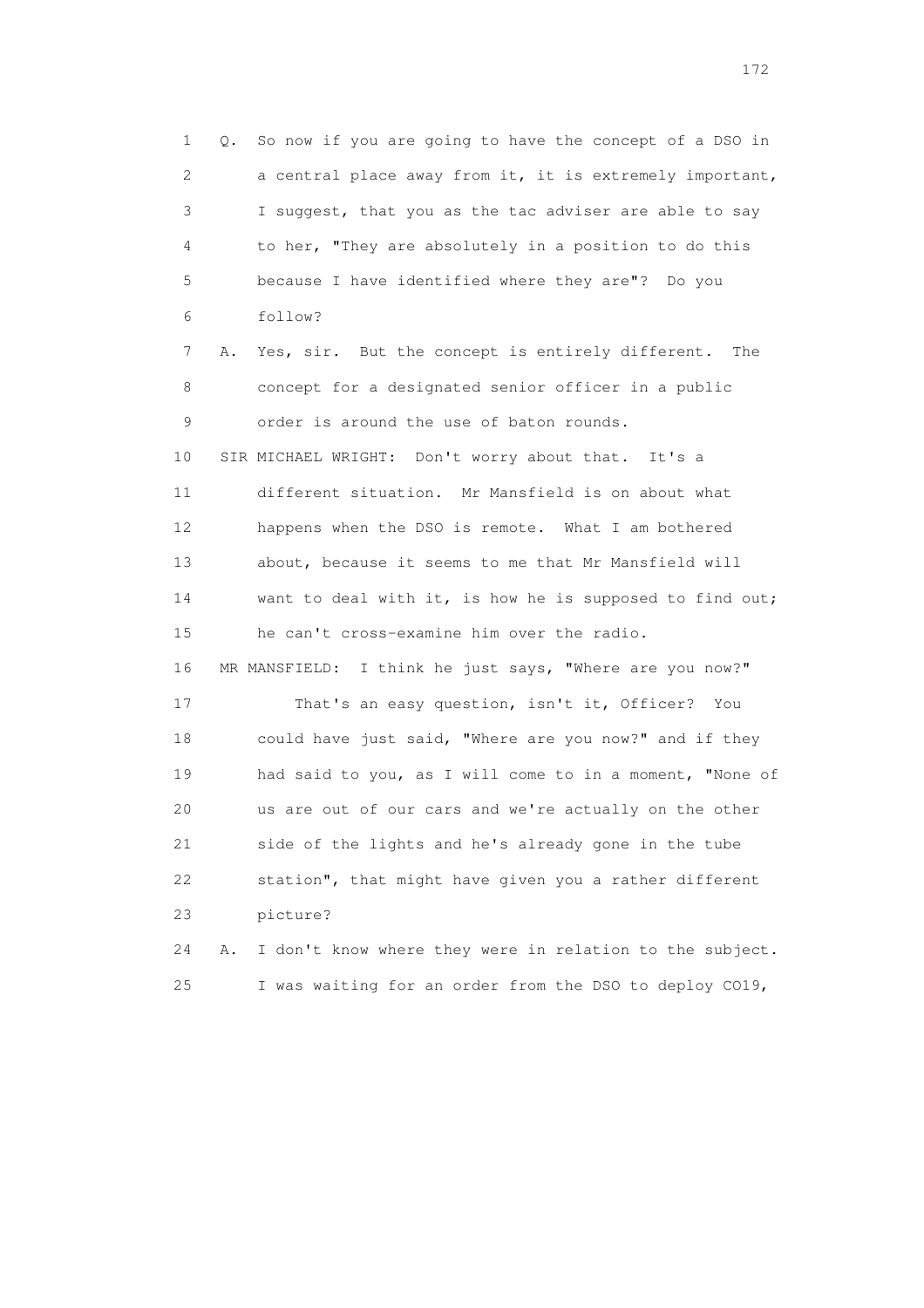1 Q. So now if you are going to have the concept of a DSO in
2 a central place away from it, it is extremely important,
3 I suggest, that you as the tac adviser are able to say
4 to her, "They are absolutely in a position to do this
5 because I have identified where they are"? Do you
6 follow?
7 A. Yes, sir. But the concept is entirely different. The
8 concept for a designated senior officer in a public
9 order is around the use of baton rounds.
10 SIR MICHAEL WRIGHT: Don't worry about that. It's a
11 different situation. Mr Mansfield is on about what
12 happens when the DSO is remote. What I am bothered
13 about, because it seems to me that Mr Mansfield will
14 want to deal with it, is how he is supposed to find out;
15 he can't cross-examine him over the radio.
16 MR MANSFIELD: I think he just says, "Where are you now?"
17 That's an easy question, isn't it, Officer? You
18 could have just said, "Where are you now?" and if they
19 had said to you, as I will come to in a moment, "None of
20 us are out of our cars and we're actually on the other
21 side of the lights and he's already gone in the tube
22 station", that might have given you a rather different
23 picture?
24 A. I don't know where they were in relation to the subject.
25 I was waiting for an order from the DSO to deploy CO19,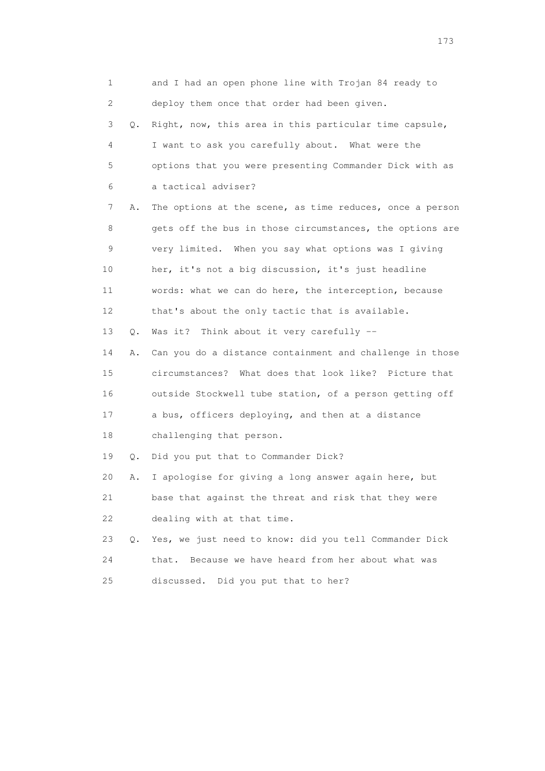1 and I had an open phone line with Trojan 84 ready to
2 deploy them once that order had been given.
3 Q. Right, now, this area in this particular time capsule,
4 I want to ask you carefully about. What were the
5 options that you were presenting Commander Dick with as
6 a tactical adviser?
7 A. The options at the scene, as time reduces, once a person
8 gets off the bus in those circumstances, the options are
9 very limited. When you say what options was I giving
10 her, it's not a big discussion, it's just headline
11 words: what we can do here, the interception, because
12 that's about the only tactic that is available.
13 Q. Was it? Think about it very carefully --
14 A. Can you do a distance containment and challenge in those
15 circumstances? What does that look like? Picture that
16 outside Stockwell tube station, of a person getting off
17 a bus, officers deploying, and then at a distance
18 challenging that person.
19 Q. Did you put that to Commander Dick?
20 A. I apologise for giving a long answer again here, but
21 base that against the threat and risk that they were
22 dealing with at that time.
23 Q. Yes, we just need to know: did you tell Commander Dick
24 that. Because we have heard from her about what was
25 discussed. Did you put that to her?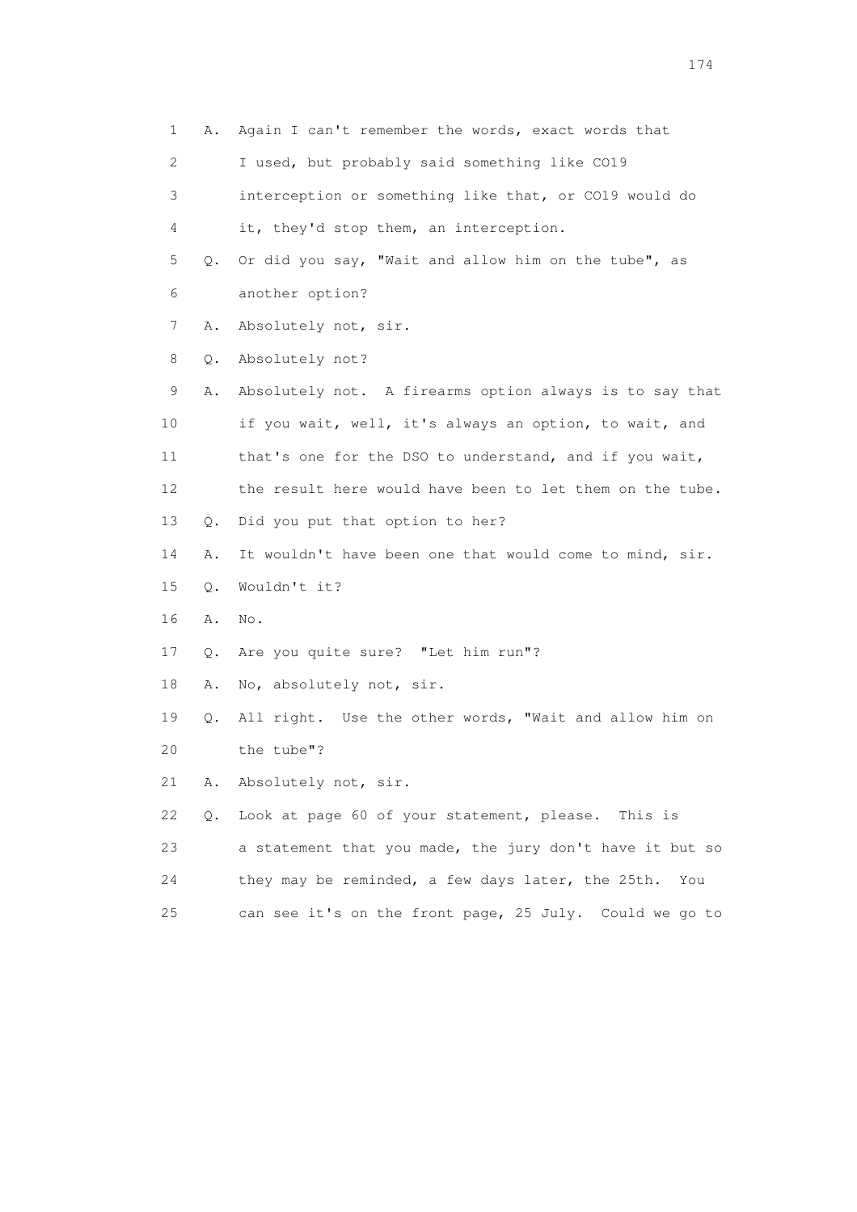1 A. Again I can't remember the words, exact words that
2 I used, but probably said something like CO19
3 interception or something like that, or CO19 would do
4 it, they'd stop them, an interception.
5 Q. Or did you say, "Wait and allow him on the tube", as
6 another option?
7 A. Absolutely not, sir.
8 Q. Absolutely not?
9 A. Absolutely not. A firearms option always is to say that
10 if you wait, well, it's always an option, to wait, and
11 that's one for the DSO to understand, and if you wait,
12 the result here would have been to let them on the tube.
13 Q. Did you put that option to her?
14 A. It wouldn't have been one that would come to mind, sir.
15 Q. Wouldn't it?
16 A. No.
17 Q. Are you quite sure? "Let him run"?
18 A. No, absolutely not, sir.
19 Q. All right. Use the other words, "Wait and allow him on
20 the tube"?
21 A. Absolutely not, sir.
22 Q. Look at page 60 of your statement, please. This is
23 a statement that you made, the jury don't have it but so
24 they may be reminded, a few days later, the 25th. You
25 can see it's on the front page, 25 July. Could we go to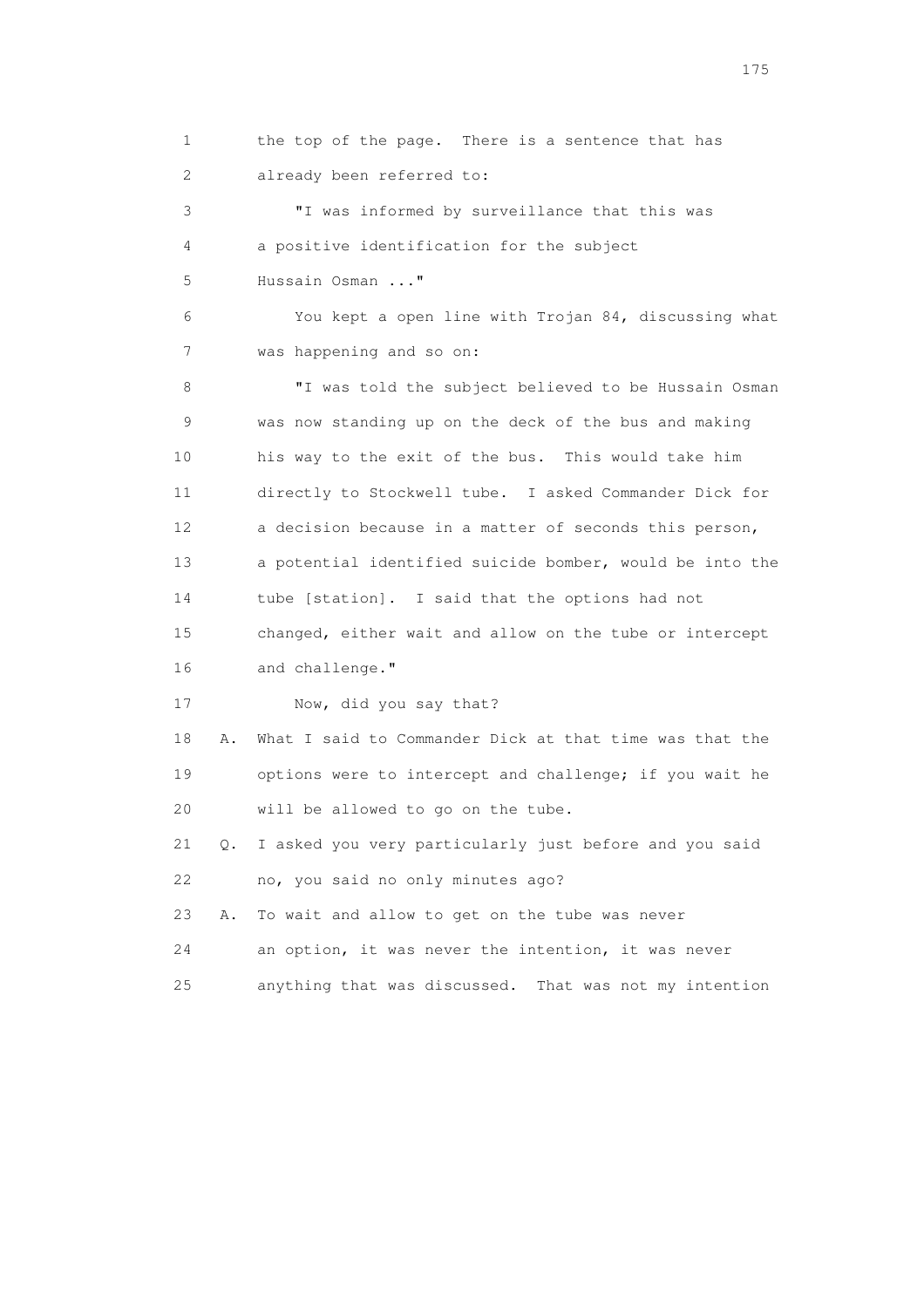1 the top of the page. There is a sentence that has
2 already been referred to:

3 "I was informed by surveillance that this was
4 a positive identification for the subject
5 Hussain Osman ..."

6 You kept a open line with Trojan 84, discussing what
7 was happening and so on:

8 "I was told the subject believed to be Hussain Osman
9 was now standing up on the deck of the bus and making
10 his way to the exit of the bus. This would take him
11 directly to Stockwell tube. I asked Commander Dick for
12 a decision because in a matter of seconds this person,
13 a potential identified suicide bomber, would be into the
14 tube [station]. I said that the options had not
15 changed, either wait and allow on the tube or intercept
16 and challenge."

17 Now, did you say that?

18 A. What I said to Commander Dick at that time was that the
19 options were to intercept and challenge; if you wait he
20 will be allowed to go on the tube.

21 Q. I asked you very particularly just before and you said
22 no, you said no only minutes ago?

23 A. To wait and allow to get on the tube was never
24 an option, it was never the intention, it was never
25 anything that was discussed. That was not my intention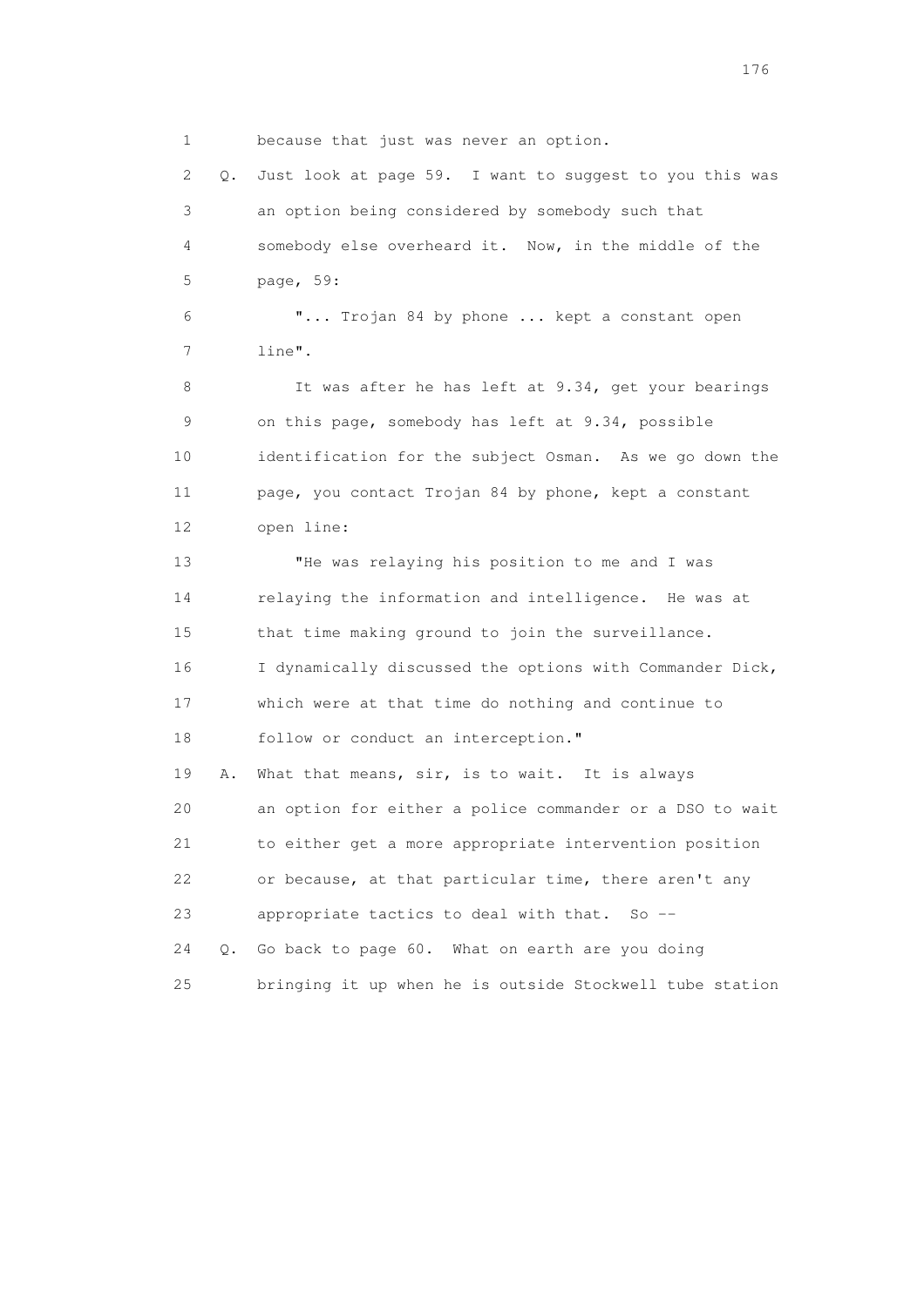1 because that just was never an option.

2 Q. Just look at page 59. I want to suggest to you this was

3 an option being considered by somebody such that

4 somebody else overheard it. Now, in the middle of the

5 page, 59:

6 "... Trojan 84 by phone ... kept a constant open

7 line".

8 It was after he has left at 9.34, get your bearings

9 on this page, somebody has left at 9.34, possible

10 identification for the subject Osman. As we go down the

11 page, you contact Trojan 84 by phone, kept a constant

12 open line:

13 "He was relaying his position to me and I was

14 relaying the information and intelligence. He was at

15 that time making ground to join the surveillance.

16 I dynamically discussed the options with Commander Dick,

17 which were at that time do nothing and continue to

18 follow or conduct an interception."

19 A. What that means, sir, is to wait. It is always

20 an option for either a police commander or a DSO to wait

21 to either get a more appropriate intervention position

22 or because, at that particular time, there aren't any

23 appropriate tactics to deal with that. So --

24 Q. Go back to page 60. What on earth are you doing

25 bringing it up when he is outside Stockwell tube station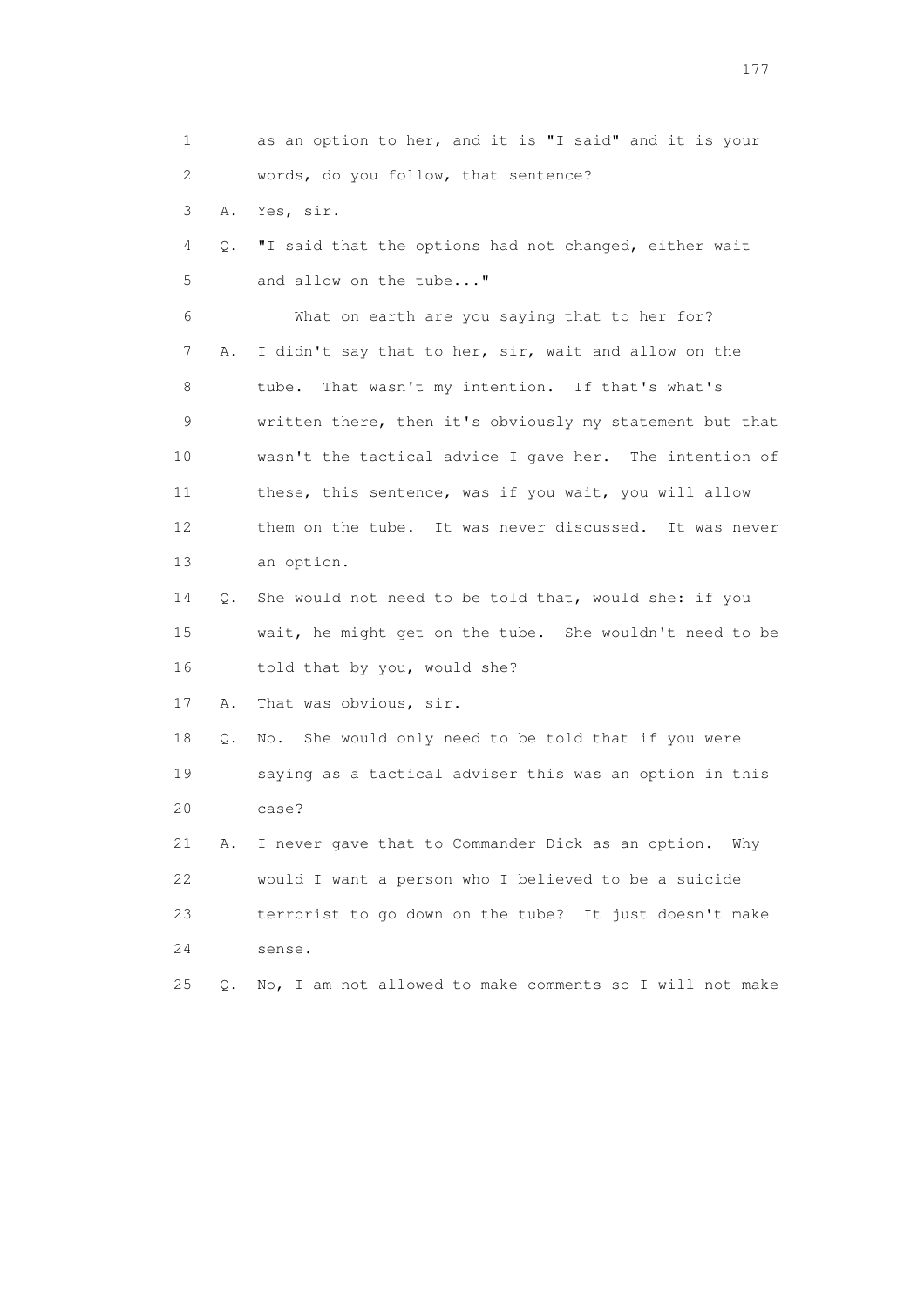1 as an option to her, and it is "I said" and it is your
2 words, do you follow, that sentence?
3 A. Yes, sir.
4 Q. "I said that the options had not changed, either wait
5 and allow on the tube..."
6 What on earth are you saying that to her for?
7 A. I didn't say that to her, sir, wait and allow on the
8 tube. That wasn't my intention. If that's what's
9 written there, then it's obviously my statement but that
10 wasn't the tactical advice I gave her. The intention of
11 these, this sentence, was if you wait, you will allow
12 them on the tube. It was never discussed. It was never
13 an option.
14 Q. She would not need to be told that, would she: if you
15 wait, he might get on the tube. She wouldn't need to be
16 told that by you, would she?
17 A. That was obvious, sir.
18 Q. No. She would only need to be told that if you were
19 saying as a tactical adviser this was an option in this
20 case?
21 A. I never gave that to Commander Dick as an option. Why
22 would I want a person who I believed to be a suicide
23 terrorist to go down on the tube? It just doesn't make
24 sense.
25 Q. No, I am not allowed to make comments so I will not make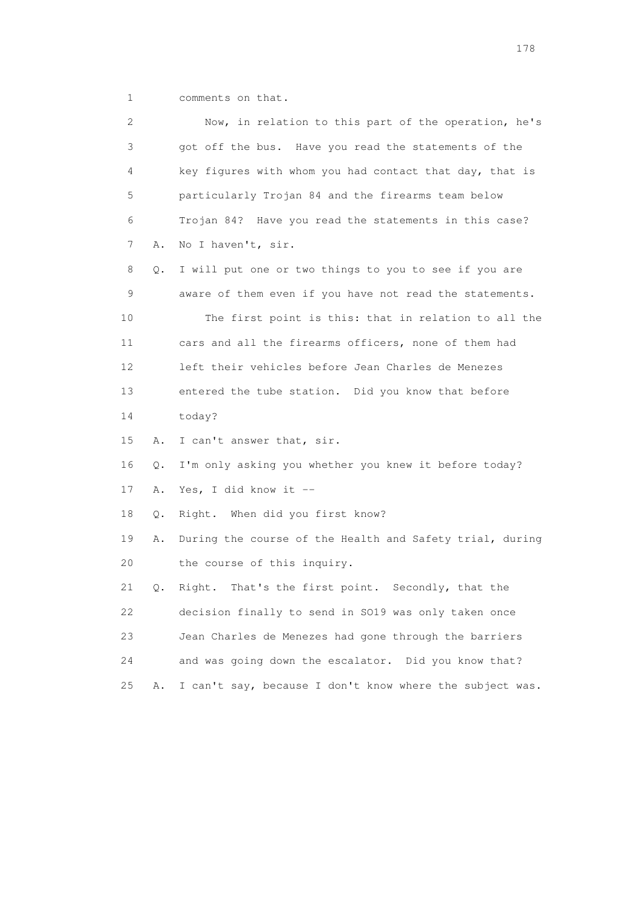1 comments on that.

2 Now, in relation to this part of the operation, he's
3 got off the bus. Have you read the statements of the
4 key figures with whom you had contact that day, that is
5 particularly Trojan 84 and the firearms team below
6 Trojan 84? Have you read the statements in this case?

7 A. No I haven't, sir.

8 Q. I will put one or two things to you to see if you are
9 aware of them even if you have not read the statements.

10 The first point is this: that in relation to all the
11 cars and all the firearms officers, none of them had
12 left their vehicles before Jean Charles de Menezes
13 entered the tube station. Did you know that before
14 today?

15 A. I can't answer that, sir.

16 Q. I'm only asking you whether you knew it before today?

17 A. Yes, I did know it --

18 Q. Right. When did you first know?

19 A. During the course of the Health and Safety trial, during
20 the course of this inquiry.

21 Q. Right. That's the first point. Secondly, that the
22 decision finally to send in SO19 was only taken once
23 Jean Charles de Menezes had gone through the barriers
24 and was going down the escalator. Did you know that?

25 A. I can't say, because I don't know where the subject was.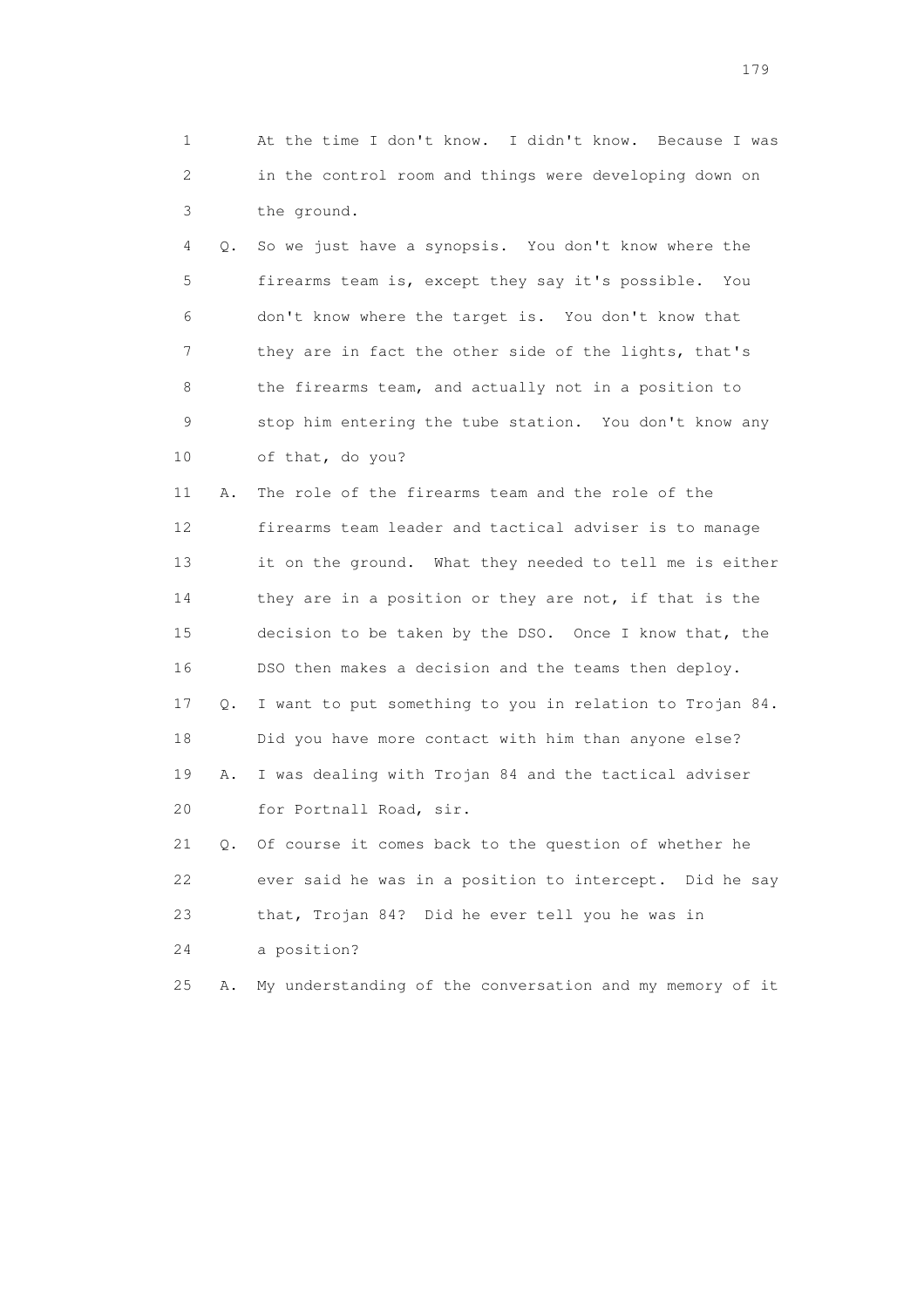1 At the time I don't know. I didn't know. Because I was
2 in the control room and things were developing down on
3 the ground.

4 Q. So we just have a synopsis. You don't know where the
5 firearms team is, except they say it's possible. You
6 don't know where the target is. You don't know that
7 they are in fact the other side of the lights, that's
8 the firearms team, and actually not in a position to
9 stop him entering the tube station. You don't know any
10 of that, do you?

11 A. The role of the firearms team and the role of the
12 firearms team leader and tactical adviser is to manage
13 it on the ground. What they needed to tell me is either
14 they are in a position or they are not, if that is the
15 decision to be taken by the DSO. Once I know that, the
16 DSO then makes a decision and the teams then deploy.

17 Q. I want to put something to you in relation to Trojan 84.
18 Did you have more contact with him than anyone else?

19 A. I was dealing with Trojan 84 and the tactical adviser
20 for Portnall Road, sir.

21 Q. Of course it comes back to the question of whether he
22 ever said he was in a position to intercept. Did he say
23 that, Trojan 84? Did he ever tell you he was in
24 a position?

25 A. My understanding of the conversation and my memory of it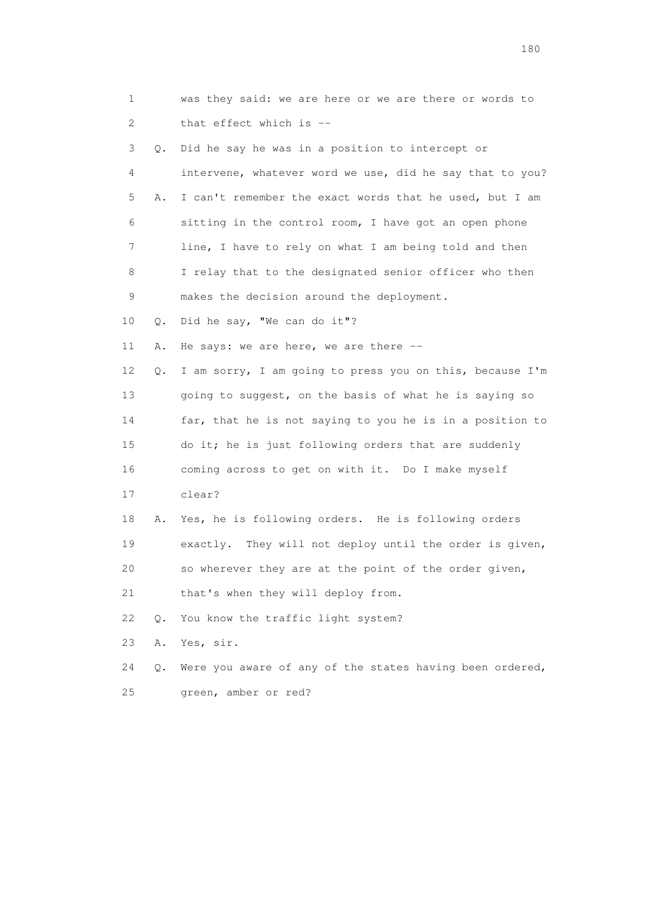1 was they said: we are here or we are there or words to
2 that effect which is --
3 Q. Did he say he was in a position to intercept or
4 intervene, whatever word we use, did he say that to you?
5 A. I can't remember the exact words that he used, but I am
6 sitting in the control room, I have got an open phone
7 line, I have to rely on what I am being told and then
8 I relay that to the designated senior officer who then
9 makes the decision around the deployment.
10 Q. Did he say, "We can do it"?
11 A. He says: we are here, we are there --
12 Q. I am sorry, I am going to press you on this, because I'm
13 going to suggest, on the basis of what he is saying so
14 far, that he is not saying to you he is in a position to
15 do it; he is just following orders that are suddenly
16 coming across to get on with it. Do I make myself
17 clear?
18 A. Yes, he is following orders. He is following orders
19 exactly. They will not deploy until the order is given,
20 so wherever they are at the point of the order given,
21 that's when they will deploy from.
22 Q. You know the traffic light system?
23 A. Yes, sir.
24 Q. Were you aware of any of the states having been ordered,
25 green, amber or red?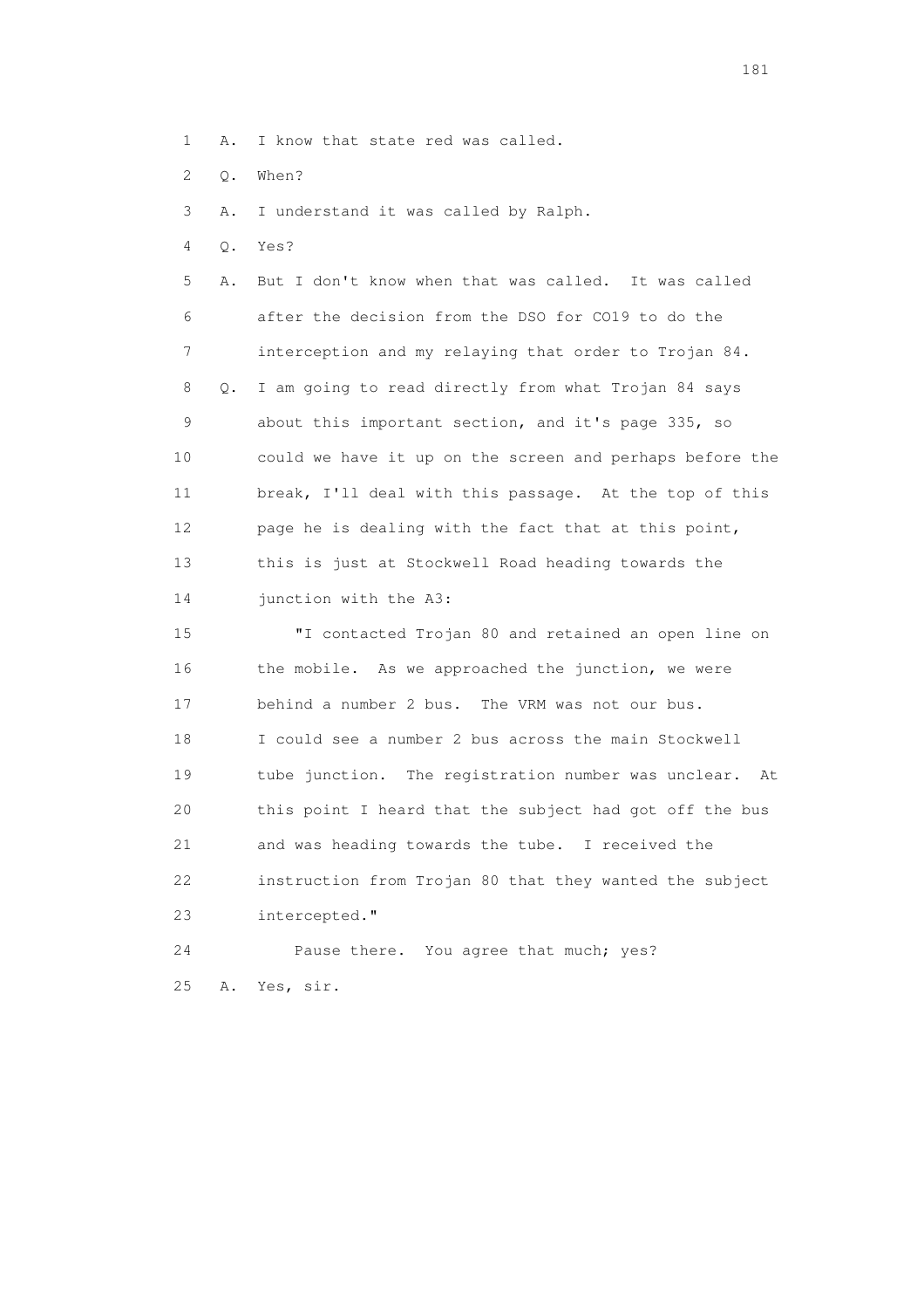1 A. I know that state red was called.

2 Q. When?

3 A. I understand it was called by Ralph.

4 Q. Yes?

5 A. But I don't know when that was called. It was called
6 after the decision from the DSO for CO19 to do the
7 interception and my relaying that order to Trojan 84.

8 Q. I am going to read directly from what Trojan 84 says
9 about this important section, and it's page 335, so
10 could we have it up on the screen and perhaps before the
11 break, I'll deal with this passage. At the top of this
12 page he is dealing with the fact that at this point,
13 this is just at Stockwell Road heading towards the
14 junction with the A3:

15 "I contacted Trojan 80 and retained an open line on
16 the mobile. As we approached the junction, we were
17 behind a number 2 bus. The VRM was not our bus.
18 I could see a number 2 bus across the main Stockwell
19 tube junction. The registration number was unclear. At
20 this point I heard that the subject had got off the bus
21 and was heading towards the tube. I received the
22 instruction from Trojan 80 that they wanted the subject
23 intercepted."

24 Pause there. You agree that much; yes?

25 A. Yes, sir.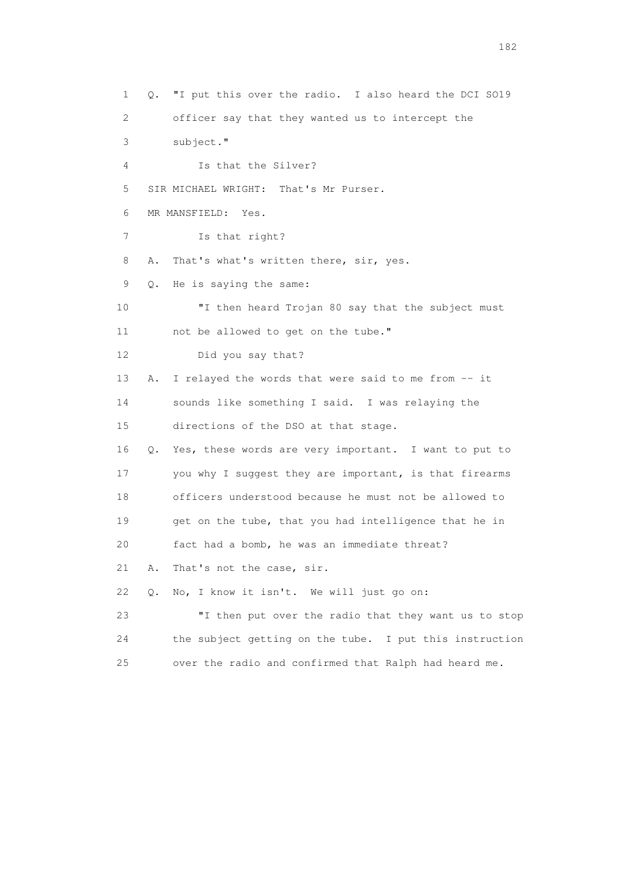1 Q. "I put this over the radio. I also heard the DCI SO19
2 officer say that they wanted us to intercept the
3 subject."
4 Is that the Silver?
5 SIR MICHAEL WRIGHT: That's Mr Purser.
6 MR MANSFIELD: Yes.
7 Is that right?
8 A. That's what's written there, sir, yes.
9 Q. He is saying the same:
10 "I then heard Trojan 80 say that the subject must
11 not be allowed to get on the tube."
12 Did you say that?
13 A. I relayed the words that were said to me from -- it
14 sounds like something I said. I was relaying the
15 directions of the DSO at that stage.
16 Q. Yes, these words are very important. I want to put to
17 you why I suggest they are important, is that firearms
18 officers understood because he must not be allowed to
19 get on the tube, that you had intelligence that he in
20 fact had a bomb, he was an immediate threat?
21 A. That's not the case, sir.
22 Q. No, I know it isn't. We will just go on:
23 "I then put over the radio that they want us to stop
24 the subject getting on the tube. I put this instruction
25 over the radio and confirmed that Ralph had heard me.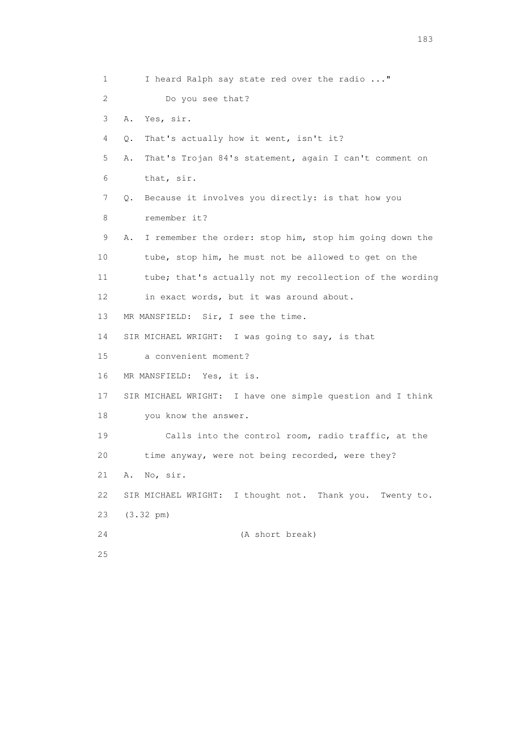1 I heard Ralph say state red over the radio ..."

2 Do you see that?

3 A. Yes, sir.

4 Q. That's actually how it went, isn't it?

5 A. That's Trojan 84's statement, again I can't comment on

6 that, sir.

7 Q. Because it involves you directly: is that how you

8 remember it?

9 A. I remember the order: stop him, stop him going down the

10 tube, stop him, he must not be allowed to get on the

11 tube; that's actually not my recollection of the wording

12 in exact words, but it was around about.

13 MR MANSFIELD: Sir, I see the time.

14 SIR MICHAEL WRIGHT: I was going to say, is that

15 a convenient moment?

16 MR MANSFIELD: Yes, it is.

17 SIR MICHAEL WRIGHT: I have one simple question and I think

18 you know the answer.

19 Calls into the control room, radio traffic, at the

20 time anyway, were not being recorded, were they?

21 A. No, sir.

22 SIR MICHAEL WRIGHT: I thought not. Thank you. Twenty to.

23 (3.32 pm)

24 (A short break)

25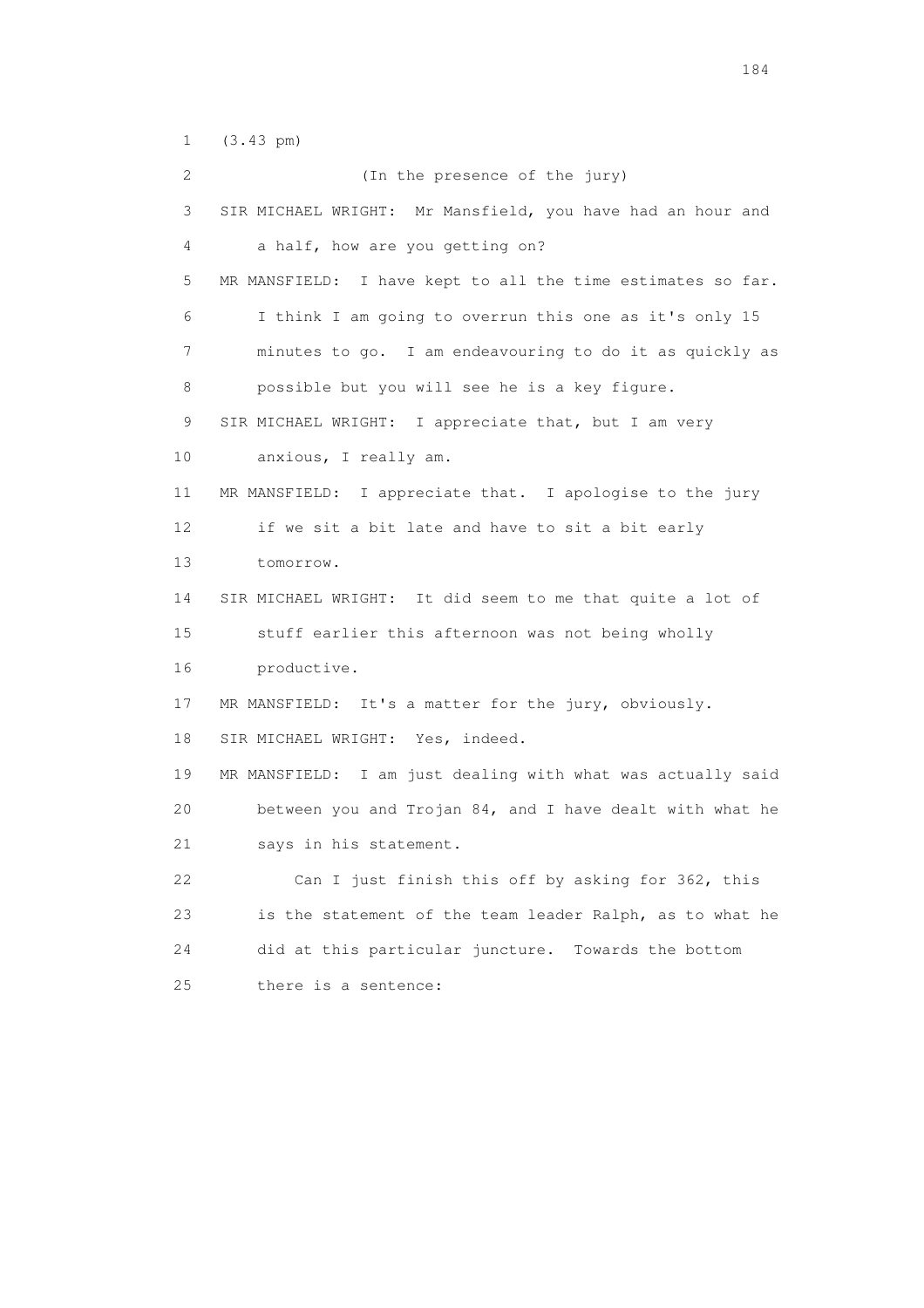1 (3.43 pm)

2 (In the presence of the jury)

3 SIR MICHAEL WRIGHT: Mr Mansfield, you have had an hour and

4 a half, how are you getting on?

5 MR MANSFIELD: I have kept to all the time estimates so far.

6 I think I am going to overrun this one as it's only 15

7 minutes to go. I am endeavouring to do it as quickly as

8 possible but you will see he is a key figure.

9 SIR MICHAEL WRIGHT: I appreciate that, but I am very

10 anxious, I really am.

11 MR MANSFIELD: I appreciate that. I apologise to the jury

12 if we sit a bit late and have to sit a bit early

13 tomorrow.

14 SIR MICHAEL WRIGHT: It did seem to me that quite a lot of

15 stuff earlier this afternoon was not being wholly

16 productive.

17 MR MANSFIELD: It's a matter for the jury, obviously.

18 SIR MICHAEL WRIGHT: Yes, indeed.

19 MR MANSFIELD: I am just dealing with what was actually said

20 between you and Trojan 84, and I have dealt with what he

21 says in his statement.

22 Can I just finish this off by asking for 362, this

23 is the statement of the team leader Ralph, as to what he

24 did at this particular juncture. Towards the bottom

25 there is a sentence: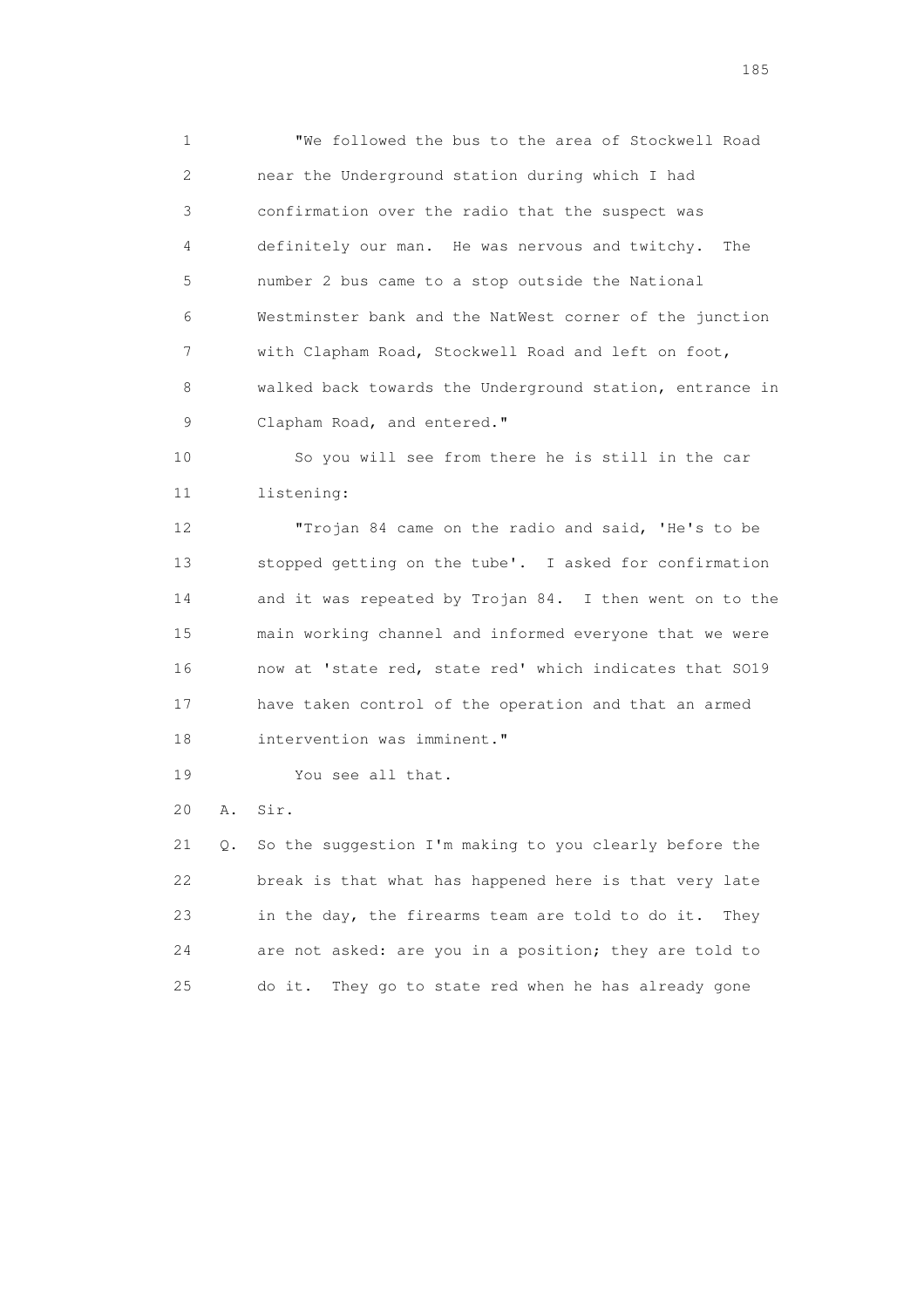1 "We followed the bus to the area of Stockwell Road
2 near the Underground station during which I had
3 confirmation over the radio that the suspect was
4 definitely our man. He was nervous and twitchy. The
5 number 2 bus came to a stop outside the National
6 Westminster bank and the NatWest corner of the junction
7 with Clapham Road, Stockwell Road and left on foot,
8 walked back towards the Underground station, entrance in
9 Clapham Road, and entered."

10 So you will see from there he is still in the car
11 listening:

12 "Trojan 84 came on the radio and said, 'He's to be
13 stopped getting on the tube'. I asked for confirmation
14 and it was repeated by Trojan 84. I then went on to the
15 main working channel and informed everyone that we were
16 now at 'state red, state red' which indicates that SO19
17 have taken control of the operation and that an armed
18 intervention was imminent."

19 You see all that.

20 A. Sir.

21 Q. So the suggestion I'm making to you clearly before the
22 break is that what has happened here is that very late
23 in the day, the firearms team are told to do it. They
24 are not asked: are you in a position; they are told to
25 do it. They go to state red when he has already gone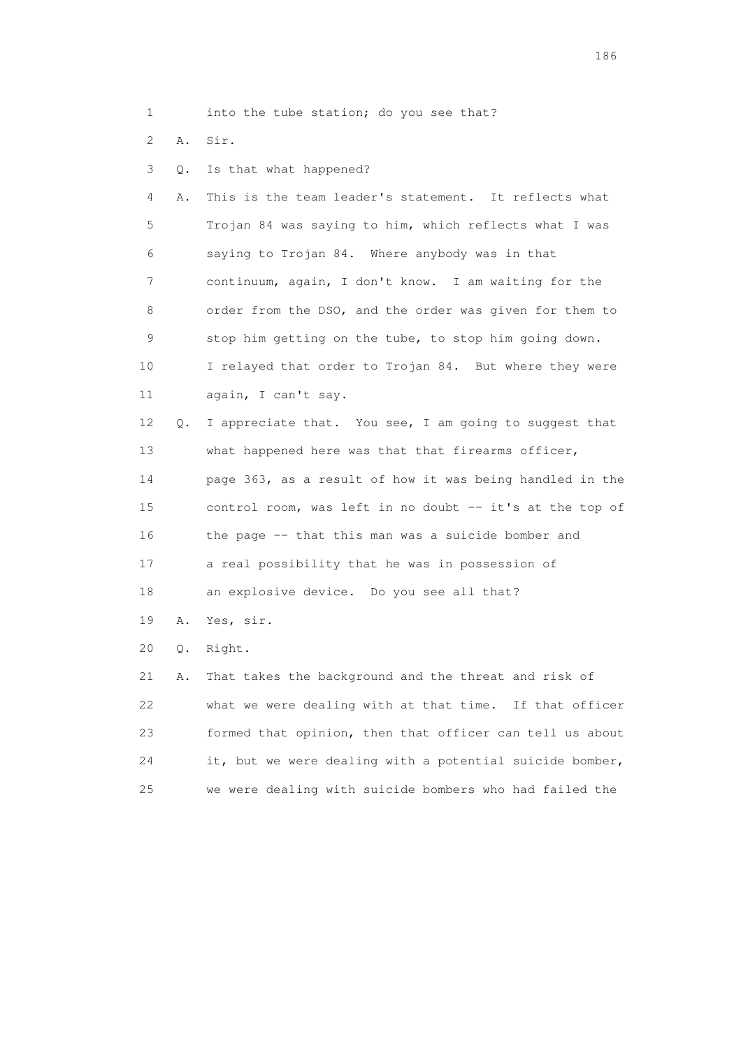1 into the tube station; do you see that?

2 A. Sir.

3 Q. Is that what happened?

4 A. This is the team leader's statement. It reflects what
5 Trojan 84 was saying to him, which reflects what I was
6 saying to Trojan 84. Where anybody was in that
7 continuum, again, I don't know. I am waiting for the
8 order from the DSO, and the order was given for them to
9 stop him getting on the tube, to stop him going down.
10 I relayed that order to Trojan 84. But where they were
11 again, I can't say.

12 Q. I appreciate that. You see, I am going to suggest that
13 what happened here was that that firearms officer,
14 page 363, as a result of how it was being handled in the
15 control room, was left in no doubt -- it's at the top of
16 the page -- that this man was a suicide bomber and
17 a real possibility that he was in possession of
18 an explosive device. Do you see all that?

19 A. Yes, sir.

20 Q. Right.

21 A. That takes the background and the threat and risk of
22 what we were dealing with at that time. If that officer
23 formed that opinion, then that officer can tell us about
24 it, but we were dealing with a potential suicide bomber,
25 we were dealing with suicide bombers who had failed the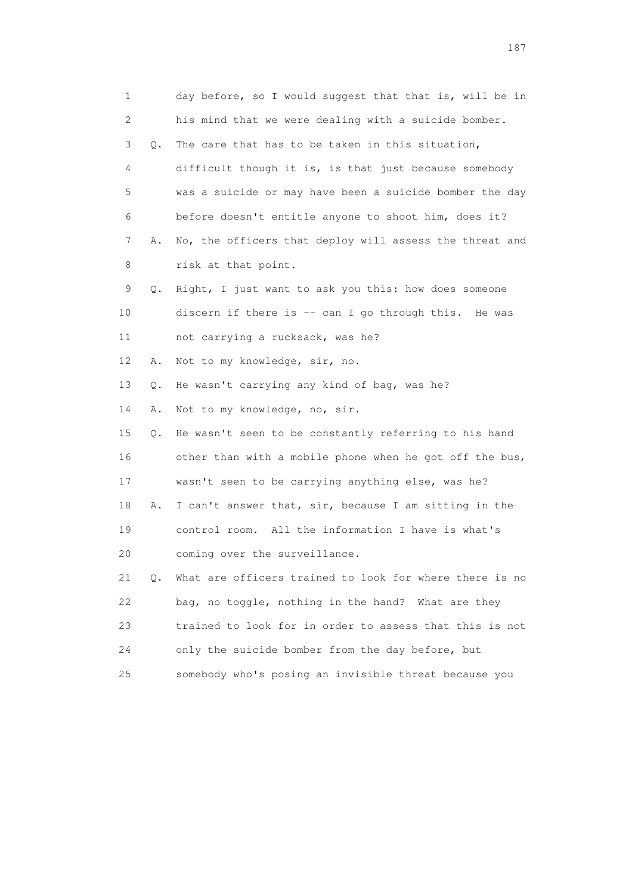1 day before, so I would suggest that that is, will be in
2 his mind that we were dealing with a suicide bomber.
3 Q. The care that has to be taken in this situation,
4 difficult though it is, is that just because somebody
5 was a suicide or may have been a suicide bomber the day
6 before doesn't entitle anyone to shoot him, does it?
7 A. No, the officers that deploy will assess the threat and
8 risk at that point.
9 Q. Right, I just want to ask you this: how does someone
10 discern if there is -- can I go through this. He was
11 not carrying a rucksack, was he?
12 A. Not to my knowledge, sir, no.
13 Q. He wasn't carrying any kind of bag, was he?
14 A. Not to my knowledge, no, sir.
15 Q. He wasn't seen to be constantly referring to his hand
16 other than with a mobile phone when he got off the bus,
17 wasn't seen to be carrying anything else, was he?
18 A. I can't answer that, sir, because I am sitting in the
19 control room. All the information I have is what's
20 coming over the surveillance.
21 Q. What are officers trained to look for where there is no
22 bag, no toggle, nothing in the hand? What are they
23 trained to look for in order to assess that this is not
24 only the suicide bomber from the day before, but
25 somebody who's posing an invisible threat because you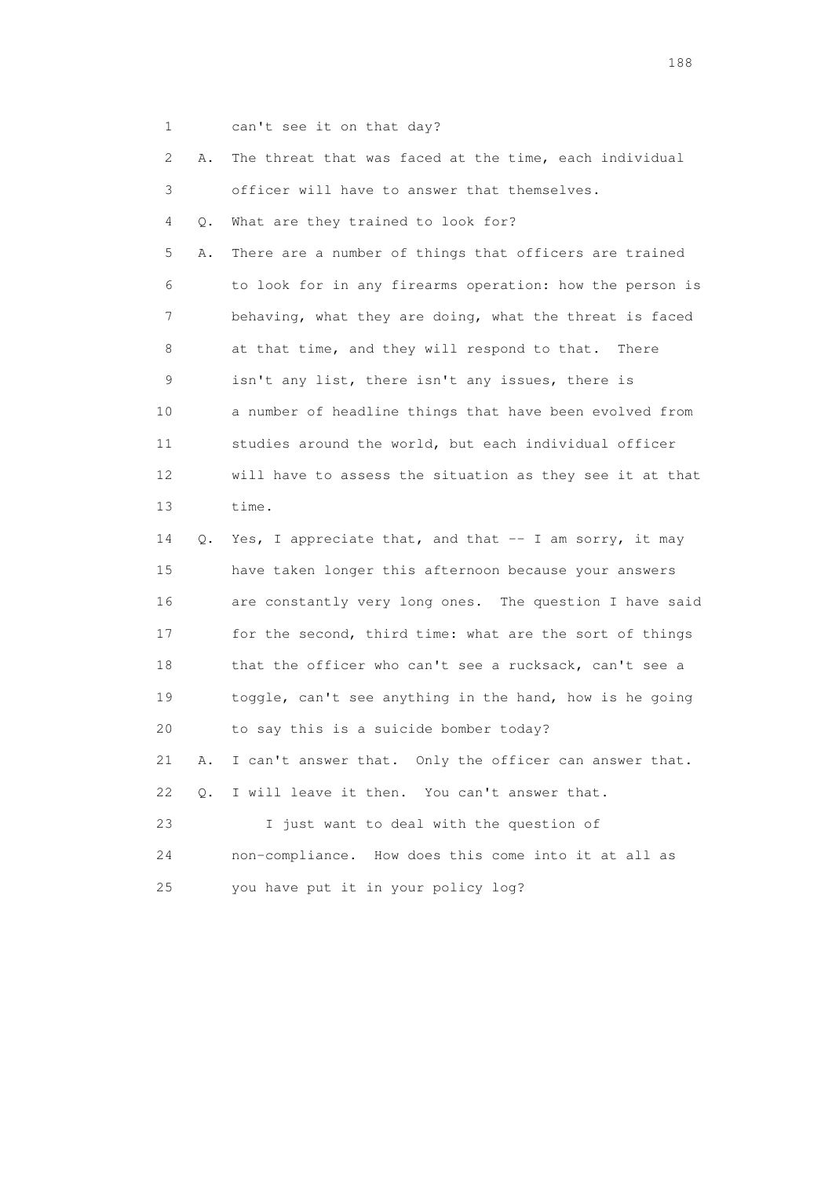1 can't see it on that day?

2 A. The threat that was faced at the time, each individual

3 officer will have to answer that themselves.

4 Q. What are they trained to look for?

5 A. There are a number of things that officers are trained

6 to look for in any firearms operation: how the person is

7 behaving, what they are doing, what the threat is faced

8 at that time, and they will respond to that. There

9 isn't any list, there isn't any issues, there is

10 a number of headline things that have been evolved from

11 studies around the world, but each individual officer

12 will have to assess the situation as they see it at that

13 time.

14 Q. Yes, I appreciate that, and that -- I am sorry, it may

15 have taken longer this afternoon because your answers

16 are constantly very long ones. The question I have said

17 for the second, third time: what are the sort of things

18 that the officer who can't see a rucksack, can't see a

19 toggle, can't see anything in the hand, how is he going

20 to say this is a suicide bomber today?

21 A. I can't answer that. Only the officer can answer that.

22 Q. I will leave it then. You can't answer that.

23 I just want to deal with the question of

24 non-compliance. How does this come into it at all as

25 you have put it in your policy log?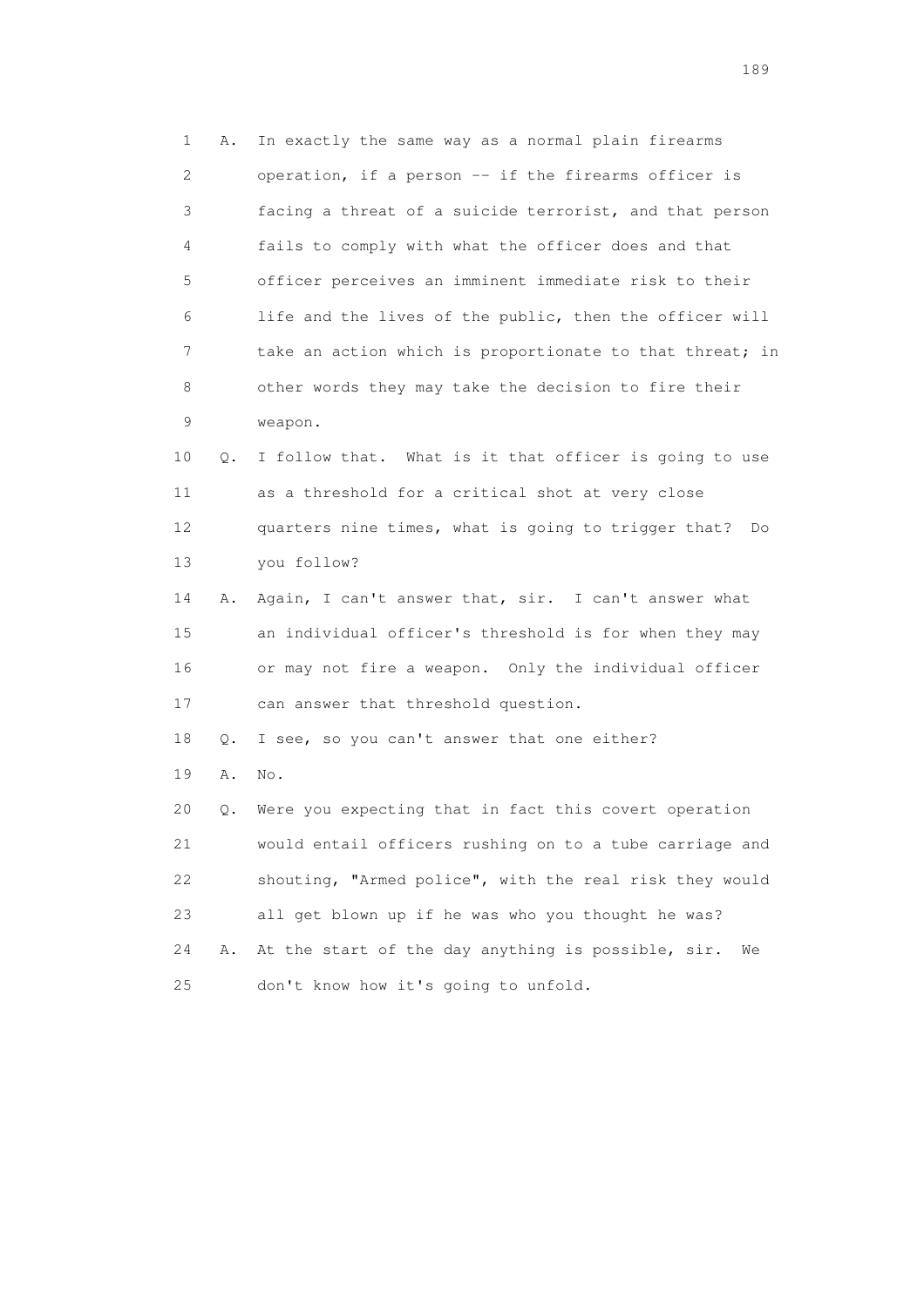1 A. In exactly the same way as a normal plain firearms
2 operation, if a person -- if the firearms officer is
3 facing a threat of a suicide terrorist, and that person
4 fails to comply with what the officer does and that
5 officer perceives an imminent immediate risk to their
6 life and the lives of the public, then the officer will
7 take an action which is proportionate to that threat; in
8 other words they may take the decision to fire their
9 weapon.
10 Q. I follow that. What is it that officer is going to use
11 as a threshold for a critical shot at very close
12 quarters nine times, what is going to trigger that? Do
13 you follow?
14 A. Again, I can't answer that, sir. I can't answer what
15 an individual officer's threshold is for when they may
16 or may not fire a weapon. Only the individual officer
17 can answer that threshold question.
18 Q. I see, so you can't answer that one either?
19 A. No.
20 Q. Were you expecting that in fact this covert operation
21 would entail officers rushing on to a tube carriage and
22 shouting, "Armed police", with the real risk they would
23 all get blown up if he was who you thought he was?
24 A. At the start of the day anything is possible, sir. We
25 don't know how it's going to unfold.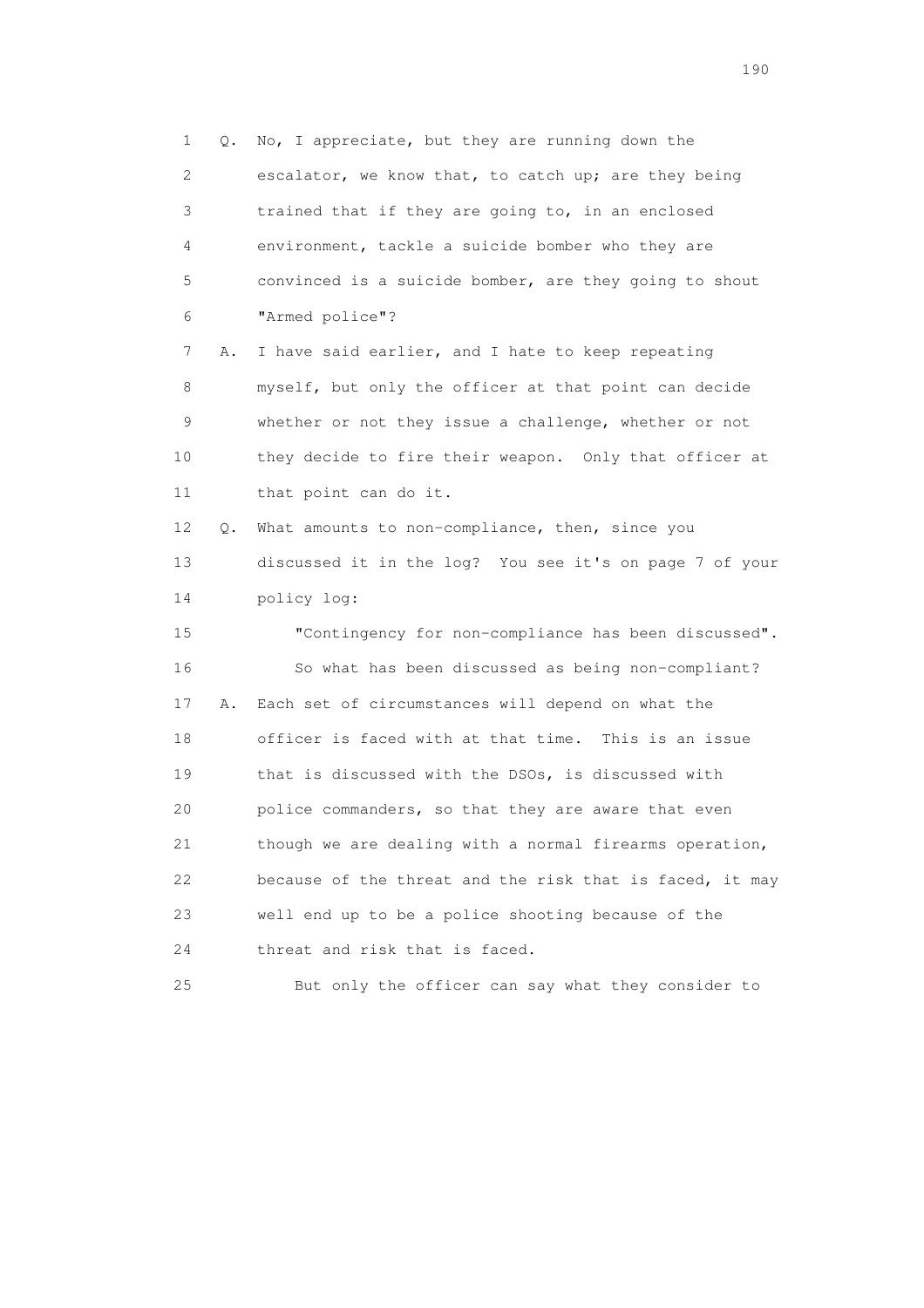1 Q. No, I appreciate, but they are running down the
2 escalator, we know that, to catch up; are they being
3 trained that if they are going to, in an enclosed
4 environment, tackle a suicide bomber who they are
5 convinced is a suicide bomber, are they going to shout
6 "Armed police"?

7 A. I have said earlier, and I hate to keep repeating
8 myself, but only the officer at that point can decide
9 whether or not they issue a challenge, whether or not
10 they decide to fire their weapon. Only that officer at
11 that point can do it.

12 Q. What amounts to non-compliance, then, since you
13 discussed it in the log? You see it's on page 7 of your
14 policy log:

15 "Contingency for non-compliance has been discussed".

16 So what has been discussed as being non-compliant?

17 A. Each set of circumstances will depend on what the
18 officer is faced with at that time. This is an issue
19 that is discussed with the DSOs, is discussed with
20 police commanders, so that they are aware that even
21 though we are dealing with a normal firearms operation,
22 because of the threat and the risk that is faced, it may
23 well end up to be a police shooting because of the
24 threat and risk that is faced.

25 But only the officer can say what they consider to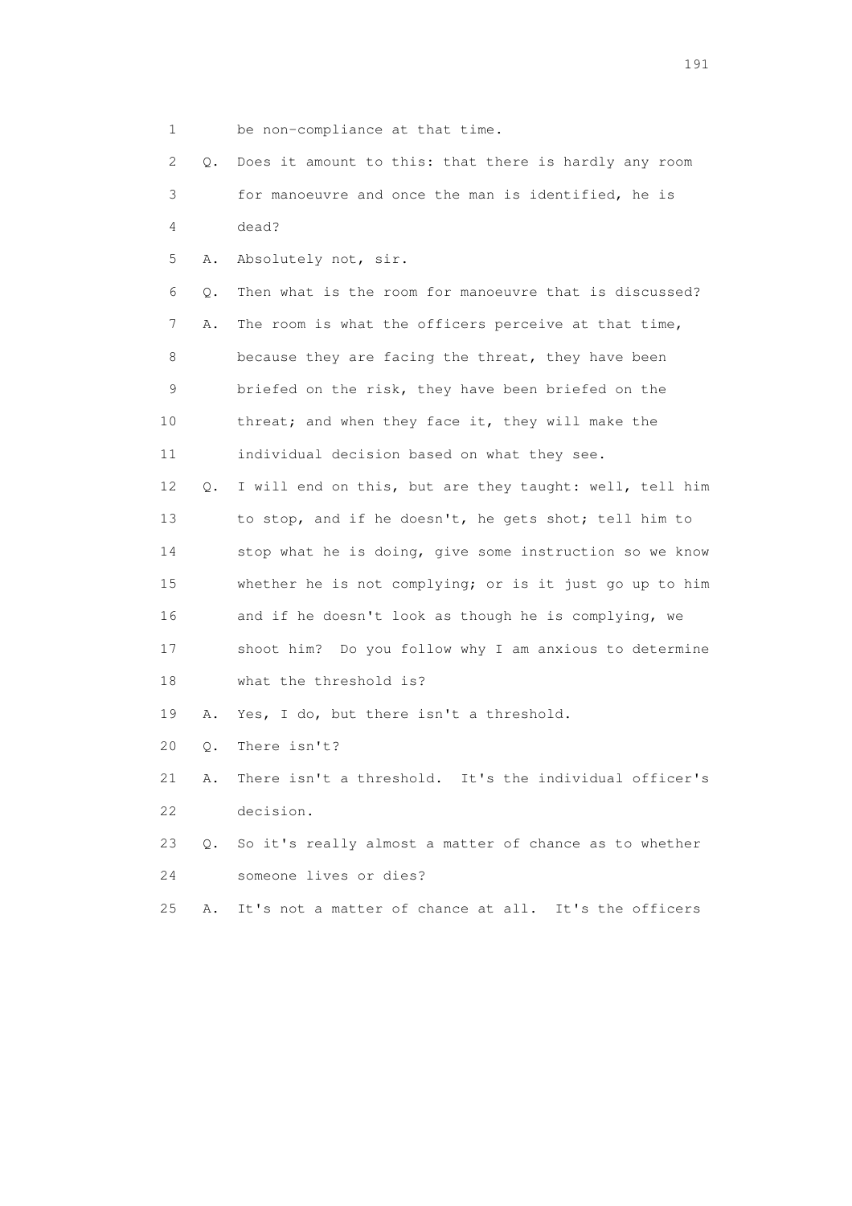1 be non-compliance at that time.

2 Q. Does it amount to this: that there is hardly any room

3 for manoeuvre and once the man is identified, he is

4 dead?

5 A. Absolutely not, sir.

6 Q. Then what is the room for manoeuvre that is discussed?

7 A. The room is what the officers perceive at that time,

8 because they are facing the threat, they have been

9 briefed on the risk, they have been briefed on the

10 threat; and when they face it, they will make the

11 individual decision based on what they see.

12 Q. I will end on this, but are they taught: well, tell him

13 to stop, and if he doesn't, he gets shot; tell him to

14 stop what he is doing, give some instruction so we know

15 whether he is not complying; or is it just go up to him

16 and if he doesn't look as though he is complying, we

17 shoot him? Do you follow why I am anxious to determine

18 what the threshold is?

19 A. Yes, I do, but there isn't a threshold.

20 Q. There isn't?

21 A. There isn't a threshold. It's the individual officer's

22 decision.

23 Q. So it's really almost a matter of chance as to whether

24 someone lives or dies?

25 A. It's not a matter of chance at all. It's the officers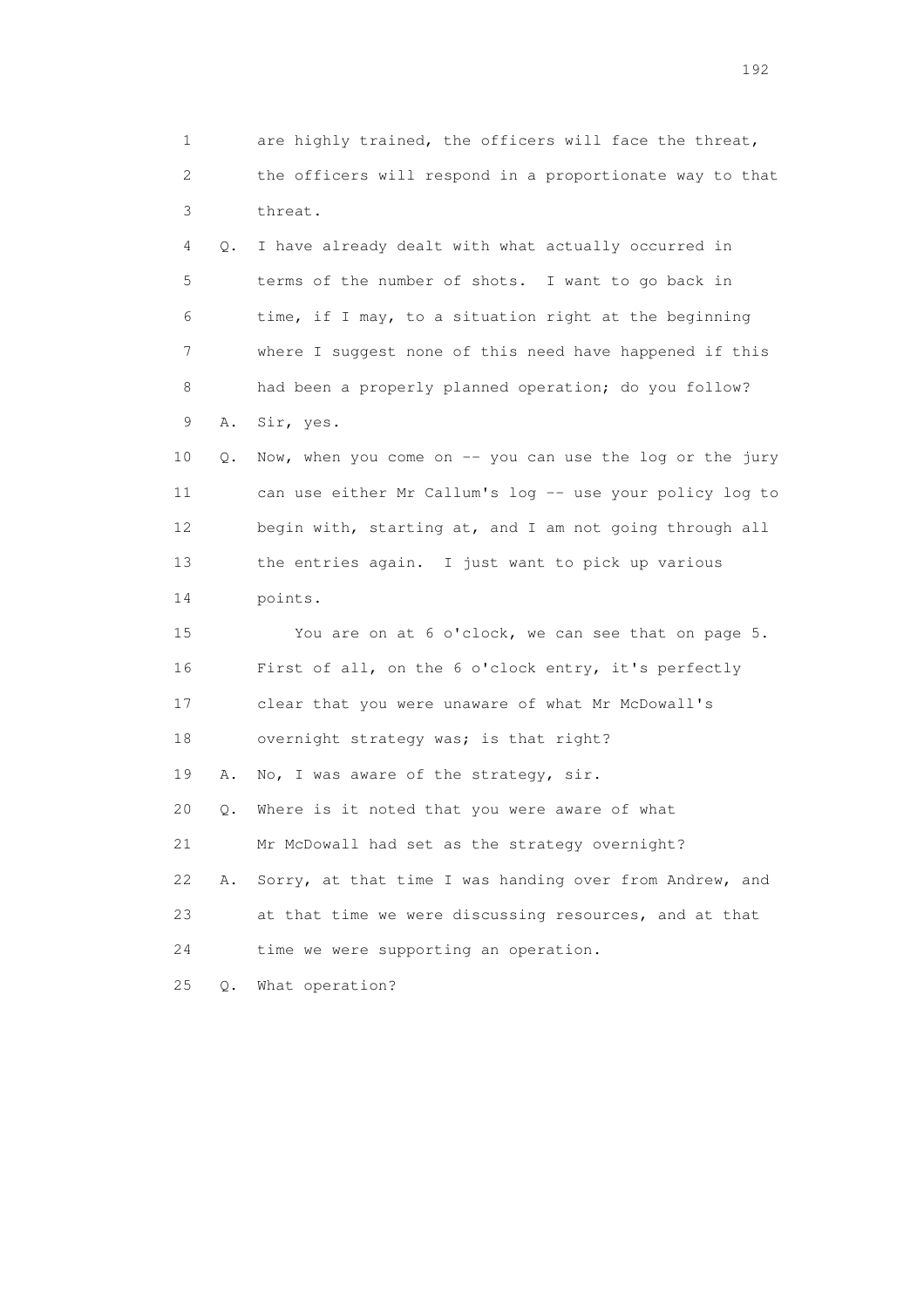1 are highly trained, the officers will face the threat,
2 the officers will respond in a proportionate way to that
3 threat.

4 Q. I have already dealt with what actually occurred in
5 terms of the number of shots. I want to go back in
6 time, if I may, to a situation right at the beginning
7 where I suggest none of this need have happened if this
8 had been a properly planned operation; do you follow?

9 A. Sir, yes.

10 Q. Now, when you come on -- you can use the log or the jury
11 can use either Mr Callum's log -- use your policy log to
12 begin with, starting at, and I am not going through all
13 the entries again. I just want to pick up various
14 points.

15 You are on at 6 o'clock, we can see that on page 5.
16 First of all, on the 6 o'clock entry, it's perfectly
17 clear that you were unaware of what Mr McDowall's
18 overnight strategy was; is that right?

19 A. No, I was aware of the strategy, sir.

20 Q. Where is it noted that you were aware of what
21 Mr McDowall had set as the strategy overnight?

22 A. Sorry, at that time I was handing over from Andrew, and
23 at that time we were discussing resources, and at that
24 time we were supporting an operation.

25 Q. What operation?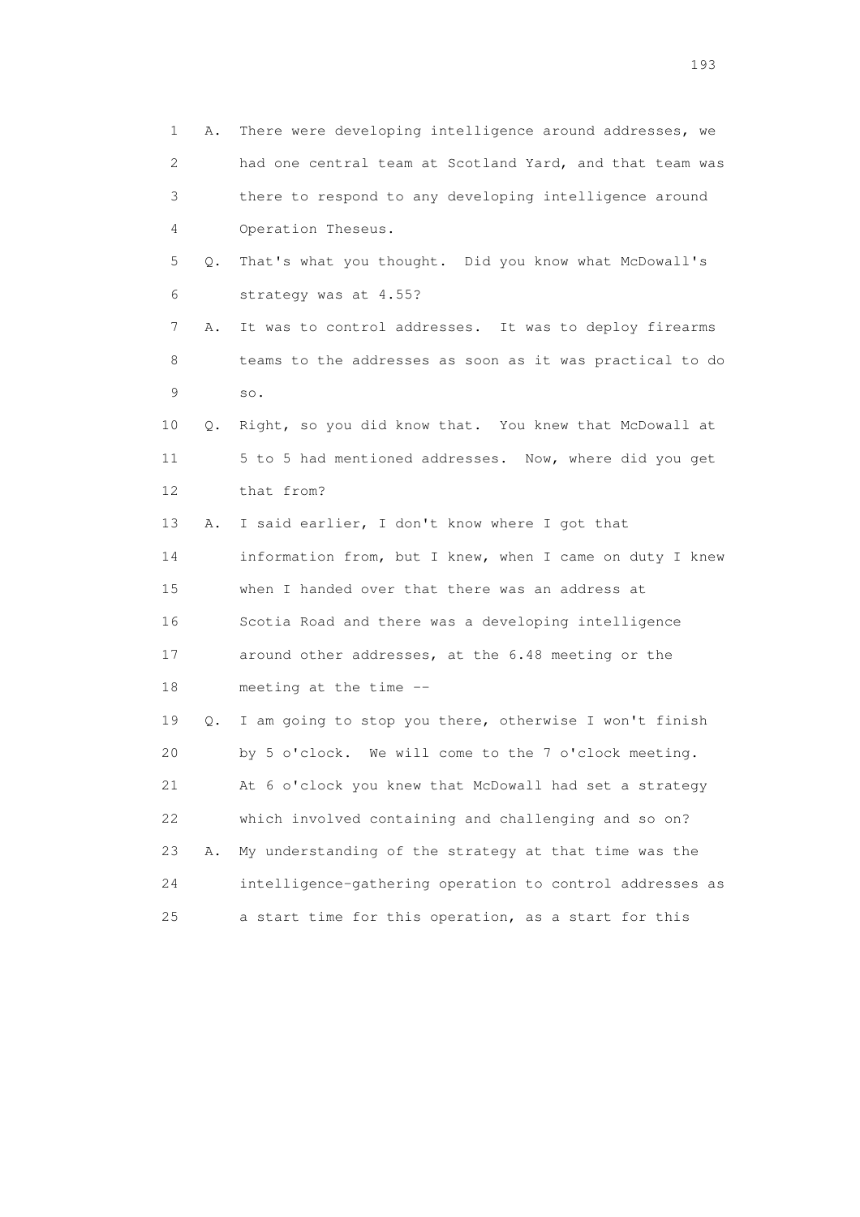1 A. There were developing intelligence around addresses, we
2 had one central team at Scotland Yard, and that team was
3 there to respond to any developing intelligence around
4 Operation Theseus.
5 Q. That's what you thought. Did you know what McDowall's
6 strategy was at 4.55?
7 A. It was to control addresses. It was to deploy firearms
8 teams to the addresses as soon as it was practical to do
9 so.
10 Q. Right, so you did know that. You knew that McDowall at
11 5 to 5 had mentioned addresses. Now, where did you get
12 that from?
13 A. I said earlier, I don't know where I got that
14 information from, but I knew, when I came on duty I knew
15 when I handed over that there was an address at
16 Scotia Road and there was a developing intelligence
17 around other addresses, at the 6.48 meeting or the
18 meeting at the time --
19 Q. I am going to stop you there, otherwise I won't finish
20 by 5 o'clock. We will come to the 7 o'clock meeting.
21 At 6 o'clock you knew that McDowall had set a strategy
22 which involved containing and challenging and so on?
23 A. My understanding of the strategy at that time was the
24 intelligence-gathering operation to control addresses as
25 a start time for this operation, as a start for this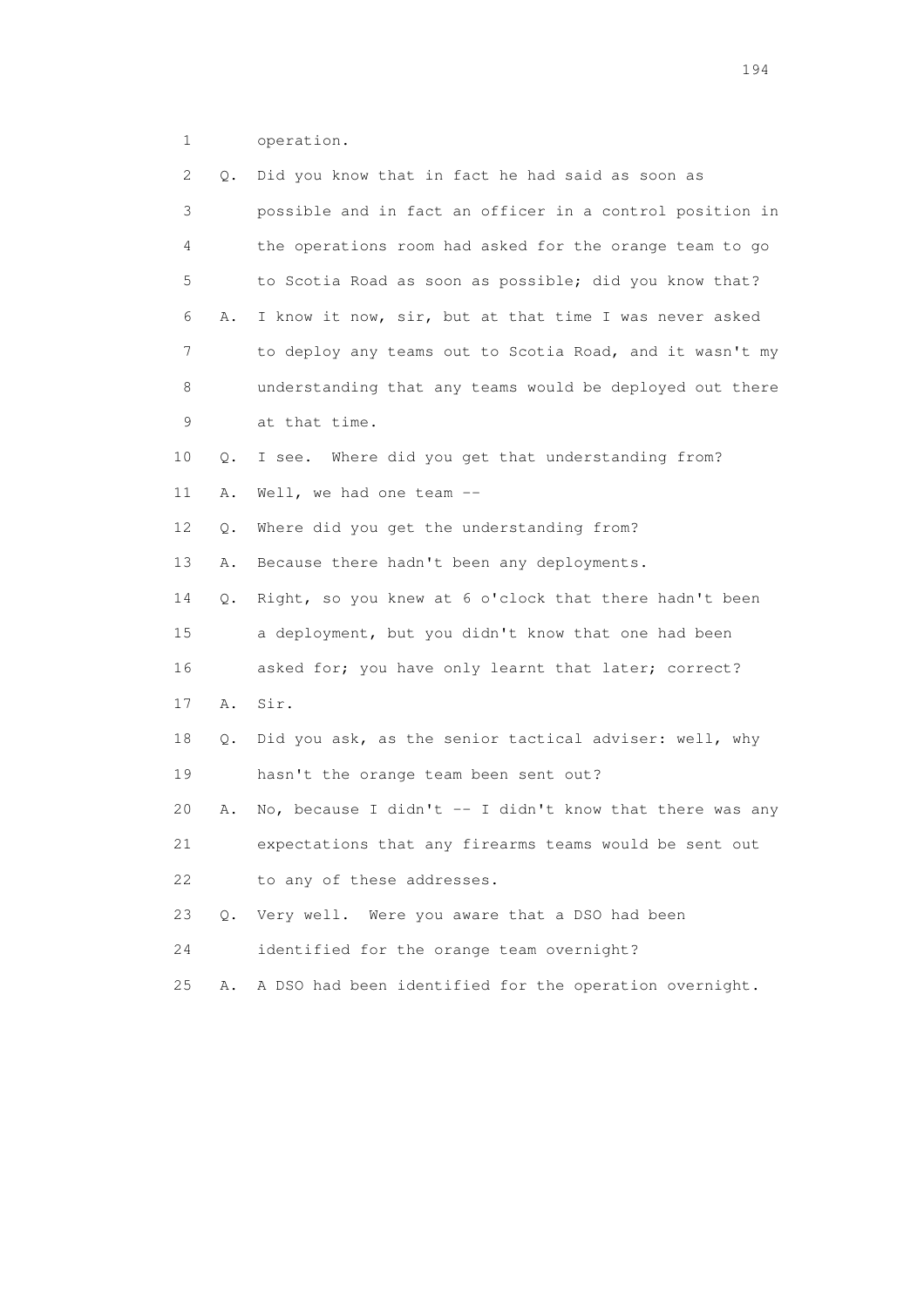1 operation.

2 Q. Did you know that in fact he had said as soon as

3 possible and in fact an officer in a control position in

4 the operations room had asked for the orange team to go

5 to Scotia Road as soon as possible; did you know that?

6 A. I know it now, sir, but at that time I was never asked

7 to deploy any teams out to Scotia Road, and it wasn't my

8 understanding that any teams would be deployed out there

9 at that time.

10 Q. I see. Where did you get that understanding from?

11 A. Well, we had one team --

12 Q. Where did you get the understanding from?

13 A. Because there hadn't been any deployments.

14 Q. Right, so you knew at 6 o'clock that there hadn't been

15 a deployment, but you didn't know that one had been

16 asked for; you have only learnt that later; correct?

17 A. Sir.

18 Q. Did you ask, as the senior tactical adviser: well, why

19 hasn't the orange team been sent out?

20 A. No, because I didn't -- I didn't know that there was any

21 expectations that any firearms teams would be sent out

22 to any of these addresses.

23 Q. Very well. Were you aware that a DSO had been

24 identified for the orange team overnight?

25 A. A DSO had been identified for the operation overnight.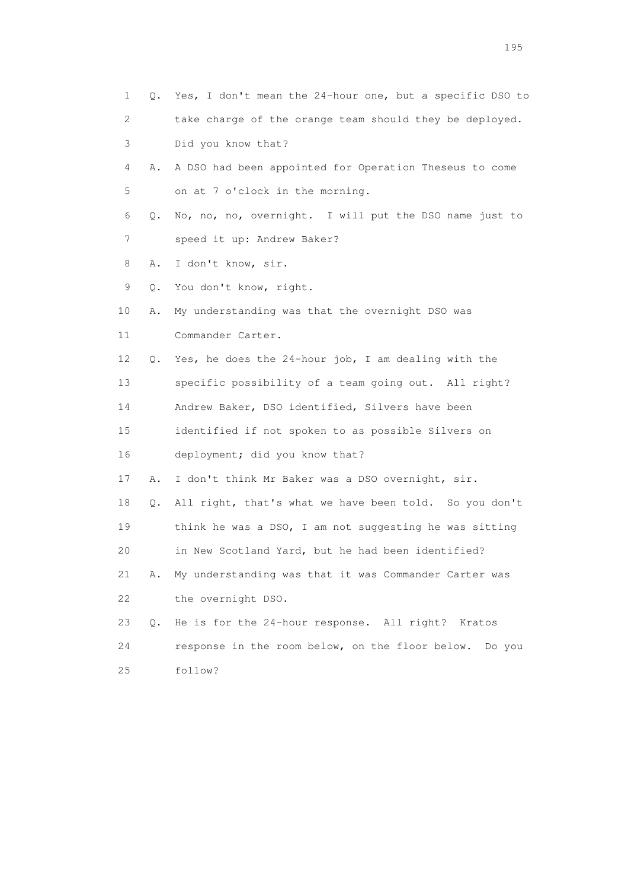1 Q. Yes, I don't mean the 24-hour one, but a specific DSO to
2 take charge of the orange team should they be deployed.
3 Did you know that?

4 A. A DSO had been appointed for Operation Theseus to come
5 on at 7 o'clock in the morning.

6 Q. No, no, no, overnight. I will put the DSO name just to
7 speed it up: Andrew Baker?

8 A. I don't know, sir.

9 Q. You don't know, right.

10 A. My understanding was that the overnight DSO was
11 Commander Carter.

12 Q. Yes, he does the 24-hour job, I am dealing with the
13 specific possibility of a team going out. All right?
14 Andrew Baker, DSO identified, Silvers have been
15 identified if not spoken to as possible Silvers on
16 deployment; did you know that?

17 A. I don't think Mr Baker was a DSO overnight, sir.

18 Q. All right, that's what we have been told. So you don't
19 think he was a DSO, I am not suggesting he was sitting
20 in New Scotland Yard, but he had been identified?

21 A. My understanding was that it was Commander Carter was
22 the overnight DSO.

23 Q. He is for the 24-hour response. All right? Kratos
24 response in the room below, on the floor below. Do you
25 follow?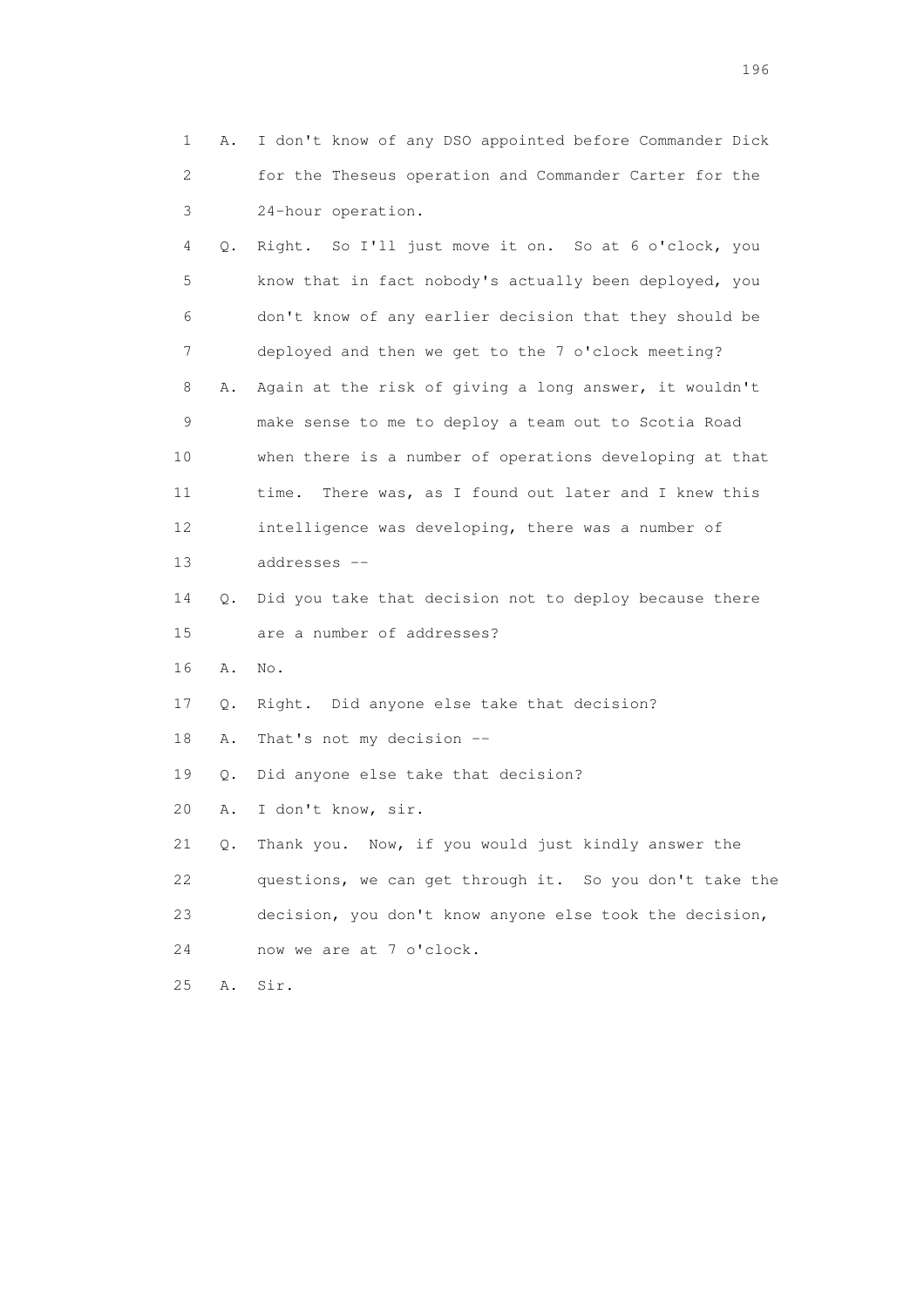1 A. I don't know of any DSO appointed before Commander Dick
2 for the Theseus operation and Commander Carter for the
3 24-hour operation.
4 Q. Right. So I'll just move it on. So at 6 o'clock, you
5 know that in fact nobody's actually been deployed, you
6 don't know of any earlier decision that they should be
7 deployed and then we get to the 7 o'clock meeting?
8 A. Again at the risk of giving a long answer, it wouldn't
9 make sense to me to deploy a team out to Scotia Road
10 when there is a number of operations developing at that
11 time. There was, as I found out later and I knew this
12 intelligence was developing, there was a number of
13 addresses --
14 Q. Did you take that decision not to deploy because there
15 are a number of addresses?
16 A. No.
17 Q. Right. Did anyone else take that decision?
18 A. That's not my decision --
19 Q. Did anyone else take that decision?
20 A. I don't know, sir.
21 Q. Thank you. Now, if you would just kindly answer the
22 questions, we can get through it. So you don't take the
23 decision, you don't know anyone else took the decision,
24 now we are at 7 o'clock.
25 A. Sir.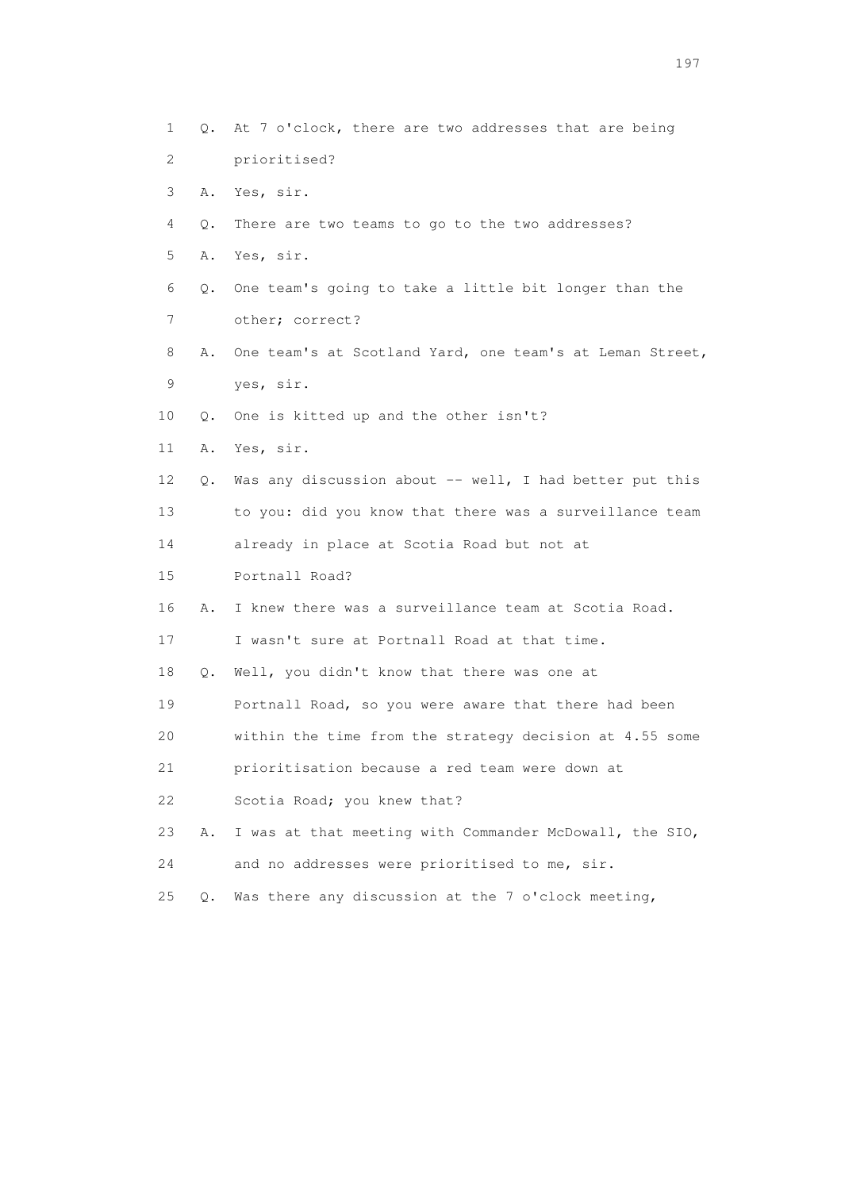1 Q. At 7 o'clock, there are two addresses that are being
2 prioritised?
3 A. Yes, sir.
4 Q. There are two teams to go to the two addresses?
5 A. Yes, sir.
6 Q. One team's going to take a little bit longer than the
7 other; correct?
8 A. One team's at Scotland Yard, one team's at Leman Street,
9 yes, sir.
10 Q. One is kitted up and the other isn't?
11 A. Yes, sir.
12 Q. Was any discussion about -- well, I had better put this
13 to you: did you know that there was a surveillance team
14 already in place at Scotia Road but not at
15 Portnall Road?
16 A. I knew there was a surveillance team at Scotia Road.
17 I wasn't sure at Portnall Road at that time.
18 Q. Well, you didn't know that there was one at
19 Portnall Road, so you were aware that there had been
20 within the time from the strategy decision at 4.55 some
21 prioritisation because a red team were down at
22 Scotia Road; you knew that?
23 A. I was at that meeting with Commander McDowall, the SIO,
24 and no addresses were prioritised to me, sir.
25 Q. Was there any discussion at the 7 o'clock meeting,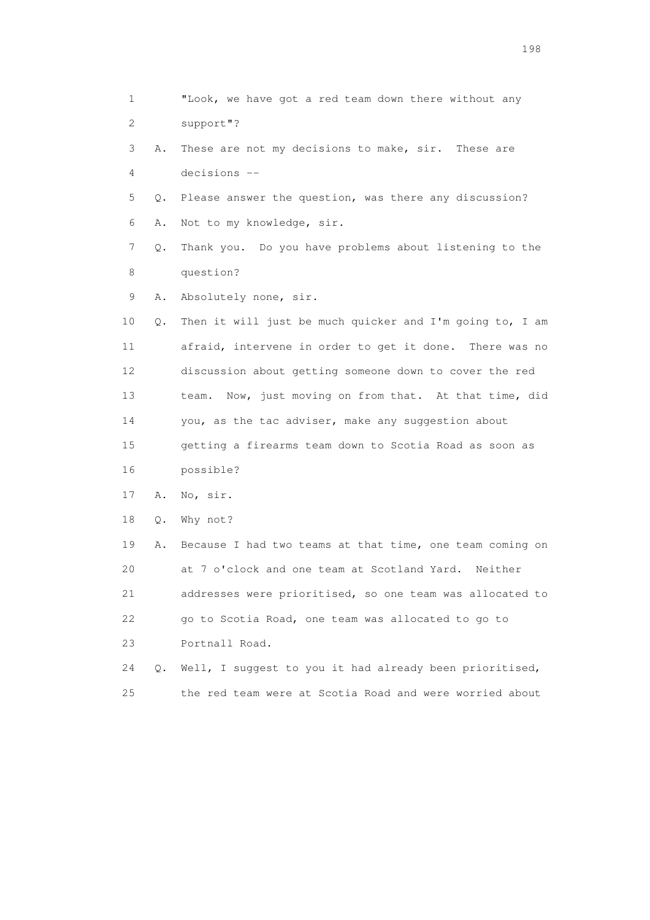1 "Look, we have got a red team down there without any
2 support"?
3 A. These are not my decisions to make, sir. These are
4 decisions --
5 Q. Please answer the question, was there any discussion?
6 A. Not to my knowledge, sir.
7 Q. Thank you. Do you have problems about listening to the
8 question?
9 A. Absolutely none, sir.
10 Q. Then it will just be much quicker and I'm going to, I am
11 afraid, intervene in order to get it done. There was no
12 discussion about getting someone down to cover the red
13 team. Now, just moving on from that. At that time, did
14 you, as the tac adviser, make any suggestion about
15 getting a firearms team down to Scotia Road as soon as
16 possible?
17 A. No, sir.
18 Q. Why not?
19 A. Because I had two teams at that time, one team coming on
20 at 7 o'clock and one team at Scotland Yard. Neither
21 addresses were prioritised, so one team was allocated to
22 go to Scotia Road, one team was allocated to go to
23 Portnall Road.
24 Q. Well, I suggest to you it had already been prioritised,
25 the red team were at Scotia Road and were worried about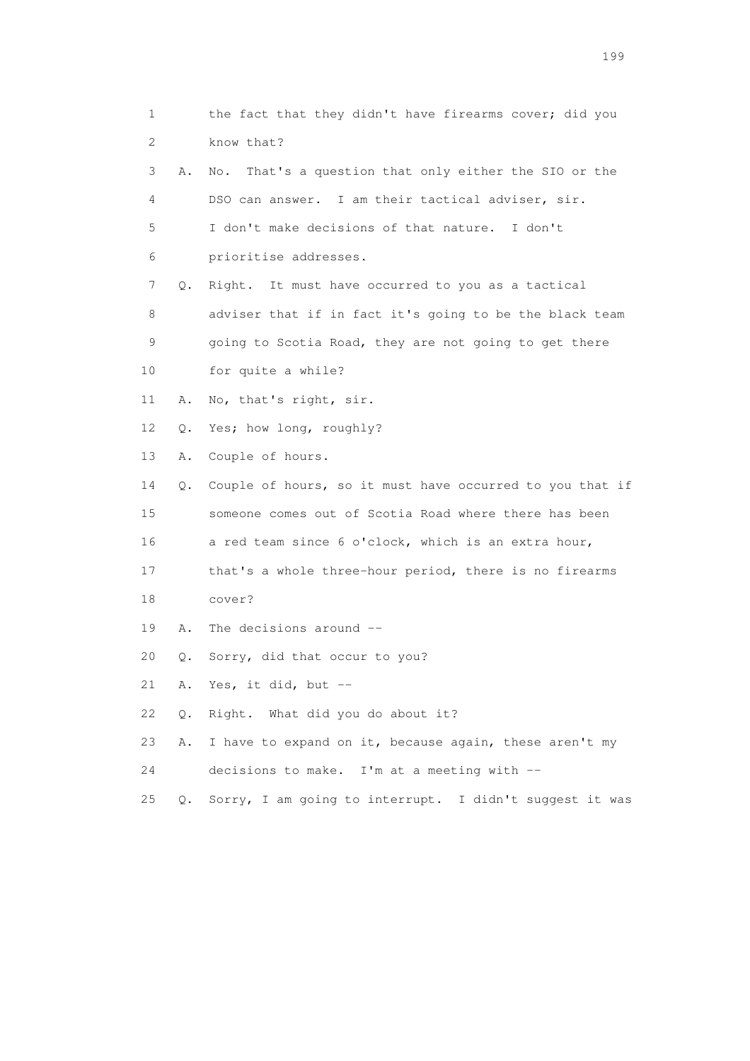1 the fact that they didn't have firearms cover; did you
2 know that?
3 A. No. That's a question that only either the SIO or the
4 DSO can answer. I am their tactical adviser, sir.
5 I don't make decisions of that nature. I don't
6 prioritise addresses.
7 Q. Right. It must have occurred to you as a tactical
8 adviser that if in fact it's going to be the black team
9 going to Scotia Road, they are not going to get there
10 for quite a while?
11 A. No, that's right, sir.
12 Q. Yes; how long, roughly?
13 A. Couple of hours.
14 Q. Couple of hours, so it must have occurred to you that if
15 someone comes out of Scotia Road where there has been
16 a red team since 6 o'clock, which is an extra hour,
17 that's a whole three-hour period, there is no firearms
18 cover?
19 A. The decisions around --
20 Q. Sorry, did that occur to you?
21 A. Yes, it did, but --
22 Q. Right. What did you do about it?
23 A. I have to expand on it, because again, these aren't my
24 decisions to make. I'm at a meeting with --
25 Q. Sorry, I am going to interrupt. I didn't suggest it was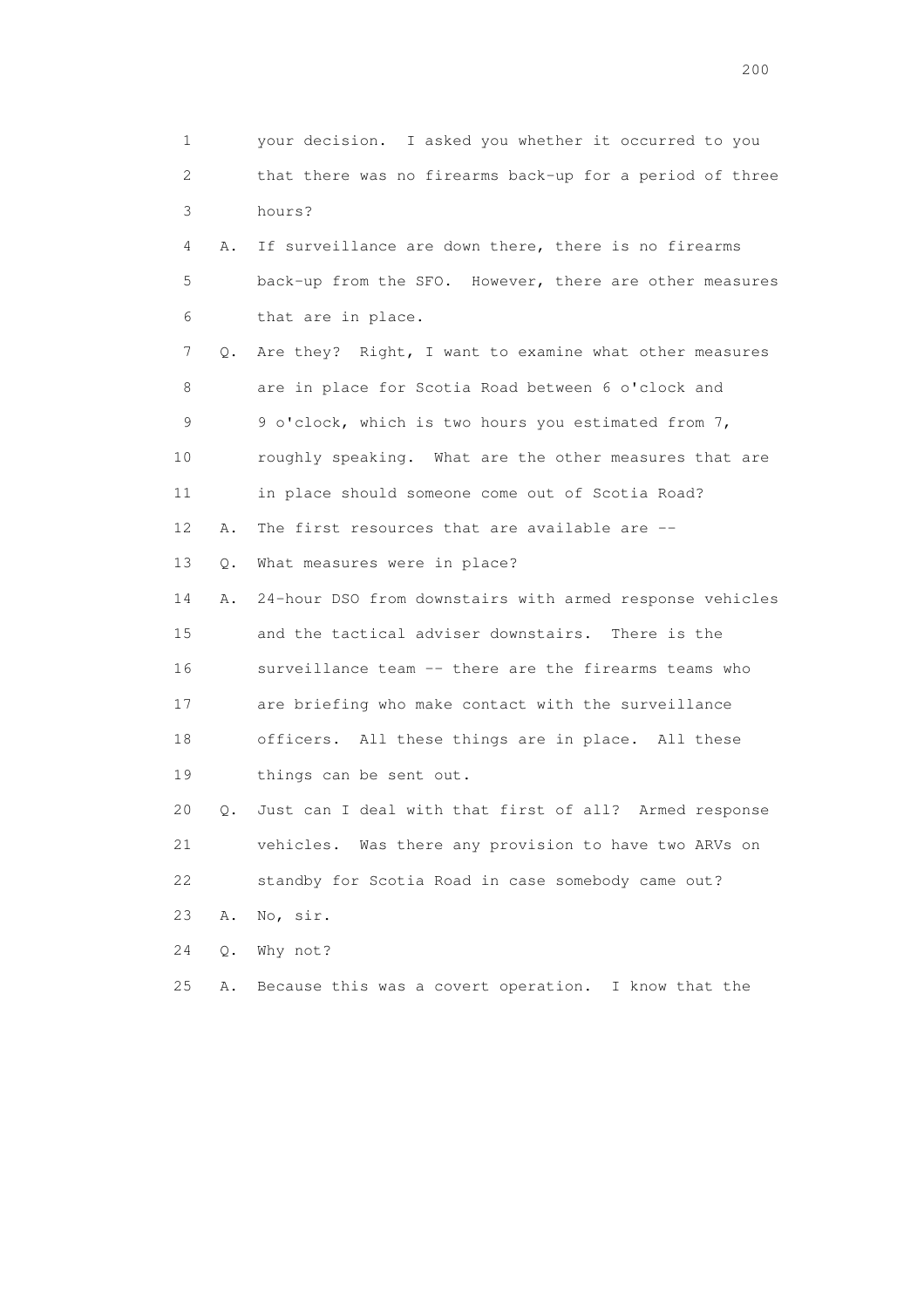1 your decision. I asked you whether it occurred to you
2 that there was no firearms back-up for a period of three
3 hours?

4 A. If surveillance are down there, there is no firearms
5 back-up from the SFO. However, there are other measures
6 that are in place.

7 Q. Are they? Right, I want to examine what other measures
8 are in place for Scotia Road between 6 o'clock and
9 9 o'clock, which is two hours you estimated from 7,
10 roughly speaking. What are the other measures that are
11 in place should someone come out of Scotia Road?

12 A. The first resources that are available are --

13 Q. What measures were in place?

14 A. 24-hour DSO from downstairs with armed response vehicles
15 and the tactical adviser downstairs. There is the
16 surveillance team -- there are the firearms teams who
17 are briefing who make contact with the surveillance
18 officers. All these things are in place. All these
19 things can be sent out.

20 Q. Just can I deal with that first of all? Armed response
21 vehicles. Was there any provision to have two ARVs on
22 standby for Scotia Road in case somebody came out?

23 A. No, sir.

24 Q. Why not?

25 A. Because this was a covert operation. I know that the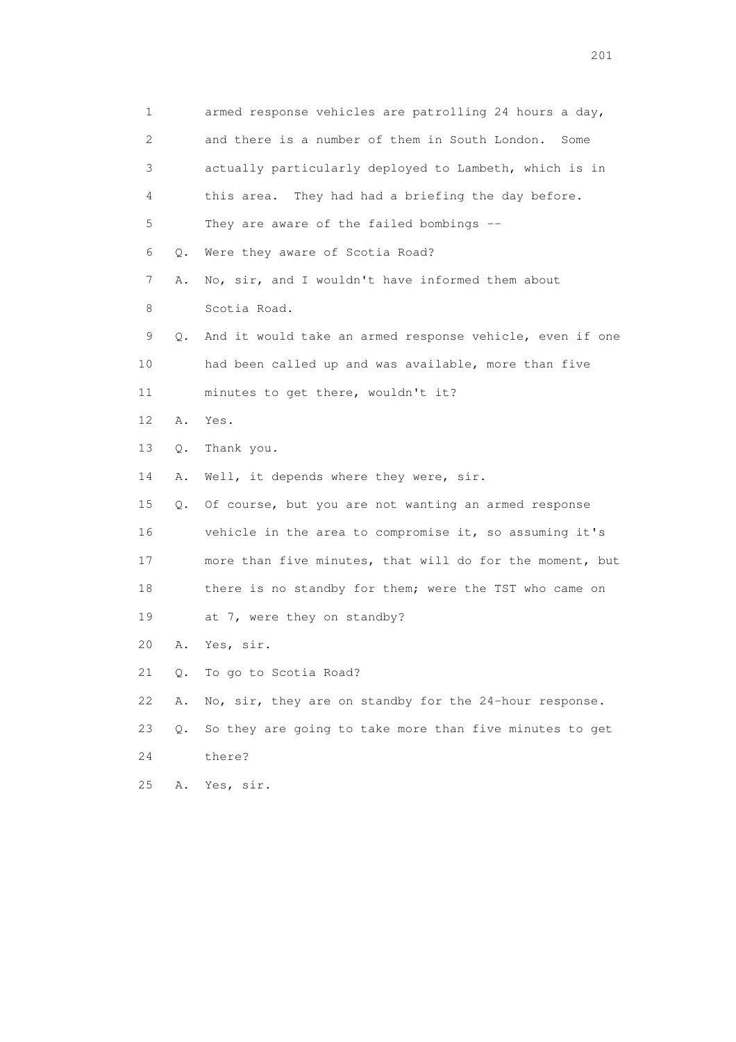1 armed response vehicles are patrolling 24 hours a day,

2 and there is a number of them in South London. Some

3 actually particularly deployed to Lambeth, which is in

4 this area. They had had a briefing the day before.

5 They are aware of the failed bombings --

6 Q. Were they aware of Scotia Road?

7 A. No, sir, and I wouldn't have informed them about

8 Scotia Road.

9 Q. And it would take an armed response vehicle, even if one

10 had been called up and was available, more than five

11 minutes to get there, wouldn't it?

12 A. Yes.

13 Q. Thank you.

14 A. Well, it depends where they were, sir.

15 Q. Of course, but you are not wanting an armed response

16 vehicle in the area to compromise it, so assuming it's

17 more than five minutes, that will do for the moment, but

18 there is no standby for them; were the TST who came on

19 at 7, were they on standby?

20 A. Yes, sir.

21 Q. To go to Scotia Road?

22 A. No, sir, they are on standby for the 24-hour response.

23 Q. So they are going to take more than five minutes to get

24 there?

25 A. Yes, sir.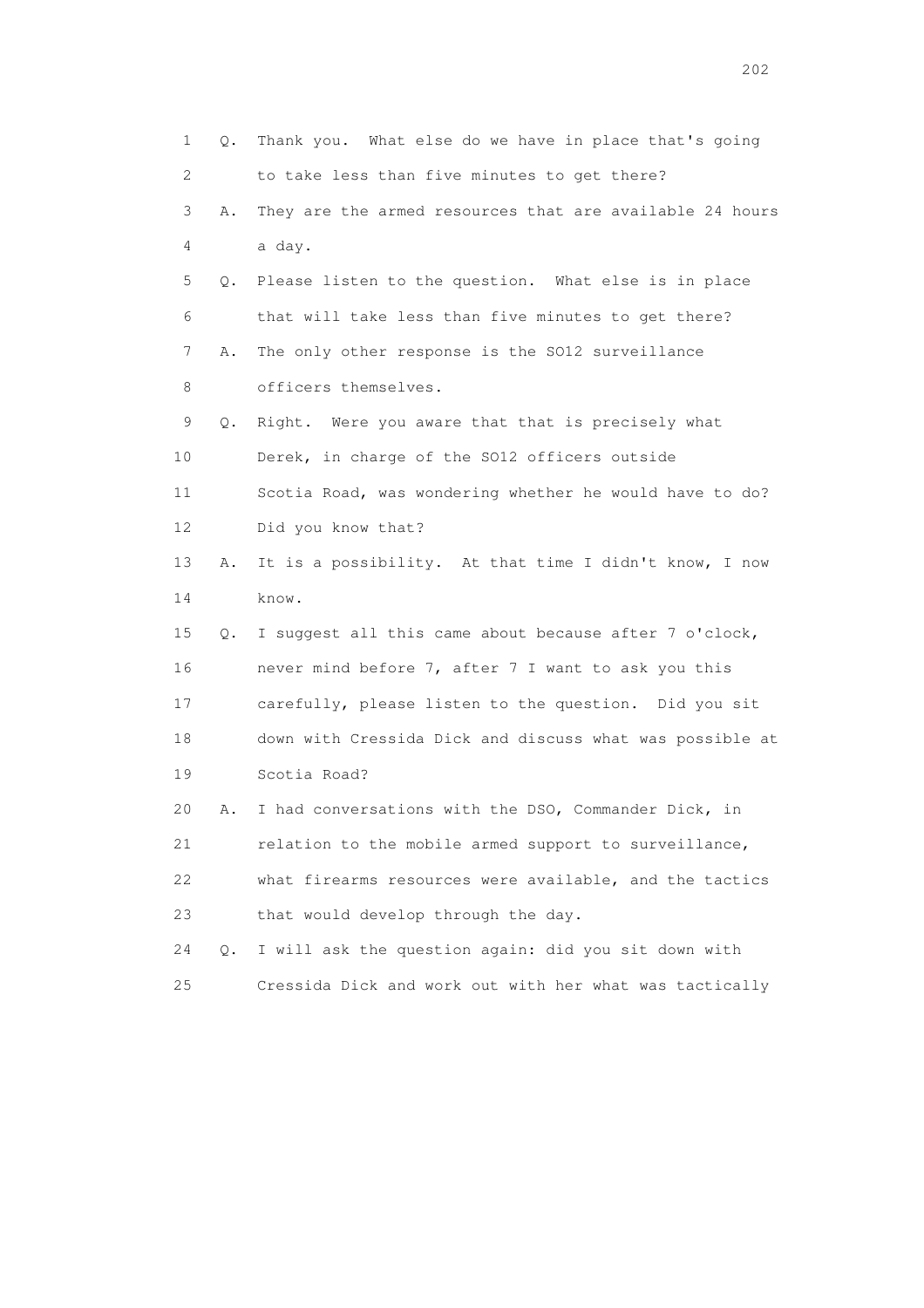1 Q. Thank you. What else do we have in place that's going
2 to take less than five minutes to get there?
3 A. They are the armed resources that are available 24 hours
4 a day.
5 Q. Please listen to the question. What else is in place
6 that will take less than five minutes to get there?
7 A. The only other response is the SO12 surveillance
8 officers themselves.
9 Q. Right. Were you aware that that is precisely what
10 Derek, in charge of the SO12 officers outside
11 Scotia Road, was wondering whether he would have to do?
12 Did you know that?
13 A. It is a possibility. At that time I didn't know, I now
14 know.
15 Q. I suggest all this came about because after 7 o'clock,
16 never mind before 7, after 7 I want to ask you this
17 carefully, please listen to the question. Did you sit
18 down with Cressida Dick and discuss what was possible at
19 Scotia Road?
20 A. I had conversations with the DSO, Commander Dick, in
21 relation to the mobile armed support to surveillance,
22 what firearms resources were available, and the tactics
23 that would develop through the day.
24 Q. I will ask the question again: did you sit down with
25 Cressida Dick and work out with her what was tactically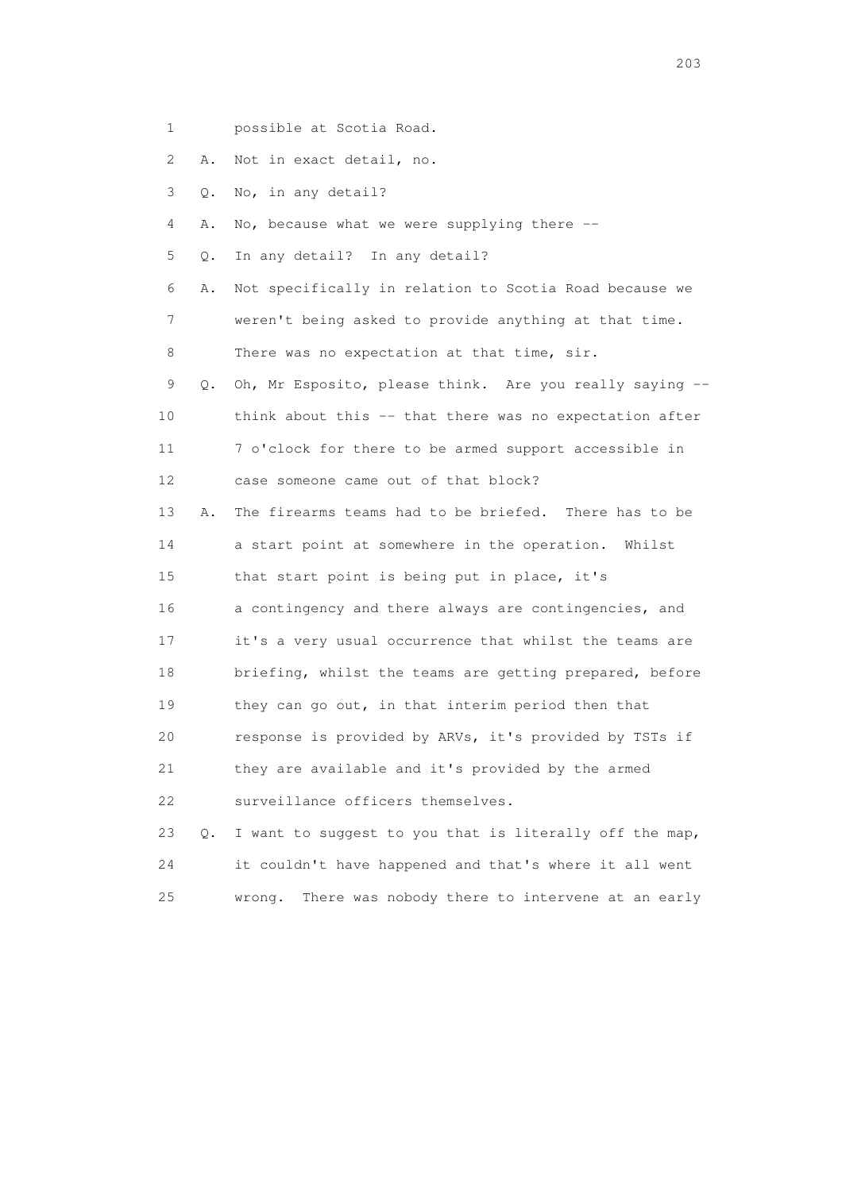1 possible at Scotia Road.

2 A. Not in exact detail, no.

3 Q. No, in any detail?

4 A. No, because what we were supplying there --

5 Q. In any detail? In any detail?

6 A. Not specifically in relation to Scotia Road because we

7 weren't being asked to provide anything at that time.

8 There was no expectation at that time, sir.

9 Q. Oh, Mr Esposito, please think. Are you really saying --

10 think about this -- that there was no expectation after

11 7 o'clock for there to be armed support accessible in

12 case someone came out of that block?

13 A. The firearms teams had to be briefed. There has to be

14 a start point at somewhere in the operation. Whilst

15 that start point is being put in place, it's

16 a contingency and there always are contingencies, and

17 it's a very usual occurrence that whilst the teams are

18 briefing, whilst the teams are getting prepared, before

19 they can go out, in that interim period then that

20 response is provided by ARVs, it's provided by TSTs if

21 they are available and it's provided by the armed

22 surveillance officers themselves.

23 Q. I want to suggest to you that is literally off the map,

24 it couldn't have happened and that's where it all went

25 wrong. There was nobody there to intervene at an early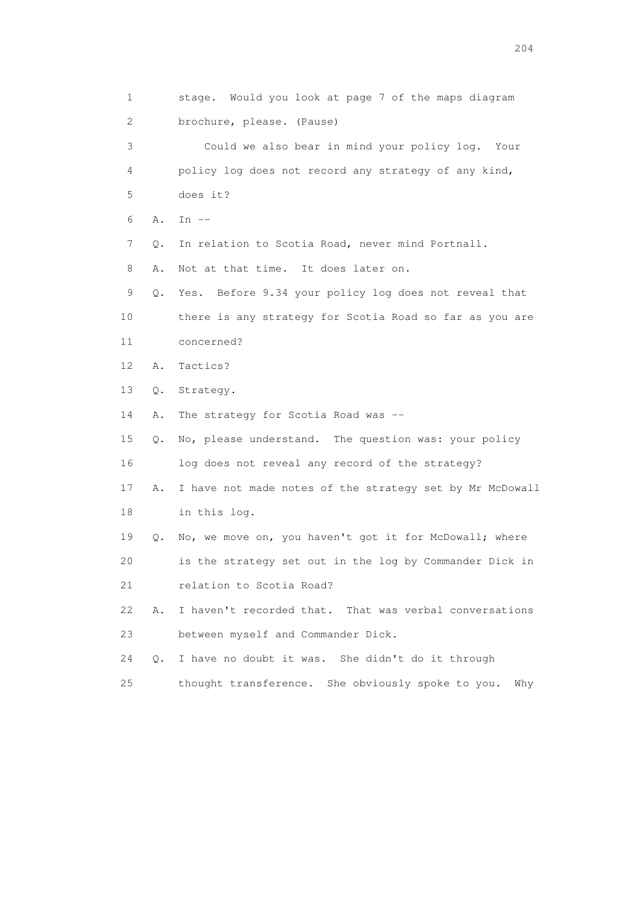1 stage. Would you look at page 7 of the maps diagram

2 brochure, please. (Pause)

3 Could we also bear in mind your policy log. Your

4 policy log does not record any strategy of any kind,

5 does it?

6 A. In --

7 Q. In relation to Scotia Road, never mind Portnall.

8 A. Not at that time. It does later on.

9 Q. Yes. Before 9.34 your policy log does not reveal that

10 there is any strategy for Scotia Road so far as you are

11 concerned?

12 A. Tactics?

13 Q. Strategy.

14 A. The strategy for Scotia Road was --

15 Q. No, please understand. The question was: your policy

16 log does not reveal any record of the strategy?

17 A. I have not made notes of the strategy set by Mr McDowall

18 in this log.

19 Q. No, we move on, you haven't got it for McDowall; where

20 is the strategy set out in the log by Commander Dick in

21 relation to Scotia Road?

22 A. I haven't recorded that. That was verbal conversations

23 between myself and Commander Dick.

24 Q. I have no doubt it was. She didn't do it through

25 thought transference. She obviously spoke to you. Why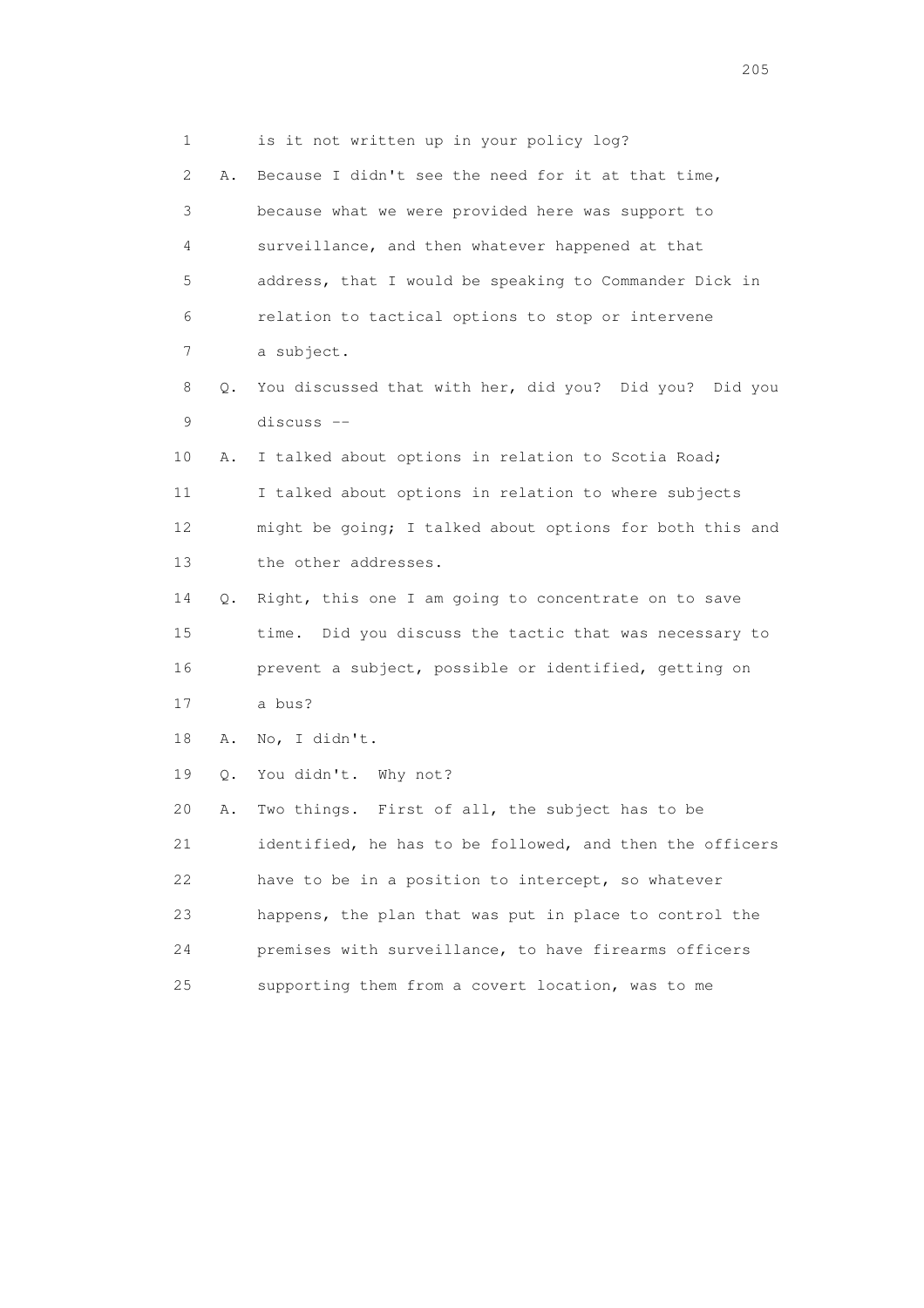1 is it not written up in your policy log?

2 A. Because I didn't see the need for it at that time,

3 because what we were provided here was support to

4 surveillance, and then whatever happened at that

5 address, that I would be speaking to Commander Dick in

6 relation to tactical options to stop or intervene

7 a subject.

8 Q. You discussed that with her, did you? Did you? Did you

9 discuss --

10 A. I talked about options in relation to Scotia Road;

11 I talked about options in relation to where subjects

12 might be going; I talked about options for both this and

13 the other addresses.

14 Q. Right, this one I am going to concentrate on to save

15 time. Did you discuss the tactic that was necessary to

16 prevent a subject, possible or identified, getting on

17 a bus?

18 A. No, I didn't.

19 Q. You didn't. Why not?

20 A. Two things. First of all, the subject has to be

21 identified, he has to be followed, and then the officers

22 have to be in a position to intercept, so whatever

23 happens, the plan that was put in place to control the

24 premises with surveillance, to have firearms officers

25 supporting them from a covert location, was to me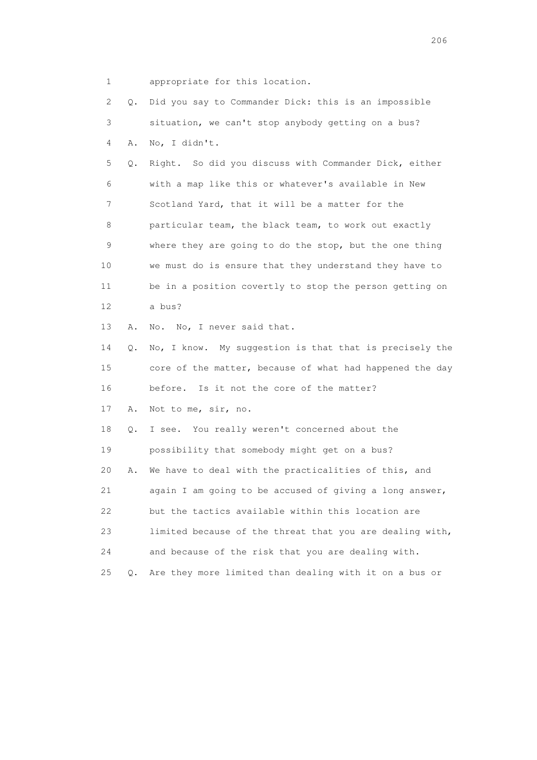1 appropriate for this location.

2 Q. Did you say to Commander Dick: this is an impossible

3 situation, we can't stop anybody getting on a bus?

4 A. No, I didn't.

5 Q. Right. So did you discuss with Commander Dick, either

6 with a map like this or whatever's available in New

7 Scotland Yard, that it will be a matter for the

8 particular team, the black team, to work out exactly

9 where they are going to do the stop, but the one thing

10 we must do is ensure that they understand they have to

11 be in a position covertly to stop the person getting on

12 a bus?

13 A. No. No, I never said that.

14 Q. No, I know. My suggestion is that that is precisely the

15 core of the matter, because of what had happened the day

16 before. Is it not the core of the matter?

17 A. Not to me, sir, no.

18 Q. I see. You really weren't concerned about the

19 possibility that somebody might get on a bus?

20 A. We have to deal with the practicalities of this, and

21 again I am going to be accused of giving a long answer,

22 but the tactics available within this location are

23 limited because of the threat that you are dealing with,

24 and because of the risk that you are dealing with.

25 Q. Are they more limited than dealing with it on a bus or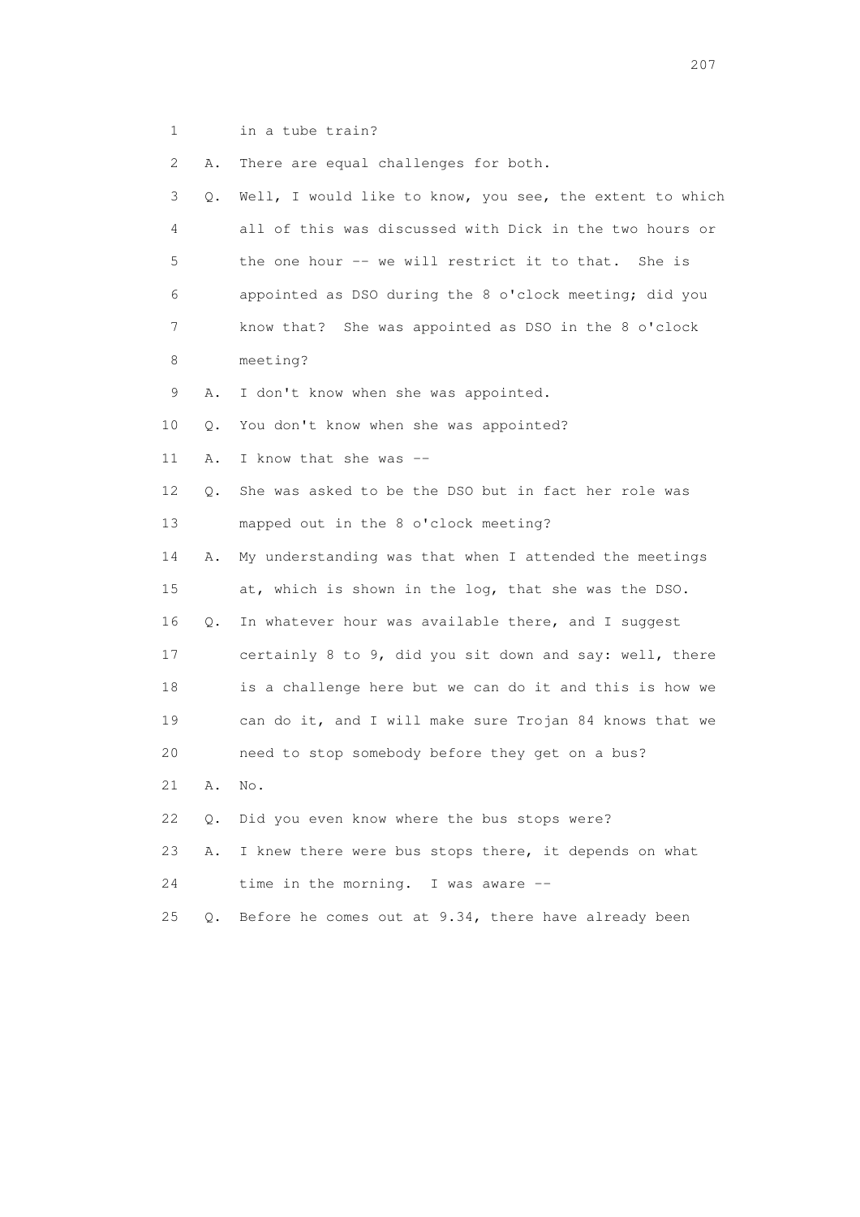1 in a tube train?

2 A. There are equal challenges for both.

3 Q. Well, I would like to know, you see, the extent to which

4 all of this was discussed with Dick in the two hours or

5 the one hour -- we will restrict it to that. She is

6 appointed as DSO during the 8 o'clock meeting; did you

7 know that? She was appointed as DSO in the 8 o'clock

8 meeting?

9 A. I don't know when she was appointed.

10 Q. You don't know when she was appointed?

11 A. I know that she was --

12 Q. She was asked to be the DSO but in fact her role was

13 mapped out in the 8 o'clock meeting?

14 A. My understanding was that when I attended the meetings

15 at, which is shown in the log, that she was the DSO.

16 Q. In whatever hour was available there, and I suggest

17 certainly 8 to 9, did you sit down and say: well, there

18 is a challenge here but we can do it and this is how we

19 can do it, and I will make sure Trojan 84 knows that we

20 need to stop somebody before they get on a bus?

21 A. No.

22 Q. Did you even know where the bus stops were?

23 A. I knew there were bus stops there, it depends on what

24 time in the morning. I was aware --

25 Q. Before he comes out at 9.34, there have already been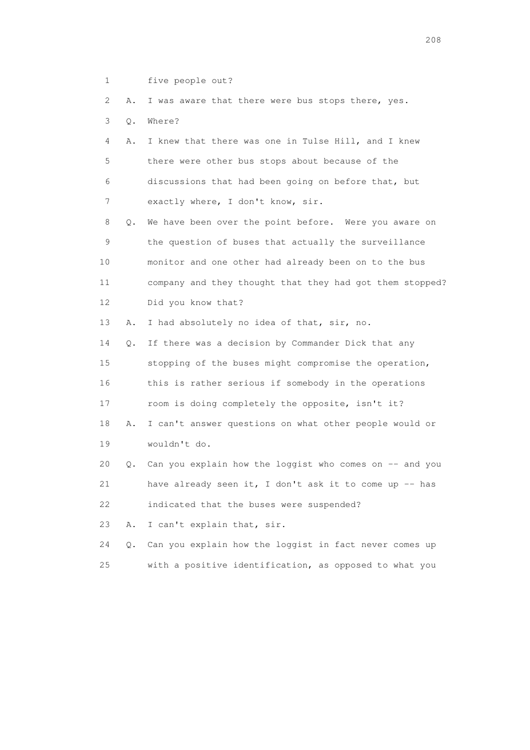1 five people out?

2 A. I was aware that there were bus stops there, yes.

3 Q. Where?

4 A. I knew that there was one in Tulse Hill, and I knew

5 there were other bus stops about because of the

6 discussions that had been going on before that, but

7 exactly where, I don't know, sir.

8 Q. We have been over the point before. Were you aware on

9 the question of buses that actually the surveillance

10 monitor and one other had already been on to the bus

11 company and they thought that they had got them stopped?

12 Did you know that?

13 A. I had absolutely no idea of that, sir, no.

14 Q. If there was a decision by Commander Dick that any

15 stopping of the buses might compromise the operation,

16 this is rather serious if somebody in the operations

17 room is doing completely the opposite, isn't it?

18 A. I can't answer questions on what other people would or

19 wouldn't do.

20 Q. Can you explain how the loggist who comes on -- and you

21 have already seen it, I don't ask it to come up -- has

22 indicated that the buses were suspended?

23 A. I can't explain that, sir.

24 Q. Can you explain how the loggist in fact never comes up

25 with a positive identification, as opposed to what you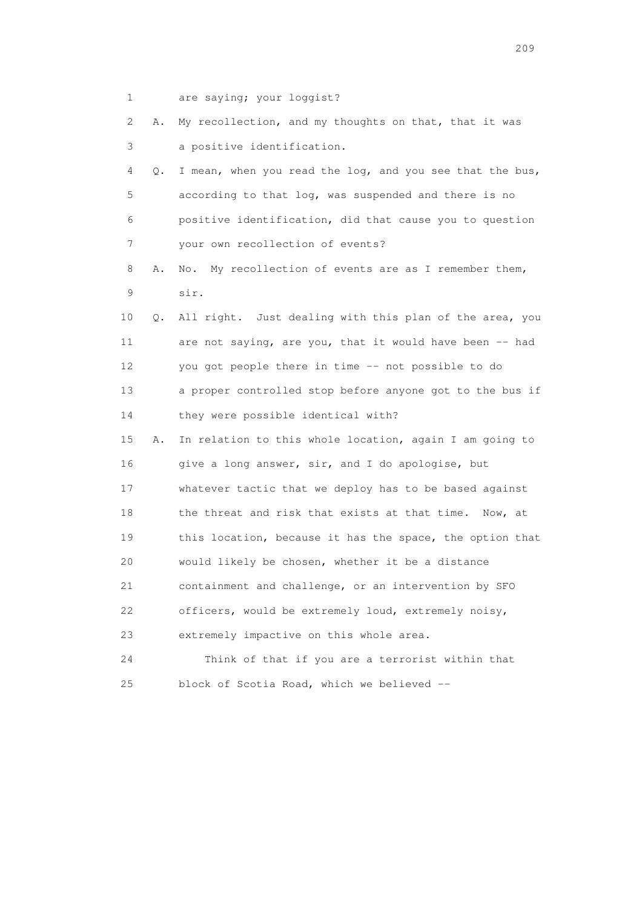1 are saying; your loggist?

2 A. My recollection, and my thoughts on that, that it was

3 a positive identification.

4 Q. I mean, when you read the log, and you see that the bus,

5 according to that log, was suspended and there is no

6 positive identification, did that cause you to question

7 your own recollection of events?

8 A. No. My recollection of events are as I remember them,

9 sir.

10 Q. All right. Just dealing with this plan of the area, you

11 are not saying, are you, that it would have been -- had

12 you got people there in time -- not possible to do

13 a proper controlled stop before anyone got to the bus if

14 they were possible identical with?

15 A. In relation to this whole location, again I am going to

16 give a long answer, sir, and I do apologise, but

17 whatever tactic that we deploy has to be based against

18 the threat and risk that exists at that time. Now, at

19 this location, because it has the space, the option that

20 would likely be chosen, whether it be a distance

21 containment and challenge, or an intervention by SFO

22 officers, would be extremely loud, extremely noisy,

23 extremely impactive on this whole area.

24 Think of that if you are a terrorist within that

25 block of Scotia Road, which we believed --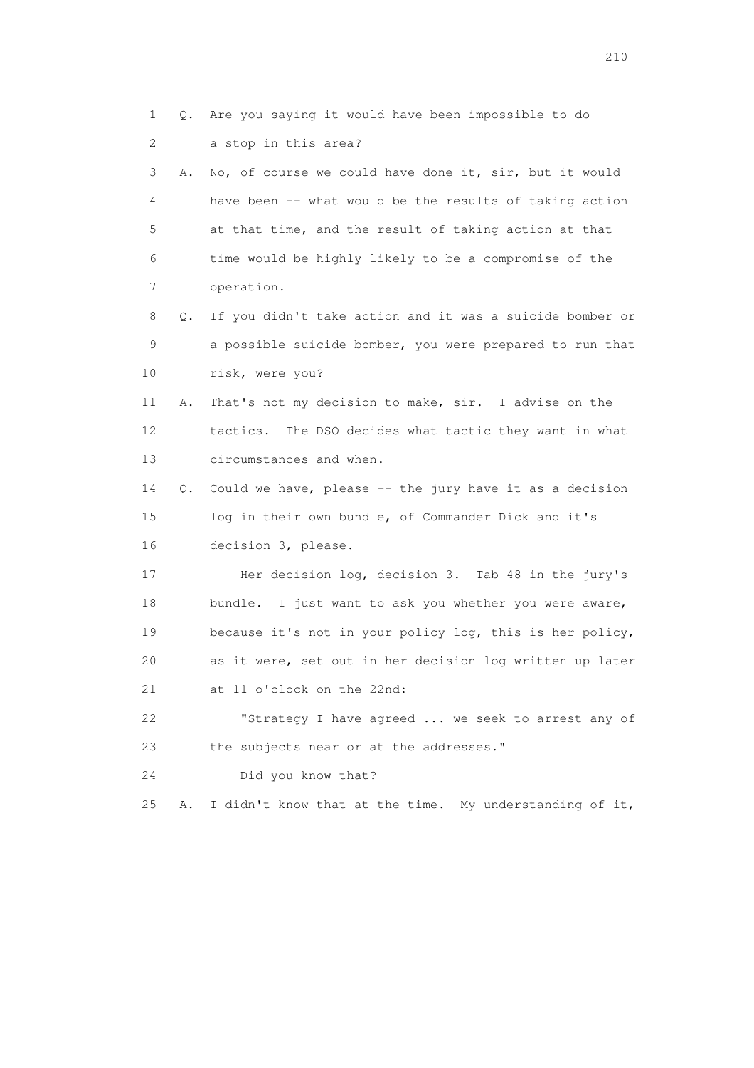1 Q. Are you saying it would have been impossible to do
2 a stop in this area?
3 A. No, of course we could have done it, sir, but it would
4 have been -- what would be the results of taking action
5 at that time, and the result of taking action at that
6 time would be highly likely to be a compromise of the
7 operation.
8 Q. If you didn't take action and it was a suicide bomber or
9 a possible suicide bomber, you were prepared to run that
10 risk, were you?
11 A. That's not my decision to make, sir. I advise on the
12 tactics. The DSO decides what tactic they want in what
13 circumstances and when.
14 Q. Could we have, please -- the jury have it as a decision
15 log in their own bundle, of Commander Dick and it's
16 decision 3, please.
17 Her decision log, decision 3. Tab 48 in the jury's
18 bundle. I just want to ask you whether you were aware,
19 because it's not in your policy log, this is her policy,
20 as it were, set out in her decision log written up later
21 at 11 o'clock on the 22nd:
22 "Strategy I have agreed ... we seek to arrest any of
23 the subjects near or at the addresses."
24 Did you know that?
25 A. I didn't know that at the time. My understanding of it,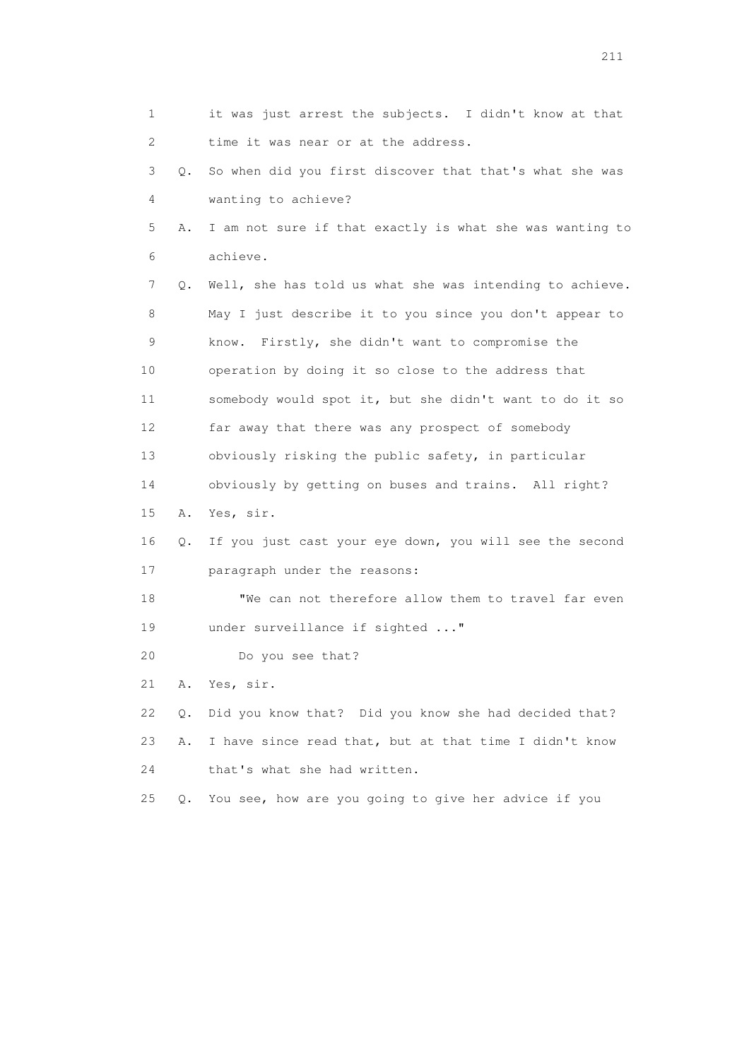1 it was just arrest the subjects. I didn't know at that
2 time it was near or at the address.
3 Q. So when did you first discover that that's what she was
4 wanting to achieve?
5 A. I am not sure if that exactly is what she was wanting to
6 achieve.
7 Q. Well, she has told us what she was intending to achieve.
8 May I just describe it to you since you don't appear to
9 know. Firstly, she didn't want to compromise the
10 operation by doing it so close to the address that
11 somebody would spot it, but she didn't want to do it so
12 far away that there was any prospect of somebody
13 obviously risking the public safety, in particular
14 obviously by getting on buses and trains. All right?
15 A. Yes, sir.
16 Q. If you just cast your eye down, you will see the second
17 paragraph under the reasons:
18 "We can not therefore allow them to travel far even
19 under surveillance if sighted ..."
20 Do you see that?
21 A. Yes, sir.
22 Q. Did you know that? Did you know she had decided that?
23 A. I have since read that, but at that time I didn't know
24 that's what she had written.
25 Q. You see, how are you going to give her advice if you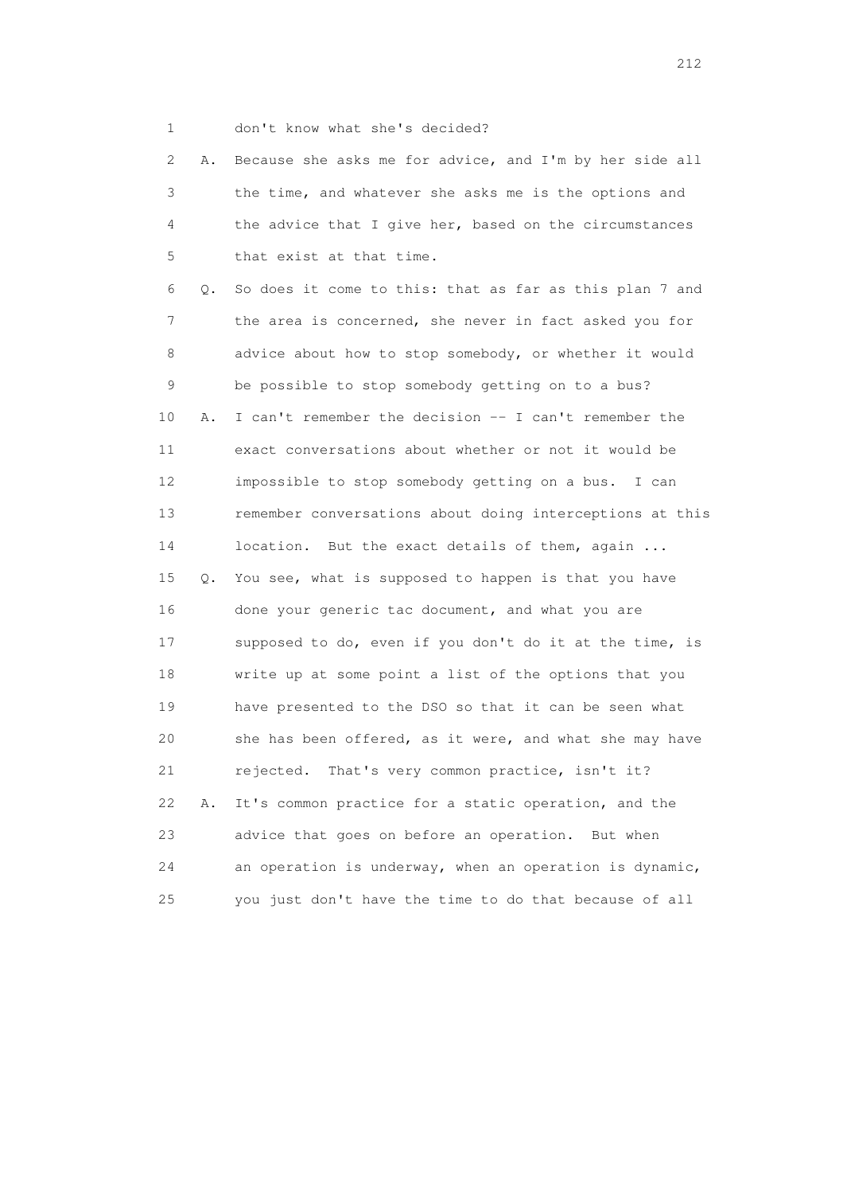1 don't know what she's decided?

2 A. Because she asks me for advice, and I'm by her side all
3 the time, and whatever she asks me is the options and
4 the advice that I give her, based on the circumstances
5 that exist at that time.

6 Q. So does it come to this: that as far as this plan 7 and
7 the area is concerned, she never in fact asked you for
8 advice about how to stop somebody, or whether it would
9 be possible to stop somebody getting on to a bus?

10 A. I can't remember the decision -- I can't remember the
11 exact conversations about whether or not it would be
12 impossible to stop somebody getting on a bus. I can
13 remember conversations about doing interceptions at this
14 location. But the exact details of them, again ...

15 Q. You see, what is supposed to happen is that you have
16 done your generic tac document, and what you are
17 supposed to do, even if you don't do it at the time, is
18 write up at some point a list of the options that you
19 have presented to the DSO so that it can be seen what
20 she has been offered, as it were, and what she may have
21 rejected. That's very common practice, isn't it?

22 A. It's common practice for a static operation, and the
23 advice that goes on before an operation. But when
24 an operation is underway, when an operation is dynamic,
25 you just don't have the time to do that because of all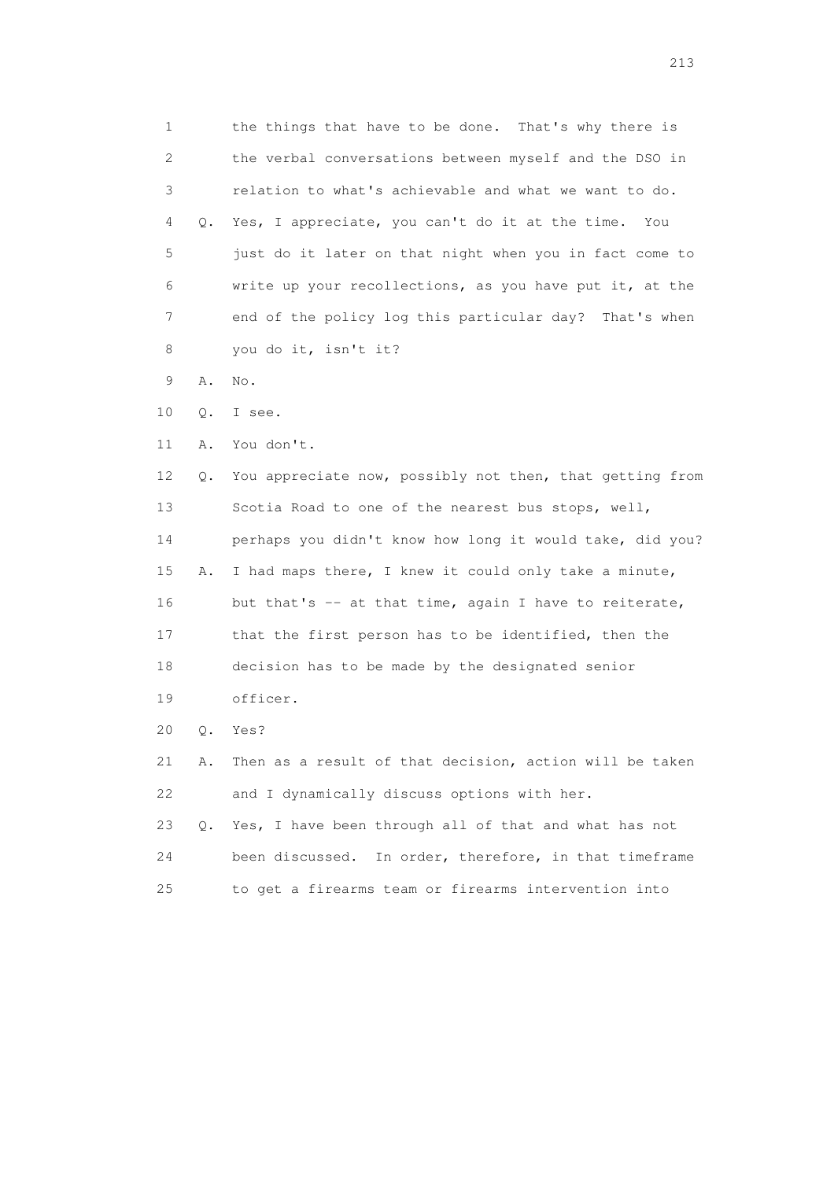1 the things that have to be done. That's why there is
2 the verbal conversations between myself and the DSO in
3 relation to what's achievable and what we want to do.
4 Q. Yes, I appreciate, you can't do it at the time. You
5 just do it later on that night when you in fact come to
6 write up your recollections, as you have put it, at the
7 end of the policy log this particular day? That's when
8 you do it, isn't it?
9 A. No.
10 Q. I see.
11 A. You don't.
12 Q. You appreciate now, possibly not then, that getting from
13 Scotia Road to one of the nearest bus stops, well,
14 perhaps you didn't know how long it would take, did you?
15 A. I had maps there, I knew it could only take a minute,
16 but that's -- at that time, again I have to reiterate,
17 that the first person has to be identified, then the
18 decision has to be made by the designated senior
19 officer.
20 Q. Yes?
21 A. Then as a result of that decision, action will be taken
22 and I dynamically discuss options with her.
23 Q. Yes, I have been through all of that and what has not
24 been discussed. In order, therefore, in that timeframe
25 to get a firearms team or firearms intervention into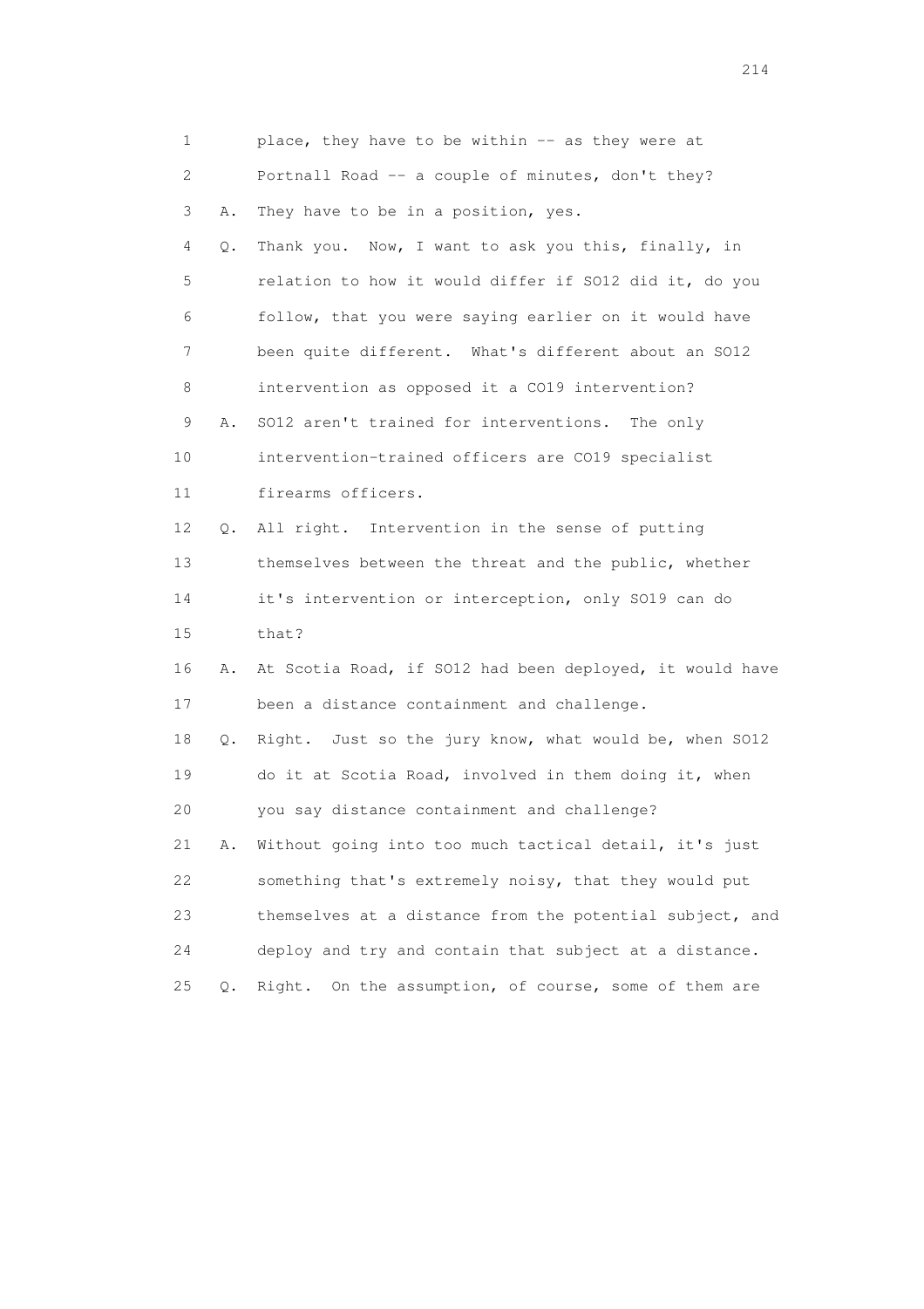1 place, they have to be within -- as they were at
2 Portnall Road -- a couple of minutes, don't they?
3 A. They have to be in a position, yes.
4 Q. Thank you. Now, I want to ask you this, finally, in
5 relation to how it would differ if SO12 did it, do you
6 follow, that you were saying earlier on it would have
7 been quite different. What's different about an SO12
8 intervention as opposed it a CO19 intervention?
9 A. SO12 aren't trained for interventions. The only
10 intervention-trained officers are CO19 specialist
11 firearms officers.
12 Q. All right. Intervention in the sense of putting
13 themselves between the threat and the public, whether
14 it's intervention or interception, only SO19 can do
15 that?
16 A. At Scotia Road, if SO12 had been deployed, it would have
17 been a distance containment and challenge.
18 Q. Right. Just so the jury know, what would be, when SO12
19 do it at Scotia Road, involved in them doing it, when
20 you say distance containment and challenge?
21 A. Without going into too much tactical detail, it's just
22 something that's extremely noisy, that they would put
23 themselves at a distance from the potential subject, and
24 deploy and try and contain that subject at a distance.
25 Q. Right. On the assumption, of course, some of them are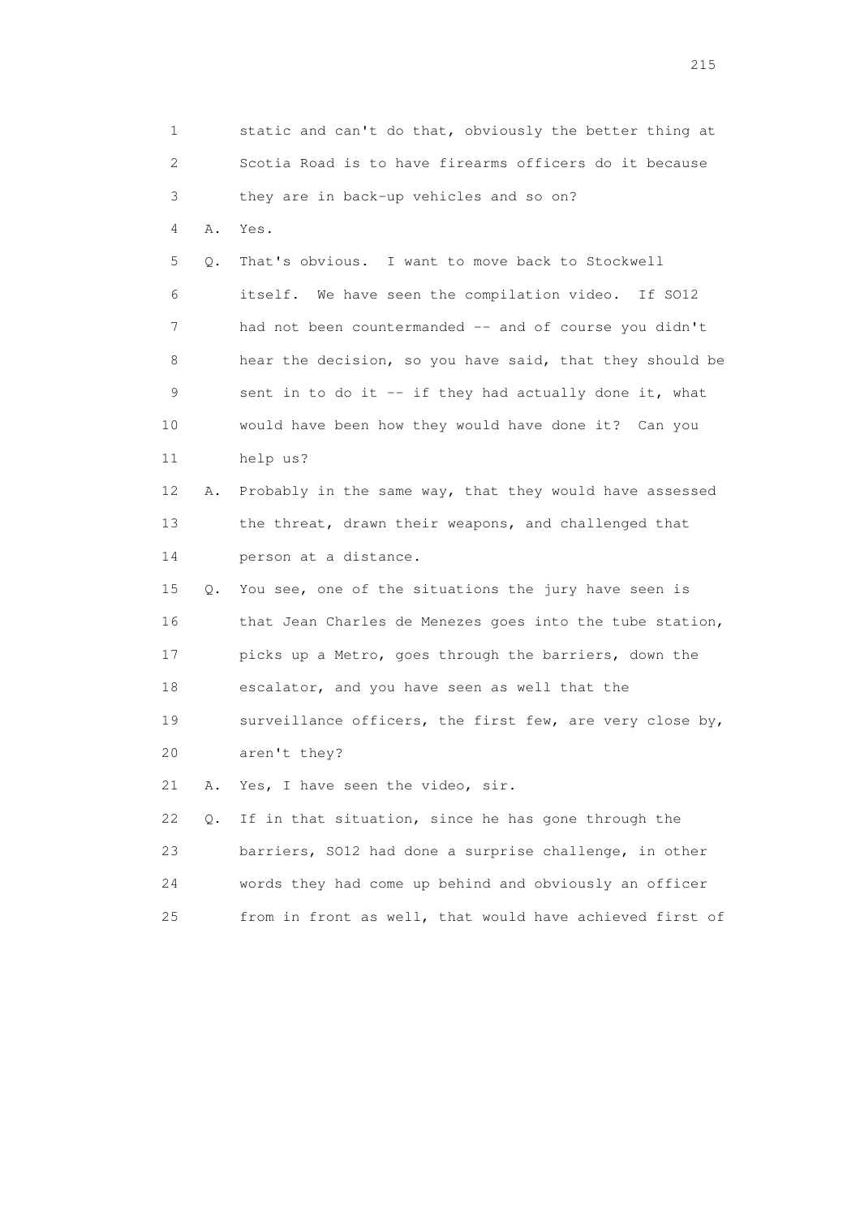1 static and can't do that, obviously the better thing at
2 Scotia Road is to have firearms officers do it because
3 they are in back-up vehicles and so on?

4 A. Yes.

5 Q. That's obvious. I want to move back to Stockwell
6 itself. We have seen the compilation video. If SO12
7 had not been countermanded -- and of course you didn't
8 hear the decision, so you have said, that they should be
9 sent in to do it -- if they had actually done it, what
10 would have been how they would have done it? Can you
11 help us?

12 A. Probably in the same way, that they would have assessed
13 the threat, drawn their weapons, and challenged that
14 person at a distance.

15 Q. You see, one of the situations the jury have seen is
16 that Jean Charles de Menezes goes into the tube station,
17 picks up a Metro, goes through the barriers, down the
18 escalator, and you have seen as well that the
19 surveillance officers, the first few, are very close by,
20 aren't they?

21 A. Yes, I have seen the video, sir.

22 Q. If in that situation, since he has gone through the
23 barriers, SO12 had done a surprise challenge, in other
24 words they had come up behind and obviously an officer
25 from in front as well, that would have achieved first of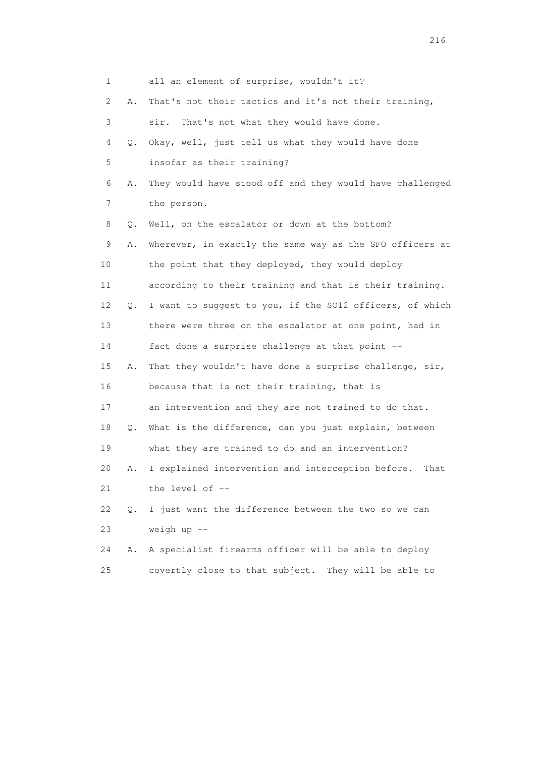1 all an element of surprise, wouldn't it?

2 A. That's not their tactics and it's not their training,

3 sir. That's not what they would have done.

4 Q. Okay, well, just tell us what they would have done

5 insofar as their training?

6 A. They would have stood off and they would have challenged

7 the person.

8 Q. Well, on the escalator or down at the bottom?

9 A. Wherever, in exactly the same way as the SFO officers at

10 the point that they deployed, they would deploy

11 according to their training and that is their training.

12 Q. I want to suggest to you, if the SO12 officers, of which

13 there were three on the escalator at one point, had in

14 fact done a surprise challenge at that point --

15 A. That they wouldn't have done a surprise challenge, sir,

16 because that is not their training, that is

17 an intervention and they are not trained to do that.

18 Q. What is the difference, can you just explain, between

19 what they are trained to do and an intervention?

20 A. I explained intervention and interception before. That

21 the level of --

22 Q. I just want the difference between the two so we can

23 weigh up --

24 A. A specialist firearms officer will be able to deploy

25 covertly close to that subject. They will be able to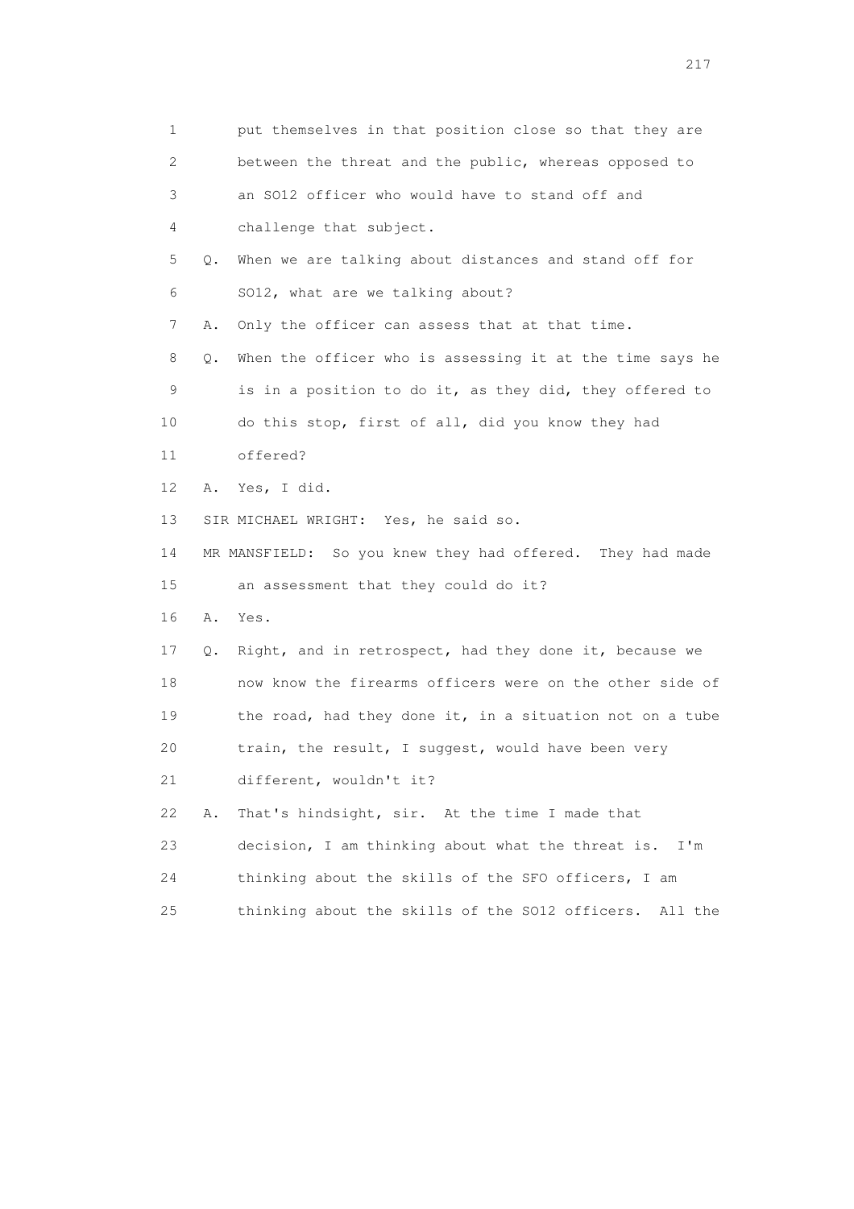1 put themselves in that position close so that they are
2 between the threat and the public, whereas opposed to
3 an SO12 officer who would have to stand off and
4 challenge that subject.
5 Q. When we are talking about distances and stand off for
6 SO12, what are we talking about?
7 A. Only the officer can assess that at that time.
8 Q. When the officer who is assessing it at the time says he
9 is in a position to do it, as they did, they offered to
10 do this stop, first of all, did you know they had
11 offered?
12 A. Yes, I did.
13 SIR MICHAEL WRIGHT: Yes, he said so.
14 MR MANSFIELD: So you knew they had offered. They had made
15 an assessment that they could do it?
16 A. Yes.
17 Q. Right, and in retrospect, had they done it, because we
18 now know the firearms officers were on the other side of
19 the road, had they done it, in a situation not on a tube
20 train, the result, I suggest, would have been very
21 different, wouldn't it?
22 A. That's hindsight, sir. At the time I made that
23 decision, I am thinking about what the threat is. I'm
24 thinking about the skills of the SFO officers, I am
25 thinking about the skills of the SO12 officers. All the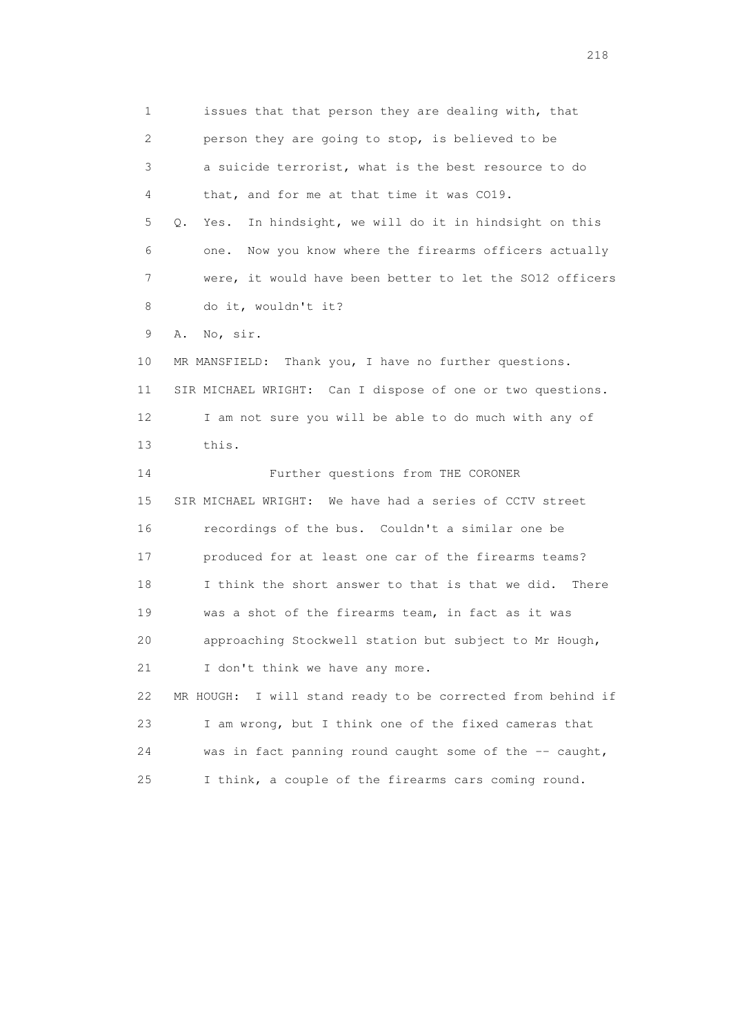1 issues that that person they are dealing with, that
2 person they are going to stop, is believed to be
3 a suicide terrorist, what is the best resource to do
4 that, and for me at that time it was CO19.

5 Q. Yes. In hindsight, we will do it in hindsight on this
6 one. Now you know where the firearms officers actually
7 were, it would have been better to let the SO12 officers
8 do it, wouldn't it?

9 A. No, sir.

10 MR MANSFIELD: Thank you, I have no further questions.

11 SIR MICHAEL WRIGHT: Can I dispose of one or two questions.
12 I am not sure you will be able to do much with any of
13 this.

14 Further questions from THE CORONER

15 SIR MICHAEL WRIGHT: We have had a series of CCTV street
16 recordings of the bus. Couldn't a similar one be
17 produced for at least one car of the firearms teams?
18 I think the short answer to that is that we did. There
19 was a shot of the firearms team, in fact as it was
20 approaching Stockwell station but subject to Mr Hough,
21 I don't think we have any more.

22 MR HOUGH: I will stand ready to be corrected from behind if
23 I am wrong, but I think one of the fixed cameras that
24 was in fact panning round caught some of the -- caught,
25 I think, a couple of the firearms cars coming round.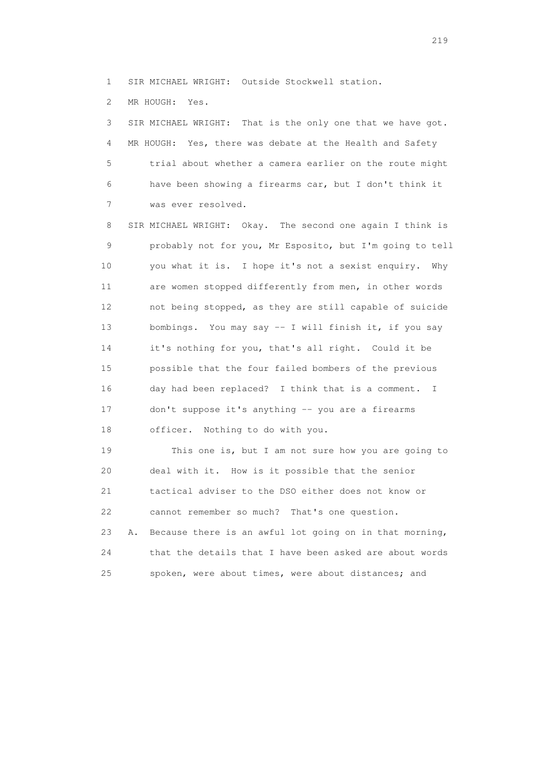1 SIR MICHAEL WRIGHT: Outside Stockwell station.

2 MR HOUGH: Yes.

3 SIR MICHAEL WRIGHT: That is the only one that we have got.

4 MR HOUGH: Yes, there was debate at the Health and Safety

5 trial about whether a camera earlier on the route might

6 have been showing a firearms car, but I don't think it

7 was ever resolved.

8 SIR MICHAEL WRIGHT: Okay. The second one again I think is

9 probably not for you, Mr Esposito, but I'm going to tell

10 you what it is. I hope it's not a sexist enquiry. Why

11 are women stopped differently from men, in other words

12 not being stopped, as they are still capable of suicide

13 bombings. You may say -- I will finish it, if you say

14 it's nothing for you, that's all right. Could it be

15 possible that the four failed bombers of the previous

16 day had been replaced? I think that is a comment. I

17 don't suppose it's anything -- you are a firearms

18 officer. Nothing to do with you.

19 This one is, but I am not sure how you are going to

20 deal with it. How is it possible that the senior

21 tactical adviser to the DSO either does not know or

22 cannot remember so much? That's one question.

23 A. Because there is an awful lot going on in that morning,

24 that the details that I have been asked are about words

25 spoken, were about times, were about distances; and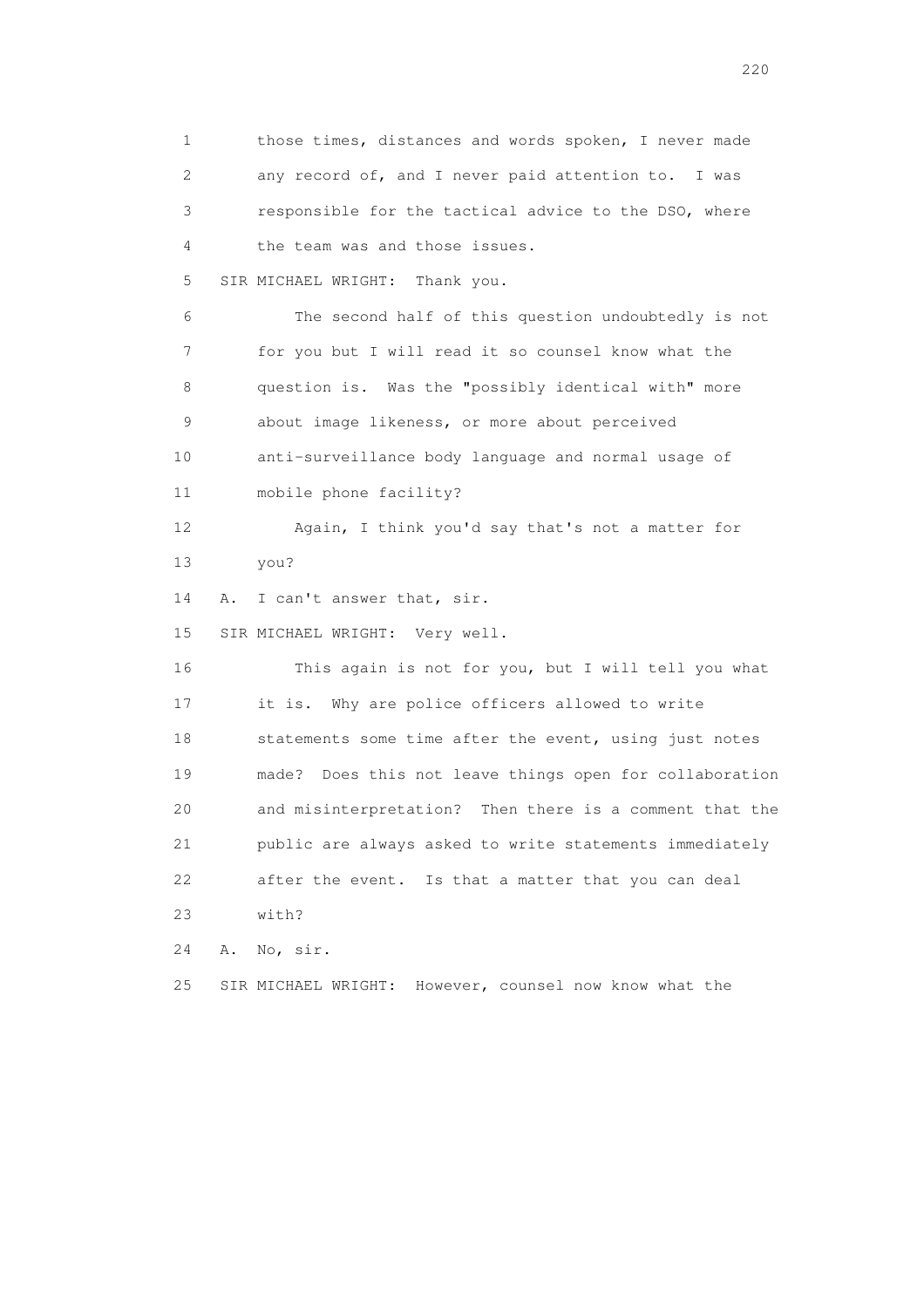1 those times, distances and words spoken, I never made
2 any record of, and I never paid attention to. I was
3 responsible for the tactical advice to the DSO, where
4 the team was and those issues.

5 SIR MICHAEL WRIGHT: Thank you.

6 The second half of this question undoubtedly is not
7 for you but I will read it so counsel know what the
8 question is. Was the "possibly identical with" more
9 about image likeness, or more about perceived
10 anti-surveillance body language and normal usage of
11 mobile phone facility?

12 Again, I think you'd say that's not a matter for
13 you?

14 A. I can't answer that, sir.

15 SIR MICHAEL WRIGHT: Very well.

16 This again is not for you, but I will tell you what
17 it is. Why are police officers allowed to write
18 statements some time after the event, using just notes
19 made? Does this not leave things open for collaboration
20 and misinterpretation? Then there is a comment that the
21 public are always asked to write statements immediately
22 after the event. Is that a matter that you can deal
23 with?

24 A. No, sir.

25 SIR MICHAEL WRIGHT: However, counsel now know what the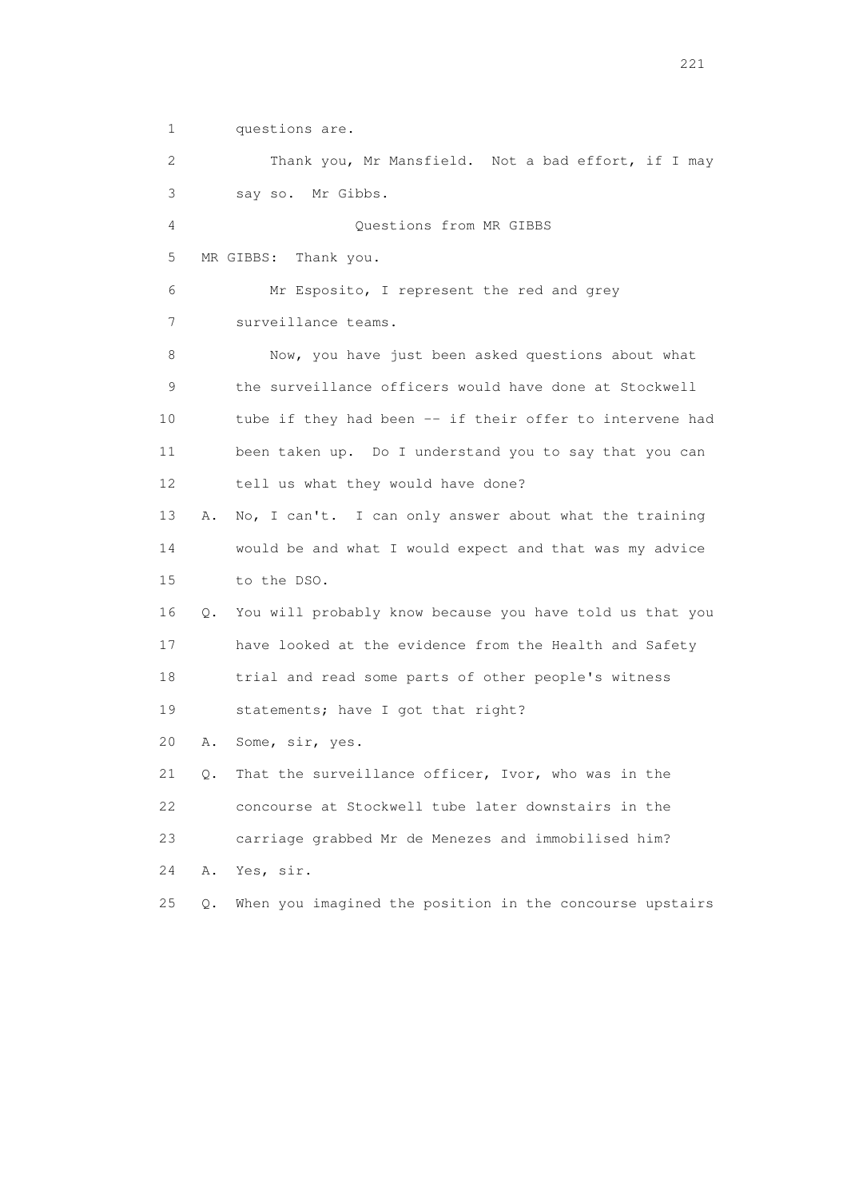1 questions are.

2 Thank you, Mr Mansfield. Not a bad effort, if I may

3 say so. Mr Gibbs.

4 Questions from MR GIBBS

5 MR GIBBS: Thank you.

6 Mr Esposito, I represent the red and grey

7 surveillance teams.

8 Now, you have just been asked questions about what

9 the surveillance officers would have done at Stockwell

10 tube if they had been -- if their offer to intervene had

11 been taken up. Do I understand you to say that you can

12 tell us what they would have done?

13 A. No, I can't. I can only answer about what the training

14 would be and what I would expect and that was my advice

15 to the DSO.

16 Q. You will probably know because you have told us that you

17 have looked at the evidence from the Health and Safety

18 trial and read some parts of other people's witness

19 statements; have I got that right?

20 A. Some, sir, yes.

21 Q. That the surveillance officer, Ivor, who was in the

22 concourse at Stockwell tube later downstairs in the

23 carriage grabbed Mr de Menezes and immobilised him?

24 A. Yes, sir.

25 Q. When you imagined the position in the concourse upstairs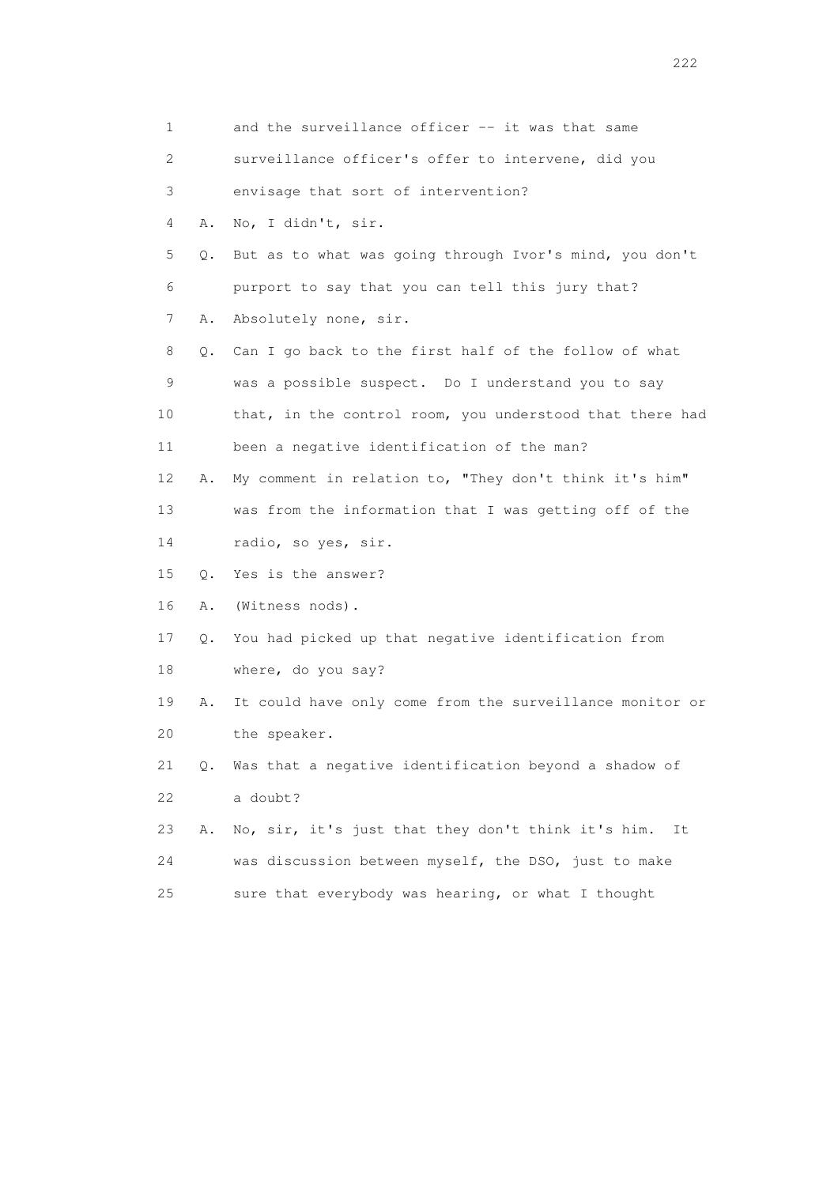1 and the surveillance officer -- it was that same
2 surveillance officer's offer to intervene, did you
3 envisage that sort of intervention?
4 A. No, I didn't, sir.
5 Q. But as to what was going through Ivor's mind, you don't
6 purport to say that you can tell this jury that?
7 A. Absolutely none, sir.
8 Q. Can I go back to the first half of the follow of what
9 was a possible suspect. Do I understand you to say
10 that, in the control room, you understood that there had
11 been a negative identification of the man?
12 A. My comment in relation to, "They don't think it's him"
13 was from the information that I was getting off of the
14 radio, so yes, sir.
15 Q. Yes is the answer?
16 A. (Witness nods).
17 Q. You had picked up that negative identification from
18 where, do you say?
19 A. It could have only come from the surveillance monitor or
20 the speaker.
21 Q. Was that a negative identification beyond a shadow of
22 a doubt?
23 A. No, sir, it's just that they don't think it's him. It
24 was discussion between myself, the DSO, just to make
25 sure that everybody was hearing, or what I thought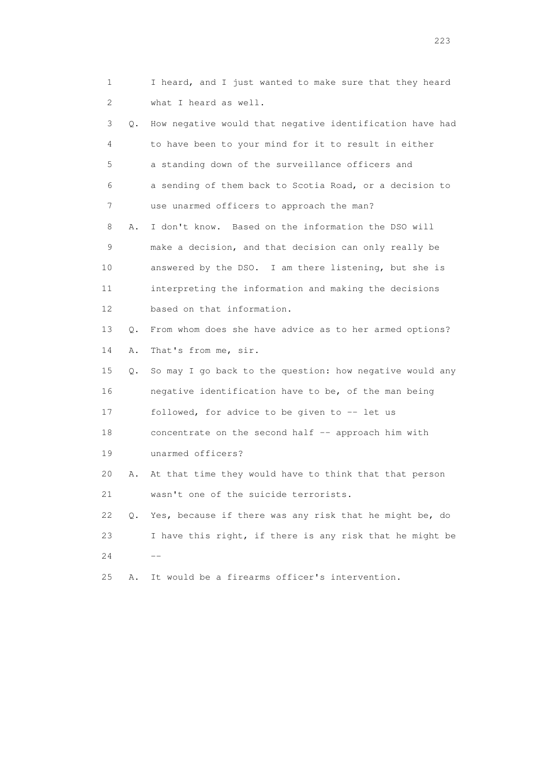1 I heard, and I just wanted to make sure that they heard
2 what I heard as well.

3 Q. How negative would that negative identification have had
4 to have been to your mind for it to result in either
5 a standing down of the surveillance officers and
6 a sending of them back to Scotia Road, or a decision to
7 use unarmed officers to approach the man?

8 A. I don't know. Based on the information the DSO will
9 make a decision, and that decision can only really be
10 answered by the DSO. I am there listening, but she is
11 interpreting the information and making the decisions
12 based on that information.

13 Q. From whom does she have advice as to her armed options?

14 A. That's from me, sir.

15 Q. So may I go back to the question: how negative would any
16 negative identification have to be, of the man being
17 followed, for advice to be given to -- let us
18 concentrate on the second half -- approach him with
19 unarmed officers?

20 A. At that time they would have to think that that person
21 wasn't one of the suicide terrorists.

22 Q. Yes, because if there was any risk that he might be, do
23 I have this right, if there is any risk that he might be
24 --

25 A. It would be a firearms officer's intervention.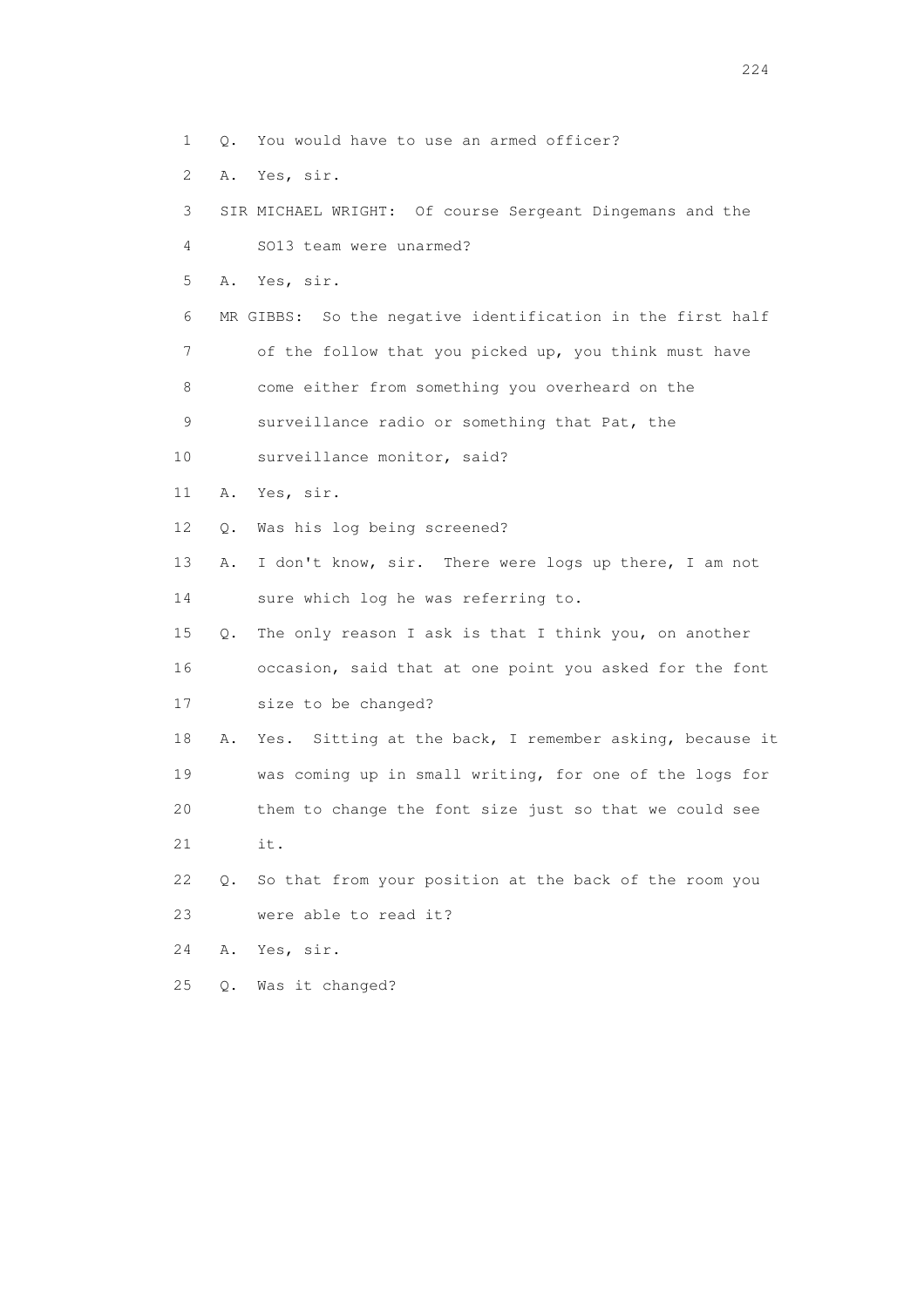1 Q. You would have to use an armed officer?

2 A. Yes, sir.

3 SIR MICHAEL WRIGHT: Of course Sergeant Dingemans and the

4 SO13 team were unarmed?

5 A. Yes, sir.

6 MR GIBBS: So the negative identification in the first half

7 of the follow that you picked up, you think must have

8 come either from something you overheard on the

9 surveillance radio or something that Pat, the

10 surveillance monitor, said?

11 A. Yes, sir.

12 Q. Was his log being screened?

13 A. I don't know, sir. There were logs up there, I am not

14 sure which log he was referring to.

15 Q. The only reason I ask is that I think you, on another

16 occasion, said that at one point you asked for the font

17 size to be changed?

18 A. Yes. Sitting at the back, I remember asking, because it

19 was coming up in small writing, for one of the logs for

20 them to change the font size just so that we could see

21 it.

22 Q. So that from your position at the back of the room you

23 were able to read it?

24 A. Yes, sir.

25 Q. Was it changed?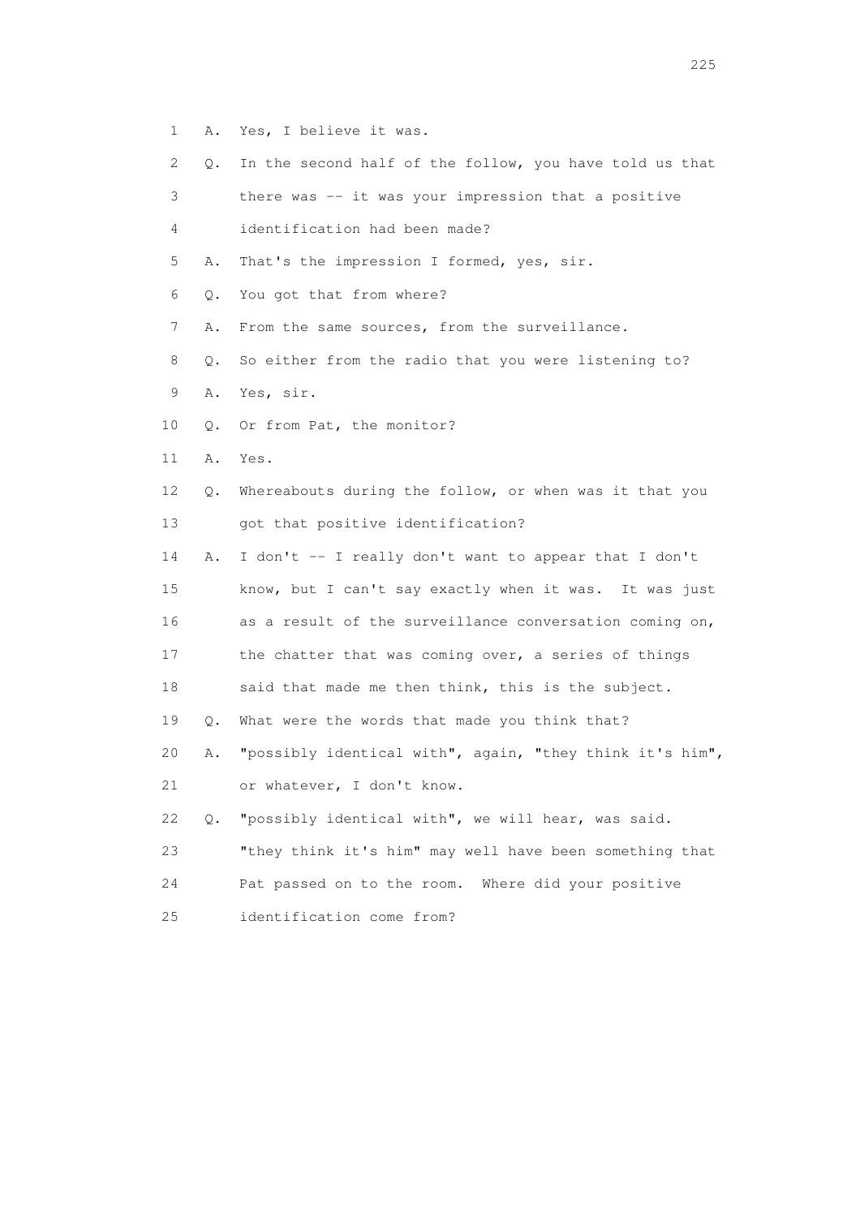1 A. Yes, I believe it was.

2 Q. In the second half of the follow, you have told us that

3 there was -- it was your impression that a positive

4 identification had been made?

5 A. That's the impression I formed, yes, sir.

6 Q. You got that from where?

7 A. From the same sources, from the surveillance.

8 Q. So either from the radio that you were listening to?

9 A. Yes, sir.

10 Q. Or from Pat, the monitor?

11 A. Yes.

12 Q. Whereabouts during the follow, or when was it that you

13 got that positive identification?

14 A. I don't -- I really don't want to appear that I don't

15 know, but I can't say exactly when it was. It was just

16 as a result of the surveillance conversation coming on,

17 the chatter that was coming over, a series of things

18 said that made me then think, this is the subject.

19 Q. What were the words that made you think that?

20 A. "possibly identical with", again, "they think it's him",

21 or whatever, I don't know.

22 Q. "possibly identical with", we will hear, was said.

23 "they think it's him" may well have been something that

24 Pat passed on to the room. Where did your positive

25 identification come from?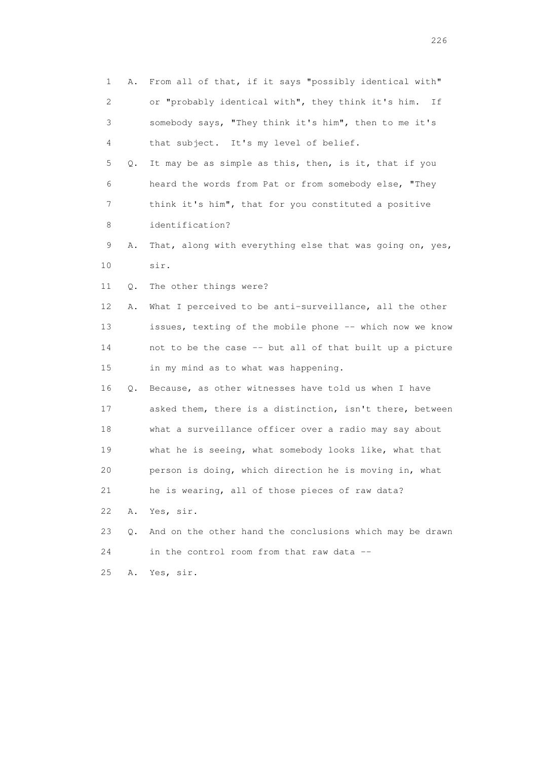1 A. From all of that, if it says "possibly identical with"
2 or "probably identical with", they think it's him. If
3 somebody says, "They think it's him", then to me it's
4 that subject. It's my level of belief.
5 Q. It may be as simple as this, then, is it, that if you
6 heard the words from Pat or from somebody else, "They
7 think it's him", that for you constituted a positive
8 identification?
9 A. That, along with everything else that was going on, yes,
10 sir.
11 Q. The other things were?
12 A. What I perceived to be anti-surveillance, all the other
13 issues, texting of the mobile phone -- which now we know
14 not to be the case -- but all of that built up a picture
15 in my mind as to what was happening.
16 Q. Because, as other witnesses have told us when I have
17 asked them, there is a distinction, isn't there, between
18 what a surveillance officer over a radio may say about
19 what he is seeing, what somebody looks like, what that
20 person is doing, which direction he is moving in, what
21 he is wearing, all of those pieces of raw data?
22 A. Yes, sir.
23 Q. And on the other hand the conclusions which may be drawn
24 in the control room from that raw data --
25 A. Yes, sir.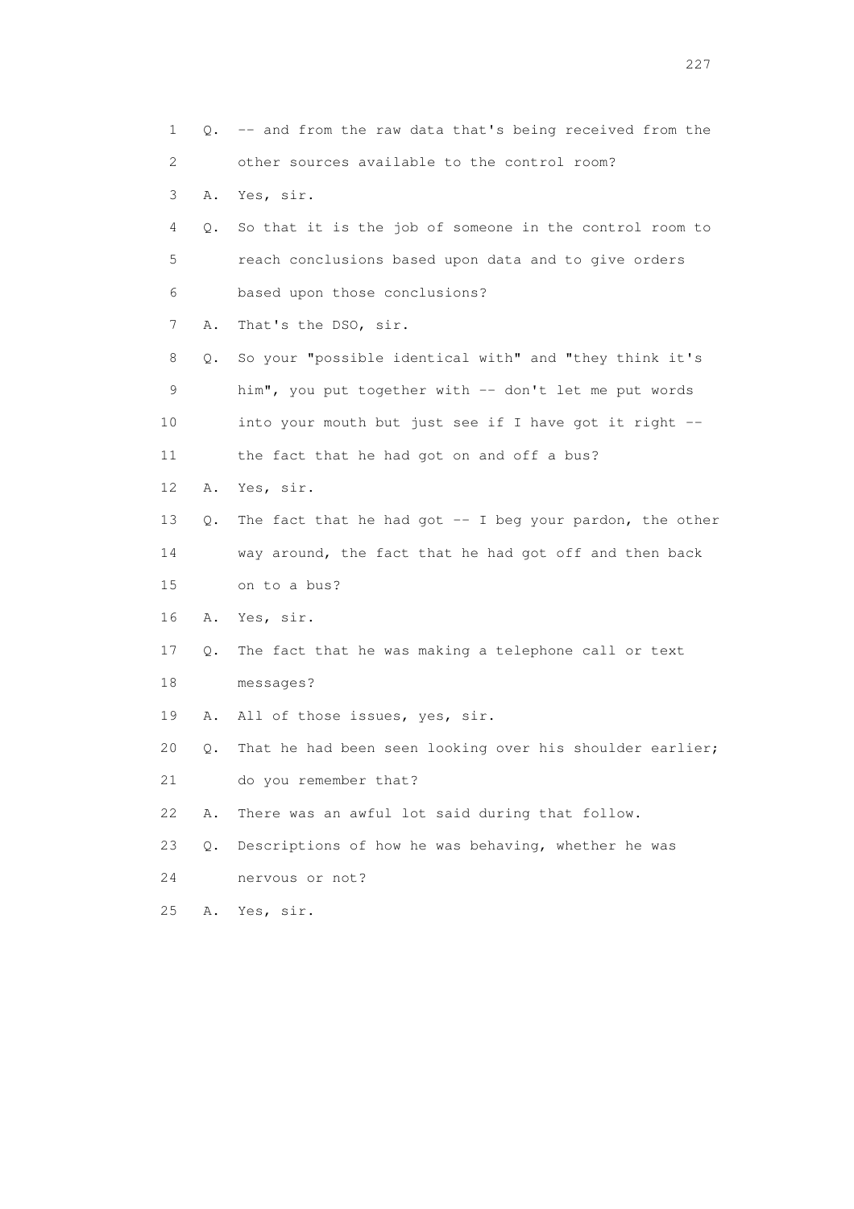1 Q. -- and from the raw data that's being received from the
2 other sources available to the control room?
3 A. Yes, sir.
4 Q. So that it is the job of someone in the control room to
5 reach conclusions based upon data and to give orders
6 based upon those conclusions?
7 A. That's the DSO, sir.
8 Q. So your "possible identical with" and "they think it's
9 him", you put together with -- don't let me put words
10 into your mouth but just see if I have got it right --
11 the fact that he had got on and off a bus?
12 A. Yes, sir.
13 Q. The fact that he had got -- I beg your pardon, the other
14 way around, the fact that he had got off and then back
15 on to a bus?
16 A. Yes, sir.
17 Q. The fact that he was making a telephone call or text
18 messages?
19 A. All of those issues, yes, sir.
20 Q. That he had been seen looking over his shoulder earlier;
21 do you remember that?
22 A. There was an awful lot said during that follow.
23 Q. Descriptions of how he was behaving, whether he was
24 nervous or not?
25 A. Yes, sir.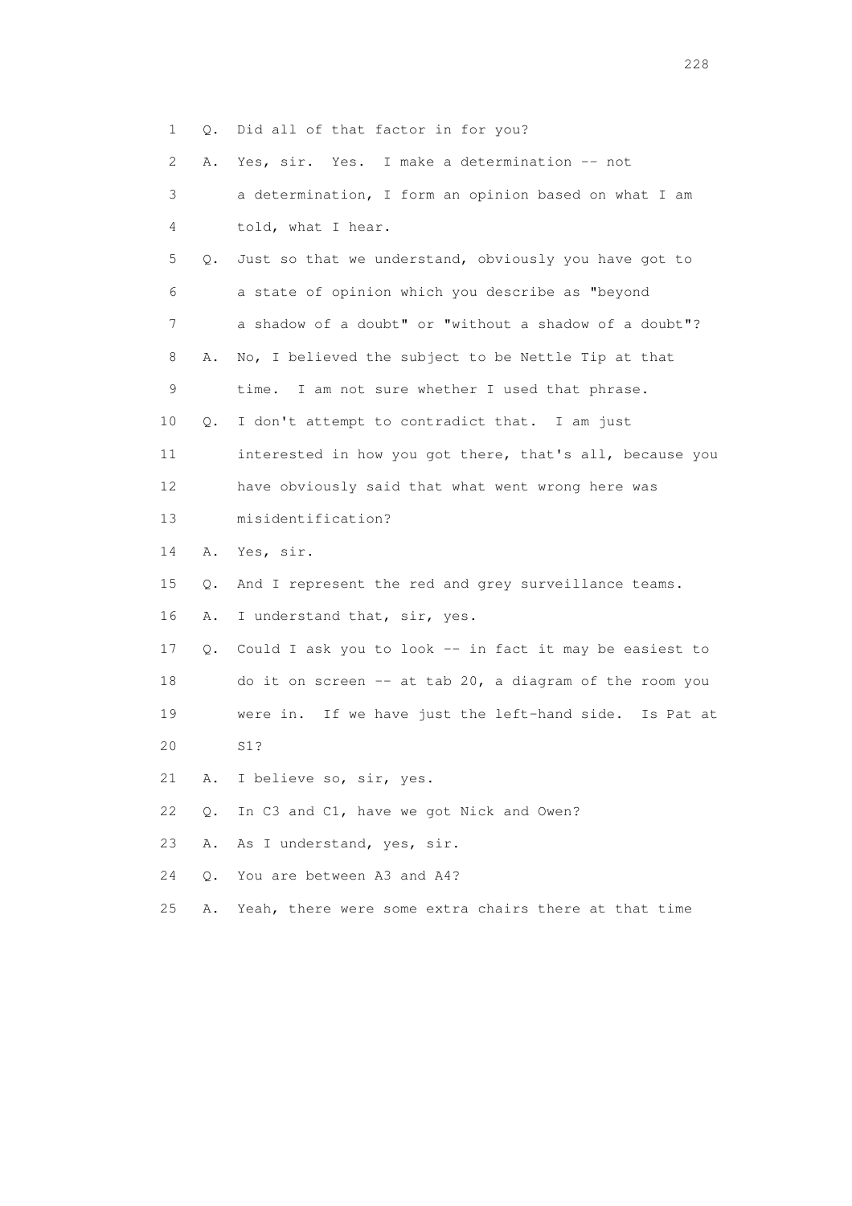1 Q. Did all of that factor in for you?

2 A. Yes, sir. Yes. I make a determination -- not

3 a determination, I form an opinion based on what I am

4 told, what I hear.

5 Q. Just so that we understand, obviously you have got to

6 a state of opinion which you describe as "beyond

7 a shadow of a doubt" or "without a shadow of a doubt"?

8 A. No, I believed the subject to be Nettle Tip at that

9 time. I am not sure whether I used that phrase.

10 Q. I don't attempt to contradict that. I am just

11 interested in how you got there, that's all, because you

12 have obviously said that what went wrong here was

13 misidentification?

14 A. Yes, sir.

15 Q. And I represent the red and grey surveillance teams.

16 A. I understand that, sir, yes.

17 Q. Could I ask you to look -- in fact it may be easiest to

18 do it on screen -- at tab 20, a diagram of the room you

19 were in. If we have just the left-hand side. Is Pat at

20 S1?

21 A. I believe so, sir, yes.

22 Q. In C3 and C1, have we got Nick and Owen?

23 A. As I understand, yes, sir.

24 Q. You are between A3 and A4?

25 A. Yeah, there were some extra chairs there at that time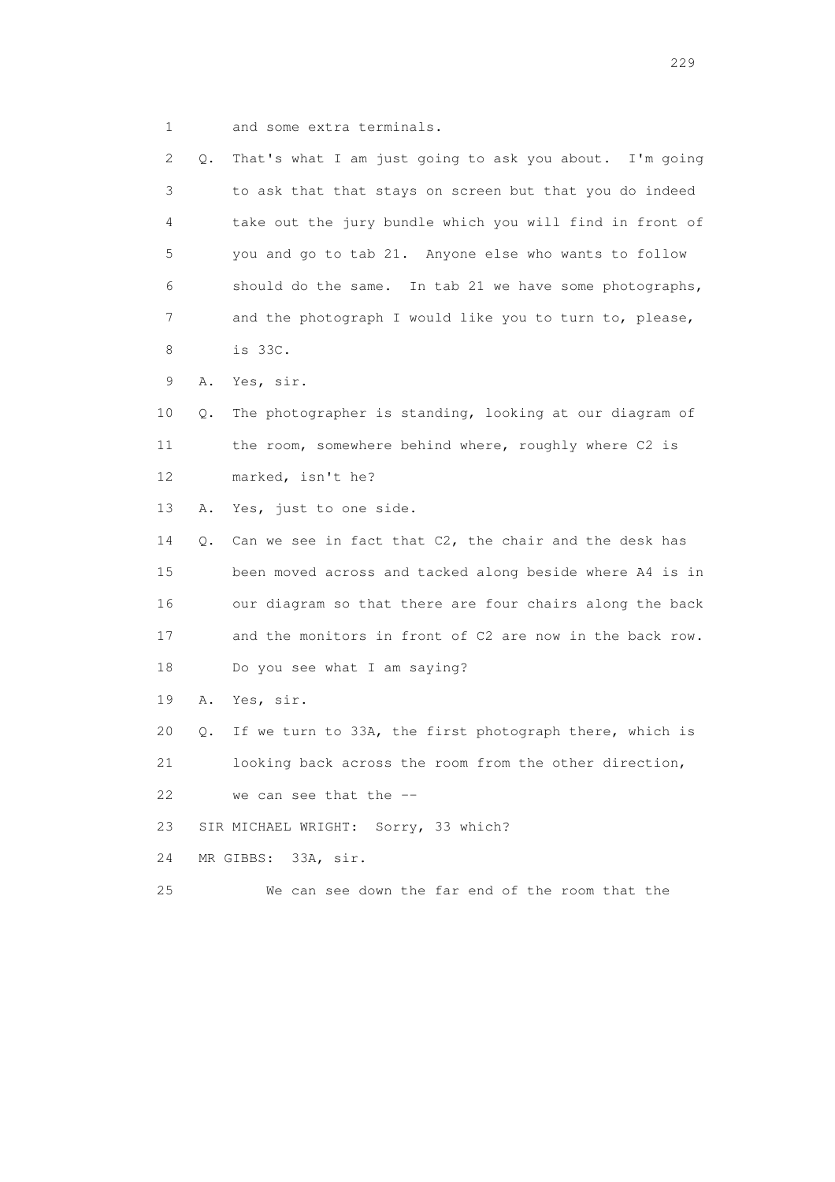1 and some extra terminals.

2 Q. That's what I am just going to ask you about. I'm going
3 to ask that that stays on screen but that you do indeed
4 take out the jury bundle which you will find in front of
5 you and go to tab 21. Anyone else who wants to follow
6 should do the same. In tab 21 we have some photographs,
7 and the photograph I would like you to turn to, please,
8 is 33C.

9 A. Yes, sir.

10 Q. The photographer is standing, looking at our diagram of
11 the room, somewhere behind where, roughly where C2 is
12 marked, isn't he?

13 A. Yes, just to one side.

14 Q. Can we see in fact that C2, the chair and the desk has
15 been moved across and tacked along beside where A4 is in
16 our diagram so that there are four chairs along the back
17 and the monitors in front of C2 are now in the back row.
18 Do you see what I am saying?

19 A. Yes, sir.

20 Q. If we turn to 33A, the first photograph there, which is
21 looking back across the room from the other direction,
22 we can see that the --

23 SIR MICHAEL WRIGHT: Sorry, 33 which?

24 MR GIBBS: 33A, sir.

25 We can see down the far end of the room that the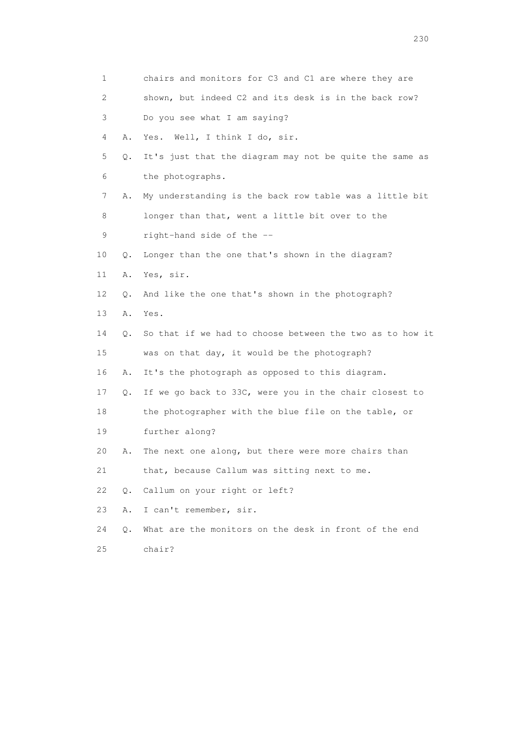1 chairs and monitors for C3 and C1 are where they are

2 shown, but indeed C2 and its desk is in the back row?

3 Do you see what I am saying?

4 A. Yes. Well, I think I do, sir.

5 Q. It's just that the diagram may not be quite the same as

6 the photographs.

7 A. My understanding is the back row table was a little bit

8 longer than that, went a little bit over to the

9 right-hand side of the --

10 Q. Longer than the one that's shown in the diagram?

11 A. Yes, sir.

12 Q. And like the one that's shown in the photograph?

13 A. Yes.

14 Q. So that if we had to choose between the two as to how it

15 was on that day, it would be the photograph?

16 A. It's the photograph as opposed to this diagram.

17 Q. If we go back to 33C, were you in the chair closest to

18 the photographer with the blue file on the table, or

19 further along?

20 A. The next one along, but there were more chairs than

21 that, because Callum was sitting next to me.

22 Q. Callum on your right or left?

23 A. I can't remember, sir.

24 Q. What are the monitors on the desk in front of the end

25 chair?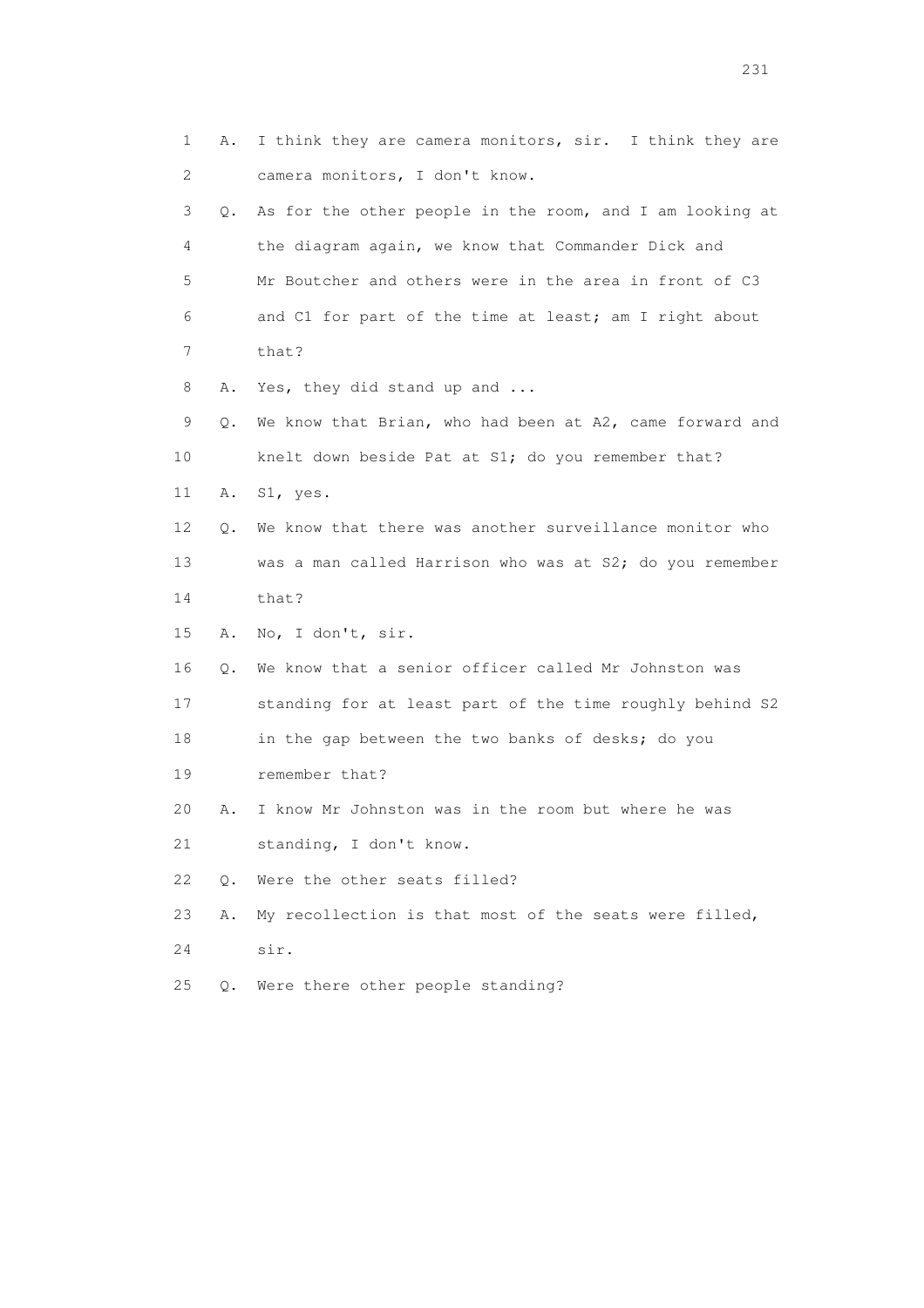1 A. I think they are camera monitors, sir. I think they are
2 camera monitors, I don't know.
3 Q. As for the other people in the room, and I am looking at
4 the diagram again, we know that Commander Dick and
5 Mr Boutcher and others were in the area in front of C3
6 and C1 for part of the time at least; am I right about
7 that?
8 A. Yes, they did stand up and ...
9 Q. We know that Brian, who had been at A2, came forward and
10 knelt down beside Pat at S1; do you remember that?
11 A. S1, yes.
12 Q. We know that there was another surveillance monitor who
13 was a man called Harrison who was at S2; do you remember
14 that?
15 A. No, I don't, sir.
16 Q. We know that a senior officer called Mr Johnston was
17 standing for at least part of the time roughly behind S2
18 in the gap between the two banks of desks; do you
19 remember that?
20 A. I know Mr Johnston was in the room but where he was
21 standing, I don't know.
22 Q. Were the other seats filled?
23 A. My recollection is that most of the seats were filled,
24 sir.
25 Q. Were there other people standing?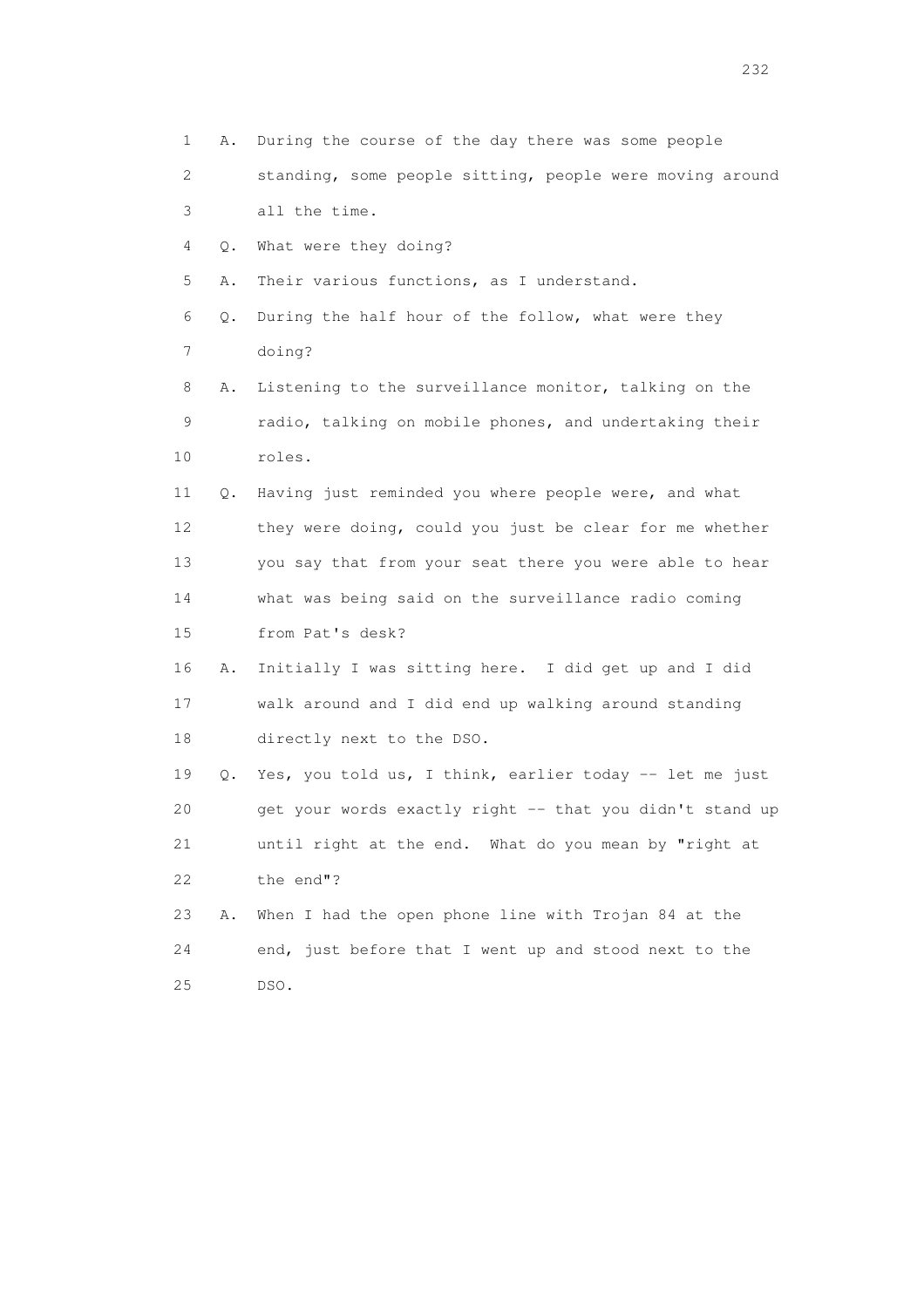1 A. During the course of the day there was some people
2 standing, some people sitting, people were moving around
3 all the time.
4 Q. What were they doing?
5 A. Their various functions, as I understand.
6 Q. During the half hour of the follow, what were they
7 doing?
8 A. Listening to the surveillance monitor, talking on the
9 radio, talking on mobile phones, and undertaking their
10 roles.
11 Q. Having just reminded you where people were, and what
12 they were doing, could you just be clear for me whether
13 you say that from your seat there you were able to hear
14 what was being said on the surveillance radio coming
15 from Pat's desk?
16 A. Initially I was sitting here. I did get up and I did
17 walk around and I did end up walking around standing
18 directly next to the DSO.
19 Q. Yes, you told us, I think, earlier today -- let me just
20 get your words exactly right -- that you didn't stand up
21 until right at the end. What do you mean by "right at
22 the end"?
23 A. When I had the open phone line with Trojan 84 at the
24 end, just before that I went up and stood next to the
25 DSO.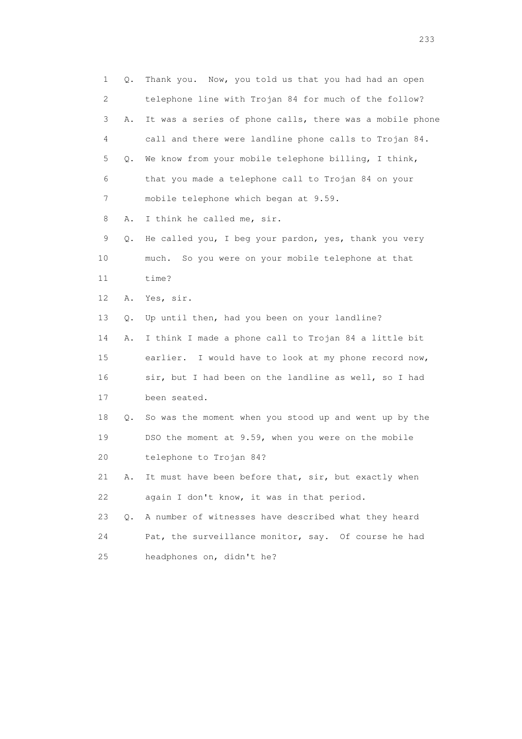1 Q. Thank you. Now, you told us that you had had an open
2 telephone line with Trojan 84 for much of the follow?
3 A. It was a series of phone calls, there was a mobile phone
4 call and there were landline phone calls to Trojan 84.
5 Q. We know from your mobile telephone billing, I think,
6 that you made a telephone call to Trojan 84 on your
7 mobile telephone which began at 9.59.
8 A. I think he called me, sir.
9 Q. He called you, I beg your pardon, yes, thank you very
10 much. So you were on your mobile telephone at that
11 time?
12 A. Yes, sir.
13 Q. Up until then, had you been on your landline?
14 A. I think I made a phone call to Trojan 84 a little bit
15 earlier. I would have to look at my phone record now,
16 sir, but I had been on the landline as well, so I had
17 been seated.
18 Q. So was the moment when you stood up and went up by the
19 DSO the moment at 9.59, when you were on the mobile
20 telephone to Trojan 84?
21 A. It must have been before that, sir, but exactly when
22 again I don't know, it was in that period.
23 Q. A number of witnesses have described what they heard
24 Pat, the surveillance monitor, say. Of course he had
25 headphones on, didn't he?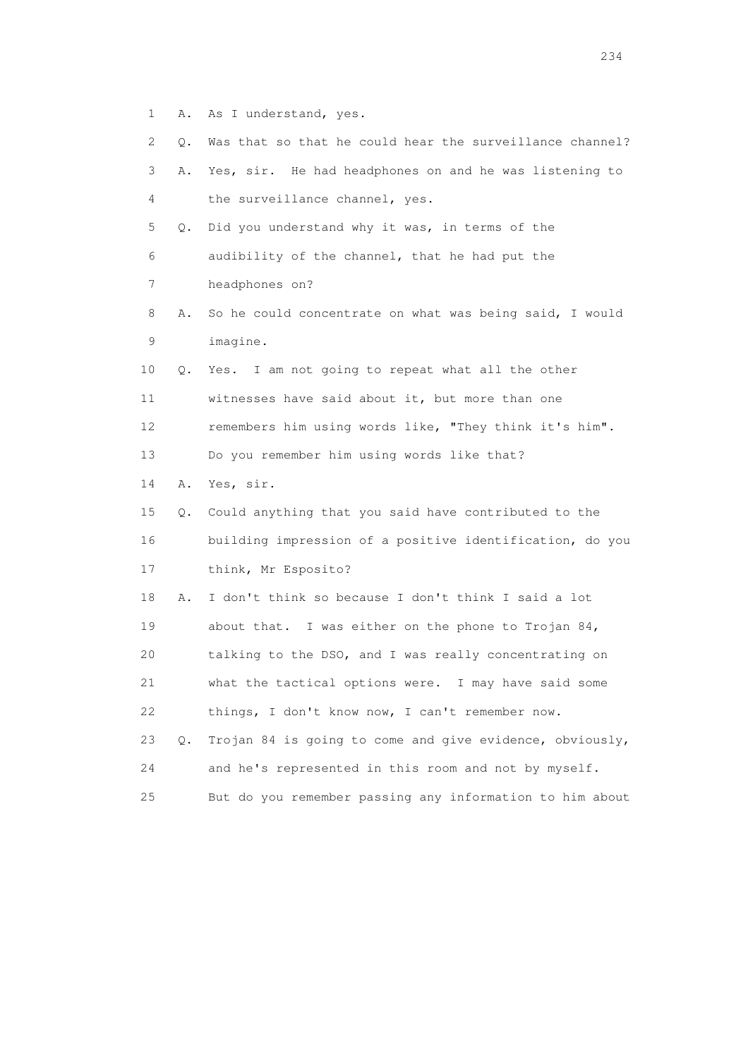1 A. As I understand, yes.

2 Q. Was that so that he could hear the surveillance channel?

3 A. Yes, sir. He had headphones on and he was listening to

4 the surveillance channel, yes.

5 Q. Did you understand why it was, in terms of the

6 audibility of the channel, that he had put the

7 headphones on?

8 A. So he could concentrate on what was being said, I would

9 imagine.

10 Q. Yes. I am not going to repeat what all the other

11 witnesses have said about it, but more than one

12 remembers him using words like, "They think it's him".

13 Do you remember him using words like that?

14 A. Yes, sir.

15 Q. Could anything that you said have contributed to the

16 building impression of a positive identification, do you

17 think, Mr Esposito?

18 A. I don't think so because I don't think I said a lot

19 about that. I was either on the phone to Trojan 84,

20 talking to the DSO, and I was really concentrating on

21 what the tactical options were. I may have said some

22 things, I don't know now, I can't remember now.

23 Q. Trojan 84 is going to come and give evidence, obviously,

24 and he's represented in this room and not by myself.

25 But do you remember passing any information to him about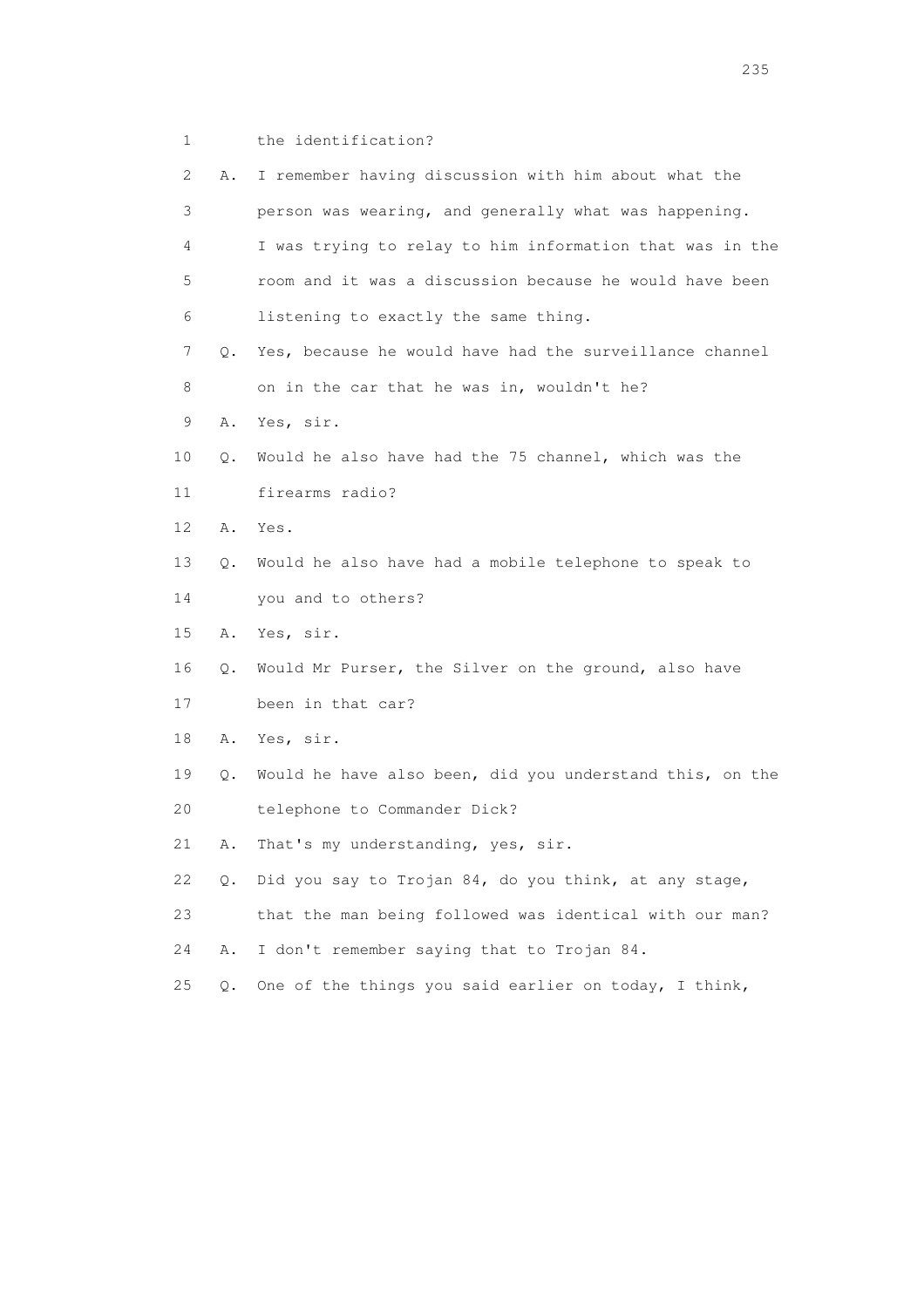1 the identification?

2 A. I remember having discussion with him about what the

3 person was wearing, and generally what was happening.

4 I was trying to relay to him information that was in the

5 room and it was a discussion because he would have been

6 listening to exactly the same thing.

7 Q. Yes, because he would have had the surveillance channel

8 on in the car that he was in, wouldn't he?

9 A. Yes, sir.

10 Q. Would he also have had the 75 channel, which was the

11 firearms radio?

12 A. Yes.

13 Q. Would he also have had a mobile telephone to speak to

14 you and to others?

15 A. Yes, sir.

16 Q. Would Mr Purser, the Silver on the ground, also have

17 been in that car?

18 A. Yes, sir.

19 Q. Would he have also been, did you understand this, on the

20 telephone to Commander Dick?

21 A. That's my understanding, yes, sir.

22 Q. Did you say to Trojan 84, do you think, at any stage,

23 that the man being followed was identical with our man?

24 A. I don't remember saying that to Trojan 84.

25 Q. One of the things you said earlier on today, I think,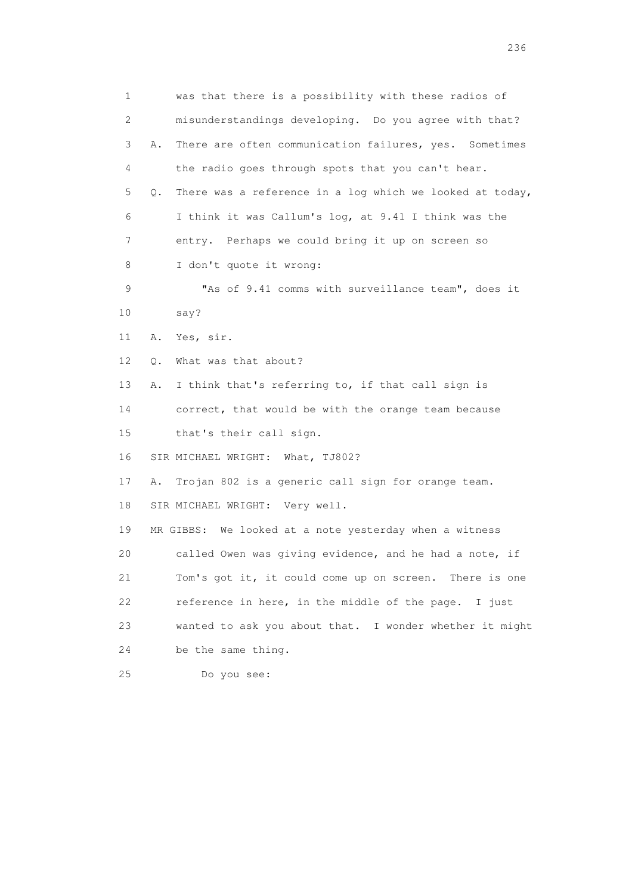1 was that there is a possibility with these radios of
2 misunderstandings developing. Do you agree with that?
3 A. There are often communication failures, yes. Sometimes
4 the radio goes through spots that you can't hear.
5 Q. There was a reference in a log which we looked at today,
6 I think it was Callum's log, at 9.41 I think was the
7 entry. Perhaps we could bring it up on screen so
8 I don't quote it wrong:
9 "As of 9.41 comms with surveillance team", does it
10 say?
11 A. Yes, sir.
12 Q. What was that about?
13 A. I think that's referring to, if that call sign is
14 correct, that would be with the orange team because
15 that's their call sign.
16 SIR MICHAEL WRIGHT: What, TJ802?
17 A. Trojan 802 is a generic call sign for orange team.
18 SIR MICHAEL WRIGHT: Very well.
19 MR GIBBS: We looked at a note yesterday when a witness
20 called Owen was giving evidence, and he had a note, if
21 Tom's got it, it could come up on screen. There is one
22 reference in here, in the middle of the page. I just
23 wanted to ask you about that. I wonder whether it might
24 be the same thing.
25 Do you see: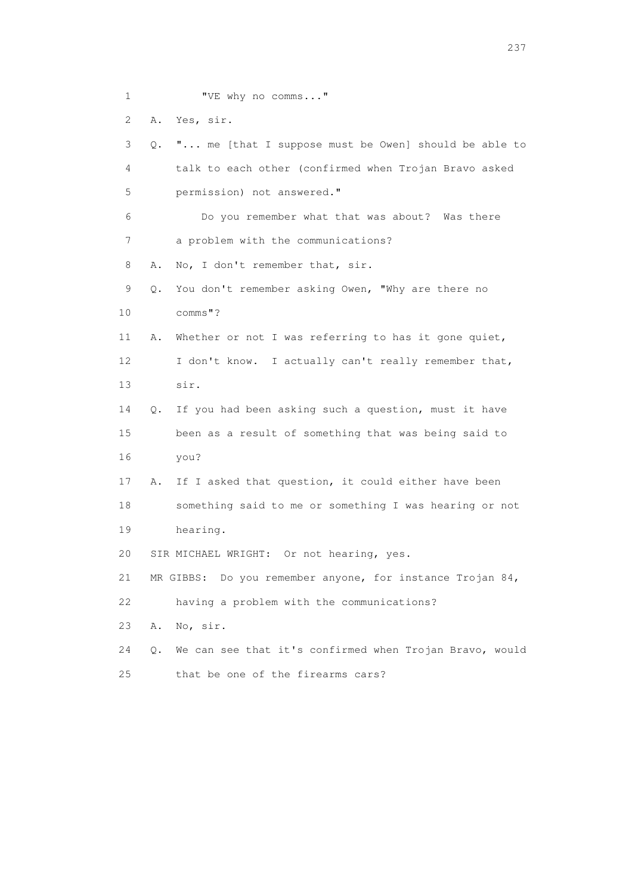1 "VE why no comms..."

2 A. Yes, sir.

3 Q. "... me [that I suppose must be Owen] should be able to

4 talk to each other (confirmed when Trojan Bravo asked

5 permission) not answered."

6 Do you remember what that was about? Was there

7 a problem with the communications?

8 A. No, I don't remember that, sir.

9 Q. You don't remember asking Owen, "Why are there no

10 comms"?

11 A. Whether or not I was referring to has it gone quiet,

12 I don't know. I actually can't really remember that,

13 sir.

14 Q. If you had been asking such a question, must it have

15 been as a result of something that was being said to

16 you?

17 A. If I asked that question, it could either have been

18 something said to me or something I was hearing or not

19 hearing.

20 SIR MICHAEL WRIGHT: Or not hearing, yes.

21 MR GIBBS: Do you remember anyone, for instance Trojan 84,

22 having a problem with the communications?

23 A. No, sir.

24 Q. We can see that it's confirmed when Trojan Bravo, would

25 that be one of the firearms cars?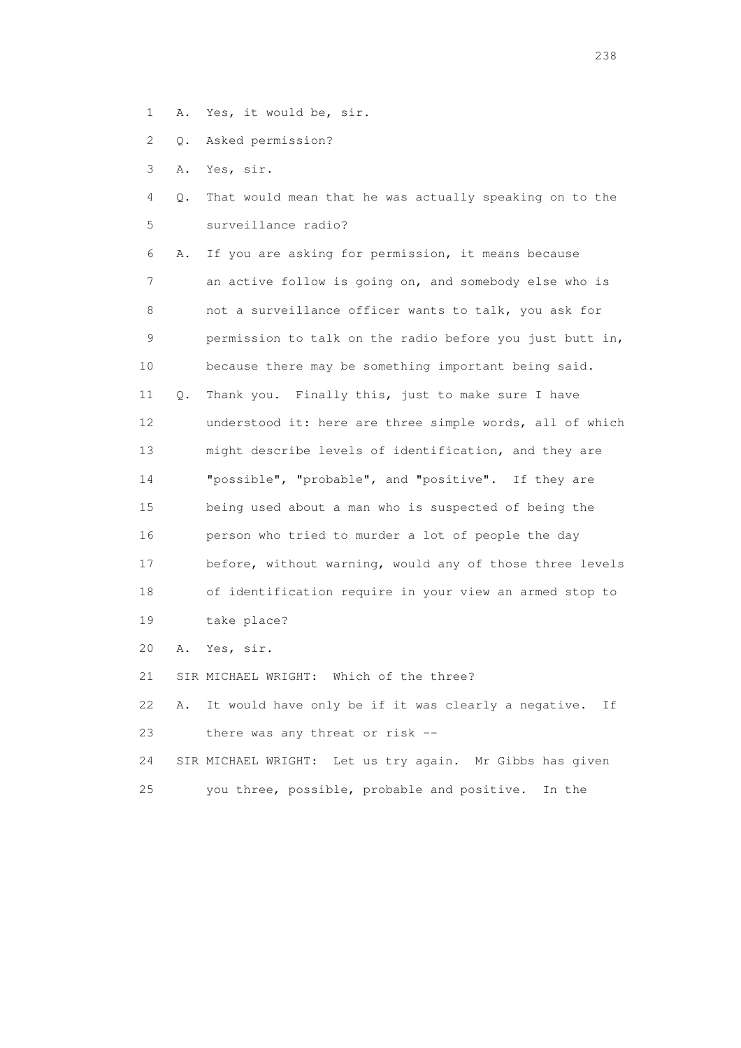1 A. Yes, it would be, sir.

2 Q. Asked permission?

3 A. Yes, sir.

4 Q. That would mean that he was actually speaking on to the
5 surveillance radio?

6 A. If you are asking for permission, it means because
7 an active follow is going on, and somebody else who is
8 not a surveillance officer wants to talk, you ask for
9 permission to talk on the radio before you just butt in,
10 because there may be something important being said.

11 Q. Thank you. Finally this, just to make sure I have
12 understood it: here are three simple words, all of which
13 might describe levels of identification, and they are
14 "possible", "probable", and "positive". If they are
15 being used about a man who is suspected of being the
16 person who tried to murder a lot of people the day
17 before, without warning, would any of those three levels
18 of identification require in your view an armed stop to
19 take place?

20 A. Yes, sir.

21 SIR MICHAEL WRIGHT: Which of the three?

22 A. It would have only be if it was clearly a negative. If
23 there was any threat or risk --

24 SIR MICHAEL WRIGHT: Let us try again. Mr Gibbs has given
25 you three, possible, probable and positive. In the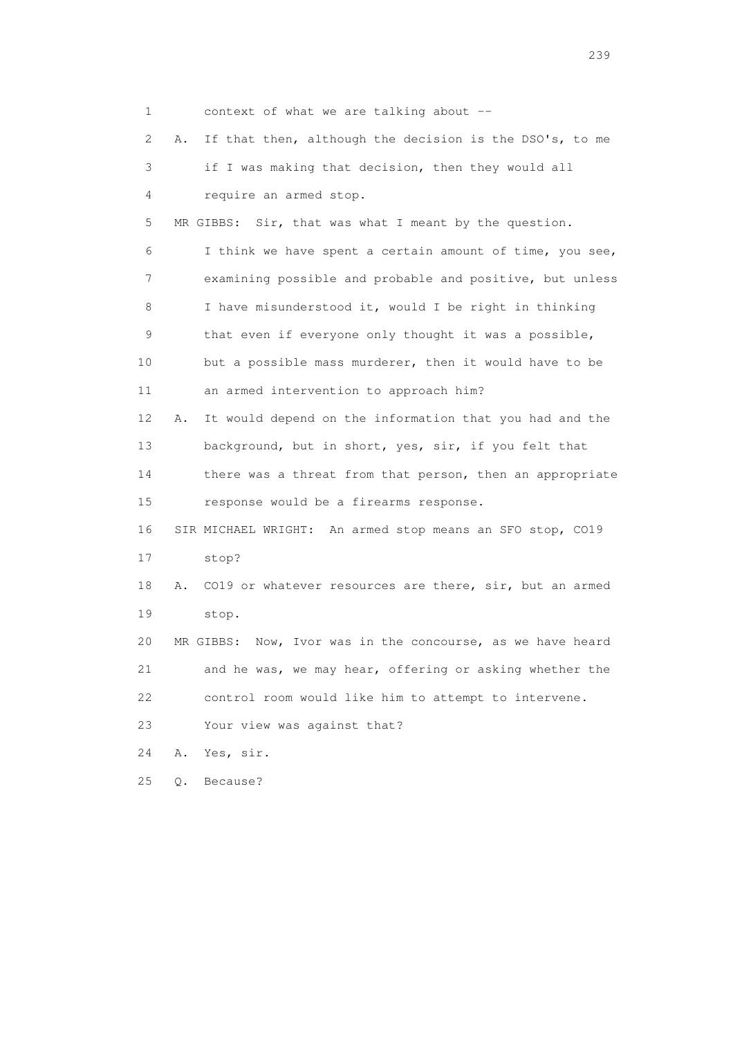1 context of what we are talking about --

2 A. If that then, although the decision is the DSO's, to me

3 if I was making that decision, then they would all

4 require an armed stop.

5 MR GIBBS: Sir, that was what I meant by the question.

6 I think we have spent a certain amount of time, you see,

7 examining possible and probable and positive, but unless

8 I have misunderstood it, would I be right in thinking

9 that even if everyone only thought it was a possible,

10 but a possible mass murderer, then it would have to be

11 an armed intervention to approach him?

12 A. It would depend on the information that you had and the

13 background, but in short, yes, sir, if you felt that

14 there was a threat from that person, then an appropriate

15 response would be a firearms response.

16 SIR MICHAEL WRIGHT: An armed stop means an SFO stop, CO19

17 stop?

18 A. CO19 or whatever resources are there, sir, but an armed

19 stop.

20 MR GIBBS: Now, Ivor was in the concourse, as we have heard

21 and he was, we may hear, offering or asking whether the

22 control room would like him to attempt to intervene.

23 Your view was against that?

24 A. Yes, sir.

25 Q. Because?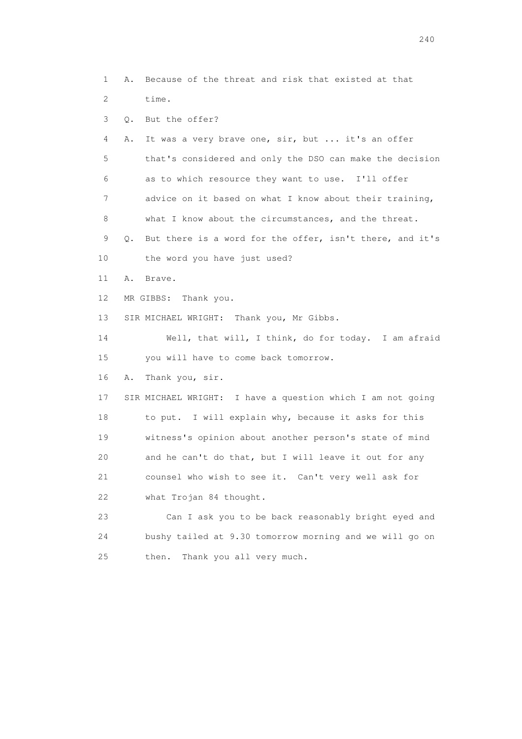1 A. Because of the threat and risk that existed at that
2 time.
3 Q. But the offer?
4 A. It was a very brave one, sir, but ... it's an offer
5 that's considered and only the DSO can make the decision
6 as to which resource they want to use. I'll offer
7 advice on it based on what I know about their training,
8 what I know about the circumstances, and the threat.
9 Q. But there is a word for the offer, isn't there, and it's
10 the word you have just used?
11 A. Brave.
12 MR GIBBS: Thank you.
13 SIR MICHAEL WRIGHT: Thank you, Mr Gibbs.
14 Well, that will, I think, do for today. I am afraid
15 you will have to come back tomorrow.
16 A. Thank you, sir.
17 SIR MICHAEL WRIGHT: I have a question which I am not going
18 to put. I will explain why, because it asks for this
19 witness's opinion about another person's state of mind
20 and he can't do that, but I will leave it out for any
21 counsel who wish to see it. Can't very well ask for
22 what Trojan 84 thought.
23 Can I ask you to be back reasonably bright eyed and
24 bushy tailed at 9.30 tomorrow morning and we will go on
25 then. Thank you all very much.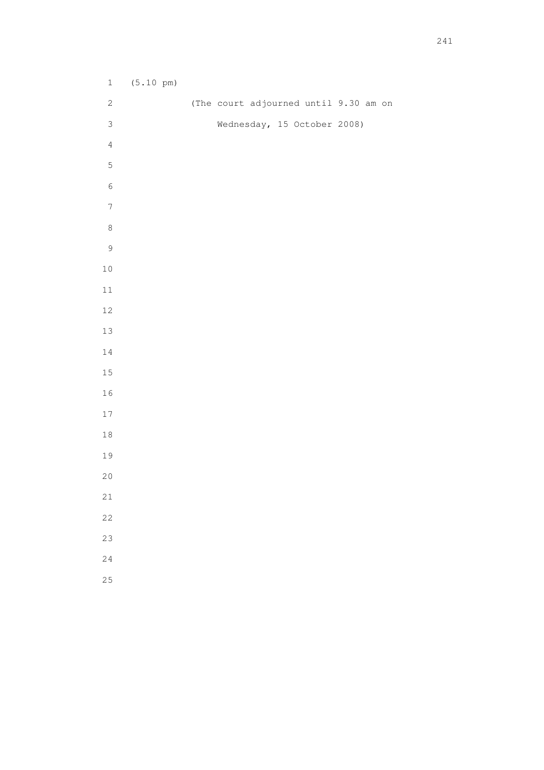(5.10 pm)

(The court adjourned until 9.30 am on Wednesday, 15 October 2008)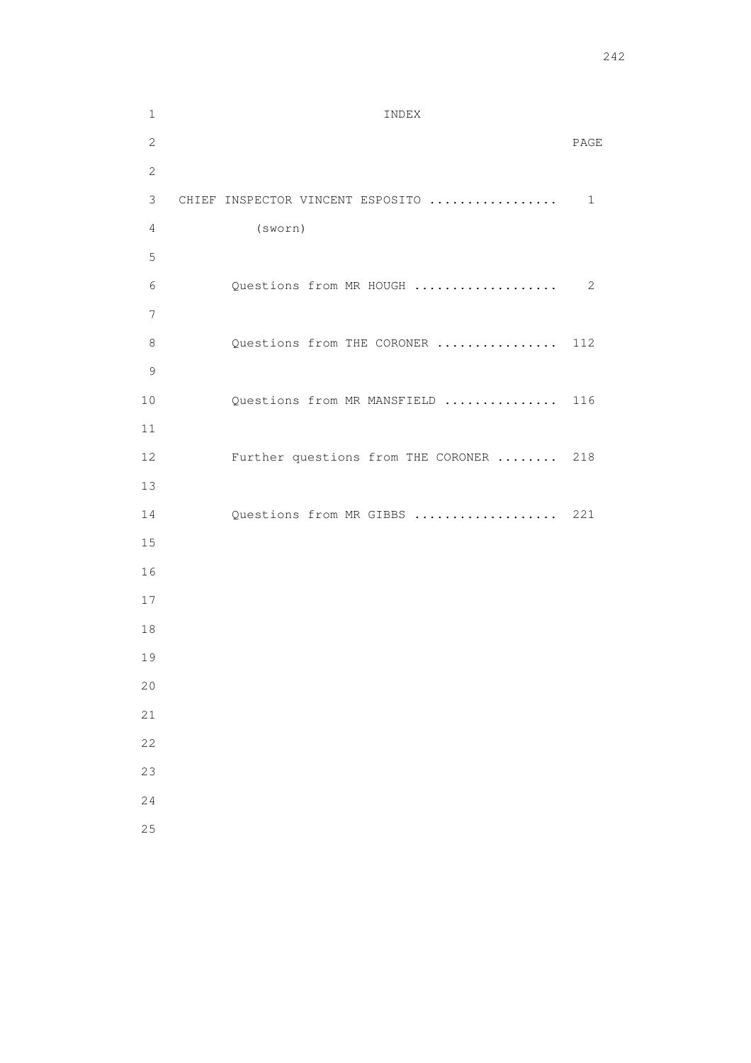# INDEX

| | PAGE |
|---|---|
| CHIEF INSPECTOR VINCENT ESPOSITO ................. | 1 |
| (sworn) | |
| Questions from MR HOUGH ................... | 2 |
| Questions from THE CORONER ................ | 112 |
| Questions from MR MANSFIELD ............... | 116 |
| Further questions from THE CORONER ........ | 218 |
| Questions from MR GIBBS ................... | 221 |